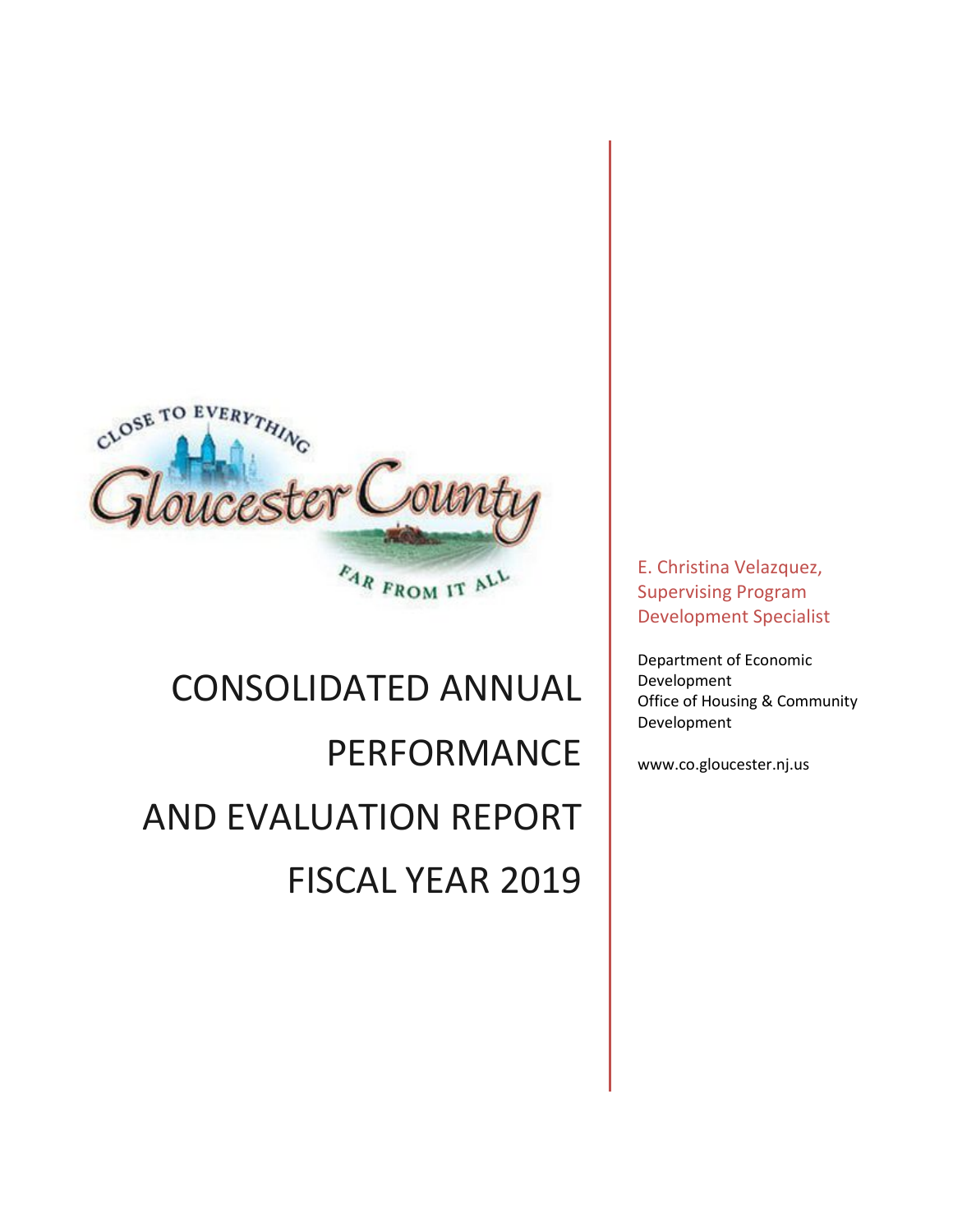# CONSOLIDATED ANNUAL PERFORMANCE AND EVALUATION REPORT FISCAL YEAR 2019

E. Christina Velazquez, Supervising Program Development Specialist

Department of Economic Development
Office of Housing & Community Development

www.co.gloucester.nj.us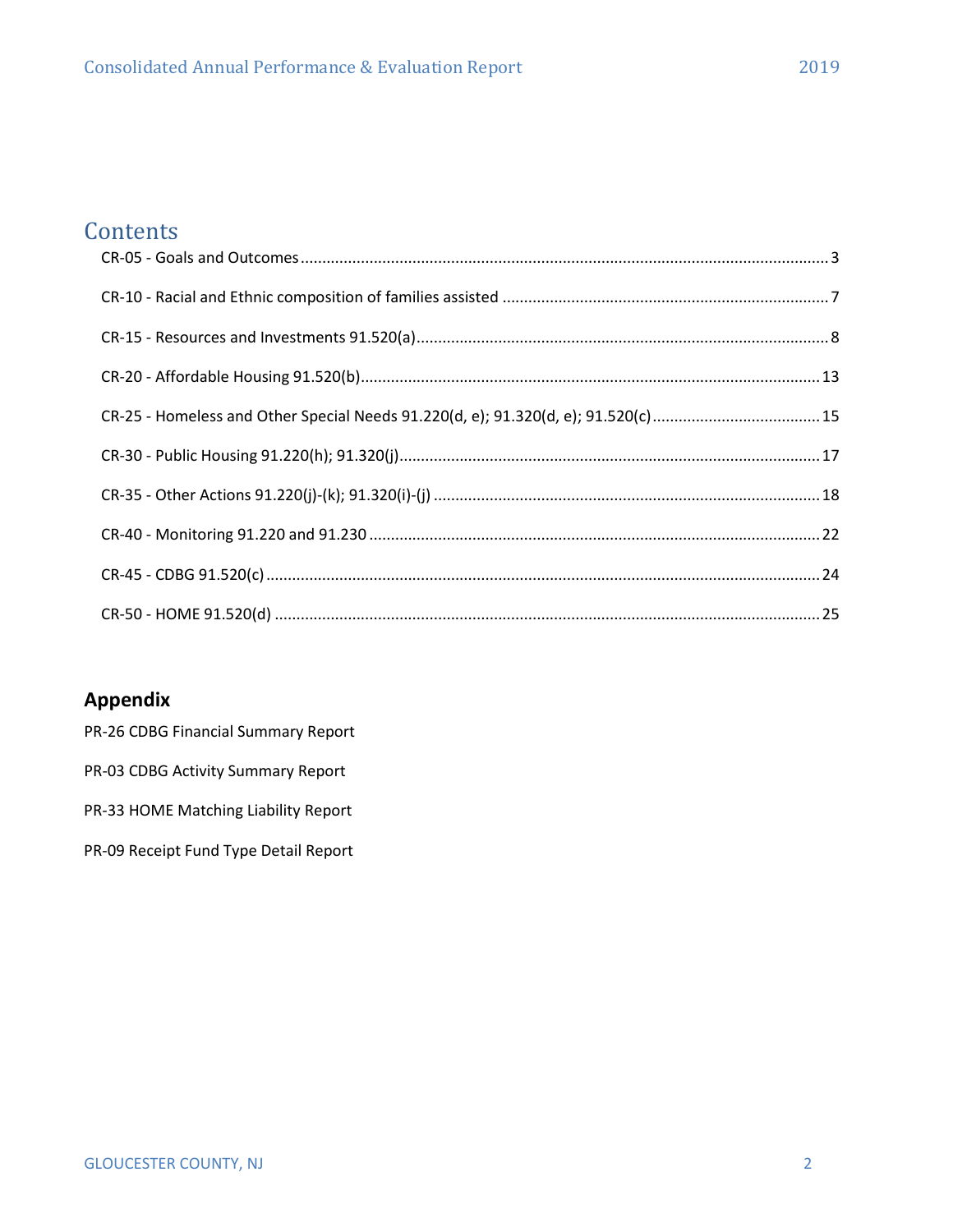# Contents

CR-05 - Goals and Outcomes ........................................................................................................... 3

CR-10 - Racial and Ethnic composition of families assisted ........................................................................... 7

CR-15 - Resources and Investments 91.520(a) ........................................................................................... 8

CR-20 - Affordable Housing 91.520(b) ........................................................................................................ 13

CR-25 - Homeless and Other Special Needs 91.220(d, e); 91.320(d, e); 91.520(c) ........................................ 15

CR-30 - Public Housing 91.220(h); 91.320(j) ................................................................................................ 17

CR-35 - Other Actions 91.220(j)-(k); 91.320(i)-(j) ........................................................................................ 18

CR-40 - Monitoring 91.220 and 91.230 ........................................................................................................ 22

CR-45 - CDBG 91.520(c) ............................................................................................................................... 24

CR-50 - HOME 91.520(d) .............................................................................................................................. 25

## Appendix

PR-26 CDBG Financial Summary Report

PR-03 CDBG Activity Summary Report

PR-33 HOME Matching Liability Report

PR-09 Receipt Fund Type Detail Report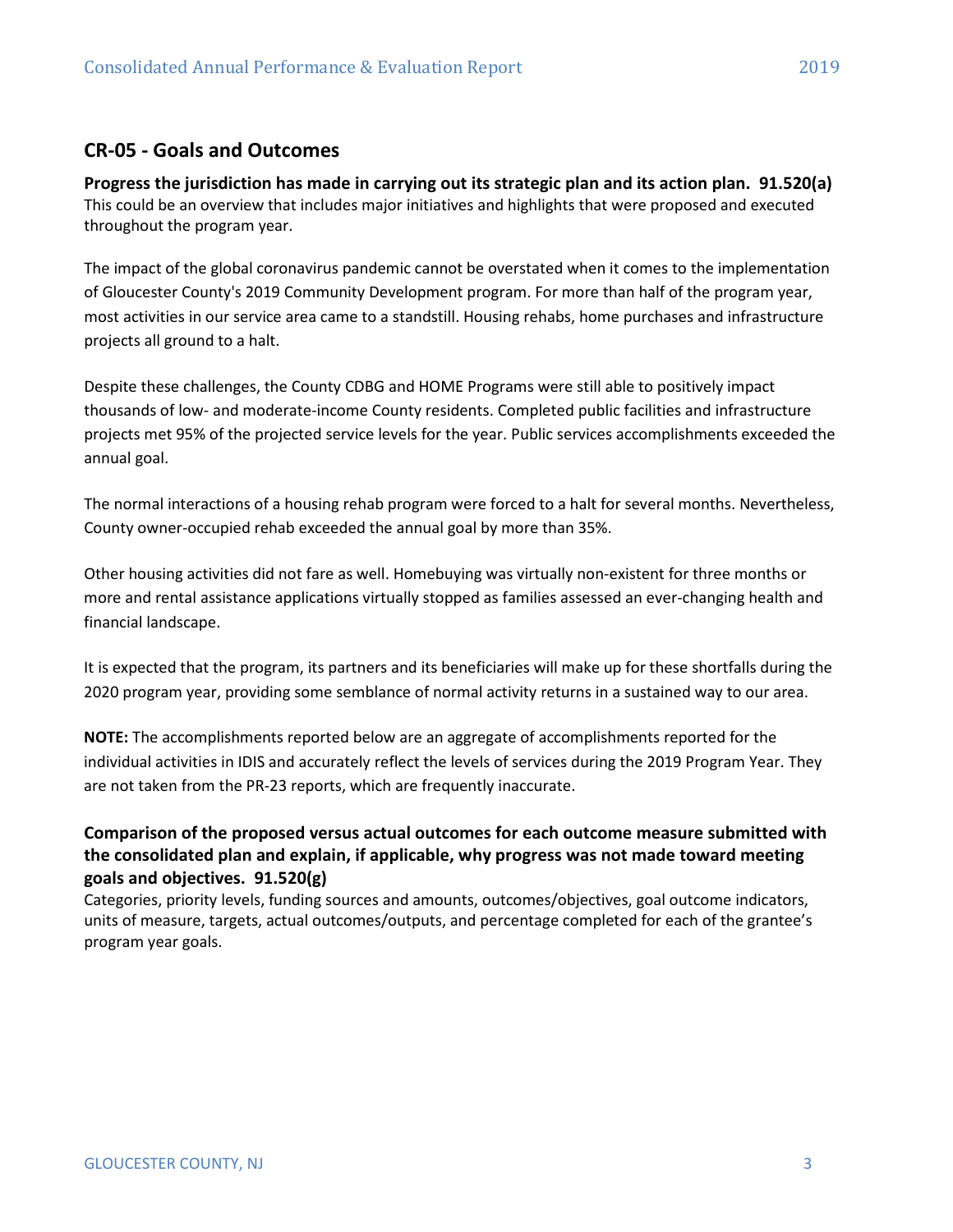## CR-05 - Goals and Outcomes

**Progress the jurisdiction has made in carrying out its strategic plan and its action plan. 91.520(a)**
This could be an overview that includes major initiatives and highlights that were proposed and executed throughout the program year.

The impact of the global coronavirus pandemic cannot be overstated when it comes to the implementation of Gloucester County's 2019 Community Development program. For more than half of the program year, most activities in our service area came to a standstill. Housing rehabs, home purchases and infrastructure projects all ground to a halt.

Despite these challenges, the County CDBG and HOME Programs were still able to positively impact thousands of low- and moderate-income County residents. Completed public facilities and infrastructure projects met 95% of the projected service levels for the year. Public services accomplishments exceeded the annual goal.

The normal interactions of a housing rehab program were forced to a halt for several months. Nevertheless, County owner-occupied rehab exceeded the annual goal by more than 35%.

Other housing activities did not fare as well. Homebuying was virtually non-existent for three months or more and rental assistance applications virtually stopped as families assessed an ever-changing health and financial landscape.

It is expected that the program, its partners and its beneficiaries will make up for these shortfalls during the 2020 program year, providing some semblance of normal activity returns in a sustained way to our area.

**NOTE:** The accomplishments reported below are an aggregate of accomplishments reported for the individual activities in IDIS and accurately reflect the levels of services during the 2019 Program Year. They are not taken from the PR-23 reports, which are frequently inaccurate.

**Comparison of the proposed versus actual outcomes for each outcome measure submitted with the consolidated plan and explain, if applicable, why progress was not made toward meeting goals and objectives. 91.520(g)**
Categories, priority levels, funding sources and amounts, outcomes/objectives, goal outcome indicators, units of measure, targets, actual outcomes/outputs, and percentage completed for each of the grantee's program year goals.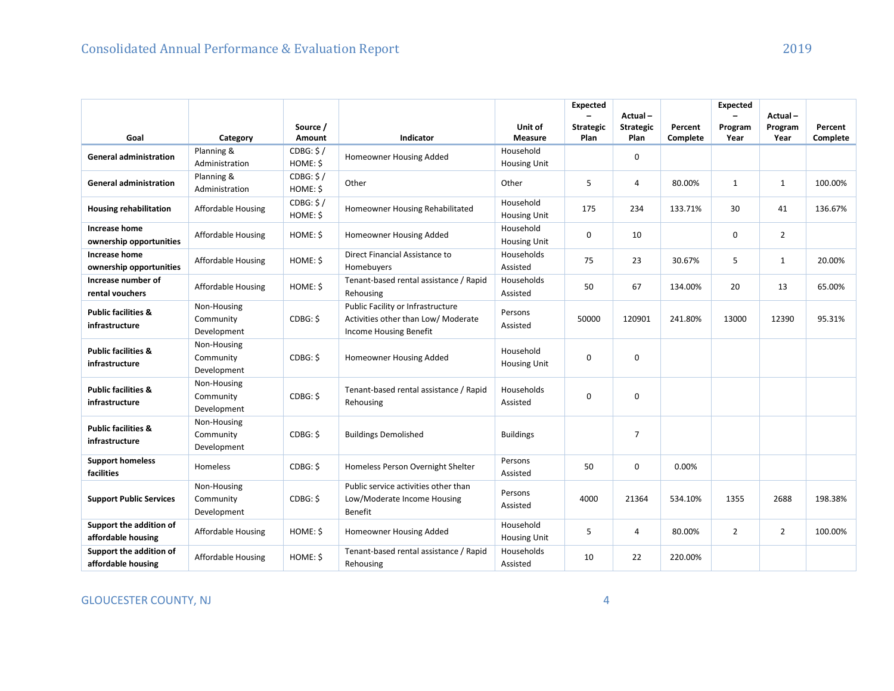| Goal | Category | Source / Amount | Indicator | Unit of Measure | Expected – Strategic Plan | Actual – Strategic Plan | Percent Complete | Expected – Program Year | Actual – Program Year | Percent Complete |
|---|---|---|---|---|---|---|---|---|---|---|
| **General administration** | Planning & Administration | CDBG: $ / HOME: $ | Homeowner Housing Added | Household Housing Unit | | 0 | | | | |
| **General administration** | Planning & Administration | CDBG: $ / HOME: $ | Other | Other | 5 | 4 | 80.00% | 1 | 1 | 100.00% |
| **Housing rehabilitation** | Affordable Housing | CDBG: $ / HOME: $ | Homeowner Housing Rehabilitated | Household Housing Unit | 175 | 234 | 133.71% | 30 | 41 | 136.67% |
| **Increase home ownership opportunities** | Affordable Housing | HOME: $ | Homeowner Housing Added | Household Housing Unit | 0 | 10 | | 0 | 2 | |
| **Increase home ownership opportunities** | Affordable Housing | HOME: $ | Direct Financial Assistance to Homebuyers | Households Assisted | 75 | 23 | 30.67% | 5 | 1 | 20.00% |
| **Increase number of rental vouchers** | Affordable Housing | HOME: $ | Tenant-based rental assistance / Rapid Rehousing | Households Assisted | 50 | 67 | 134.00% | 20 | 13 | 65.00% |
| **Public facilities & infrastructure** | Non-Housing Community Development | CDBG: $ | Public Facility or Infrastructure Activities other than Low/ Moderate Income Housing Benefit | Persons Assisted | 50000 | 120901 | 241.80% | 13000 | 12390 | 95.31% |
| **Public facilities & infrastructure** | Non-Housing Community Development | CDBG: $ | Homeowner Housing Added | Household Housing Unit | 0 | 0 | | | | |
| **Public facilities & infrastructure** | Non-Housing Community Development | CDBG: $ | Tenant-based rental assistance / Rapid Rehousing | Households Assisted | 0 | 0 | | | | |
| **Public facilities & infrastructure** | Non-Housing Community Development | CDBG: $ | Buildings Demolished | Buildings | | 7 | | | | |
| **Support homeless facilities** | Homeless | CDBG: $ | Homeless Person Overnight Shelter | Persons Assisted | 50 | 0 | 0.00% | | | |
| **Support Public Services** | Non-Housing Community Development | CDBG: $ | Public service activities other than Low/Moderate Income Housing Benefit | Persons Assisted | 4000 | 21364 | 534.10% | 1355 | 2688 | 198.38% |
| **Support the addition of affordable housing** | Affordable Housing | HOME: $ | Homeowner Housing Added | Household Housing Unit | 5 | 4 | 80.00% | 2 | 2 | 100.00% |
| **Support the addition of affordable housing** | Affordable Housing | HOME: $ | Tenant-based rental assistance / Rapid Rehousing | Households Assisted | 10 | 22 | 220.00% | | | |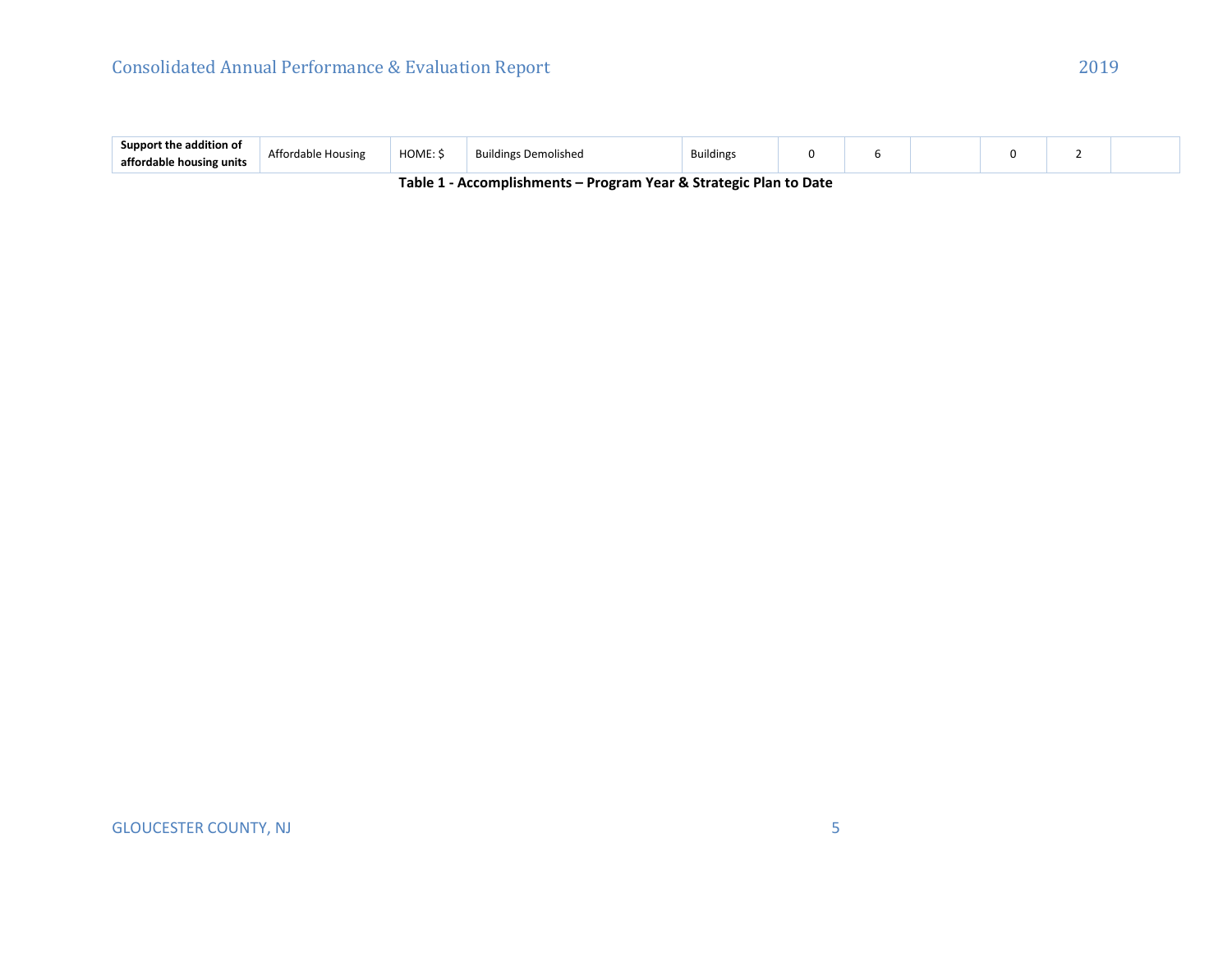| | | | | | | | | | | |
|---|---|---|---|---|---|---|---|---|---|---|
| **Support the addition of affordable housing units** | Affordable Housing | HOME: $ | Buildings Demolished | Buildings | 0 | 6 | | 0 | 2 | |

**Table 1 - Accomplishments – Program Year & Strategic Plan to Date**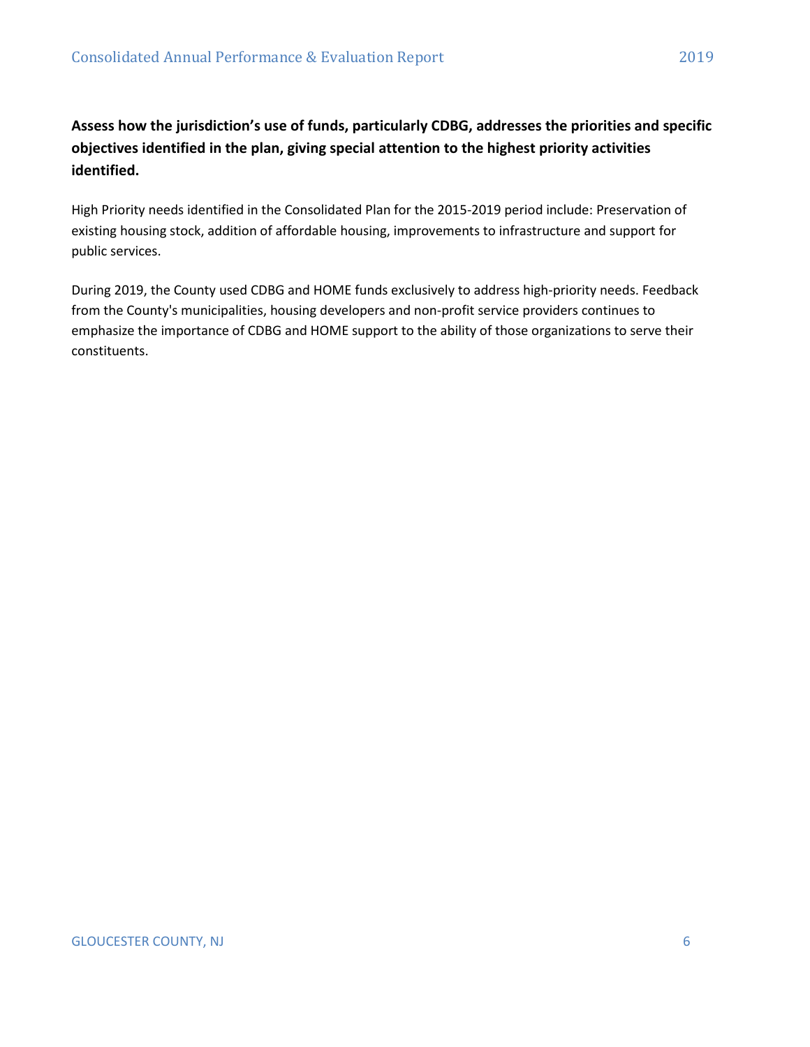**Assess how the jurisdiction's use of funds, particularly CDBG, addresses the priorities and specific objectives identified in the plan, giving special attention to the highest priority activities identified.**

High Priority needs identified in the Consolidated Plan for the 2015-2019 period include: Preservation of existing housing stock, addition of affordable housing, improvements to infrastructure and support for public services.

During 2019, the County used CDBG and HOME funds exclusively to address high-priority needs. Feedback from the County's municipalities, housing developers and non-profit service providers continues to emphasize the importance of CDBG and HOME support to the ability of those organizations to serve their constituents.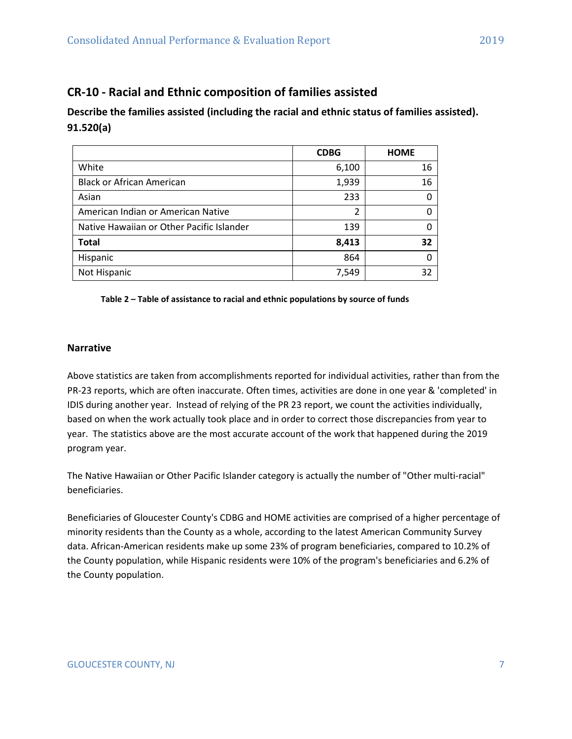## CR-10 - Racial and Ethnic composition of families assisted

**Describe the families assisted (including the racial and ethnic status of families assisted). 91.520(a)**

| | CDBG | HOME |
|---|---|---|
| White | 6,100 | 16 |
| Black or African American | 1,939 | 16 |
| Asian | 233 | 0 |
| American Indian or American Native | 2 | 0 |
| Native Hawaiian or Other Pacific Islander | 139 | 0 |
| **Total** | **8,413** | **32** |
| Hispanic | 864 | 0 |
| Not Hispanic | 7,549 | 32 |

**Table 2 – Table of assistance to racial and ethnic populations by source of funds**

### Narrative

Above statistics are taken from accomplishments reported for individual activities, rather than from the PR-23 reports, which are often inaccurate. Often times, activities are done in one year & 'completed' in IDIS during another year. Instead of relying of the PR 23 report, we count the activities individually, based on when the work actually took place and in order to correct those discrepancies from year to year. The statistics above are the most accurate account of the work that happened during the 2019 program year.

The Native Hawaiian or Other Pacific Islander category is actually the number of "Other multi-racial" beneficiaries.

Beneficiaries of Gloucester County's CDBG and HOME activities are comprised of a higher percentage of minority residents than the County as a whole, according to the latest American Community Survey data. African-American residents make up some 23% of program beneficiaries, compared to 10.2% of the County population, while Hispanic residents were 10% of the program's beneficiaries and 6.2% of the County population.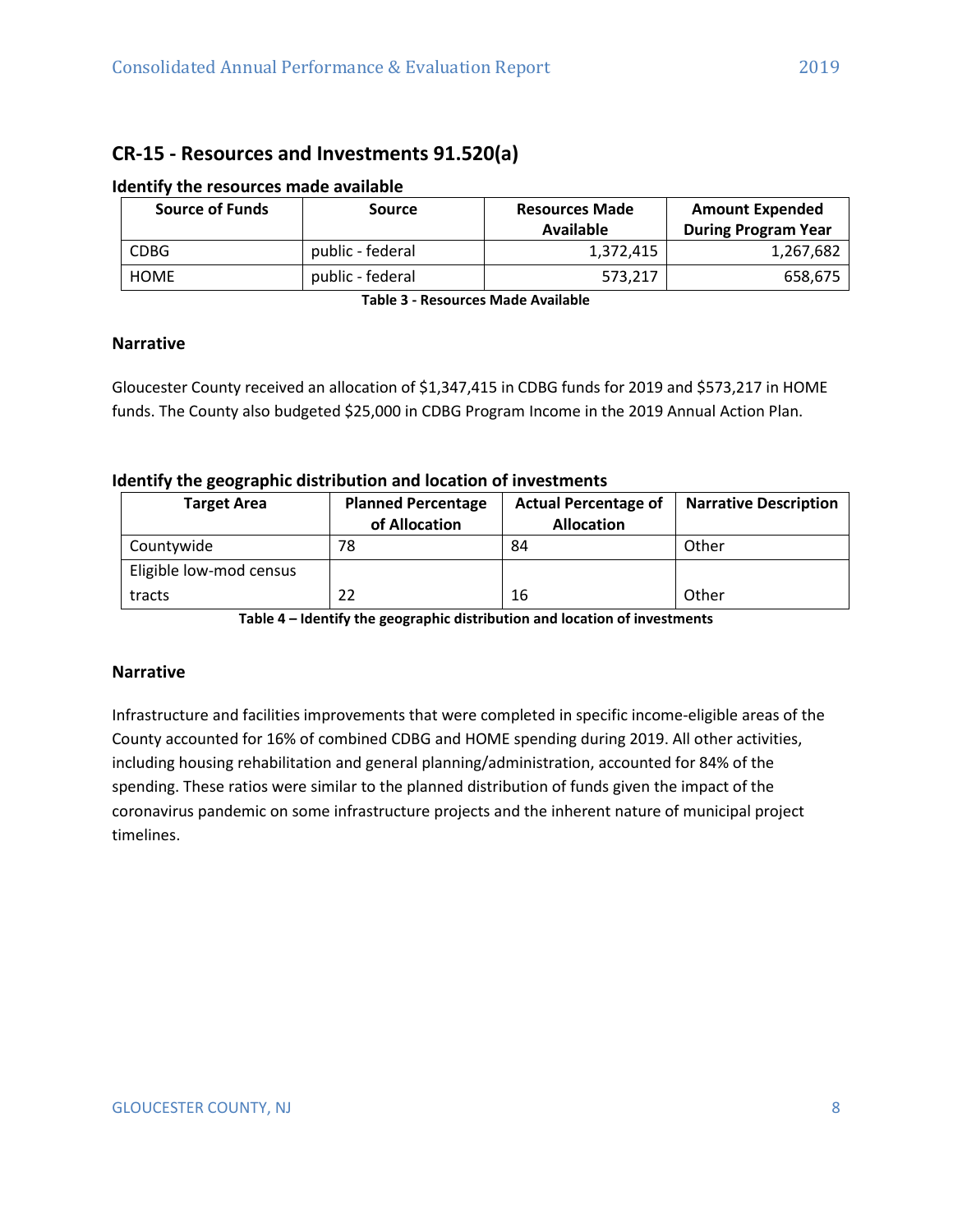## CR-15 - Resources and Investments 91.520(a)

### Identify the resources made available

| Source of Funds | Source | Resources Made Available | Amount Expended During Program Year |
|---|---|---|---|
| CDBG | public - federal | 1,372,415 | 1,267,682 |
| HOME | public - federal | 573,217 | 658,675 |

**Table 3 - Resources Made Available**

### Narrative

Gloucester County received an allocation of $1,347,415 in CDBG funds for 2019 and $573,217 in HOME funds. The County also budgeted $25,000 in CDBG Program Income in the 2019 Annual Action Plan.

### Identify the geographic distribution and location of investments

| Target Area | Planned Percentage of Allocation | Actual Percentage of Allocation | Narrative Description |
|---|---|---|---|
| Countywide | 78 | 84 | Other |
| Eligible low-mod census tracts | 22 | 16 | Other |

**Table 4 – Identify the geographic distribution and location of investments**

### Narrative

Infrastructure and facilities improvements that were completed in specific income-eligible areas of the County accounted for 16% of combined CDBG and HOME spending during 2019. All other activities, including housing rehabilitation and general planning/administration, accounted for 84% of the spending. These ratios were similar to the planned distribution of funds given the impact of the coronavirus pandemic on some infrastructure projects and the inherent nature of municipal project timelines.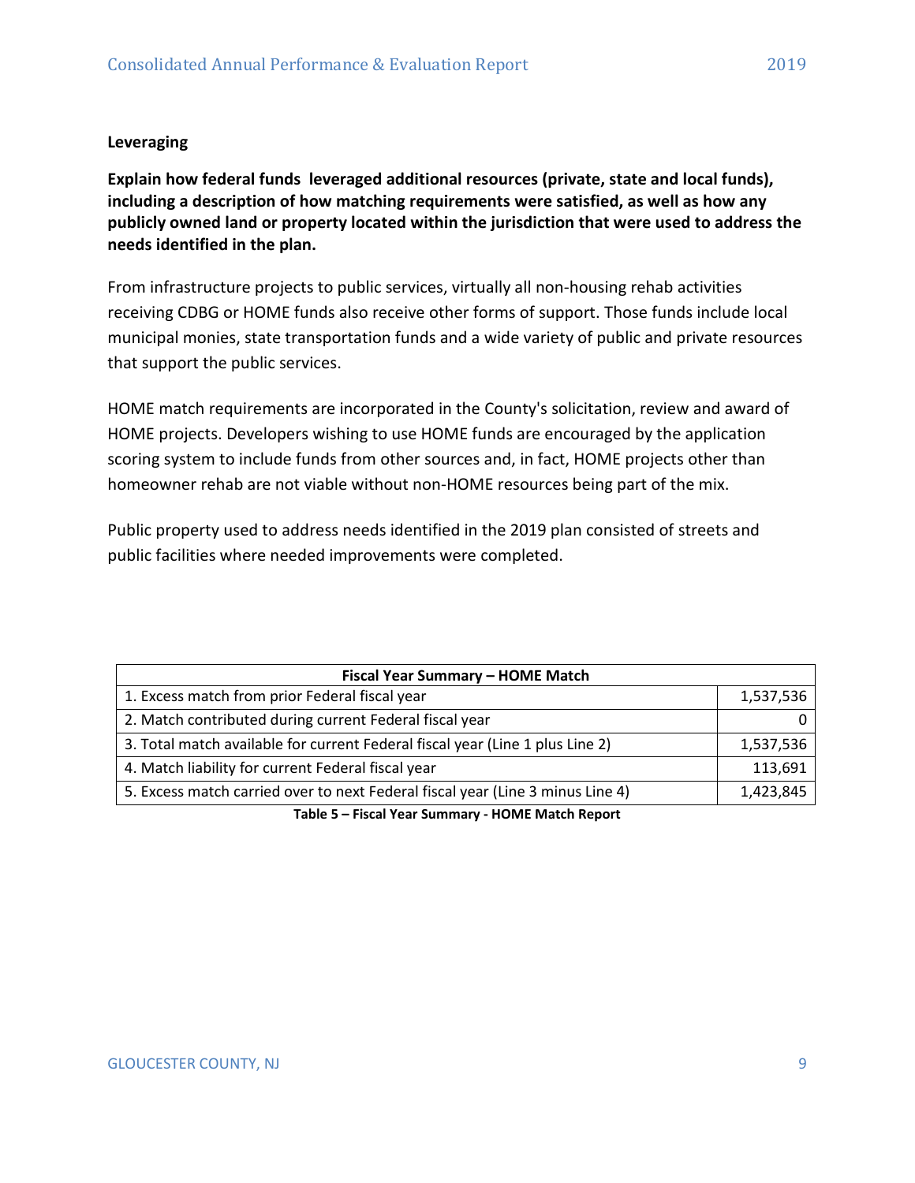**Leveraging**

**Explain how federal funds  leveraged additional resources (private, state and local funds), including a description of how matching requirements were satisfied, as well as how any publicly owned land or property located within the jurisdiction that were used to address the needs identified in the plan.**

From infrastructure projects to public services, virtually all non-housing rehab activities receiving CDBG or HOME funds also receive other forms of support. Those funds include local municipal monies, state transportation funds and a wide variety of public and private resources that support the public services.

HOME match requirements are incorporated in the County's solicitation, review and award of HOME projects. Developers wishing to use HOME funds are encouraged by the application scoring system to include funds from other sources and, in fact, HOME projects other than homeowner rehab are not viable without non-HOME resources being part of the mix.

Public property used to address needs identified in the 2019 plan consisted of streets and public facilities where needed improvements were completed.

| Fiscal Year Summary – HOME Match | |
|---|---|
| 1. Excess match from prior Federal fiscal year | 1,537,536 |
| 2. Match contributed during current Federal fiscal year | 0 |
| 3. Total match available for current Federal fiscal year (Line 1 plus Line 2) | 1,537,536 |
| 4. Match liability for current Federal fiscal year | 113,691 |
| 5. Excess match carried over to next Federal fiscal year (Line 3 minus Line 4) | 1,423,845 |

**Table 5 – Fiscal Year Summary - HOME Match Report**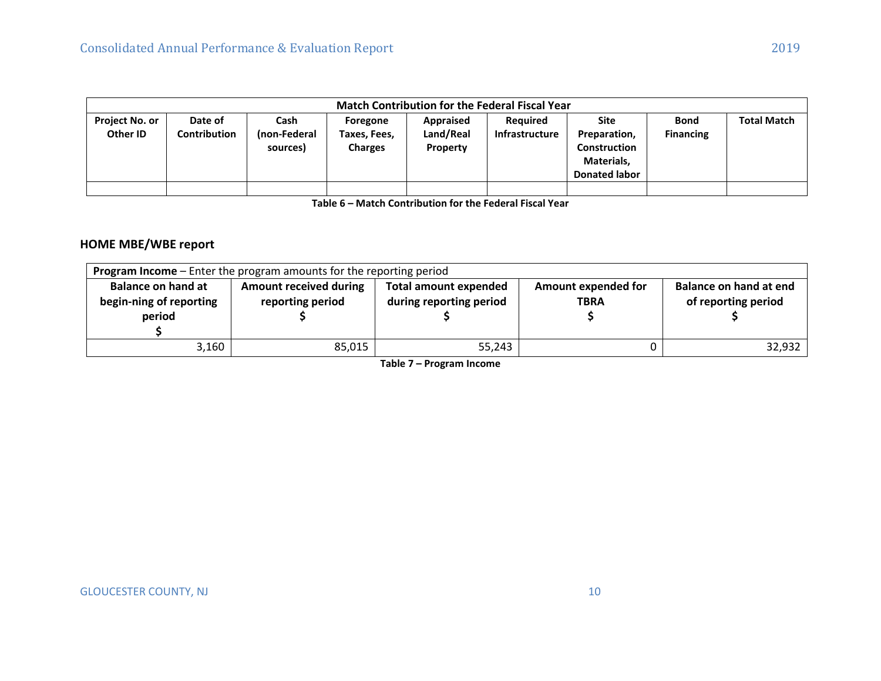| Match Contribution for the Federal Fiscal Year | | | | | | | | |
|---|---|---|---|---|---|---|---|---|
| Project No. or Other ID | Date of Contribution | Cash (non-Federal sources) | Foregone Taxes, Fees, Charges | Appraised Land/Real Property | Required Infrastructure | Site Preparation, Construction Materials, Donated labor | Bond Financing | Total Match |
| | | | | | | | | |

**Table 6 – Match Contribution for the Federal Fiscal Year**

## HOME MBE/WBE report

| **Program Income** – Enter the program amounts for the reporting period | | | | |
|---|---|---|---|---|
| Balance on hand at begin-ning of reporting period $ | Amount received during reporting period $ | Total amount expended during reporting period $ | Amount expended for TBRA $ | Balance on hand at end of reporting period $ |
| 3,160 | 85,015 | 55,243 | 0 | 32,932 |

**Table 7 – Program Income**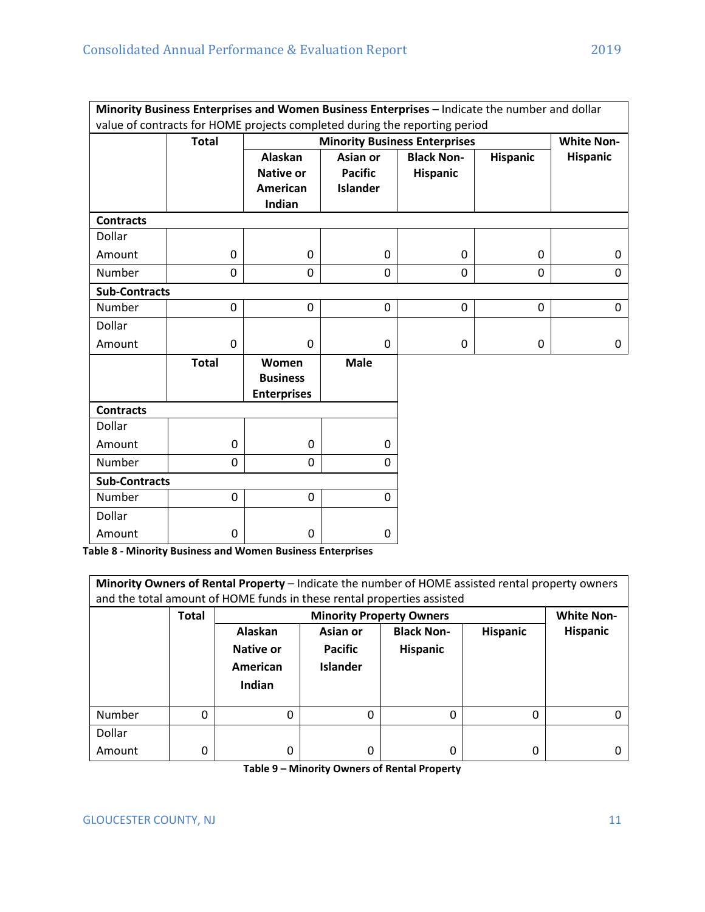| **Minority Business Enterprises and Women Business Enterprises –** Indicate the number and dollar value of contracts for HOME projects completed during the reporting period | | | | | | |
|---|---|---|---|---|---|---|
| | **Total** | **Minority Business Enterprises** | | | | **White Non-Hispanic** |
| | | **Alaskan Native or American Indian** | **Asian or Pacific Islander** | **Black Non-Hispanic** | **Hispanic** | |
| **Contracts** | | | | | | |
| Dollar Amount | 0 | 0 | 0 | 0 | 0 | 0 |
| Number | 0 | 0 | 0 | 0 | 0 | 0 |
| **Sub-Contracts** | | | | | | |
| Number | 0 | 0 | 0 | 0 | 0 | 0 |
| Dollar Amount | 0 | 0 | 0 | 0 | 0 | 0 |

| | **Total** | **Women Business Enterprises** | **Male** |
|---|---|---|---|
| **Contracts** | | | |
| Dollar Amount | 0 | 0 | 0 |
| Number | 0 | 0 | 0 |
| **Sub-Contracts** | | | |
| Number | 0 | 0 | 0 |
| Dollar Amount | 0 | 0 | 0 |

**Table 8 - Minority Business and Women Business Enterprises**

| **Minority Owners of Rental Property** – Indicate the number of HOME assisted rental property owners and the total amount of HOME funds in these rental properties assisted | | | | | | |
|---|---|---|---|---|---|---|
| | **Total** | **Minority Property Owners** | | | | **White Non-Hispanic** |
| | | **Alaskan Native or American Indian** | **Asian or Pacific Islander** | **Black Non-Hispanic** | **Hispanic** | |
| Number | 0 | 0 | 0 | 0 | 0 | 0 |
| Dollar Amount | 0 | 0 | 0 | 0 | 0 | 0 |

**Table 9 – Minority Owners of Rental Property**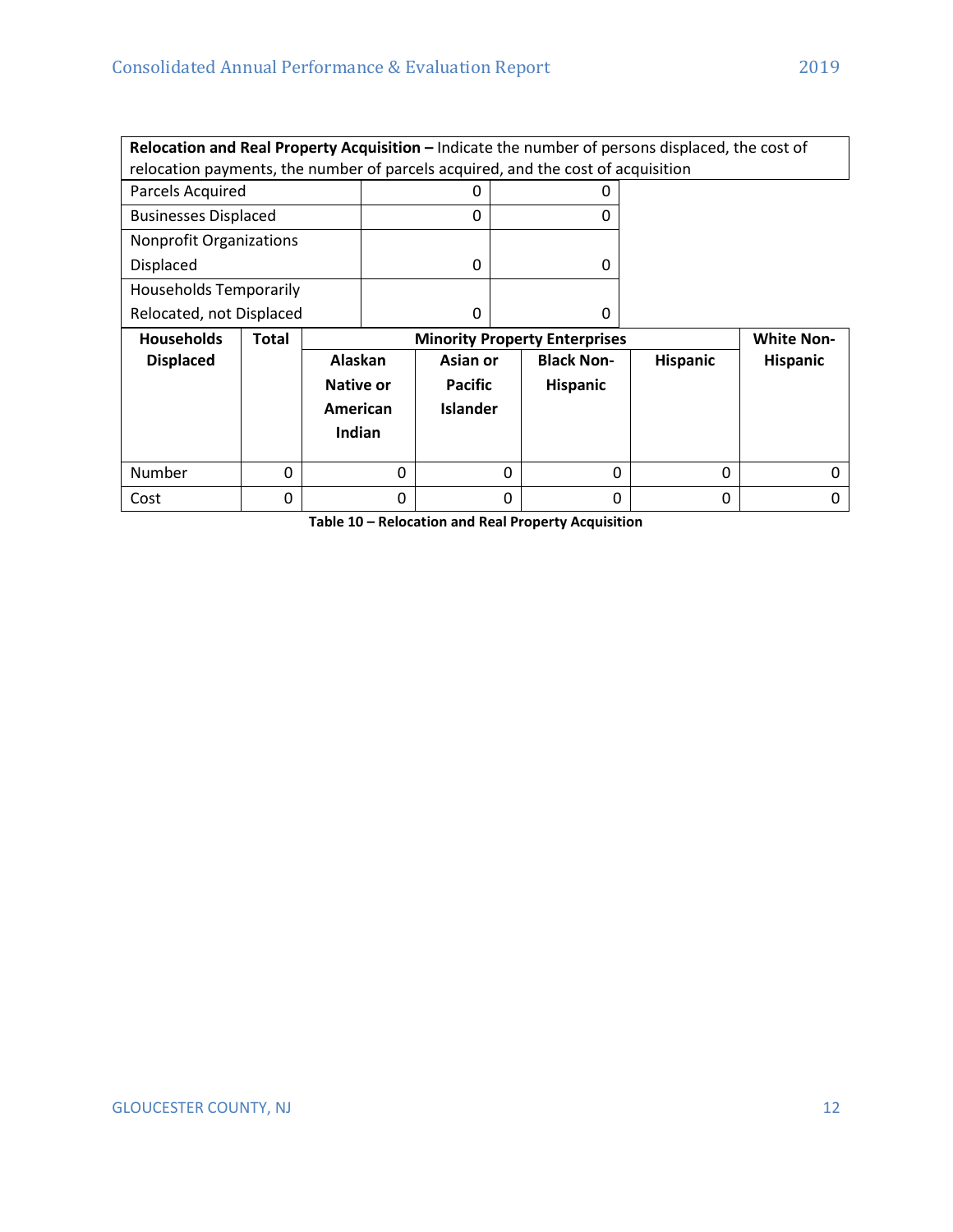**Relocation and Real Property Acquisition –** Indicate the number of persons displaced, the cost of relocation payments, the number of parcels acquired, and the cost of acquisition

| | | |
|---|---|---|
| Parcels Acquired | 0 | 0 |
| Businesses Displaced | 0 | 0 |
| Nonprofit Organizations Displaced | 0 | 0 |
| Households Temporarily Relocated, not Displaced | 0 | 0 |

| Households Displaced | Total | Minority Property Enterprises | | | | White Non-Hispanic |
|---|---|---|---|---|---|---|
| | | Alaskan Native or American Indian | Asian or Pacific Islander | Black Non-Hispanic | Hispanic | |
| Number | 0 | 0 | 0 | 0 | 0 | 0 |
| Cost | 0 | 0 | 0 | 0 | 0 | 0 |

**Table 10 – Relocation and Real Property Acquisition**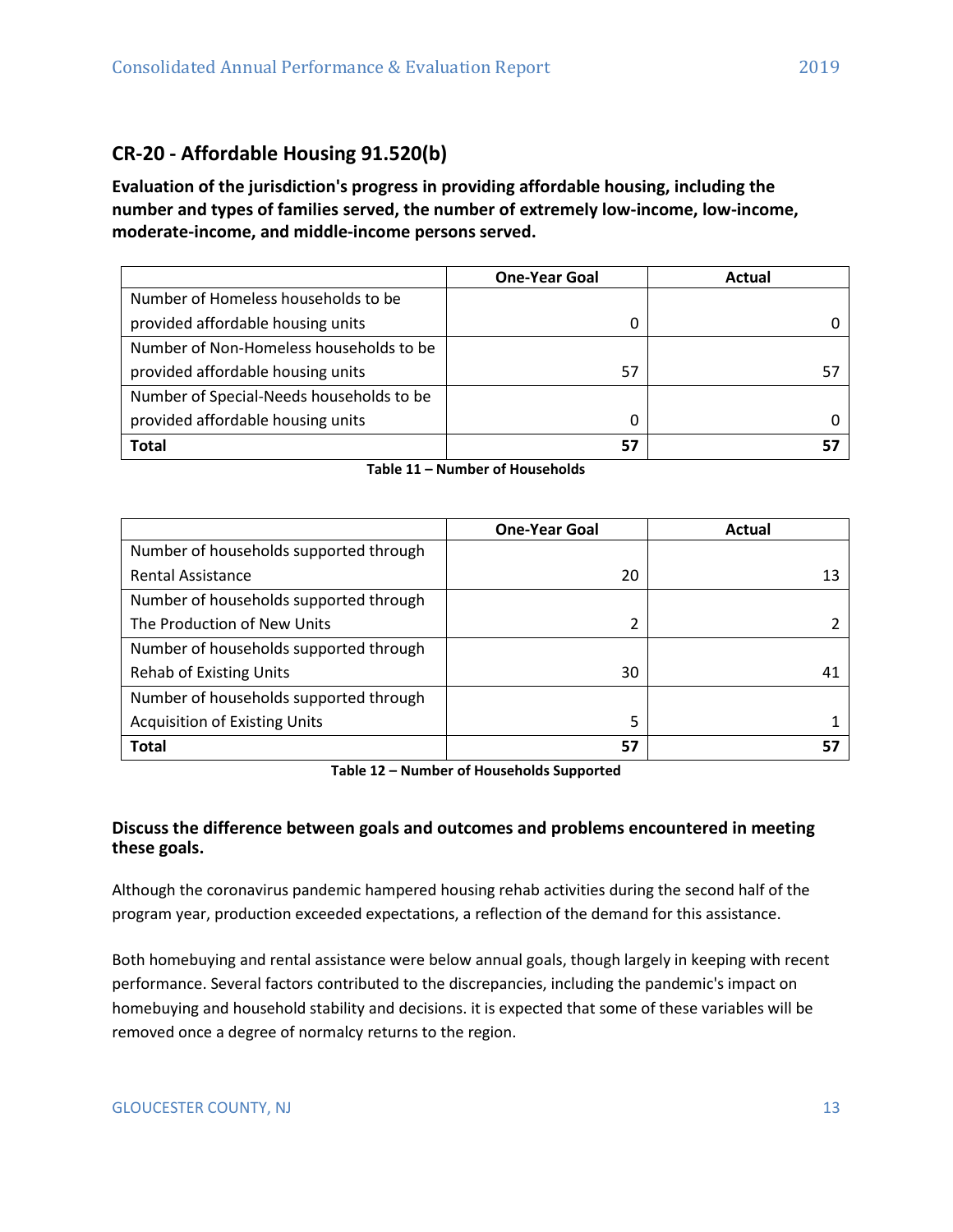## CR-20 - Affordable Housing 91.520(b)

**Evaluation of the jurisdiction's progress in providing affordable housing, including the number and types of families served, the number of extremely low-income, low-income, moderate-income, and middle-income persons served.**

| | One-Year Goal | Actual |
|---|---|---|
| Number of Homeless households to be provided affordable housing units | 0 | 0 |
| Number of Non-Homeless households to be provided affordable housing units | 57 | 57 |
| Number of Special-Needs households to be provided affordable housing units | 0 | 0 |
| **Total** | **57** | **57** |

**Table 11 – Number of Households**

| | One-Year Goal | Actual |
|---|---|---|
| Number of households supported through Rental Assistance | 20 | 13 |
| Number of households supported through The Production of New Units | 2 | 2 |
| Number of households supported through Rehab of Existing Units | 30 | 41 |
| Number of households supported through Acquisition of Existing Units | 5 | 1 |
| **Total** | **57** | **57** |

**Table 12 – Number of Households Supported**

**Discuss the difference between goals and outcomes and problems encountered in meeting these goals.**

Although the coronavirus pandemic hampered housing rehab activities during the second half of the program year, production exceeded expectations, a reflection of the demand for this assistance.

Both homebuying and rental assistance were below annual goals, though largely in keeping with recent performance. Several factors contributed to the discrepancies, including the pandemic's impact on homebuying and household stability and decisions. it is expected that some of these variables will be removed once a degree of normalcy returns to the region.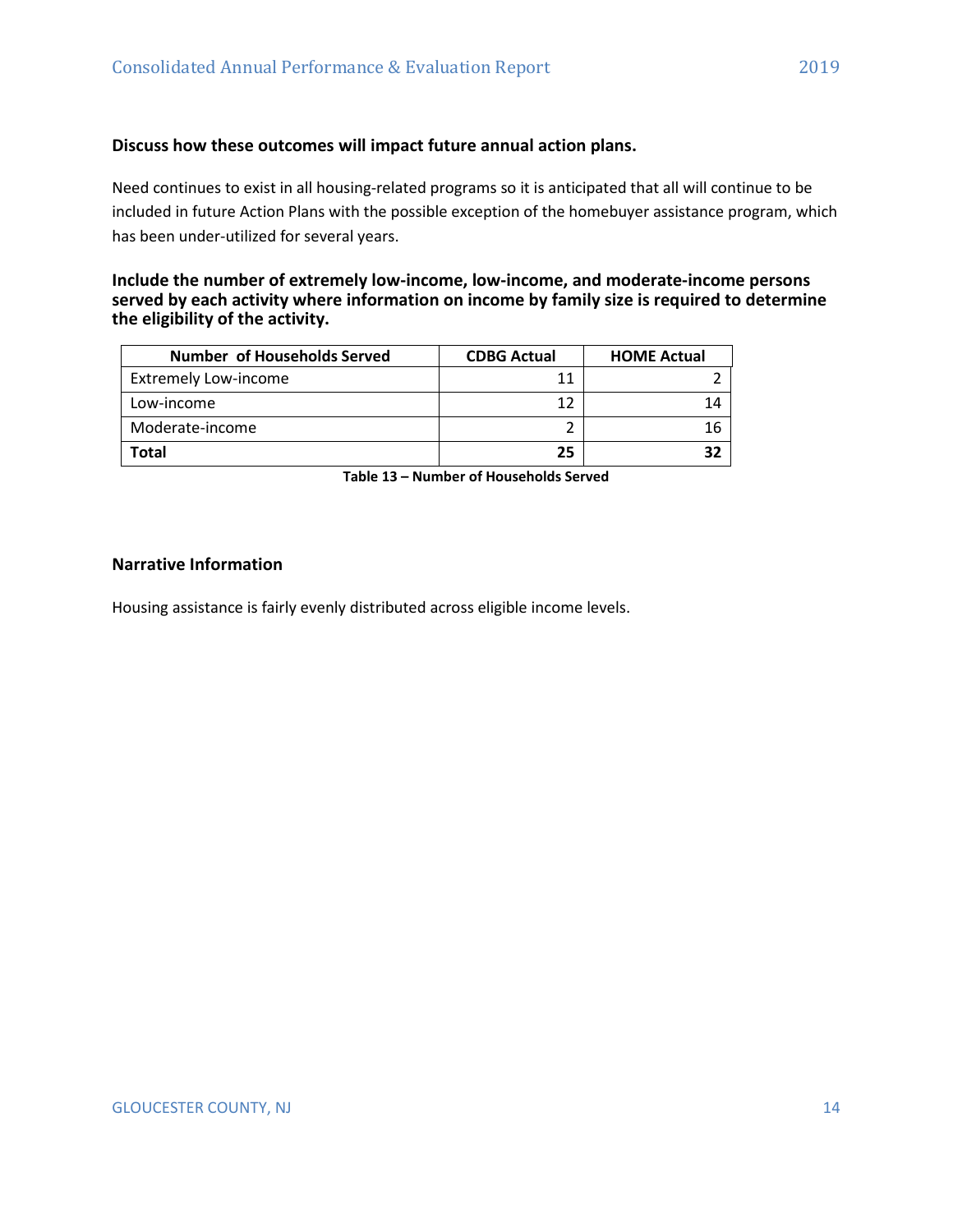**Discuss how these outcomes will impact future annual action plans.**

Need continues to exist in all housing-related programs so it is anticipated that all will continue to be included in future Action Plans with the possible exception of the homebuyer assistance program, which has been under-utilized for several years.

**Include the number of extremely low-income, low-income, and moderate-income persons served by each activity where information on income by family size is required to determine the eligibility of the activity.**

| Number of Households Served | CDBG Actual | HOME Actual |
|---|---|---|
| Extremely Low-income | 11 | 2 |
| Low-income | 12 | 14 |
| Moderate-income | 2 | 16 |
| **Total** | **25** | **32** |

**Table 13 – Number of Households Served**

### Narrative Information

Housing assistance is fairly evenly distributed across eligible income levels.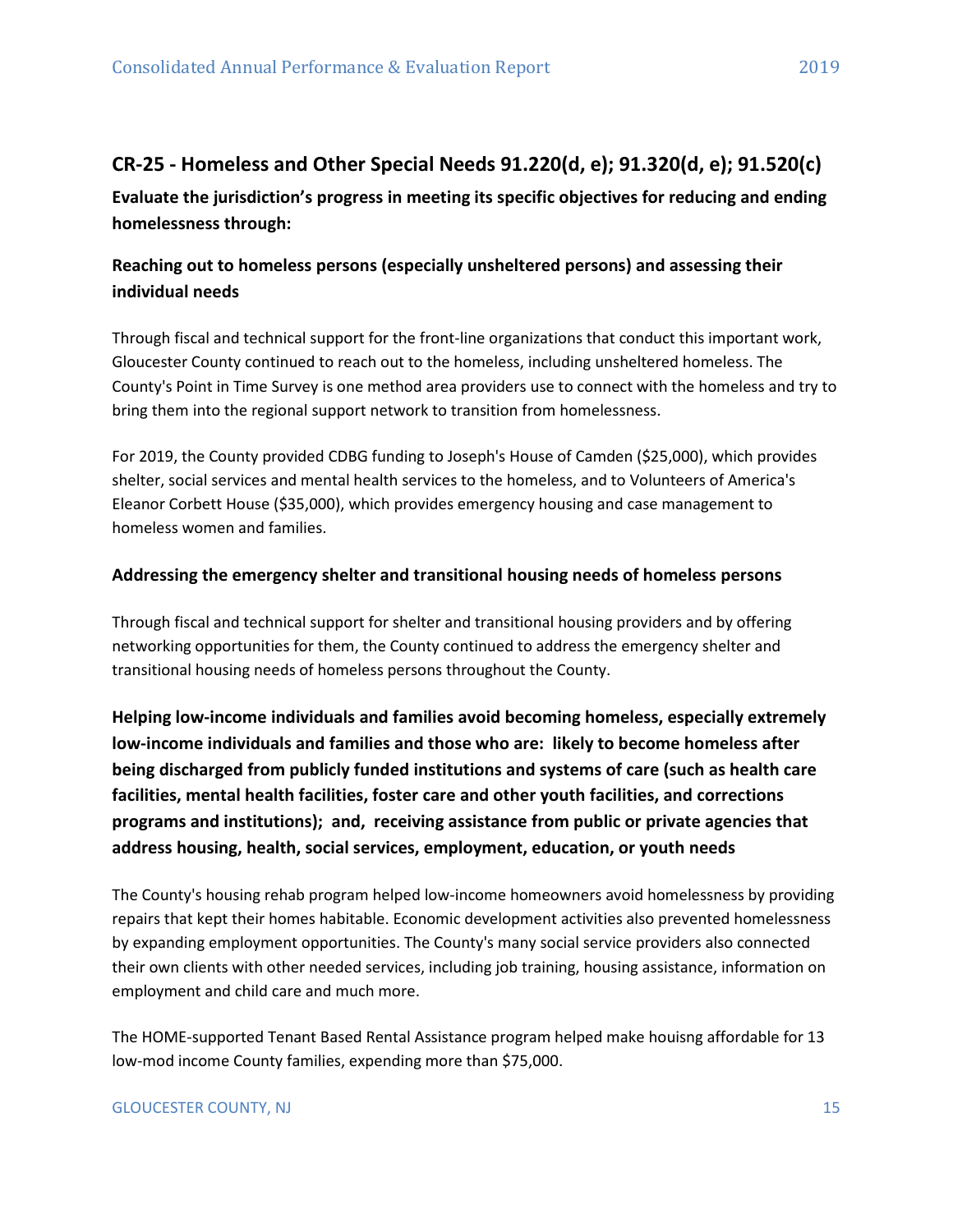## CR-25 - Homeless and Other Special Needs 91.220(d, e); 91.320(d, e); 91.520(c)

**Evaluate the jurisdiction's progress in meeting its specific objectives for reducing and ending homelessness through:**

### Reaching out to homeless persons (especially unsheltered persons) and assessing their individual needs

Through fiscal and technical support for the front-line organizations that conduct this important work, Gloucester County continued to reach out to the homeless, including unsheltered homeless. The County's Point in Time Survey is one method area providers use to connect with the homeless and try to bring them into the regional support network to transition from homelessness.

For 2019, the County provided CDBG funding to Joseph's House of Camden ($25,000), which provides shelter, social services and mental health services to the homeless, and to Volunteers of America's Eleanor Corbett House ($35,000), which provides emergency housing and case management to homeless women and families.

**Addressing the emergency shelter and transitional housing needs of homeless persons**

Through fiscal and technical support for shelter and transitional housing providers and by offering networking opportunities for them, the County continued to address the emergency shelter and transitional housing needs of homeless persons throughout the County.

### Helping low-income individuals and families avoid becoming homeless, especially extremely low-income individuals and families and those who are: likely to become homeless after being discharged from publicly funded institutions and systems of care (such as health care facilities, mental health facilities, foster care and other youth facilities, and corrections programs and institutions); and, receiving assistance from public or private agencies that address housing, health, social services, employment, education, or youth needs

The County's housing rehab program helped low-income homeowners avoid homelessness by providing repairs that kept their homes habitable. Economic development activities also prevented homelessness by expanding employment opportunities. The County's many social service providers also connected their own clients with other needed services, including job training, housing assistance, information on employment and child care and much more.

The HOME-supported Tenant Based Rental Assistance program helped make houisng affordable for 13 low-mod income County families, expending more than $75,000.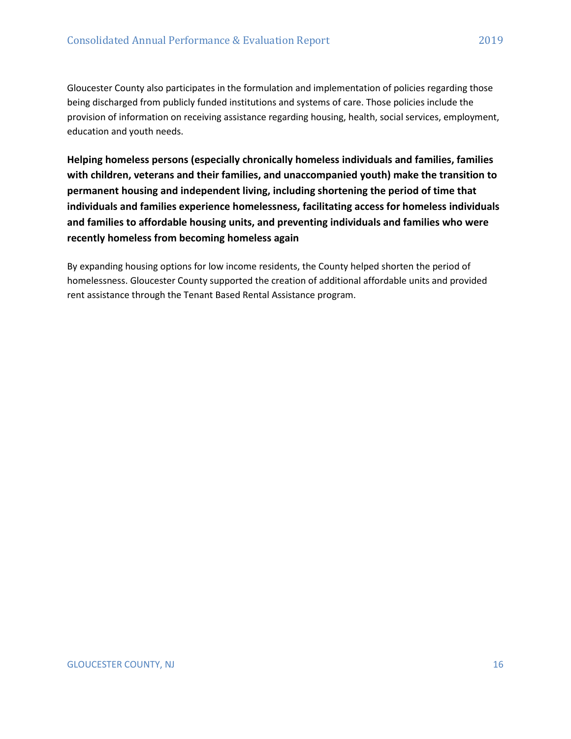Gloucester County also participates in the formulation and implementation of policies regarding those being discharged from publicly funded institutions and systems of care. Those policies include the provision of information on receiving assistance regarding housing, health, social services, employment, education and youth needs.

### Helping homeless persons (especially chronically homeless individuals and families, families with children, veterans and their families, and unaccompanied youth) make the transition to permanent housing and independent living, including shortening the period of time that individuals and families experience homelessness, facilitating access for homeless individuals and families to affordable housing units, and preventing individuals and families who were recently homeless from becoming homeless again

By expanding housing options for low income residents, the County helped shorten the period of homelessness. Gloucester County supported the creation of additional affordable units and provided rent assistance through the Tenant Based Rental Assistance program.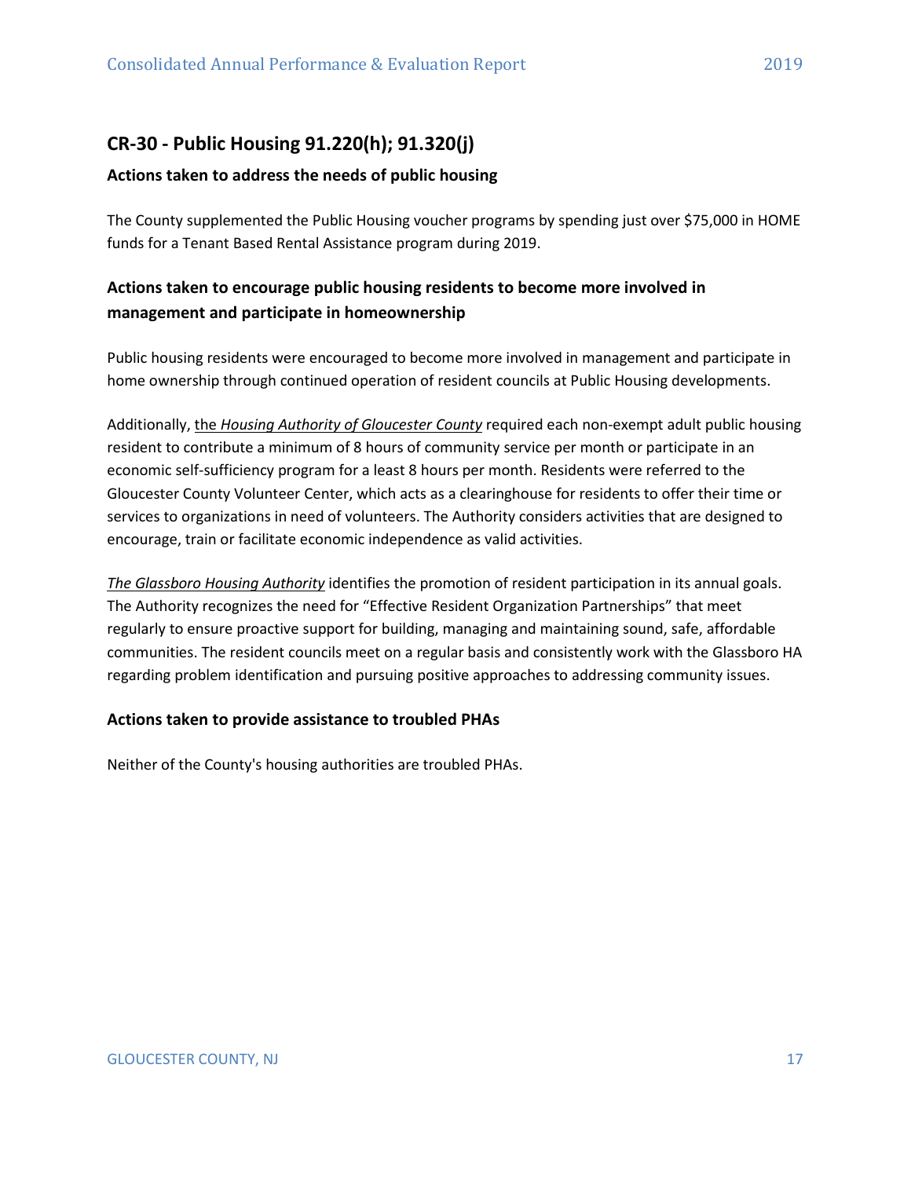## CR-30 - Public Housing 91.220(h); 91.320(j)

### Actions taken to address the needs of public housing

The County supplemented the Public Housing voucher programs by spending just over $75,000 in HOME funds for a Tenant Based Rental Assistance program during 2019.

### Actions taken to encourage public housing residents to become more involved in management and participate in homeownership

Public housing residents were encouraged to become more involved in management and participate in home ownership through continued operation of resident councils at Public Housing developments.

Additionally, the *Housing Authority of Gloucester County* required each non-exempt adult public housing resident to contribute a minimum of 8 hours of community service per month or participate in an economic self-sufficiency program for a least 8 hours per month. Residents were referred to the Gloucester County Volunteer Center, which acts as a clearinghouse for residents to offer their time or services to organizations in need of volunteers. The Authority considers activities that are designed to encourage, train or facilitate economic independence as valid activities.

*The Glassboro Housing Authority* identifies the promotion of resident participation in its annual goals. The Authority recognizes the need for "Effective Resident Organization Partnerships" that meet regularly to ensure proactive support for building, managing and maintaining sound, safe, affordable communities. The resident councils meet on a regular basis and consistently work with the Glassboro HA regarding problem identification and pursuing positive approaches to addressing community issues.

### Actions taken to provide assistance to troubled PHAs

Neither of the County's housing authorities are troubled PHAs.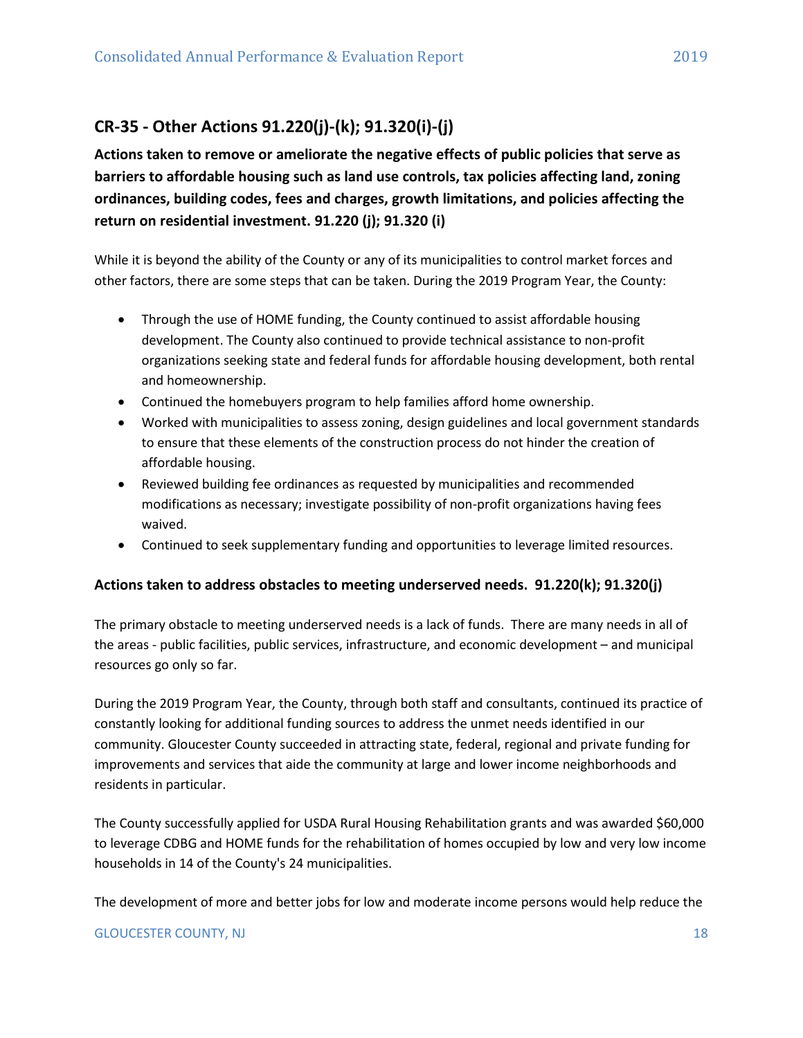## CR-35 - Other Actions 91.220(j)-(k); 91.320(i)-(j)

**Actions taken to remove or ameliorate the negative effects of public policies that serve as barriers to affordable housing such as land use controls, tax policies affecting land, zoning ordinances, building codes, fees and charges, growth limitations, and policies affecting the return on residential investment. 91.220 (j); 91.320 (i)**

While it is beyond the ability of the County or any of its municipalities to control market forces and other factors, there are some steps that can be taken. During the 2019 Program Year, the County:

- Through the use of HOME funding, the County continued to assist affordable housing development. The County also continued to provide technical assistance to non-profit organizations seeking state and federal funds for affordable housing development, both rental and homeownership.
- Continued the homebuyers program to help families afford home ownership.
- Worked with municipalities to assess zoning, design guidelines and local government standards to ensure that these elements of the construction process do not hinder the creation of affordable housing.
- Reviewed building fee ordinances as requested by municipalities and recommended modifications as necessary; investigate possibility of non-profit organizations having fees waived.
- Continued to seek supplementary funding and opportunities to leverage limited resources.

**Actions taken to address obstacles to meeting underserved needs. 91.220(k); 91.320(j)**

The primary obstacle to meeting underserved needs is a lack of funds. There are many needs in all of the areas - public facilities, public services, infrastructure, and economic development – and municipal resources go only so far.

During the 2019 Program Year, the County, through both staff and consultants, continued its practice of constantly looking for additional funding sources to address the unmet needs identified in our community. Gloucester County succeeded in attracting state, federal, regional and private funding for improvements and services that aide the community at large and lower income neighborhoods and residents in particular.

The County successfully applied for USDA Rural Housing Rehabilitation grants and was awarded $60,000 to leverage CDBG and HOME funds for the rehabilitation of homes occupied by low and very low income households in 14 of the County's 24 municipalities.

The development of more and better jobs for low and moderate income persons would help reduce the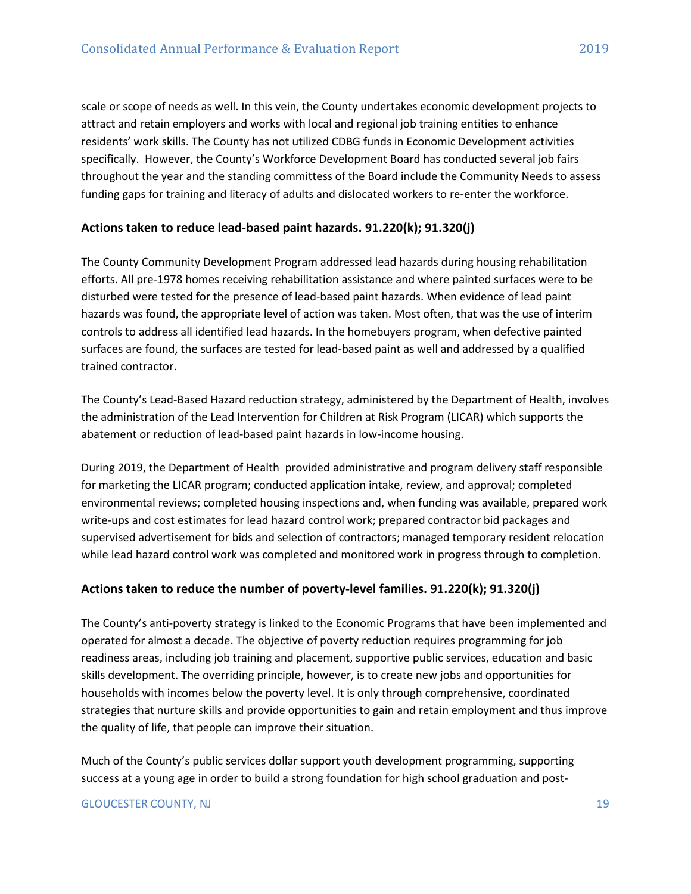scale or scope of needs as well. In this vein, the County undertakes economic development projects to attract and retain employers and works with local and regional job training entities to enhance residents' work skills. The County has not utilized CDBG funds in Economic Development activities specifically. However, the County's Workforce Development Board has conducted several job fairs throughout the year and the standing committess of the Board include the Community Needs to assess funding gaps for training and literacy of adults and dislocated workers to re-enter the workforce.

### Actions taken to reduce lead-based paint hazards. 91.220(k); 91.320(j)

The County Community Development Program addressed lead hazards during housing rehabilitation efforts. All pre-1978 homes receiving rehabilitation assistance and where painted surfaces were to be disturbed were tested for the presence of lead-based paint hazards. When evidence of lead paint hazards was found, the appropriate level of action was taken. Most often, that was the use of interim controls to address all identified lead hazards. In the homebuyers program, when defective painted surfaces are found, the surfaces are tested for lead-based paint as well and addressed by a qualified trained contractor.

The County's Lead-Based Hazard reduction strategy, administered by the Department of Health, involves the administration of the Lead Intervention for Children at Risk Program (LICAR) which supports the abatement or reduction of lead-based paint hazards in low-income housing.

During 2019, the Department of Health provided administrative and program delivery staff responsible for marketing the LICAR program; conducted application intake, review, and approval; completed environmental reviews; completed housing inspections and, when funding was available, prepared work write-ups and cost estimates for lead hazard control work; prepared contractor bid packages and supervised advertisement for bids and selection of contractors; managed temporary resident relocation while lead hazard control work was completed and monitored work in progress through to completion.

### Actions taken to reduce the number of poverty-level families. 91.220(k); 91.320(j)

The County's anti-poverty strategy is linked to the Economic Programs that have been implemented and operated for almost a decade. The objective of poverty reduction requires programming for job readiness areas, including job training and placement, supportive public services, education and basic skills development. The overriding principle, however, is to create new jobs and opportunities for households with incomes below the poverty level. It is only through comprehensive, coordinated strategies that nurture skills and provide opportunities to gain and retain employment and thus improve the quality of life, that people can improve their situation.

Much of the County's public services dollar support youth development programming, supporting success at a young age in order to build a strong foundation for high school graduation and post-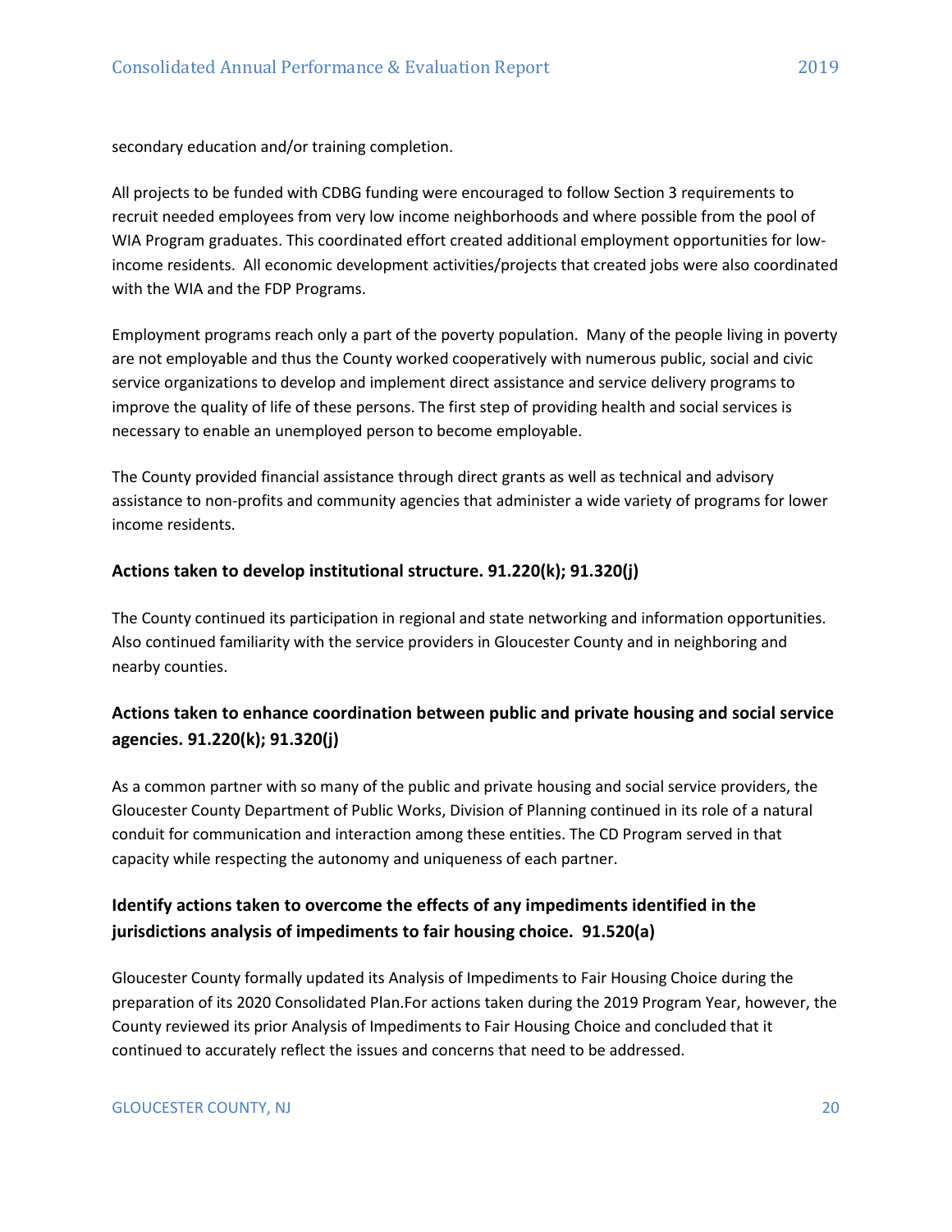secondary education and/or training completion.

All projects to be funded with CDBG funding were encouraged to follow Section 3 requirements to recruit needed employees from very low income neighborhoods and where possible from the pool of WIA Program graduates. This coordinated effort created additional employment opportunities for low-income residents. All economic development activities/projects that created jobs were also coordinated with the WIA and the FDP Programs.

Employment programs reach only a part of the poverty population. Many of the people living in poverty are not employable and thus the County worked cooperatively with numerous public, social and civic service organizations to develop and implement direct assistance and service delivery programs to improve the quality of life of these persons. The first step of providing health and social services is necessary to enable an unemployed person to become employable.

The County provided financial assistance through direct grants as well as technical and advisory assistance to non-profits and community agencies that administer a wide variety of programs for lower income residents.

### Actions taken to develop institutional structure. 91.220(k); 91.320(j)

The County continued its participation in regional and state networking and information opportunities. Also continued familiarity with the service providers in Gloucester County and in neighboring and nearby counties.

### Actions taken to enhance coordination between public and private housing and social service agencies. 91.220(k); 91.320(j)

As a common partner with so many of the public and private housing and social service providers, the Gloucester County Department of Public Works, Division of Planning continued in its role of a natural conduit for communication and interaction among these entities. The CD Program served in that capacity while respecting the autonomy and uniqueness of each partner.

### Identify actions taken to overcome the effects of any impediments identified in the jurisdictions analysis of impediments to fair housing choice. 91.520(a)

Gloucester County formally updated its Analysis of Impediments to Fair Housing Choice during the preparation of its 2020 Consolidated Plan.For actions taken during the 2019 Program Year, however, the County reviewed its prior Analysis of Impediments to Fair Housing Choice and concluded that it continued to accurately reflect the issues and concerns that need to be addressed.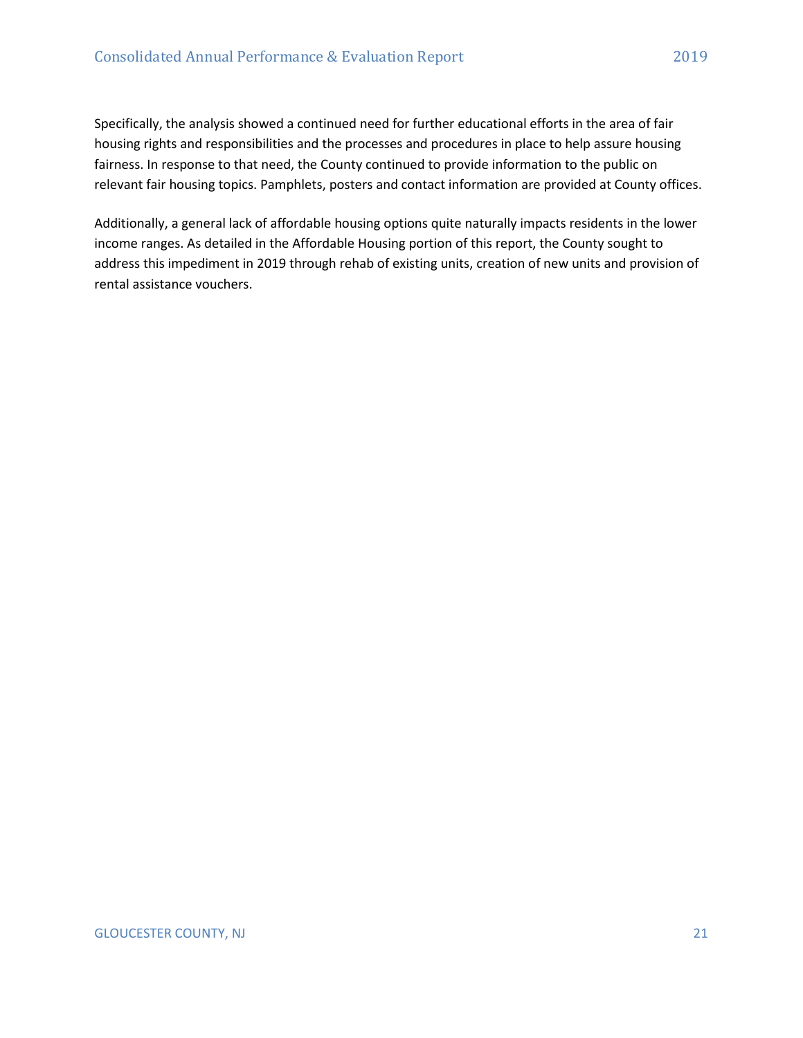Specifically, the analysis showed a continued need for further educational efforts in the area of fair housing rights and responsibilities and the processes and procedures in place to help assure housing fairness. In response to that need, the County continued to provide information to the public on relevant fair housing topics. Pamphlets, posters and contact information are provided at County offices.

Additionally, a general lack of affordable housing options quite naturally impacts residents in the lower income ranges. As detailed in the Affordable Housing portion of this report, the County sought to address this impediment in 2019 through rehab of existing units, creation of new units and provision of rental assistance vouchers.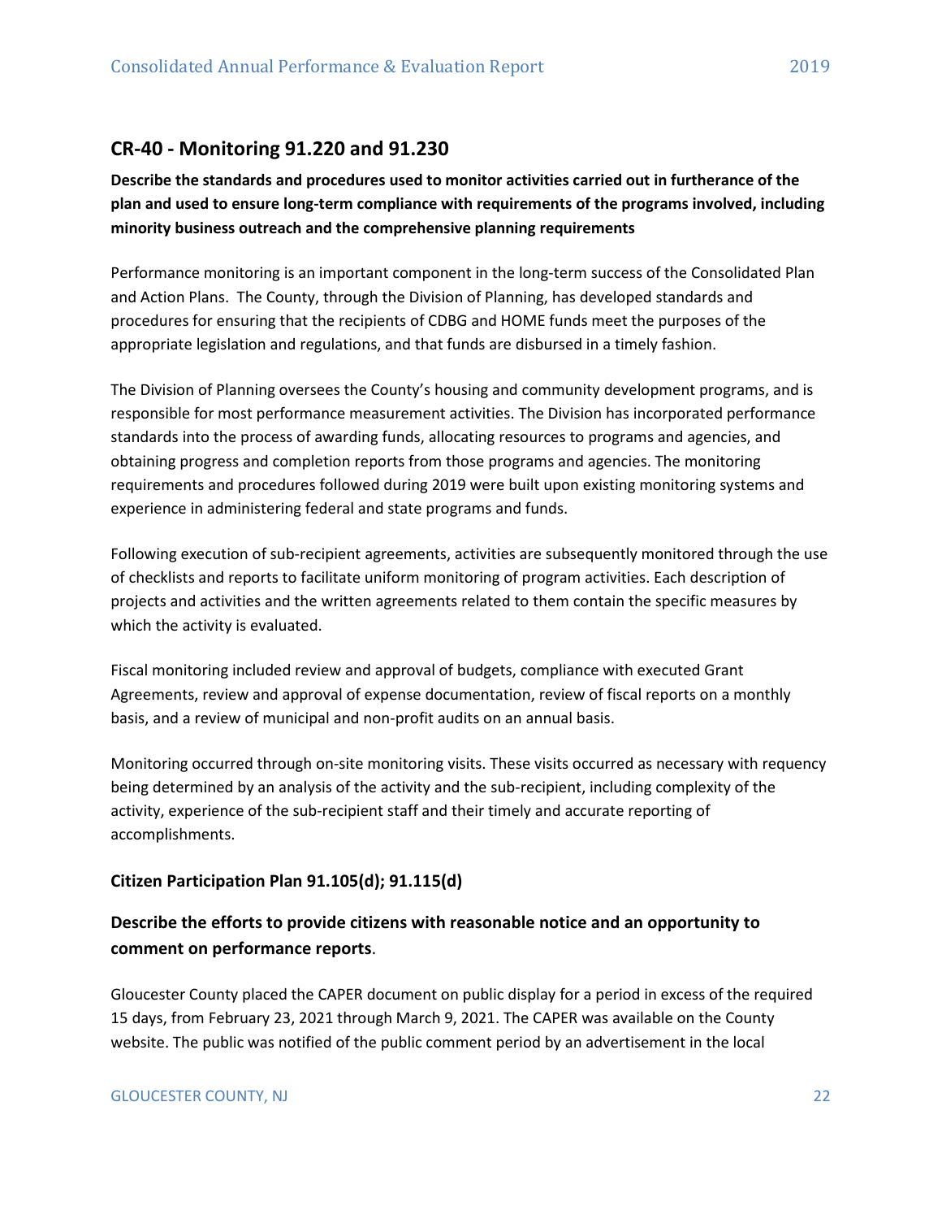## CR-40 - Monitoring 91.220 and 91.230

**Describe the standards and procedures used to monitor activities carried out in furtherance of the plan and used to ensure long-term compliance with requirements of the programs involved, including minority business outreach and the comprehensive planning requirements**

Performance monitoring is an important component in the long-term success of the Consolidated Plan and Action Plans. The County, through the Division of Planning, has developed standards and procedures for ensuring that the recipients of CDBG and HOME funds meet the purposes of the appropriate legislation and regulations, and that funds are disbursed in a timely fashion.

The Division of Planning oversees the County's housing and community development programs, and is responsible for most performance measurement activities. The Division has incorporated performance standards into the process of awarding funds, allocating resources to programs and agencies, and obtaining progress and completion reports from those programs and agencies. The monitoring requirements and procedures followed during 2019 were built upon existing monitoring systems and experience in administering federal and state programs and funds.

Following execution of sub-recipient agreements, activities are subsequently monitored through the use of checklists and reports to facilitate uniform monitoring of program activities. Each description of projects and activities and the written agreements related to them contain the specific measures by which the activity is evaluated.

Fiscal monitoring included review and approval of budgets, compliance with executed Grant Agreements, review and approval of expense documentation, review of fiscal reports on a monthly basis, and a review of municipal and non-profit audits on an annual basis.

Monitoring occurred through on-site monitoring visits. These visits occurred as necessary with requency being determined by an analysis of the activity and the sub-recipient, including complexity of the activity, experience of the sub-recipient staff and their timely and accurate reporting of accomplishments.

### Citizen Participation Plan 91.105(d); 91.115(d)

### Describe the efforts to provide citizens with reasonable notice and an opportunity to comment on performance reports.

Gloucester County placed the CAPER document on public display for a period in excess of the required 15 days, from February 23, 2021 through March 9, 2021. The CAPER was available on the County website. The public was notified of the public comment period by an advertisement in the local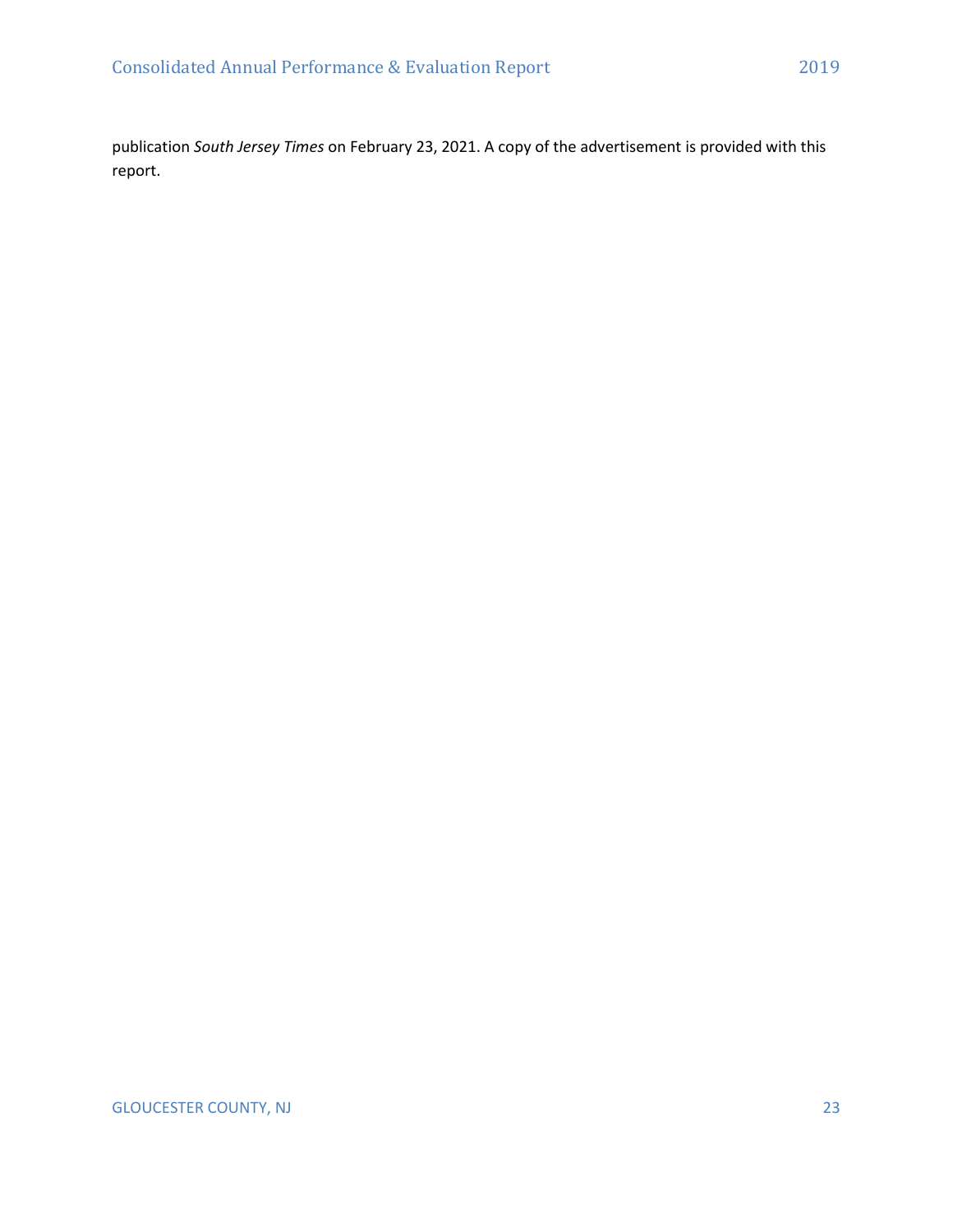publication *South Jersey Times* on February 23, 2021. A copy of the advertisement is provided with this report.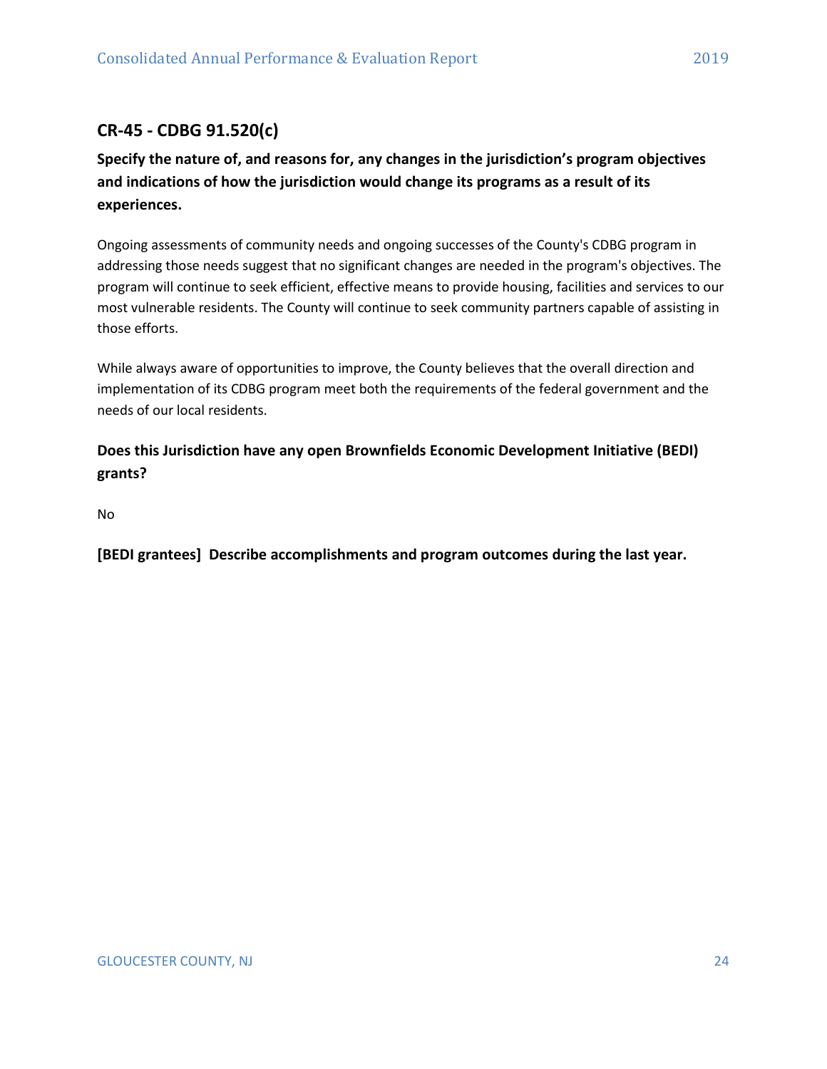## CR-45 - CDBG 91.520(c)

**Specify the nature of, and reasons for, any changes in the jurisdiction's program objectives and indications of how the jurisdiction would change its programs as a result of its experiences.**

Ongoing assessments of community needs and ongoing successes of the County's CDBG program in addressing those needs suggest that no significant changes are needed in the program's objectives. The program will continue to seek efficient, effective means to provide housing, facilities and services to our most vulnerable residents. The County will continue to seek community partners capable of assisting in those efforts.

While always aware of opportunities to improve, the County believes that the overall direction and implementation of its CDBG program meet both the requirements of the federal government and the needs of our local residents.

**Does this Jurisdiction have any open Brownfields Economic Development Initiative (BEDI) grants?**

No

**[BEDI grantees] Describe accomplishments and program outcomes during the last year.**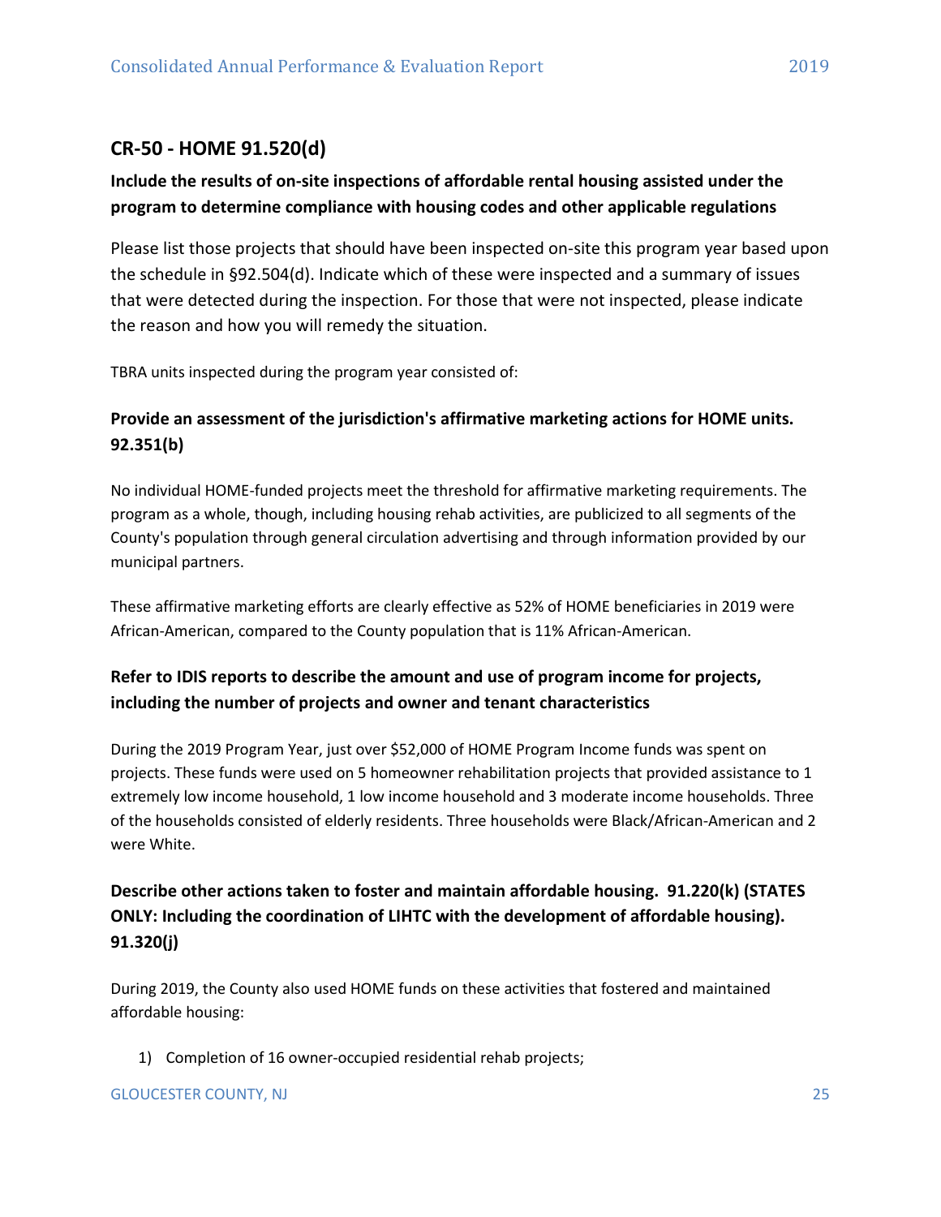## CR-50 - HOME 91.520(d)

### Include the results of on-site inspections of affordable rental housing assisted under the program to determine compliance with housing codes and other applicable regulations

Please list those projects that should have been inspected on-site this program year based upon the schedule in §92.504(d). Indicate which of these were inspected and a summary of issues that were detected during the inspection. For those that were not inspected, please indicate the reason and how you will remedy the situation.

TBRA units inspected during the program year consisted of:

### Provide an assessment of the jurisdiction's affirmative marketing actions for HOME units. 92.351(b)

No individual HOME-funded projects meet the threshold for affirmative marketing requirements. The program as a whole, though, including housing rehab activities, are publicized to all segments of the County's population through general circulation advertising and through information provided by our municipal partners.

These affirmative marketing efforts are clearly effective as 52% of HOME beneficiaries in 2019 were African-American, compared to the County population that is 11% African-American.

### Refer to IDIS reports to describe the amount and use of program income for projects, including the number of projects and owner and tenant characteristics

During the 2019 Program Year, just over $52,000 of HOME Program Income funds was spent on projects. These funds were used on 5 homeowner rehabilitation projects that provided assistance to 1 extremely low income household, 1 low income household and 3 moderate income households. Three of the households consisted of elderly residents. Three households were Black/African-American and 2 were White.

### Describe other actions taken to foster and maintain affordable housing. 91.220(k) (STATES ONLY: Including the coordination of LIHTC with the development of affordable housing). 91.320(j)

During 2019, the County also used HOME funds on these activities that fostered and maintained affordable housing:

1) Completion of 16 owner-occupied residential rehab projects;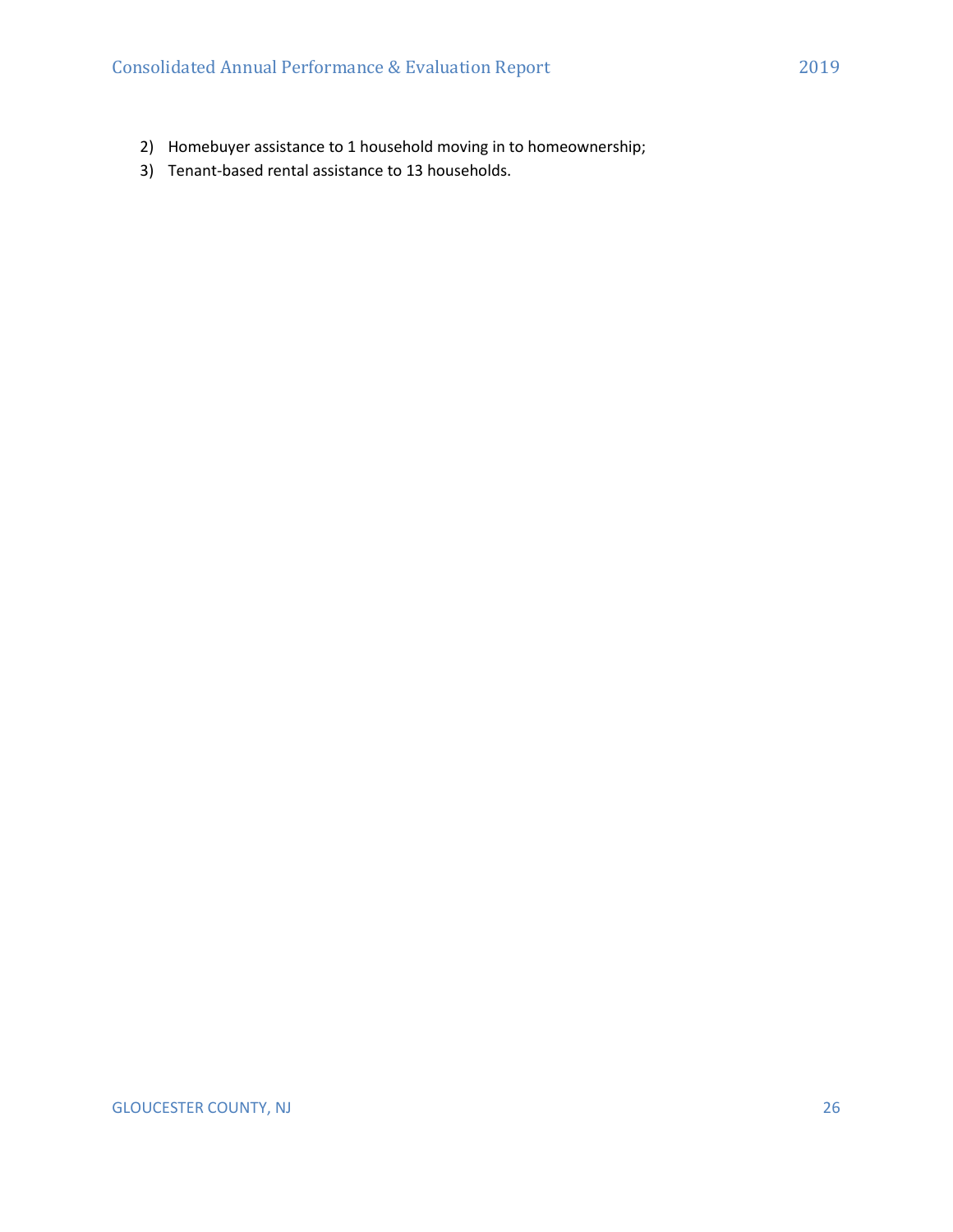2) Homebuyer assistance to 1 household moving in to homeownership;
3) Tenant-based rental assistance to 13 households.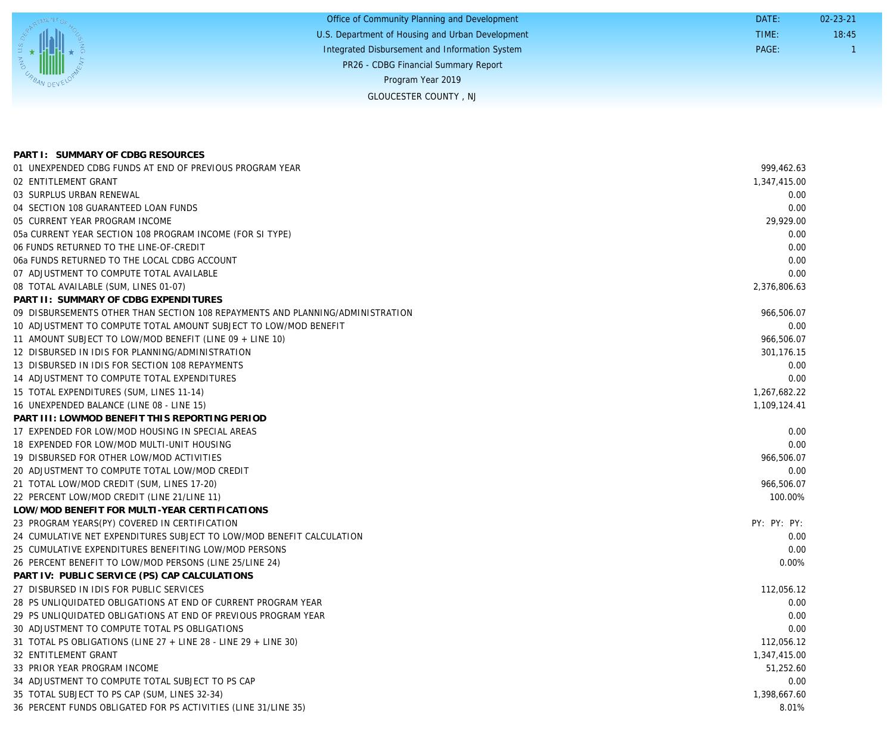Office of Community Planning and Development
U.S. Department of Housing and Urban Development
Integrated Disbursement and Information System
PR26 - CDBG Financial Summary Report
Program Year 2019
GLOUCESTER COUNTY , NJ

DATE: 02-23-21
TIME: 18:45
PAGE: 1

| | |
|---|---|
| **PART I: SUMMARY OF CDBG RESOURCES** | |
| 01 UNEXPENDED CDBG FUNDS AT END OF PREVIOUS PROGRAM YEAR | 999,462.63 |
| 02 ENTITLEMENT GRANT | 1,347,415.00 |
| 03 SURPLUS URBAN RENEWAL | 0.00 |
| 04 SECTION 108 GUARANTEED LOAN FUNDS | 0.00 |
| 05 CURRENT YEAR PROGRAM INCOME | 29,929.00 |
| 05a CURRENT YEAR SECTION 108 PROGRAM INCOME (FOR SI TYPE) | 0.00 |
| 06 FUNDS RETURNED TO THE LINE-OF-CREDIT | 0.00 |
| 06a FUNDS RETURNED TO THE LOCAL CDBG ACCOUNT | 0.00 |
| 07 ADJUSTMENT TO COMPUTE TOTAL AVAILABLE | 0.00 |
| 08 TOTAL AVAILABLE (SUM, LINES 01-07) | 2,376,806.63 |
| **PART II: SUMMARY OF CDBG EXPENDITURES** | |
| 09 DISBURSEMENTS OTHER THAN SECTION 108 REPAYMENTS AND PLANNING/ADMINISTRATION | 966,506.07 |
| 10 ADJUSTMENT TO COMPUTE TOTAL AMOUNT SUBJECT TO LOW/MOD BENEFIT | 0.00 |
| 11 AMOUNT SUBJECT TO LOW/MOD BENEFIT (LINE 09 + LINE 10) | 966,506.07 |
| 12 DISBURSED IN IDIS FOR PLANNING/ADMINISTRATION | 301,176.15 |
| 13 DISBURSED IN IDIS FOR SECTION 108 REPAYMENTS | 0.00 |
| 14 ADJUSTMENT TO COMPUTE TOTAL EXPENDITURES | 0.00 |
| 15 TOTAL EXPENDITURES (SUM, LINES 11-14) | 1,267,682.22 |
| 16 UNEXPENDED BALANCE (LINE 08 - LINE 15) | 1,109,124.41 |
| **PART III: LOWMOD BENEFIT THIS REPORTING PERIOD** | |
| 17 EXPENDED FOR LOW/MOD HOUSING IN SPECIAL AREAS | 0.00 |
| 18 EXPENDED FOR LOW/MOD MULTI-UNIT HOUSING | 0.00 |
| 19 DISBURSED FOR OTHER LOW/MOD ACTIVITIES | 966,506.07 |
| 20 ADJUSTMENT TO COMPUTE TOTAL LOW/MOD CREDIT | 0.00 |
| 21 TOTAL LOW/MOD CREDIT (SUM, LINES 17-20) | 966,506.07 |
| 22 PERCENT LOW/MOD CREDIT (LINE 21/LINE 11) | 100.00% |
| **LOW/MOD BENEFIT FOR MULTI-YEAR CERTIFICATIONS** | |
| 23 PROGRAM YEARS(PY) COVERED IN CERTIFICATION | PY: PY: PY: |
| 24 CUMULATIVE NET EXPENDITURES SUBJECT TO LOW/MOD BENEFIT CALCULATION | 0.00 |
| 25 CUMULATIVE EXPENDITURES BENEFITING LOW/MOD PERSONS | 0.00 |
| 26 PERCENT BENEFIT TO LOW/MOD PERSONS (LINE 25/LINE 24) | 0.00% |
| **PART IV: PUBLIC SERVICE (PS) CAP CALCULATIONS** | |
| 27 DISBURSED IN IDIS FOR PUBLIC SERVICES | 112,056.12 |
| 28 PS UNLIQUIDATED OBLIGATIONS AT END OF CURRENT PROGRAM YEAR | 0.00 |
| 29 PS UNLIQUIDATED OBLIGATIONS AT END OF PREVIOUS PROGRAM YEAR | 0.00 |
| 30 ADJUSTMENT TO COMPUTE TOTAL PS OBLIGATIONS | 0.00 |
| 31 TOTAL PS OBLIGATIONS (LINE 27 + LINE 28 - LINE 29 + LINE 30) | 112,056.12 |
| 32 ENTITLEMENT GRANT | 1,347,415.00 |
| 33 PRIOR YEAR PROGRAM INCOME | 51,252.60 |
| 34 ADJUSTMENT TO COMPUTE TOTAL SUBJECT TO PS CAP | 0.00 |
| 35 TOTAL SUBJECT TO PS CAP (SUM, LINES 32-34) | 1,398,667.60 |
| 36 PERCENT FUNDS OBLIGATED FOR PS ACTIVITIES (LINE 31/LINE 35) | 8.01% |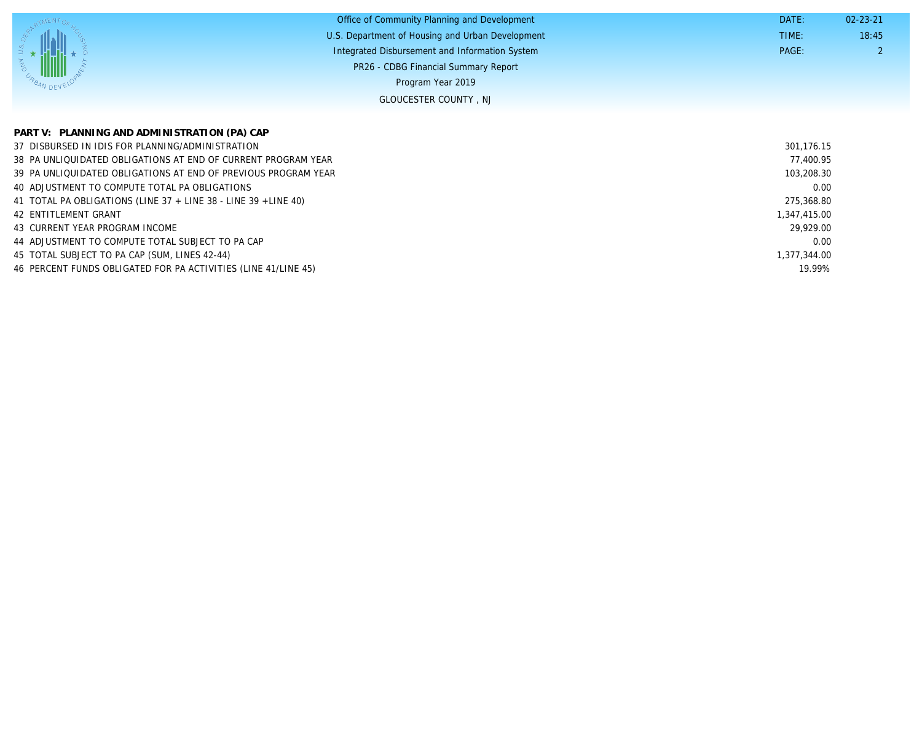Office of Community Planning and Development
U.S. Department of Housing and Urban Development
Integrated Disbursement and Information System
PR26 - CDBG Financial Summary Report
Program Year 2019
GLOUCESTER COUNTY , NJ

DATE: 02-23-21
TIME: 18:45

## PART V: PLANNING AND ADMINISTRATION (PA) CAP

| | |
|---|---|
| 37 DISBURSED IN IDIS FOR PLANNING/ADMINISTRATION | 301,176.15 |
| 38 PA UNLIQUIDATED OBLIGATIONS AT END OF CURRENT PROGRAM YEAR | 77,400.95 |
| 39 PA UNLIQUIDATED OBLIGATIONS AT END OF PREVIOUS PROGRAM YEAR | 103,208.30 |
| 40 ADJUSTMENT TO COMPUTE TOTAL PA OBLIGATIONS | 0.00 |
| 41 TOTAL PA OBLIGATIONS (LINE 37 + LINE 38 - LINE 39 +LINE 40) | 275,368.80 |
| 42 ENTITLEMENT GRANT | 1,347,415.00 |
| 43 CURRENT YEAR PROGRAM INCOME | 29,929.00 |
| 44 ADJUSTMENT TO COMPUTE TOTAL SUBJECT TO PA CAP | 0.00 |
| 45 TOTAL SUBJECT TO PA CAP (SUM, LINES 42-44) | 1,377,344.00 |
| 46 PERCENT FUNDS OBLIGATED FOR PA ACTIVITIES (LINE 41/LINE 45) | 19.99% |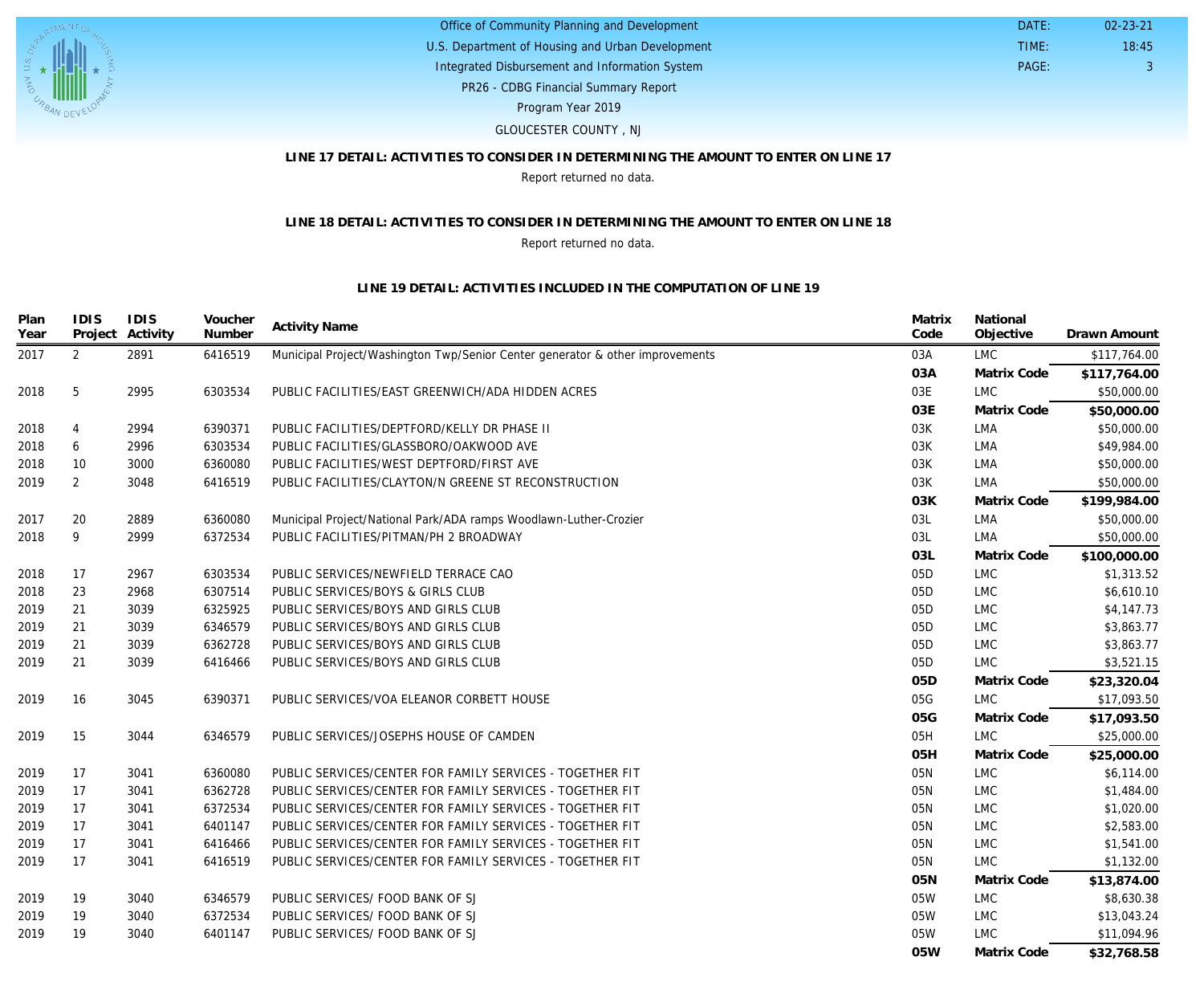Office of Community Planning and Development
U.S. Department of Housing and Urban Development
Integrated Disbursement and Information System
PR26 - CDBG Financial Summary Report
Program Year 2019
GLOUCESTER COUNTY , NJ

DATE: 02-23-21
TIME: 18:45

**LINE 17 DETAIL: ACTIVITIES TO CONSIDER IN DETERMINING THE AMOUNT TO ENTER ON LINE 17**

Report returned no data.

**LINE 18 DETAIL: ACTIVITIES TO CONSIDER IN DETERMINING THE AMOUNT TO ENTER ON LINE 18**

Report returned no data.

**LINE 19 DETAIL: ACTIVITIES INCLUDED IN THE COMPUTATION OF LINE 19**

| Plan Year | IDIS Project | IDIS Activity | Voucher Number | Activity Name | Matrix Code | National Objective | Drawn Amount |
|---|---|---|---|---|---|---|---|
| 2017 | 2 | 2891 | 6416519 | Municipal Project/Washington Twp/Senior Center generator & other improvements | 03A | LMC | $117,764.00 |
| | | | | | **03A** | **Matrix Code** | **$117,764.00** |
| 2018 | 5 | 2995 | 6303534 | PUBLIC FACILITIES/EAST GREENWICH/ADA HIDDEN ACRES | 03E | LMC | $50,000.00 |
| | | | | | **03E** | **Matrix Code** | **$50,000.00** |
| 2018 | 4 | 2994 | 6390371 | PUBLIC FACILITIES/DEPTFORD/KELLY DR PHASE II | 03K | LMA | $50,000.00 |
| 2018 | 6 | 2996 | 6303534 | PUBLIC FACILITIES/GLASSBORO/OAKWOOD AVE | 03K | LMA | $49,984.00 |
| 2018 | 10 | 3000 | 6360080 | PUBLIC FACILITIES/WEST DEPTFORD/FIRST AVE | 03K | LMA | $50,000.00 |
| 2019 | 2 | 3048 | 6416519 | PUBLIC FACILITIES/CLAYTON/N GREENE ST RECONSTRUCTION | 03K | LMA | $50,000.00 |
| | | | | | **03K** | **Matrix Code** | **$199,984.00** |
| 2017 | 20 | 2889 | 6360080 | Municipal Project/National Park/ADA ramps Woodlawn-Luther-Crozier | 03L | LMA | $50,000.00 |
| 2018 | 9 | 2999 | 6372534 | PUBLIC FACILITIES/PITMAN/PH 2 BROADWAY | 03L | LMA | $50,000.00 |
| | | | | | **03L** | **Matrix Code** | **$100,000.00** |
| 2018 | 17 | 2967 | 6303534 | PUBLIC SERVICES/NEWFIELD TERRACE CAO | 05D | LMC | $1,313.52 |
| 2018 | 23 | 2968 | 6307514 | PUBLIC SERVICES/BOYS & GIRLS CLUB | 05D | LMC | $6,610.10 |
| 2019 | 21 | 3039 | 6325925 | PUBLIC SERVICES/BOYS AND GIRLS CLUB | 05D | LMC | $4,147.73 |
| 2019 | 21 | 3039 | 6346579 | PUBLIC SERVICES/BOYS AND GIRLS CLUB | 05D | LMC | $3,863.77 |
| 2019 | 21 | 3039 | 6362728 | PUBLIC SERVICES/BOYS AND GIRLS CLUB | 05D | LMC | $3,863.77 |
| 2019 | 21 | 3039 | 6416466 | PUBLIC SERVICES/BOYS AND GIRLS CLUB | 05D | LMC | $3,521.15 |
| | | | | | **05D** | **Matrix Code** | **$23,320.04** |
| 2019 | 16 | 3045 | 6390371 | PUBLIC SERVICES/VOA ELEANOR CORBETT HOUSE | 05G | LMC | $17,093.50 |
| | | | | | **05G** | **Matrix Code** | **$17,093.50** |
| 2019 | 15 | 3044 | 6346579 | PUBLIC SERVICES/JOSEPHS HOUSE OF CAMDEN | 05H | LMC | $25,000.00 |
| | | | | | **05H** | **Matrix Code** | **$25,000.00** |
| 2019 | 17 | 3041 | 6360080 | PUBLIC SERVICES/CENTER FOR FAMILY SERVICES - TOGETHER FIT | 05N | LMC | $6,114.00 |
| 2019 | 17 | 3041 | 6362728 | PUBLIC SERVICES/CENTER FOR FAMILY SERVICES - TOGETHER FIT | 05N | LMC | $1,484.00 |
| 2019 | 17 | 3041 | 6372534 | PUBLIC SERVICES/CENTER FOR FAMILY SERVICES - TOGETHER FIT | 05N | LMC | $1,020.00 |
| 2019 | 17 | 3041 | 6401147 | PUBLIC SERVICES/CENTER FOR FAMILY SERVICES - TOGETHER FIT | 05N | LMC | $2,583.00 |
| 2019 | 17 | 3041 | 6416466 | PUBLIC SERVICES/CENTER FOR FAMILY SERVICES - TOGETHER FIT | 05N | LMC | $1,541.00 |
| 2019 | 17 | 3041 | 6416519 | PUBLIC SERVICES/CENTER FOR FAMILY SERVICES - TOGETHER FIT | 05N | LMC | $1,132.00 |
| | | | | | **05N** | **Matrix Code** | **$13,874.00** |
| 2019 | 19 | 3040 | 6346579 | PUBLIC SERVICES/ FOOD BANK OF SJ | 05W | LMC | $8,630.38 |
| 2019 | 19 | 3040 | 6372534 | PUBLIC SERVICES/ FOOD BANK OF SJ | 05W | LMC | $13,043.24 |
| 2019 | 19 | 3040 | 6401147 | PUBLIC SERVICES/ FOOD BANK OF SJ | 05W | LMC | $11,094.96 |
| | | | | | **05W** | **Matrix Code** | **$32,768.58** |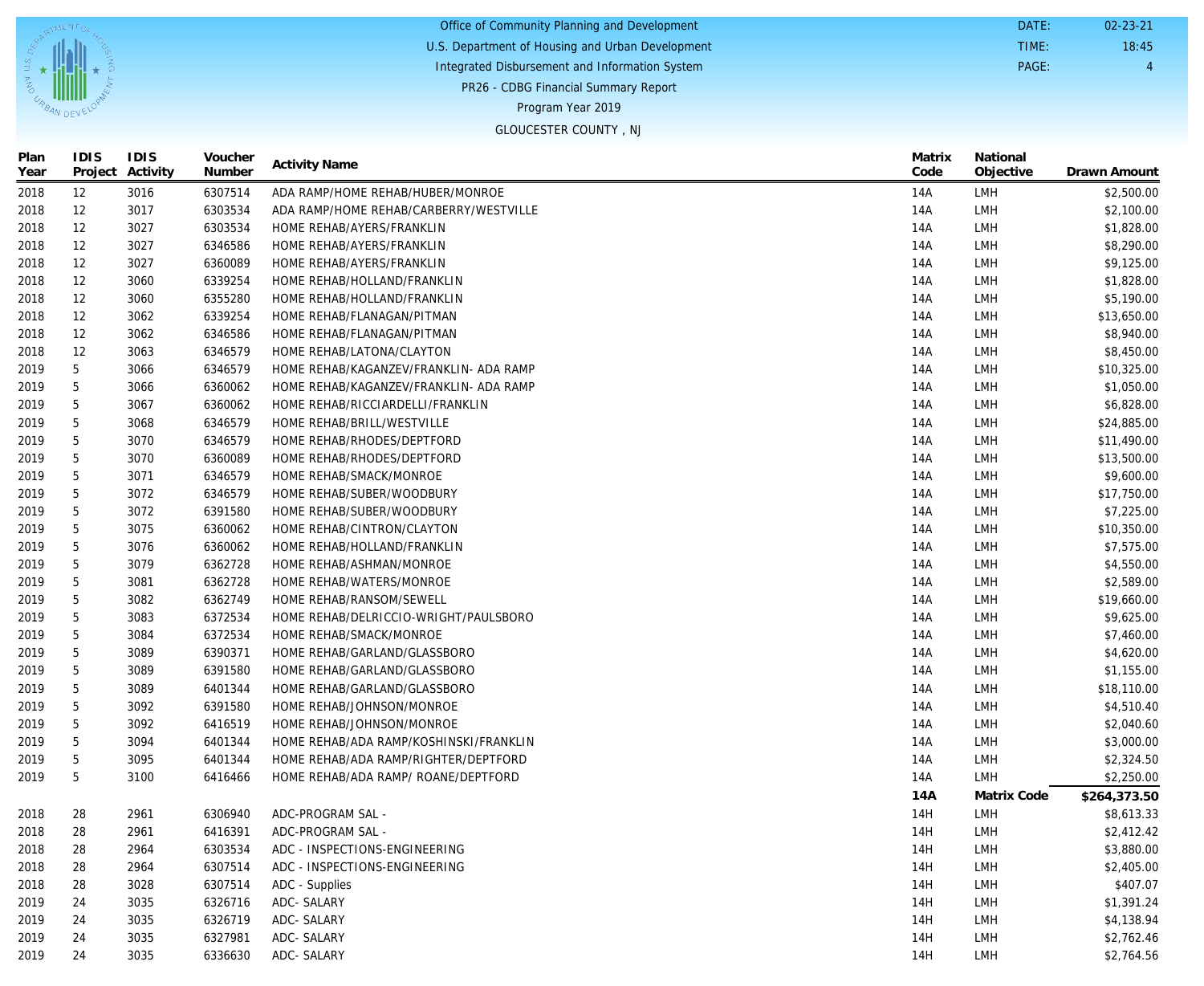Office of Community Planning and Development
U.S. Department of Housing and Urban Development
Integrated Disbursement and Information System
PR26 - CDBG Financial Summary Report
Program Year 2019
GLOUCESTER COUNTY , NJ

DATE: 02-23-21
TIME: 18:45

| Plan Year | IDIS Project | IDIS Activity | Voucher Number | Activity Name | Matrix Code | National Objective | Drawn Amount |
|---|---|---|---|---|---|---|---|
| 2018 | 12 | 3016 | 6307514 | ADA RAMP/HOME REHAB/HUBER/MONROE | 14A | LMH | $2,500.00 |
| 2018 | 12 | 3017 | 6303534 | ADA RAMP/HOME REHAB/CARBERRY/WESTVILLE | 14A | LMH | $2,100.00 |
| 2018 | 12 | 3027 | 6303534 | HOME REHAB/AYERS/FRANKLIN | 14A | LMH | $1,828.00 |
| 2018 | 12 | 3027 | 6346586 | HOME REHAB/AYERS/FRANKLIN | 14A | LMH | $8,290.00 |
| 2018 | 12 | 3027 | 6360089 | HOME REHAB/AYERS/FRANKLIN | 14A | LMH | $9,125.00 |
| 2018 | 12 | 3060 | 6339254 | HOME REHAB/HOLLAND/FRANKLIN | 14A | LMH | $1,828.00 |
| 2018 | 12 | 3060 | 6355280 | HOME REHAB/HOLLAND/FRANKLIN | 14A | LMH | $5,190.00 |
| 2018 | 12 | 3062 | 6339254 | HOME REHAB/FLANAGAN/PITMAN | 14A | LMH | $13,650.00 |
| 2018 | 12 | 3062 | 6346586 | HOME REHAB/FLANAGAN/PITMAN | 14A | LMH | $8,940.00 |
| 2018 | 12 | 3063 | 6346579 | HOME REHAB/LATONA/CLAYTON | 14A | LMH | $8,450.00 |
| 2019 | 5 | 3066 | 6346579 | HOME REHAB/KAGANZEV/FRANKLIN- ADA RAMP | 14A | LMH | $10,325.00 |
| 2019 | 5 | 3066 | 6360062 | HOME REHAB/KAGANZEV/FRANKLIN- ADA RAMP | 14A | LMH | $1,050.00 |
| 2019 | 5 | 3067 | 6360062 | HOME REHAB/RICCIARDELLI/FRANKLIN | 14A | LMH | $6,828.00 |
| 2019 | 5 | 3068 | 6346579 | HOME REHAB/BRILL/WESTVILLE | 14A | LMH | $24,885.00 |
| 2019 | 5 | 3070 | 6346579 | HOME REHAB/RHODES/DEPTFORD | 14A | LMH | $11,490.00 |
| 2019 | 5 | 3070 | 6360089 | HOME REHAB/RHODES/DEPTFORD | 14A | LMH | $13,500.00 |
| 2019 | 5 | 3071 | 6346579 | HOME REHAB/SMACK/MONROE | 14A | LMH | $9,600.00 |
| 2019 | 5 | 3072 | 6346579 | HOME REHAB/SUBER/WOODBURY | 14A | LMH | $17,750.00 |
| 2019 | 5 | 3072 | 6391580 | HOME REHAB/SUBER/WOODBURY | 14A | LMH | $7,225.00 |
| 2019 | 5 | 3075 | 6360062 | HOME REHAB/CINTRON/CLAYTON | 14A | LMH | $10,350.00 |
| 2019 | 5 | 3076 | 6360062 | HOME REHAB/HOLLAND/FRANKLIN | 14A | LMH | $7,575.00 |
| 2019 | 5 | 3079 | 6362728 | HOME REHAB/ASHMAN/MONROE | 14A | LMH | $4,550.00 |
| 2019 | 5 | 3081 | 6362728 | HOME REHAB/WATERS/MONROE | 14A | LMH | $2,589.00 |
| 2019 | 5 | 3082 | 6362749 | HOME REHAB/RANSOM/SEWELL | 14A | LMH | $19,660.00 |
| 2019 | 5 | 3083 | 6372534 | HOME REHAB/DELRICCIO-WRIGHT/PAULSBORO | 14A | LMH | $9,625.00 |
| 2019 | 5 | 3084 | 6372534 | HOME REHAB/SMACK/MONROE | 14A | LMH | $7,460.00 |
| 2019 | 5 | 3089 | 6390371 | HOME REHAB/GARLAND/GLASSBORO | 14A | LMH | $4,620.00 |
| 2019 | 5 | 3089 | 6391580 | HOME REHAB/GARLAND/GLASSBORO | 14A | LMH | $1,155.00 |
| 2019 | 5 | 3089 | 6401344 | HOME REHAB/GARLAND/GLASSBORO | 14A | LMH | $18,110.00 |
| 2019 | 5 | 3092 | 6391580 | HOME REHAB/JOHNSON/MONROE | 14A | LMH | $4,510.40 |
| 2019 | 5 | 3092 | 6416519 | HOME REHAB/JOHNSON/MONROE | 14A | LMH | $2,040.60 |
| 2019 | 5 | 3094 | 6401344 | HOME REHAB/ADA RAMP/KOSHINSKI/FRANKLIN | 14A | LMH | $3,000.00 |
| 2019 | 5 | 3095 | 6401344 | HOME REHAB/ADA RAMP/RIGHTER/DEPTFORD | 14A | LMH | $2,324.50 |
| 2019 | 5 | 3100 | 6416466 | HOME REHAB/ADA RAMP/ ROANE/DEPTFORD | 14A | LMH | $2,250.00 |
| | | | | | **14A** | **Matrix Code** | **$264,373.50** |
| 2018 | 28 | 2961 | 6306940 | ADC-PROGRAM SAL - | 14H | LMH | $8,613.33 |
| 2018 | 28 | 2961 | 6416391 | ADC-PROGRAM SAL - | 14H | LMH | $2,412.42 |
| 2018 | 28 | 2964 | 6303534 | ADC - INSPECTIONS-ENGINEERING | 14H | LMH | $3,880.00 |
| 2018 | 28 | 2964 | 6307514 | ADC - INSPECTIONS-ENGINEERING | 14H | LMH | $2,405.00 |
| 2018 | 28 | 3028 | 6307514 | ADC - Supplies | 14H | LMH | $407.07 |
| 2019 | 24 | 3035 | 6326716 | ADC- SALARY | 14H | LMH | $1,391.24 |
| 2019 | 24 | 3035 | 6326719 | ADC- SALARY | 14H | LMH | $4,138.94 |
| 2019 | 24 | 3035 | 6327981 | ADC- SALARY | 14H | LMH | $2,762.46 |
| 2019 | 24 | 3035 | 6336630 | ADC- SALARY | 14H | LMH | $2,764.56 |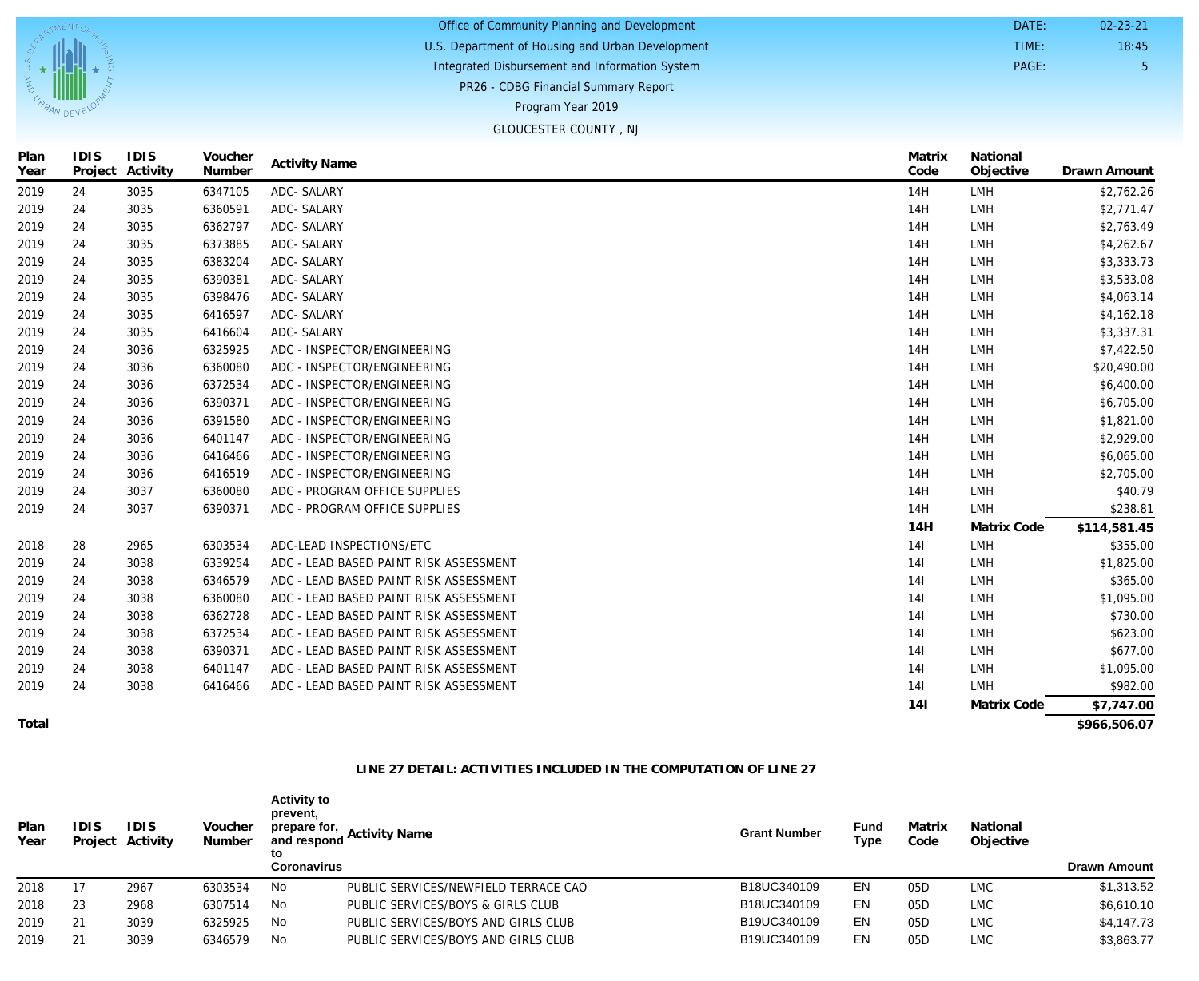| Plan Year | IDIS Project | IDIS Activity | Voucher Number | Activity Name | Matrix Code | National Objective | Drawn Amount |
|---|---|---|---|---|---|---|---|
| 2019 | 24 | 3035 | 6347105 | ADC- SALARY | 14H | LMH | $2,762.26 |
| 2019 | 24 | 3035 | 6360591 | ADC- SALARY | 14H | LMH | $2,771.47 |
| 2019 | 24 | 3035 | 6362797 | ADC- SALARY | 14H | LMH | $2,763.49 |
| 2019 | 24 | 3035 | 6373885 | ADC- SALARY | 14H | LMH | $4,262.67 |
| 2019 | 24 | 3035 | 6383204 | ADC- SALARY | 14H | LMH | $3,333.73 |
| 2019 | 24 | 3035 | 6390381 | ADC- SALARY | 14H | LMH | $3,533.08 |
| 2019 | 24 | 3035 | 6398476 | ADC- SALARY | 14H | LMH | $4,063.14 |
| 2019 | 24 | 3035 | 6416597 | ADC- SALARY | 14H | LMH | $4,162.18 |
| 2019 | 24 | 3035 | 6416604 | ADC- SALARY | 14H | LMH | $3,337.31 |
| 2019 | 24 | 3036 | 6325925 | ADC - INSPECTOR/ENGINEERING | 14H | LMH | $7,422.50 |
| 2019 | 24 | 3036 | 6360080 | ADC - INSPECTOR/ENGINEERING | 14H | LMH | $20,490.00 |
| 2019 | 24 | 3036 | 6372534 | ADC - INSPECTOR/ENGINEERING | 14H | LMH | $6,400.00 |
| 2019 | 24 | 3036 | 6390371 | ADC - INSPECTOR/ENGINEERING | 14H | LMH | $6,705.00 |
| 2019 | 24 | 3036 | 6391580 | ADC - INSPECTOR/ENGINEERING | 14H | LMH | $1,821.00 |
| 2019 | 24 | 3036 | 6401147 | ADC - INSPECTOR/ENGINEERING | 14H | LMH | $2,929.00 |
| 2019 | 24 | 3036 | 6416466 | ADC - INSPECTOR/ENGINEERING | 14H | LMH | $6,065.00 |
| 2019 | 24 | 3036 | 6416519 | ADC - INSPECTOR/ENGINEERING | 14H | LMH | $2,705.00 |
| 2019 | 24 | 3037 | 6360080 | ADC - PROGRAM OFFICE SUPPLIES | 14H | LMH | $40.79 |
| 2019 | 24 | 3037 | 6390371 | ADC - PROGRAM OFFICE SUPPLIES | 14H | LMH | $238.81 |
| | | | | | **14H** | **Matrix Code** | **$114,581.45** |
| 2018 | 28 | 2965 | 6303534 | ADC-LEAD INSPECTIONS/ETC | 14I | LMH | $355.00 |
| 2019 | 24 | 3038 | 6339254 | ADC - LEAD BASED PAINT RISK ASSESSMENT | 14I | LMH | $1,825.00 |
| 2019 | 24 | 3038 | 6346579 | ADC - LEAD BASED PAINT RISK ASSESSMENT | 14I | LMH | $365.00 |
| 2019 | 24 | 3038 | 6360080 | ADC - LEAD BASED PAINT RISK ASSESSMENT | 14I | LMH | $1,095.00 |
| 2019 | 24 | 3038 | 6362728 | ADC - LEAD BASED PAINT RISK ASSESSMENT | 14I | LMH | $730.00 |
| 2019 | 24 | 3038 | 6372534 | ADC - LEAD BASED PAINT RISK ASSESSMENT | 14I | LMH | $623.00 |
| 2019 | 24 | 3038 | 6390371 | ADC - LEAD BASED PAINT RISK ASSESSMENT | 14I | LMH | $677.00 |
| 2019 | 24 | 3038 | 6401147 | ADC - LEAD BASED PAINT RISK ASSESSMENT | 14I | LMH | $1,095.00 |
| 2019 | 24 | 3038 | 6416466 | ADC - LEAD BASED PAINT RISK ASSESSMENT | 14I | LMH | $982.00 |
| | | | | | **14I** | **Matrix Code** | **$7,747.00** |
| **Total** | | | | | | | **$966,506.07** |

## LINE 27 DETAIL: ACTIVITIES INCLUDED IN THE COMPUTATION OF LINE 27

| Plan Year | IDIS Project | IDIS Activity | Voucher Number | Activity to prevent, prepare for, and respond to Coronavirus | Activity Name | Grant Number | Fund Type | Matrix Code | National Objective | Drawn Amount |
|---|---|---|---|---|---|---|---|---|---|---|
| 2018 | 17 | 2967 | 6303534 | No | PUBLIC SERVICES/NEWFIELD TERRACE CAO | B18UC340109 | EN | 05D | LMC | $1,313.52 |
| 2018 | 23 | 2968 | 6307514 | No | PUBLIC SERVICES/BOYS & GIRLS CLUB | B18UC340109 | EN | 05D | LMC | $6,610.10 |
| 2019 | 21 | 3039 | 6325925 | No | PUBLIC SERVICES/BOYS AND GIRLS CLUB | B19UC340109 | EN | 05D | LMC | $4,147.73 |
| 2019 | 21 | 3039 | 6346579 | No | PUBLIC SERVICES/BOYS AND GIRLS CLUB | B19UC340109 | EN | 05D | LMC | $3,863.77 |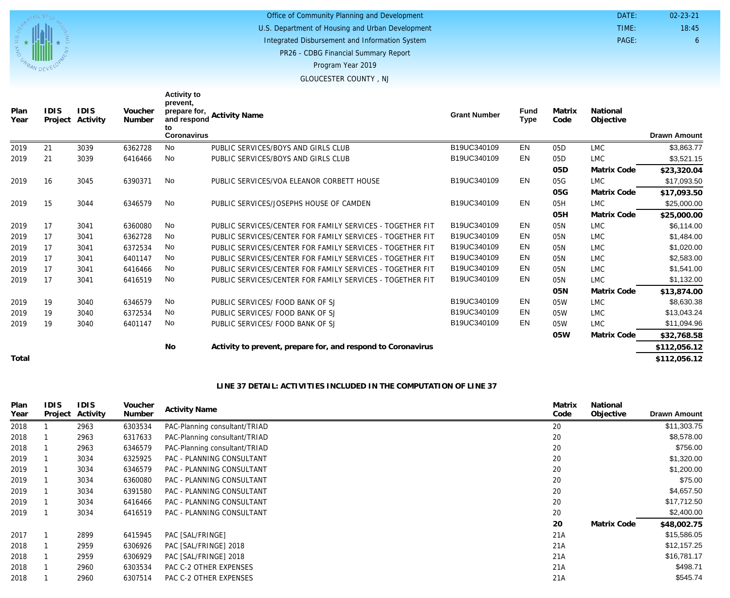Office of Community Planning and Development
U.S. Department of Housing and Urban Development
Integrated Disbursement and Information System
PR26 - CDBG Financial Summary Report
Program Year 2019
GLOUCESTER COUNTY , NJ

DATE: 02-23-21
TIME: 18:45
PAGE: 6

| Plan Year | IDIS Project | IDIS Activity | Voucher Number | Activity to prevent, prepare for, and respond to Coronavirus | Activity Name | Grant Number | Fund Type | Matrix Code | National Objective | Drawn Amount |
|---|---|---|---|---|---|---|---|---|---|---|
| 2019 | 21 | 3039 | 6362728 | No | PUBLIC SERVICES/BOYS AND GIRLS CLUB | B19UC340109 | EN | 05D | LMC | $3,863.77 |
| 2019 | 21 | 3039 | 6416466 | No | PUBLIC SERVICES/BOYS AND GIRLS CLUB | B19UC340109 | EN | 05D | LMC | $3,521.15 |
| | | | | | | | | **05D** | **Matrix Code** | **$23,320.04** |
| 2019 | 16 | 3045 | 6390371 | No | PUBLIC SERVICES/VOA ELEANOR CORBETT HOUSE | B19UC340109 | EN | 05G | LMC | $17,093.50 |
| | | | | | | | | **05G** | **Matrix Code** | **$17,093.50** |
| 2019 | 15 | 3044 | 6346579 | No | PUBLIC SERVICES/JOSEPHS HOUSE OF CAMDEN | B19UC340109 | EN | 05H | LMC | $25,000.00 |
| | | | | | | | | **05H** | **Matrix Code** | **$25,000.00** |
| 2019 | 17 | 3041 | 6360080 | No | PUBLIC SERVICES/CENTER FOR FAMILY SERVICES - TOGETHER FIT | B19UC340109 | EN | 05N | LMC | $6,114.00 |
| 2019 | 17 | 3041 | 6362728 | No | PUBLIC SERVICES/CENTER FOR FAMILY SERVICES - TOGETHER FIT | B19UC340109 | EN | 05N | LMC | $1,484.00 |
| 2019 | 17 | 3041 | 6372534 | No | PUBLIC SERVICES/CENTER FOR FAMILY SERVICES - TOGETHER FIT | B19UC340109 | EN | 05N | LMC | $1,020.00 |
| 2019 | 17 | 3041 | 6401147 | No | PUBLIC SERVICES/CENTER FOR FAMILY SERVICES - TOGETHER FIT | B19UC340109 | EN | 05N | LMC | $2,583.00 |
| 2019 | 17 | 3041 | 6416466 | No | PUBLIC SERVICES/CENTER FOR FAMILY SERVICES - TOGETHER FIT | B19UC340109 | EN | 05N | LMC | $1,541.00 |
| 2019 | 17 | 3041 | 6416519 | No | PUBLIC SERVICES/CENTER FOR FAMILY SERVICES - TOGETHER FIT | B19UC340109 | EN | 05N | LMC | $1,132.00 |
| | | | | | | | | **05N** | **Matrix Code** | **$13,874.00** |
| 2019 | 19 | 3040 | 6346579 | No | PUBLIC SERVICES/ FOOD BANK OF SJ | B19UC340109 | EN | 05W | LMC | $8,630.38 |
| 2019 | 19 | 3040 | 6372534 | No | PUBLIC SERVICES/ FOOD BANK OF SJ | B19UC340109 | EN | 05W | LMC | $13,043.24 |
| 2019 | 19 | 3040 | 6401147 | No | PUBLIC SERVICES/ FOOD BANK OF SJ | B19UC340109 | EN | 05W | LMC | $11,094.96 |
| | | | | | | | | **05W** | **Matrix Code** | **$32,768.58** |
| | | | | **No** | **Activity to prevent, prepare for, and respond to Coronavirus** | | | | | **$112,056.12** |
| **Total** | | | | | | | | | | **$112,056.12** |

**LINE 37 DETAIL: ACTIVITIES INCLUDED IN THE COMPUTATION OF LINE 37**

| Plan Year | IDIS Project | IDIS Activity | Voucher Number | Activity Name | Matrix Code | National Objective | Drawn Amount |
|---|---|---|---|---|---|---|---|
| 2018 | 1 | 2963 | 6303534 | PAC-Planning consultant/TRIAD | 20 | | $11,303.75 |
| 2018 | 1 | 2963 | 6317633 | PAC-Planning consultant/TRIAD | 20 | | $8,578.00 |
| 2018 | 1 | 2963 | 6346579 | PAC-Planning consultant/TRIAD | 20 | | $756.00 |
| 2019 | 1 | 3034 | 6325925 | PAC - PLANNING CONSULTANT | 20 | | $1,320.00 |
| 2019 | 1 | 3034 | 6346579 | PAC - PLANNING CONSULTANT | 20 | | $1,200.00 |
| 2019 | 1 | 3034 | 6360080 | PAC - PLANNING CONSULTANT | 20 | | $75.00 |
| 2019 | 1 | 3034 | 6391580 | PAC - PLANNING CONSULTANT | 20 | | $4,657.50 |
| 2019 | 1 | 3034 | 6416466 | PAC - PLANNING CONSULTANT | 20 | | $17,712.50 |
| 2019 | 1 | 3034 | 6416519 | PAC - PLANNING CONSULTANT | 20 | | $2,400.00 |
| | | | | | **20** | **Matrix Code** | **$48,002.75** |
| 2017 | 1 | 2899 | 6415945 | PAC [SAL/FRINGE] | 21A | | $15,586.05 |
| 2018 | 1 | 2959 | 6306926 | PAC [SAL/FRINGE] 2018 | 21A | | $12,157.25 |
| 2018 | 1 | 2959 | 6306929 | PAC [SAL/FRINGE] 2018 | 21A | | $16,781.17 |
| 2018 | 1 | 2960 | 6303534 | PAC C-2 OTHER EXPENSES | 21A | | $498.71 |
| 2018 | 1 | 2960 | 6307514 | PAC C-2 OTHER EXPENSES | 21A | | $545.74 |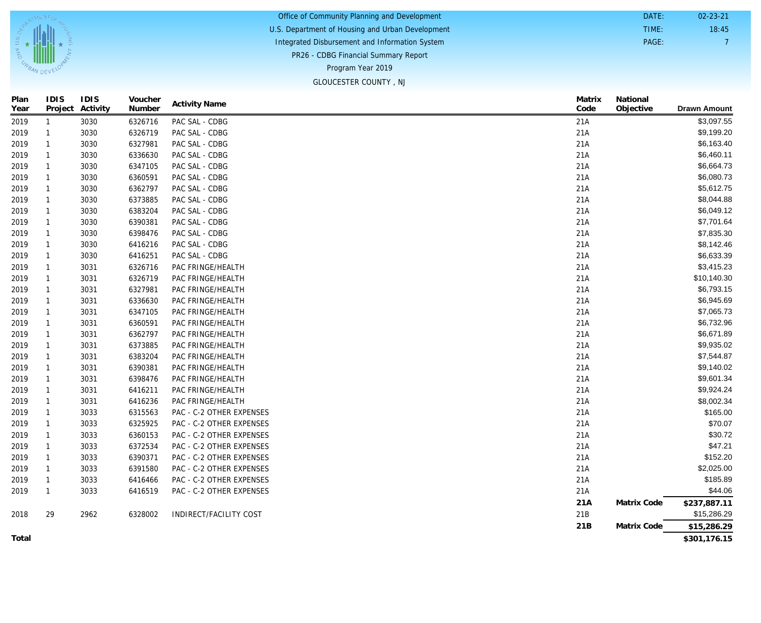Office of Community Planning and Development
U.S. Department of Housing and Urban Development
Integrated Disbursement and Information System
PR26 - CDBG Financial Summary Report
Program Year 2019
GLOUCESTER COUNTY , NJ

DATE: 02-23-21
TIME: 18:45
PAGE: 7

| Plan Year | IDIS Project | IDIS Activity | Voucher Number | Activity Name | Matrix Code | National Objective | Drawn Amount |
|---|---|---|---|---|---|---|---|
| 2019 | 1 | 3030 | 6326716 | PAC SAL - CDBG | 21A | | $3,097.55 |
| 2019 | 1 | 3030 | 6326719 | PAC SAL - CDBG | 21A | | $9,199.20 |
| 2019 | 1 | 3030 | 6327981 | PAC SAL - CDBG | 21A | | $6,163.40 |
| 2019 | 1 | 3030 | 6336630 | PAC SAL - CDBG | 21A | | $6,460.11 |
| 2019 | 1 | 3030 | 6347105 | PAC SAL - CDBG | 21A | | $6,664.73 |
| 2019 | 1 | 3030 | 6360591 | PAC SAL - CDBG | 21A | | $6,080.73 |
| 2019 | 1 | 3030 | 6362797 | PAC SAL - CDBG | 21A | | $5,612.75 |
| 2019 | 1 | 3030 | 6373885 | PAC SAL - CDBG | 21A | | $8,044.88 |
| 2019 | 1 | 3030 | 6383204 | PAC SAL - CDBG | 21A | | $6,049.12 |
| 2019 | 1 | 3030 | 6390381 | PAC SAL - CDBG | 21A | | $7,701.64 |
| 2019 | 1 | 3030 | 6398476 | PAC SAL - CDBG | 21A | | $7,835.30 |
| 2019 | 1 | 3030 | 6416216 | PAC SAL - CDBG | 21A | | $8,142.46 |
| 2019 | 1 | 3030 | 6416251 | PAC SAL - CDBG | 21A | | $6,633.39 |
| 2019 | 1 | 3031 | 6326716 | PAC FRINGE/HEALTH | 21A | | $3,415.23 |
| 2019 | 1 | 3031 | 6326719 | PAC FRINGE/HEALTH | 21A | | $10,140.30 |
| 2019 | 1 | 3031 | 6327981 | PAC FRINGE/HEALTH | 21A | | $6,793.15 |
| 2019 | 1 | 3031 | 6336630 | PAC FRINGE/HEALTH | 21A | | $6,945.69 |
| 2019 | 1 | 3031 | 6347105 | PAC FRINGE/HEALTH | 21A | | $7,065.73 |
| 2019 | 1 | 3031 | 6360591 | PAC FRINGE/HEALTH | 21A | | $6,732.96 |
| 2019 | 1 | 3031 | 6362797 | PAC FRINGE/HEALTH | 21A | | $6,671.89 |
| 2019 | 1 | 3031 | 6373885 | PAC FRINGE/HEALTH | 21A | | $9,935.02 |
| 2019 | 1 | 3031 | 6383204 | PAC FRINGE/HEALTH | 21A | | $7,544.87 |
| 2019 | 1 | 3031 | 6390381 | PAC FRINGE/HEALTH | 21A | | $9,140.02 |
| 2019 | 1 | 3031 | 6398476 | PAC FRINGE/HEALTH | 21A | | $9,601.34 |
| 2019 | 1 | 3031 | 6416211 | PAC FRINGE/HEALTH | 21A | | $9,924.24 |
| 2019 | 1 | 3031 | 6416236 | PAC FRINGE/HEALTH | 21A | | $8,002.34 |
| 2019 | 1 | 3033 | 6315563 | PAC - C-2 OTHER EXPENSES | 21A | | $165.00 |
| 2019 | 1 | 3033 | 6325925 | PAC - C-2 OTHER EXPENSES | 21A | | $70.07 |
| 2019 | 1 | 3033 | 6360153 | PAC - C-2 OTHER EXPENSES | 21A | | $30.72 |
| 2019 | 1 | 3033 | 6372534 | PAC - C-2 OTHER EXPENSES | 21A | | $47.21 |
| 2019 | 1 | 3033 | 6390371 | PAC - C-2 OTHER EXPENSES | 21A | | $152.20 |
| 2019 | 1 | 3033 | 6391580 | PAC - C-2 OTHER EXPENSES | 21A | | $2,025.00 |
| 2019 | 1 | 3033 | 6416466 | PAC - C-2 OTHER EXPENSES | 21A | | $185.89 |
| 2019 | 1 | 3033 | 6416519 | PAC - C-2 OTHER EXPENSES | 21A | | $44.06 |
| | | | | | **21A** | **Matrix Code** | **$237,887.11** |
| 2018 | 29 | 2962 | 6328002 | INDIRECT/FACILITY COST | 21B | | $15,286.29 |
| | | | | | **21B** | **Matrix Code** | **$15,286.29** |
| **Total** | | | | | | | **$301,176.15** |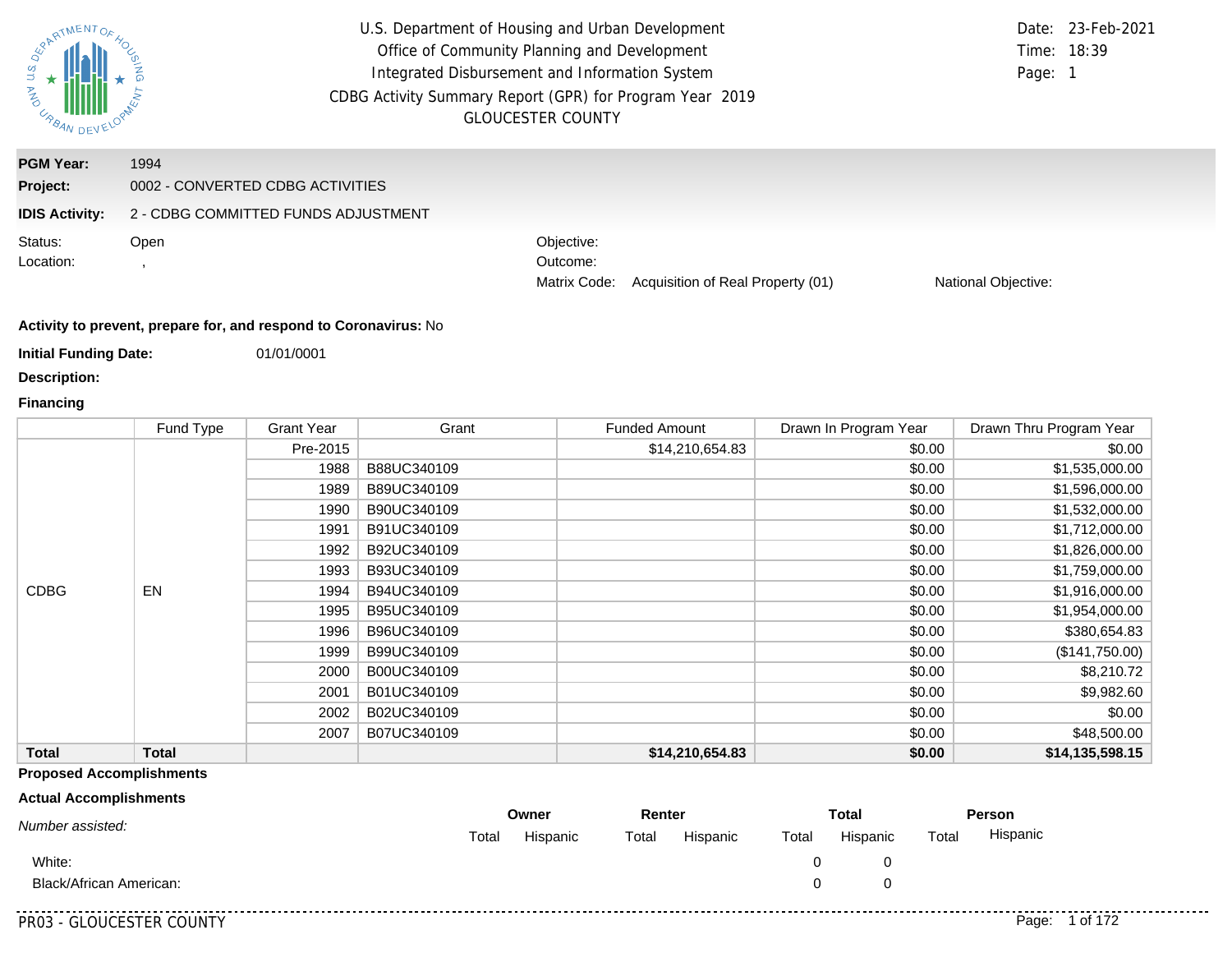U.S. Department of Housing and Urban Development
Office of Community Planning and Development
Integrated Disbursement and Information System
CDBG Activity Summary Report (GPR) for Program Year 2019
GLOUCESTER COUNTY

Date: 23-Feb-2021
Time: 18:39
Page: 1

**PGM Year:** 1994
**Project:** 0002 - CONVERTED CDBG ACTIVITIES
**IDIS Activity:** 2 - CDBG COMMITTED FUNDS ADJUSTMENT

Status: Open
Location: ,

Objective:
Outcome:
Matrix Code: Acquisition of Real Property (01)
National Objective:

**Activity to prevent, prepare for, and respond to Coronavirus:** No

**Initial Funding Date:** 01/01/0001

**Description:**

**Financing**

| | Fund Type | Grant Year | Grant | Funded Amount | Drawn In Program Year | Drawn Thru Program Year |
|---|---|---|---|---|---|---|
| CDBG | EN | Pre-2015 | | $14,210,654.83 | $0.00 | $0.00 |
| | | 1988 | B88UC340109 | | $0.00 | $1,535,000.00 |
| | | 1989 | B89UC340109 | | $0.00 | $1,596,000.00 |
| | | 1990 | B90UC340109 | | $0.00 | $1,532,000.00 |
| | | 1991 | B91UC340109 | | $0.00 | $1,712,000.00 |
| | | 1992 | B92UC340109 | | $0.00 | $1,826,000.00 |
| | | 1993 | B93UC340109 | | $0.00 | $1,759,000.00 |
| | | 1994 | B94UC340109 | | $0.00 | $1,916,000.00 |
| | | 1995 | B95UC340109 | | $0.00 | $1,954,000.00 |
| | | 1996 | B96UC340109 | | $0.00 | $380,654.83 |
| | | 1999 | B99UC340109 | | $0.00 | ($141,750.00) |
| | | 2000 | B00UC340109 | | $0.00 | $8,210.72 |
| | | 2001 | B01UC340109 | | $0.00 | $9,982.60 |
| | | 2002 | B02UC340109 | | $0.00 | $0.00 |
| | | 2007 | B07UC340109 | | $0.00 | $48,500.00 |
| **Total** | **Total** | | | **$14,210,654.83** | **$0.00** | **$14,135,598.15** |

**Proposed Accomplishments**

**Actual Accomplishments**

| *Number assisted:* | Owner | | Renter | | Total | | Person | |
|---|---|---|---|---|---|---|---|---|
| | Total | Hispanic | Total | Hispanic | Total | Hispanic | Total | Hispanic |
| White: | | | | | 0 | 0 | | |
| Black/African American: | | | | | 0 | 0 | | |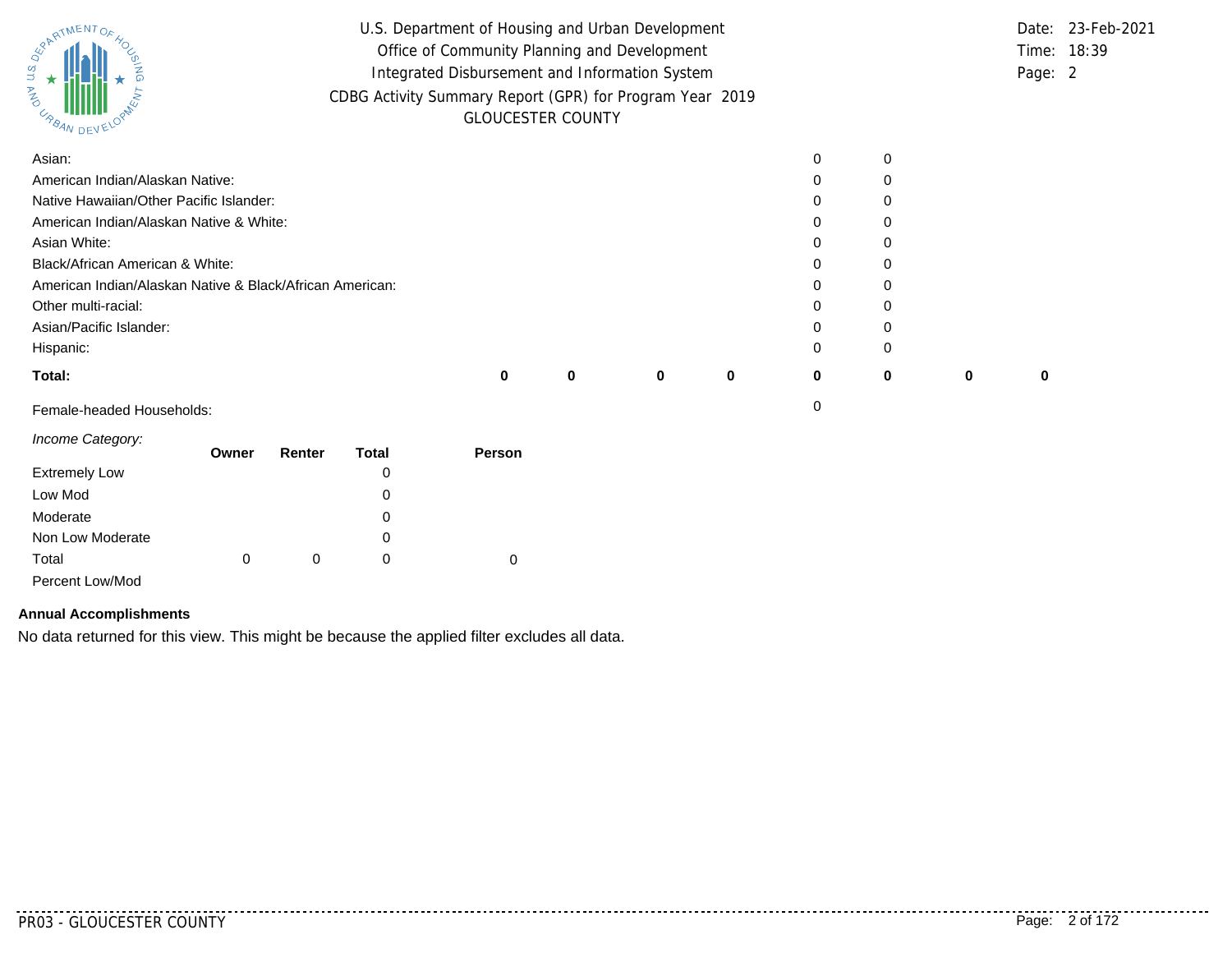| | | | | | | | | |
|---|---|---|---|---|---|---|---|---|
| Asian: | | | | | 0 | 0 | | |
| American Indian/Alaskan Native: | | | | | 0 | 0 | | |
| Native Hawaiian/Other Pacific Islander: | | | | | 0 | 0 | | |
| American Indian/Alaskan Native & White: | | | | | 0 | 0 | | |
| Asian White: | | | | | 0 | 0 | | |
| Black/African American & White: | | | | | 0 | 0 | | |
| American Indian/Alaskan Native & Black/African American: | | | | | 0 | 0 | | |
| Other multi-racial: | | | | | 0 | 0 | | |
| Asian/Pacific Islander: | | | | | 0 | 0 | | |
| Hispanic: | | | | | 0 | 0 | | |
| **Total:** | **0** | **0** | **0** | **0** | **0** | **0** | **0** | **0** |

Female-headed Households: 0

*Income Category:*

| | Owner | Renter | Total | Person |
|---|---|---|---|---|
| Extremely Low | | | 0 | |
| Low Mod | | | 0 | |
| Moderate | | | 0 | |
| Non Low Moderate | | | 0 | |
| Total | 0 | 0 | 0 | 0 |
| Percent Low/Mod | | | | |

**Annual Accomplishments**

No data returned for this view. This might be because the applied filter excludes all data.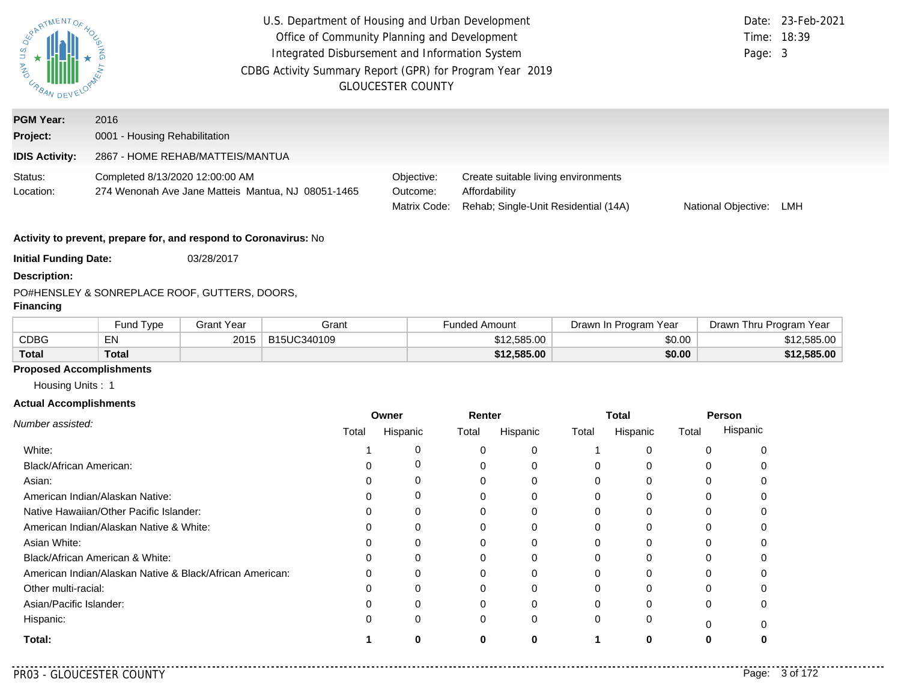U.S. Department of Housing and Urban Development
Office of Community Planning and Development
Integrated Disbursement and Information System
CDBG Activity Summary Report (GPR) for Program Year 2019
GLOUCESTER COUNTY

Date: 23-Feb-2021
Time: 18:39
Page: 3

**PGM Year:** 2016

**Project:** 0001 - Housing Rehabilitation

**IDIS Activity:** 2867 - HOME REHAB/MATTEIS/MANTUA

Status: Completed 8/13/2020 12:00:00 AM
Location: 274 Wenonah Ave Jane Matteis Mantua, NJ 08051-1465

Objective: Create suitable living environments
Outcome: Affordability
Matrix Code: Rehab; Single-Unit Residential (14A)
National Objective: LMH

**Activity to prevent, prepare for, and respond to Coronavirus:** No

**Initial Funding Date:** 03/28/2017

**Description:**

PO#HENSLEY & SONREPLACE ROOF, GUTTERS, DOORS,

**Financing**

| | Fund Type | Grant Year | Grant | Funded Amount | Drawn In Program Year | Drawn Thru Program Year |
|---|---|---|---|---|---|---|
| CDBG | EN | 2015 | B15UC340109 | $12,585.00 | $0.00 | $12,585.00 |
| **Total** | **Total** | | | **$12,585.00** | **$0.00** | **$12,585.00** |

**Proposed Accomplishments**

Housing Units : 1

**Actual Accomplishments**

| *Number assisted:* | Owner | | Renter | | Total | | Person | |
|---|---|---|---|---|---|---|---|---|
| | Total | Hispanic | Total | Hispanic | Total | Hispanic | Total | Hispanic |
| White: | 1 | 0 | 0 | 0 | 1 | 0 | 0 | 0 |
| Black/African American: | 0 | 0 | 0 | 0 | 0 | 0 | 0 | 0 |
| Asian: | 0 | 0 | 0 | 0 | 0 | 0 | 0 | 0 |
| American Indian/Alaskan Native: | 0 | 0 | 0 | 0 | 0 | 0 | 0 | 0 |
| Native Hawaiian/Other Pacific Islander: | 0 | 0 | 0 | 0 | 0 | 0 | 0 | 0 |
| American Indian/Alaskan Native & White: | 0 | 0 | 0 | 0 | 0 | 0 | 0 | 0 |
| Asian White: | 0 | 0 | 0 | 0 | 0 | 0 | 0 | 0 |
| Black/African American & White: | 0 | 0 | 0 | 0 | 0 | 0 | 0 | 0 |
| American Indian/Alaskan Native & Black/African American: | 0 | 0 | 0 | 0 | 0 | 0 | 0 | 0 |
| Other multi-racial: | 0 | 0 | 0 | 0 | 0 | 0 | 0 | 0 |
| Asian/Pacific Islander: | 0 | 0 | 0 | 0 | 0 | 0 | 0 | 0 |
| Hispanic: | 0 | 0 | 0 | 0 | 0 | 0 | 0 | 0 |
| **Total:** | **1** | **0** | **0** | **0** | **1** | **0** | **0** | **0** |

PR03 - GLOUCESTER COUNTY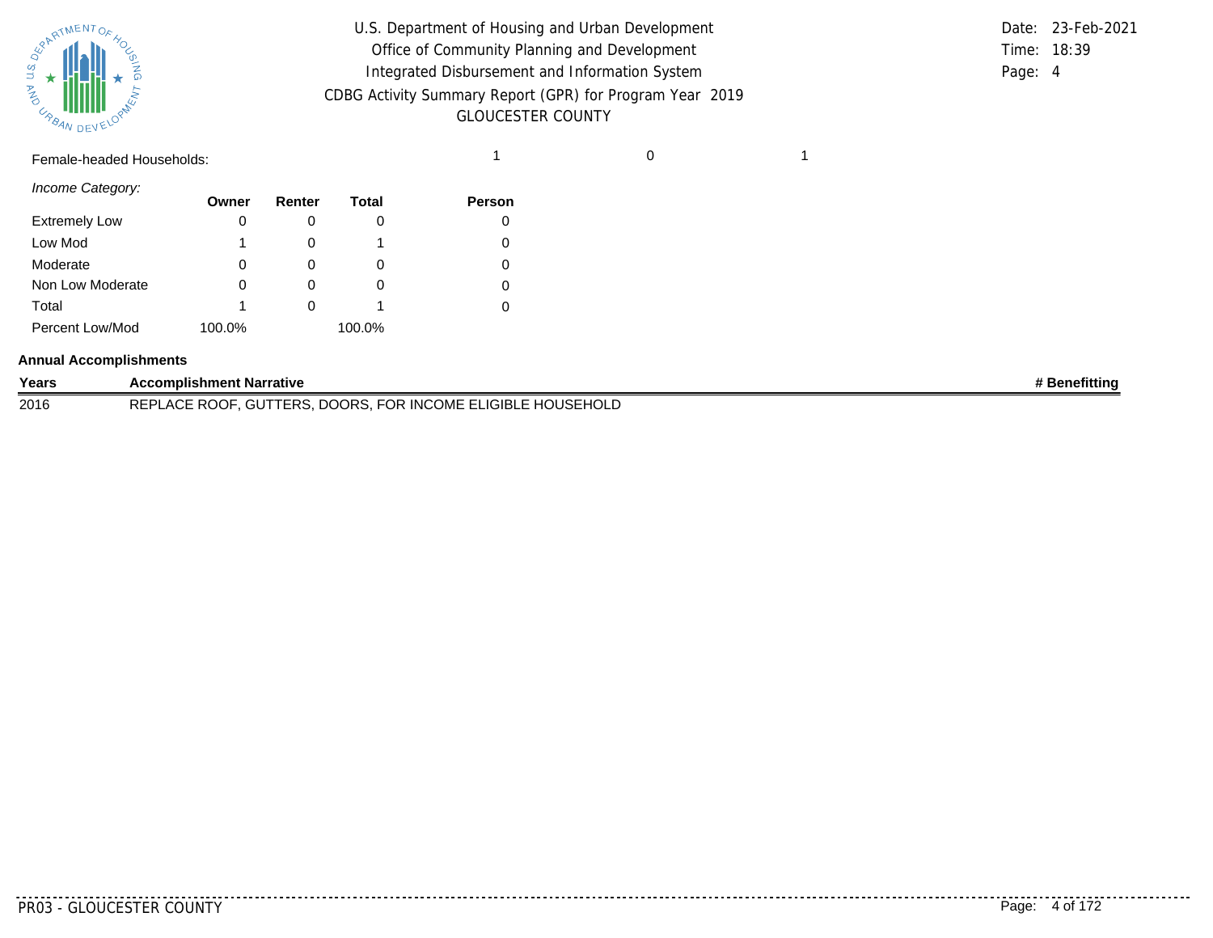Female-headed Households: 1 0 1

*Income Category:*

| | Owner | Renter | Total | Person |
|---|---|---|---|---|
| Extremely Low | 0 | 0 | 0 | 0 |
| Low Mod | 1 | 0 | 1 | 0 |
| Moderate | 0 | 0 | 0 | 0 |
| Non Low Moderate | 0 | 0 | 0 | 0 |
| Total | 1 | 0 | 1 | 0 |
| Percent Low/Mod | 100.0% | | 100.0% | |

**Annual Accomplishments**

| Years | Accomplishment Narrative | # Benefitting |
|---|---|---|
| 2016 | REPLACE ROOF, GUTTERS, DOORS, FOR INCOME ELIGIBLE HOUSEHOLD | |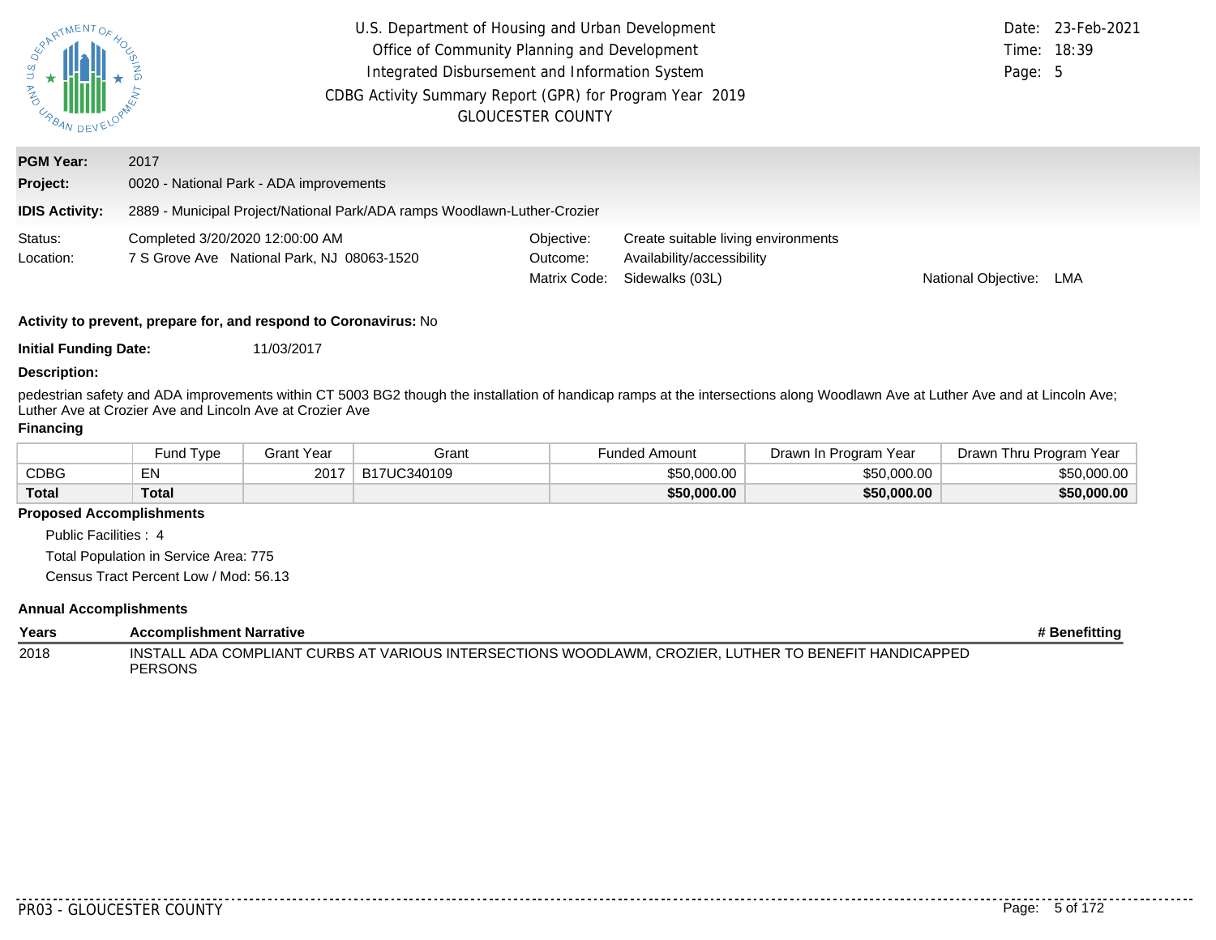U.S. Department of Housing and Urban Development
Office of Community Planning and Development
Integrated Disbursement and Information System
CDBG Activity Summary Report (GPR) for Program Year 2019
GLOUCESTER COUNTY

Date: 23-Feb-2021
Time: 18:39

**PGM Year:** 2017
**Project:** 0020 - National Park - ADA improvements
**IDIS Activity:** 2889 - Municipal Project/National Park/ADA ramps Woodlawn-Luther-Crozier

Status: Completed 3/20/2020 12:00:00 AM
Location: 7 S Grove Ave National Park, NJ 08063-1520

Objective: Create suitable living environments
Outcome: Availability/accessibility
Matrix Code: Sidewalks (03L)
National Objective: LMA

**Activity to prevent, prepare for, and respond to Coronavirus:** No

**Initial Funding Date:** 11/03/2017

**Description:**

pedestrian safety and ADA improvements within CT 5003 BG2 though the installation of handicap ramps at the intersections along Woodlawn Ave at Luther Ave and at Lincoln Ave; Luther Ave at Crozier Ave and Lincoln Ave at Crozier Ave

**Financing**

| | Fund Type | Grant Year | Grant | Funded Amount | Drawn In Program Year | Drawn Thru Program Year |
|---|---|---|---|---|---|---|
| CDBG | EN | 2017 | B17UC340109 | $50,000.00 | $50,000.00 | $50,000.00 |
| **Total** | **Total** | | | **$50,000.00** | **$50,000.00** | **$50,000.00** |

**Proposed Accomplishments**

Public Facilities : 4
Total Population in Service Area: 775
Census Tract Percent Low / Mod: 56.13

**Annual Accomplishments**

| Years | Accomplishment Narrative | # Benefitting |
|---|---|---|
| 2018 | INSTALL ADA COMPLIANT CURBS AT VARIOUS INTERSECTIONS WOODLAWM, CROZIER, LUTHER TO BENEFIT HANDICAPPED PERSONS | |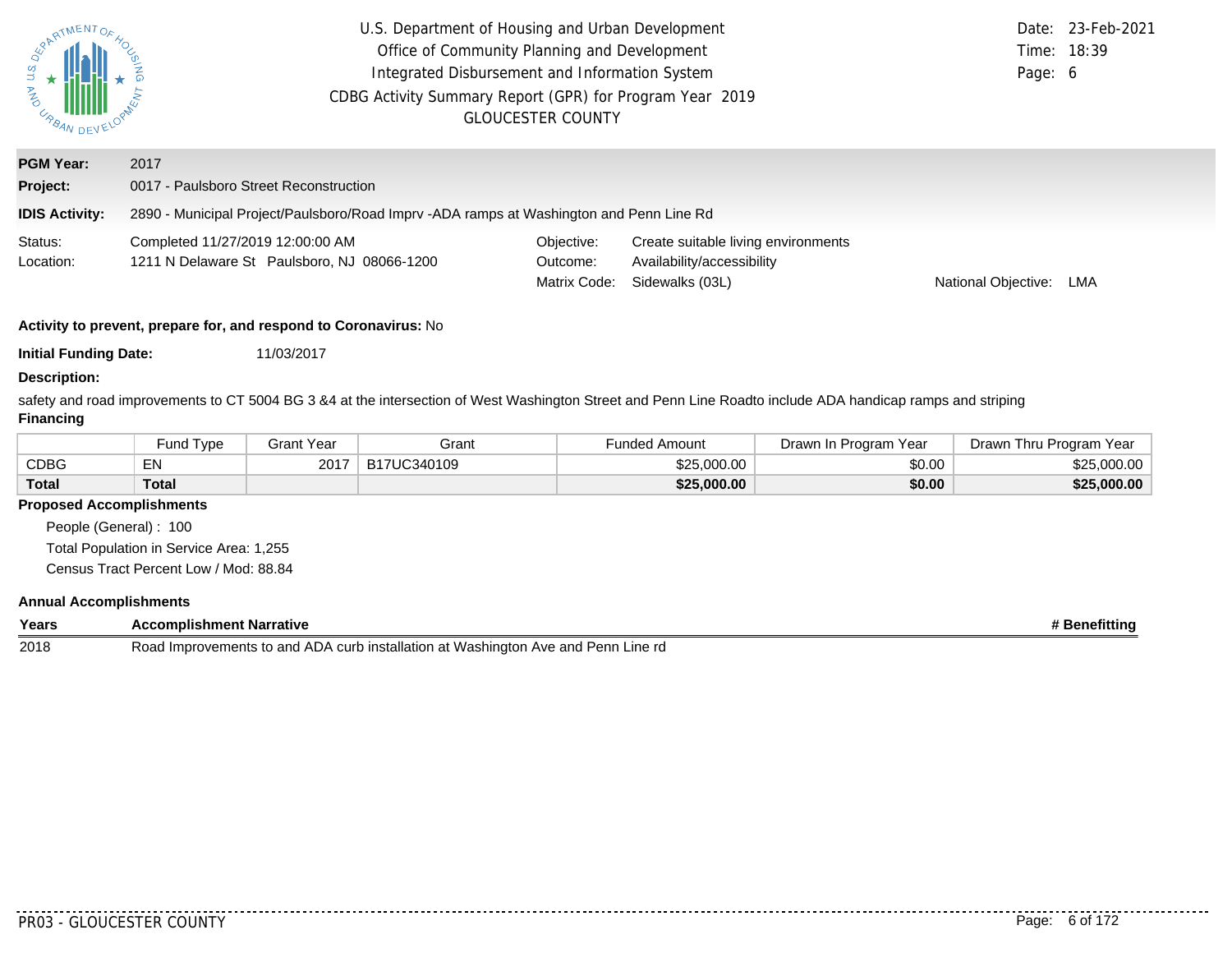U.S. Department of Housing and Urban Development
Office of Community Planning and Development
Integrated Disbursement and Information System
CDBG Activity Summary Report (GPR) for Program Year 2019
GLOUCESTER COUNTY

Date: 23-Feb-2021
Time: 18:39

**PGM Year:** 2017

**Project:** 0017 - Paulsboro Street Reconstruction

**IDIS Activity:** 2890 - Municipal Project/Paulsboro/Road Imprv -ADA ramps at Washington and Penn Line Rd

Status: Completed 11/27/2019 12:00:00 AM
Location: 1211 N Delaware St Paulsboro, NJ 08066-1200

Objective: Create suitable living environments
Outcome: Availability/accessibility
Matrix Code: Sidewalks (03L)
National Objective: LMA

**Activity to prevent, prepare for, and respond to Coronavirus:** No

**Initial Funding Date:** 11/03/2017

**Description:**

safety and road improvements to CT 5004 BG 3 &4 at the intersection of West Washington Street and Penn Line Roadto include ADA handicap ramps and striping

**Financing**

| | Fund Type | Grant Year | Grant | Funded Amount | Drawn In Program Year | Drawn Thru Program Year |
|---|---|---|---|---|---|---|
| CDBG | EN | 2017 | B17UC340109 | $25,000.00 | $0.00 | $25,000.00 |
| **Total** | **Total** | | | **$25,000.00** | **$0.00** | **$25,000.00** |

**Proposed Accomplishments**

People (General) : 100
Total Population in Service Area: 1,255
Census Tract Percent Low / Mod: 88.84

**Annual Accomplishments**

| Years | Accomplishment Narrative | # Benefitting |
|---|---|---|
| 2018 | Road Improvements to and ADA curb installation at Washington Ave and Penn Line rd | |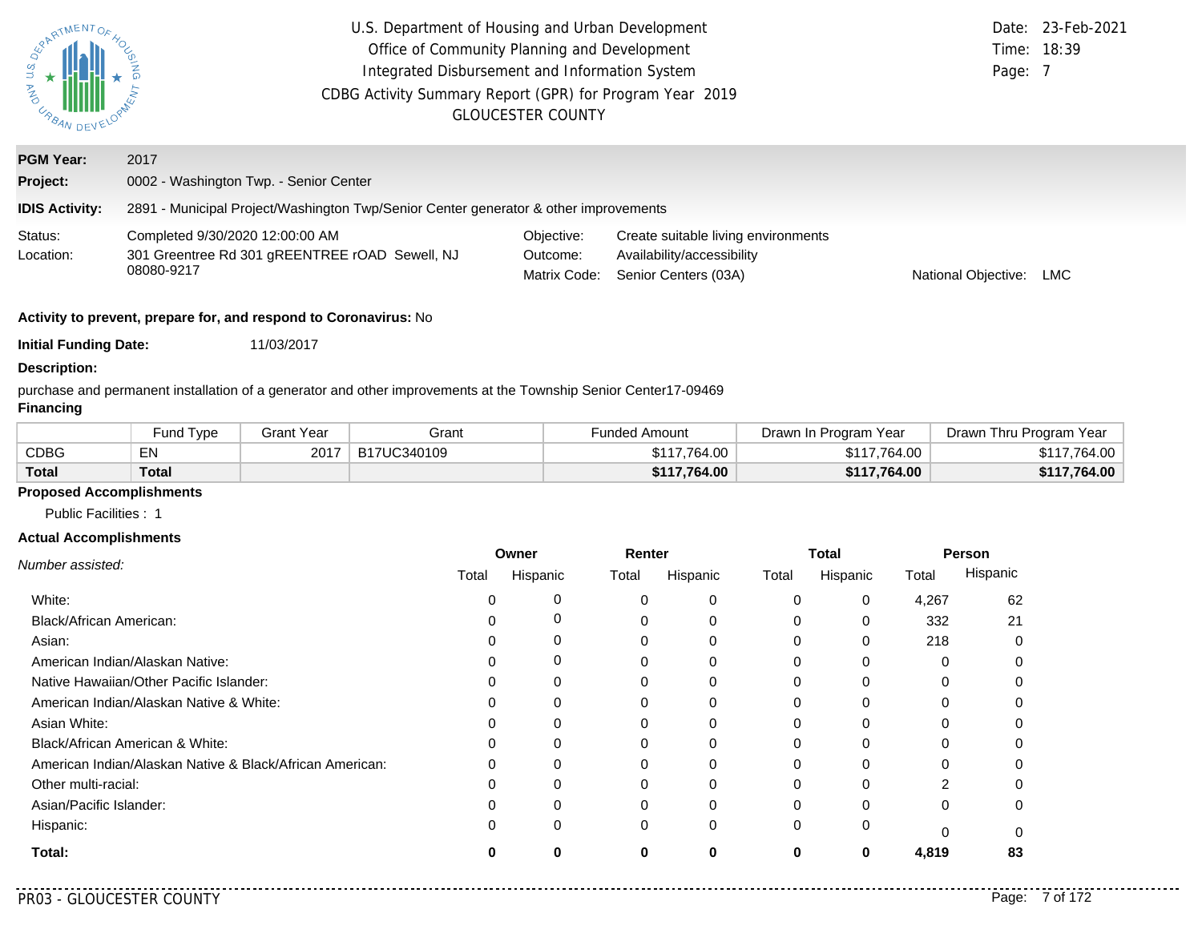U.S. Department of Housing and Urban Development
Office of Community Planning and Development
Integrated Disbursement and Information System
CDBG Activity Summary Report (GPR) for Program Year 2019
GLOUCESTER COUNTY

Date: 23-Feb-2021
Time: 18:39
Page: 7

**PGM Year:** 2017
**Project:** 0002 - Washington Twp. - Senior Center
**IDIS Activity:** 2891 - Municipal Project/Washington Twp/Senior Center generator & other improvements

Status: Completed 9/30/2020 12:00:00 AM
Location: 301 Greentree Rd 301 gREENTREE rOAD Sewell, NJ 08080-9217

Objective: Create suitable living environments
Outcome: Availability/accessibility
Matrix Code: Senior Centers (03A)
National Objective: LMC

**Activity to prevent, prepare for, and respond to Coronavirus:** No

**Initial Funding Date:** 11/03/2017

**Description:**

purchase and permanent installation of a generator and other improvements at the Township Senior Center17-09469

**Financing**

| | Fund Type | Grant Year | Grant | Funded Amount | Drawn In Program Year | Drawn Thru Program Year |
|---|---|---|---|---|---|---|
| CDBG | EN | 2017 | B17UC340109 | $117,764.00 | $117,764.00 | $117,764.00 |
| **Total** | **Total** | | | **$117,764.00** | **$117,764.00** | **$117,764.00** |

**Proposed Accomplishments**

Public Facilities : 1

**Actual Accomplishments**

| *Number assisted:* | Owner | | Renter | | Total | | Person | |
|---|---|---|---|---|---|---|---|---|
| | Total | Hispanic | Total | Hispanic | Total | Hispanic | Total | Hispanic |
| White: | 0 | 0 | 0 | 0 | 0 | 0 | 4,267 | 62 |
| Black/African American: | 0 | 0 | 0 | 0 | 0 | 0 | 332 | 21 |
| Asian: | 0 | 0 | 0 | 0 | 0 | 0 | 218 | 0 |
| American Indian/Alaskan Native: | 0 | 0 | 0 | 0 | 0 | 0 | 0 | 0 |
| Native Hawaiian/Other Pacific Islander: | 0 | 0 | 0 | 0 | 0 | 0 | 0 | 0 |
| American Indian/Alaskan Native & White: | 0 | 0 | 0 | 0 | 0 | 0 | 0 | 0 |
| Asian White: | 0 | 0 | 0 | 0 | 0 | 0 | 0 | 0 |
| Black/African American & White: | 0 | 0 | 0 | 0 | 0 | 0 | 0 | 0 |
| American Indian/Alaskan Native & Black/African American: | 0 | 0 | 0 | 0 | 0 | 0 | 0 | 0 |
| Other multi-racial: | 0 | 0 | 0 | 0 | 0 | 0 | 2 | 0 |
| Asian/Pacific Islander: | 0 | 0 | 0 | 0 | 0 | 0 | 0 | 0 |
| Hispanic: | 0 | 0 | 0 | 0 | 0 | 0 | 0 | 0 |
| **Total:** | **0** | **0** | **0** | **0** | **0** | **0** | **4,819** | **83** |

PR03 - GLOUCESTER COUNTY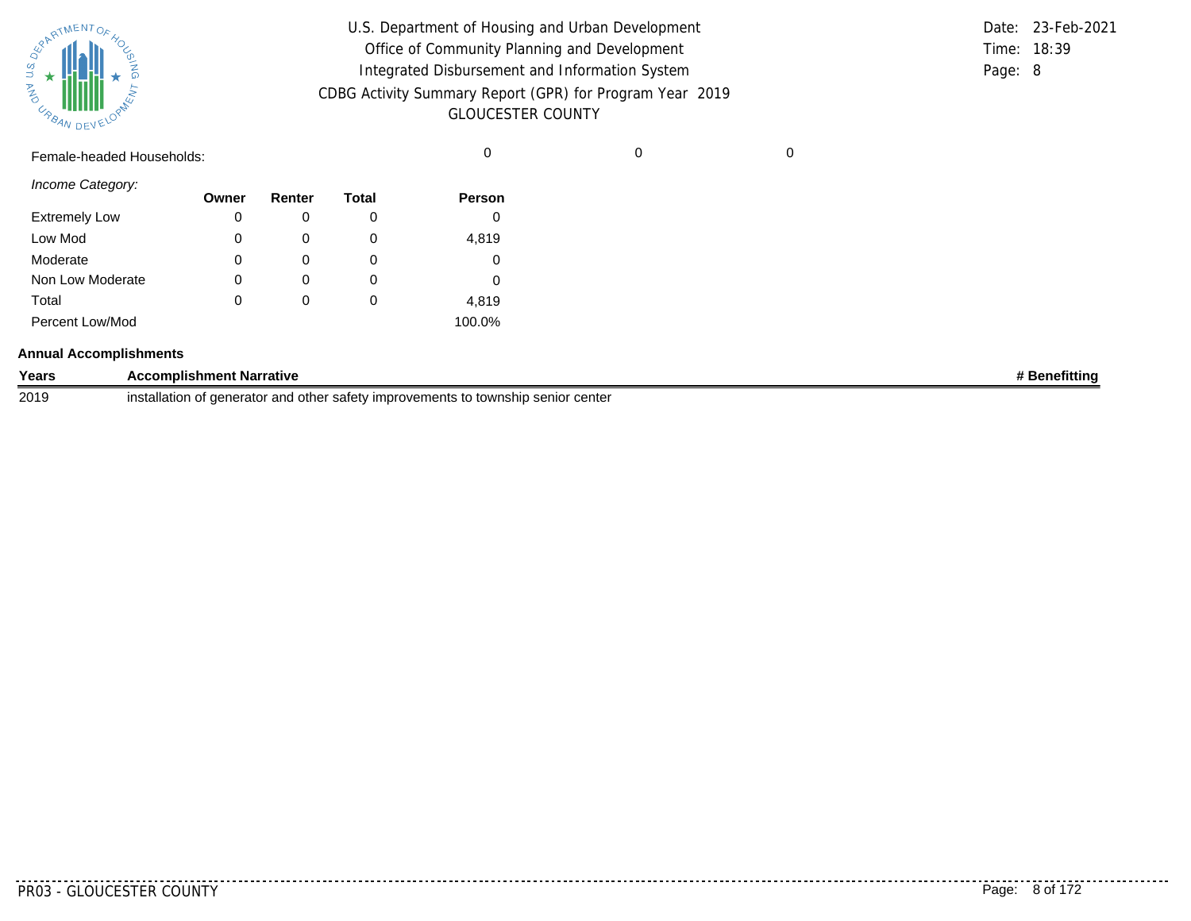| | | | | | | |
|---|---|---|---|---|---|---|
| Female-headed Households: | | | | 0 | 0 | 0 |

*Income Category:*

| | Owner | Renter | Total | Person |
|---|---|---|---|---|
| Extremely Low | 0 | 0 | 0 | 0 |
| Low Mod | 0 | 0 | 0 | 4,819 |
| Moderate | 0 | 0 | 0 | 0 |
| Non Low Moderate | 0 | 0 | 0 | 0 |
| Total | 0 | 0 | 0 | 4,819 |
| Percent Low/Mod | | | | 100.0% |

**Annual Accomplishments**

| Years | Accomplishment Narrative | # Benefitting |
|---|---|---|
| 2019 | installation of generator and other safety improvements to township senior center | |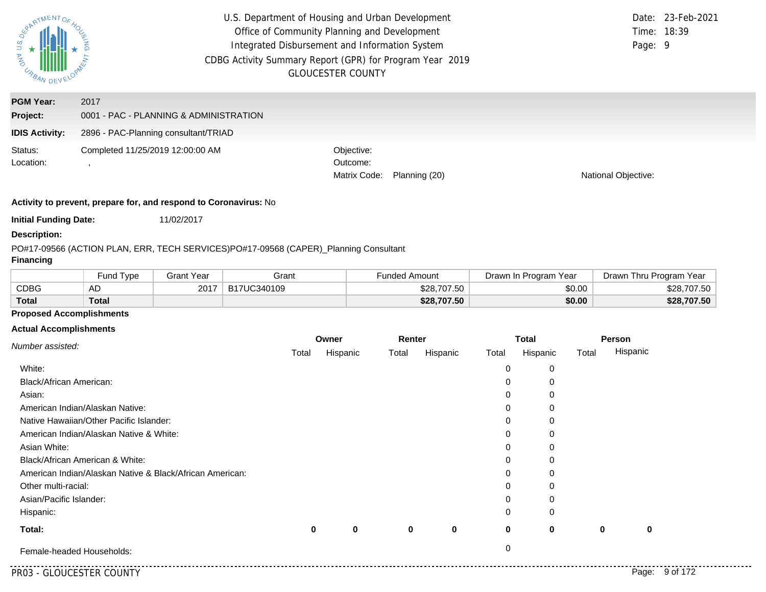U.S. Department of Housing and Urban Development
Office of Community Planning and Development
Integrated Disbursement and Information System
CDBG Activity Summary Report (GPR) for Program Year 2019
GLOUCESTER COUNTY

Date: 23-Feb-2021
Time: 18:39
Page: 9

**PGM Year:** 2017

**Project:** 0001 - PAC - PLANNING & ADMINISTRATION

**IDIS Activity:** 2896 - PAC-Planning consultant/TRIAD

Status: Completed 11/25/2019 12:00:00 AM
Location: ,

Objective:
Outcome:
Matrix Code: Planning (20)
National Objective:

**Activity to prevent, prepare for, and respond to Coronavirus:** No

**Initial Funding Date:** 11/02/2017

**Description:**

PO#17-09566 (ACTION PLAN, ERR, TECH SERVICES)PO#17-09568 (CAPER)_Planning Consultant

**Financing**

| | Fund Type | Grant Year | Grant | Funded Amount | Drawn In Program Year | Drawn Thru Program Year |
|---|---|---|---|---|---|---|
| CDBG | AD | 2017 | B17UC340109 | $28,707.50 | $0.00 | $28,707.50 |
| **Total** | **Total** | | | **$28,707.50** | **$0.00** | **$28,707.50** |

**Proposed Accomplishments**

**Actual Accomplishments**

| *Number assisted:* | Owner Total | Owner Hispanic | Renter Total | Renter Hispanic | Total Total | Total Hispanic | Person Total | Person Hispanic |
|---|---|---|---|---|---|---|---|---|
| White: | | | | | 0 | 0 | | |
| Black/African American: | | | | | 0 | 0 | | |
| Asian: | | | | | 0 | 0 | | |
| American Indian/Alaskan Native: | | | | | 0 | 0 | | |
| Native Hawaiian/Other Pacific Islander: | | | | | 0 | 0 | | |
| American Indian/Alaskan Native & White: | | | | | 0 | 0 | | |
| Asian White: | | | | | 0 | 0 | | |
| Black/African American & White: | | | | | 0 | 0 | | |
| American Indian/Alaskan Native & Black/African American: | | | | | 0 | 0 | | |
| Other multi-racial: | | | | | 0 | 0 | | |
| Asian/Pacific Islander: | | | | | 0 | 0 | | |
| Hispanic: | | | | | 0 | 0 | | |
| **Total:** | **0** | **0** | **0** | **0** | **0** | **0** | **0** | **0** |
| Female-headed Households: | | | | | 0 | | | |

PR03 - GLOUCESTER COUNTY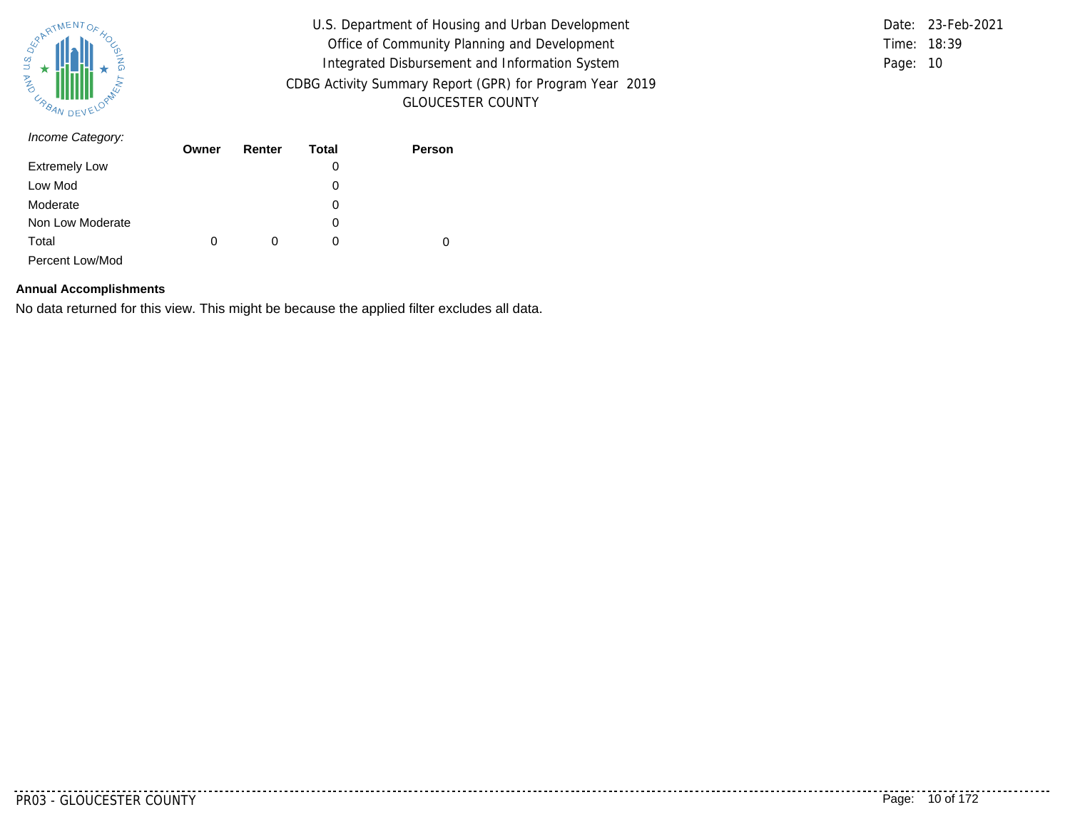*Income Category:*

| | Owner | Renter | Total | Person |
|---|---|---|---|---|
| Extremely Low | | | 0 | |
| Low Mod | | | 0 | |
| Moderate | | | 0 | |
| Non Low Moderate | | | 0 | |
| Total | 0 | 0 | 0 | 0 |
| Percent Low/Mod | | | | |

**Annual Accomplishments**

No data returned for this view. This might be because the applied filter excludes all data.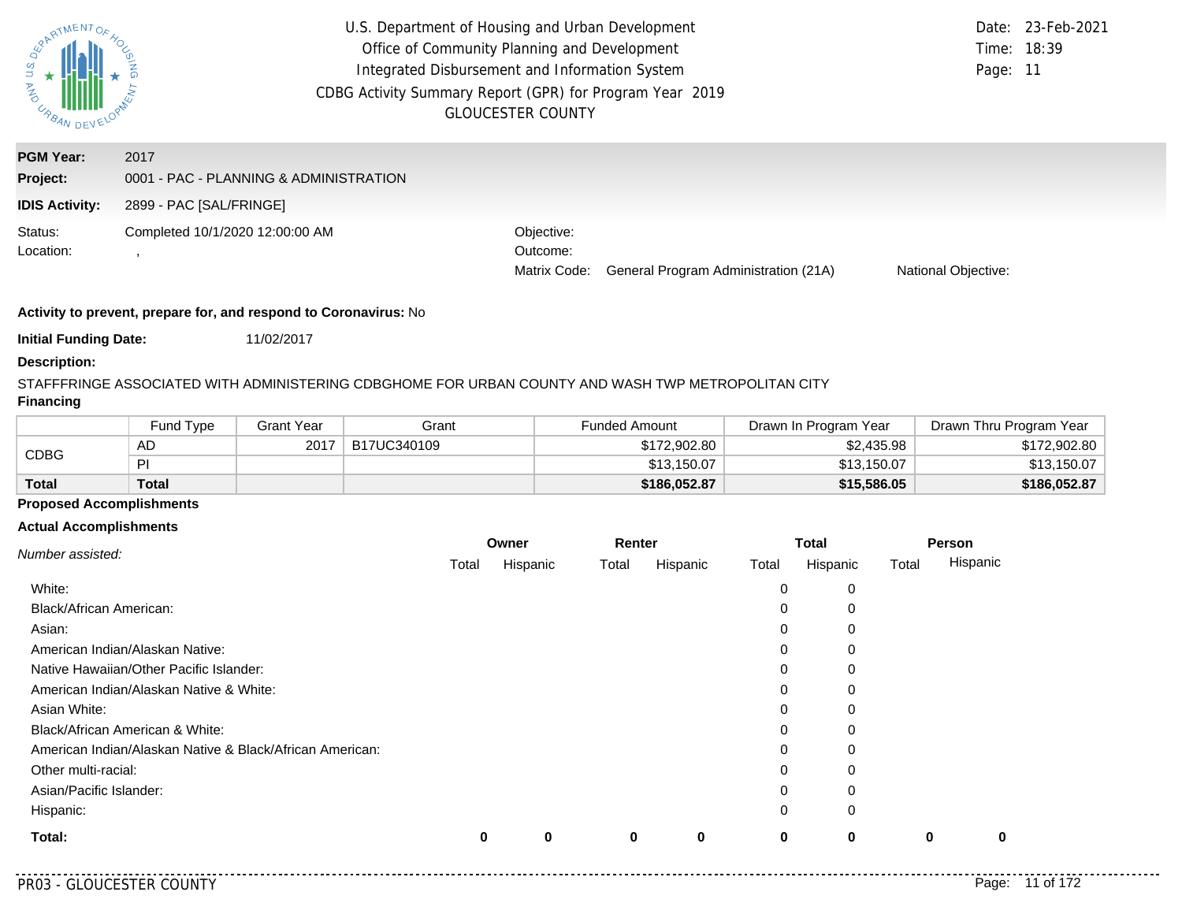U.S. Department of Housing and Urban Development
Office of Community Planning and Development
Integrated Disbursement and Information System
CDBG Activity Summary Report (GPR) for Program Year 2019
GLOUCESTER COUNTY

Date: 23-Feb-2021
Time: 18:39

**PGM Year:** 2017
**Project:** 0001 - PAC - PLANNING & ADMINISTRATION
**IDIS Activity:** 2899 - PAC [SAL/FRINGE]

Status: Completed 10/1/2020 12:00:00 AM
Location: ,

Objective:
Outcome:
Matrix Code: General Program Administration (21A)
National Objective:

**Activity to prevent, prepare for, and respond to Coronavirus:** No

**Initial Funding Date:** 11/02/2017

**Description:**

STAFFFRINGE ASSOCIATED WITH ADMINISTERING CDBGHOME FOR URBAN COUNTY AND WASH TWP METROPOLITAN CITY

**Financing**

| | Fund Type | Grant Year | Grant | Funded Amount | Drawn In Program Year | Drawn Thru Program Year |
|---|---|---|---|---|---|---|
| CDBG | AD | 2017 | B17UC340109 | $172,902.80 | $2,435.98 | $172,902.80 |
| | PI | | | $13,150.07 | $13,150.07 | $13,150.07 |
| **Total** | **Total** | | | **$186,052.87** | **$15,586.05** | **$186,052.87** |

**Proposed Accomplishments**

**Actual Accomplishments**

| *Number assisted:* | Owner | | Renter | | Total | | Person | |
|---|---|---|---|---|---|---|---|---|
| | Total | Hispanic | Total | Hispanic | Total | Hispanic | Total | Hispanic |
| White: | | | | | 0 | 0 | | |
| Black/African American: | | | | | 0 | 0 | | |
| Asian: | | | | | 0 | 0 | | |
| American Indian/Alaskan Native: | | | | | 0 | 0 | | |
| Native Hawaiian/Other Pacific Islander: | | | | | 0 | 0 | | |
| American Indian/Alaskan Native & White: | | | | | 0 | 0 | | |
| Asian White: | | | | | 0 | 0 | | |
| Black/African American & White: | | | | | 0 | 0 | | |
| American Indian/Alaskan Native & Black/African American: | | | | | 0 | 0 | | |
| Other multi-racial: | | | | | 0 | 0 | | |
| Asian/Pacific Islander: | | | | | 0 | 0 | | |
| Hispanic: | | | | | 0 | 0 | | |
| **Total:** | **0** | **0** | **0** | **0** | **0** | **0** | **0** | **0** |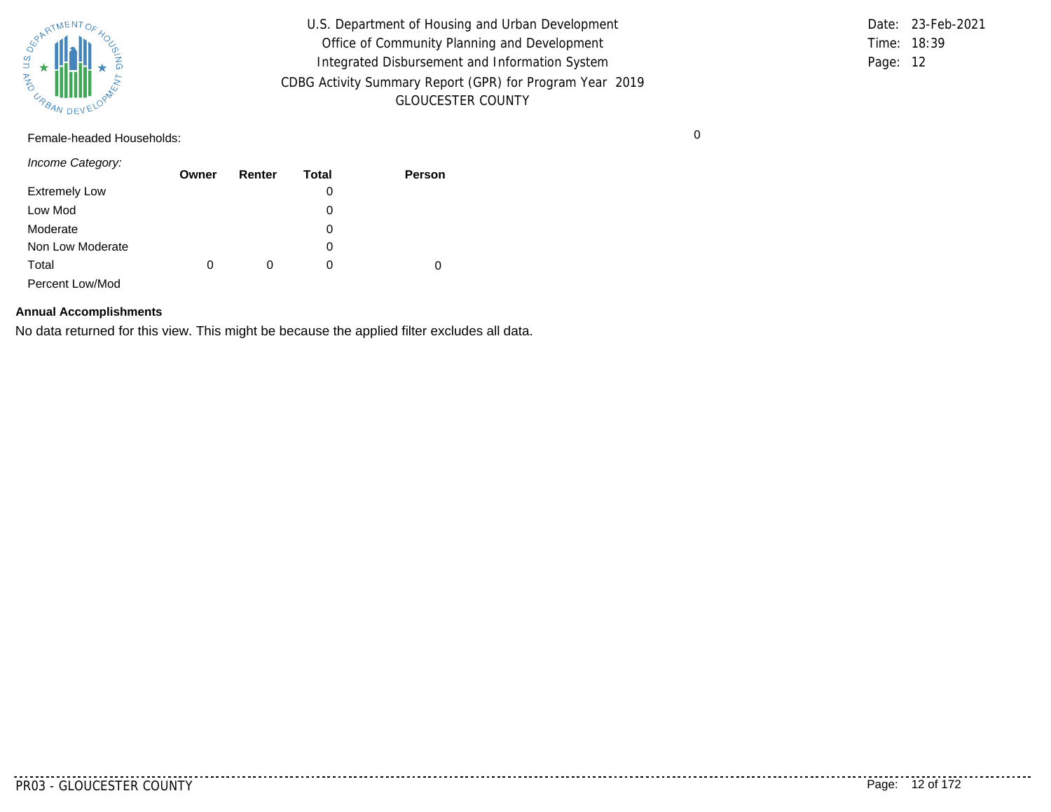Female-headed Households: 0

*Income Category:*

| | Owner | Renter | Total | Person |
|---|---|---|---|---|
| Extremely Low | | | 0 | |
| Low Mod | | | 0 | |
| Moderate | | | 0 | |
| Non Low Moderate | | | 0 | |
| Total | 0 | 0 | 0 | 0 |
| Percent Low/Mod | | | | |

**Annual Accomplishments**

No data returned for this view. This might be because the applied filter excludes all data.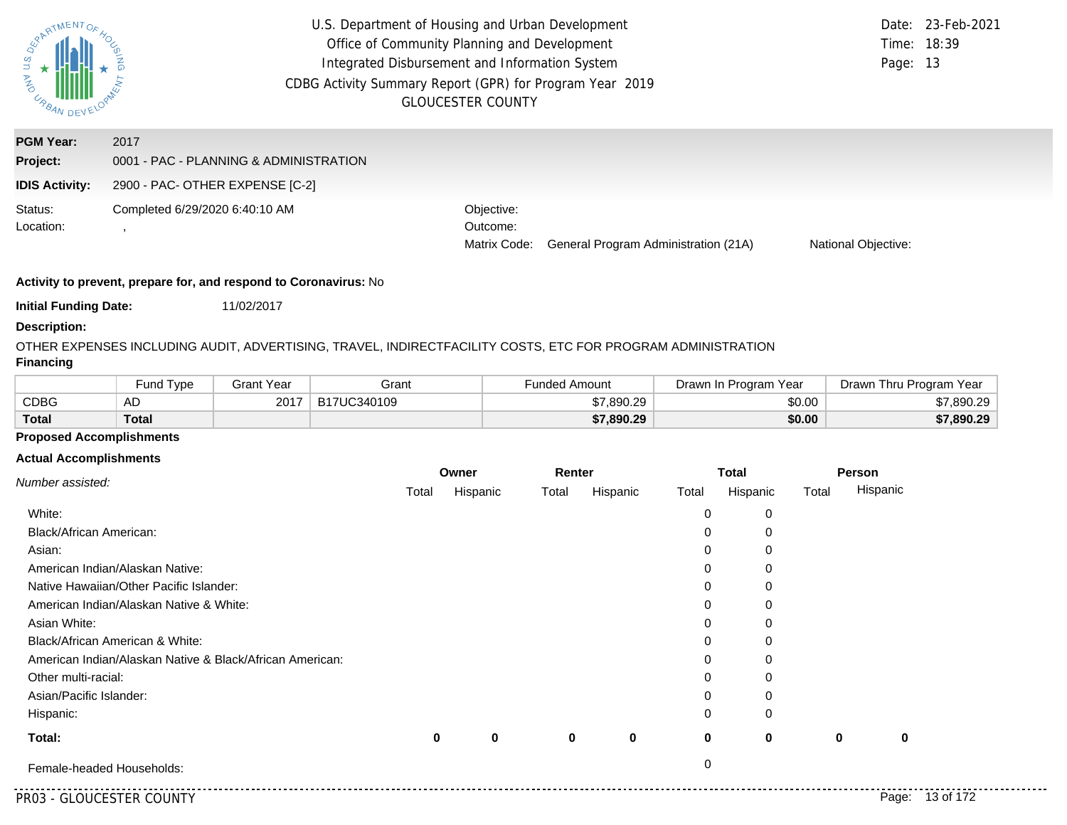U.S. Department of Housing and Urban Development
Office of Community Planning and Development
Integrated Disbursement and Information System
CDBG Activity Summary Report (GPR) for Program Year 2019
GLOUCESTER COUNTY

Date: 23-Feb-2021
Time: 18:39

**PGM Year:** 2017
**Project:** 0001 - PAC - PLANNING & ADMINISTRATION
**IDIS Activity:** 2900 - PAC- OTHER EXPENSE [C-2]

Status: Completed 6/29/2020 6:40:10 AM
Location: ,

Objective:
Outcome:
Matrix Code: General Program Administration (21A)
National Objective:

**Activity to prevent, prepare for, and respond to Coronavirus:** No

**Initial Funding Date:** 11/02/2017

**Description:**

OTHER EXPENSES INCLUDING AUDIT, ADVERTISING, TRAVEL, INDIRECTFACILITY COSTS, ETC FOR PROGRAM ADMINISTRATION

**Financing**

| | Fund Type | Grant Year | Grant | Funded Amount | Drawn In Program Year | Drawn Thru Program Year |
|---|---|---|---|---|---|---|
| CDBG | AD | 2017 | B17UC340109 | $7,890.29 | $0.00 | $7,890.29 |
| **Total** | **Total** | | | **$7,890.29** | **$0.00** | **$7,890.29** |

**Proposed Accomplishments**

**Actual Accomplishments**

| *Number assisted:* | Owner | | Renter | | Total | | Person | |
|---|---|---|---|---|---|---|---|---|
| | Total | Hispanic | Total | Hispanic | Total | Hispanic | Total | Hispanic |
| White: | | | | | 0 | 0 | | |
| Black/African American: | | | | | 0 | 0 | | |
| Asian: | | | | | 0 | 0 | | |
| American Indian/Alaskan Native: | | | | | 0 | 0 | | |
| Native Hawaiian/Other Pacific Islander: | | | | | 0 | 0 | | |
| American Indian/Alaskan Native & White: | | | | | 0 | 0 | | |
| Asian White: | | | | | 0 | 0 | | |
| Black/African American & White: | | | | | 0 | 0 | | |
| American Indian/Alaskan Native & Black/African American: | | | | | 0 | 0 | | |
| Other multi-racial: | | | | | 0 | 0 | | |
| Asian/Pacific Islander: | | | | | 0 | 0 | | |
| Hispanic: | | | | | 0 | 0 | | |
| **Total:** | **0** | **0** | **0** | **0** | **0** | **0** | **0** | **0** |
| Female-headed Households: | | | | | 0 | | | |

PR03 - GLOUCESTER COUNTY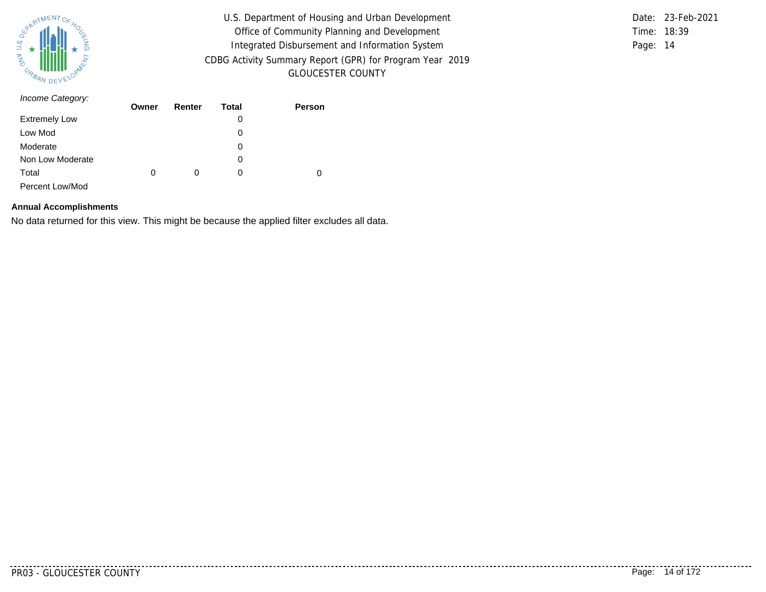*Income Category:*

| | Owner | Renter | Total | Person |
|---|---|---|---|---|
| Extremely Low | | | 0 | |
| Low Mod | | | 0 | |
| Moderate | | | 0 | |
| Non Low Moderate | | | 0 | |
| Total | 0 | 0 | 0 | 0 |
| Percent Low/Mod | | | | |

**Annual Accomplishments**

No data returned for this view. This might be because the applied filter excludes all data.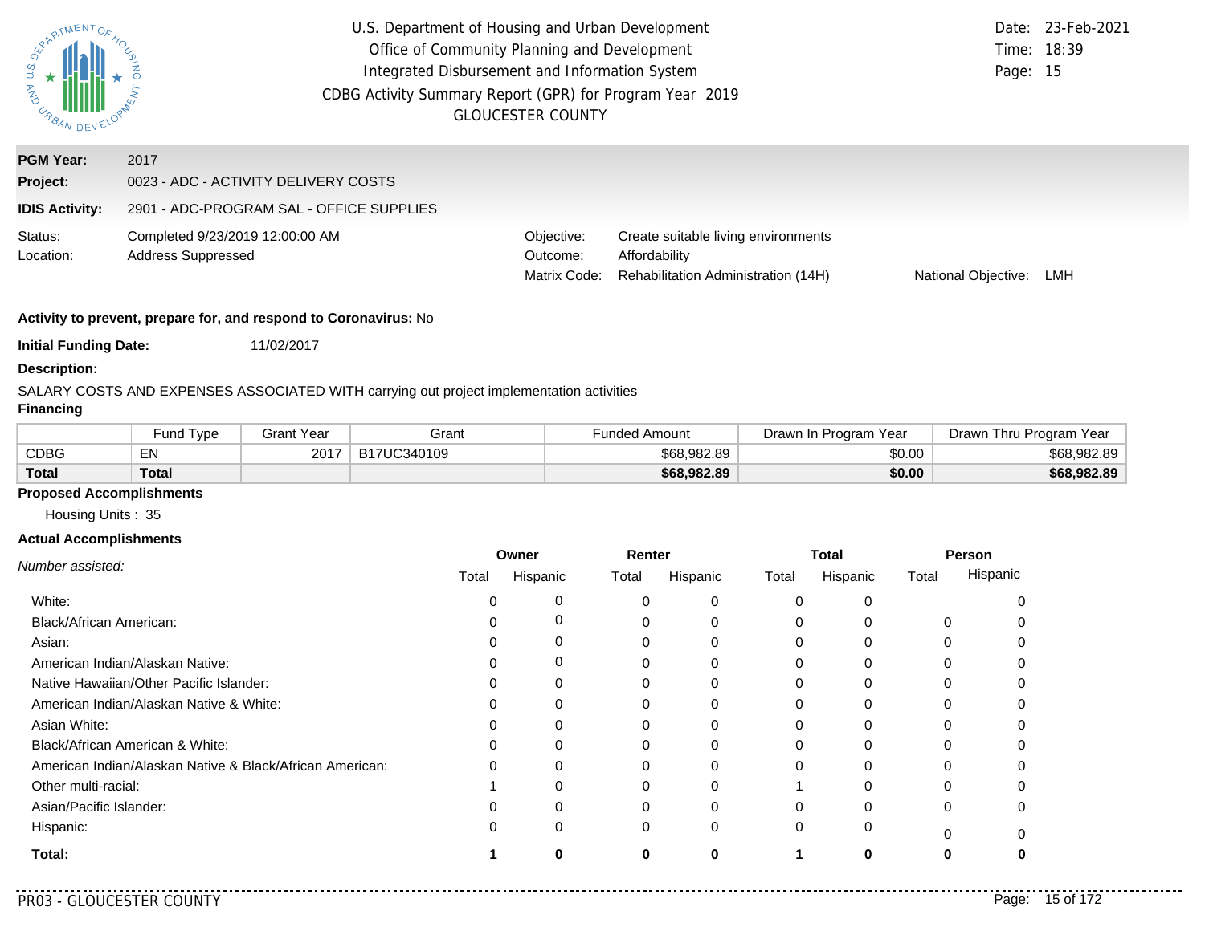U.S. Department of Housing and Urban Development
Office of Community Planning and Development
Integrated Disbursement and Information System
CDBG Activity Summary Report (GPR) for Program Year 2019
GLOUCESTER COUNTY

Date: 23-Feb-2021
Time: 18:39
Page: 15

**PGM Year:** 2017

**Project:** 0023 - ADC - ACTIVITY DELIVERY COSTS

**IDIS Activity:** 2901 - ADC-PROGRAM SAL - OFFICE SUPPLIES

Status: Completed 9/23/2019 12:00:00 AM
Location: Address Suppressed

Objective: Create suitable living environments
Outcome: Affordability
Matrix Code: Rehabilitation Administration (14H)
National Objective: LMH

**Activity to prevent, prepare for, and respond to Coronavirus:** No

**Initial Funding Date:** 11/02/2017

**Description:**

SALARY COSTS AND EXPENSES ASSOCIATED WITH carrying out project implementation activities

**Financing**

| | Fund Type | Grant Year | Grant | Funded Amount | Drawn In Program Year | Drawn Thru Program Year |
|---|---|---|---|---|---|---|
| CDBG | EN | 2017 | B17UC340109 | $68,982.89 | $0.00 | $68,982.89 |
| **Total** | **Total** | | | **$68,982.89** | **$0.00** | **$68,982.89** |

**Proposed Accomplishments**

Housing Units : 35

**Actual Accomplishments**

| *Number assisted:* | Owner | | Renter | | Total | | Person | |
|---|---|---|---|---|---|---|---|---|
| | Total | Hispanic | Total | Hispanic | Total | Hispanic | Total | Hispanic |
| White: | 0 | 0 | 0 | 0 | 0 | 0 | | 0 |
| Black/African American: | 0 | 0 | 0 | 0 | 0 | 0 | 0 | 0 |
| Asian: | 0 | 0 | 0 | 0 | 0 | 0 | 0 | 0 |
| American Indian/Alaskan Native: | 0 | 0 | 0 | 0 | 0 | 0 | 0 | 0 |
| Native Hawaiian/Other Pacific Islander: | 0 | 0 | 0 | 0 | 0 | 0 | 0 | 0 |
| American Indian/Alaskan Native & White: | 0 | 0 | 0 | 0 | 0 | 0 | 0 | 0 |
| Asian White: | 0 | 0 | 0 | 0 | 0 | 0 | 0 | 0 |
| Black/African American & White: | 0 | 0 | 0 | 0 | 0 | 0 | 0 | 0 |
| American Indian/Alaskan Native & Black/African American: | 0 | 0 | 0 | 0 | 0 | 0 | 0 | 0 |
| Other multi-racial: | 1 | 0 | 0 | 0 | 1 | 0 | 0 | 0 |
| Asian/Pacific Islander: | 0 | 0 | 0 | 0 | 0 | 0 | 0 | 0 |
| Hispanic: | 0 | 0 | 0 | 0 | 0 | 0 | 0 | 0 |
| **Total:** | **1** | **0** | **0** | **0** | **1** | **0** | **0** | **0** |

PR03 - GLOUCESTER COUNTY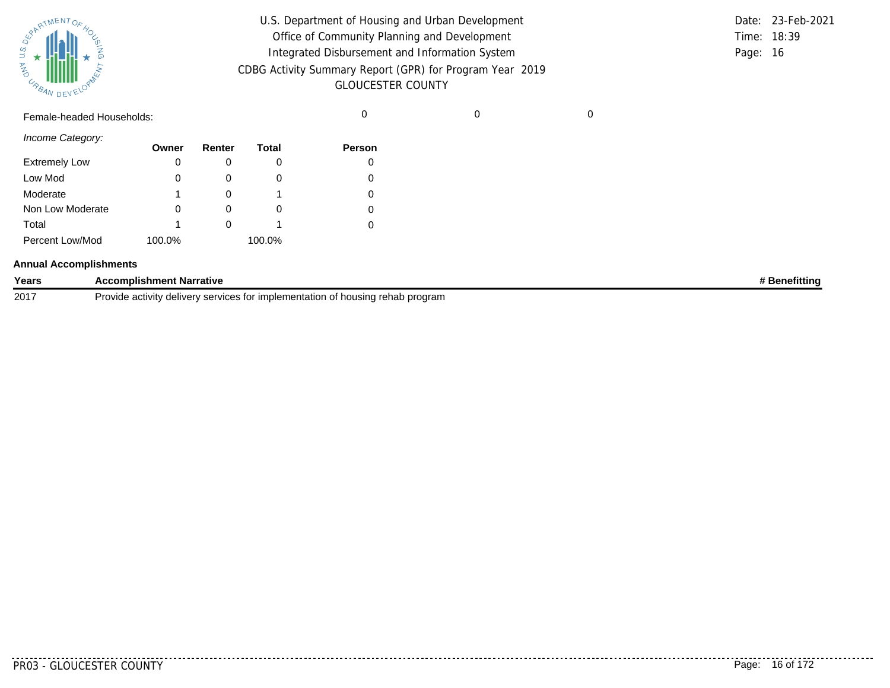Female-headed Households: | 0 | 0 | 0

*Income Category:*

| | Owner | Renter | Total | Person |
|---|---|---|---|---|
| Extremely Low | 0 | 0 | 0 | 0 |
| Low Mod | 0 | 0 | 0 | 0 |
| Moderate | 1 | 0 | 1 | 0 |
| Non Low Moderate | 0 | 0 | 0 | 0 |
| Total | 1 | 0 | 1 | 0 |
| Percent Low/Mod | 100.0% | | 100.0% | |

**Annual Accomplishments**

| Years | Accomplishment Narrative | # Benefitting |
|---|---|---|
| 2017 | Provide activity delivery services for implementation of housing rehab program | |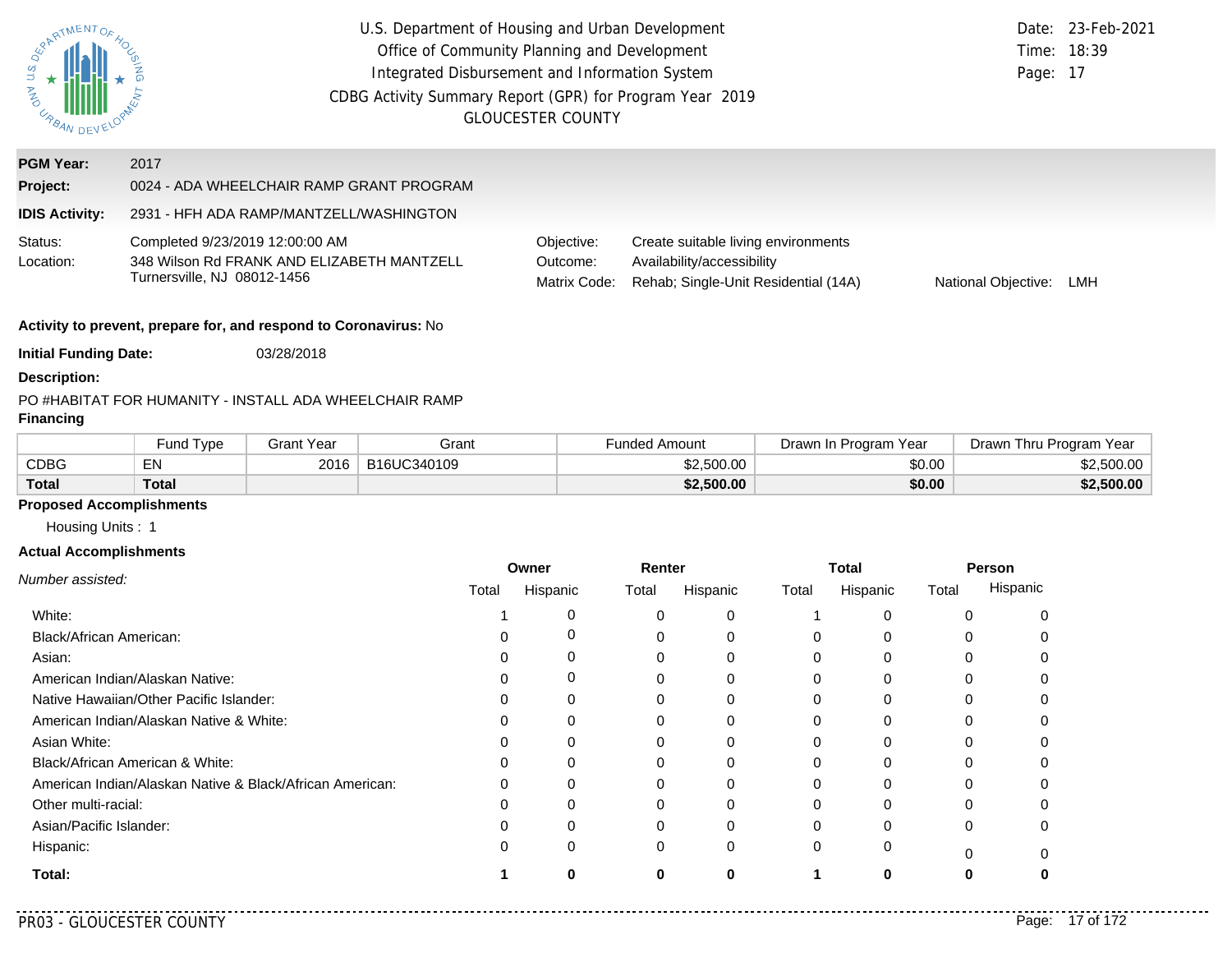U.S. Department of Housing and Urban Development
Office of Community Planning and Development
Integrated Disbursement and Information System
CDBG Activity Summary Report (GPR) for Program Year 2019
GLOUCESTER COUNTY

Date: 23-Feb-2021
Time: 18:39
Page: 17

**PGM Year:** 2017

**Project:** 0024 - ADA WHEELCHAIR RAMP GRANT PROGRAM

**IDIS Activity:** 2931 - HFH ADA RAMP/MANTZELL/WASHINGTON

Status: Completed 9/23/2019 12:00:00 AM

Location: 348 Wilson Rd FRANK AND ELIZABETH MANTZELL Turnersville, NJ 08012-1456

Objective: Create suitable living environments

Outcome: Availability/accessibility

Matrix Code: Rehab; Single-Unit Residential (14A)

National Objective: LMH

**Activity to prevent, prepare for, and respond to Coronavirus:** No

**Initial Funding Date:** 03/28/2018

**Description:**

PO #HABITAT FOR HUMANITY - INSTALL ADA WHEELCHAIR RAMP

**Financing**

| | Fund Type | Grant Year | Grant | Funded Amount | Drawn In Program Year | Drawn Thru Program Year |
|---|---|---|---|---|---|---|
| CDBG | EN | 2016 | B16UC340109 | $2,500.00 | $0.00 | $2,500.00 |
| **Total** | **Total** | | | **$2,500.00** | **$0.00** | **$2,500.00** |

**Proposed Accomplishments**

Housing Units : 1

**Actual Accomplishments**

| *Number assisted:* | Owner | | Renter | | Total | | Person | |
|---|---|---|---|---|---|---|---|---|
| | Total | Hispanic | Total | Hispanic | Total | Hispanic | Total | Hispanic |
| White: | 1 | 0 | 0 | 0 | 1 | 0 | 0 | 0 |
| Black/African American: | 0 | 0 | 0 | 0 | 0 | 0 | 0 | 0 |
| Asian: | 0 | 0 | 0 | 0 | 0 | 0 | 0 | 0 |
| American Indian/Alaskan Native: | 0 | 0 | 0 | 0 | 0 | 0 | 0 | 0 |
| Native Hawaiian/Other Pacific Islander: | 0 | 0 | 0 | 0 | 0 | 0 | 0 | 0 |
| American Indian/Alaskan Native & White: | 0 | 0 | 0 | 0 | 0 | 0 | 0 | 0 |
| Asian White: | 0 | 0 | 0 | 0 | 0 | 0 | 0 | 0 |
| Black/African American & White: | 0 | 0 | 0 | 0 | 0 | 0 | 0 | 0 |
| American Indian/Alaskan Native & Black/African American: | 0 | 0 | 0 | 0 | 0 | 0 | 0 | 0 |
| Other multi-racial: | 0 | 0 | 0 | 0 | 0 | 0 | 0 | 0 |
| Asian/Pacific Islander: | 0 | 0 | 0 | 0 | 0 | 0 | 0 | 0 |
| Hispanic: | 0 | 0 | 0 | 0 | 0 | 0 | 0 | 0 |
| **Total:** | **1** | **0** | **0** | **0** | **1** | **0** | **0** | **0** |

PR03 - GLOUCESTER COUNTY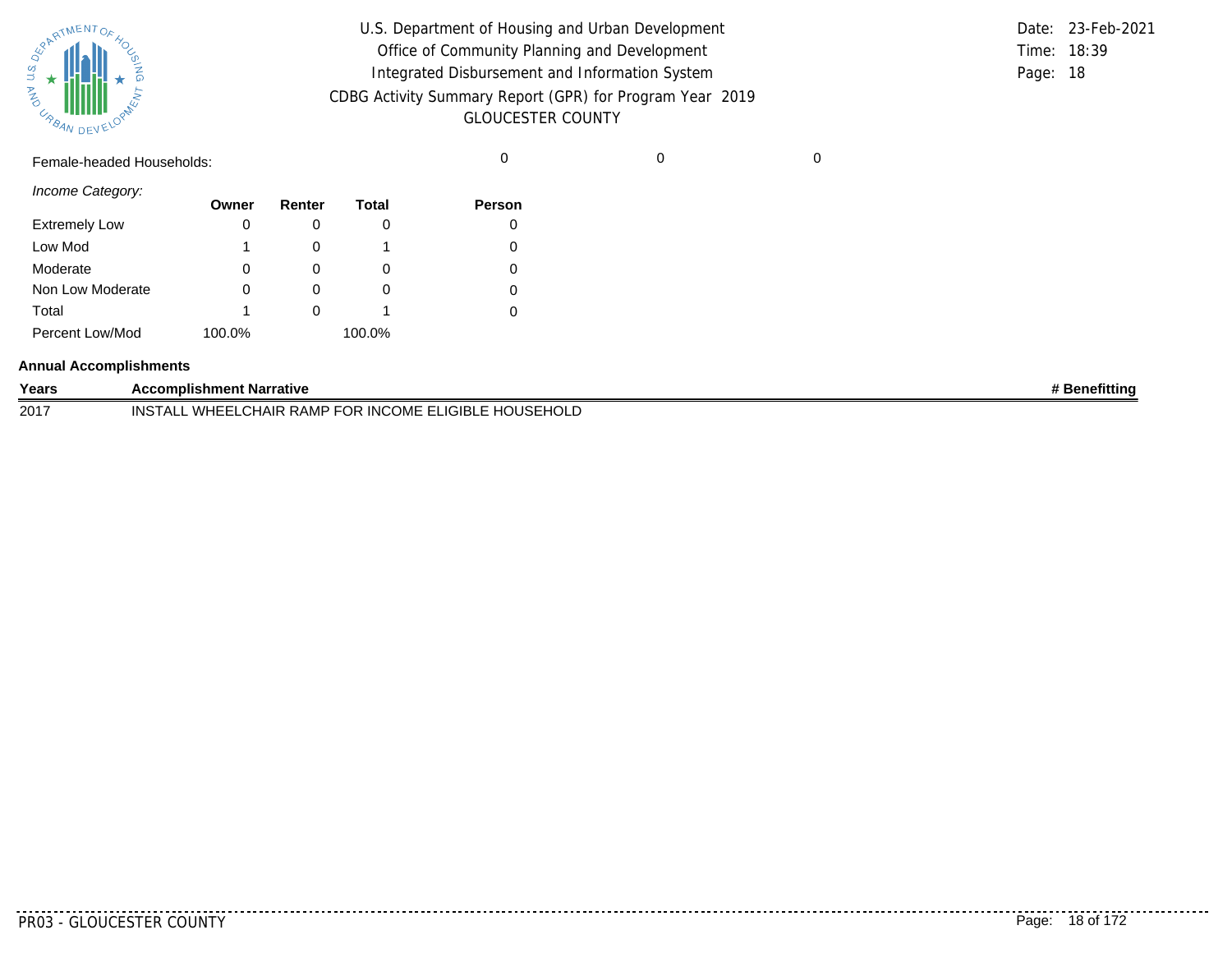Female-headed Households: 0 0 0

*Income Category:*

| | Owner | Renter | Total | Person |
|---|---|---|---|---|
| Extremely Low | 0 | 0 | 0 | 0 |
| Low Mod | 1 | 0 | 1 | 0 |
| Moderate | 0 | 0 | 0 | 0 |
| Non Low Moderate | 0 | 0 | 0 | 0 |
| Total | 1 | 0 | 1 | 0 |
| Percent Low/Mod | 100.0% | | 100.0% | |

**Annual Accomplishments**

| Years | Accomplishment Narrative | # Benefitting |
|---|---|---|
| 2017 | INSTALL WHEELCHAIR RAMP FOR INCOME ELIGIBLE HOUSEHOLD | |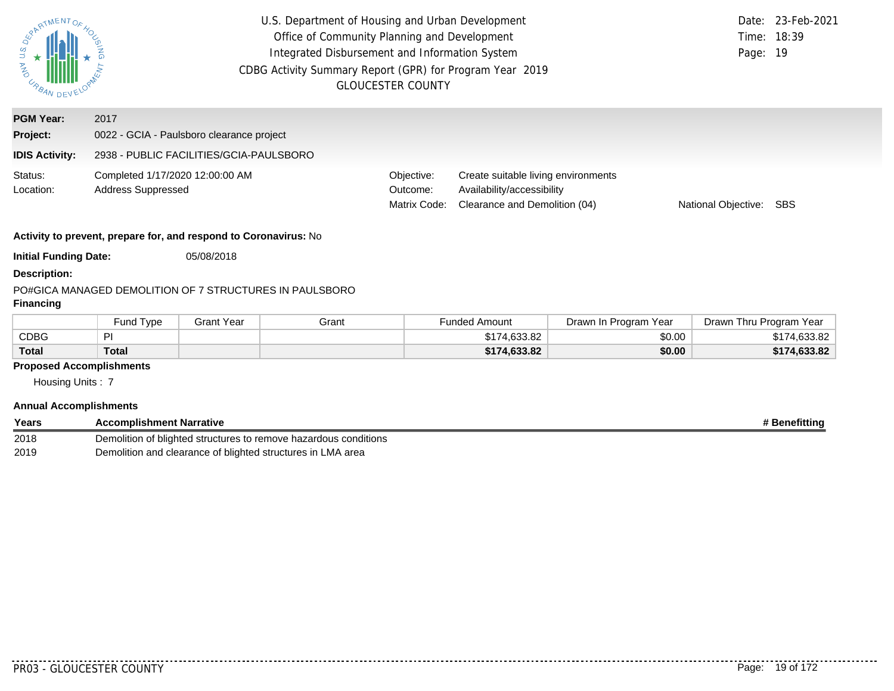U.S. Department of Housing and Urban Development
Office of Community Planning and Development
Integrated Disbursement and Information System
CDBG Activity Summary Report (GPR) for Program Year 2019
GLOUCESTER COUNTY

Date: 23-Feb-2021
Time: 18:39
Page: 19

**PGM Year:** 2017

**Project:** 0022 - GCIA - Paulsboro clearance project

**IDIS Activity:** 2938 - PUBLIC FACILITIES/GCIA-PAULSBORO

Status: Completed 1/17/2020 12:00:00 AM
Location: Address Suppressed

Objective: Create suitable living environments
Outcome: Availability/accessibility
Matrix Code: Clearance and Demolition (04)
National Objective: SBS

**Activity to prevent, prepare for, and respond to Coronavirus:** No

**Initial Funding Date:** 05/08/2018

**Description:**

PO#GICA MANAGED DEMOLITION OF 7 STRUCTURES IN PAULSBORO

**Financing**

| | Fund Type | Grant Year | Grant | Funded Amount | Drawn In Program Year | Drawn Thru Program Year |
|---|---|---|---|---|---|---|
| CDBG | PI | | | $174,633.82 | $0.00 | $174,633.82 |
| **Total** | **Total** | | | **$174,633.82** | **$0.00** | **$174,633.82** |

**Proposed Accomplishments**

Housing Units : 7

**Annual Accomplishments**

| Years | Accomplishment Narrative | # Benefitting |
|---|---|---|
| 2018 | Demolition of blighted structures to remove hazardous conditions | |
| 2019 | Demolition and clearance of blighted structures in LMA area | |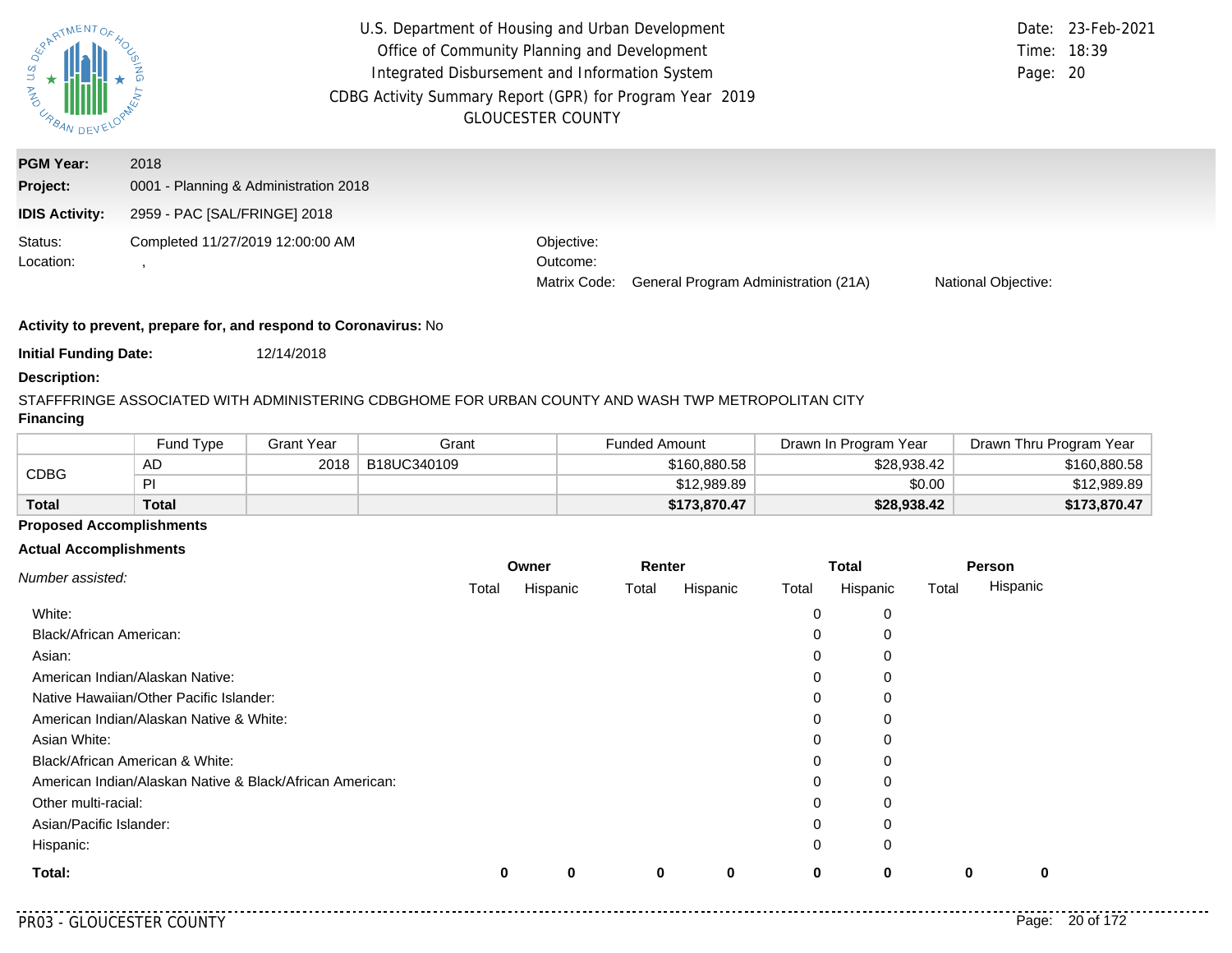U.S. Department of Housing and Urban Development
Office of Community Planning and Development
Integrated Disbursement and Information System
CDBG Activity Summary Report (GPR) for Program Year 2019
GLOUCESTER COUNTY

Date: 23-Feb-2021
Time: 18:39

**PGM Year:** 2018

**Project:** 0001 - Planning & Administration 2018

**IDIS Activity:** 2959 - PAC [SAL/FRINGE] 2018

Status: Completed 11/27/2019 12:00:00 AM

Location: ,

Objective:

Outcome:

Matrix Code: General Program Administration (21A)

National Objective:

**Activity to prevent, prepare for, and respond to Coronavirus:** No

**Initial Funding Date:** 12/14/2018

**Description:**

STAFFFRINGE ASSOCIATED WITH ADMINISTERING CDBGHOME FOR URBAN COUNTY AND WASH TWP METROPOLITAN CITY

**Financing**

| | Fund Type | Grant Year | Grant | Funded Amount | Drawn In Program Year | Drawn Thru Program Year |
|---|---|---|---|---|---|---|
| CDBG | AD | 2018 | B18UC340109 | $160,880.58 | $28,938.42 | $160,880.58 |
| | PI | | | $12,989.89 | $0.00 | $12,989.89 |
| **Total** | **Total** | | | **$173,870.47** | **$28,938.42** | **$173,870.47** |

**Proposed Accomplishments**

**Actual Accomplishments**

| *Number assisted:* | Owner | | Renter | | Total | | Person | |
|---|---|---|---|---|---|---|---|---|
| | Total | Hispanic | Total | Hispanic | Total | Hispanic | Total | Hispanic |
| White: | | | | | 0 | 0 | | |
| Black/African American: | | | | | 0 | 0 | | |
| Asian: | | | | | 0 | 0 | | |
| American Indian/Alaskan Native: | | | | | 0 | 0 | | |
| Native Hawaiian/Other Pacific Islander: | | | | | 0 | 0 | | |
| American Indian/Alaskan Native & White: | | | | | 0 | 0 | | |
| Asian White: | | | | | 0 | 0 | | |
| Black/African American & White: | | | | | 0 | 0 | | |
| American Indian/Alaskan Native & Black/African American: | | | | | 0 | 0 | | |
| Other multi-racial: | | | | | 0 | 0 | | |
| Asian/Pacific Islander: | | | | | 0 | 0 | | |
| Hispanic: | | | | | 0 | 0 | | |
| **Total:** | **0** | **0** | **0** | **0** | **0** | **0** | **0** | **0** |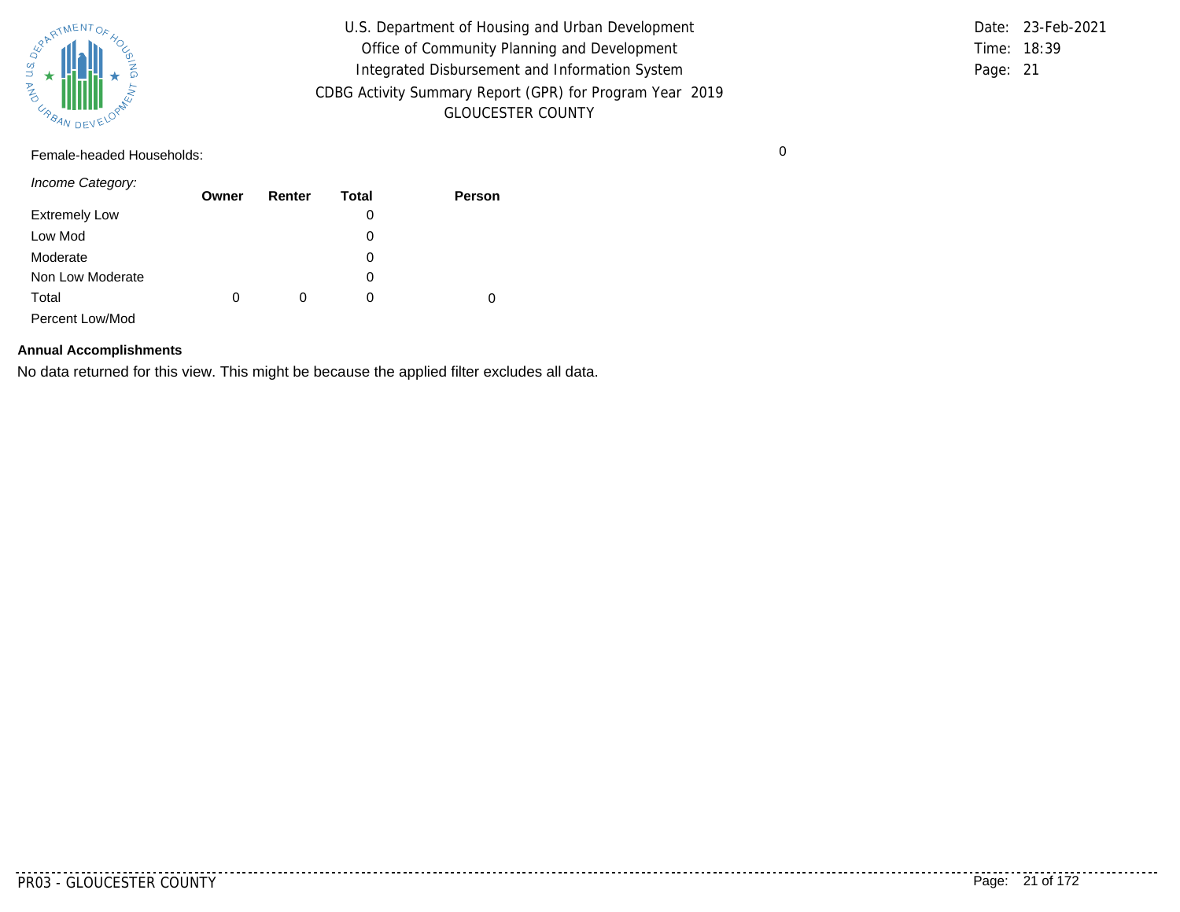Female-headed Households: 0

| *Income Category:* | Owner | Renter | Total | Person |
|---|---|---|---|---|
| Extremely Low | | | 0 | |
| Low Mod | | | 0 | |
| Moderate | | | 0 | |
| Non Low Moderate | | | 0 | |
| Total | 0 | 0 | 0 | 0 |
| Percent Low/Mod | | | | |

**Annual Accomplishments**

No data returned for this view. This might be because the applied filter excludes all data.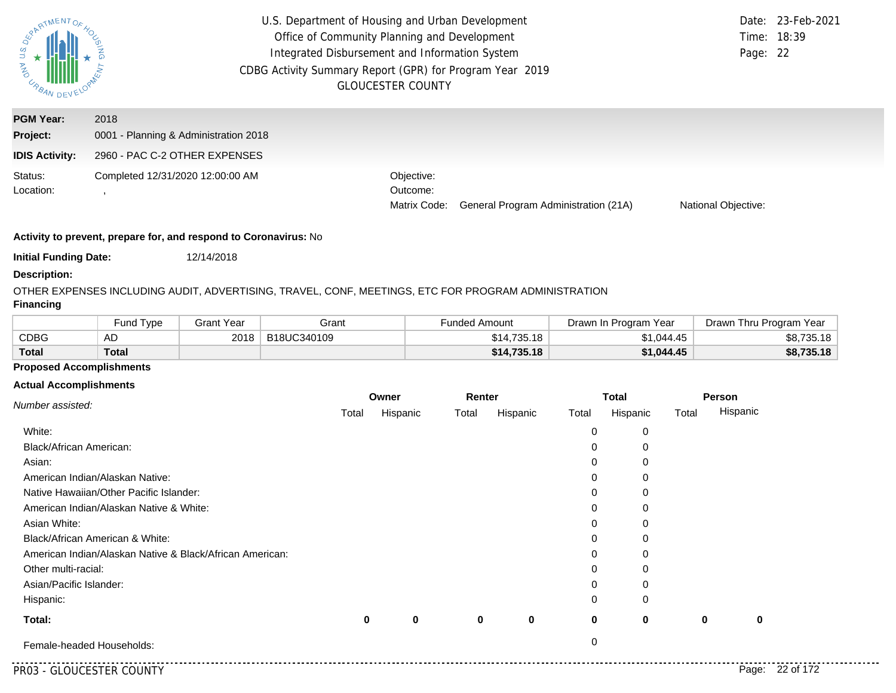U.S. Department of Housing and Urban Development
Office of Community Planning and Development
Integrated Disbursement and Information System
CDBG Activity Summary Report (GPR) for Program Year 2019
GLOUCESTER COUNTY

Date: 23-Feb-2021
Time: 18:39
Page: 22

**PGM Year:** 2018

**Project:** 0001 - Planning & Administration 2018

**IDIS Activity:** 2960 - PAC C-2 OTHER EXPENSES

Status: Completed 12/31/2020 12:00:00 AM

Location: ,

Objective:

Outcome:

Matrix Code: General Program Administration (21A)

National Objective:

**Activity to prevent, prepare for, and respond to Coronavirus:** No

**Initial Funding Date:** 12/14/2018

**Description:**

OTHER EXPENSES INCLUDING AUDIT, ADVERTISING, TRAVEL, CONF, MEETINGS, ETC FOR PROGRAM ADMINISTRATION

**Financing**

| | Fund Type | Grant Year | Grant | Funded Amount | Drawn In Program Year | Drawn Thru Program Year |
|---|---|---|---|---|---|---|
| CDBG | AD | 2018 | B18UC340109 | $14,735.18 | $1,044.45 | $8,735.18 |
| **Total** | **Total** | | | **$14,735.18** | **$1,044.45** | **$8,735.18** |

**Proposed Accomplishments**

**Actual Accomplishments**

| *Number assisted:* | Owner Total | Owner Hispanic | Renter Total | Renter Hispanic | Total Total | Total Hispanic | Person Total | Person Hispanic |
|---|---|---|---|---|---|---|---|---|
| White: | | | | | 0 | 0 | | |
| Black/African American: | | | | | 0 | 0 | | |
| Asian: | | | | | 0 | 0 | | |
| American Indian/Alaskan Native: | | | | | 0 | 0 | | |
| Native Hawaiian/Other Pacific Islander: | | | | | 0 | 0 | | |
| American Indian/Alaskan Native & White: | | | | | 0 | 0 | | |
| Asian White: | | | | | 0 | 0 | | |
| Black/African American & White: | | | | | 0 | 0 | | |
| American Indian/Alaskan Native & Black/African American: | | | | | 0 | 0 | | |
| Other multi-racial: | | | | | 0 | 0 | | |
| Asian/Pacific Islander: | | | | | 0 | 0 | | |
| Hispanic: | | | | | 0 | 0 | | |
| **Total:** | **0** | **0** | **0** | **0** | **0** | **0** | **0** | **0** |
| Female-headed Households: | | | | | 0 | | | |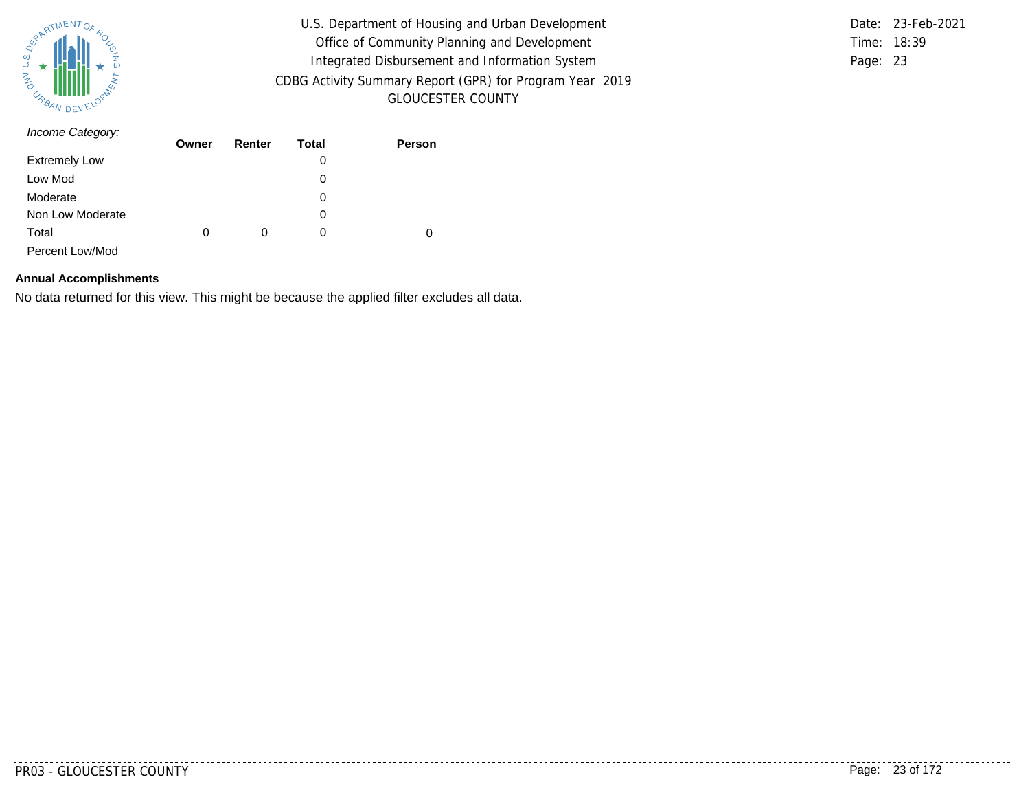*Income Category:*

| | Owner | Renter | Total | Person |
|---|---|---|---|---|
| Extremely Low | | | 0 | |
| Low Mod | | | 0 | |
| Moderate | | | 0 | |
| Non Low Moderate | | | 0 | |
| Total | 0 | 0 | 0 | 0 |
| Percent Low/Mod | | | | |

**Annual Accomplishments**

No data returned for this view. This might be because the applied filter excludes all data.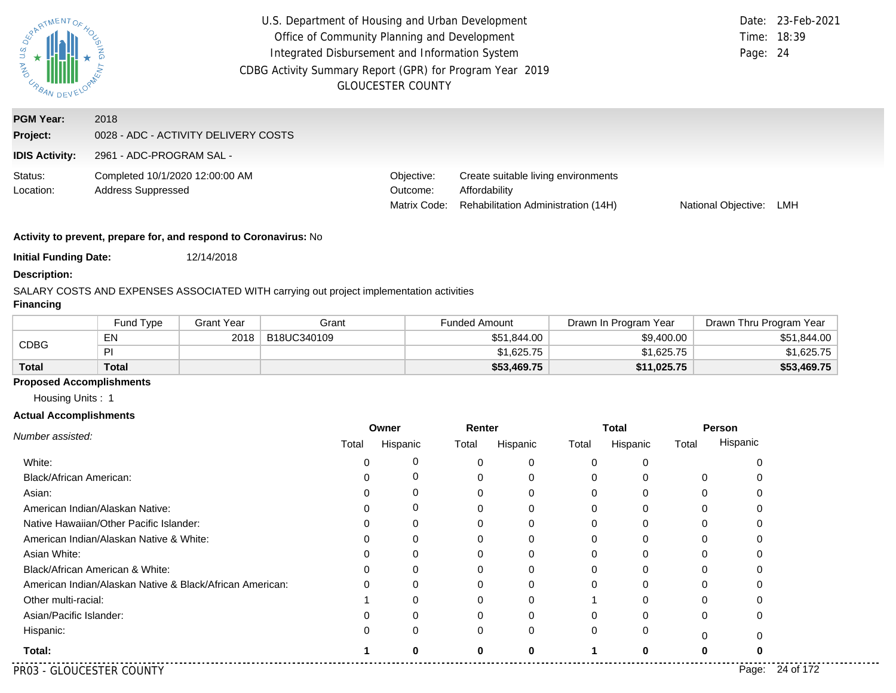U.S. Department of Housing and Urban Development
Office of Community Planning and Development
Integrated Disbursement and Information System
CDBG Activity Summary Report (GPR) for Program Year 2019
GLOUCESTER COUNTY

Date: 23-Feb-2021
Time: 18:39
Page: 24

**PGM Year:** 2018
**Project:** 0028 - ADC - ACTIVITY DELIVERY COSTS
**IDIS Activity:** 2961 - ADC-PROGRAM SAL -

Status: Completed 10/1/2020 12:00:00 AM
Location: Address Suppressed

Objective: Create suitable living environments
Outcome: Affordability
Matrix Code: Rehabilitation Administration (14H)
National Objective: LMH

**Activity to prevent, prepare for, and respond to Coronavirus:** No

**Initial Funding Date:** 12/14/2018

**Description:**

SALARY COSTS AND EXPENSES ASSOCIATED WITH carrying out project implementation activities

**Financing**

| | Fund Type | Grant Year | Grant | Funded Amount | Drawn In Program Year | Drawn Thru Program Year |
|---|---|---|---|---|---|---|
| CDBG | EN | 2018 | B18UC340109 | $51,844.00 | $9,400.00 | $51,844.00 |
| | PI | | | $1,625.75 | $1,625.75 | $1,625.75 |
| **Total** | **Total** | | | **$53,469.75** | **$11,025.75** | **$53,469.75** |

**Proposed Accomplishments**

Housing Units : 1

**Actual Accomplishments**

| *Number assisted:* | Owner | | Renter | | Total | | Person | |
|---|---|---|---|---|---|---|---|---|
| | Total | Hispanic | Total | Hispanic | Total | Hispanic | Total | Hispanic |
| White: | 0 | 0 | 0 | 0 | 0 | 0 | | 0 |
| Black/African American: | 0 | 0 | 0 | 0 | 0 | 0 | 0 | 0 |
| Asian: | 0 | 0 | 0 | 0 | 0 | 0 | 0 | 0 |
| American Indian/Alaskan Native: | 0 | 0 | 0 | 0 | 0 | 0 | 0 | 0 |
| Native Hawaiian/Other Pacific Islander: | 0 | 0 | 0 | 0 | 0 | 0 | 0 | 0 |
| American Indian/Alaskan Native & White: | 0 | 0 | 0 | 0 | 0 | 0 | 0 | 0 |
| Asian White: | 0 | 0 | 0 | 0 | 0 | 0 | 0 | 0 |
| Black/African American & White: | 0 | 0 | 0 | 0 | 0 | 0 | 0 | 0 |
| American Indian/Alaskan Native & Black/African American: | 0 | 0 | 0 | 0 | 0 | 0 | 0 | 0 |
| Other multi-racial: | 1 | 0 | 0 | 0 | 1 | 0 | 0 | 0 |
| Asian/Pacific Islander: | 0 | 0 | 0 | 0 | 0 | 0 | 0 | 0 |
| Hispanic: | 0 | 0 | 0 | 0 | 0 | 0 | 0 | 0 |
| **Total:** | **1** | **0** | **0** | **0** | **1** | **0** | **0** | **0** |

PR03 - GLOUCESTER COUNTY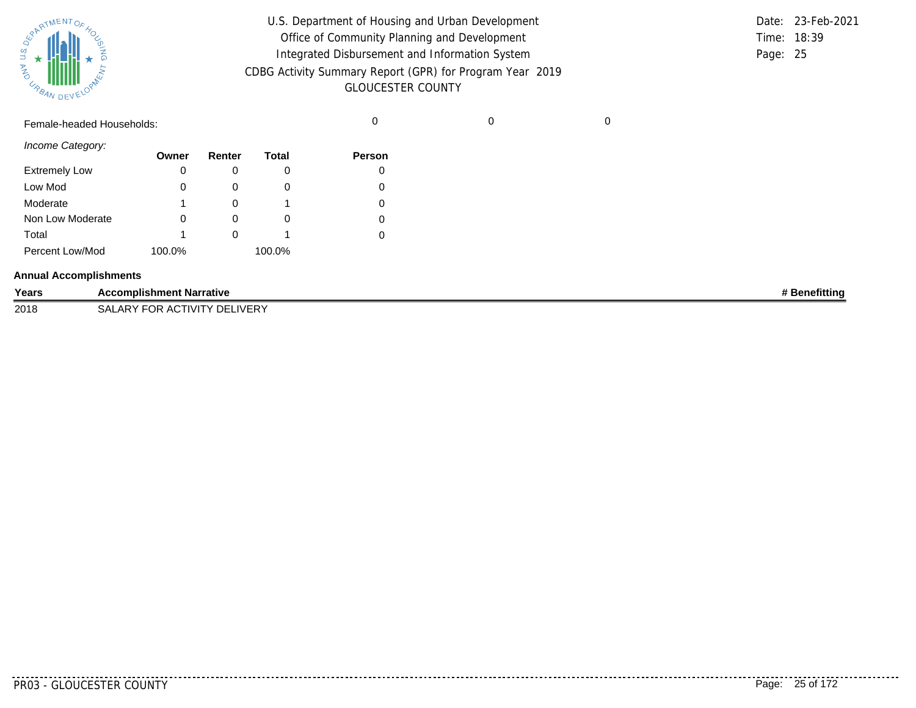Female-headed Households: 0 0 0

*Income Category:*

| | Owner | Renter | Total | Person |
|---|---|---|---|---|
| Extremely Low | 0 | 0 | 0 | 0 |
| Low Mod | 0 | 0 | 0 | 0 |
| Moderate | 1 | 0 | 1 | 0 |
| Non Low Moderate | 0 | 0 | 0 | 0 |
| Total | 1 | 0 | 1 | 0 |
| Percent Low/Mod | 100.0% | | 100.0% | |

**Annual Accomplishments**

| Years | Accomplishment Narrative | # Benefitting |
|---|---|---|
| 2018 | SALARY FOR ACTIVITY DELIVERY | |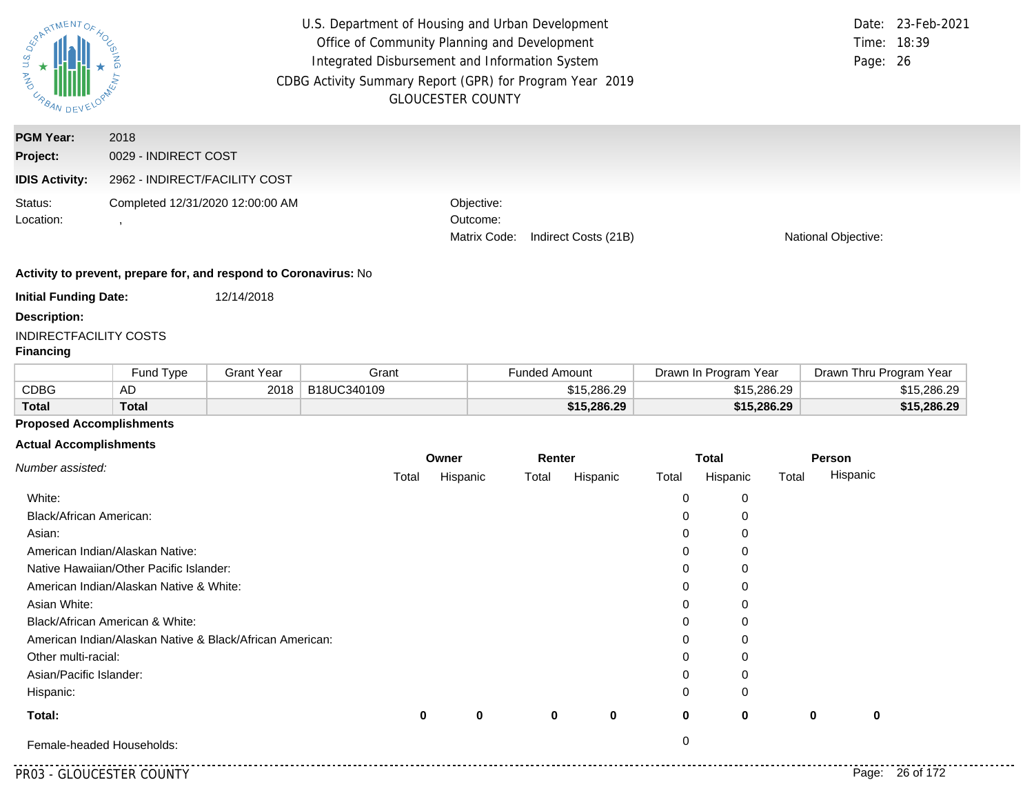U.S. Department of Housing and Urban Development
Office of Community Planning and Development
Integrated Disbursement and Information System
CDBG Activity Summary Report (GPR) for Program Year 2019
GLOUCESTER COUNTY

Date: 23-Feb-2021
Time: 18:39

**PGM Year:** 2018
**Project:** 0029 - INDIRECT COST
**IDIS Activity:** 2962 - INDIRECT/FACILITY COST

Status: Completed 12/31/2020 12:00:00 AM
Location: ,

Objective:
Outcome:
Matrix Code: Indirect Costs (21B)
National Objective:

**Activity to prevent, prepare for, and respond to Coronavirus:** No

**Initial Funding Date:** 12/14/2018

**Description:**

INDIRECTFACILITY COSTS

**Financing**

| | Fund Type | Grant Year | Grant | Funded Amount | Drawn In Program Year | Drawn Thru Program Year |
|---|---|---|---|---|---|---|
| CDBG | AD | 2018 | B18UC340109 | $15,286.29 | $15,286.29 | $15,286.29 |
| **Total** | **Total** | | | **$15,286.29** | **$15,286.29** | **$15,286.29** |

**Proposed Accomplishments**

**Actual Accomplishments**

| *Number assisted:* | Owner | | Renter | | Total | | Person | |
|---|---|---|---|---|---|---|---|---|
| | Total | Hispanic | Total | Hispanic | Total | Hispanic | Total | Hispanic |
| White: | | | | | 0 | 0 | | |
| Black/African American: | | | | | 0 | 0 | | |
| Asian: | | | | | 0 | 0 | | |
| American Indian/Alaskan Native: | | | | | 0 | 0 | | |
| Native Hawaiian/Other Pacific Islander: | | | | | 0 | 0 | | |
| American Indian/Alaskan Native & White: | | | | | 0 | 0 | | |
| Asian White: | | | | | 0 | 0 | | |
| Black/African American & White: | | | | | 0 | 0 | | |
| American Indian/Alaskan Native & Black/African American: | | | | | 0 | 0 | | |
| Other multi-racial: | | | | | 0 | 0 | | |
| Asian/Pacific Islander: | | | | | 0 | 0 | | |
| Hispanic: | | | | | 0 | 0 | | |
| **Total:** | **0** | **0** | **0** | **0** | **0** | **0** | **0** | **0** |
| Female-headed Households: | | | | | 0 | | | |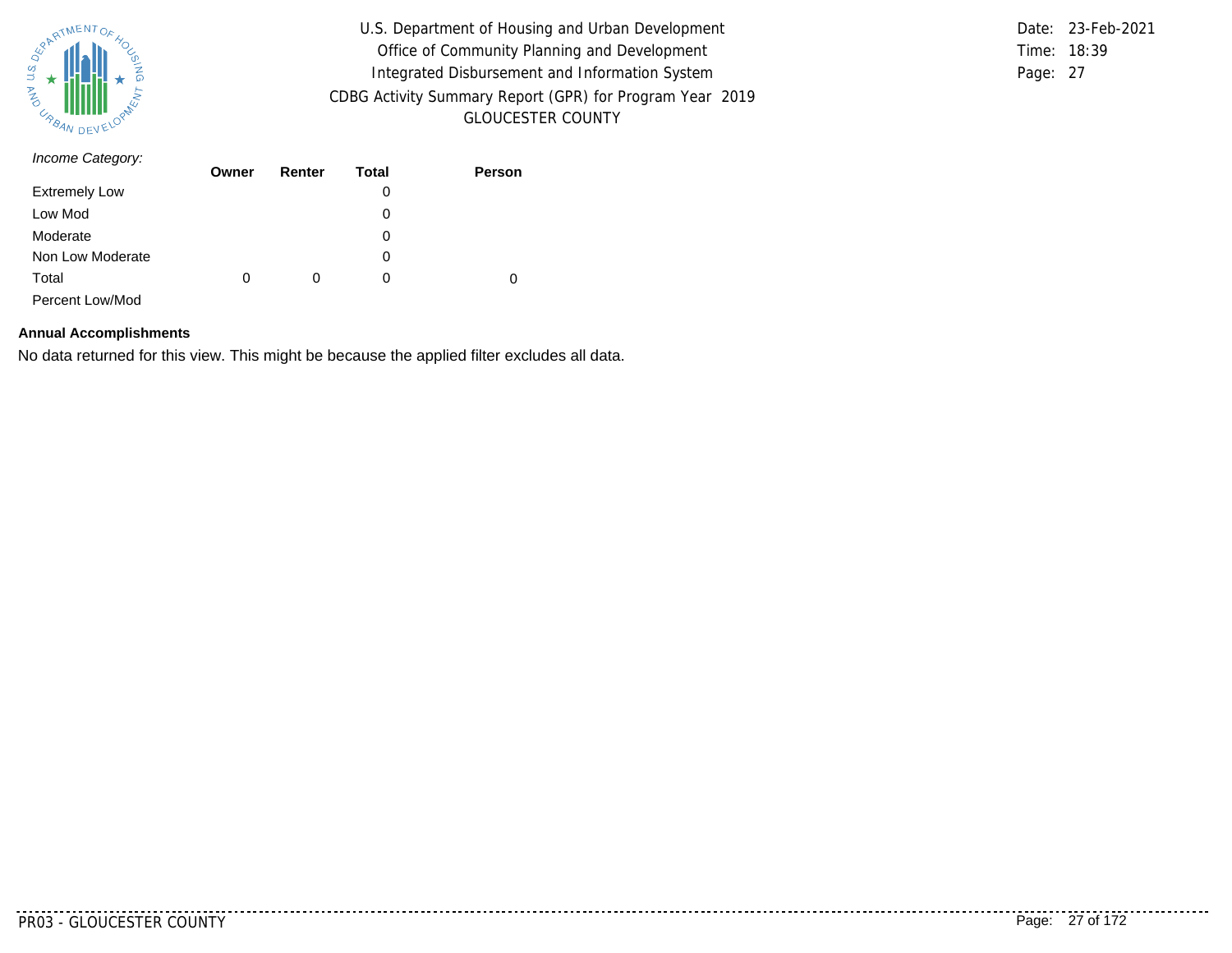*Income Category:*

| | Owner | Renter | Total | Person |
|---|---|---|---|---|
| Extremely Low | | | 0 | |
| Low Mod | | | 0 | |
| Moderate | | | 0 | |
| Non Low Moderate | | | 0 | |
| Total | 0 | 0 | 0 | 0 |
| Percent Low/Mod | | | | |

**Annual Accomplishments**

No data returned for this view. This might be because the applied filter excludes all data.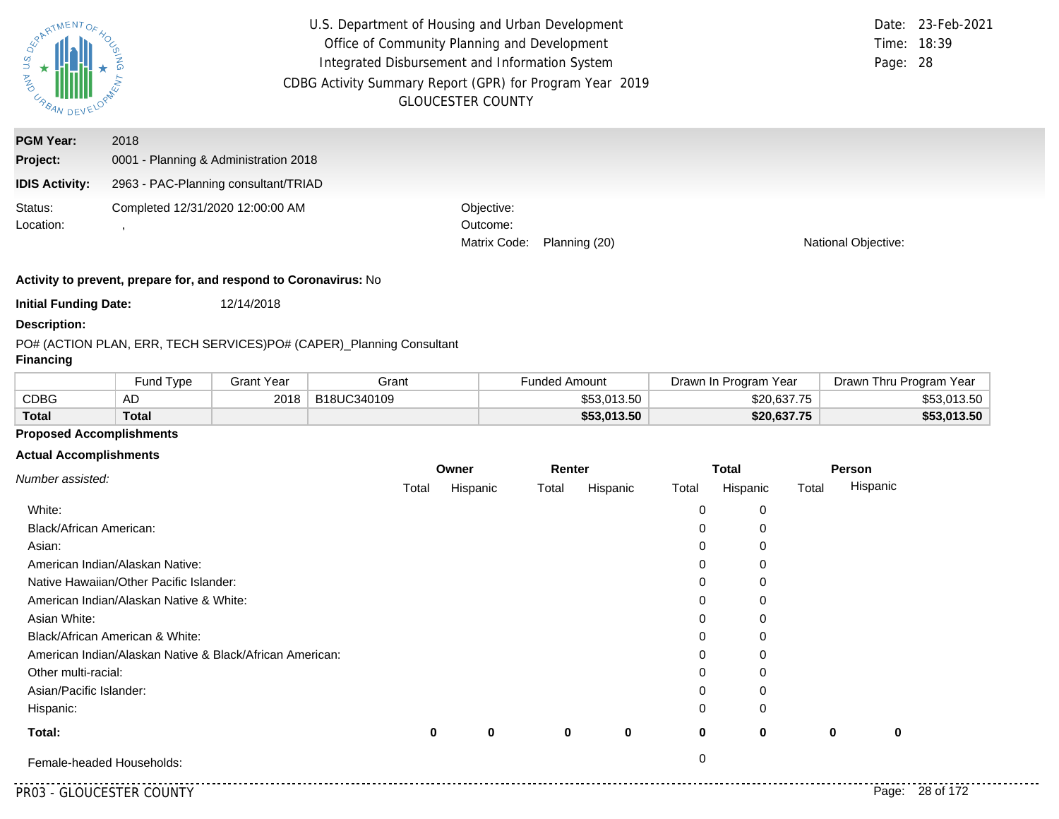U.S. Department of Housing and Urban Development
Office of Community Planning and Development
Integrated Disbursement and Information System
CDBG Activity Summary Report (GPR) for Program Year 2019
GLOUCESTER COUNTY

Date: 23-Feb-2021
Time: 18:39
Page: 28

**PGM Year:** 2018
**Project:** 0001 - Planning & Administration 2018
**IDIS Activity:** 2963 - PAC-Planning consultant/TRIAD

Status: Completed 12/31/2020 12:00:00 AM
Location: ,

Objective:
Outcome:
Matrix Code: Planning (20)
National Objective:

**Activity to prevent, prepare for, and respond to Coronavirus:** No

**Initial Funding Date:** 12/14/2018

**Description:**

PO# (ACTION PLAN, ERR, TECH SERVICES)PO# (CAPER)_Planning Consultant

**Financing**

| | Fund Type | Grant Year | Grant | Funded Amount | Drawn In Program Year | Drawn Thru Program Year |
|---|---|---|---|---|---|---|
| CDBG | AD | 2018 | B18UC340109 | $53,013.50 | $20,637.75 | $53,013.50 |
| **Total** | **Total** | | | **$53,013.50** | **$20,637.75** | **$53,013.50** |

**Proposed Accomplishments**

**Actual Accomplishments**

| *Number assisted:* | Owner | | Renter | | Total | | Person | |
|---|---|---|---|---|---|---|---|---|
| | Total | Hispanic | Total | Hispanic | Total | Hispanic | Total | Hispanic |
| White: | | | | | 0 | 0 | | |
| Black/African American: | | | | | 0 | 0 | | |
| Asian: | | | | | 0 | 0 | | |
| American Indian/Alaskan Native: | | | | | 0 | 0 | | |
| Native Hawaiian/Other Pacific Islander: | | | | | 0 | 0 | | |
| American Indian/Alaskan Native & White: | | | | | 0 | 0 | | |
| Asian White: | | | | | 0 | 0 | | |
| Black/African American & White: | | | | | 0 | 0 | | |
| American Indian/Alaskan Native & Black/African American: | | | | | 0 | 0 | | |
| Other multi-racial: | | | | | 0 | 0 | | |
| Asian/Pacific Islander: | | | | | 0 | 0 | | |
| Hispanic: | | | | | 0 | 0 | | |
| **Total:** | **0** | **0** | **0** | **0** | **0** | **0** | **0** | **0** |
| Female-headed Households: | | | | | 0 | | | |

PR03 - GLOUCESTER COUNTY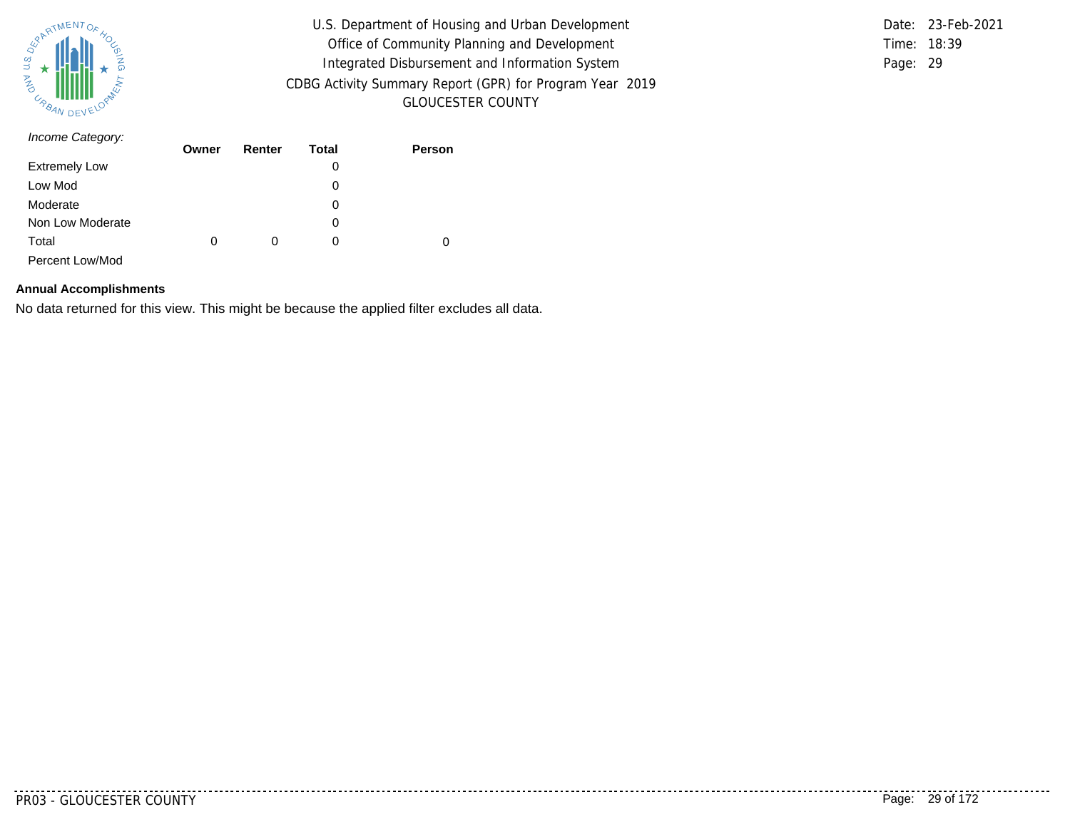*Income Category:*

| | Owner | Renter | Total | Person |
|---|---|---|---|---|
| Extremely Low | | | 0 | |
| Low Mod | | | 0 | |
| Moderate | | | 0 | |
| Non Low Moderate | | | 0 | |
| Total | 0 | 0 | 0 | 0 |
| Percent Low/Mod | | | | |

**Annual Accomplishments**

No data returned for this view. This might be because the applied filter excludes all data.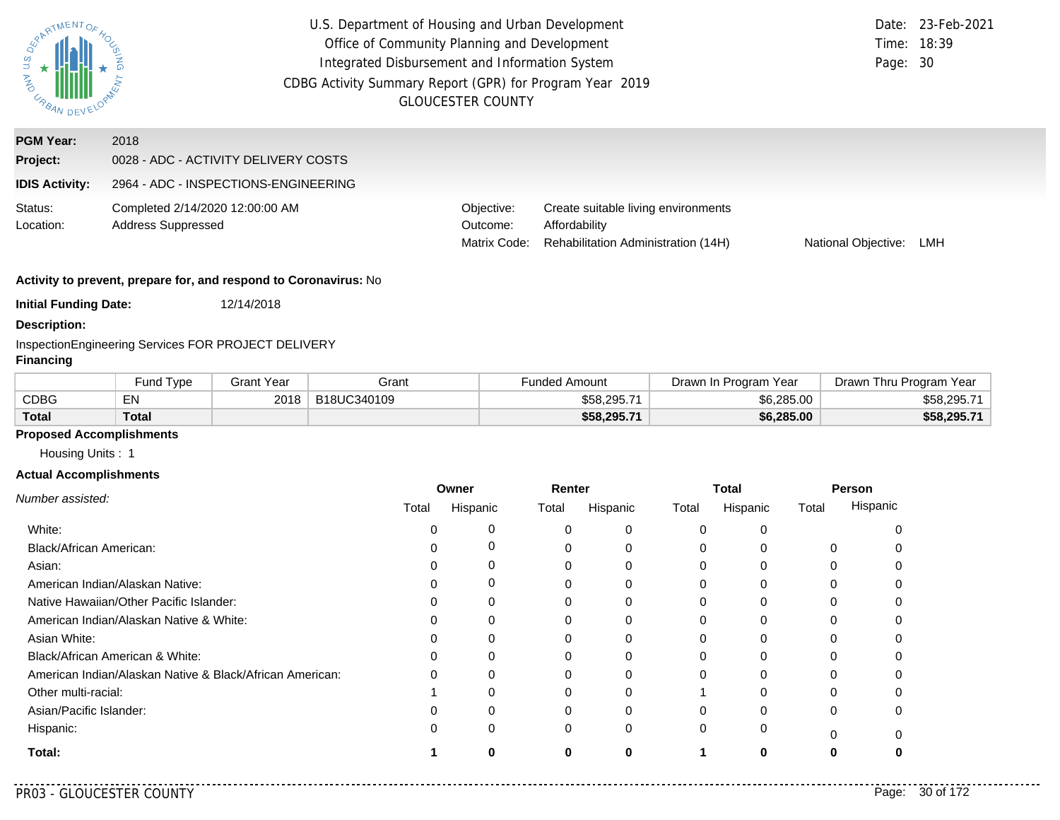U.S. Department of Housing and Urban Development
Office of Community Planning and Development
Integrated Disbursement and Information System
CDBG Activity Summary Report (GPR) for Program Year 2019
GLOUCESTER COUNTY

Date: 23-Feb-2021
Time: 18:39

**PGM Year:** 2018
**Project:** 0028 - ADC - ACTIVITY DELIVERY COSTS
**IDIS Activity:** 2964 - ADC - INSPECTIONS-ENGINEERING

Status: Completed 2/14/2020 12:00:00 AM
Location: Address Suppressed

Objective: Create suitable living environments
Outcome: Affordability
Matrix Code: Rehabilitation Administration (14H)
National Objective: LMH

**Activity to prevent, prepare for, and respond to Coronavirus:** No

**Initial Funding Date:** 12/14/2018

**Description:**

InspectionEngineering Services FOR PROJECT DELIVERY

**Financing**

| | Fund Type | Grant Year | Grant | Funded Amount | Drawn In Program Year | Drawn Thru Program Year |
|---|---|---|---|---|---|---|
| CDBG | EN | 2018 | B18UC340109 | $58,295.71 | $6,285.00 | $58,295.71 |
| **Total** | **Total** | | | **$58,295.71** | **$6,285.00** | **$58,295.71** |

**Proposed Accomplishments**

Housing Units : 1

**Actual Accomplishments**

| *Number assisted:* | Owner | | Renter | | Total | | Person | |
|---|---|---|---|---|---|---|---|---|
| | Total | Hispanic | Total | Hispanic | Total | Hispanic | Total | Hispanic |
| White: | 0 | 0 | 0 | 0 | 0 | 0 | | 0 |
| Black/African American: | 0 | 0 | 0 | 0 | 0 | 0 | 0 | 0 |
| Asian: | 0 | 0 | 0 | 0 | 0 | 0 | 0 | 0 |
| American Indian/Alaskan Native: | 0 | 0 | 0 | 0 | 0 | 0 | 0 | 0 |
| Native Hawaiian/Other Pacific Islander: | 0 | 0 | 0 | 0 | 0 | 0 | 0 | 0 |
| American Indian/Alaskan Native & White: | 0 | 0 | 0 | 0 | 0 | 0 | 0 | 0 |
| Asian White: | 0 | 0 | 0 | 0 | 0 | 0 | 0 | 0 |
| Black/African American & White: | 0 | 0 | 0 | 0 | 0 | 0 | 0 | 0 |
| American Indian/Alaskan Native & Black/African American: | 0 | 0 | 0 | 0 | 0 | 0 | 0 | 0 |
| Other multi-racial: | 1 | 0 | 0 | 0 | 1 | 0 | 0 | 0 |
| Asian/Pacific Islander: | 0 | 0 | 0 | 0 | 0 | 0 | 0 | 0 |
| Hispanic: | 0 | 0 | 0 | 0 | 0 | 0 | 0 | 0 |
| **Total:** | **1** | **0** | **0** | **0** | **1** | **0** | **0** | **0** |

PR03 - GLOUCESTER COUNTY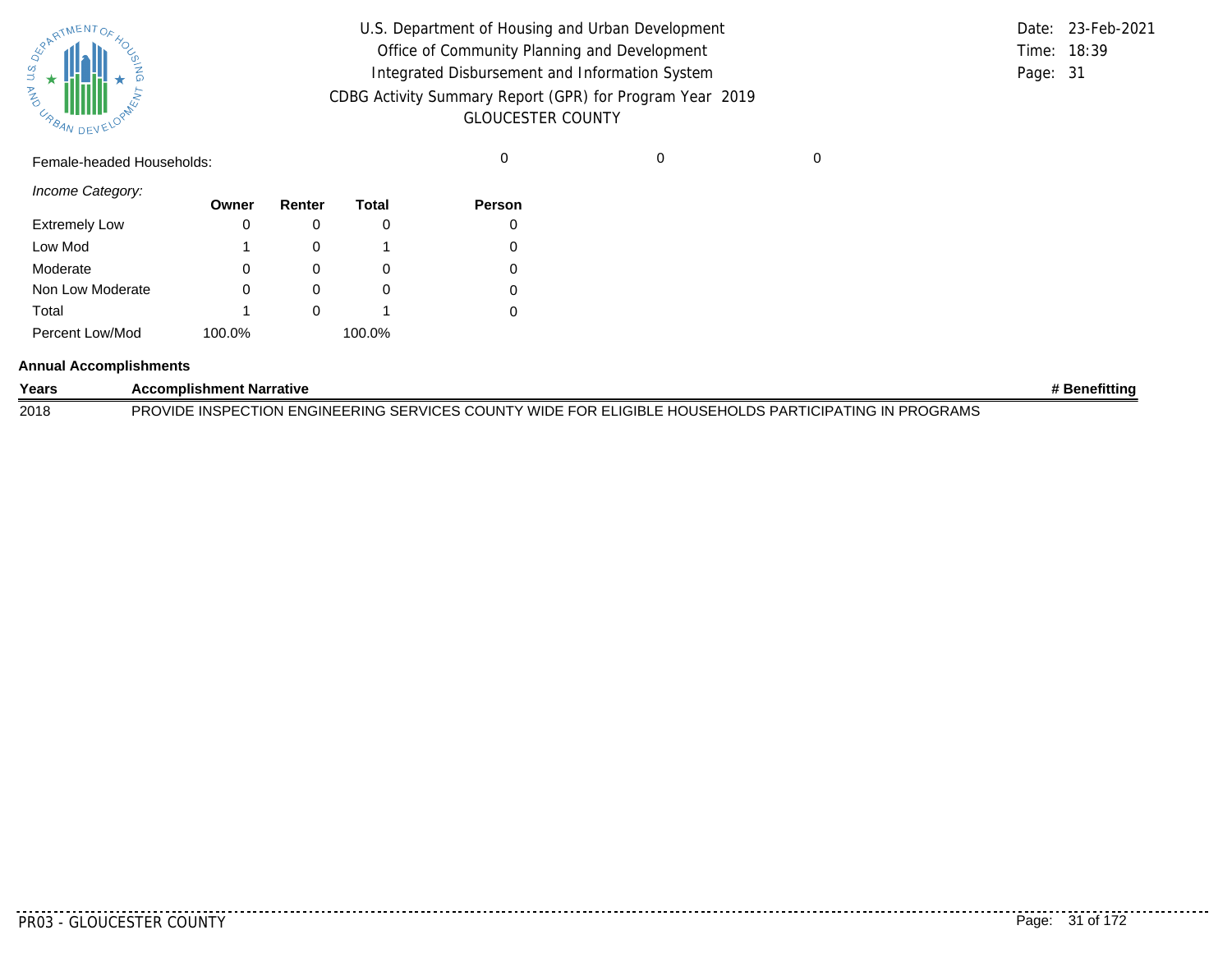Female-headed Households: 0 0 0

*Income Category:*

| | Owner | Renter | Total | Person |
|---|---|---|---|---|
| Extremely Low | 0 | 0 | 0 | 0 |
| Low Mod | 1 | 0 | 1 | 0 |
| Moderate | 0 | 0 | 0 | 0 |
| Non Low Moderate | 0 | 0 | 0 | 0 |
| Total | 1 | 0 | 1 | 0 |
| Percent Low/Mod | 100.0% | | 100.0% | |

**Annual Accomplishments**

| Years | Accomplishment Narrative | # Benefitting |
|---|---|---|
| 2018 | PROVIDE INSPECTION ENGINEERING SERVICES COUNTY WIDE FOR ELIGIBLE HOUSEHOLDS PARTICIPATING IN PROGRAMS | |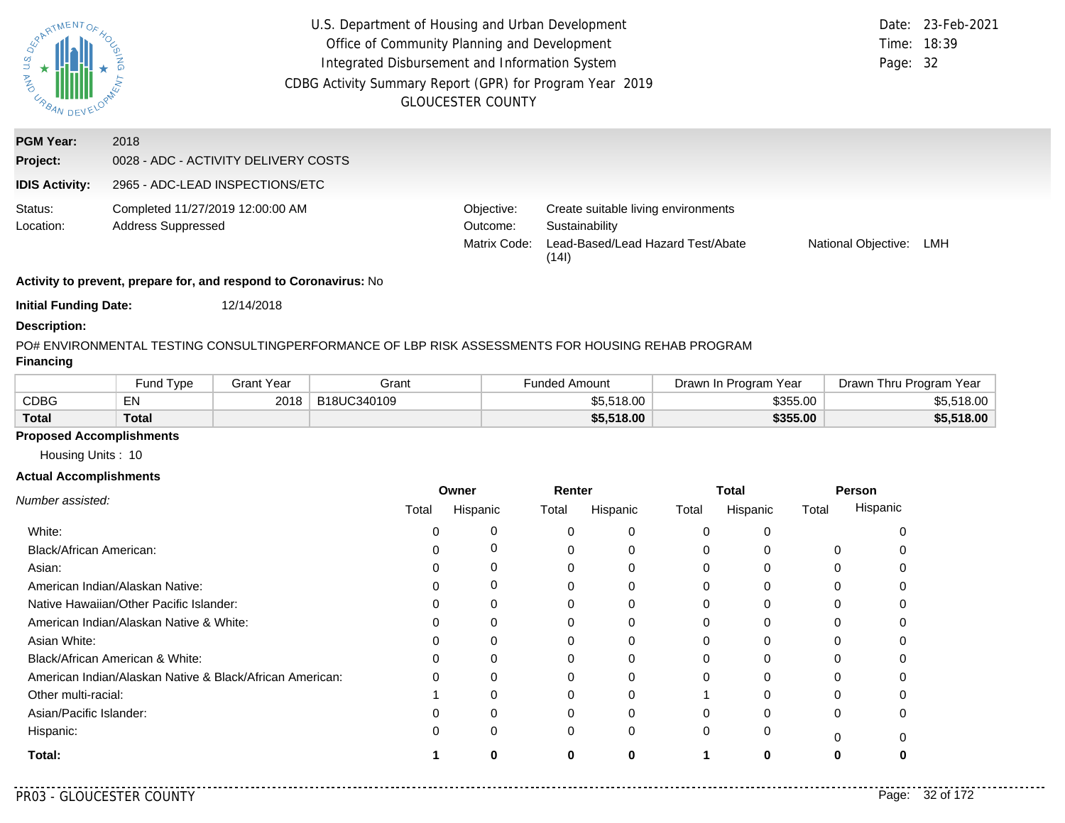U.S. Department of Housing and Urban Development
Office of Community Planning and Development
Integrated Disbursement and Information System
CDBG Activity Summary Report (GPR) for Program Year 2019
GLOUCESTER COUNTY

Date: 23-Feb-2021
Time: 18:39
Page: 32

**PGM Year:** 2018
**Project:** 0028 - ADC - ACTIVITY DELIVERY COSTS
**IDIS Activity:** 2965 - ADC-LEAD INSPECTIONS/ETC

Status: Completed 11/27/2019 12:00:00 AM
Location: Address Suppressed

Objective: Create suitable living environments
Outcome: Sustainability
Matrix Code: Lead-Based/Lead Hazard Test/Abate (14I)
National Objective: LMH

**Activity to prevent, prepare for, and respond to Coronavirus:** No

**Initial Funding Date:** 12/14/2018

**Description:**

PO# ENVIRONMENTAL TESTING CONSULTINGPERFORMANCE OF LBP RISK ASSESSMENTS FOR HOUSING REHAB PROGRAM

**Financing**

| | Fund Type | Grant Year | Grant | Funded Amount | Drawn In Program Year | Drawn Thru Program Year |
|---|---|---|---|---|---|---|
| CDBG | EN | 2018 | B18UC340109 | $5,518.00 | $355.00 | $5,518.00 |
| **Total** | **Total** | | | **$5,518.00** | **$355.00** | **$5,518.00** |

**Proposed Accomplishments**

Housing Units : 10

**Actual Accomplishments**

| *Number assisted:* | Owner | | Renter | | Total | | Person | |
|---|---|---|---|---|---|---|---|---|
| | Total | Hispanic | Total | Hispanic | Total | Hispanic | Total | Hispanic |
| White: | 0 | 0 | 0 | 0 | 0 | 0 | | 0 |
| Black/African American: | 0 | 0 | 0 | 0 | 0 | 0 | 0 | 0 |
| Asian: | 0 | 0 | 0 | 0 | 0 | 0 | 0 | 0 |
| American Indian/Alaskan Native: | 0 | 0 | 0 | 0 | 0 | 0 | 0 | 0 |
| Native Hawaiian/Other Pacific Islander: | 0 | 0 | 0 | 0 | 0 | 0 | 0 | 0 |
| American Indian/Alaskan Native & White: | 0 | 0 | 0 | 0 | 0 | 0 | 0 | 0 |
| Asian White: | 0 | 0 | 0 | 0 | 0 | 0 | 0 | 0 |
| Black/African American & White: | 0 | 0 | 0 | 0 | 0 | 0 | 0 | 0 |
| American Indian/Alaskan Native & Black/African American: | 0 | 0 | 0 | 0 | 0 | 0 | 0 | 0 |
| Other multi-racial: | 1 | 0 | 0 | 0 | 1 | 0 | 0 | 0 |
| Asian/Pacific Islander: | 0 | 0 | 0 | 0 | 0 | 0 | 0 | 0 |
| Hispanic: | 0 | 0 | 0 | 0 | 0 | 0 | 0 | 0 |
| **Total:** | **1** | **0** | **0** | **0** | **1** | **0** | **0** | **0** |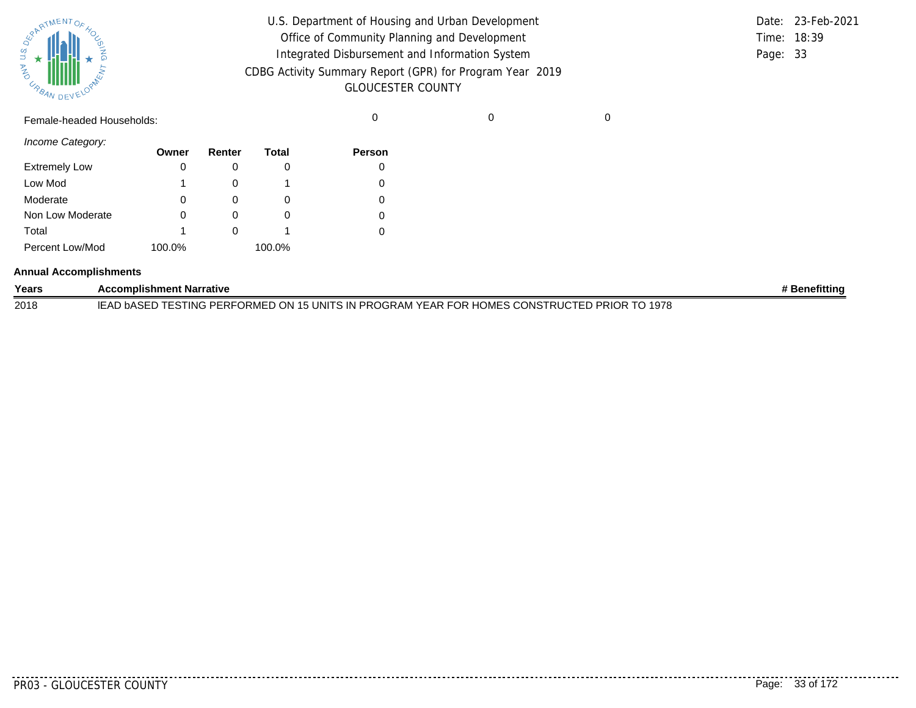Female-headed Households: 0 0 0

| *Income Category:* | Owner | Renter | Total | Person |
|---|---|---|---|---|
| Extremely Low | 0 | 0 | 0 | 0 |
| Low Mod | 1 | 0 | 1 | 0 |
| Moderate | 0 | 0 | 0 | 0 |
| Non Low Moderate | 0 | 0 | 0 | 0 |
| Total | 1 | 0 | 1 | 0 |
| Percent Low/Mod | 100.0% | | 100.0% | |

**Annual Accomplishments**

| Years | Accomplishment Narrative | # Benefitting |
|---|---|---|
| 2018 | lEAD bASED TESTING PERFORMED ON 15 UNITS IN PROGRAM YEAR FOR HOMES CONSTRUCTED PRIOR TO 1978 | |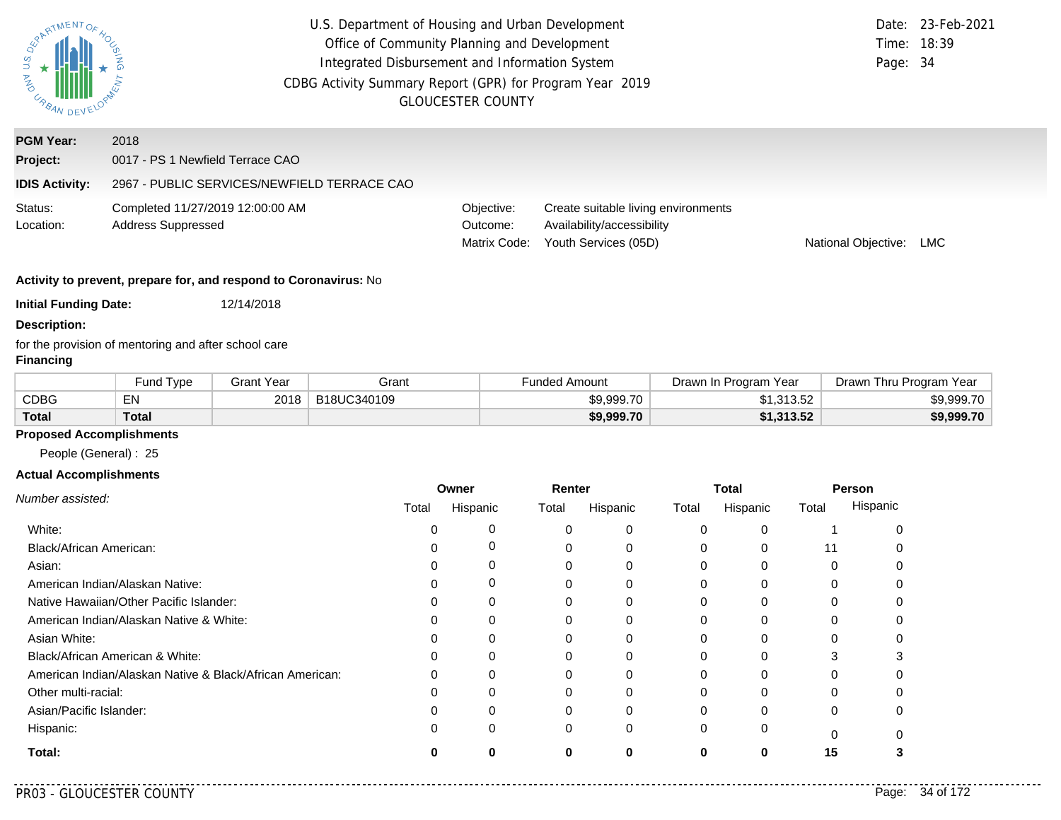U.S. Department of Housing and Urban Development
Office of Community Planning and Development
Integrated Disbursement and Information System
CDBG Activity Summary Report (GPR) for Program Year 2019
GLOUCESTER COUNTY

Date: 23-Feb-2021
Time: 18:39

**PGM Year:** 2018

**Project:** 0017 - PS 1 Newfield Terrace CAO

**IDIS Activity:** 2967 - PUBLIC SERVICES/NEWFIELD TERRACE CAO

Status: Completed 11/27/2019 12:00:00 AM
Location: Address Suppressed

Objective: Create suitable living environments
Outcome: Availability/accessibility
Matrix Code: Youth Services (05D)
National Objective: LMC

**Activity to prevent, prepare for, and respond to Coronavirus:** No

**Initial Funding Date:** 12/14/2018

**Description:**

for the provision of mentoring and after school care

**Financing**

| | Fund Type | Grant Year | Grant | Funded Amount | Drawn In Program Year | Drawn Thru Program Year |
|---|---|---|---|---|---|---|
| CDBG | EN | 2018 | B18UC340109 | $9,999.70 | $1,313.52 | $9,999.70 |
| **Total** | **Total** | | | **$9,999.70** | **$1,313.52** | **$9,999.70** |

**Proposed Accomplishments**

People (General) : 25

**Actual Accomplishments**

| *Number assisted:* | Owner | | Renter | | Total | | Person | |
|---|---|---|---|---|---|---|---|---|
| | Total | Hispanic | Total | Hispanic | Total | Hispanic | Total | Hispanic |
| White: | 0 | 0 | 0 | 0 | 0 | 0 | 1 | 0 |
| Black/African American: | 0 | 0 | 0 | 0 | 0 | 0 | 11 | 0 |
| Asian: | 0 | 0 | 0 | 0 | 0 | 0 | 0 | 0 |
| American Indian/Alaskan Native: | 0 | 0 | 0 | 0 | 0 | 0 | 0 | 0 |
| Native Hawaiian/Other Pacific Islander: | 0 | 0 | 0 | 0 | 0 | 0 | 0 | 0 |
| American Indian/Alaskan Native & White: | 0 | 0 | 0 | 0 | 0 | 0 | 0 | 0 |
| Asian White: | 0 | 0 | 0 | 0 | 0 | 0 | 0 | 0 |
| Black/African American & White: | 0 | 0 | 0 | 0 | 0 | 0 | 3 | 3 |
| American Indian/Alaskan Native & Black/African American: | 0 | 0 | 0 | 0 | 0 | 0 | 0 | 0 |
| Other multi-racial: | 0 | 0 | 0 | 0 | 0 | 0 | 0 | 0 |
| Asian/Pacific Islander: | 0 | 0 | 0 | 0 | 0 | 0 | 0 | 0 |
| Hispanic: | 0 | 0 | 0 | 0 | 0 | 0 | 0 | 0 |
| **Total:** | **0** | **0** | **0** | **0** | **0** | **0** | **15** | **3** |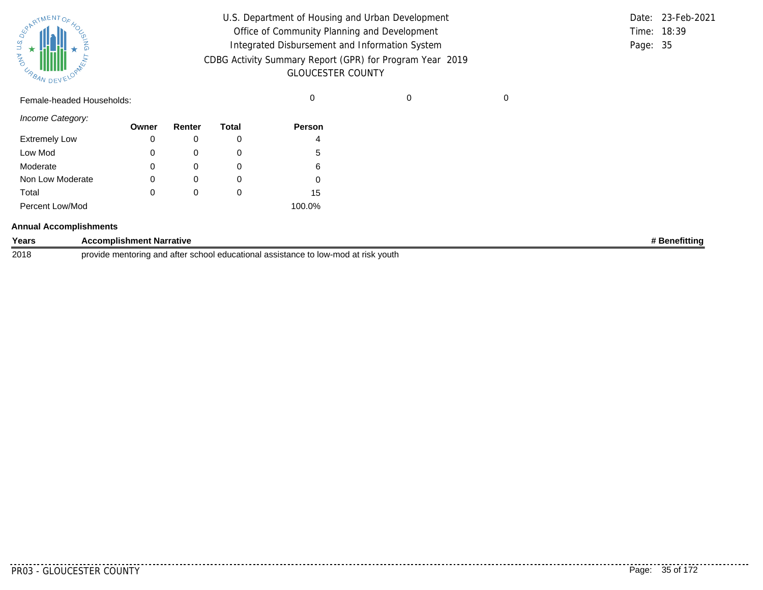Female-headed Households: 0 0 0

*Income Category:*

| | Owner | Renter | Total | Person |
|---|---|---|---|---|
| Extremely Low | 0 | 0 | 0 | 4 |
| Low Mod | 0 | 0 | 0 | 5 |
| Moderate | 0 | 0 | 0 | 6 |
| Non Low Moderate | 0 | 0 | 0 | 0 |
| Total | 0 | 0 | 0 | 15 |
| Percent Low/Mod | | | | 100.0% |

**Annual Accomplishments**

| Years | Accomplishment Narrative | # Benefitting |
|---|---|---|
| 2018 | provide mentoring and after school educational assistance to low-mod at risk youth | |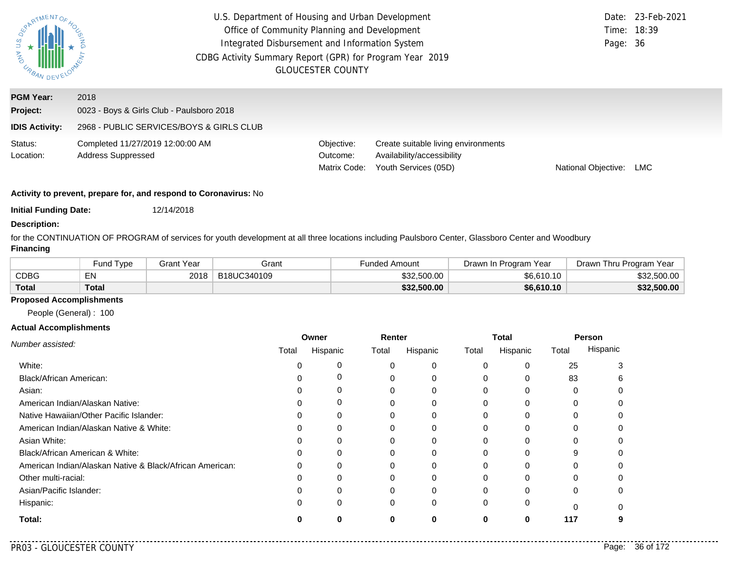U.S. Department of Housing and Urban Development
Office of Community Planning and Development
Integrated Disbursement and Information System
CDBG Activity Summary Report (GPR) for Program Year 2019
GLOUCESTER COUNTY

Date: 23-Feb-2021
Time: 18:39
Page: 36

**PGM Year:** 2018

**Project:** 0023 - Boys & Girls Club - Paulsboro 2018

**IDIS Activity:** 2968 - PUBLIC SERVICES/BOYS & GIRLS CLUB

Status: Completed 11/27/2019 12:00:00 AM

Location: Address Suppressed

Objective: Create suitable living environments

Outcome: Availability/accessibility

Matrix Code: Youth Services (05D)

National Objective: LMC

**Activity to prevent, prepare for, and respond to Coronavirus:** No

**Initial Funding Date:** 12/14/2018

**Description:**

for the CONTINUATION OF PROGRAM of services for youth development at all three locations including Paulsboro Center, Glassboro Center and Woodbury

**Financing**

| | Fund Type | Grant Year | Grant | Funded Amount | Drawn In Program Year | Drawn Thru Program Year |
|---|---|---|---|---|---|---|
| CDBG | EN | 2018 | B18UC340109 | $32,500.00 | $6,610.10 | $32,500.00 |
| **Total** | **Total** | | | **$32,500.00** | **$6,610.10** | **$32,500.00** |

**Proposed Accomplishments**

People (General) : 100

**Actual Accomplishments**

| *Number assisted:* | Owner | | Renter | | Total | | Person | |
|---|---|---|---|---|---|---|---|---|
| | Total | Hispanic | Total | Hispanic | Total | Hispanic | Total | Hispanic |
| White: | 0 | 0 | 0 | 0 | 0 | 0 | 25 | 3 |
| Black/African American: | 0 | 0 | 0 | 0 | 0 | 0 | 83 | 6 |
| Asian: | 0 | 0 | 0 | 0 | 0 | 0 | 0 | 0 |
| American Indian/Alaskan Native: | 0 | 0 | 0 | 0 | 0 | 0 | 0 | 0 |
| Native Hawaiian/Other Pacific Islander: | 0 | 0 | 0 | 0 | 0 | 0 | 0 | 0 |
| American Indian/Alaskan Native & White: | 0 | 0 | 0 | 0 | 0 | 0 | 0 | 0 |
| Asian White: | 0 | 0 | 0 | 0 | 0 | 0 | 0 | 0 |
| Black/African American & White: | 0 | 0 | 0 | 0 | 0 | 0 | 9 | 0 |
| American Indian/Alaskan Native & Black/African American: | 0 | 0 | 0 | 0 | 0 | 0 | 0 | 0 |
| Other multi-racial: | 0 | 0 | 0 | 0 | 0 | 0 | 0 | 0 |
| Asian/Pacific Islander: | 0 | 0 | 0 | 0 | 0 | 0 | 0 | 0 |
| Hispanic: | 0 | 0 | 0 | 0 | 0 | 0 | 0 | 0 |
| **Total:** | **0** | **0** | **0** | **0** | **0** | **0** | **117** | **9** |

PR03 - GLOUCESTER COUNTY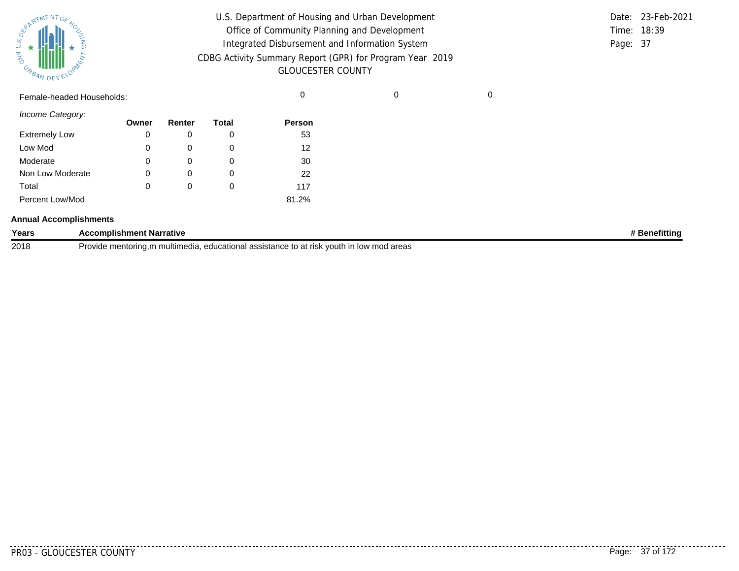Female-headed Households: 0 0 0

*Income Category:*

| | Owner | Renter | Total | Person |
|---|---|---|---|---|
| Extremely Low | 0 | 0 | 0 | 53 |
| Low Mod | 0 | 0 | 0 | 12 |
| Moderate | 0 | 0 | 0 | 30 |
| Non Low Moderate | 0 | 0 | 0 | 22 |
| Total | 0 | 0 | 0 | 117 |
| Percent Low/Mod | | | | 81.2% |

**Annual Accomplishments**

| Years | Accomplishment Narrative | # Benefitting |
|---|---|---|
| 2018 | Provide mentoring,m multimedia, educational assistance to at risk youth in low mod areas | |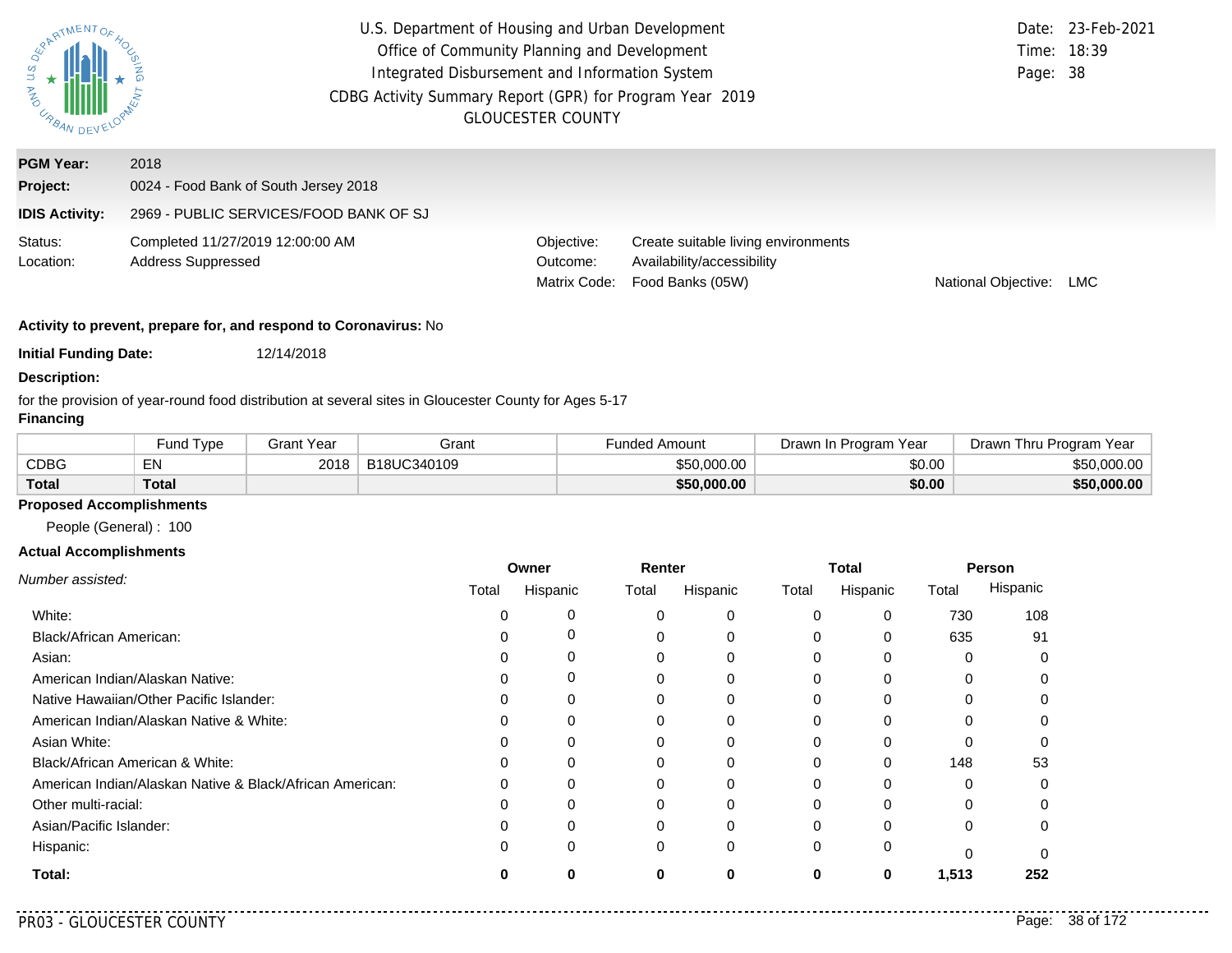U.S. Department of Housing and Urban Development
Office of Community Planning and Development
Integrated Disbursement and Information System
CDBG Activity Summary Report (GPR) for Program Year 2019
GLOUCESTER COUNTY

Date: 23-Feb-2021
Time: 18:39

**PGM Year:** 2018
**Project:** 0024 - Food Bank of South Jersey 2018
**IDIS Activity:** 2969 - PUBLIC SERVICES/FOOD BANK OF SJ

Status: Completed 11/27/2019 12:00:00 AM
Location: Address Suppressed

Objective: Create suitable living environments
Outcome: Availability/accessibility
Matrix Code: Food Banks (05W)
National Objective: LMC

**Activity to prevent, prepare for, and respond to Coronavirus:** No

**Initial Funding Date:** 12/14/2018

**Description:**

for the provision of year-round food distribution at several sites in Gloucester County for Ages 5-17

**Financing**

| | Fund Type | Grant Year | Grant | Funded Amount | Drawn In Program Year | Drawn Thru Program Year |
|---|---|---|---|---|---|---|
| CDBG | EN | 2018 | B18UC340109 | $50,000.00 | $0.00 | $50,000.00 |
| **Total** | **Total** | | | **$50,000.00** | **$0.00** | **$50,000.00** |

**Proposed Accomplishments**

People (General) : 100

**Actual Accomplishments**

| *Number assisted:* | Owner | | Renter | | Total | | Person | |
|---|---|---|---|---|---|---|---|---|
| | Total | Hispanic | Total | Hispanic | Total | Hispanic | Total | Hispanic |
| White: | 0 | 0 | 0 | 0 | 0 | 0 | 730 | 108 |
| Black/African American: | 0 | 0 | 0 | 0 | 0 | 0 | 635 | 91 |
| Asian: | 0 | 0 | 0 | 0 | 0 | 0 | 0 | 0 |
| American Indian/Alaskan Native: | 0 | 0 | 0 | 0 | 0 | 0 | 0 | 0 |
| Native Hawaiian/Other Pacific Islander: | 0 | 0 | 0 | 0 | 0 | 0 | 0 | 0 |
| American Indian/Alaskan Native & White: | 0 | 0 | 0 | 0 | 0 | 0 | 0 | 0 |
| Asian White: | 0 | 0 | 0 | 0 | 0 | 0 | 0 | 0 |
| Black/African American & White: | 0 | 0 | 0 | 0 | 0 | 0 | 148 | 53 |
| American Indian/Alaskan Native & Black/African American: | 0 | 0 | 0 | 0 | 0 | 0 | 0 | 0 |
| Other multi-racial: | 0 | 0 | 0 | 0 | 0 | 0 | 0 | 0 |
| Asian/Pacific Islander: | 0 | 0 | 0 | 0 | 0 | 0 | 0 | 0 |
| Hispanic: | 0 | 0 | 0 | 0 | 0 | 0 | 0 | 0 |
| **Total:** | **0** | **0** | **0** | **0** | **0** | **0** | **1,513** | **252** |

PR03 - GLOUCESTER COUNTY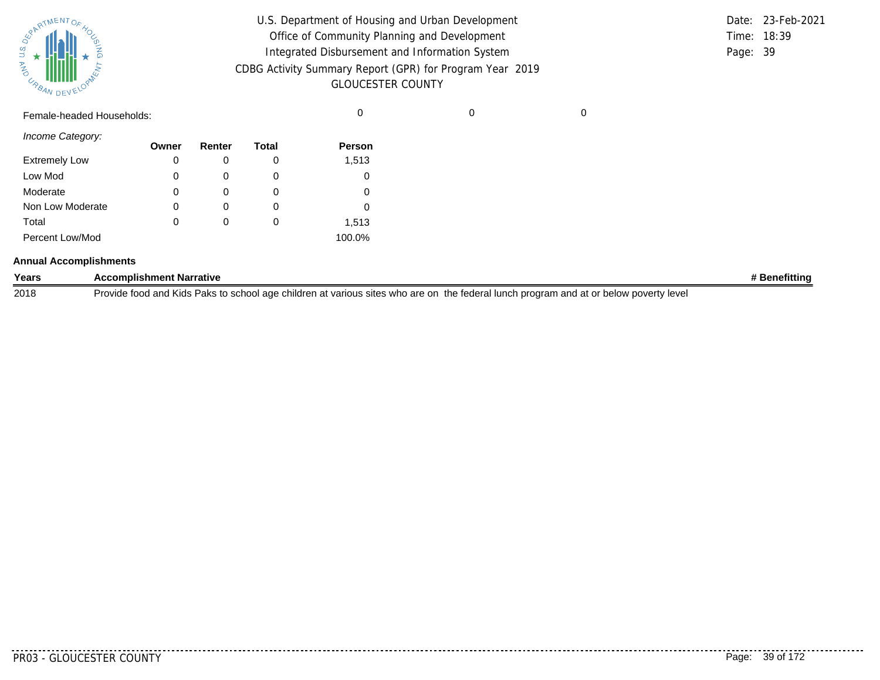| Female-headed Households: | | | | 0 | 0 | 0 |
|---|---|---|---|---|---|---|

*Income Category:*

| | Owner | Renter | Total | Person |
|---|---|---|---|---|
| Extremely Low | 0 | 0 | 0 | 1,513 |
| Low Mod | 0 | 0 | 0 | 0 |
| Moderate | 0 | 0 | 0 | 0 |
| Non Low Moderate | 0 | 0 | 0 | 0 |
| Total | 0 | 0 | 0 | 1,513 |
| Percent Low/Mod | | | | 100.0% |

**Annual Accomplishments**

| Years | Accomplishment Narrative | # Benefitting |
|---|---|---|
| 2018 | Provide food and Kids Paks to school age children at various sites who are on the federal lunch program and at or below poverty level | |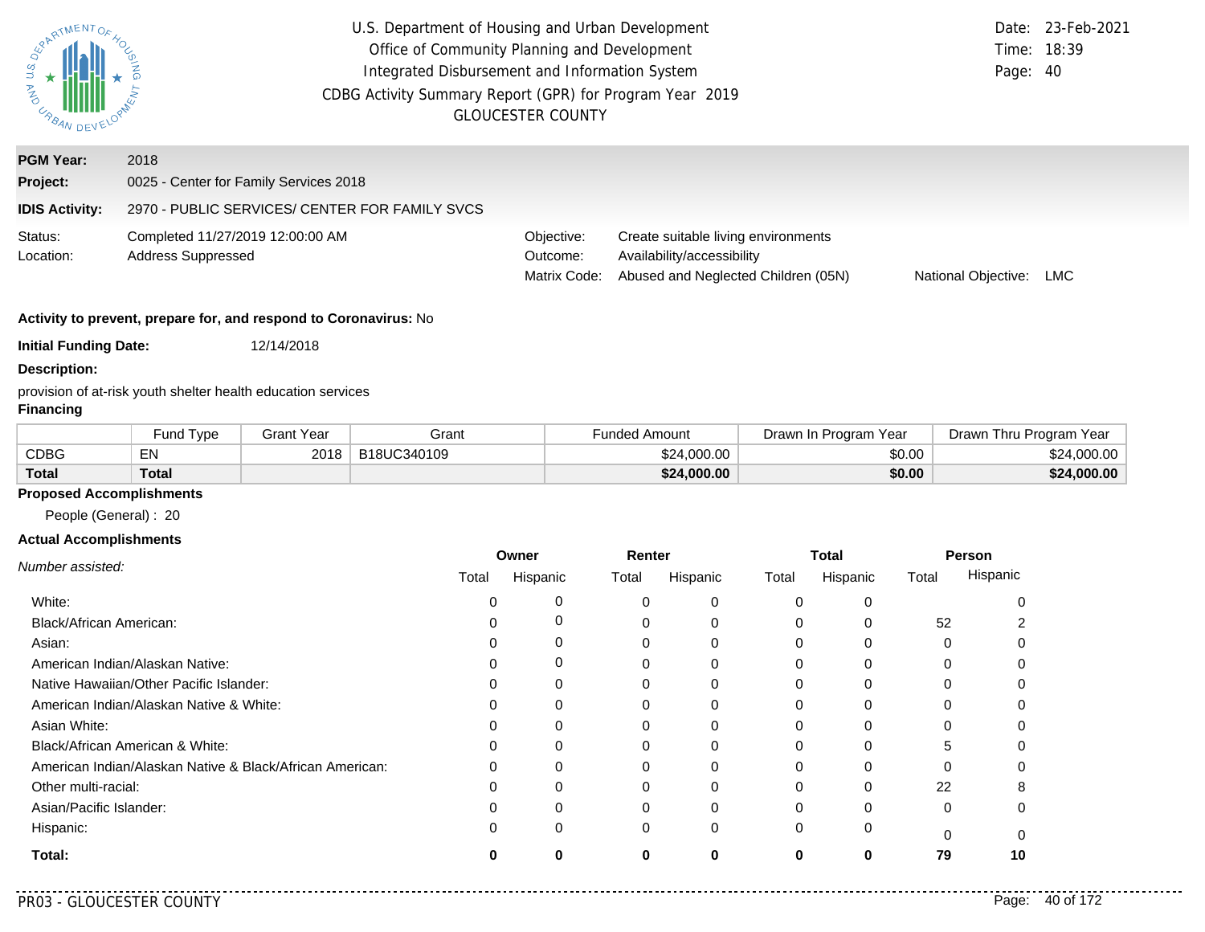U.S. Department of Housing and Urban Development
Office of Community Planning and Development
Integrated Disbursement and Information System
CDBG Activity Summary Report (GPR) for Program Year 2019
GLOUCESTER COUNTY

Date: 23-Feb-2021
Time: 18:39

**PGM Year:** 2018
**Project:** 0025 - Center for Family Services 2018
**IDIS Activity:** 2970 - PUBLIC SERVICES/ CENTER FOR FAMILY SVCS

Status: Completed 11/27/2019 12:00:00 AM
Location: Address Suppressed

Objective: Create suitable living environments
Outcome: Availability/accessibility
Matrix Code: Abused and Neglected Children (05N)
National Objective: LMC

**Activity to prevent, prepare for, and respond to Coronavirus:** No

**Initial Funding Date:** 12/14/2018

**Description:**

provision of at-risk youth shelter health education services

**Financing**

| | Fund Type | Grant Year | Grant | Funded Amount | Drawn In Program Year | Drawn Thru Program Year |
|---|---|---|---|---|---|---|
| CDBG | EN | 2018 | B18UC340109 | $24,000.00 | $0.00 | $24,000.00 |
| **Total** | **Total** | | | **$24,000.00** | **$0.00** | **$24,000.00** |

**Proposed Accomplishments**

People (General) : 20

**Actual Accomplishments**

| *Number assisted:* | Owner | | Renter | | Total | | Person | |
|---|---|---|---|---|---|---|---|---|
| | Total | Hispanic | Total | Hispanic | Total | Hispanic | Total | Hispanic |
| White: | 0 | 0 | 0 | 0 | 0 | 0 | | 0 |
| Black/African American: | 0 | 0 | 0 | 0 | 0 | 0 | 52 | 2 |
| Asian: | 0 | 0 | 0 | 0 | 0 | 0 | 0 | 0 |
| American Indian/Alaskan Native: | 0 | 0 | 0 | 0 | 0 | 0 | 0 | 0 |
| Native Hawaiian/Other Pacific Islander: | 0 | 0 | 0 | 0 | 0 | 0 | 0 | 0 |
| American Indian/Alaskan Native & White: | 0 | 0 | 0 | 0 | 0 | 0 | 0 | 0 |
| Asian White: | 0 | 0 | 0 | 0 | 0 | 0 | 0 | 0 |
| Black/African American & White: | 0 | 0 | 0 | 0 | 0 | 0 | 5 | 0 |
| American Indian/Alaskan Native & Black/African American: | 0 | 0 | 0 | 0 | 0 | 0 | 0 | 0 |
| Other multi-racial: | 0 | 0 | 0 | 0 | 0 | 0 | 22 | 8 |
| Asian/Pacific Islander: | 0 | 0 | 0 | 0 | 0 | 0 | 0 | 0 |
| Hispanic: | 0 | 0 | 0 | 0 | 0 | 0 | 0 | 0 |
| **Total:** | **0** | **0** | **0** | **0** | **0** | **0** | **79** | **10** |

PR03 - GLOUCESTER COUNTY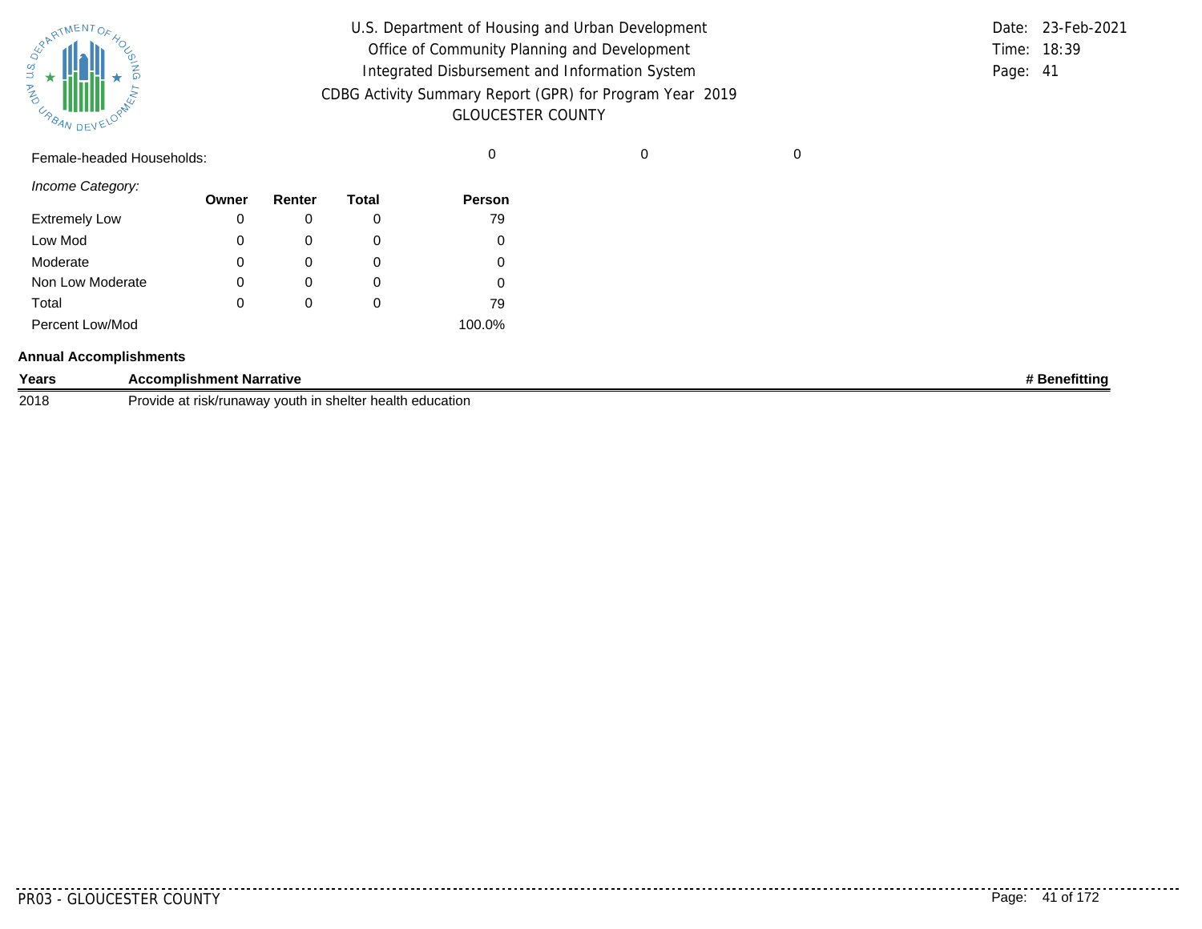| Female-headed Households: | | | | 0 | 0 | 0 |
|---|---|---|---|---|---|---|

*Income Category:*

| | Owner | Renter | Total | Person |
|---|---|---|---|---|
| Extremely Low | 0 | 0 | 0 | 79 |
| Low Mod | 0 | 0 | 0 | 0 |
| Moderate | 0 | 0 | 0 | 0 |
| Non Low Moderate | 0 | 0 | 0 | 0 |
| Total | 0 | 0 | 0 | 79 |
| Percent Low/Mod | | | | 100.0% |

**Annual Accomplishments**

| Years | Accomplishment Narrative | # Benefitting |
|---|---|---|
| 2018 | Provide at risk/runaway youth in shelter health education | |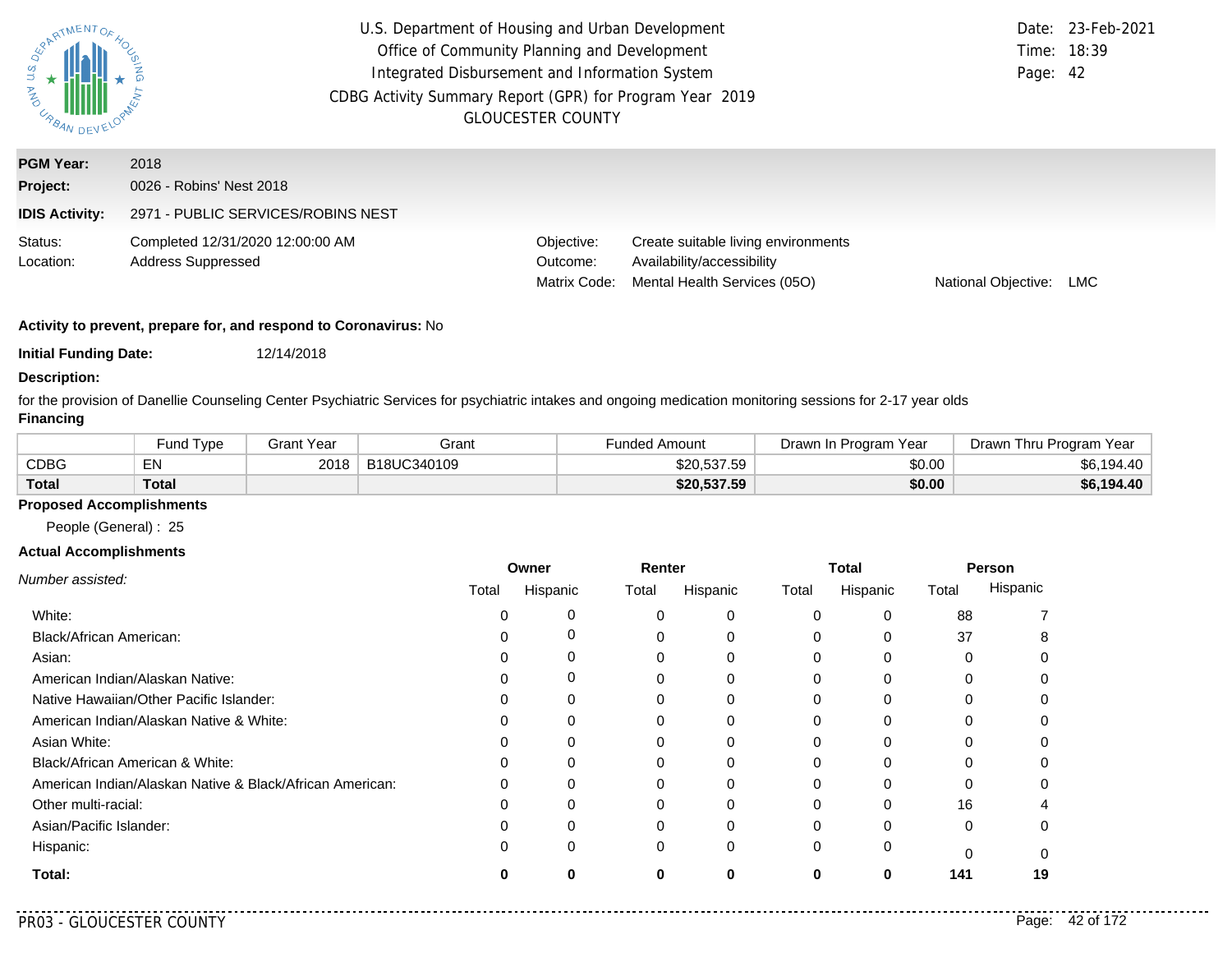U.S. Department of Housing and Urban Development
Office of Community Planning and Development
Integrated Disbursement and Information System
CDBG Activity Summary Report (GPR) for Program Year 2019
GLOUCESTER COUNTY

Date: 23-Feb-2021
Time: 18:39

**PGM Year:** 2018
**Project:** 0026 - Robins' Nest 2018
**IDIS Activity:** 2971 - PUBLIC SERVICES/ROBINS NEST

Status: Completed 12/31/2020 12:00:00 AM
Location: Address Suppressed

Objective: Create suitable living environments
Outcome: Availability/accessibility
Matrix Code: Mental Health Services (05O)
National Objective: LMC

**Activity to prevent, prepare for, and respond to Coronavirus:** No

**Initial Funding Date:** 12/14/2018

**Description:**

for the provision of Danellie Counseling Center Psychiatric Services for psychiatric intakes and ongoing medication monitoring sessions for 2-17 year olds

**Financing**

| | Fund Type | Grant Year | Grant | Funded Amount | Drawn In Program Year | Drawn Thru Program Year |
|---|---|---|---|---|---|---|
| CDBG | EN | 2018 | B18UC340109 | $20,537.59 | $0.00 | $6,194.40 |
| **Total** | **Total** | | | **$20,537.59** | **$0.00** | **$6,194.40** |

**Proposed Accomplishments**

People (General) : 25

**Actual Accomplishments**

| *Number assisted:* | Owner | | Renter | | Total | | Person | |
|---|---|---|---|---|---|---|---|---|
| | Total | Hispanic | Total | Hispanic | Total | Hispanic | Total | Hispanic |
| White: | 0 | 0 | 0 | 0 | 0 | 0 | 88 | 7 |
| Black/African American: | 0 | 0 | 0 | 0 | 0 | 0 | 37 | 8 |
| Asian: | 0 | 0 | 0 | 0 | 0 | 0 | 0 | 0 |
| American Indian/Alaskan Native: | 0 | 0 | 0 | 0 | 0 | 0 | 0 | 0 |
| Native Hawaiian/Other Pacific Islander: | 0 | 0 | 0 | 0 | 0 | 0 | 0 | 0 |
| American Indian/Alaskan Native & White: | 0 | 0 | 0 | 0 | 0 | 0 | 0 | 0 |
| Asian White: | 0 | 0 | 0 | 0 | 0 | 0 | 0 | 0 |
| Black/African American & White: | 0 | 0 | 0 | 0 | 0 | 0 | 0 | 0 |
| American Indian/Alaskan Native & Black/African American: | 0 | 0 | 0 | 0 | 0 | 0 | 0 | 0 |
| Other multi-racial: | 0 | 0 | 0 | 0 | 0 | 0 | 16 | 4 |
| Asian/Pacific Islander: | 0 | 0 | 0 | 0 | 0 | 0 | 0 | 0 |
| Hispanic: | 0 | 0 | 0 | 0 | 0 | 0 | 0 | 0 |
| **Total:** | **0** | **0** | **0** | **0** | **0** | **0** | **141** | **19** |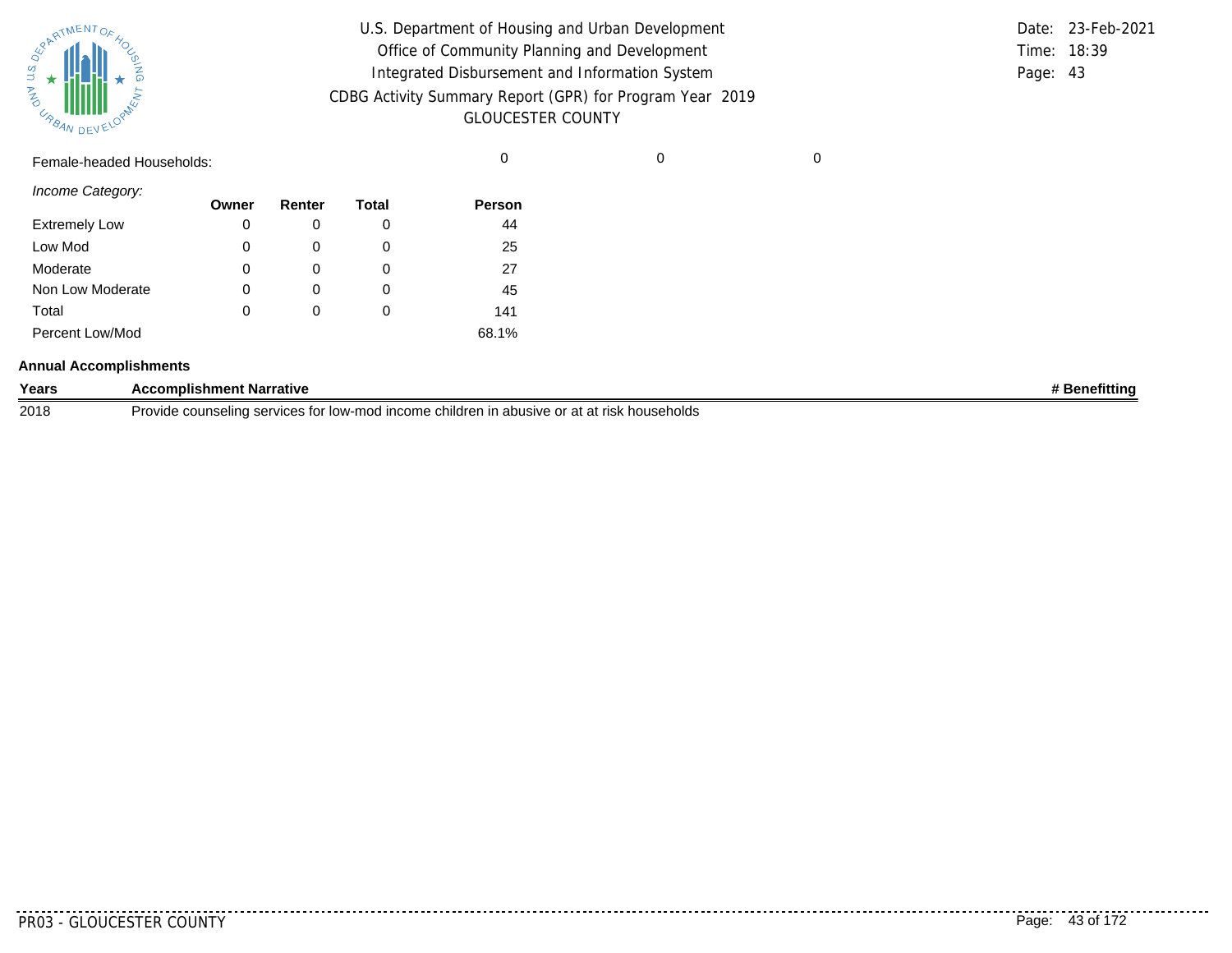Female-headed Households: 0 0 0

*Income Category:*

| | Owner | Renter | Total | Person |
|---|---|---|---|---|
| Extremely Low | 0 | 0 | 0 | 44 |
| Low Mod | 0 | 0 | 0 | 25 |
| Moderate | 0 | 0 | 0 | 27 |
| Non Low Moderate | 0 | 0 | 0 | 45 |
| Total | 0 | 0 | 0 | 141 |
| Percent Low/Mod | | | | 68.1% |

**Annual Accomplishments**

| Years | Accomplishment Narrative | # Benefitting |
|---|---|---|
| 2018 | Provide counseling services for low-mod income children in abusive or at at risk households | |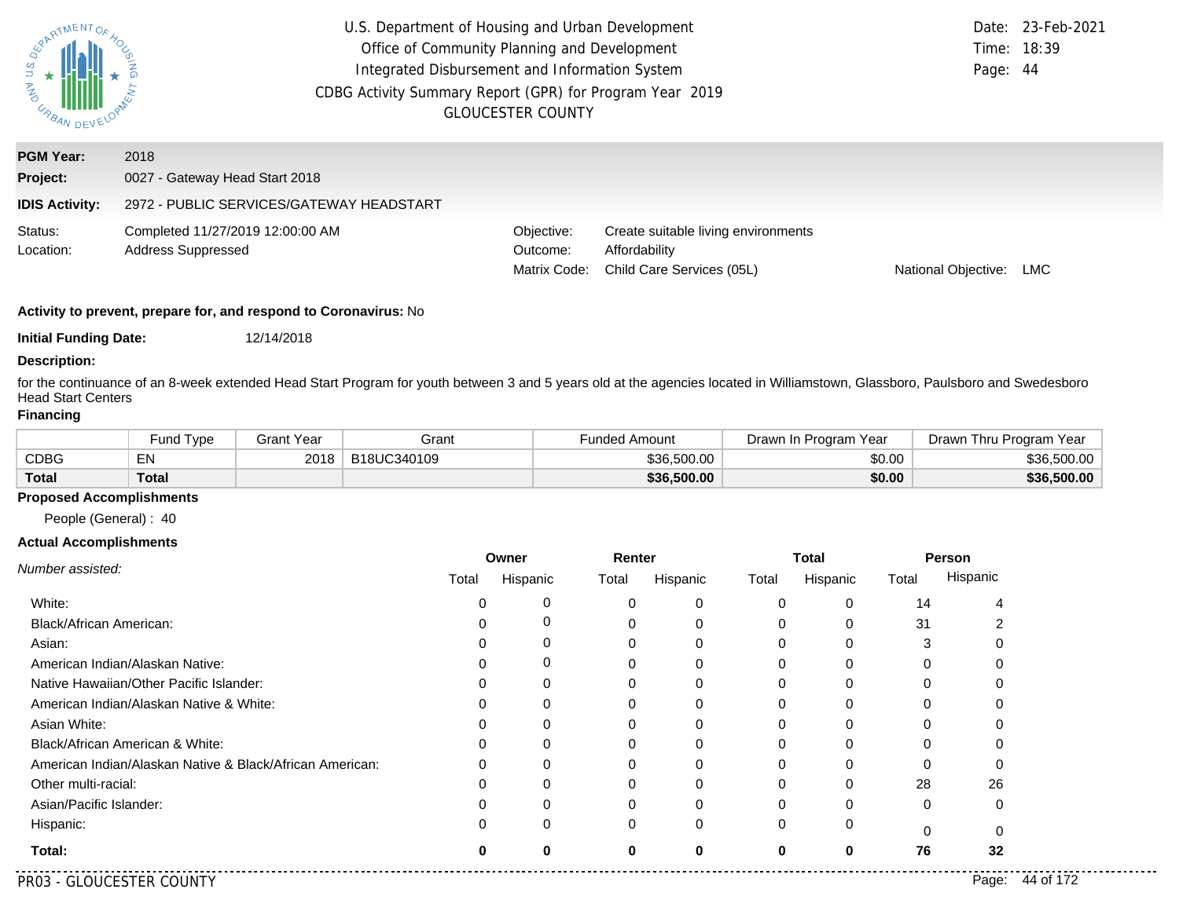U.S. Department of Housing and Urban Development
Office of Community Planning and Development
Integrated Disbursement and Information System
CDBG Activity Summary Report (GPR) for Program Year 2019
GLOUCESTER COUNTY

Date: 23-Feb-2021
Time: 18:39

**PGM Year:** 2018
**Project:** 0027 - Gateway Head Start 2018
**IDIS Activity:** 2972 - PUBLIC SERVICES/GATEWAY HEADSTART

Status: Completed 11/27/2019 12:00:00 AM
Location: Address Suppressed

Objective: Create suitable living environments
Outcome: Affordability
Matrix Code: Child Care Services (05L)
National Objective: LMC

**Activity to prevent, prepare for, and respond to Coronavirus:** No

**Initial Funding Date:** 12/14/2018

**Description:**

for the continuance of an 8-week extended Head Start Program for youth between 3 and 5 years old at the agencies located in Williamstown, Glassboro, Paulsboro and Swedesboro Head Start Centers

**Financing**

| | Fund Type | Grant Year | Grant | Funded Amount | Drawn In Program Year | Drawn Thru Program Year |
|---|---|---|---|---|---|---|
| CDBG | EN | 2018 | B18UC340109 | $36,500.00 | $0.00 | $36,500.00 |
| **Total** | **Total** | | | **$36,500.00** | **$0.00** | **$36,500.00** |

**Proposed Accomplishments**

People (General) : 40

**Actual Accomplishments**

| *Number assisted:* | Owner | | Renter | | Total | | Person | |
|---|---|---|---|---|---|---|---|---|
| | Total | Hispanic | Total | Hispanic | Total | Hispanic | Total | Hispanic |
| White: | 0 | 0 | 0 | 0 | 0 | 0 | 14 | 4 |
| Black/African American: | 0 | 0 | 0 | 0 | 0 | 0 | 31 | 2 |
| Asian: | 0 | 0 | 0 | 0 | 0 | 0 | 3 | 0 |
| American Indian/Alaskan Native: | 0 | 0 | 0 | 0 | 0 | 0 | 0 | 0 |
| Native Hawaiian/Other Pacific Islander: | 0 | 0 | 0 | 0 | 0 | 0 | 0 | 0 |
| American Indian/Alaskan Native & White: | 0 | 0 | 0 | 0 | 0 | 0 | 0 | 0 |
| Asian White: | 0 | 0 | 0 | 0 | 0 | 0 | 0 | 0 |
| Black/African American & White: | 0 | 0 | 0 | 0 | 0 | 0 | 0 | 0 |
| American Indian/Alaskan Native & Black/African American: | 0 | 0 | 0 | 0 | 0 | 0 | 0 | 0 |
| Other multi-racial: | 0 | 0 | 0 | 0 | 0 | 0 | 28 | 26 |
| Asian/Pacific Islander: | 0 | 0 | 0 | 0 | 0 | 0 | 0 | 0 |
| Hispanic: | 0 | 0 | 0 | 0 | 0 | 0 | 0 | 0 |
| **Total:** | **0** | **0** | **0** | **0** | **0** | **0** | **76** | **32** |

PR03 - GLOUCESTER COUNTY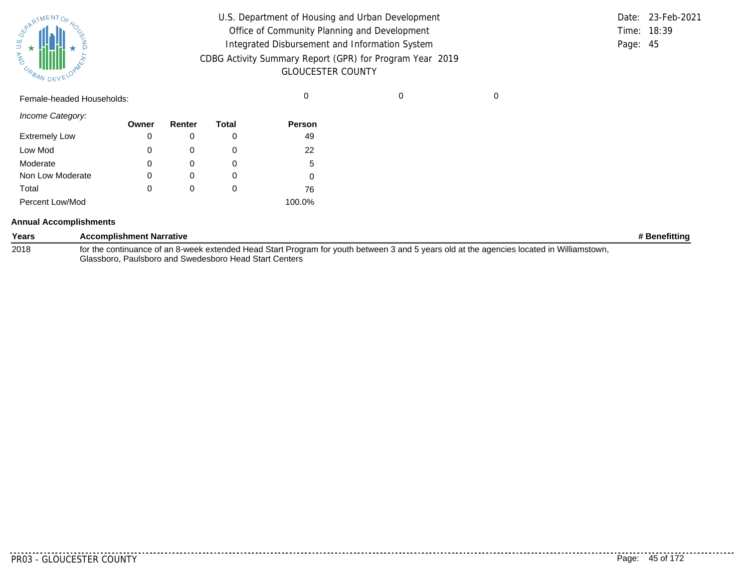Female-headed Households: 0 0 0

*Income Category:*

| | Owner | Renter | Total | Person |
|---|---|---|---|---|
| Extremely Low | 0 | 0 | 0 | 49 |
| Low Mod | 0 | 0 | 0 | 22 |
| Moderate | 0 | 0 | 0 | 5 |
| Non Low Moderate | 0 | 0 | 0 | 0 |
| Total | 0 | 0 | 0 | 76 |
| Percent Low/Mod | | | | 100.0% |

**Annual Accomplishments**

| Years | Accomplishment Narrative | # Benefitting |
|---|---|---|
| 2018 | for the continuance of an 8-week extended Head Start Program for youth between 3 and 5 years old at the agencies located in Williamstown, Glassboro, Paulsboro and Swedesboro Head Start Centers | |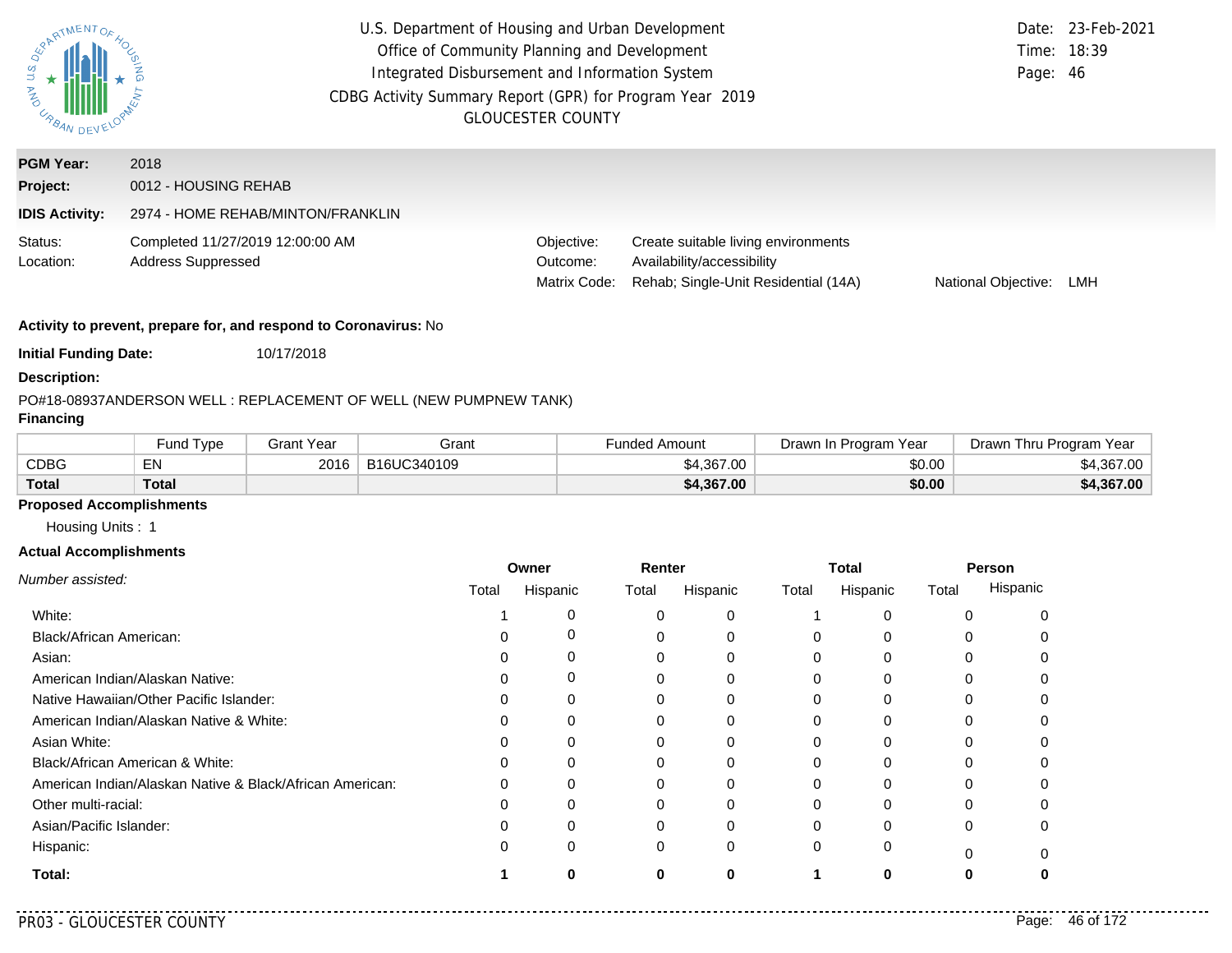U.S. Department of Housing and Urban Development
Office of Community Planning and Development
Integrated Disbursement and Information System
CDBG Activity Summary Report (GPR) for Program Year 2019
GLOUCESTER COUNTY

Date: 23-Feb-2021
Time: 18:39

**PGM Year:** 2018
**Project:** 0012 - HOUSING REHAB
**IDIS Activity:** 2974 - HOME REHAB/MINTON/FRANKLIN

Status: Completed 11/27/2019 12:00:00 AM
Location: Address Suppressed

Objective: Create suitable living environments
Outcome: Availability/accessibility
Matrix Code: Rehab; Single-Unit Residential (14A)
National Objective: LMH

**Activity to prevent, prepare for, and respond to Coronavirus:** No

**Initial Funding Date:** 10/17/2018

**Description:**

PO#18-08937ANDERSON WELL : REPLACEMENT OF WELL (NEW PUMPNEW TANK)

**Financing**

| | Fund Type | Grant Year | Grant | Funded Amount | Drawn In Program Year | Drawn Thru Program Year |
|---|---|---|---|---|---|---|
| CDBG | EN | 2016 | B16UC340109 | $4,367.00 | $0.00 | $4,367.00 |
| **Total** | **Total** | | | **$4,367.00** | **$0.00** | **$4,367.00** |

**Proposed Accomplishments**

Housing Units : 1

**Actual Accomplishments**

| *Number assisted:* | Owner | | Renter | | Total | | Person | |
|---|---|---|---|---|---|---|---|---|
| | Total | Hispanic | Total | Hispanic | Total | Hispanic | Total | Hispanic |
| White: | 1 | 0 | 0 | 0 | 1 | 0 | 0 | 0 |
| Black/African American: | 0 | 0 | 0 | 0 | 0 | 0 | 0 | 0 |
| Asian: | 0 | 0 | 0 | 0 | 0 | 0 | 0 | 0 |
| American Indian/Alaskan Native: | 0 | 0 | 0 | 0 | 0 | 0 | 0 | 0 |
| Native Hawaiian/Other Pacific Islander: | 0 | 0 | 0 | 0 | 0 | 0 | 0 | 0 |
| American Indian/Alaskan Native & White: | 0 | 0 | 0 | 0 | 0 | 0 | 0 | 0 |
| Asian White: | 0 | 0 | 0 | 0 | 0 | 0 | 0 | 0 |
| Black/African American & White: | 0 | 0 | 0 | 0 | 0 | 0 | 0 | 0 |
| American Indian/Alaskan Native & Black/African American: | 0 | 0 | 0 | 0 | 0 | 0 | 0 | 0 |
| Other multi-racial: | 0 | 0 | 0 | 0 | 0 | 0 | 0 | 0 |
| Asian/Pacific Islander: | 0 | 0 | 0 | 0 | 0 | 0 | 0 | 0 |
| Hispanic: | 0 | 0 | 0 | 0 | 0 | 0 | 0 | 0 |
| **Total:** | **1** | **0** | **0** | **0** | **1** | **0** | **0** | **0** |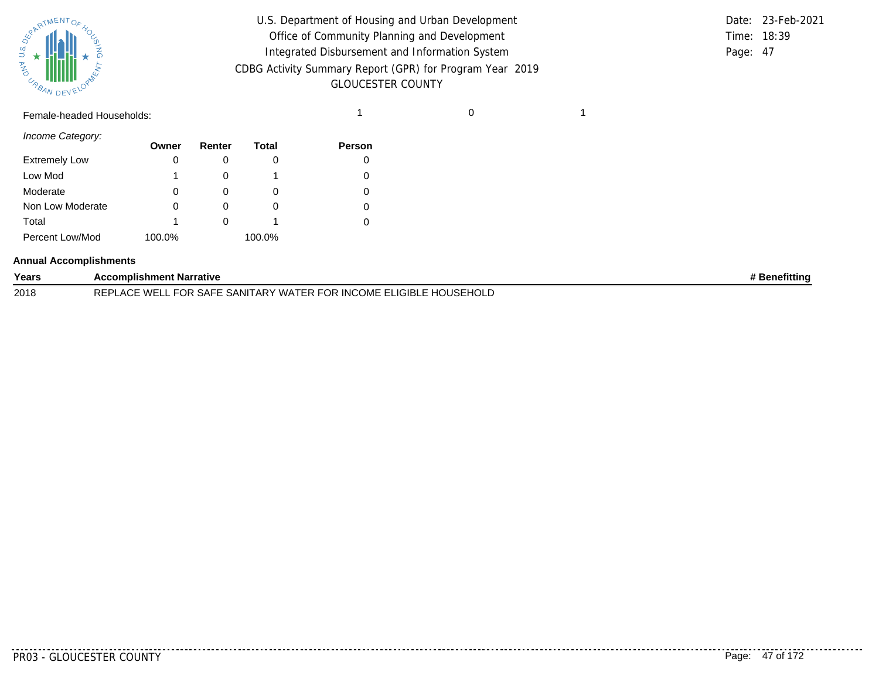| Female-headed Households: | 1 | 0 | 1 |
|---|---|---|---|

*Income Category:*

| | Owner | Renter | Total | Person |
|---|---|---|---|---|
| Extremely Low | 0 | 0 | 0 | 0 |
| Low Mod | 1 | 0 | 1 | 0 |
| Moderate | 0 | 0 | 0 | 0 |
| Non Low Moderate | 0 | 0 | 0 | 0 |
| Total | 1 | 0 | 1 | 0 |
| Percent Low/Mod | 100.0% | | 100.0% | |

**Annual Accomplishments**

| Years | Accomplishment Narrative | # Benefitting |
|---|---|---|
| 2018 | REPLACE WELL FOR SAFE SANITARY WATER FOR INCOME ELIGIBLE HOUSEHOLD | |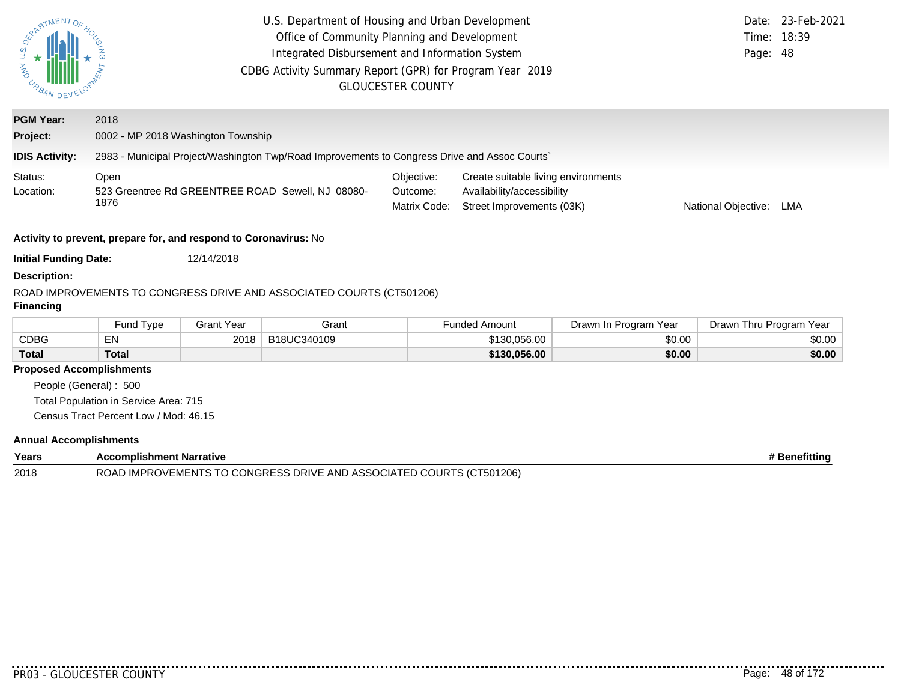U.S. Department of Housing and Urban Development
Office of Community Planning and Development
Integrated Disbursement and Information System
CDBG Activity Summary Report (GPR) for Program Year 2019
GLOUCESTER COUNTY

Date: 23-Feb-2021
Time: 18:39
Page: 48

**PGM Year:** 2018

**Project:** 0002 - MP 2018 Washington Township

**IDIS Activity:** 2983 - Municipal Project/Washington Twp/Road Improvements to Congress Drive and Assoc Courts`

Status: Open

Location: 523 Greentree Rd GREENTREE ROAD Sewell, NJ 08080-1876

Objective: Create suitable living environments

Outcome: Availability/accessibility

Matrix Code: Street Improvements (03K)

National Objective: LMA

**Activity to prevent, prepare for, and respond to Coronavirus:** No

**Initial Funding Date:** 12/14/2018

**Description:**

ROAD IMPROVEMENTS TO CONGRESS DRIVE AND ASSOCIATED COURTS (CT501206)

**Financing**

| | Fund Type | Grant Year | Grant | Funded Amount | Drawn In Program Year | Drawn Thru Program Year |
|---|---|---|---|---|---|---|
| CDBG | EN | 2018 | B18UC340109 | $130,056.00 | $0.00 | $0.00 |
| **Total** | **Total** | | | **$130,056.00** | **$0.00** | **$0.00** |

**Proposed Accomplishments**

People (General) : 500

Total Population in Service Area: 715

Census Tract Percent Low / Mod: 46.15

**Annual Accomplishments**

| Years | Accomplishment Narrative | # Benefitting |
|---|---|---|
| 2018 | ROAD IMPROVEMENTS TO CONGRESS DRIVE AND ASSOCIATED COURTS (CT501206) | |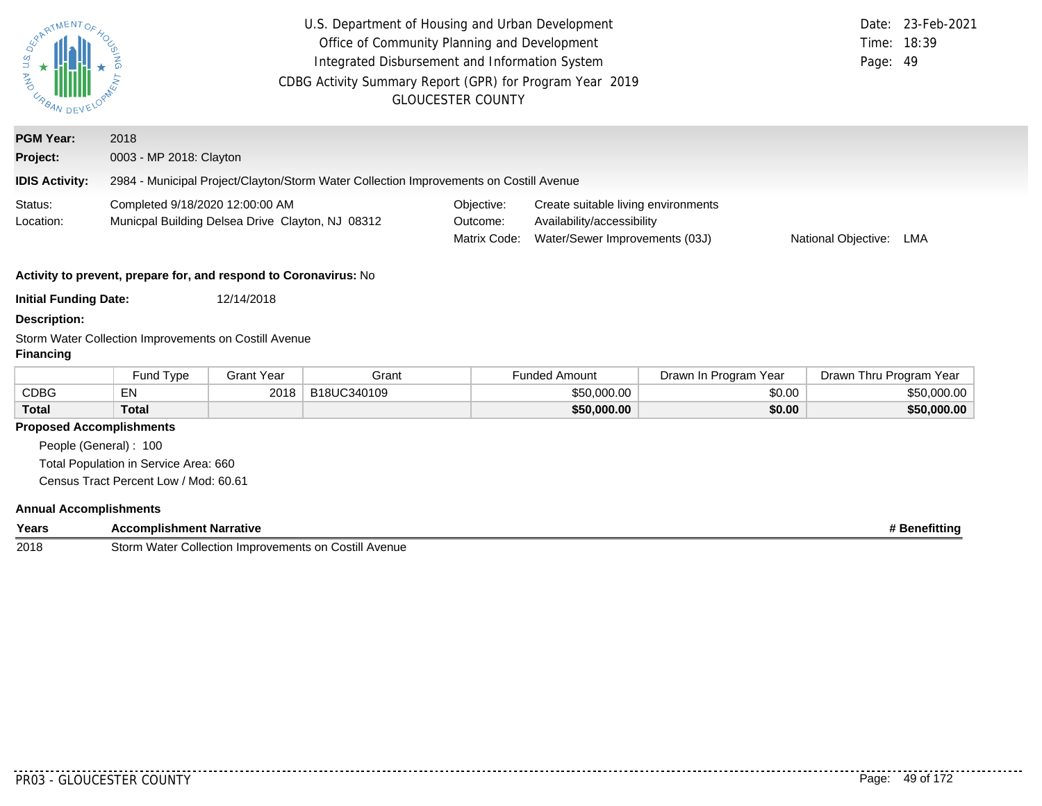U.S. Department of Housing and Urban Development
Office of Community Planning and Development
Integrated Disbursement and Information System
CDBG Activity Summary Report (GPR) for Program Year 2019
GLOUCESTER COUNTY

Date: 23-Feb-2021
Time: 18:39
Page: 49

**PGM Year:** 2018

**Project:** 0003 - MP 2018: Clayton

**IDIS Activity:** 2984 - Municipal Project/Clayton/Storm Water Collection Improvements on Costill Avenue

Status: Completed 9/18/2020 12:00:00 AM
Location: Municpal Building Delsea Drive Clayton, NJ 08312

Objective: Create suitable living environments
Outcome: Availability/accessibility
Matrix Code: Water/Sewer Improvements (03J)
National Objective: LMA

**Activity to prevent, prepare for, and respond to Coronavirus:** No

**Initial Funding Date:** 12/14/2018

**Description:**

Storm Water Collection Improvements on Costill Avenue

**Financing**

| | Fund Type | Grant Year | Grant | Funded Amount | Drawn In Program Year | Drawn Thru Program Year |
|---|---|---|---|---|---|---|
| CDBG | EN | 2018 | B18UC340109 | $50,000.00 | $0.00 | $50,000.00 |
| **Total** | **Total** | | | **$50,000.00** | **$0.00** | **$50,000.00** |

**Proposed Accomplishments**

People (General) : 100
Total Population in Service Area: 660
Census Tract Percent Low / Mod: 60.61

**Annual Accomplishments**

| Years | Accomplishment Narrative | # Benefitting |
|---|---|---|
| 2018 | Storm Water Collection Improvements on Costill Avenue | |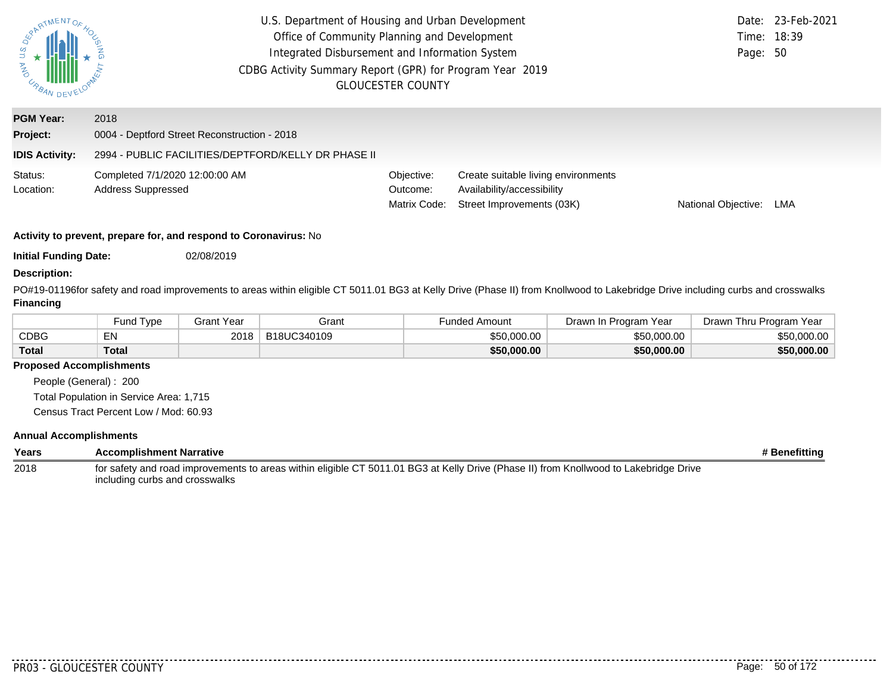U.S. Department of Housing and Urban Development
Office of Community Planning and Development
Integrated Disbursement and Information System
CDBG Activity Summary Report (GPR) for Program Year 2019
GLOUCESTER COUNTY

Date: 23-Feb-2021
Time: 18:39

**PGM Year:** 2018
**Project:** 0004 - Deptford Street Reconstruction - 2018
**IDIS Activity:** 2994 - PUBLIC FACILITIES/DEPTFORD/KELLY DR PHASE II

Status: Completed 7/1/2020 12:00:00 AM
Location: Address Suppressed

Objective: Create suitable living environments
Outcome: Availability/accessibility
Matrix Code: Street Improvements (03K)
National Objective: LMA

**Activity to prevent, prepare for, and respond to Coronavirus:** No

**Initial Funding Date:** 02/08/2019

**Description:**

PO#19-01196for safety and road improvements to areas within eligible CT 5011.01 BG3 at Kelly Drive (Phase II) from Knollwood to Lakebridge Drive including curbs and crosswalks

**Financing**

| | Fund Type | Grant Year | Grant | Funded Amount | Drawn In Program Year | Drawn Thru Program Year |
|---|---|---|---|---|---|---|
| CDBG | EN | 2018 | B18UC340109 | $50,000.00 | $50,000.00 | $50,000.00 |
| **Total** | **Total** | | | **$50,000.00** | **$50,000.00** | **$50,000.00** |

**Proposed Accomplishments**

People (General) : 200
Total Population in Service Area: 1,715
Census Tract Percent Low / Mod: 60.93

**Annual Accomplishments**

| Years | Accomplishment Narrative | # Benefitting |
|---|---|---|
| 2018 | for safety and road improvements to areas within eligible CT 5011.01 BG3 at Kelly Drive (Phase II) from Knollwood to Lakebridge Drive including curbs and crosswalks | |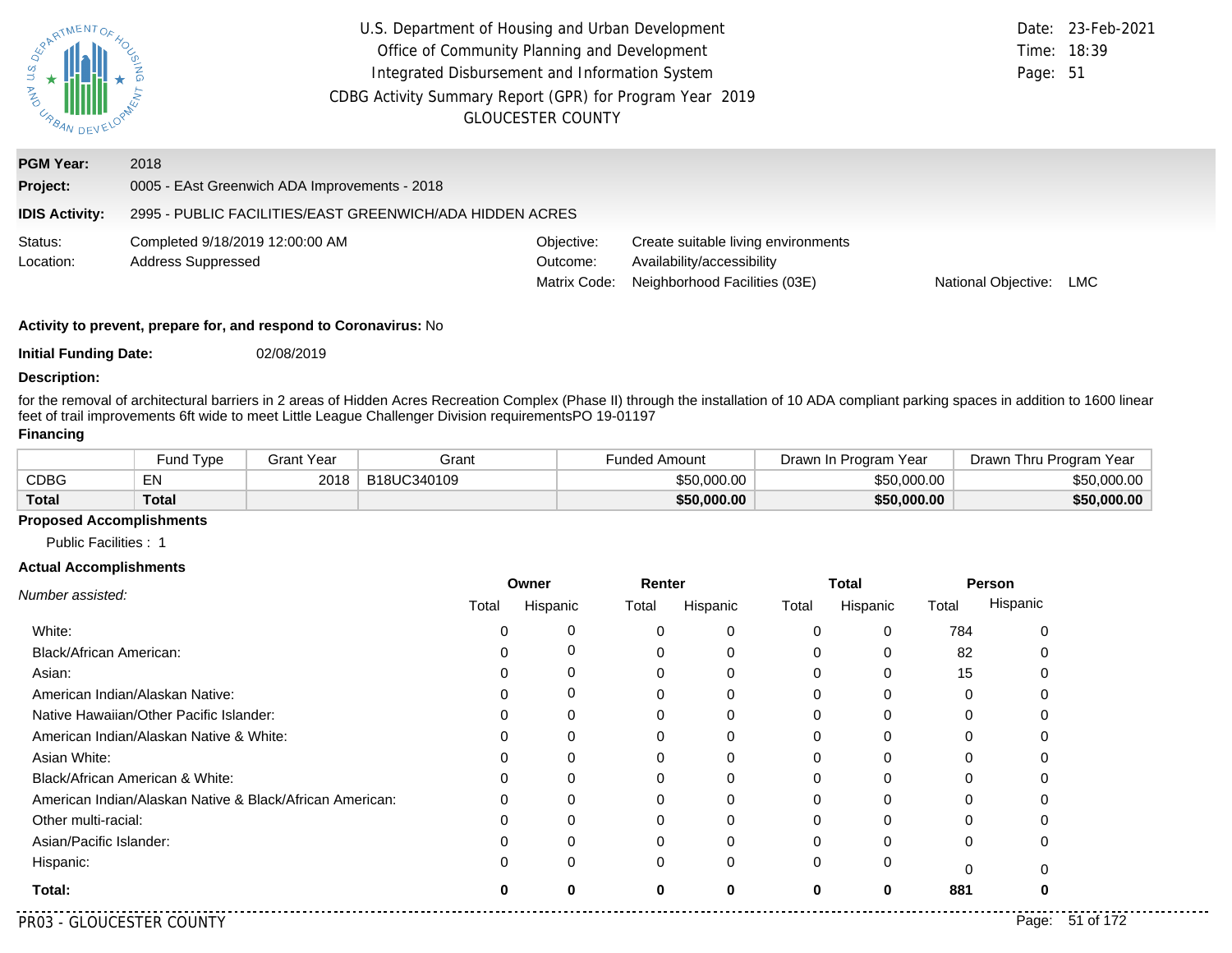U.S. Department of Housing and Urban Development
Office of Community Planning and Development
Integrated Disbursement and Information System
CDBG Activity Summary Report (GPR) for Program Year 2019
GLOUCESTER COUNTY

Date: 23-Feb-2021
Time: 18:39
Page: 51

**PGM Year:** 2018

**Project:** 0005 - EAst Greenwich ADA Improvements - 2018

**IDIS Activity:** 2995 - PUBLIC FACILITIES/EAST GREENWICH/ADA HIDDEN ACRES

Status: Completed 9/18/2019 12:00:00 AM
Location: Address Suppressed

Objective: Create suitable living environments
Outcome: Availability/accessibility
Matrix Code: Neighborhood Facilities (03E)
National Objective: LMC

**Activity to prevent, prepare for, and respond to Coronavirus:** No

**Initial Funding Date:** 02/08/2019

**Description:**

for the removal of architectural barriers in 2 areas of Hidden Acres Recreation Complex (Phase II) through the installation of 10 ADA compliant parking spaces in addition to 1600 linear feet of trail improvements 6ft wide to meet Little League Challenger Division requirementsPO 19-01197

**Financing**

| | Fund Type | Grant Year | Grant | Funded Amount | Drawn In Program Year | Drawn Thru Program Year |
|---|---|---|---|---|---|---|
| CDBG | EN | 2018 | B18UC340109 | $50,000.00 | $50,000.00 | $50,000.00 |
| **Total** | **Total** | | | **$50,000.00** | **$50,000.00** | **$50,000.00** |

**Proposed Accomplishments**

Public Facilities : 1

**Actual Accomplishments**

| *Number assisted:* | Owner | | Renter | | Total | | Person | |
|---|---|---|---|---|---|---|---|---|
| | Total | Hispanic | Total | Hispanic | Total | Hispanic | Total | Hispanic |
| White: | 0 | 0 | 0 | 0 | 0 | 0 | 784 | 0 |
| Black/African American: | 0 | 0 | 0 | 0 | 0 | 0 | 82 | 0 |
| Asian: | 0 | 0 | 0 | 0 | 0 | 0 | 15 | 0 |
| American Indian/Alaskan Native: | 0 | 0 | 0 | 0 | 0 | 0 | 0 | 0 |
| Native Hawaiian/Other Pacific Islander: | 0 | 0 | 0 | 0 | 0 | 0 | 0 | 0 |
| American Indian/Alaskan Native & White: | 0 | 0 | 0 | 0 | 0 | 0 | 0 | 0 |
| Asian White: | 0 | 0 | 0 | 0 | 0 | 0 | 0 | 0 |
| Black/African American & White: | 0 | 0 | 0 | 0 | 0 | 0 | 0 | 0 |
| American Indian/Alaskan Native & Black/African American: | 0 | 0 | 0 | 0 | 0 | 0 | 0 | 0 |
| Other multi-racial: | 0 | 0 | 0 | 0 | 0 | 0 | 0 | 0 |
| Asian/Pacific Islander: | 0 | 0 | 0 | 0 | 0 | 0 | 0 | 0 |
| Hispanic: | 0 | 0 | 0 | 0 | 0 | 0 | 0 | 0 |
| **Total:** | **0** | **0** | **0** | **0** | **0** | **0** | **881** | **0** |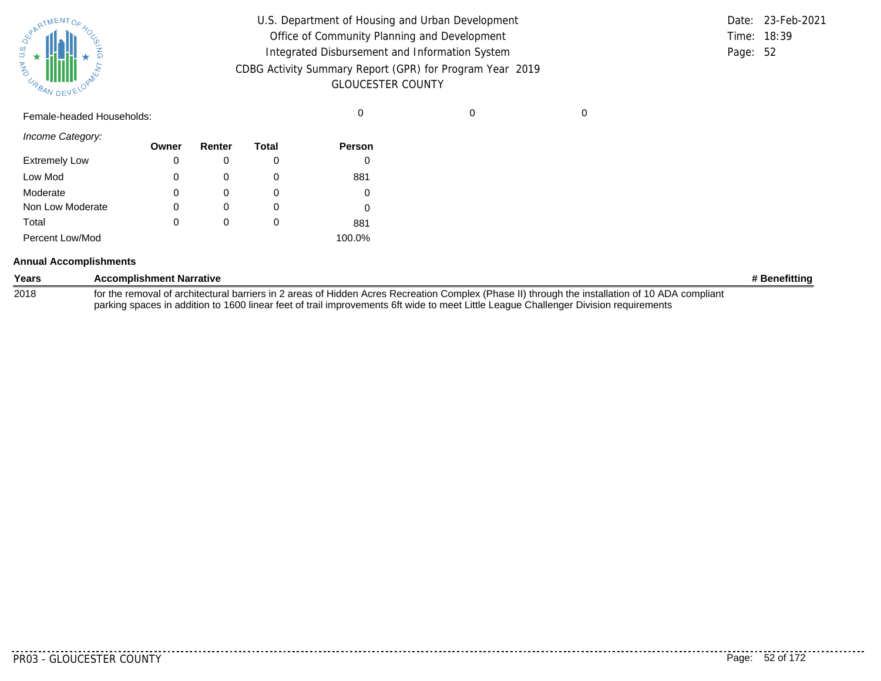Female-headed Households: 0 0 0

*Income Category:*

| | Owner | Renter | Total | Person |
|---|---|---|---|---|
| Extremely Low | 0 | 0 | 0 | 0 |
| Low Mod | 0 | 0 | 0 | 881 |
| Moderate | 0 | 0 | 0 | 0 |
| Non Low Moderate | 0 | 0 | 0 | 0 |
| Total | 0 | 0 | 0 | 881 |
| Percent Low/Mod | | | | 100.0% |

**Annual Accomplishments**

| Years | Accomplishment Narrative | # Benefitting |
|---|---|---|
| 2018 | for the removal of architectural barriers in 2 areas of Hidden Acres Recreation Complex (Phase II) through the installation of 10 ADA compliant parking spaces in addition to 1600 linear feet of trail improvements 6ft wide to meet Little League Challenger Division requirements | |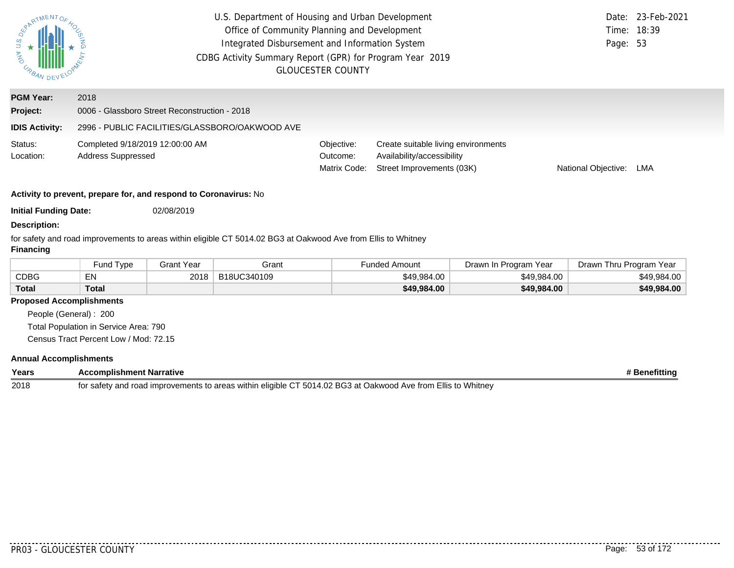U.S. Department of Housing and Urban Development
Office of Community Planning and Development
Integrated Disbursement and Information System
CDBG Activity Summary Report (GPR) for Program Year 2019
GLOUCESTER COUNTY

Date: 23-Feb-2021
Time: 18:39

**PGM Year:** 2018
**Project:** 0006 - Glassboro Street Reconstruction - 2018
**IDIS Activity:** 2996 - PUBLIC FACILITIES/GLASSBORO/OAKWOOD AVE

Status: Completed 9/18/2019 12:00:00 AM
Location: Address Suppressed

Objective: Create suitable living environments
Outcome: Availability/accessibility
Matrix Code: Street Improvements (03K)
National Objective: LMA

**Activity to prevent, prepare for, and respond to Coronavirus:** No

**Initial Funding Date:** 02/08/2019

**Description:**

for safety and road improvements to areas within eligible CT 5014.02 BG3 at Oakwood Ave from Ellis to Whitney

**Financing**

| | Fund Type | Grant Year | Grant | Funded Amount | Drawn In Program Year | Drawn Thru Program Year |
|---|---|---|---|---|---|---|
| CDBG | EN | 2018 | B18UC340109 | $49,984.00 | $49,984.00 | $49,984.00 |
| **Total** | **Total** | | | **$49,984.00** | **$49,984.00** | **$49,984.00** |

**Proposed Accomplishments**

People (General) : 200
Total Population in Service Area: 790
Census Tract Percent Low / Mod: 72.15

**Annual Accomplishments**

| Years | Accomplishment Narrative | # Benefitting |
|---|---|---|
| 2018 | for safety and road improvements to areas within eligible CT 5014.02 BG3 at Oakwood Ave from Ellis to Whitney | |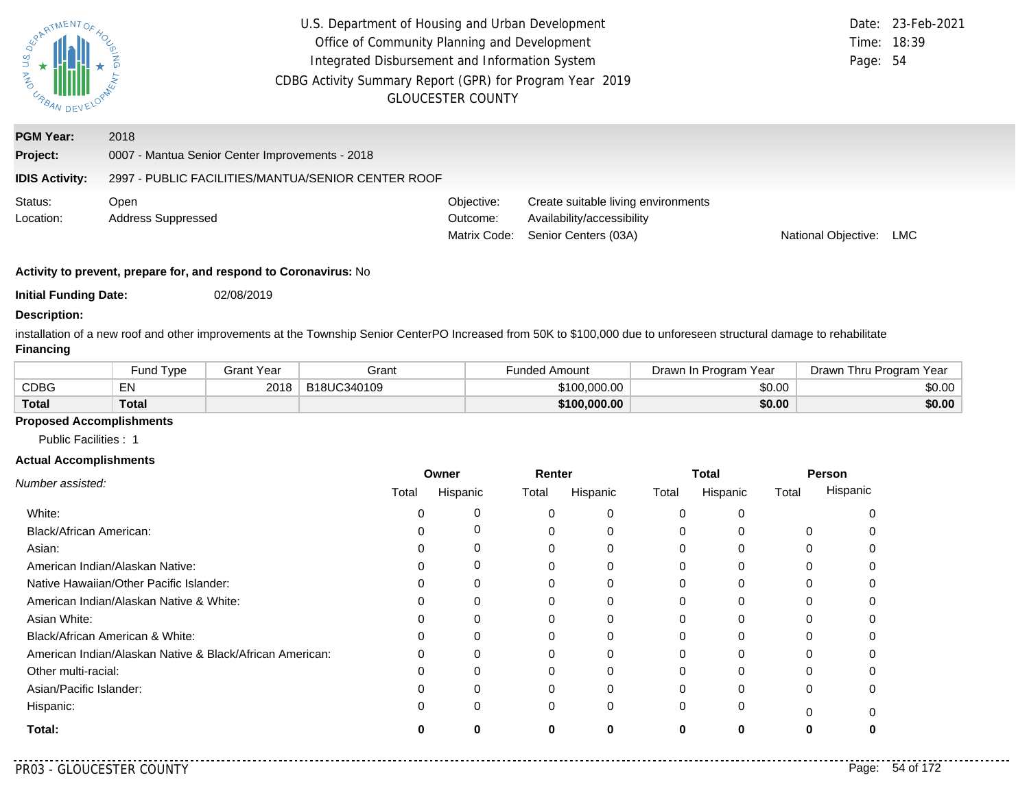U.S. Department of Housing and Urban Development
Office of Community Planning and Development
Integrated Disbursement and Information System
CDBG Activity Summary Report (GPR) for Program Year 2019
GLOUCESTER COUNTY

Date: 23-Feb-2021
Time: 18:39

**PGM Year:** 2018

**Project:** 0007 - Mantua Senior Center Improvements - 2018

**IDIS Activity:** 2997 - PUBLIC FACILITIES/MANTUA/SENIOR CENTER ROOF

Status: Open
Location: Address Suppressed

Objective: Create suitable living environments
Outcome: Availability/accessibility
Matrix Code: Senior Centers (03A)
National Objective: LMC

**Activity to prevent, prepare for, and respond to Coronavirus:** No

**Initial Funding Date:** 02/08/2019

**Description:**

installation of a new roof and other improvements at the Township Senior CenterPO Increased from 50K to $100,000 due to unforeseen structural damage to rehabilitate

**Financing**

| | Fund Type | Grant Year | Grant | Funded Amount | Drawn In Program Year | Drawn Thru Program Year |
|---|---|---|---|---|---|---|
| CDBG | EN | 2018 | B18UC340109 | $100,000.00 | $0.00 | $0.00 |
| **Total** | **Total** | | | **$100,000.00** | **$0.00** | **$0.00** |

**Proposed Accomplishments**

Public Facilities : 1

**Actual Accomplishments**

| *Number assisted:* | Owner | | Renter | | Total | | Person | |
|---|---|---|---|---|---|---|---|---|
| | Total | Hispanic | Total | Hispanic | Total | Hispanic | Total | Hispanic |
| White: | 0 | 0 | 0 | 0 | 0 | 0 | | 0 |
| Black/African American: | 0 | 0 | 0 | 0 | 0 | 0 | 0 | 0 |
| Asian: | 0 | 0 | 0 | 0 | 0 | 0 | 0 | 0 |
| American Indian/Alaskan Native: | 0 | 0 | 0 | 0 | 0 | 0 | 0 | 0 |
| Native Hawaiian/Other Pacific Islander: | 0 | 0 | 0 | 0 | 0 | 0 | 0 | 0 |
| American Indian/Alaskan Native & White: | 0 | 0 | 0 | 0 | 0 | 0 | 0 | 0 |
| Asian White: | 0 | 0 | 0 | 0 | 0 | 0 | 0 | 0 |
| Black/African American & White: | 0 | 0 | 0 | 0 | 0 | 0 | 0 | 0 |
| American Indian/Alaskan Native & Black/African American: | 0 | 0 | 0 | 0 | 0 | 0 | 0 | 0 |
| Other multi-racial: | 0 | 0 | 0 | 0 | 0 | 0 | 0 | 0 |
| Asian/Pacific Islander: | 0 | 0 | 0 | 0 | 0 | 0 | 0 | 0 |
| Hispanic: | 0 | 0 | 0 | 0 | 0 | 0 | 0 | 0 |
| **Total:** | **0** | **0** | **0** | **0** | **0** | **0** | **0** | **0** |

PR03 - GLOUCESTER COUNTY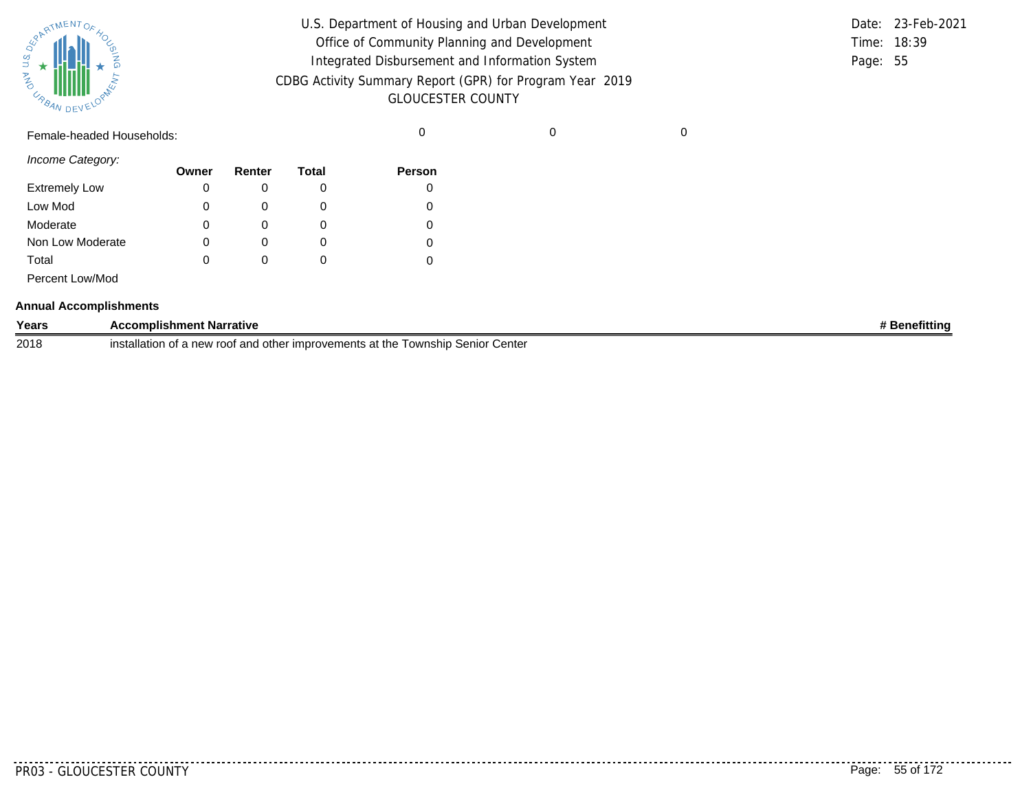Female-headed Households: | 0 | 0 | 0

*Income Category:*

| | Owner | Renter | Total | Person |
|---|---|---|---|---|
| Extremely Low | 0 | 0 | 0 | 0 |
| Low Mod | 0 | 0 | 0 | 0 |
| Moderate | 0 | 0 | 0 | 0 |
| Non Low Moderate | 0 | 0 | 0 | 0 |
| Total | 0 | 0 | 0 | 0 |
| Percent Low/Mod | | | | |

**Annual Accomplishments**

| Years | Accomplishment Narrative | # Benefitting |
|---|---|---|
| 2018 | installation of a new roof and other improvements at the Township Senior Center | |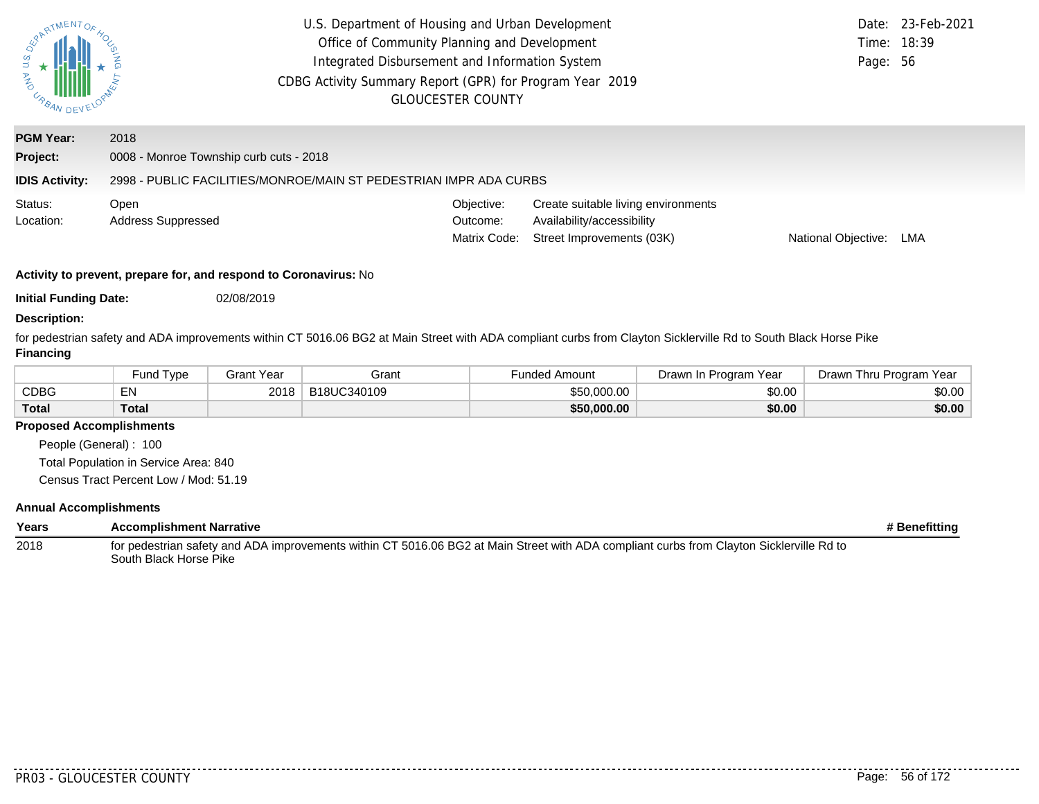U.S. Department of Housing and Urban Development
Office of Community Planning and Development
Integrated Disbursement and Information System
CDBG Activity Summary Report (GPR) for Program Year 2019
GLOUCESTER COUNTY

Date: 23-Feb-2021
Time: 18:39

**PGM Year:** 2018

**Project:** 0008 - Monroe Township curb cuts - 2018

**IDIS Activity:** 2998 - PUBLIC FACILITIES/MONROE/MAIN ST PEDESTRIAN IMPR ADA CURBS

Status: Open
Location: Address Suppressed

Objective: Create suitable living environments
Outcome: Availability/accessibility
Matrix Code: Street Improvements (03K)
National Objective: LMA

**Activity to prevent, prepare for, and respond to Coronavirus:** No

**Initial Funding Date:** 02/08/2019

**Description:**

for pedestrian safety and ADA improvements within CT 5016.06 BG2 at Main Street with ADA compliant curbs from Clayton Sicklerville Rd to South Black Horse Pike

**Financing**

| | Fund Type | Grant Year | Grant | Funded Amount | Drawn In Program Year | Drawn Thru Program Year |
|---|---|---|---|---|---|---|
| CDBG | EN | 2018 | B18UC340109 | $50,000.00 | $0.00 | $0.00 |
| **Total** | **Total** | | | **$50,000.00** | **$0.00** | **$0.00** |

**Proposed Accomplishments**

People (General) : 100
Total Population in Service Area: 840
Census Tract Percent Low / Mod: 51.19

**Annual Accomplishments**

| Years | Accomplishment Narrative | # Benefitting |
|---|---|---|
| 2018 | for pedestrian safety and ADA improvements within CT 5016.06 BG2 at Main Street with ADA compliant curbs from Clayton Sicklerville Rd to South Black Horse Pike | |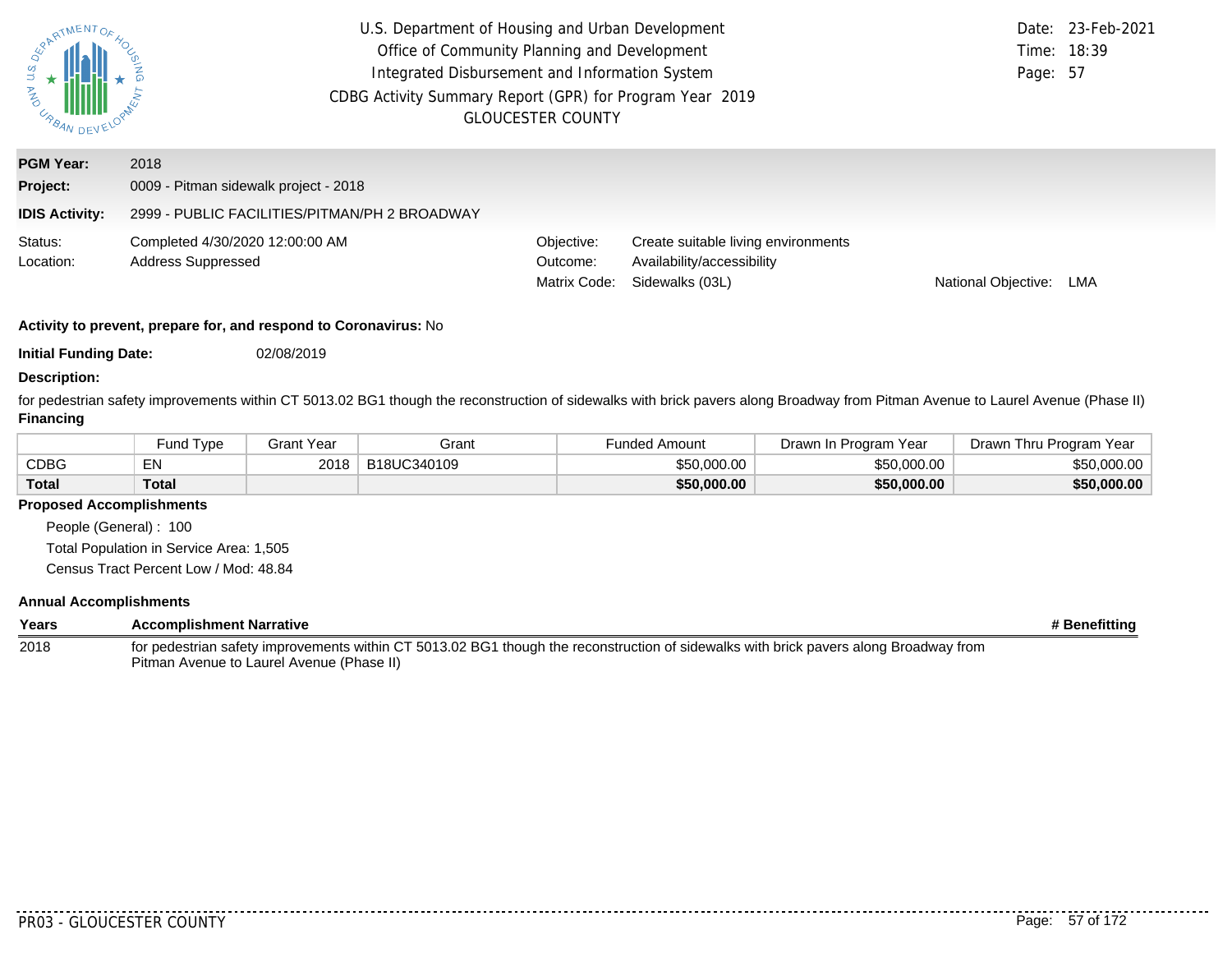U.S. Department of Housing and Urban Development
Office of Community Planning and Development
Integrated Disbursement and Information System
CDBG Activity Summary Report (GPR) for Program Year 2019
GLOUCESTER COUNTY

Date: 23-Feb-2021
Time: 18:39

**PGM Year:** 2018

**Project:** 0009 - Pitman sidewalk project - 2018

**IDIS Activity:** 2999 - PUBLIC FACILITIES/PITMAN/PH 2 BROADWAY

Status: Completed 4/30/2020 12:00:00 AM
Location: Address Suppressed

Objective: Create suitable living environments
Outcome: Availability/accessibility
Matrix Code: Sidewalks (03L)
National Objective: LMA

**Activity to prevent, prepare for, and respond to Coronavirus:** No

**Initial Funding Date:** 02/08/2019

**Description:**

for pedestrian safety improvements within CT 5013.02 BG1 though the reconstruction of sidewalks with brick pavers along Broadway from Pitman Avenue to Laurel Avenue (Phase II)

**Financing**

| | Fund Type | Grant Year | Grant | Funded Amount | Drawn In Program Year | Drawn Thru Program Year |
|---|---|---|---|---|---|---|
| CDBG | EN | 2018 | B18UC340109 | $50,000.00 | $50,000.00 | $50,000.00 |
| **Total** | **Total** | | | **$50,000.00** | **$50,000.00** | **$50,000.00** |

**Proposed Accomplishments**

People (General) : 100
Total Population in Service Area: 1,505
Census Tract Percent Low / Mod: 48.84

**Annual Accomplishments**

| Years | Accomplishment Narrative | # Benefitting |
|---|---|---|
| 2018 | for pedestrian safety improvements within CT 5013.02 BG1 though the reconstruction of sidewalks with brick pavers along Broadway from Pitman Avenue to Laurel Avenue (Phase II) | |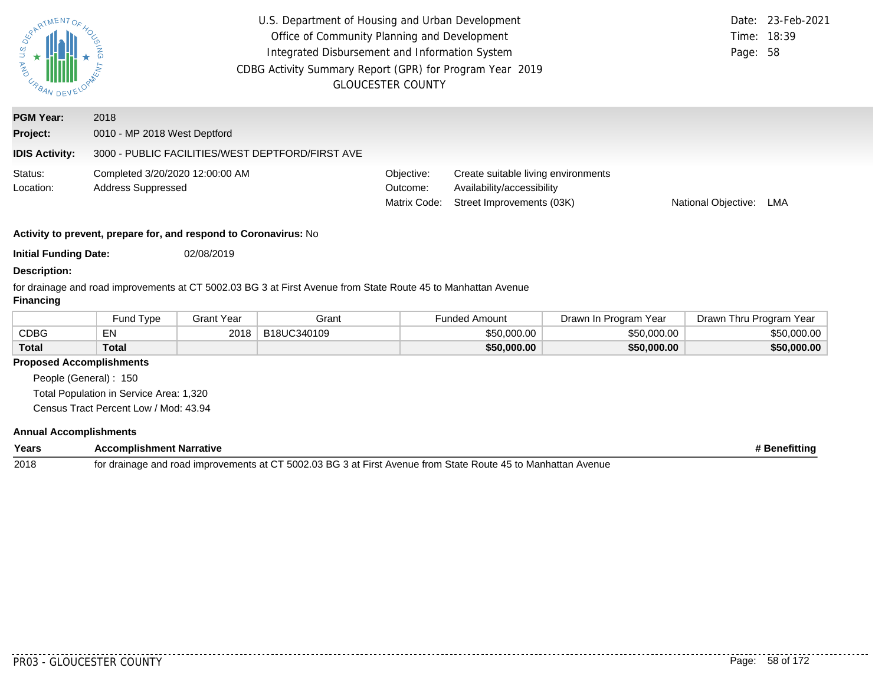U.S. Department of Housing and Urban Development
Office of Community Planning and Development
Integrated Disbursement and Information System
CDBG Activity Summary Report (GPR) for Program Year 2019
GLOUCESTER COUNTY

Date: 23-Feb-2021
Time: 18:39

**PGM Year:** 2018
**Project:** 0010 - MP 2018 West Deptford
**IDIS Activity:** 3000 - PUBLIC FACILITIES/WEST DEPTFORD/FIRST AVE

Status: Completed 3/20/2020 12:00:00 AM
Location: Address Suppressed

Objective: Create suitable living environments
Outcome: Availability/accessibility
Matrix Code: Street Improvements (03K)
National Objective: LMA

**Activity to prevent, prepare for, and respond to Coronavirus:** No

**Initial Funding Date:** 02/08/2019

**Description:**

for drainage and road improvements at CT 5002.03 BG 3 at First Avenue from State Route 45 to Manhattan Avenue

**Financing**

| | Fund Type | Grant Year | Grant | Funded Amount | Drawn In Program Year | Drawn Thru Program Year |
|---|---|---|---|---|---|---|
| CDBG | EN | 2018 | B18UC340109 | $50,000.00 | $50,000.00 | $50,000.00 |
| **Total** | **Total** | | | **$50,000.00** | **$50,000.00** | **$50,000.00** |

**Proposed Accomplishments**

People (General) : 150
Total Population in Service Area: 1,320
Census Tract Percent Low / Mod: 43.94

**Annual Accomplishments**

| Years | Accomplishment Narrative | # Benefitting |
|---|---|---|
| 2018 | for drainage and road improvements at CT 5002.03 BG 3 at First Avenue from State Route 45 to Manhattan Avenue | |

PR03 - GLOUCESTER COUNTY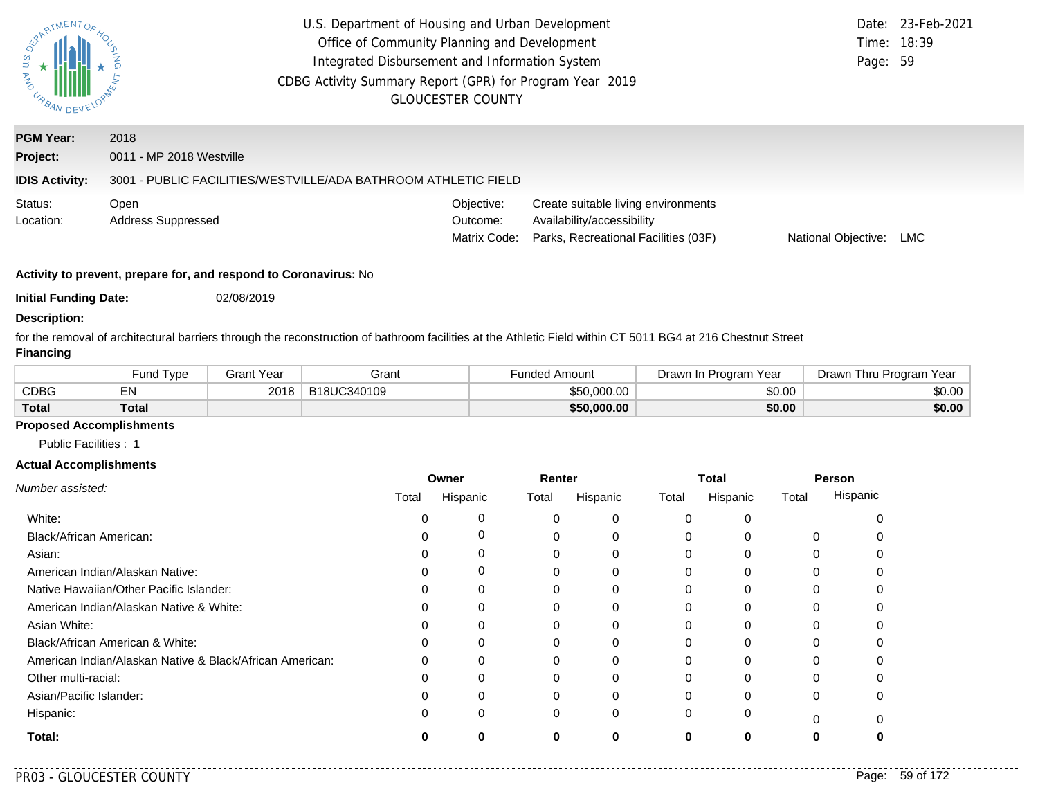U.S. Department of Housing and Urban Development
Office of Community Planning and Development
Integrated Disbursement and Information System
CDBG Activity Summary Report (GPR) for Program Year 2019
GLOUCESTER COUNTY

Date: 23-Feb-2021
Time: 18:39
Page: 59

**PGM Year:** 2018
**Project:** 0011 - MP 2018 Westville
**IDIS Activity:** 3001 - PUBLIC FACILITIES/WESTVILLE/ADA BATHROOM ATHLETIC FIELD

Status: Open
Location: Address Suppressed

Objective: Create suitable living environments
Outcome: Availability/accessibility
Matrix Code: Parks, Recreational Facilities (03F)
National Objective: LMC

**Activity to prevent, prepare for, and respond to Coronavirus:** No

**Initial Funding Date:** 02/08/2019

**Description:**

for the removal of architectural barriers through the reconstruction of bathroom facilities at the Athletic Field within CT 5011 BG4 at 216 Chestnut Street

**Financing**

| | Fund Type | Grant Year | Grant | Funded Amount | Drawn In Program Year | Drawn Thru Program Year |
|---|---|---|---|---|---|---|
| CDBG | EN | 2018 | B18UC340109 | $50,000.00 | $0.00 | $0.00 |
| **Total** | **Total** | | | **$50,000.00** | **$0.00** | **$0.00** |

**Proposed Accomplishments**

Public Facilities : 1

**Actual Accomplishments**

| *Number assisted:* | Owner | | Renter | | Total | | Person | |
|---|---|---|---|---|---|---|---|---|
| | Total | Hispanic | Total | Hispanic | Total | Hispanic | Total | Hispanic |
| White: | 0 | 0 | 0 | 0 | 0 | 0 | | 0 |
| Black/African American: | 0 | 0 | 0 | 0 | 0 | 0 | 0 | 0 |
| Asian: | 0 | 0 | 0 | 0 | 0 | 0 | 0 | 0 |
| American Indian/Alaskan Native: | 0 | 0 | 0 | 0 | 0 | 0 | 0 | 0 |
| Native Hawaiian/Other Pacific Islander: | 0 | 0 | 0 | 0 | 0 | 0 | 0 | 0 |
| American Indian/Alaskan Native & White: | 0 | 0 | 0 | 0 | 0 | 0 | 0 | 0 |
| Asian White: | 0 | 0 | 0 | 0 | 0 | 0 | 0 | 0 |
| Black/African American & White: | 0 | 0 | 0 | 0 | 0 | 0 | 0 | 0 |
| American Indian/Alaskan Native & Black/African American: | 0 | 0 | 0 | 0 | 0 | 0 | 0 | 0 |
| Other multi-racial: | 0 | 0 | 0 | 0 | 0 | 0 | 0 | 0 |
| Asian/Pacific Islander: | 0 | 0 | 0 | 0 | 0 | 0 | 0 | 0 |
| Hispanic: | 0 | 0 | 0 | 0 | 0 | 0 | 0 | 0 |
| **Total:** | **0** | **0** | **0** | **0** | **0** | **0** | **0** | **0** |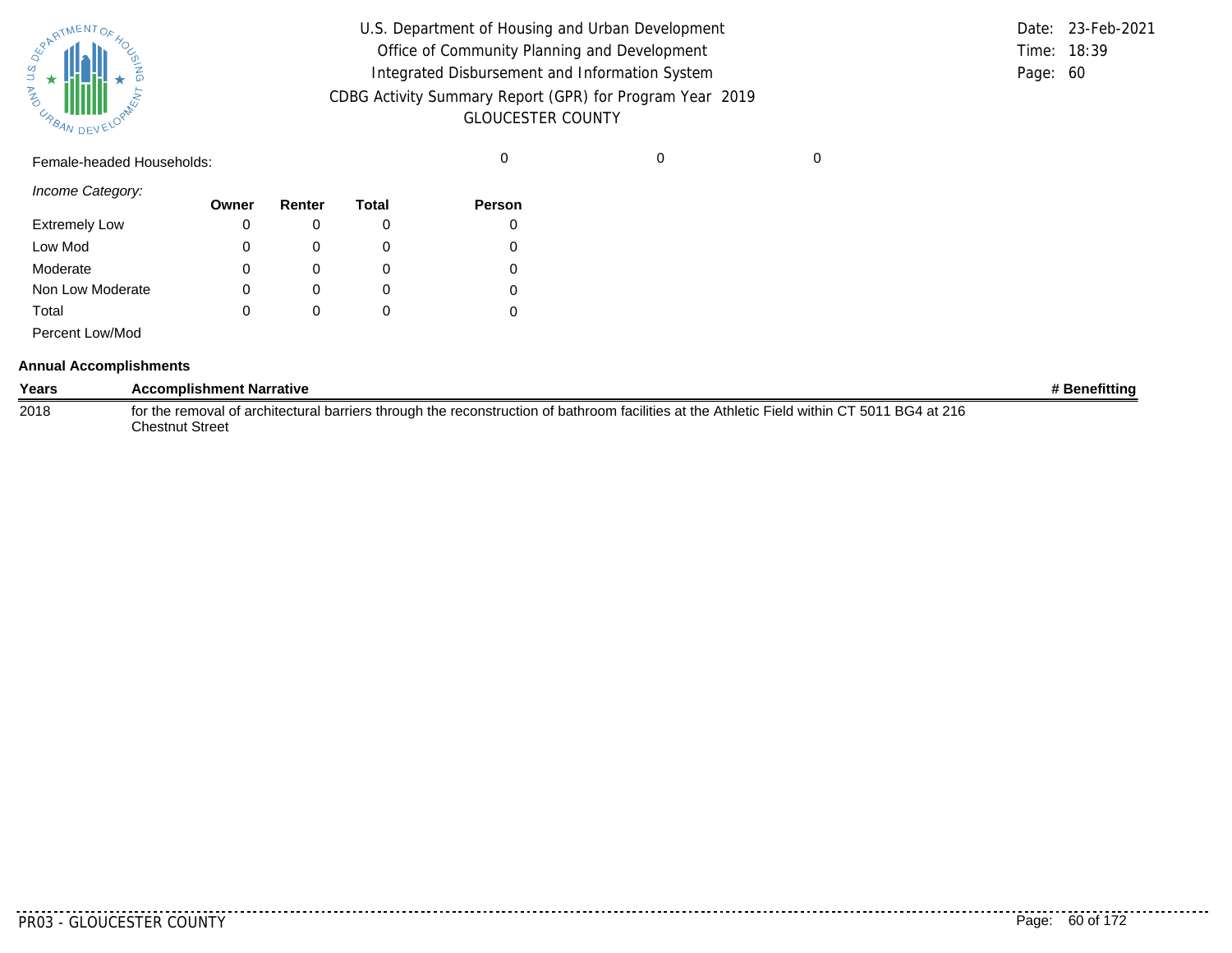Female-headed Households: 0 0 0

*Income Category:*

| | Owner | Renter | Total | Person |
|---|---|---|---|---|
| Extremely Low | 0 | 0 | 0 | 0 |
| Low Mod | 0 | 0 | 0 | 0 |
| Moderate | 0 | 0 | 0 | 0 |
| Non Low Moderate | 0 | 0 | 0 | 0 |
| Total | 0 | 0 | 0 | 0 |
| Percent Low/Mod | | | | |

**Annual Accomplishments**

| Years | Accomplishment Narrative | # Benefitting |
|---|---|---|
| 2018 | for the removal of architectural barriers through the reconstruction of bathroom facilities at the Athletic Field within CT 5011 BG4 at 216 Chestnut Street | |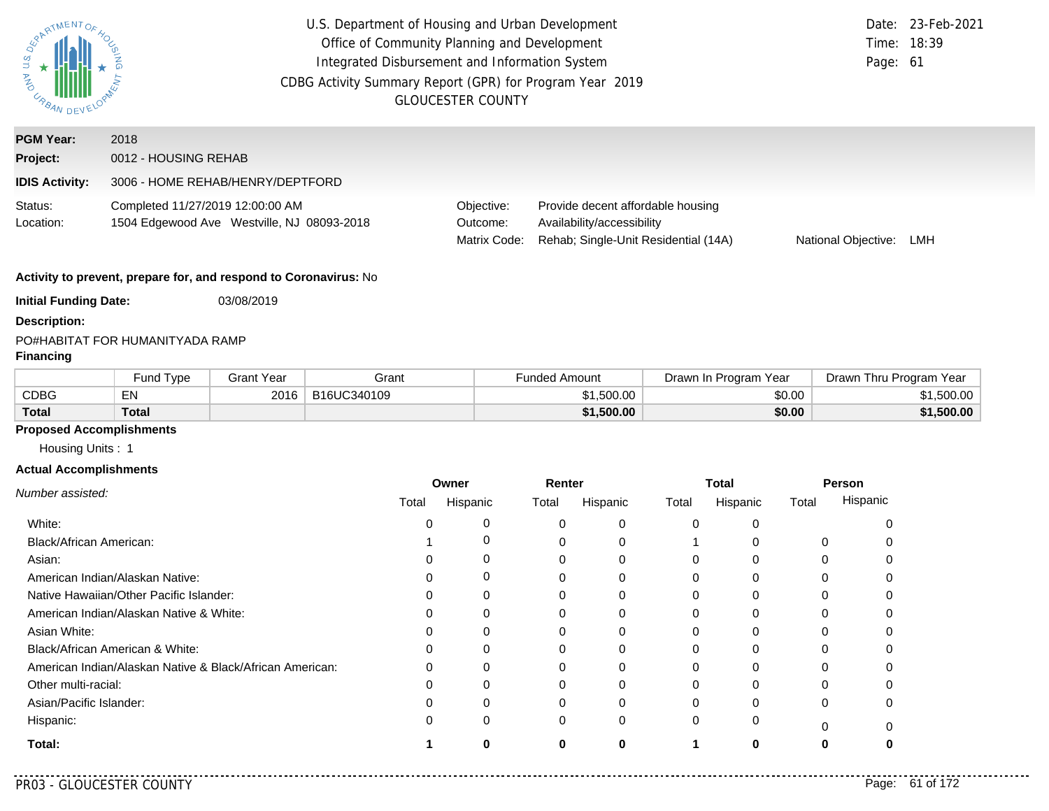U.S. Department of Housing and Urban Development
Office of Community Planning and Development
Integrated Disbursement and Information System
CDBG Activity Summary Report (GPR) for Program Year 2019
GLOUCESTER COUNTY

Date: 23-Feb-2021
Time: 18:39

**PGM Year:** 2018

**Project:** 0012 - HOUSING REHAB

**IDIS Activity:** 3006 - HOME REHAB/HENRY/DEPTFORD

Status: Completed 11/27/2019 12:00:00 AM
Location: 1504 Edgewood Ave Westville, NJ 08093-2018

Objective: Provide decent affordable housing
Outcome: Availability/accessibility
Matrix Code: Rehab; Single-Unit Residential (14A)
National Objective: LMH

**Activity to prevent, prepare for, and respond to Coronavirus:** No

**Initial Funding Date:** 03/08/2019

**Description:**

PO#HABITAT FOR HUMANITYADA RAMP

**Financing**

| | Fund Type | Grant Year | Grant | Funded Amount | Drawn In Program Year | Drawn Thru Program Year |
|---|---|---|---|---|---|---|
| CDBG | EN | 2016 | B16UC340109 | $1,500.00 | $0.00 | $1,500.00 |
| **Total** | **Total** | | | **$1,500.00** | **$0.00** | **$1,500.00** |

**Proposed Accomplishments**

Housing Units : 1

**Actual Accomplishments**

| *Number assisted:* | Owner | | Renter | | Total | | Person | |
|---|---|---|---|---|---|---|---|---|
| | Total | Hispanic | Total | Hispanic | Total | Hispanic | Total | Hispanic |
| White: | 0 | 0 | 0 | 0 | 0 | 0 | | 0 |
| Black/African American: | 1 | 0 | 0 | 0 | 1 | 0 | 0 | 0 |
| Asian: | 0 | 0 | 0 | 0 | 0 | 0 | 0 | 0 |
| American Indian/Alaskan Native: | 0 | 0 | 0 | 0 | 0 | 0 | 0 | 0 |
| Native Hawaiian/Other Pacific Islander: | 0 | 0 | 0 | 0 | 0 | 0 | 0 | 0 |
| American Indian/Alaskan Native & White: | 0 | 0 | 0 | 0 | 0 | 0 | 0 | 0 |
| Asian White: | 0 | 0 | 0 | 0 | 0 | 0 | 0 | 0 |
| Black/African American & White: | 0 | 0 | 0 | 0 | 0 | 0 | 0 | 0 |
| American Indian/Alaskan Native & Black/African American: | 0 | 0 | 0 | 0 | 0 | 0 | 0 | 0 |
| Other multi-racial: | 0 | 0 | 0 | 0 | 0 | 0 | 0 | 0 |
| Asian/Pacific Islander: | 0 | 0 | 0 | 0 | 0 | 0 | 0 | 0 |
| Hispanic: | 0 | 0 | 0 | 0 | 0 | 0 | 0 | 0 |
| **Total:** | **1** | **0** | **0** | **0** | **1** | **0** | **0** | **0** |

PR03 - GLOUCESTER COUNTY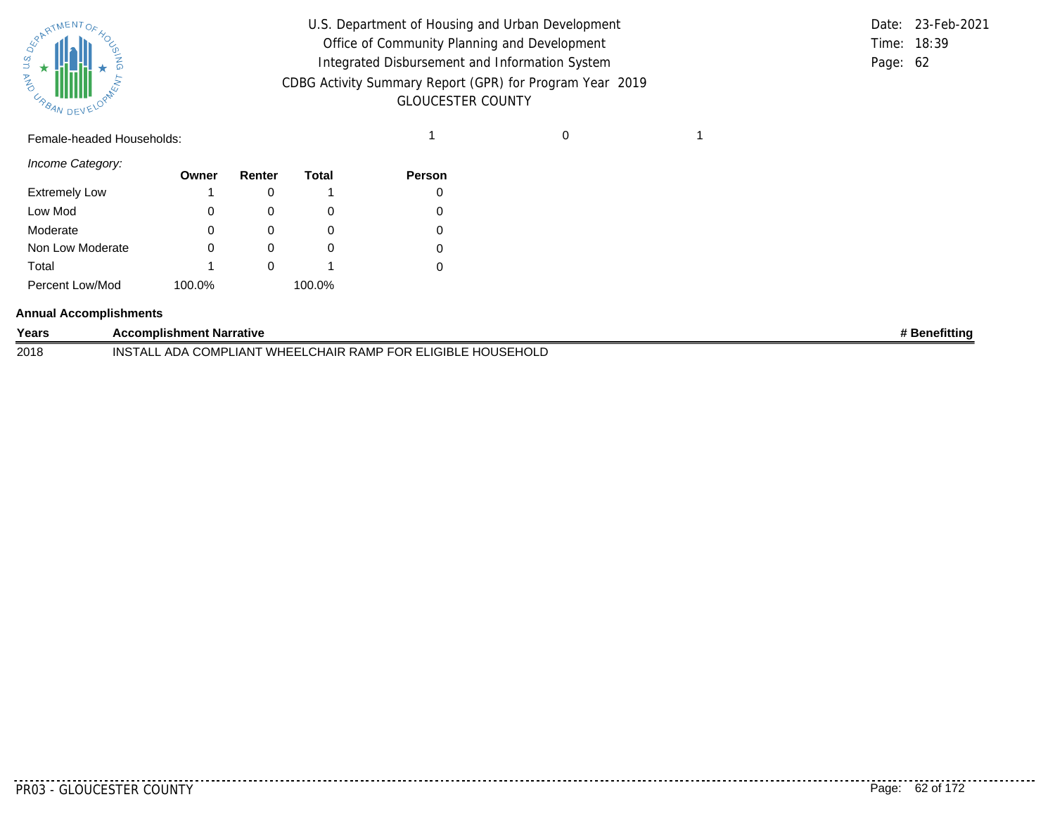Female-headed Households: 1 0 1

*Income Category:*

| | Owner | Renter | Total | Person |
|---|---|---|---|---|
| Extremely Low | 1 | 0 | 1 | 0 |
| Low Mod | 0 | 0 | 0 | 0 |
| Moderate | 0 | 0 | 0 | 0 |
| Non Low Moderate | 0 | 0 | 0 | 0 |
| Total | 1 | 0 | 1 | 0 |
| Percent Low/Mod | 100.0% | | 100.0% | |

**Annual Accomplishments**

| Years | Accomplishment Narrative | # Benefitting |
|---|---|---|
| 2018 | INSTALL ADA COMPLIANT WHEELCHAIR RAMP FOR ELIGIBLE HOUSEHOLD | |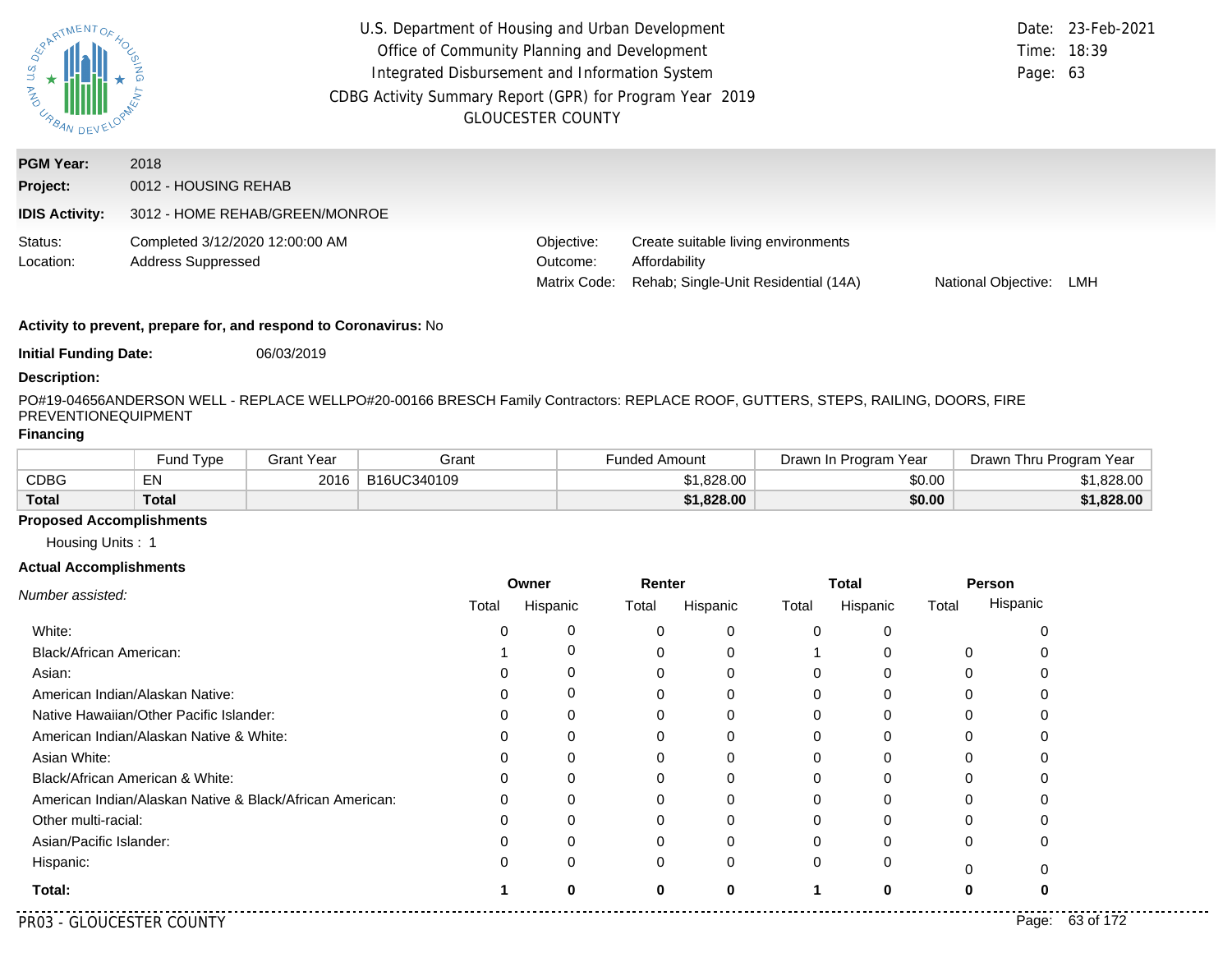U.S. Department of Housing and Urban Development
Office of Community Planning and Development
Integrated Disbursement and Information System
CDBG Activity Summary Report (GPR) for Program Year 2019
GLOUCESTER COUNTY

Date: 23-Feb-2021
Time: 18:39
Page: 63

**PGM Year:** 2018
**Project:** 0012 - HOUSING REHAB
**IDIS Activity:** 3012 - HOME REHAB/GREEN/MONROE

Status: Completed 3/12/2020 12:00:00 AM
Location: Address Suppressed

Objective: Create suitable living environments
Outcome: Affordability
Matrix Code: Rehab; Single-Unit Residential (14A)
National Objective: LMH

**Activity to prevent, prepare for, and respond to Coronavirus:** No

**Initial Funding Date:** 06/03/2019

**Description:**

PO#19-04656ANDERSON WELL - REPLACE WELLPO#20-00166 BRESCH Family Contractors: REPLACE ROOF, GUTTERS, STEPS, RAILING, DOORS, FIRE PREVENTIONEQUIPMENT

**Financing**

| | Fund Type | Grant Year | Grant | Funded Amount | Drawn In Program Year | Drawn Thru Program Year |
|---|---|---|---|---|---|---|
| CDBG | EN | 2016 | B16UC340109 | $1,828.00 | $0.00 | $1,828.00 |
| **Total** | **Total** | | | **$1,828.00** | **$0.00** | **$1,828.00** |

**Proposed Accomplishments**

Housing Units : 1

**Actual Accomplishments**

| *Number assisted:* | Owner | | Renter | | Total | | Person | |
|---|---|---|---|---|---|---|---|---|
| | Total | Hispanic | Total | Hispanic | Total | Hispanic | Total | Hispanic |
| White: | 0 | 0 | 0 | 0 | 0 | 0 | | 0 |
| Black/African American: | 1 | 0 | 0 | 0 | 1 | 0 | 0 | 0 |
| Asian: | 0 | 0 | 0 | 0 | 0 | 0 | 0 | 0 |
| American Indian/Alaskan Native: | 0 | 0 | 0 | 0 | 0 | 0 | 0 | 0 |
| Native Hawaiian/Other Pacific Islander: | 0 | 0 | 0 | 0 | 0 | 0 | 0 | 0 |
| American Indian/Alaskan Native & White: | 0 | 0 | 0 | 0 | 0 | 0 | 0 | 0 |
| Asian White: | 0 | 0 | 0 | 0 | 0 | 0 | 0 | 0 |
| Black/African American & White: | 0 | 0 | 0 | 0 | 0 | 0 | 0 | 0 |
| American Indian/Alaskan Native & Black/African American: | 0 | 0 | 0 | 0 | 0 | 0 | 0 | 0 |
| Other multi-racial: | 0 | 0 | 0 | 0 | 0 | 0 | 0 | 0 |
| Asian/Pacific Islander: | 0 | 0 | 0 | 0 | 0 | 0 | 0 | 0 |
| Hispanic: | 0 | 0 | 0 | 0 | 0 | 0 | 0 | 0 |
| **Total:** | **1** | **0** | **0** | **0** | **1** | **0** | **0** | **0** |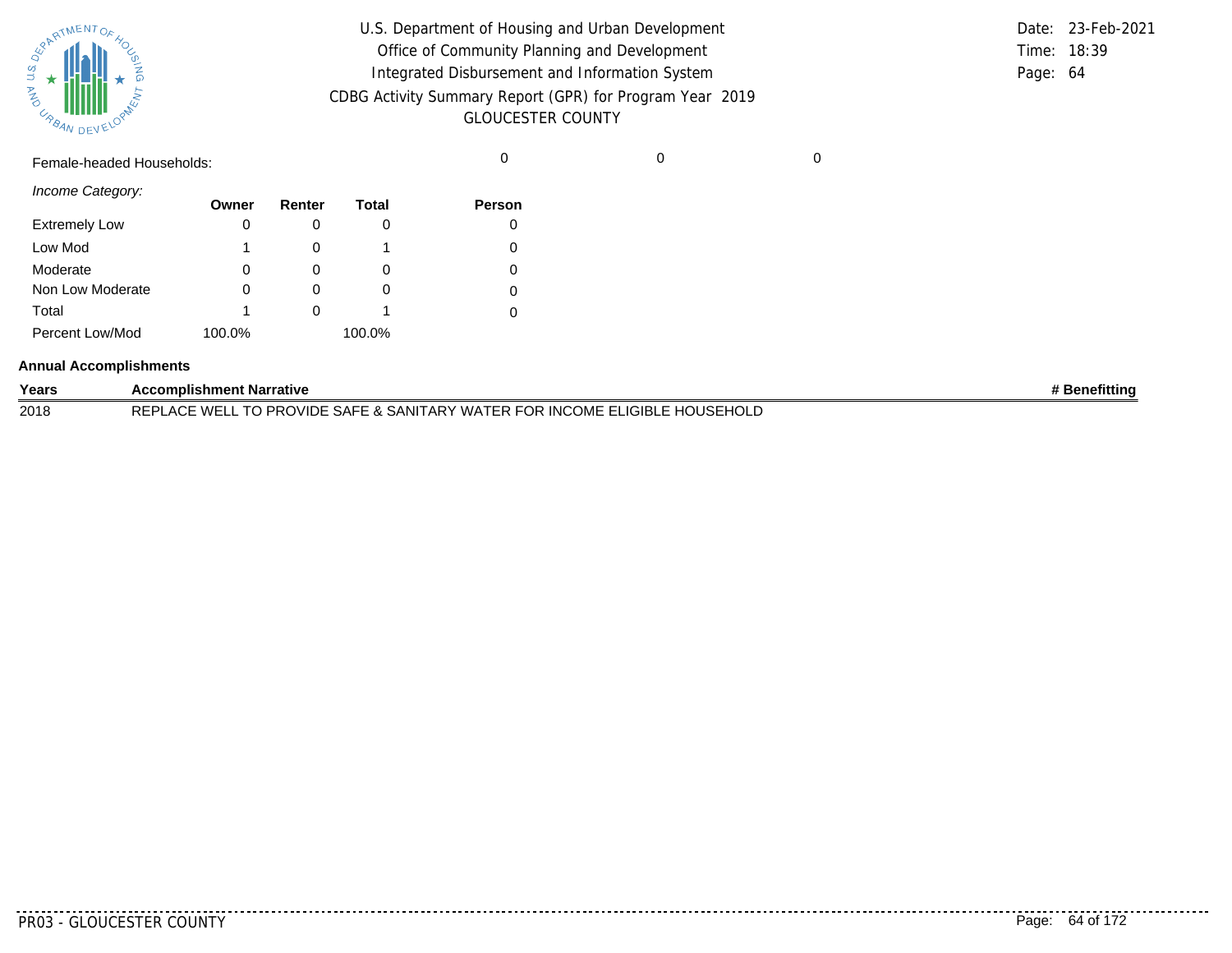Female-headed Households: 0 0 0

*Income Category:*

| | Owner | Renter | Total | Person |
|---|---|---|---|---|
| Extremely Low | 0 | 0 | 0 | 0 |
| Low Mod | 1 | 0 | 1 | 0 |
| Moderate | 0 | 0 | 0 | 0 |
| Non Low Moderate | 0 | 0 | 0 | 0 |
| Total | 1 | 0 | 1 | 0 |
| Percent Low/Mod | 100.0% | | 100.0% | |

**Annual Accomplishments**

| Years | Accomplishment Narrative | # Benefitting |
|---|---|---|
| 2018 | REPLACE WELL TO PROVIDE SAFE & SANITARY WATER FOR INCOME ELIGIBLE HOUSEHOLD | |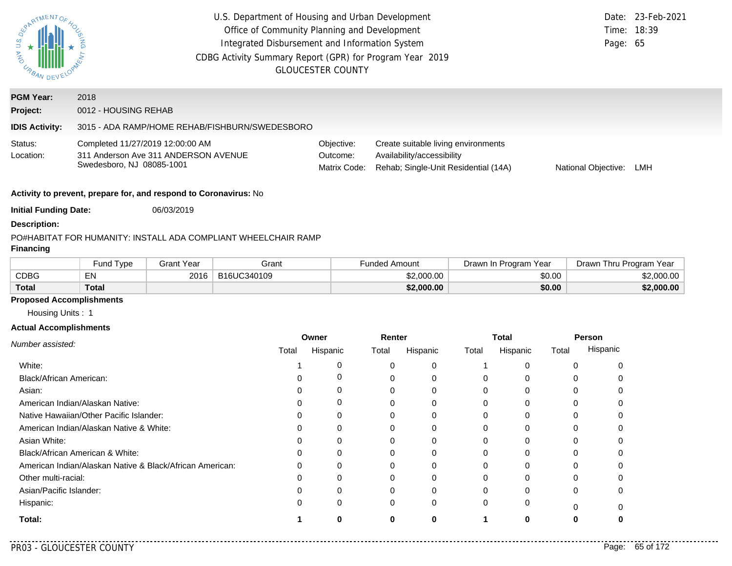U.S. Department of Housing and Urban Development
Office of Community Planning and Development
Integrated Disbursement and Information System
CDBG Activity Summary Report (GPR) for Program Year 2019
GLOUCESTER COUNTY

Date: 23-Feb-2021
Time: 18:39

**PGM Year:** 2018
**Project:** 0012 - HOUSING REHAB
**IDIS Activity:** 3015 - ADA RAMP/HOME REHAB/FISHBURN/SWEDESBORO

Status: Completed 11/27/2019 12:00:00 AM
Location: 311 Anderson Ave 311 ANDERSON AVENUE Swedesboro, NJ 08085-1001

Objective: Create suitable living environments
Outcome: Availability/accessibility
Matrix Code: Rehab; Single-Unit Residential (14A)
National Objective: LMH

**Activity to prevent, prepare for, and respond to Coronavirus:** No

**Initial Funding Date:** 06/03/2019

**Description:**

PO#HABITAT FOR HUMANITY: INSTALL ADA COMPLIANT WHEELCHAIR RAMP

**Financing**

| | Fund Type | Grant Year | Grant | Funded Amount | Drawn In Program Year | Drawn Thru Program Year |
|---|---|---|---|---|---|---|
| CDBG | EN | 2016 | B16UC340109 | $2,000.00 | $0.00 | $2,000.00 |
| **Total** | **Total** | | | **$2,000.00** | **$0.00** | **$2,000.00** |

**Proposed Accomplishments**

Housing Units : 1

**Actual Accomplishments**

| *Number assisted:* | Owner | | Renter | | Total | | Person | |
|---|---|---|---|---|---|---|---|---|
| | Total | Hispanic | Total | Hispanic | Total | Hispanic | Total | Hispanic |
| White: | 1 | 0 | 0 | 0 | 1 | 0 | 0 | 0 |
| Black/African American: | 0 | 0 | 0 | 0 | 0 | 0 | 0 | 0 |
| Asian: | 0 | 0 | 0 | 0 | 0 | 0 | 0 | 0 |
| American Indian/Alaskan Native: | 0 | 0 | 0 | 0 | 0 | 0 | 0 | 0 |
| Native Hawaiian/Other Pacific Islander: | 0 | 0 | 0 | 0 | 0 | 0 | 0 | 0 |
| American Indian/Alaskan Native & White: | 0 | 0 | 0 | 0 | 0 | 0 | 0 | 0 |
| Asian White: | 0 | 0 | 0 | 0 | 0 | 0 | 0 | 0 |
| Black/African American & White: | 0 | 0 | 0 | 0 | 0 | 0 | 0 | 0 |
| American Indian/Alaskan Native & Black/African American: | 0 | 0 | 0 | 0 | 0 | 0 | 0 | 0 |
| Other multi-racial: | 0 | 0 | 0 | 0 | 0 | 0 | 0 | 0 |
| Asian/Pacific Islander: | 0 | 0 | 0 | 0 | 0 | 0 | 0 | 0 |
| Hispanic: | 0 | 0 | 0 | 0 | 0 | 0 | 0 | 0 |
| **Total:** | **1** | **0** | **0** | **0** | **1** | **0** | **0** | **0** |

PR03 - GLOUCESTER COUNTY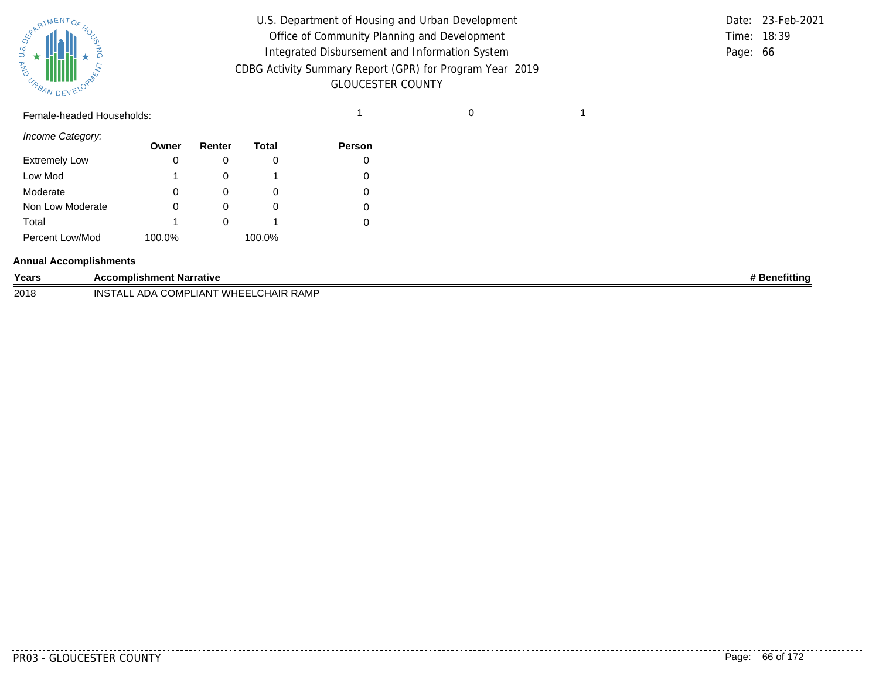Female-headed Households: 1 0 1

*Income Category:*

| | Owner | Renter | Total | Person |
|---|---|---|---|---|
| Extremely Low | 0 | 0 | 0 | 0 |
| Low Mod | 1 | 0 | 1 | 0 |
| Moderate | 0 | 0 | 0 | 0 |
| Non Low Moderate | 0 | 0 | 0 | 0 |
| Total | 1 | 0 | 1 | 0 |
| Percent Low/Mod | 100.0% | | 100.0% | |

**Annual Accomplishments**

| Years | Accomplishment Narrative | # Benefitting |
|---|---|---|
| 2018 | INSTALL ADA COMPLIANT WHEELCHAIR RAMP | |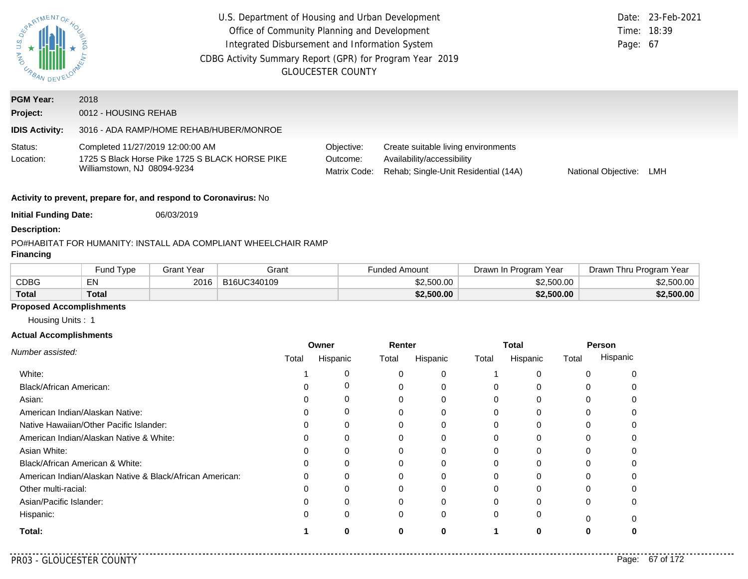# U.S. Department of Housing and Urban Development
## Office of Community Planning and Development
## Integrated Disbursement and Information System
## CDBG Activity Summary Report (GPR) for Program Year 2019
## GLOUCESTER COUNTY

Date: 23-Feb-2021
Time: 18:39

**PGM Year:** 2018

**Project:** 0012 - HOUSING REHAB

**IDIS Activity:** 3016 - ADA RAMP/HOME REHAB/HUBER/MONROE

Status: Completed 11/27/2019 12:00:00 AM

Location: 1725 S Black Horse Pike 1725 S BLACK HORSE PIKE Williamstown, NJ 08094-9234

Objective: Create suitable living environments

Outcome: Availability/accessibility

Matrix Code: Rehab; Single-Unit Residential (14A)

National Objective: LMH

**Activity to prevent, prepare for, and respond to Coronavirus:** No

**Initial Funding Date:** 06/03/2019

**Description:**

PO#HABITAT FOR HUMANITY: INSTALL ADA COMPLIANT WHEELCHAIR RAMP

**Financing**

| | Fund Type | Grant Year | Grant | Funded Amount | Drawn In Program Year | Drawn Thru Program Year |
|---|---|---|---|---|---|---|
| CDBG | EN | 2016 | B16UC340109 | $2,500.00 | $2,500.00 | $2,500.00 |
| **Total** | **Total** | | | **$2,500.00** | **$2,500.00** | **$2,500.00** |

**Proposed Accomplishments**

Housing Units : 1

**Actual Accomplishments**

| *Number assisted:* | Owner | | Renter | | Total | | Person | |
|---|---|---|---|---|---|---|---|---|
| | Total | Hispanic | Total | Hispanic | Total | Hispanic | Total | Hispanic |
| White: | 1 | 0 | 0 | 0 | 1 | 0 | 0 | 0 |
| Black/African American: | 0 | 0 | 0 | 0 | 0 | 0 | 0 | 0 |
| Asian: | 0 | 0 | 0 | 0 | 0 | 0 | 0 | 0 |
| American Indian/Alaskan Native: | 0 | 0 | 0 | 0 | 0 | 0 | 0 | 0 |
| Native Hawaiian/Other Pacific Islander: | 0 | 0 | 0 | 0 | 0 | 0 | 0 | 0 |
| American Indian/Alaskan Native & White: | 0 | 0 | 0 | 0 | 0 | 0 | 0 | 0 |
| Asian White: | 0 | 0 | 0 | 0 | 0 | 0 | 0 | 0 |
| Black/African American & White: | 0 | 0 | 0 | 0 | 0 | 0 | 0 | 0 |
| American Indian/Alaskan Native & Black/African American: | 0 | 0 | 0 | 0 | 0 | 0 | 0 | 0 |
| Other multi-racial: | 0 | 0 | 0 | 0 | 0 | 0 | 0 | 0 |
| Asian/Pacific Islander: | 0 | 0 | 0 | 0 | 0 | 0 | 0 | 0 |
| Hispanic: | 0 | 0 | 0 | 0 | 0 | 0 | 0 | 0 |
| **Total:** | **1** | **0** | **0** | **0** | **1** | **0** | **0** | **0** |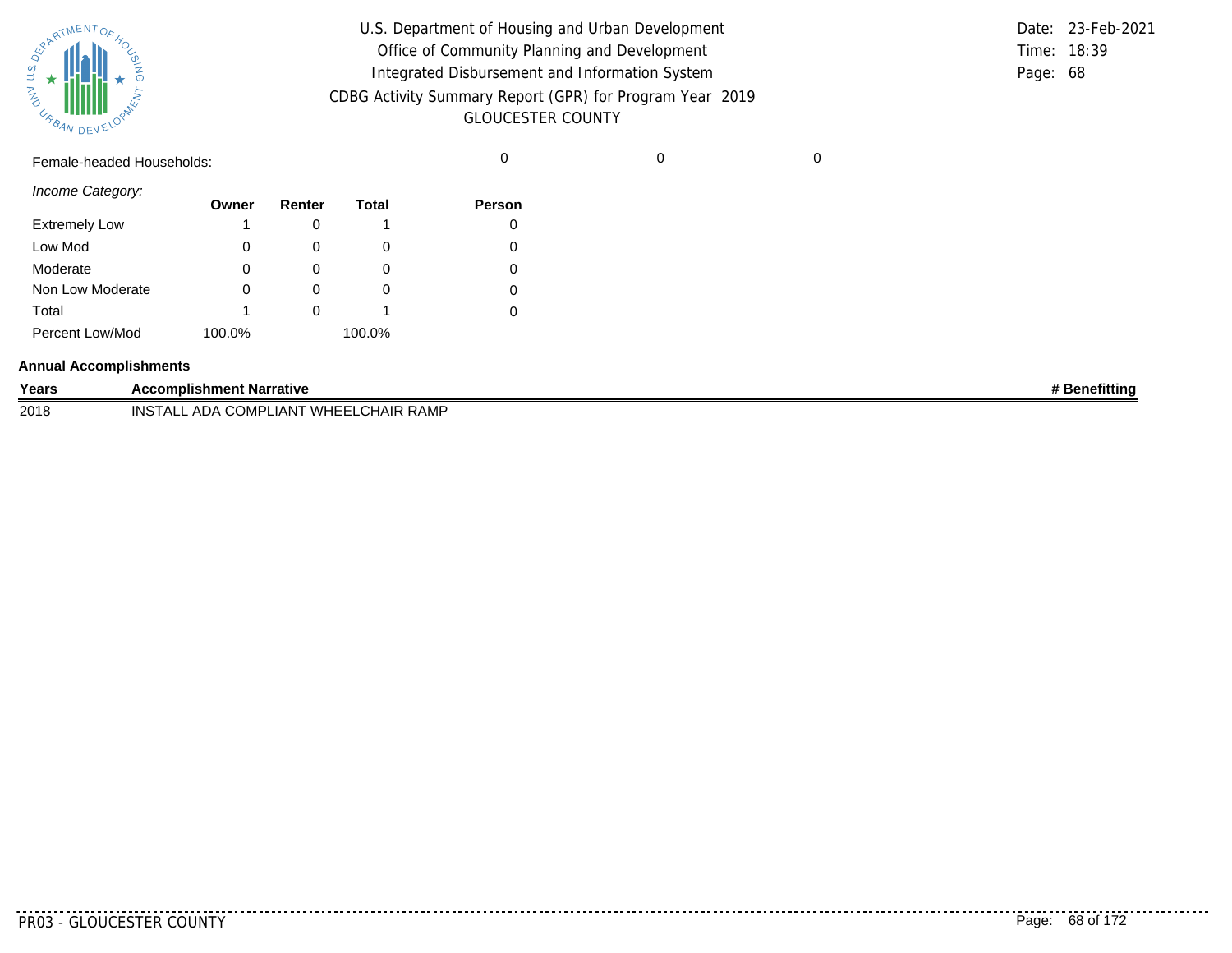U.S. Department of Housing and Urban Development
Office of Community Planning and Development
Integrated Disbursement and Information System
CDBG Activity Summary Report (GPR) for Program Year 2019
GLOUCESTER COUNTY

Date: 23-Feb-2021
Time: 18:39

| Female-headed Households: | | | | 0 | 0 | 0 |
|---|---|---|---|---|---|---|

*Income Category:*

| | Owner | Renter | Total | Person |
|---|---|---|---|---|
| Extremely Low | 1 | 0 | 1 | 0 |
| Low Mod | 0 | 0 | 0 | 0 |
| Moderate | 0 | 0 | 0 | 0 |
| Non Low Moderate | 0 | 0 | 0 | 0 |
| Total | 1 | 0 | 1 | 0 |
| Percent Low/Mod | 100.0% | | 100.0% | |

**Annual Accomplishments**

| Years | Accomplishment Narrative | # Benefitting |
|---|---|---|
| 2018 | INSTALL ADA COMPLIANT WHEELCHAIR RAMP | |

PR03 - GLOUCESTER COUNTY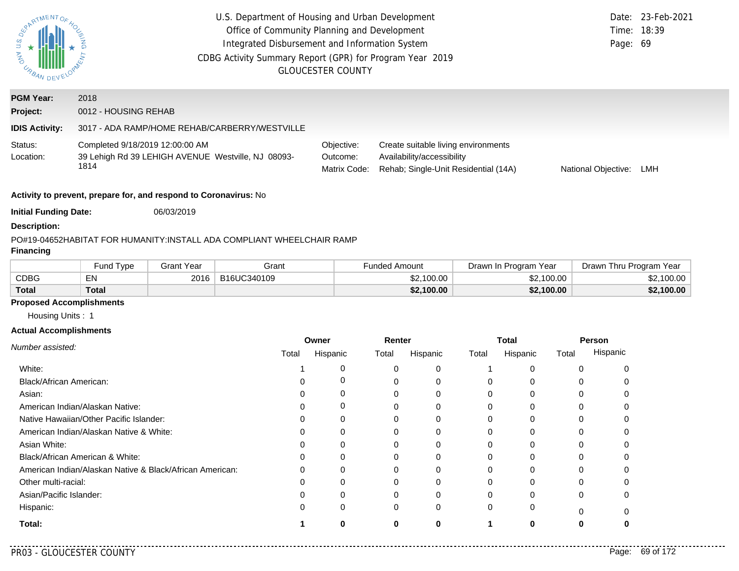U.S. Department of Housing and Urban Development
Office of Community Planning and Development
Integrated Disbursement and Information System
CDBG Activity Summary Report (GPR) for Program Year 2019
GLOUCESTER COUNTY

Date: 23-Feb-2021
Time: 18:39

**PGM Year:** 2018
**Project:** 0012 - HOUSING REHAB
**IDIS Activity:** 3017 - ADA RAMP/HOME REHAB/CARBERRY/WESTVILLE

Status: Completed 9/18/2019 12:00:00 AM
Location: 39 Lehigh Rd 39 LEHIGH AVENUE Westville, NJ 08093-1814

Objective: Create suitable living environments
Outcome: Availability/accessibility
Matrix Code: Rehab; Single-Unit Residential (14A)
National Objective: LMH

**Activity to prevent, prepare for, and respond to Coronavirus:** No

**Initial Funding Date:** 06/03/2019

**Description:**

PO#19-04652HABITAT FOR HUMANITY:INSTALL ADA COMPLIANT WHEELCHAIR RAMP

**Financing**

| | Fund Type | Grant Year | Grant | Funded Amount | Drawn In Program Year | Drawn Thru Program Year |
|---|---|---|---|---|---|---|
| CDBG | EN | 2016 | B16UC340109 | $2,100.00 | $2,100.00 | $2,100.00 |
| **Total** | **Total** | | | **$2,100.00** | **$2,100.00** | **$2,100.00** |

**Proposed Accomplishments**

Housing Units : 1

**Actual Accomplishments**

| *Number assisted:* | Owner | | Renter | | Total | | Person | |
|---|---|---|---|---|---|---|---|---|
| | Total | Hispanic | Total | Hispanic | Total | Hispanic | Total | Hispanic |
| White: | 1 | 0 | 0 | 0 | 1 | 0 | 0 | 0 |
| Black/African American: | 0 | 0 | 0 | 0 | 0 | 0 | 0 | 0 |
| Asian: | 0 | 0 | 0 | 0 | 0 | 0 | 0 | 0 |
| American Indian/Alaskan Native: | 0 | 0 | 0 | 0 | 0 | 0 | 0 | 0 |
| Native Hawaiian/Other Pacific Islander: | 0 | 0 | 0 | 0 | 0 | 0 | 0 | 0 |
| American Indian/Alaskan Native & White: | 0 | 0 | 0 | 0 | 0 | 0 | 0 | 0 |
| Asian White: | 0 | 0 | 0 | 0 | 0 | 0 | 0 | 0 |
| Black/African American & White: | 0 | 0 | 0 | 0 | 0 | 0 | 0 | 0 |
| American Indian/Alaskan Native & Black/African American: | 0 | 0 | 0 | 0 | 0 | 0 | 0 | 0 |
| Other multi-racial: | 0 | 0 | 0 | 0 | 0 | 0 | 0 | 0 |
| Asian/Pacific Islander: | 0 | 0 | 0 | 0 | 0 | 0 | 0 | 0 |
| Hispanic: | 0 | 0 | 0 | 0 | 0 | 0 | 0 | 0 |
| **Total:** | **1** | **0** | **0** | **0** | **1** | **0** | **0** | **0** |

PR03 - GLOUCESTER COUNTY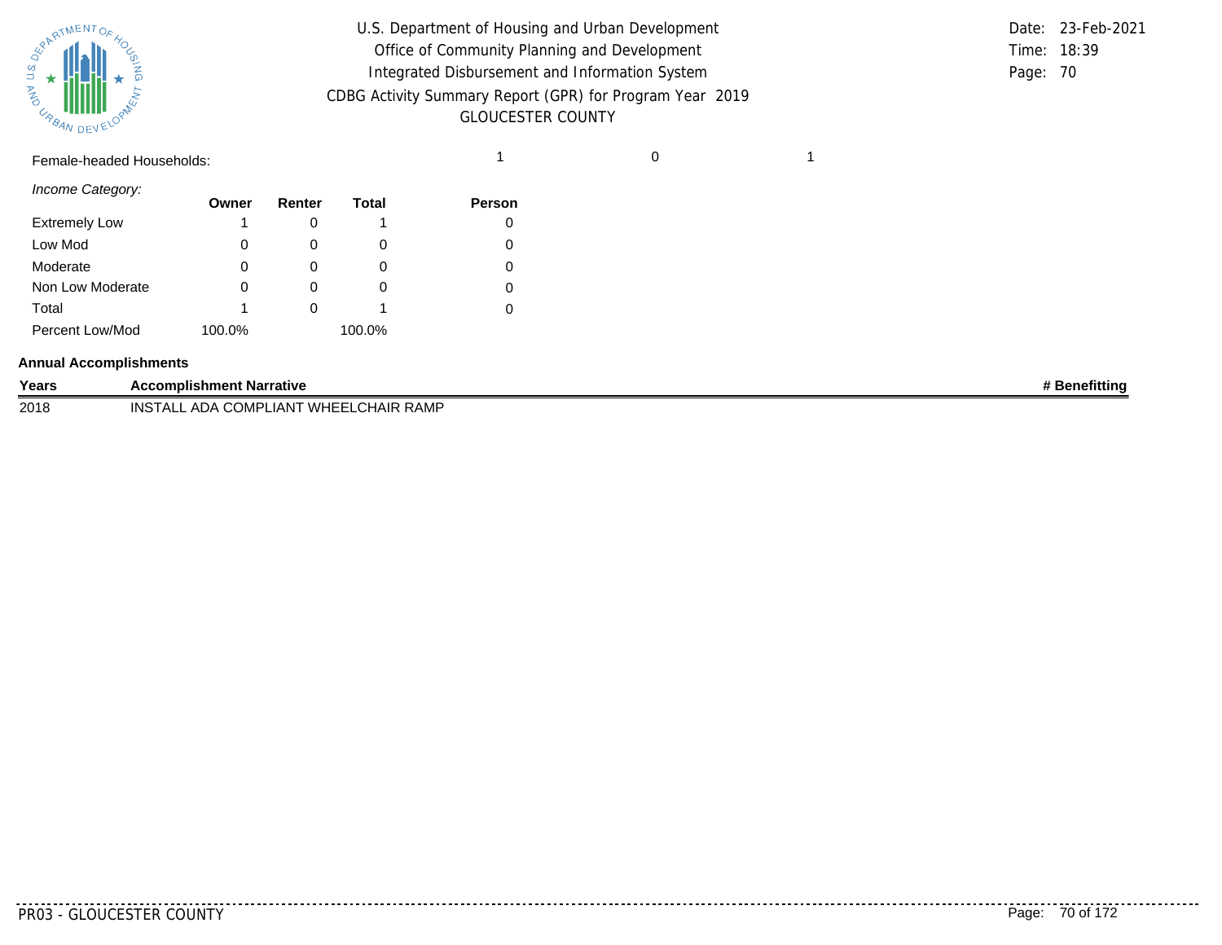Female-headed Households: 1 0 1

*Income Category:*

| | Owner | Renter | Total | Person |
|---|---|---|---|---|
| Extremely Low | 1 | 0 | 1 | 0 |
| Low Mod | 0 | 0 | 0 | 0 |
| Moderate | 0 | 0 | 0 | 0 |
| Non Low Moderate | 0 | 0 | 0 | 0 |
| Total | 1 | 0 | 1 | 0 |
| Percent Low/Mod | 100.0% | | 100.0% | |

**Annual Accomplishments**

| Years | Accomplishment Narrative | # Benefitting |
|---|---|---|
| 2018 | INSTALL ADA COMPLIANT WHEELCHAIR RAMP | |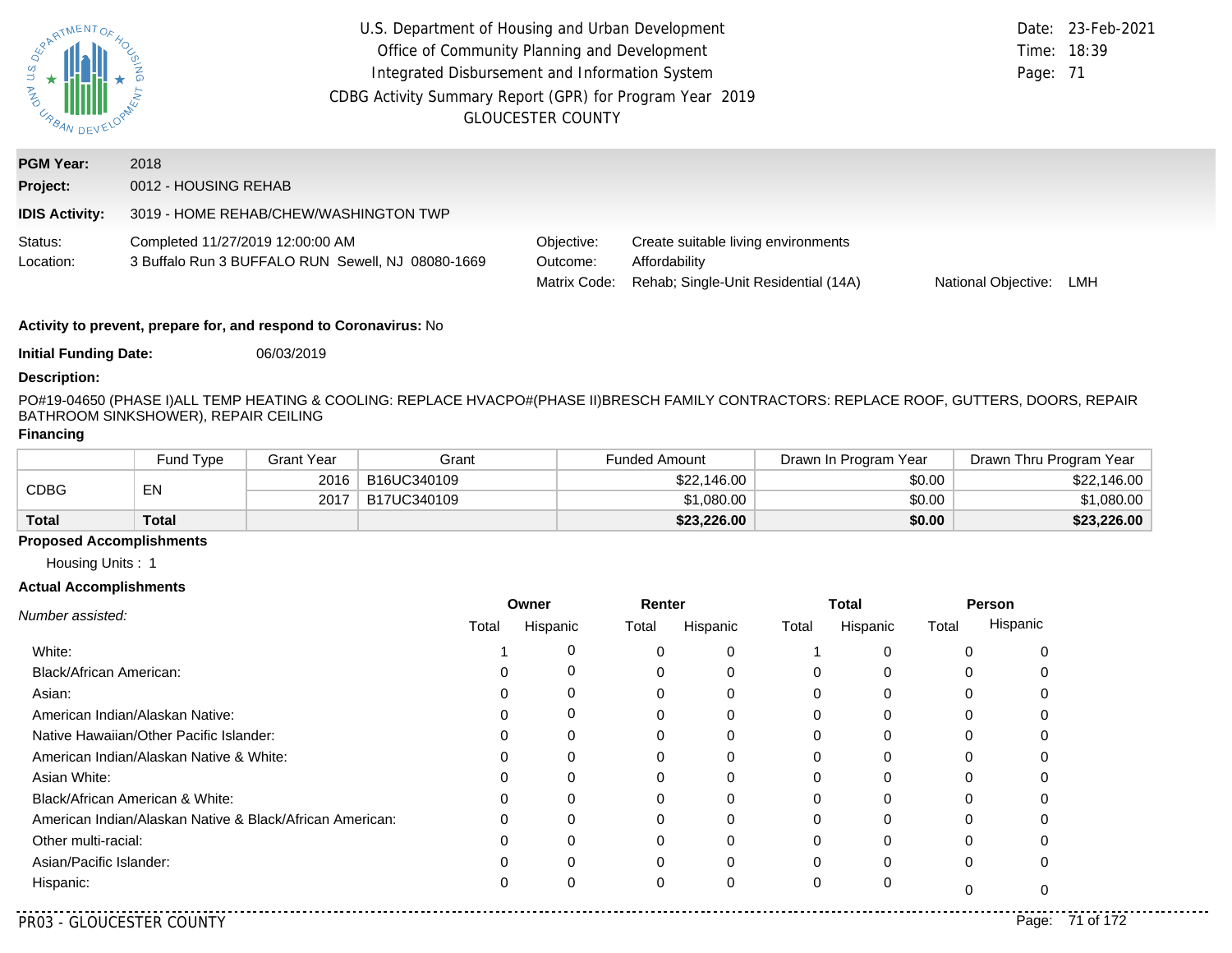U.S. Department of Housing and Urban Development
Office of Community Planning and Development
Integrated Disbursement and Information System
CDBG Activity Summary Report (GPR) for Program Year 2019
GLOUCESTER COUNTY

Date: 23-Feb-2021
Time: 18:39
Page: 71

**PGM Year:** 2018

**Project:** 0012 - HOUSING REHAB

**IDIS Activity:** 3019 - HOME REHAB/CHEW/WASHINGTON TWP

Status: Completed 11/27/2019 12:00:00 AM
Location: 3 Buffalo Run 3 BUFFALO RUN Sewell, NJ 08080-1669

Objective: Create suitable living environments
Outcome: Affordability
Matrix Code: Rehab; Single-Unit Residential (14A)
National Objective: LMH

**Activity to prevent, prepare for, and respond to Coronavirus:** No

**Initial Funding Date:** 06/03/2019

**Description:**

PO#19-04650 (PHASE I)ALL TEMP HEATING & COOLING: REPLACE HVACPO#(PHASE II)BRESCH FAMILY CONTRACTORS: REPLACE ROOF, GUTTERS, DOORS, REPAIR BATHROOM SINKSHOWER), REPAIR CEILING

**Financing**

| | Fund Type | Grant Year | Grant | Funded Amount | Drawn In Program Year | Drawn Thru Program Year |
|---|---|---|---|---|---|---|
| CDBG | EN | 2016 | B16UC340109 | $22,146.00 | $0.00 | $22,146.00 |
| | | 2017 | B17UC340109 | $1,080.00 | $0.00 | $1,080.00 |
| **Total** | **Total** | | | **$23,226.00** | **$0.00** | **$23,226.00** |

**Proposed Accomplishments**

Housing Units : 1

**Actual Accomplishments**

| *Number assisted:* | Owner | | Renter | | Total | | Person | |
|---|---|---|---|---|---|---|---|---|
| | Total | Hispanic | Total | Hispanic | Total | Hispanic | Total | Hispanic |
| White: | 1 | 0 | 0 | 0 | 1 | 0 | 0 | 0 |
| Black/African American: | 0 | 0 | 0 | 0 | 0 | 0 | 0 | 0 |
| Asian: | 0 | 0 | 0 | 0 | 0 | 0 | 0 | 0 |
| American Indian/Alaskan Native: | 0 | 0 | 0 | 0 | 0 | 0 | 0 | 0 |
| Native Hawaiian/Other Pacific Islander: | 0 | 0 | 0 | 0 | 0 | 0 | 0 | 0 |
| American Indian/Alaskan Native & White: | 0 | 0 | 0 | 0 | 0 | 0 | 0 | 0 |
| Asian White: | 0 | 0 | 0 | 0 | 0 | 0 | 0 | 0 |
| Black/African American & White: | 0 | 0 | 0 | 0 | 0 | 0 | 0 | 0 |
| American Indian/Alaskan Native & Black/African American: | 0 | 0 | 0 | 0 | 0 | 0 | 0 | 0 |
| Other multi-racial: | 0 | 0 | 0 | 0 | 0 | 0 | 0 | 0 |
| Asian/Pacific Islander: | 0 | 0 | 0 | 0 | 0 | 0 | 0 | 0 |
| Hispanic: | 0 | 0 | 0 | 0 | 0 | 0 | 0 | 0 |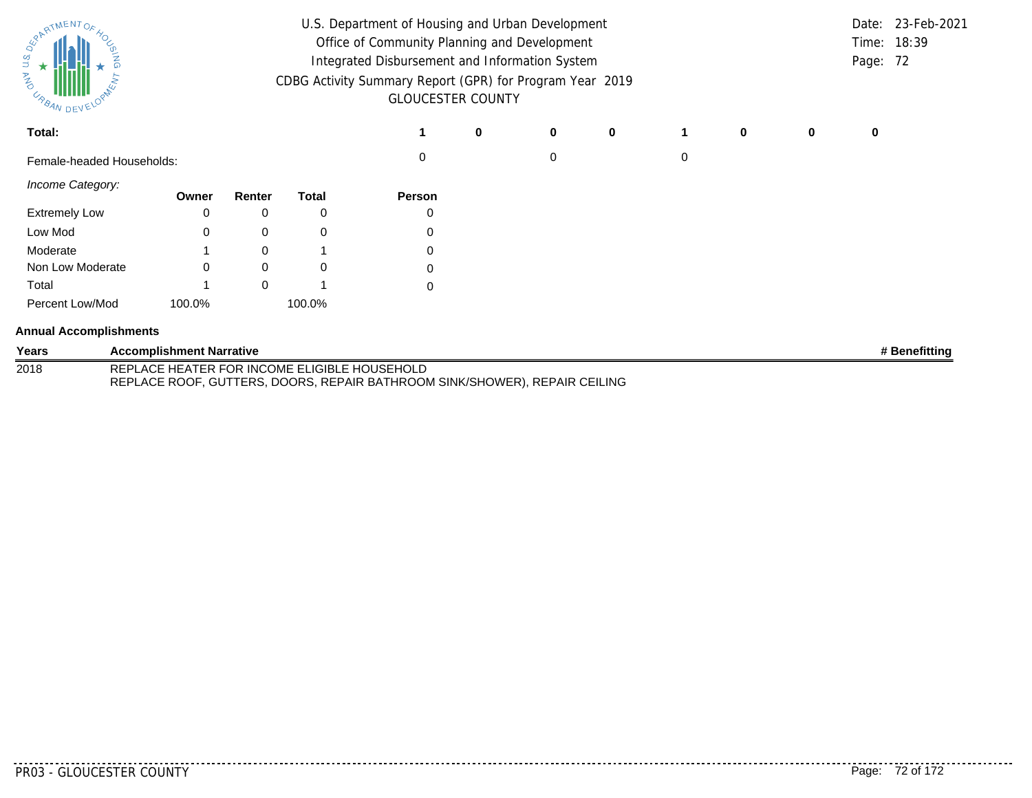U.S. Department of Housing and Urban Development
Office of Community Planning and Development
Integrated Disbursement and Information System
CDBG Activity Summary Report (GPR) for Program Year 2019
GLOUCESTER COUNTY

Date: 23-Feb-2021
Time: 18:39
Page: 72

| | | | | | | | | |
|---|---|---|---|---|---|---|---|---|
| **Total:** | **1** | **0** | **0** | **0** | **1** | **0** | **0** | **0** |
| Female-headed Households: | 0 | | 0 | | 0 | | | |

*Income Category:*

| | Owner | Renter | Total | Person |
|---|---|---|---|---|
| Extremely Low | 0 | 0 | 0 | 0 |
| Low Mod | 0 | 0 | 0 | 0 |
| Moderate | 1 | 0 | 1 | 0 |
| Non Low Moderate | 0 | 0 | 0 | 0 |
| Total | 1 | 0 | 1 | 0 |
| Percent Low/Mod | 100.0% | | 100.0% | |

**Annual Accomplishments**

| Years | Accomplishment Narrative | # Benefitting |
|---|---|---|
| 2018 | REPLACE HEATER FOR INCOME ELIGIBLE HOUSEHOLD<br>REPLACE ROOF, GUTTERS, DOORS, REPAIR BATHROOM SINK/SHOWER), REPAIR CEILING | |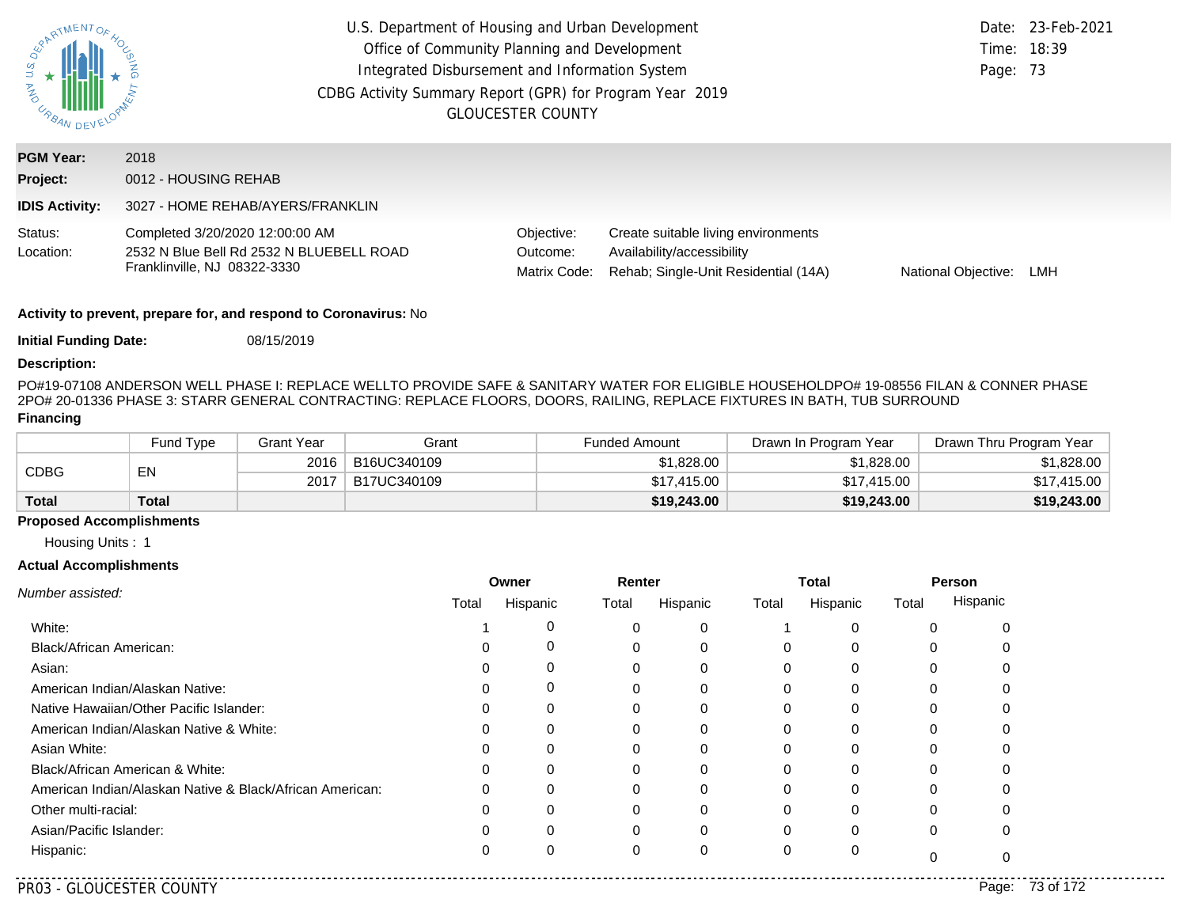U.S. Department of Housing and Urban Development
Office of Community Planning and Development
Integrated Disbursement and Information System
CDBG Activity Summary Report (GPR) for Program Year 2019
GLOUCESTER COUNTY

Date: 23-Feb-2021
Time: 18:39

**PGM Year:** 2018

**Project:** 0012 - HOUSING REHAB

**IDIS Activity:** 3027 - HOME REHAB/AYERS/FRANKLIN

Status: Completed 3/20/2020 12:00:00 AM
Location: 2532 N Blue Bell Rd 2532 N BLUEBELL ROAD Franklinville, NJ 08322-3330

Objective: Create suitable living environments
Outcome: Availability/accessibility
Matrix Code: Rehab; Single-Unit Residential (14A)
National Objective: LMH

**Activity to prevent, prepare for, and respond to Coronavirus:** No

**Initial Funding Date:** 08/15/2019

**Description:**

PO#19-07108 ANDERSON WELL PHASE I: REPLACE WELLTO PROVIDE SAFE & SANITARY WATER FOR ELIGIBLE HOUSEHOLDPO# 19-08556 FILAN & CONNER PHASE 2PO# 20-01336 PHASE 3: STARR GENERAL CONTRACTING: REPLACE FLOORS, DOORS, RAILING, REPLACE FIXTURES IN BATH, TUB SURROUND

**Financing**

| | Fund Type | Grant Year | Grant | Funded Amount | Drawn In Program Year | Drawn Thru Program Year |
|---|---|---|---|---|---|---|
| CDBG | EN | 2016 | B16UC340109 | $1,828.00 | $1,828.00 | $1,828.00 |
| | | 2017 | B17UC340109 | $17,415.00 | $17,415.00 | $17,415.00 |
| **Total** | **Total** | | | **$19,243.00** | **$19,243.00** | **$19,243.00** |

**Proposed Accomplishments**

Housing Units : 1

**Actual Accomplishments**

| *Number assisted:* | Owner | | Renter | | Total | | Person | |
|---|---|---|---|---|---|---|---|---|
| | Total | Hispanic | Total | Hispanic | Total | Hispanic | Total | Hispanic |
| White: | 1 | 0 | 0 | 0 | 1 | 0 | 0 | 0 |
| Black/African American: | 0 | 0 | 0 | 0 | 0 | 0 | 0 | 0 |
| Asian: | 0 | 0 | 0 | 0 | 0 | 0 | 0 | 0 |
| American Indian/Alaskan Native: | 0 | 0 | 0 | 0 | 0 | 0 | 0 | 0 |
| Native Hawaiian/Other Pacific Islander: | 0 | 0 | 0 | 0 | 0 | 0 | 0 | 0 |
| American Indian/Alaskan Native & White: | 0 | 0 | 0 | 0 | 0 | 0 | 0 | 0 |
| Asian White: | 0 | 0 | 0 | 0 | 0 | 0 | 0 | 0 |
| Black/African American & White: | 0 | 0 | 0 | 0 | 0 | 0 | 0 | 0 |
| American Indian/Alaskan Native & Black/African American: | 0 | 0 | 0 | 0 | 0 | 0 | 0 | 0 |
| Other multi-racial: | 0 | 0 | 0 | 0 | 0 | 0 | 0 | 0 |
| Asian/Pacific Islander: | 0 | 0 | 0 | 0 | 0 | 0 | 0 | 0 |
| Hispanic: | 0 | 0 | 0 | 0 | 0 | 0 | 0 | 0 |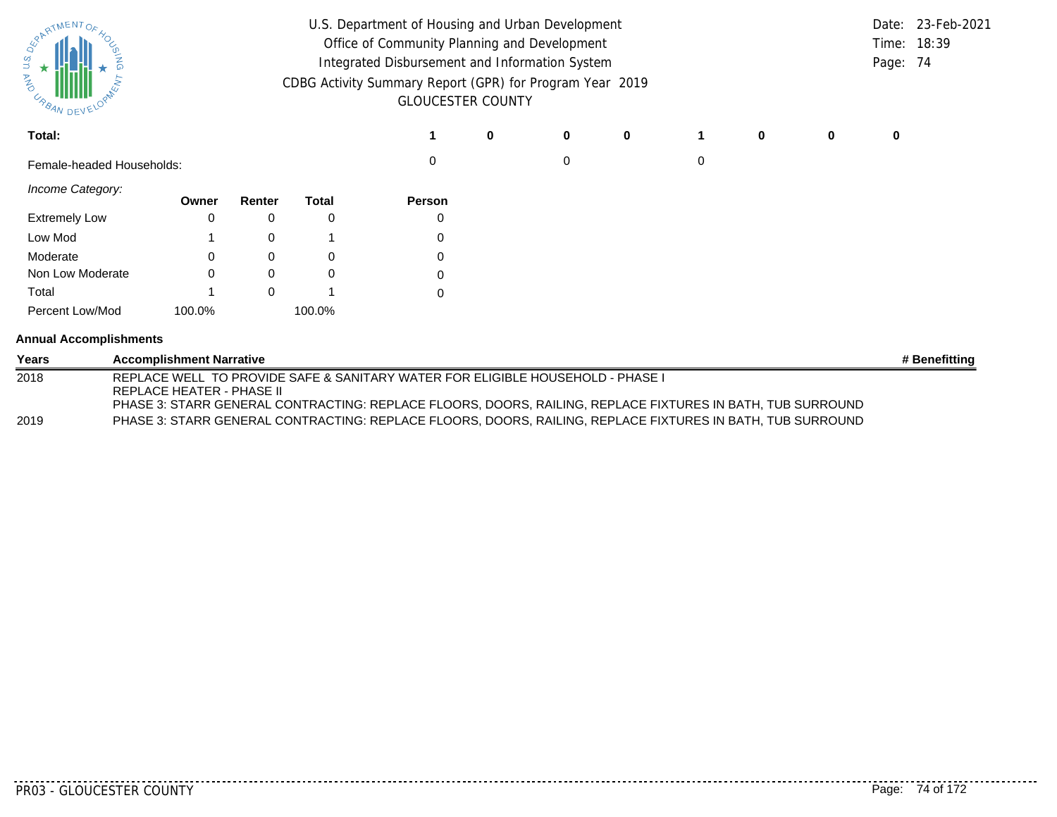| Total: | 1 | 0 | 0 | 0 | 1 | 0 | 0 | 0 |
|---|---|---|---|---|---|---|---|---|
| Female-headed Households: | 0 | | 0 | | 0 | | | |

*Income Category:*

| | Owner | Renter | Total | Person |
|---|---|---|---|---|
| Extremely Low | 0 | 0 | 0 | 0 |
| Low Mod | 1 | 0 | 1 | 0 |
| Moderate | 0 | 0 | 0 | 0 |
| Non Low Moderate | 0 | 0 | 0 | 0 |
| Total | 1 | 0 | 1 | 0 |
| Percent Low/Mod | 100.0% | | 100.0% | |

**Annual Accomplishments**

| Years | Accomplishment Narrative | # Benefitting |
|---|---|---|
| 2018 | REPLACE WELL TO PROVIDE SAFE & SANITARY WATER FOR ELIGIBLE HOUSEHOLD - PHASE I<br>REPLACE HEATER - PHASE II<br>PHASE 3: STARR GENERAL CONTRACTING: REPLACE FLOORS, DOORS, RAILING, REPLACE FIXTURES IN BATH, TUB SURROUND | |
| 2019 | PHASE 3: STARR GENERAL CONTRACTING: REPLACE FLOORS, DOORS, RAILING, REPLACE FIXTURES IN BATH, TUB SURROUND | |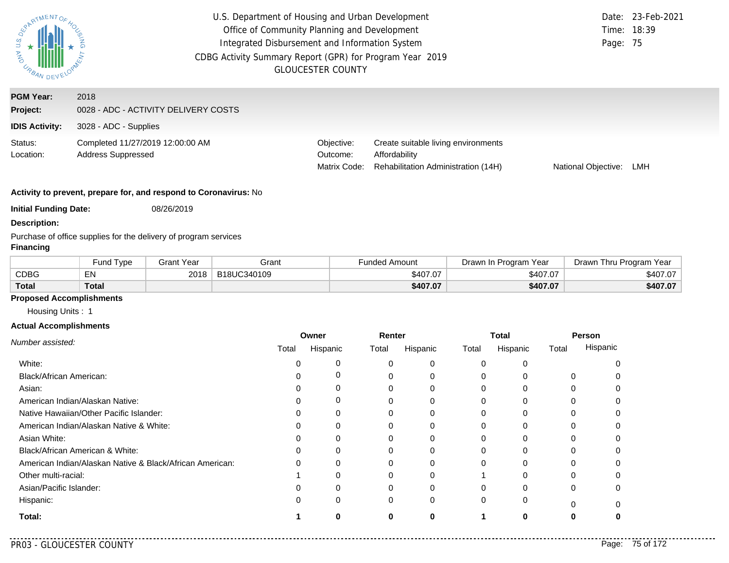U.S. Department of Housing and Urban Development
Office of Community Planning and Development
Integrated Disbursement and Information System
CDBG Activity Summary Report (GPR) for Program Year 2019
GLOUCESTER COUNTY

Date: 23-Feb-2021
Time: 18:39

**PGM Year:** 2018
**Project:** 0028 - ADC - ACTIVITY DELIVERY COSTS
**IDIS Activity:** 3028 - ADC - Supplies

Status: Completed 11/27/2019 12:00:00 AM
Location: Address Suppressed

Objective: Create suitable living environments
Outcome: Affordability
Matrix Code: Rehabilitation Administration (14H)
National Objective: LMH

**Activity to prevent, prepare for, and respond to Coronavirus:** No

**Initial Funding Date:** 08/26/2019

**Description:**

Purchase of office supplies for the delivery of program services

**Financing**

| | Fund Type | Grant Year | Grant | Funded Amount | Drawn In Program Year | Drawn Thru Program Year |
|---|---|---|---|---|---|---|
| CDBG | EN | 2018 | B18UC340109 | $407.07 | $407.07 | $407.07 |
| **Total** | **Total** | | | **$407.07** | **$407.07** | **$407.07** |

**Proposed Accomplishments**

Housing Units : 1

**Actual Accomplishments**

| *Number assisted:* | Owner | | Renter | | Total | | Person | |
|---|---|---|---|---|---|---|---|---|
| | Total | Hispanic | Total | Hispanic | Total | Hispanic | Total | Hispanic |
| White: | 0 | 0 | 0 | 0 | 0 | 0 | | 0 |
| Black/African American: | 0 | 0 | 0 | 0 | 0 | 0 | 0 | 0 |
| Asian: | 0 | 0 | 0 | 0 | 0 | 0 | 0 | 0 |
| American Indian/Alaskan Native: | 0 | 0 | 0 | 0 | 0 | 0 | 0 | 0 |
| Native Hawaiian/Other Pacific Islander: | 0 | 0 | 0 | 0 | 0 | 0 | 0 | 0 |
| American Indian/Alaskan Native & White: | 0 | 0 | 0 | 0 | 0 | 0 | 0 | 0 |
| Asian White: | 0 | 0 | 0 | 0 | 0 | 0 | 0 | 0 |
| Black/African American & White: | 0 | 0 | 0 | 0 | 0 | 0 | 0 | 0 |
| American Indian/Alaskan Native & Black/African American: | 0 | 0 | 0 | 0 | 0 | 0 | 0 | 0 |
| Other multi-racial: | 1 | 0 | 0 | 0 | 1 | 0 | 0 | 0 |
| Asian/Pacific Islander: | 0 | 0 | 0 | 0 | 0 | 0 | 0 | 0 |
| Hispanic: | 0 | 0 | 0 | 0 | 0 | 0 | 0 | 0 |
| **Total:** | **1** | **0** | **0** | **0** | **1** | **0** | **0** | **0** |

PR03 - GLOUCESTER COUNTY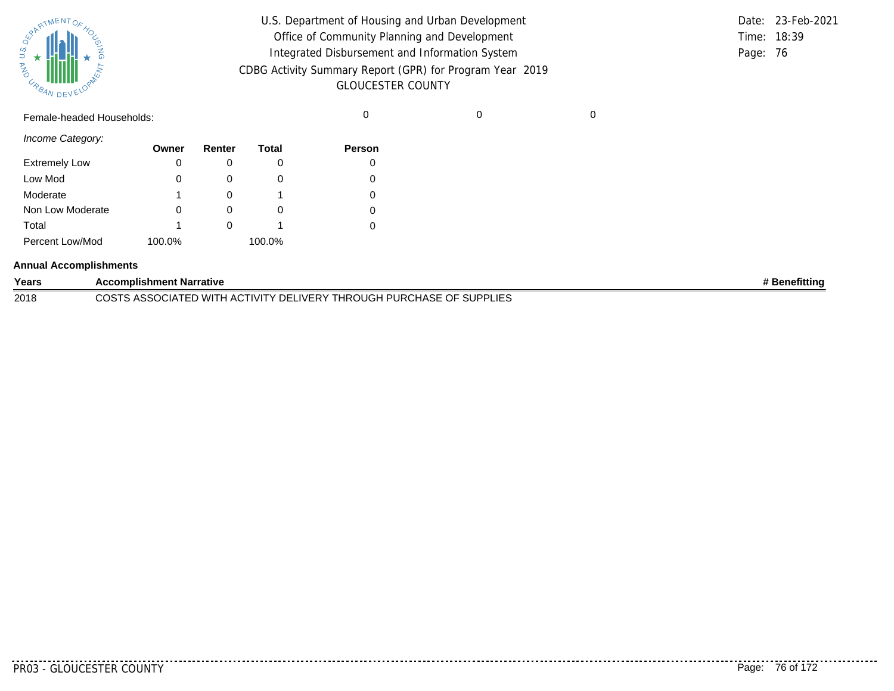| Female-headed Households: | | | | 0 | 0 | 0 |
|---|---|---|---|---|---|---|

*Income Category:*

| | Owner | Renter | Total | Person |
|---|---|---|---|---|
| Extremely Low | 0 | 0 | 0 | 0 |
| Low Mod | 0 | 0 | 0 | 0 |
| Moderate | 1 | 0 | 1 | 0 |
| Non Low Moderate | 0 | 0 | 0 | 0 |
| Total | 1 | 0 | 1 | 0 |
| Percent Low/Mod | 100.0% | | 100.0% | |

**Annual Accomplishments**

| Years | Accomplishment Narrative | # Benefitting |
|---|---|---|
| 2018 | COSTS ASSOCIATED WITH ACTIVITY DELIVERY THROUGH PURCHASE OF SUPPLIES | |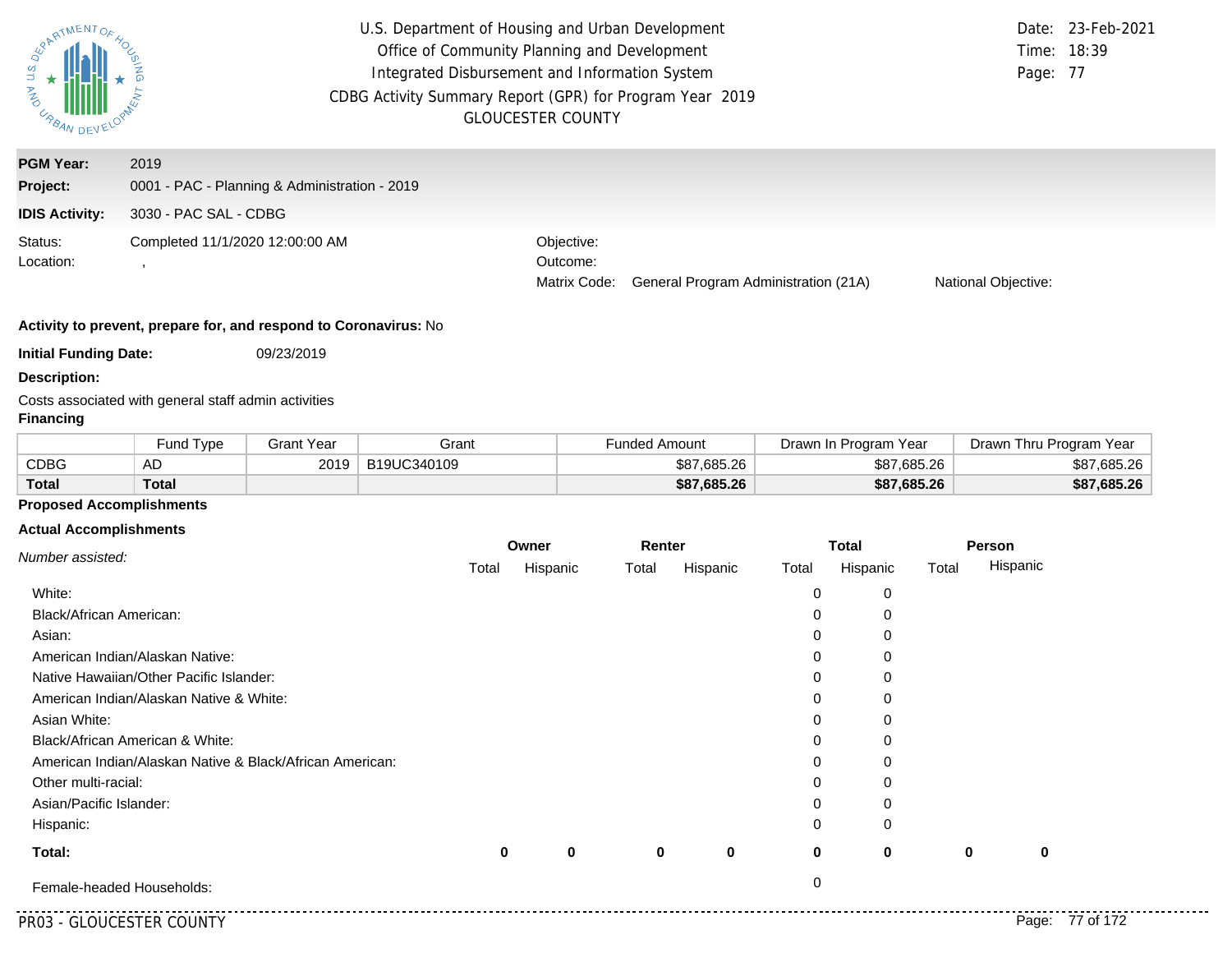U.S. Department of Housing and Urban Development
Office of Community Planning and Development
Integrated Disbursement and Information System
CDBG Activity Summary Report (GPR) for Program Year 2019
GLOUCESTER COUNTY

Date: 23-Feb-2021
Time: 18:39

**PGM Year:** 2019

**Project:** 0001 - PAC - Planning & Administration - 2019

**IDIS Activity:** 3030 - PAC SAL - CDBG

Status: Completed 11/1/2020 12:00:00 AM
Location: ,

Objective:
Outcome:
Matrix Code: General Program Administration (21A)
National Objective:

**Activity to prevent, prepare for, and respond to Coronavirus:** No

**Initial Funding Date:** 09/23/2019

**Description:**

Costs associated with general staff admin activities

**Financing**

| | Fund Type | Grant Year | Grant | Funded Amount | Drawn In Program Year | Drawn Thru Program Year |
|---|---|---|---|---|---|---|
| CDBG | AD | 2019 | B19UC340109 | $87,685.26 | $87,685.26 | $87,685.26 |
| **Total** | **Total** | | | **$87,685.26** | **$87,685.26** | **$87,685.26** |

**Proposed Accomplishments**

**Actual Accomplishments**

| *Number assisted:* | Owner | | Renter | | Total | | Person | |
|---|---|---|---|---|---|---|---|---|
| | Total | Hispanic | Total | Hispanic | Total | Hispanic | Total | Hispanic |
| White: | | | | | 0 | 0 | | |
| Black/African American: | | | | | 0 | 0 | | |
| Asian: | | | | | 0 | 0 | | |
| American Indian/Alaskan Native: | | | | | 0 | 0 | | |
| Native Hawaiian/Other Pacific Islander: | | | | | 0 | 0 | | |
| American Indian/Alaskan Native & White: | | | | | 0 | 0 | | |
| Asian White: | | | | | 0 | 0 | | |
| Black/African American & White: | | | | | 0 | 0 | | |
| American Indian/Alaskan Native & Black/African American: | | | | | 0 | 0 | | |
| Other multi-racial: | | | | | 0 | 0 | | |
| Asian/Pacific Islander: | | | | | 0 | 0 | | |
| Hispanic: | | | | | 0 | 0 | | |
| **Total:** | **0** | **0** | **0** | **0** | **0** | **0** | **0** | **0** |
| Female-headed Households: | | | | | 0 | | | |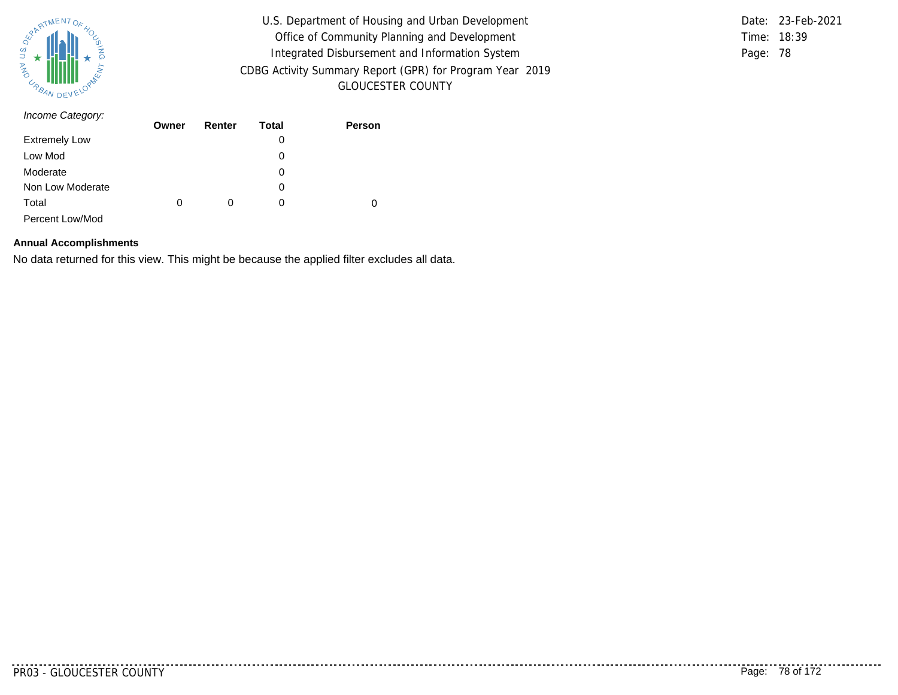*Income Category:*

| | Owner | Renter | Total | Person |
|---|---|---|---|---|
| Extremely Low | | | 0 | |
| Low Mod | | | 0 | |
| Moderate | | | 0 | |
| Non Low Moderate | | | 0 | |
| Total | 0 | 0 | 0 | 0 |
| Percent Low/Mod | | | | |

**Annual Accomplishments**

No data returned for this view. This might be because the applied filter excludes all data.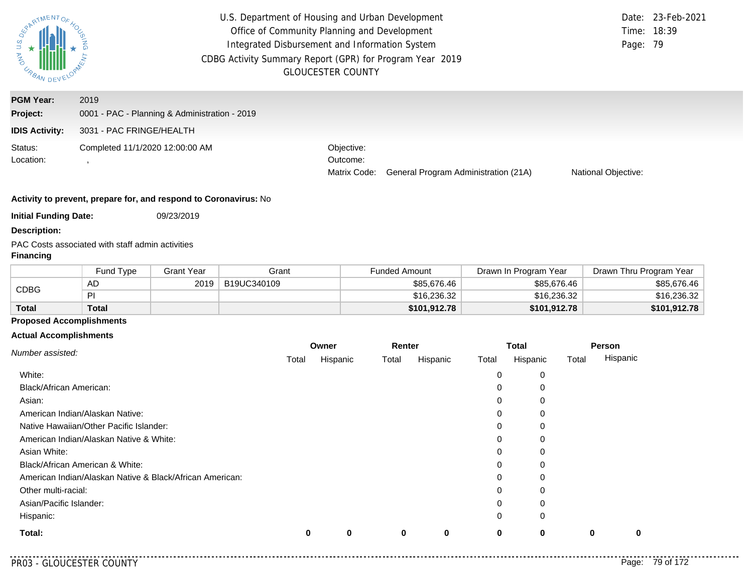U.S. Department of Housing and Urban Development
Office of Community Planning and Development
Integrated Disbursement and Information System
CDBG Activity Summary Report (GPR) for Program Year 2019
GLOUCESTER COUNTY

Date: 23-Feb-2021
Time: 18:39

**PGM Year:** 2019
**Project:** 0001 - PAC - Planning & Administration - 2019
**IDIS Activity:** 3031 - PAC FRINGE/HEALTH

Status: Completed 11/1/2020 12:00:00 AM
Location: ,

Objective:
Outcome:
Matrix Code: General Program Administration (21A)
National Objective:

**Activity to prevent, prepare for, and respond to Coronavirus:** No

**Initial Funding Date:** 09/23/2019

**Description:**

PAC Costs associated with staff admin activities

**Financing**

| | Fund Type | Grant Year | Grant | Funded Amount | Drawn In Program Year | Drawn Thru Program Year |
|---|---|---|---|---|---|---|
| CDBG | AD | 2019 | B19UC340109 | $85,676.46 | $85,676.46 | $85,676.46 |
| | PI | | | $16,236.32 | $16,236.32 | $16,236.32 |
| **Total** | **Total** | | | **$101,912.78** | **$101,912.78** | **$101,912.78** |

**Proposed Accomplishments**

**Actual Accomplishments**

| *Number assisted:* | Owner | | Renter | | Total | | Person | |
|---|---|---|---|---|---|---|---|---|
| | Total | Hispanic | Total | Hispanic | Total | Hispanic | Total | Hispanic |
| White: | | | | | 0 | 0 | | |
| Black/African American: | | | | | 0 | 0 | | |
| Asian: | | | | | 0 | 0 | | |
| American Indian/Alaskan Native: | | | | | 0 | 0 | | |
| Native Hawaiian/Other Pacific Islander: | | | | | 0 | 0 | | |
| American Indian/Alaskan Native & White: | | | | | 0 | 0 | | |
| Asian White: | | | | | 0 | 0 | | |
| Black/African American & White: | | | | | 0 | 0 | | |
| American Indian/Alaskan Native & Black/African American: | | | | | 0 | 0 | | |
| Other multi-racial: | | | | | 0 | 0 | | |
| Asian/Pacific Islander: | | | | | 0 | 0 | | |
| Hispanic: | | | | | 0 | 0 | | |
| **Total:** | **0** | **0** | **0** | **0** | **0** | **0** | **0** | **0** |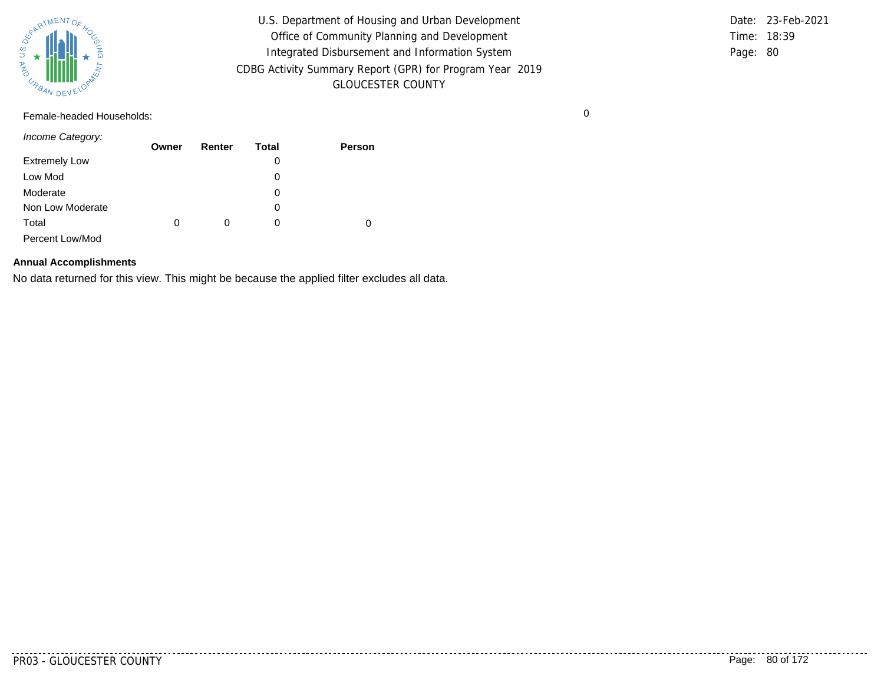Female-headed Households: 0

| *Income Category:* | Owner | Renter | Total | Person |
|---|---|---|---|---|
| Extremely Low | | | 0 | |
| Low Mod | | | 0 | |
| Moderate | | | 0 | |
| Non Low Moderate | | | 0 | |
| Total | 0 | 0 | 0 | 0 |
| Percent Low/Mod | | | | |

**Annual Accomplishments**

No data returned for this view. This might be because the applied filter excludes all data.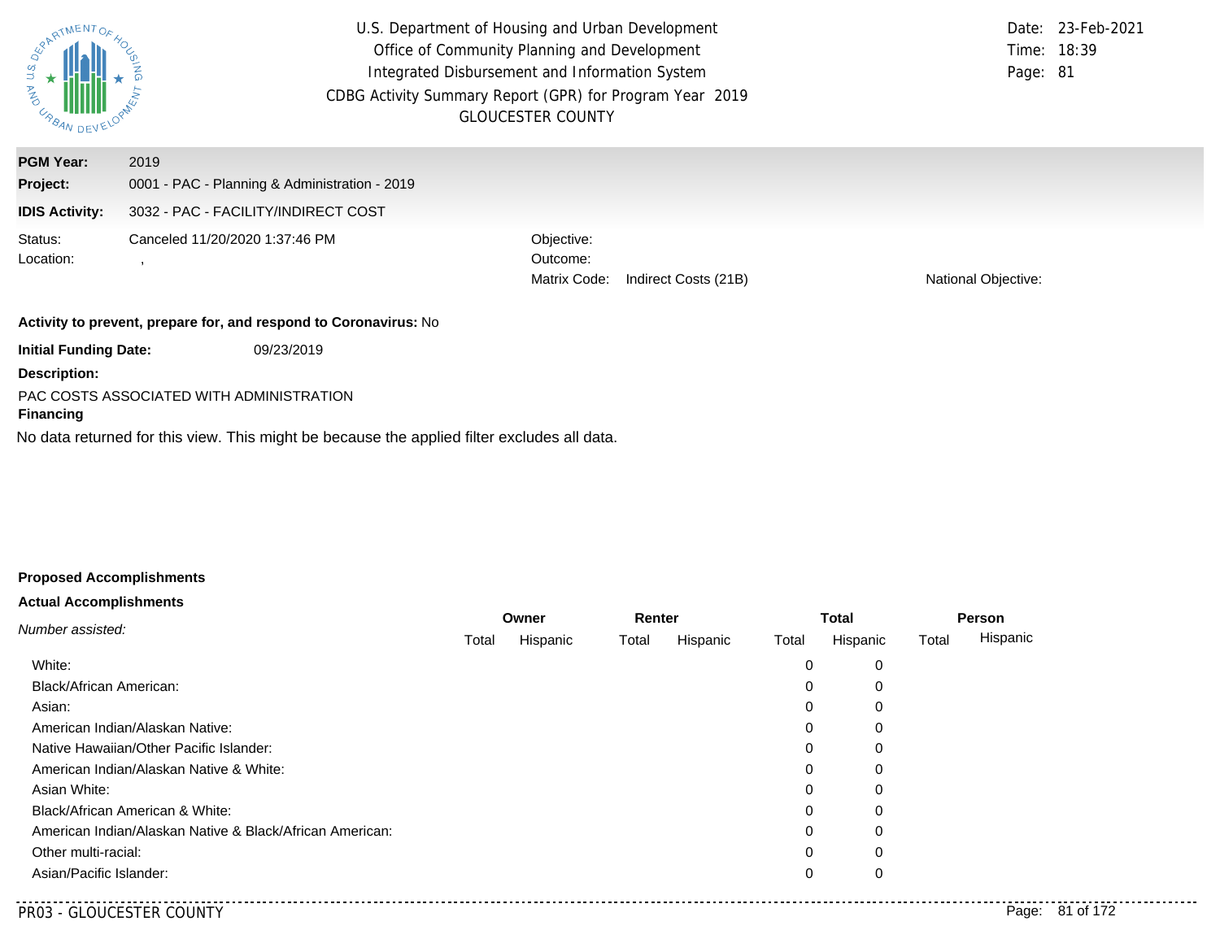U.S. Department of Housing and Urban Development
Office of Community Planning and Development
Integrated Disbursement and Information System
CDBG Activity Summary Report (GPR) for Program Year 2019
GLOUCESTER COUNTY

Date: 23-Feb-2021
Time: 18:39
Page: 81

**PGM Year:** 2019
**Project:** 0001 - PAC - Planning & Administration - 2019
**IDIS Activity:** 3032 - PAC - FACILITY/INDIRECT COST

Status: Canceled 11/20/2020 1:37:46 PM
Location: ,

Objective:
Outcome:
Matrix Code: Indirect Costs (21B)
National Objective:

**Activity to prevent, prepare for, and respond to Coronavirus:** No

**Initial Funding Date:** 09/23/2019

**Description:**

PAC COSTS ASSOCIATED WITH ADMINISTRATION

**Financing**

No data returned for this view. This might be because the applied filter excludes all data.

**Proposed Accomplishments**

**Actual Accomplishments**

| *Number assisted:* | Owner | | Renter | | Total | | Person | |
|---|---|---|---|---|---|---|---|---|
| | Total | Hispanic | Total | Hispanic | Total | Hispanic | Total | Hispanic |
| White: | | | | | 0 | 0 | | |
| Black/African American: | | | | | 0 | 0 | | |
| Asian: | | | | | 0 | 0 | | |
| American Indian/Alaskan Native: | | | | | 0 | 0 | | |
| Native Hawaiian/Other Pacific Islander: | | | | | 0 | 0 | | |
| American Indian/Alaskan Native & White: | | | | | 0 | 0 | | |
| Asian White: | | | | | 0 | 0 | | |
| Black/African American & White: | | | | | 0 | 0 | | |
| American Indian/Alaskan Native & Black/African American: | | | | | 0 | 0 | | |
| Other multi-racial: | | | | | 0 | 0 | | |
| Asian/Pacific Islander: | | | | | 0 | 0 | | |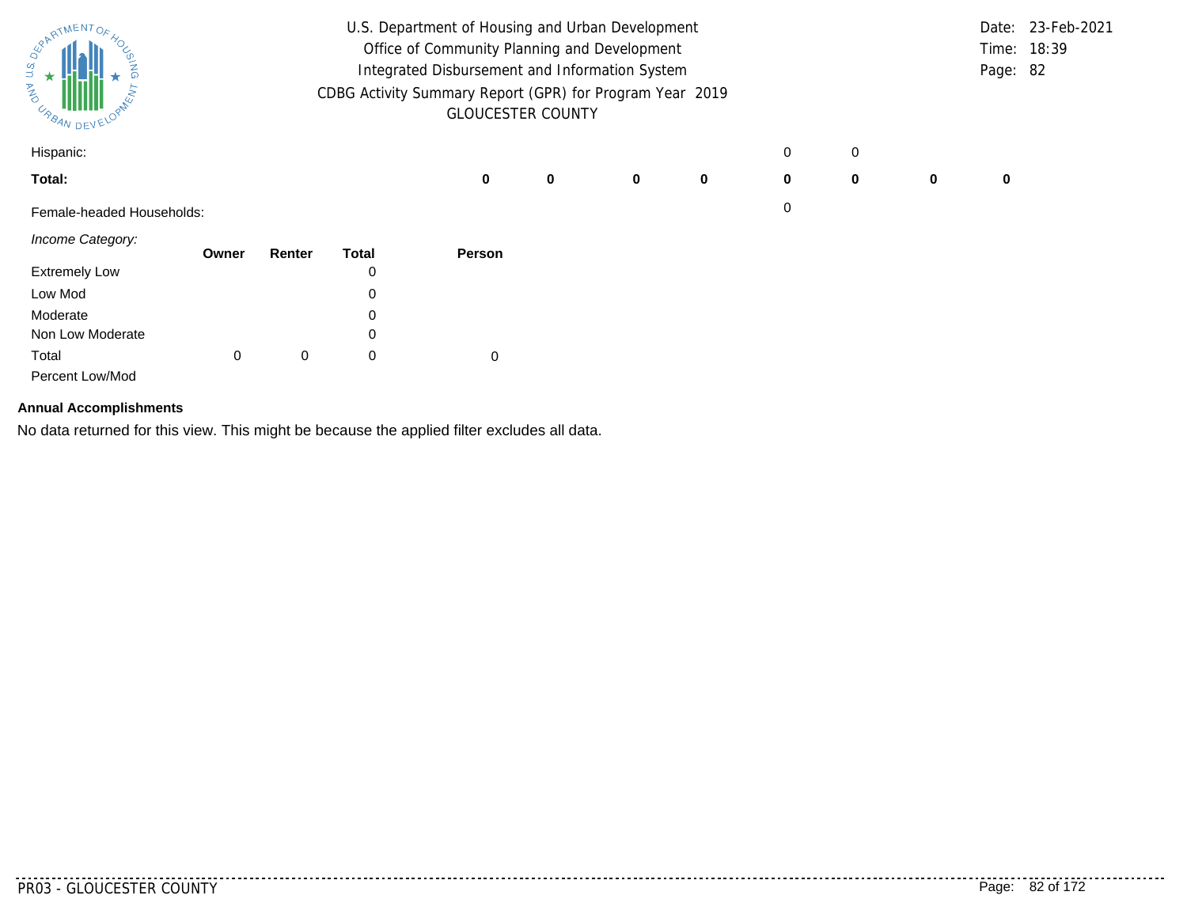| | | | | | | | | |
|---|---|---|---|---|---|---|---|---|
| Hispanic: | | | | | 0 | 0 | | |
| **Total:** | **0** | **0** | **0** | **0** | **0** | **0** | **0** | **0** |
| Female-headed Households: | | | | | 0 | | | |

*Income Category:*

| | Owner | Renter | Total | Person |
|---|---|---|---|---|
| Extremely Low | | | 0 | |
| Low Mod | | | 0 | |
| Moderate | | | 0 | |
| Non Low Moderate | | | 0 | |
| Total | 0 | 0 | 0 | 0 |
| Percent Low/Mod | | | | |

**Annual Accomplishments**

No data returned for this view. This might be because the applied filter excludes all data.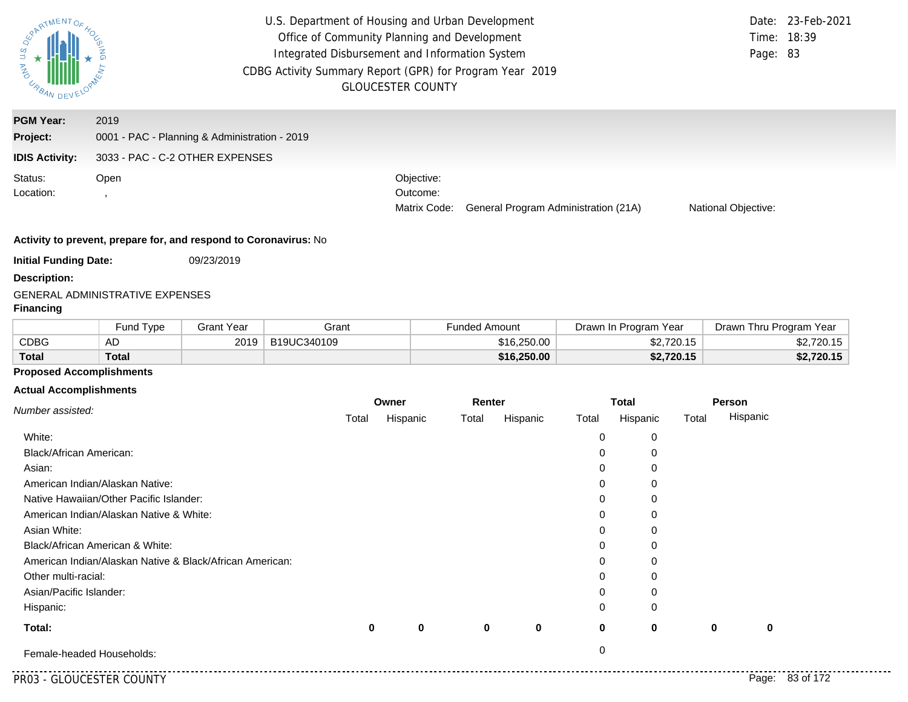U.S. Department of Housing and Urban Development
Office of Community Planning and Development
Integrated Disbursement and Information System
CDBG Activity Summary Report (GPR) for Program Year 2019
GLOUCESTER COUNTY

Date: 23-Feb-2021
Time: 18:39
Page: 83

**PGM Year:** 2019

**Project:** 0001 - PAC - Planning & Administration - 2019

**IDIS Activity:** 3033 - PAC - C-2 OTHER EXPENSES

Status: Open
Location: ,

Objective:
Outcome:
Matrix Code: General Program Administration (21A)
National Objective:

**Activity to prevent, prepare for, and respond to Coronavirus:** No

**Initial Funding Date:** 09/23/2019

**Description:**

GENERAL ADMINISTRATIVE EXPENSES

**Financing**

| | Fund Type | Grant Year | Grant | Funded Amount | Drawn In Program Year | Drawn Thru Program Year |
|---|---|---|---|---|---|---|
| CDBG | AD | 2019 | B19UC340109 | $16,250.00 | $2,720.15 | $2,720.15 |
| **Total** | **Total** | | | **$16,250.00** | **$2,720.15** | **$2,720.15** |

**Proposed Accomplishments**

**Actual Accomplishments**

| *Number assisted:* | Owner | | Renter | | Total | | Person | |
|---|---|---|---|---|---|---|---|---|
| | Total | Hispanic | Total | Hispanic | Total | Hispanic | Total | Hispanic |
| White: | | | | | 0 | 0 | | |
| Black/African American: | | | | | 0 | 0 | | |
| Asian: | | | | | 0 | 0 | | |
| American Indian/Alaskan Native: | | | | | 0 | 0 | | |
| Native Hawaiian/Other Pacific Islander: | | | | | 0 | 0 | | |
| American Indian/Alaskan Native & White: | | | | | 0 | 0 | | |
| Asian White: | | | | | 0 | 0 | | |
| Black/African American & White: | | | | | 0 | 0 | | |
| American Indian/Alaskan Native & Black/African American: | | | | | 0 | 0 | | |
| Other multi-racial: | | | | | 0 | 0 | | |
| Asian/Pacific Islander: | | | | | 0 | 0 | | |
| Hispanic: | | | | | 0 | 0 | | |
| **Total:** | **0** | **0** | **0** | **0** | **0** | **0** | **0** | **0** |
| Female-headed Households: | | | | | 0 | | | |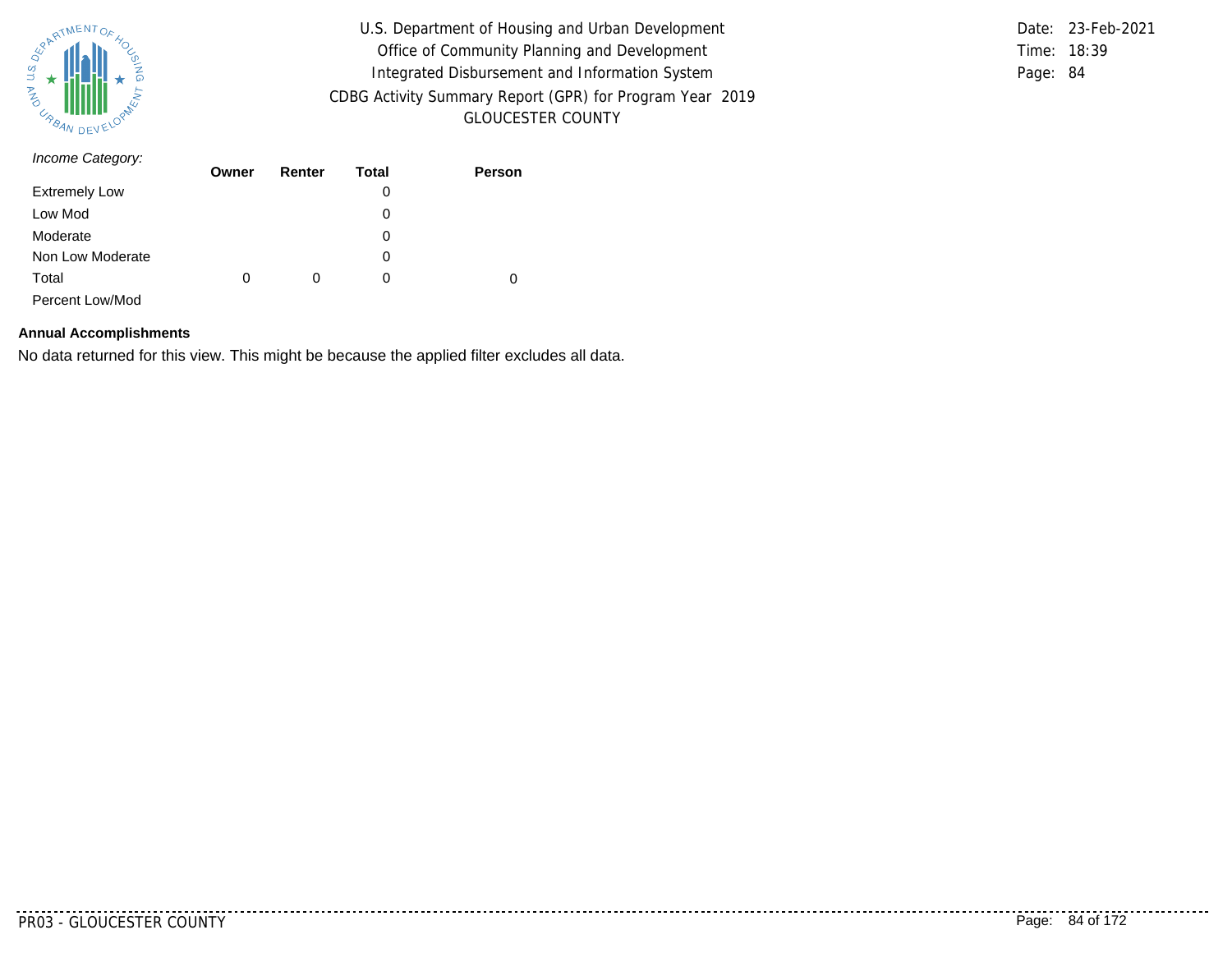*Income Category:*

| | Owner | Renter | Total | Person |
|---|---|---|---|---|
| Extremely Low | | | 0 | |
| Low Mod | | | 0 | |
| Moderate | | | 0 | |
| Non Low Moderate | | | 0 | |
| Total | 0 | 0 | 0 | 0 |
| Percent Low/Mod | | | | |

**Annual Accomplishments**

No data returned for this view. This might be because the applied filter excludes all data.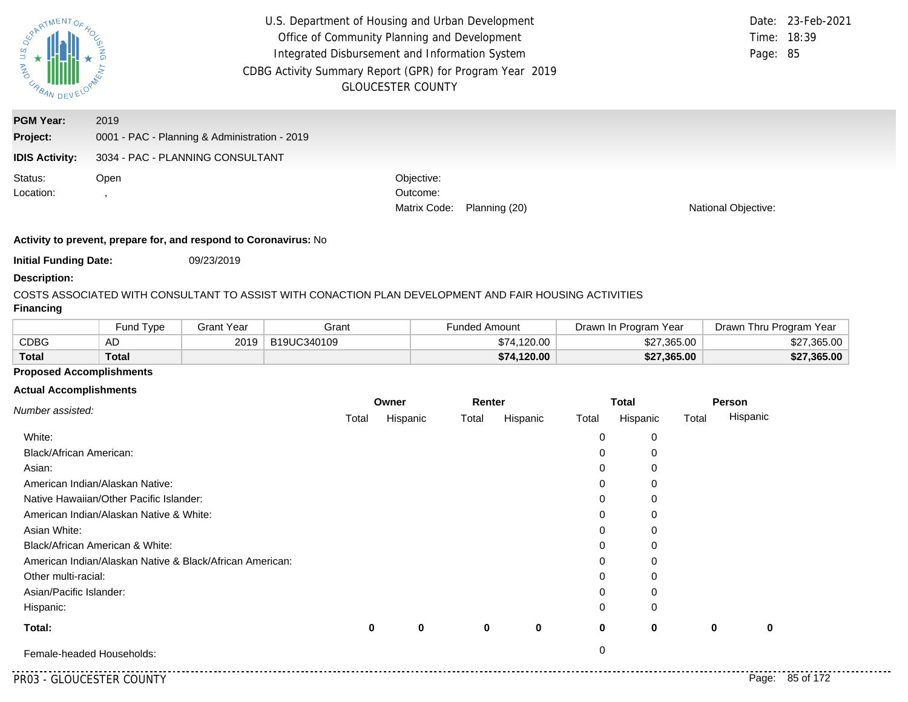U.S. Department of Housing and Urban Development
Office of Community Planning and Development
Integrated Disbursement and Information System
CDBG Activity Summary Report (GPR) for Program Year 2019
GLOUCESTER COUNTY

Date: 23-Feb-2021
Time: 18:39

**PGM Year:** 2019

**Project:** 0001 - PAC - Planning & Administration - 2019

**IDIS Activity:** 3034 - PAC - PLANNING CONSULTANT

Status: Open
Location: ,

Objective:
Outcome:
Matrix Code: Planning (20)
National Objective:

**Activity to prevent, prepare for, and respond to Coronavirus:** No

**Initial Funding Date:** 09/23/2019

**Description:**

COSTS ASSOCIATED WITH CONSULTANT TO ASSIST WITH CONACTION PLAN DEVELOPMENT AND FAIR HOUSING ACTIVITIES

**Financing**

| | Fund Type | Grant Year | Grant | Funded Amount | Drawn In Program Year | Drawn Thru Program Year |
|---|---|---|---|---|---|---|
| CDBG | AD | 2019 | B19UC340109 | $74,120.00 | $27,365.00 | $27,365.00 |
| **Total** | **Total** | | | **$74,120.00** | **$27,365.00** | **$27,365.00** |

**Proposed Accomplishments**

**Actual Accomplishments**

| *Number assisted:* | Owner | | Renter | | Total | | Person | |
|---|---|---|---|---|---|---|---|---|
| | Total | Hispanic | Total | Hispanic | Total | Hispanic | Total | Hispanic |
| White: | | | | | 0 | 0 | | |
| Black/African American: | | | | | 0 | 0 | | |
| Asian: | | | | | 0 | 0 | | |
| American Indian/Alaskan Native: | | | | | 0 | 0 | | |
| Native Hawaiian/Other Pacific Islander: | | | | | 0 | 0 | | |
| American Indian/Alaskan Native & White: | | | | | 0 | 0 | | |
| Asian White: | | | | | 0 | 0 | | |
| Black/African American & White: | | | | | 0 | 0 | | |
| American Indian/Alaskan Native & Black/African American: | | | | | 0 | 0 | | |
| Other multi-racial: | | | | | 0 | 0 | | |
| Asian/Pacific Islander: | | | | | 0 | 0 | | |
| Hispanic: | | | | | 0 | 0 | | |
| **Total:** | **0** | **0** | **0** | **0** | **0** | **0** | **0** | **0** |
| Female-headed Households: | | | | | 0 | | | |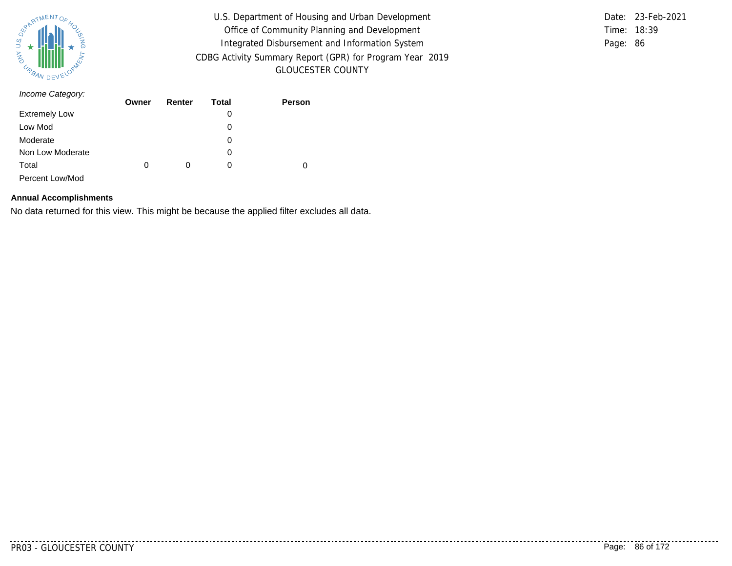*Income Category:*

| | Owner | Renter | Total | Person |
|---|---|---|---|---|
| Extremely Low | | | 0 | |
| Low Mod | | | 0 | |
| Moderate | | | 0 | |
| Non Low Moderate | | | 0 | |
| Total | 0 | 0 | 0 | 0 |
| Percent Low/Mod | | | | |

**Annual Accomplishments**

No data returned for this view. This might be because the applied filter excludes all data.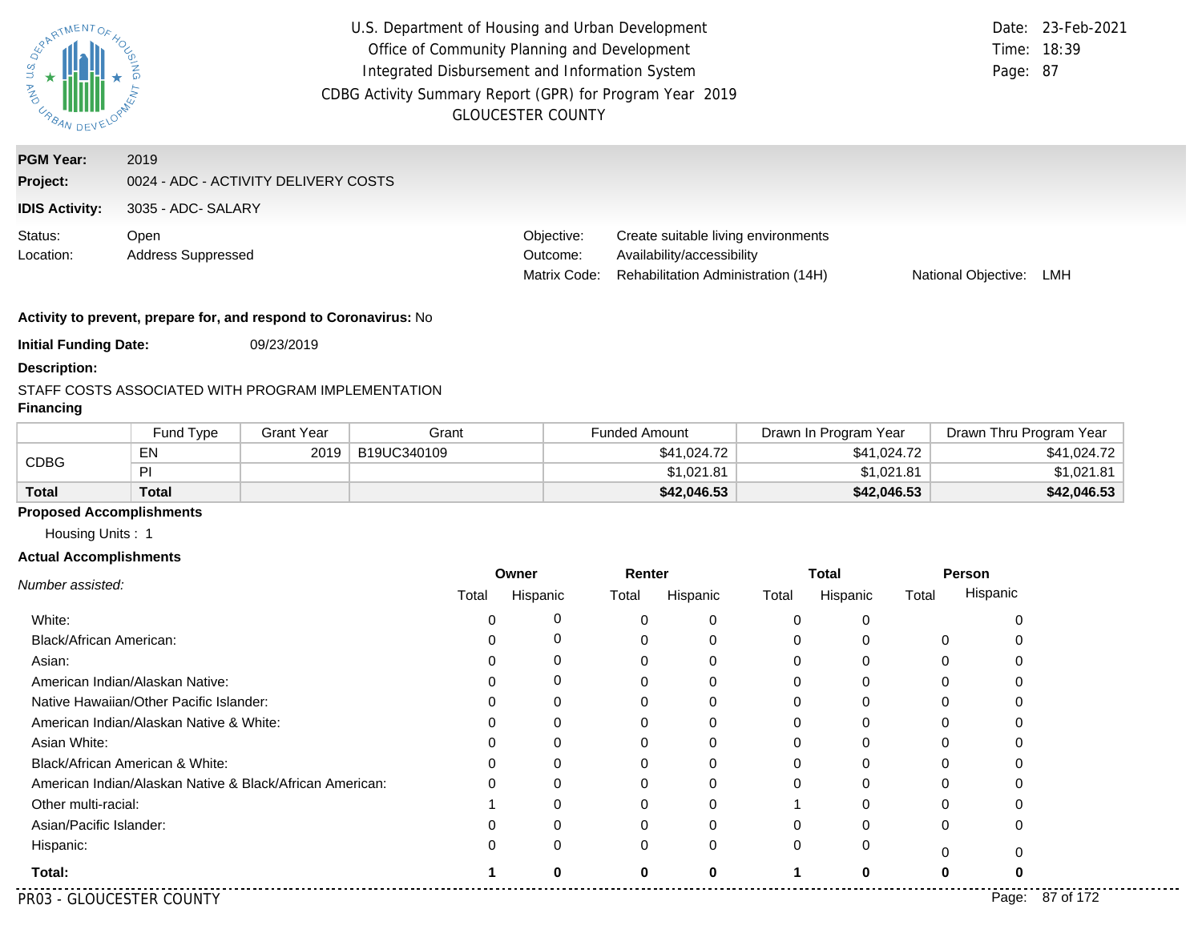U.S. Department of Housing and Urban Development
Office of Community Planning and Development
Integrated Disbursement and Information System
CDBG Activity Summary Report (GPR) for Program Year 2019
GLOUCESTER COUNTY

Date: 23-Feb-2021
Time: 18:39
Page: 87

**PGM Year:** 2019
**Project:** 0024 - ADC - ACTIVITY DELIVERY COSTS
**IDIS Activity:** 3035 - ADC- SALARY

Status: Open
Location: Address Suppressed

Objective: Create suitable living environments
Outcome: Availability/accessibility
Matrix Code: Rehabilitation Administration (14H)
National Objective: LMH

**Activity to prevent, prepare for, and respond to Coronavirus:** No

**Initial Funding Date:** 09/23/2019

**Description:**

STAFF COSTS ASSOCIATED WITH PROGRAM IMPLEMENTATION

**Financing**

| | Fund Type | Grant Year | Grant | Funded Amount | Drawn In Program Year | Drawn Thru Program Year |
|---|---|---|---|---|---|---|
| CDBG | EN | 2019 | B19UC340109 | $41,024.72 | $41,024.72 | $41,024.72 |
| | PI | | | $1,021.81 | $1,021.81 | $1,021.81 |
| **Total** | **Total** | | | **$42,046.53** | **$42,046.53** | **$42,046.53** |

**Proposed Accomplishments**

Housing Units : 1

**Actual Accomplishments**

| *Number assisted:* | Owner Total | Owner Hispanic | Renter Total | Renter Hispanic | Total Total | Total Hispanic | Person Total | Person Hispanic |
|---|---|---|---|---|---|---|---|---|
| White: | 0 | 0 | 0 | 0 | 0 | 0 | | 0 |
| Black/African American: | 0 | 0 | 0 | 0 | 0 | 0 | 0 | 0 |
| Asian: | 0 | 0 | 0 | 0 | 0 | 0 | 0 | 0 |
| American Indian/Alaskan Native: | 0 | 0 | 0 | 0 | 0 | 0 | 0 | 0 |
| Native Hawaiian/Other Pacific Islander: | 0 | 0 | 0 | 0 | 0 | 0 | 0 | 0 |
| American Indian/Alaskan Native & White: | 0 | 0 | 0 | 0 | 0 | 0 | 0 | 0 |
| Asian White: | 0 | 0 | 0 | 0 | 0 | 0 | 0 | 0 |
| Black/African American & White: | 0 | 0 | 0 | 0 | 0 | 0 | 0 | 0 |
| American Indian/Alaskan Native & Black/African American: | 0 | 0 | 0 | 0 | 0 | 0 | 0 | 0 |
| Other multi-racial: | 1 | 0 | 0 | 0 | 1 | 0 | 0 | 0 |
| Asian/Pacific Islander: | 0 | 0 | 0 | 0 | 0 | 0 | 0 | 0 |
| Hispanic: | 0 | 0 | 0 | 0 | 0 | 0 | 0 | 0 |
| **Total:** | **1** | **0** | **0** | **0** | **1** | **0** | **0** | **0** |

PR03 - GLOUCESTER COUNTY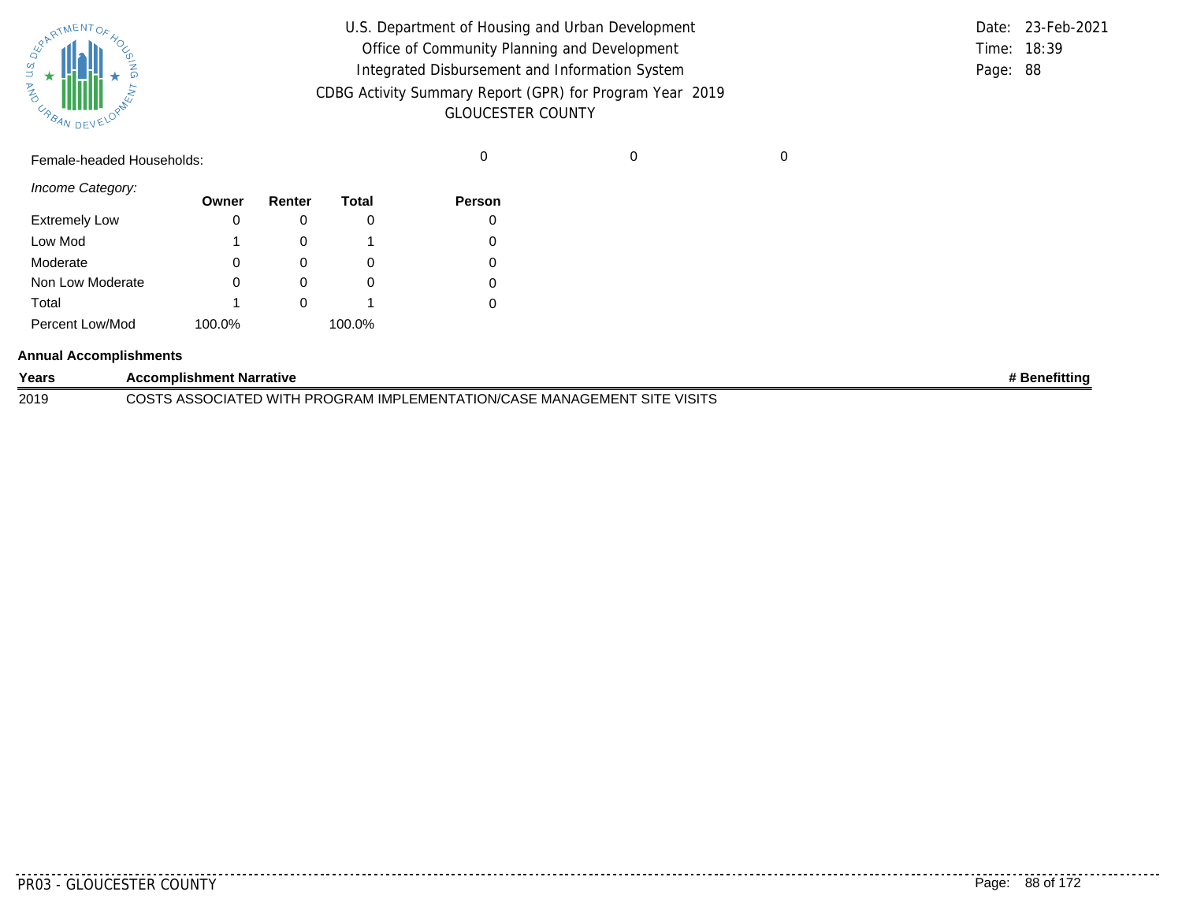Female-headed Households: 0 0 0

| *Income Category:* | Owner | Renter | Total | Person |
|---|---|---|---|---|
| Extremely Low | 0 | 0 | 0 | 0 |
| Low Mod | 1 | 0 | 1 | 0 |
| Moderate | 0 | 0 | 0 | 0 |
| Non Low Moderate | 0 | 0 | 0 | 0 |
| Total | 1 | 0 | 1 | 0 |
| Percent Low/Mod | 100.0% | | 100.0% | |

**Annual Accomplishments**

| Years | Accomplishment Narrative | # Benefitting |
|---|---|---|
| 2019 | COSTS ASSOCIATED WITH PROGRAM IMPLEMENTATION/CASE MANAGEMENT SITE VISITS | |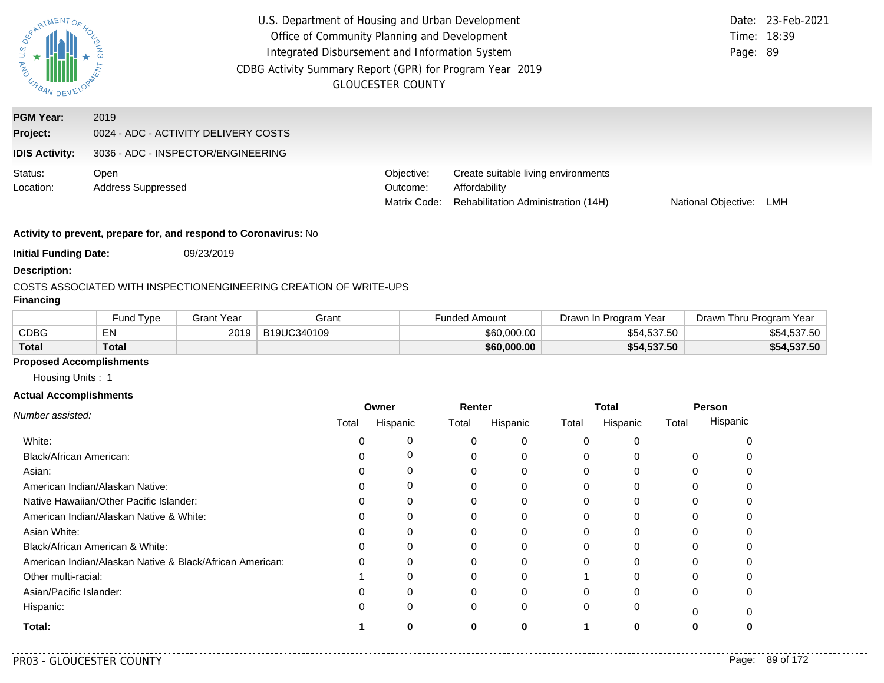U.S. Department of Housing and Urban Development
Office of Community Planning and Development
Integrated Disbursement and Information System
CDBG Activity Summary Report (GPR) for Program Year 2019
GLOUCESTER COUNTY

Date: 23-Feb-2021
Time: 18:39
Page: 89

**PGM Year:** 2019

**Project:** 0024 - ADC - ACTIVITY DELIVERY COSTS

**IDIS Activity:** 3036 - ADC - INSPECTOR/ENGINEERING

Status: Open
Location: Address Suppressed

Objective: Create suitable living environments
Outcome: Affordability
Matrix Code: Rehabilitation Administration (14H)
National Objective: LMH

**Activity to prevent, prepare for, and respond to Coronavirus:** No

**Initial Funding Date:** 09/23/2019

**Description:**

COSTS ASSOCIATED WITH INSPECTIONENGINEERING CREATION OF WRITE-UPS

**Financing**

| | Fund Type | Grant Year | Grant | Funded Amount | Drawn In Program Year | Drawn Thru Program Year |
|---|---|---|---|---|---|---|
| CDBG | EN | 2019 | B19UC340109 | $60,000.00 | $54,537.50 | $54,537.50 |
| **Total** | **Total** | | | **$60,000.00** | **$54,537.50** | **$54,537.50** |

**Proposed Accomplishments**

Housing Units : 1

**Actual Accomplishments**

| *Number assisted:* | Owner | | Renter | | Total | | Person | |
|---|---|---|---|---|---|---|---|---|
| | Total | Hispanic | Total | Hispanic | Total | Hispanic | Total | Hispanic |
| White: | 0 | 0 | 0 | 0 | 0 | 0 | | 0 |
| Black/African American: | 0 | 0 | 0 | 0 | 0 | 0 | 0 | 0 |
| Asian: | 0 | 0 | 0 | 0 | 0 | 0 | 0 | 0 |
| American Indian/Alaskan Native: | 0 | 0 | 0 | 0 | 0 | 0 | 0 | 0 |
| Native Hawaiian/Other Pacific Islander: | 0 | 0 | 0 | 0 | 0 | 0 | 0 | 0 |
| American Indian/Alaskan Native & White: | 0 | 0 | 0 | 0 | 0 | 0 | 0 | 0 |
| Asian White: | 0 | 0 | 0 | 0 | 0 | 0 | 0 | 0 |
| Black/African American & White: | 0 | 0 | 0 | 0 | 0 | 0 | 0 | 0 |
| American Indian/Alaskan Native & Black/African American: | 0 | 0 | 0 | 0 | 0 | 0 | 0 | 0 |
| Other multi-racial: | 1 | 0 | 0 | 0 | 1 | 0 | 0 | 0 |
| Asian/Pacific Islander: | 0 | 0 | 0 | 0 | 0 | 0 | 0 | 0 |
| Hispanic: | 0 | 0 | 0 | 0 | 0 | 0 | 0 | 0 |
| **Total:** | **1** | **0** | **0** | **0** | **1** | **0** | **0** | **0** |

PR03 - GLOUCESTER COUNTY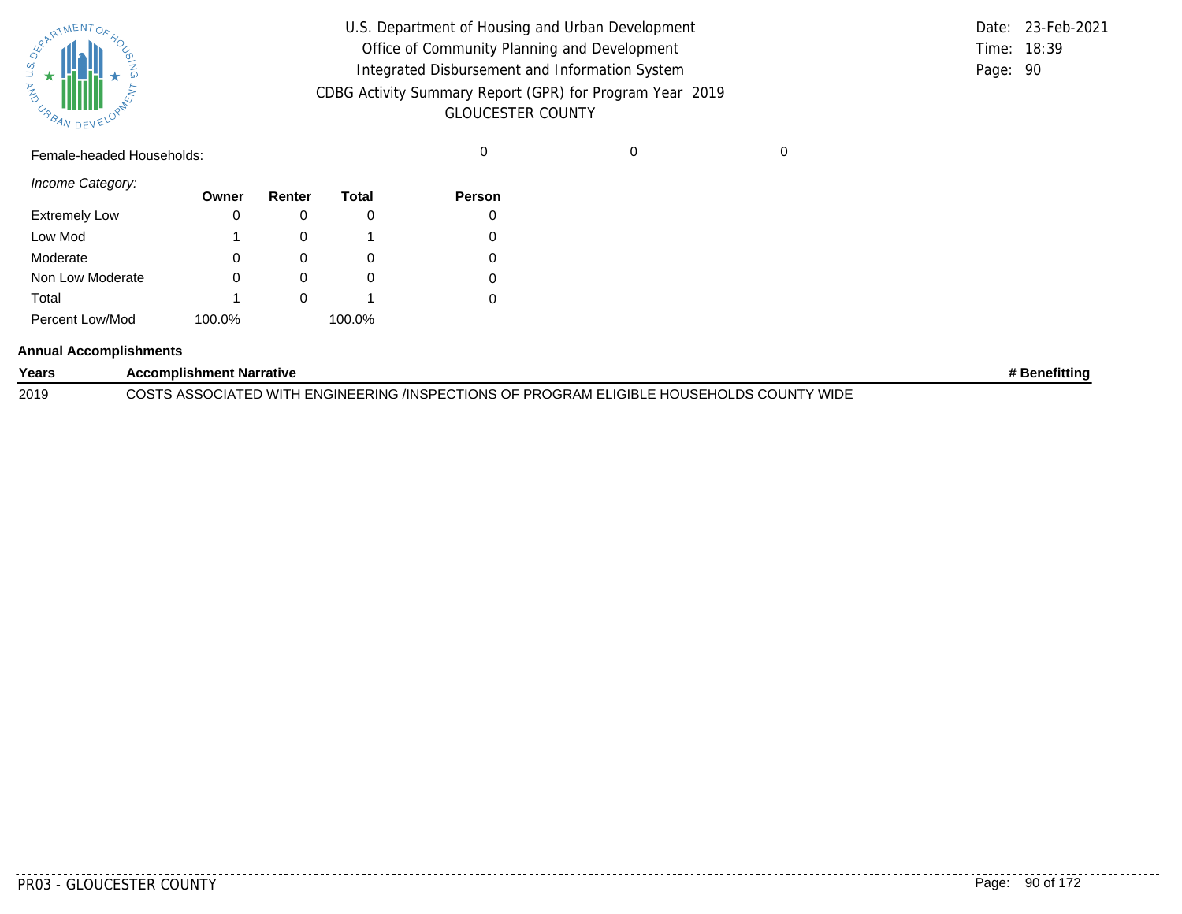| Female-headed Households: | | | | 0 | 0 | 0 |
|---|---|---|---|---|---|---|

*Income Category:*

| | Owner | Renter | Total | Person |
|---|---|---|---|---|
| Extremely Low | 0 | 0 | 0 | 0 |
| Low Mod | 1 | 0 | 1 | 0 |
| Moderate | 0 | 0 | 0 | 0 |
| Non Low Moderate | 0 | 0 | 0 | 0 |
| Total | 1 | 0 | 1 | 0 |
| Percent Low/Mod | 100.0% | | 100.0% | |

**Annual Accomplishments**

| Years | Accomplishment Narrative | # Benefitting |
|---|---|---|
| 2019 | COSTS ASSOCIATED WITH ENGINEERING /INSPECTIONS OF PROGRAM ELIGIBLE HOUSEHOLDS COUNTY WIDE | |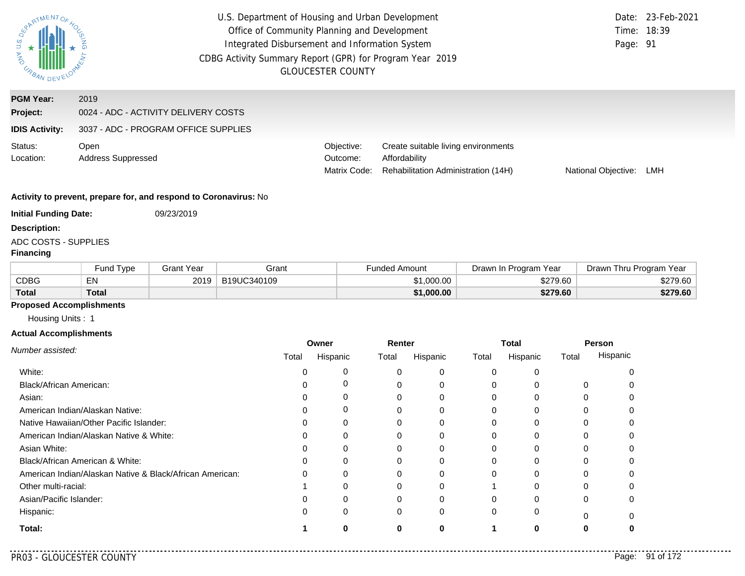U.S. Department of Housing and Urban Development
Office of Community Planning and Development
Integrated Disbursement and Information System
CDBG Activity Summary Report (GPR) for Program Year 2019
GLOUCESTER COUNTY

Date: 23-Feb-2021
Time: 18:39
Page: 91

**PGM Year:** 2019
**Project:** 0024 - ADC - ACTIVITY DELIVERY COSTS
**IDIS Activity:** 3037 - ADC - PROGRAM OFFICE SUPPLIES

Status: Open
Location: Address Suppressed

Objective: Create suitable living environments
Outcome: Affordability
Matrix Code: Rehabilitation Administration (14H)
National Objective: LMH

**Activity to prevent, prepare for, and respond to Coronavirus:** No

**Initial Funding Date:** 09/23/2019

**Description:**

ADC COSTS - SUPPLIES

**Financing**

| | Fund Type | Grant Year | Grant | Funded Amount | Drawn In Program Year | Drawn Thru Program Year |
|---|---|---|---|---|---|---|
| CDBG | EN | 2019 | B19UC340109 | $1,000.00 | $279.60 | $279.60 |
| **Total** | **Total** | | | **$1,000.00** | **$279.60** | **$279.60** |

**Proposed Accomplishments**

Housing Units : 1

**Actual Accomplishments**

| *Number assisted:* | Owner Total | Owner Hispanic | Renter Total | Renter Hispanic | Total Total | Total Hispanic | Person Total | Person Hispanic |
|---|---|---|---|---|---|---|---|---|
| White: | 0 | 0 | 0 | 0 | 0 | 0 | | 0 |
| Black/African American: | 0 | 0 | 0 | 0 | 0 | 0 | 0 | 0 |
| Asian: | 0 | 0 | 0 | 0 | 0 | 0 | 0 | 0 |
| American Indian/Alaskan Native: | 0 | 0 | 0 | 0 | 0 | 0 | 0 | 0 |
| Native Hawaiian/Other Pacific Islander: | 0 | 0 | 0 | 0 | 0 | 0 | 0 | 0 |
| American Indian/Alaskan Native & White: | 0 | 0 | 0 | 0 | 0 | 0 | 0 | 0 |
| Asian White: | 0 | 0 | 0 | 0 | 0 | 0 | 0 | 0 |
| Black/African American & White: | 0 | 0 | 0 | 0 | 0 | 0 | 0 | 0 |
| American Indian/Alaskan Native & Black/African American: | 0 | 0 | 0 | 0 | 0 | 0 | 0 | 0 |
| Other multi-racial: | 1 | 0 | 0 | 0 | 1 | 0 | 0 | 0 |
| Asian/Pacific Islander: | 0 | 0 | 0 | 0 | 0 | 0 | 0 | 0 |
| Hispanic: | 0 | 0 | 0 | 0 | 0 | 0 | 0 | 0 |
| **Total:** | **1** | **0** | **0** | **0** | **1** | **0** | **0** | **0** |

PR03 - GLOUCESTER COUNTY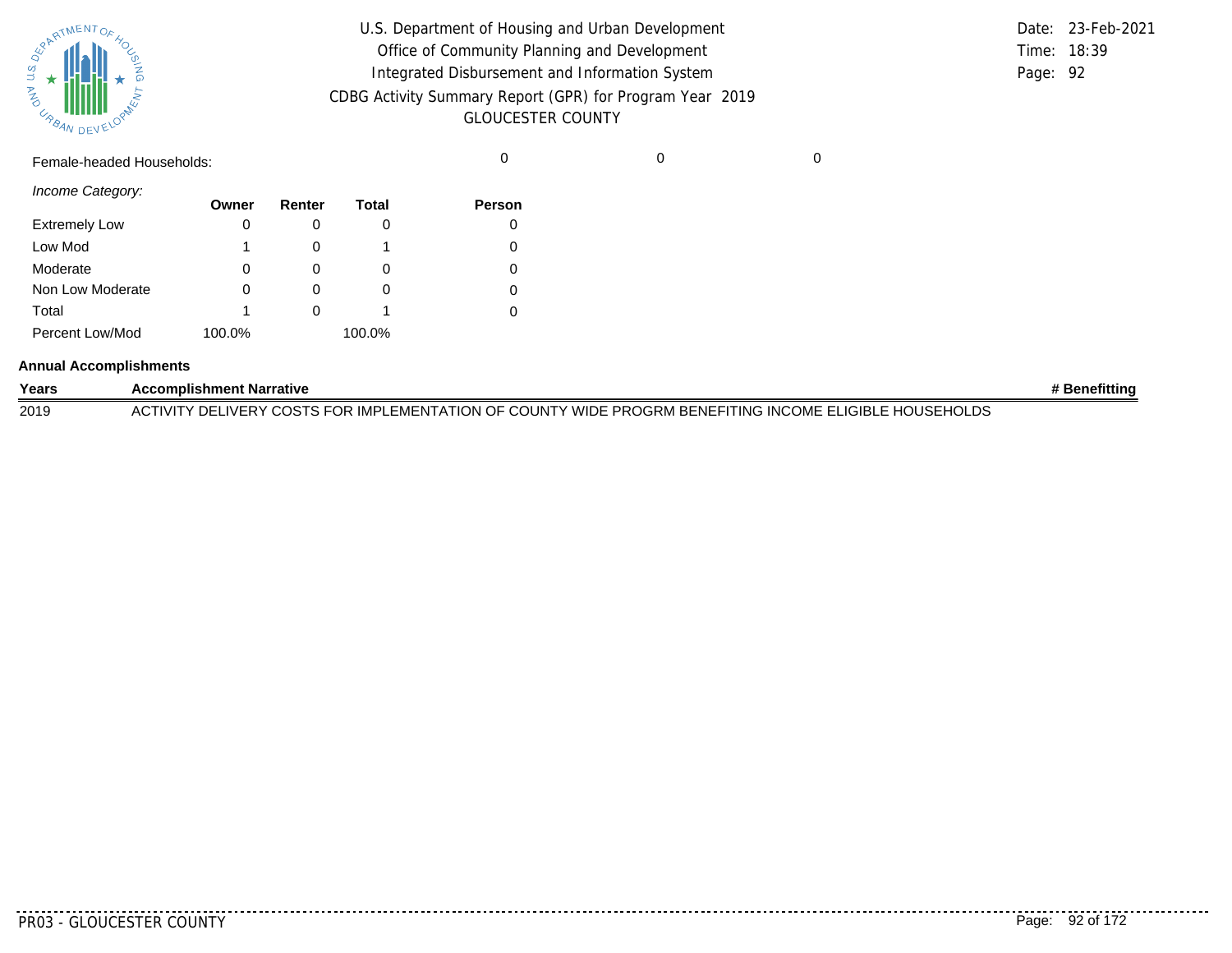| | | | | | | |
|---|---|---|---|---|---|---|
| Female-headed Households: | | | | 0 | 0 | 0 |

*Income Category:*

| | Owner | Renter | Total | Person |
|---|---|---|---|---|
| Extremely Low | 0 | 0 | 0 | 0 |
| Low Mod | 1 | 0 | 1 | 0 |
| Moderate | 0 | 0 | 0 | 0 |
| Non Low Moderate | 0 | 0 | 0 | 0 |
| Total | 1 | 0 | 1 | 0 |
| Percent Low/Mod | 100.0% | | 100.0% | |

**Annual Accomplishments**

| Years | Accomplishment Narrative | # Benefitting |
|---|---|---|
| 2019 | ACTIVITY DELIVERY COSTS FOR IMPLEMENTATION OF COUNTY WIDE PROGRM BENEFITING INCOME ELIGIBLE HOUSEHOLDS | |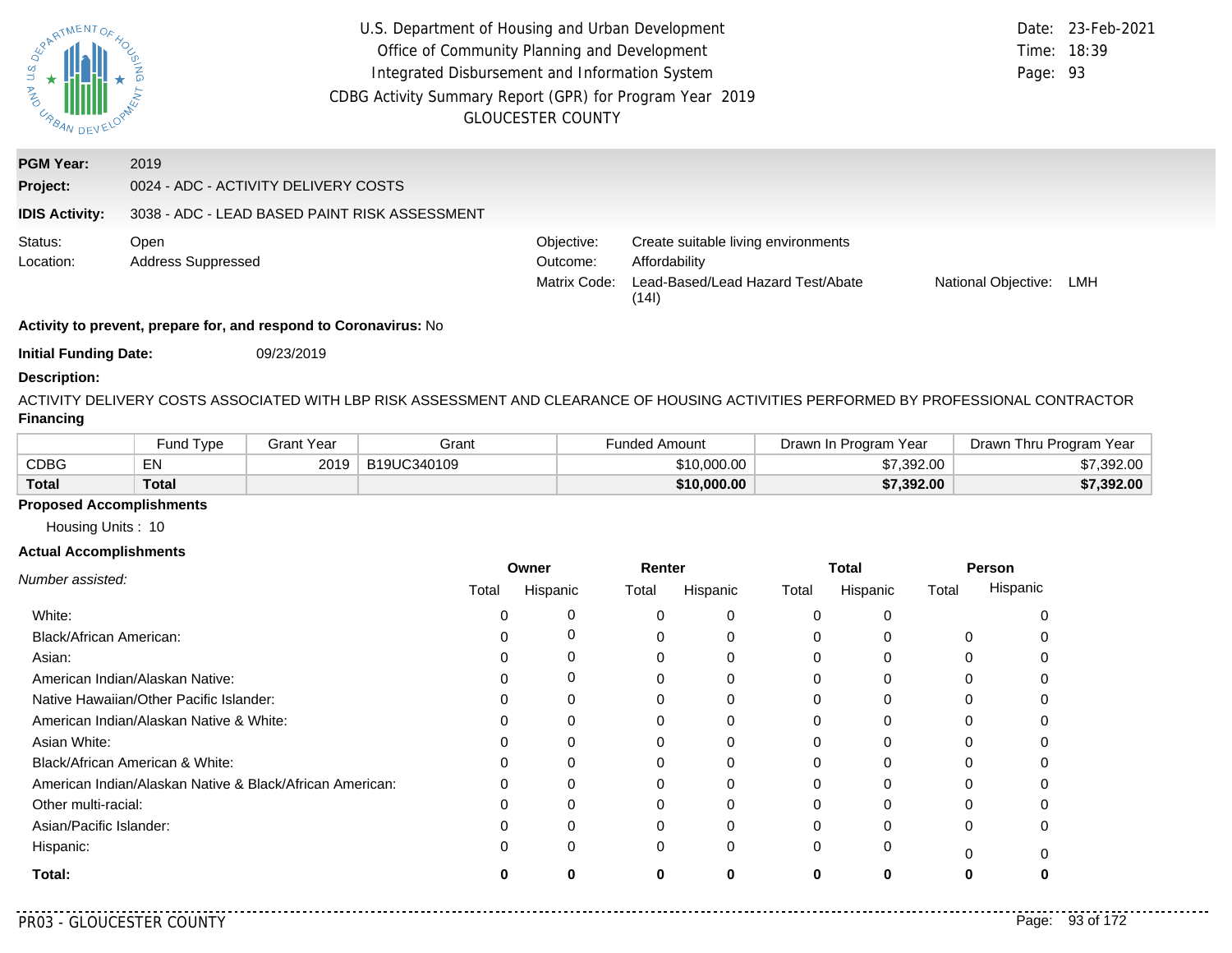U.S. Department of Housing and Urban Development
Office of Community Planning and Development
Integrated Disbursement and Information System
CDBG Activity Summary Report (GPR) for Program Year 2019
GLOUCESTER COUNTY

Date: 23-Feb-2021
Time: 18:39

**PGM Year:** 2019
**Project:** 0024 - ADC - ACTIVITY DELIVERY COSTS
**IDIS Activity:** 3038 - ADC - LEAD BASED PAINT RISK ASSESSMENT

Status: Open
Location: Address Suppressed

Objective: Create suitable living environments
Outcome: Affordability
Matrix Code: Lead-Based/Lead Hazard Test/Abate (14I)
National Objective: LMH

**Activity to prevent, prepare for, and respond to Coronavirus:** No

**Initial Funding Date:** 09/23/2019

**Description:**

ACTIVITY DELIVERY COSTS ASSOCIATED WITH LBP RISK ASSESSMENT AND CLEARANCE OF HOUSING ACTIVITIES PERFORMED BY PROFESSIONAL CONTRACTOR

**Financing**

| | Fund Type | Grant Year | Grant | Funded Amount | Drawn In Program Year | Drawn Thru Program Year |
|---|---|---|---|---|---|---|
| CDBG | EN | 2019 | B19UC340109 | $10,000.00 | $7,392.00 | $7,392.00 |
| **Total** | **Total** | | | **$10,000.00** | **$7,392.00** | **$7,392.00** |

**Proposed Accomplishments**

Housing Units : 10

**Actual Accomplishments**

| *Number assisted:* | Owner | | Renter | | Total | | Person | |
|---|---|---|---|---|---|---|---|---|
| | Total | Hispanic | Total | Hispanic | Total | Hispanic | Total | Hispanic |
| White: | 0 | 0 | 0 | 0 | 0 | 0 | | 0 |
| Black/African American: | 0 | 0 | 0 | 0 | 0 | 0 | 0 | 0 |
| Asian: | 0 | 0 | 0 | 0 | 0 | 0 | 0 | 0 |
| American Indian/Alaskan Native: | 0 | 0 | 0 | 0 | 0 | 0 | 0 | 0 |
| Native Hawaiian/Other Pacific Islander: | 0 | 0 | 0 | 0 | 0 | 0 | 0 | 0 |
| American Indian/Alaskan Native & White: | 0 | 0 | 0 | 0 | 0 | 0 | 0 | 0 |
| Asian White: | 0 | 0 | 0 | 0 | 0 | 0 | 0 | 0 |
| Black/African American & White: | 0 | 0 | 0 | 0 | 0 | 0 | 0 | 0 |
| American Indian/Alaskan Native & Black/African American: | 0 | 0 | 0 | 0 | 0 | 0 | 0 | 0 |
| Other multi-racial: | 0 | 0 | 0 | 0 | 0 | 0 | 0 | 0 |
| Asian/Pacific Islander: | 0 | 0 | 0 | 0 | 0 | 0 | 0 | 0 |
| Hispanic: | 0 | 0 | 0 | 0 | 0 | 0 | 0 | 0 |
| **Total:** | **0** | **0** | **0** | **0** | **0** | **0** | **0** | **0** |

PR03 - GLOUCESTER COUNTY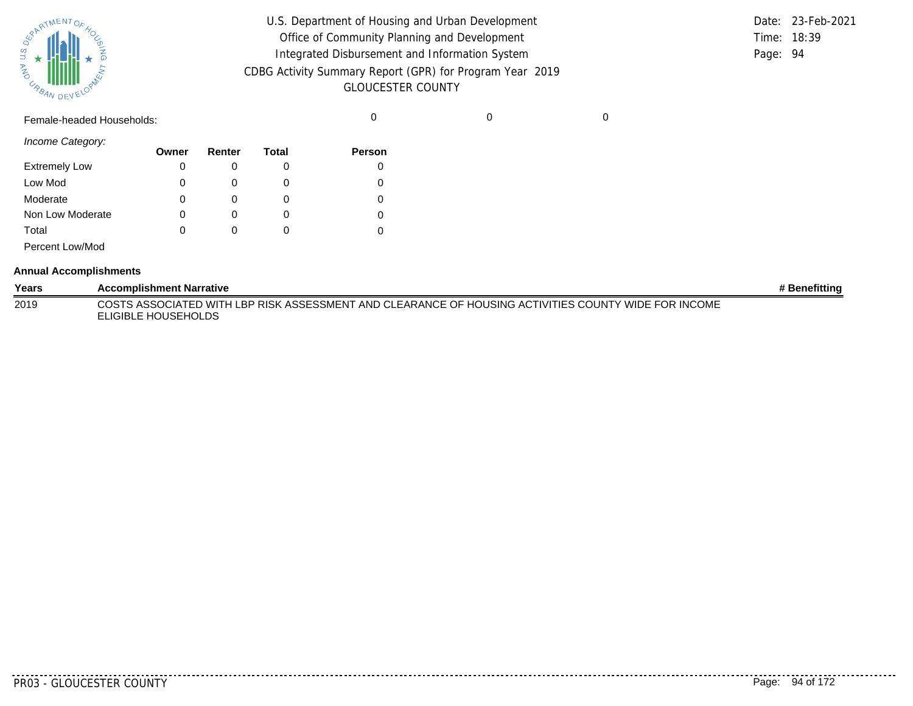| Female-headed Households: | 0 | 0 | 0 |
|---|---|---|---|

*Income Category:*

| | Owner | Renter | Total | Person |
|---|---|---|---|---|
| Extremely Low | 0 | 0 | 0 | 0 |
| Low Mod | 0 | 0 | 0 | 0 |
| Moderate | 0 | 0 | 0 | 0 |
| Non Low Moderate | 0 | 0 | 0 | 0 |
| Total | 0 | 0 | 0 | 0 |
| Percent Low/Mod | | | | |

**Annual Accomplishments**

| Years | Accomplishment Narrative | # Benefitting |
|---|---|---|
| 2019 | COSTS ASSOCIATED WITH LBP RISK ASSESSMENT AND CLEARANCE OF HOUSING ACTIVITIES COUNTY WIDE FOR INCOME ELIGIBLE HOUSEHOLDS | |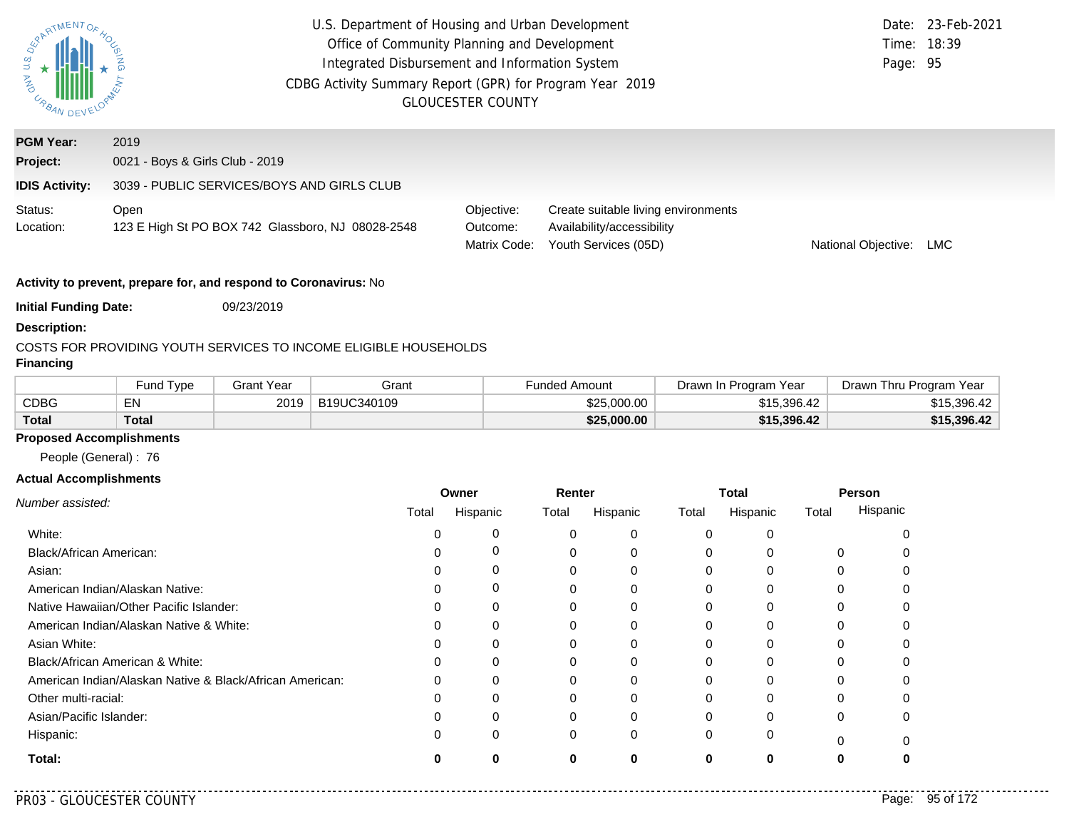U.S. Department of Housing and Urban Development
Office of Community Planning and Development
Integrated Disbursement and Information System
CDBG Activity Summary Report (GPR) for Program Year 2019
GLOUCESTER COUNTY

Date: 23-Feb-2021
Time: 18:39
Page: 95

**PGM Year:** 2019
**Project:** 0021 - Boys & Girls Club - 2019
**IDIS Activity:** 3039 - PUBLIC SERVICES/BOYS AND GIRLS CLUB

Status: Open
Location: 123 E High St PO BOX 742 Glassboro, NJ 08028-2548

Objective: Create suitable living environments
Outcome: Availability/accessibility
Matrix Code: Youth Services (05D)
National Objective: LMC

**Activity to prevent, prepare for, and respond to Coronavirus:** No

**Initial Funding Date:** 09/23/2019

**Description:**

COSTS FOR PROVIDING YOUTH SERVICES TO INCOME ELIGIBLE HOUSEHOLDS

**Financing**

| | Fund Type | Grant Year | Grant | Funded Amount | Drawn In Program Year | Drawn Thru Program Year |
|---|---|---|---|---|---|---|
| CDBG | EN | 2019 | B19UC340109 | $25,000.00 | $15,396.42 | $15,396.42 |
| **Total** | **Total** | | | **$25,000.00** | **$15,396.42** | **$15,396.42** |

**Proposed Accomplishments**

People (General) : 76

**Actual Accomplishments**

| *Number assisted:* | Owner | | Renter | | Total | | Person | |
|---|---|---|---|---|---|---|---|---|
| | Total | Hispanic | Total | Hispanic | Total | Hispanic | Total | Hispanic |
| White: | 0 | 0 | 0 | 0 | 0 | 0 | | 0 |
| Black/African American: | 0 | 0 | 0 | 0 | 0 | 0 | 0 | 0 |
| Asian: | 0 | 0 | 0 | 0 | 0 | 0 | 0 | 0 |
| American Indian/Alaskan Native: | 0 | 0 | 0 | 0 | 0 | 0 | 0 | 0 |
| Native Hawaiian/Other Pacific Islander: | 0 | 0 | 0 | 0 | 0 | 0 | 0 | 0 |
| American Indian/Alaskan Native & White: | 0 | 0 | 0 | 0 | 0 | 0 | 0 | 0 |
| Asian White: | 0 | 0 | 0 | 0 | 0 | 0 | 0 | 0 |
| Black/African American & White: | 0 | 0 | 0 | 0 | 0 | 0 | 0 | 0 |
| American Indian/Alaskan Native & Black/African American: | 0 | 0 | 0 | 0 | 0 | 0 | 0 | 0 |
| Other multi-racial: | 0 | 0 | 0 | 0 | 0 | 0 | 0 | 0 |
| Asian/Pacific Islander: | 0 | 0 | 0 | 0 | 0 | 0 | 0 | 0 |
| Hispanic: | 0 | 0 | 0 | 0 | 0 | 0 | 0 | 0 |
| **Total:** | **0** | **0** | **0** | **0** | **0** | **0** | **0** | **0** |

PR03 - GLOUCESTER COUNTY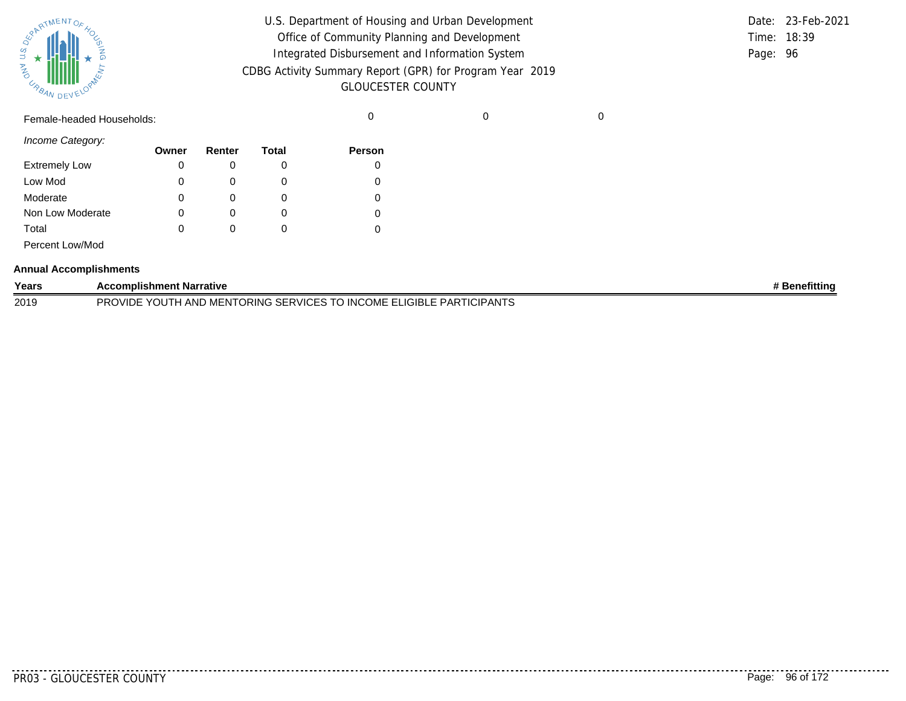Female-headed Households: 0 0 0

*Income Category:*

| | Owner | Renter | Total | Person |
|---|---|---|---|---|
| Extremely Low | 0 | 0 | 0 | 0 |
| Low Mod | 0 | 0 | 0 | 0 |
| Moderate | 0 | 0 | 0 | 0 |
| Non Low Moderate | 0 | 0 | 0 | 0 |
| Total | 0 | 0 | 0 | 0 |
| Percent Low/Mod | | | | |

**Annual Accomplishments**

| Years | Accomplishment Narrative | # Benefitting |
|---|---|---|
| 2019 | PROVIDE YOUTH AND MENTORING SERVICES TO INCOME ELIGIBLE PARTICIPANTS | |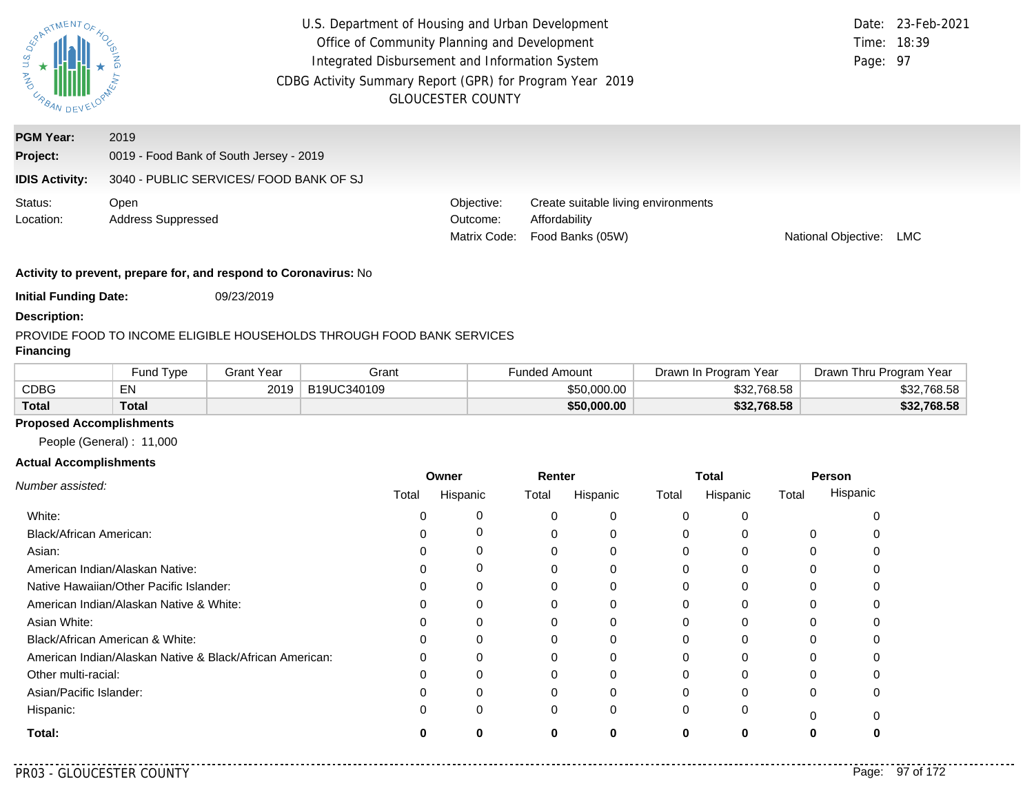U.S. Department of Housing and Urban Development
Office of Community Planning and Development
Integrated Disbursement and Information System
CDBG Activity Summary Report (GPR) for Program Year 2019
GLOUCESTER COUNTY

Date: 23-Feb-2021
Time: 18:39

**PGM Year:** 2019
**Project:** 0019 - Food Bank of South Jersey - 2019
**IDIS Activity:** 3040 - PUBLIC SERVICES/ FOOD BANK OF SJ

Status: Open
Location: Address Suppressed

Objective: Create suitable living environments
Outcome: Affordability
Matrix Code: Food Banks (05W)
National Objective: LMC

**Activity to prevent, prepare for, and respond to Coronavirus:** No

**Initial Funding Date:** 09/23/2019

**Description:**

PROVIDE FOOD TO INCOME ELIGIBLE HOUSEHOLDS THROUGH FOOD BANK SERVICES

**Financing**

| | Fund Type | Grant Year | Grant | Funded Amount | Drawn In Program Year | Drawn Thru Program Year |
|---|---|---|---|---|---|---|
| CDBG | EN | 2019 | B19UC340109 | $50,000.00 | $32,768.58 | $32,768.58 |
| **Total** | **Total** | | | **$50,000.00** | **$32,768.58** | **$32,768.58** |

**Proposed Accomplishments**

People (General) : 11,000

**Actual Accomplishments**

| *Number assisted:* | Owner | | Renter | | Total | | Person | |
|---|---|---|---|---|---|---|---|---|
| | Total | Hispanic | Total | Hispanic | Total | Hispanic | Total | Hispanic |
| White: | 0 | 0 | 0 | 0 | 0 | 0 | | 0 |
| Black/African American: | 0 | 0 | 0 | 0 | 0 | 0 | 0 | 0 |
| Asian: | 0 | 0 | 0 | 0 | 0 | 0 | 0 | 0 |
| American Indian/Alaskan Native: | 0 | 0 | 0 | 0 | 0 | 0 | 0 | 0 |
| Native Hawaiian/Other Pacific Islander: | 0 | 0 | 0 | 0 | 0 | 0 | 0 | 0 |
| American Indian/Alaskan Native & White: | 0 | 0 | 0 | 0 | 0 | 0 | 0 | 0 |
| Asian White: | 0 | 0 | 0 | 0 | 0 | 0 | 0 | 0 |
| Black/African American & White: | 0 | 0 | 0 | 0 | 0 | 0 | 0 | 0 |
| American Indian/Alaskan Native & Black/African American: | 0 | 0 | 0 | 0 | 0 | 0 | 0 | 0 |
| Other multi-racial: | 0 | 0 | 0 | 0 | 0 | 0 | 0 | 0 |
| Asian/Pacific Islander: | 0 | 0 | 0 | 0 | 0 | 0 | 0 | 0 |
| Hispanic: | 0 | 0 | 0 | 0 | 0 | 0 | 0 | 0 |
| **Total:** | **0** | **0** | **0** | **0** | **0** | **0** | **0** | **0** |

PR03 - GLOUCESTER COUNTY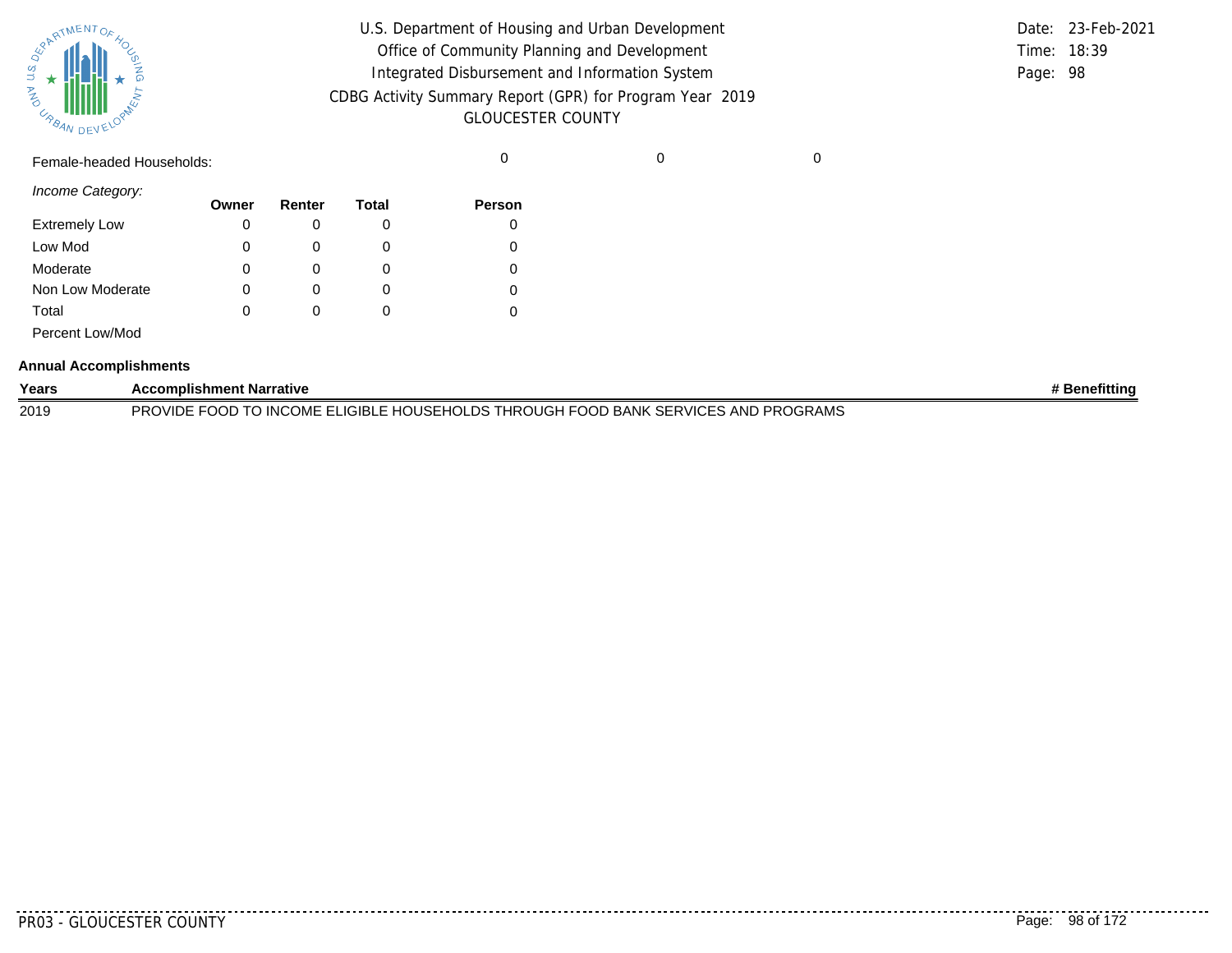Female-headed Households: 0 0 0

*Income Category:*

| | Owner | Renter | Total | Person |
|---|---|---|---|---|
| Extremely Low | 0 | 0 | 0 | 0 |
| Low Mod | 0 | 0 | 0 | 0 |
| Moderate | 0 | 0 | 0 | 0 |
| Non Low Moderate | 0 | 0 | 0 | 0 |
| Total | 0 | 0 | 0 | 0 |
| Percent Low/Mod | | | | |

**Annual Accomplishments**

| Years | Accomplishment Narrative | # Benefitting |
|---|---|---|
| 2019 | PROVIDE FOOD TO INCOME ELIGIBLE HOUSEHOLDS THROUGH FOOD BANK SERVICES AND PROGRAMS | |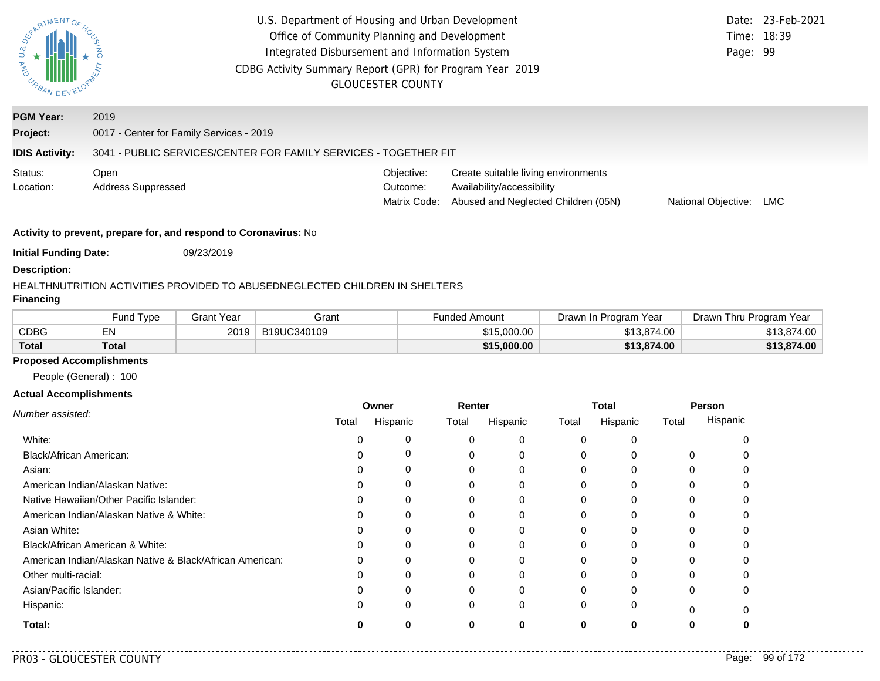U.S. Department of Housing and Urban Development
Office of Community Planning and Development
Integrated Disbursement and Information System
CDBG Activity Summary Report (GPR) for Program Year 2019
GLOUCESTER COUNTY

Date: 23-Feb-2021
Time: 18:39
Page: 99

**PGM Year:** 2019
**Project:** 0017 - Center for Family Services - 2019
**IDIS Activity:** 3041 - PUBLIC SERVICES/CENTER FOR FAMILY SERVICES - TOGETHER FIT

Status: Open
Location: Address Suppressed

Objective: Create suitable living environments
Outcome: Availability/accessibility
Matrix Code: Abused and Neglected Children (05N)
National Objective: LMC

**Activity to prevent, prepare for, and respond to Coronavirus:** No

**Initial Funding Date:** 09/23/2019

**Description:**

HEALTHNUTRITION ACTIVITIES PROVIDED TO ABUSEDNEGLECTED CHILDREN IN SHELTERS

**Financing**

| | Fund Type | Grant Year | Grant | Funded Amount | Drawn In Program Year | Drawn Thru Program Year |
|---|---|---|---|---|---|---|
| CDBG | EN | 2019 | B19UC340109 | $15,000.00 | $13,874.00 | $13,874.00 |
| **Total** | **Total** | | | **$15,000.00** | **$13,874.00** | **$13,874.00** |

**Proposed Accomplishments**

People (General) : 100

**Actual Accomplishments**

| *Number assisted:* | Owner | | Renter | | Total | | Person | |
|---|---|---|---|---|---|---|---|---|
| | Total | Hispanic | Total | Hispanic | Total | Hispanic | Total | Hispanic |
| White: | 0 | 0 | 0 | 0 | 0 | 0 | | 0 |
| Black/African American: | 0 | 0 | 0 | 0 | 0 | 0 | 0 | 0 |
| Asian: | 0 | 0 | 0 | 0 | 0 | 0 | 0 | 0 |
| American Indian/Alaskan Native: | 0 | 0 | 0 | 0 | 0 | 0 | 0 | 0 |
| Native Hawaiian/Other Pacific Islander: | 0 | 0 | 0 | 0 | 0 | 0 | 0 | 0 |
| American Indian/Alaskan Native & White: | 0 | 0 | 0 | 0 | 0 | 0 | 0 | 0 |
| Asian White: | 0 | 0 | 0 | 0 | 0 | 0 | 0 | 0 |
| Black/African American & White: | 0 | 0 | 0 | 0 | 0 | 0 | 0 | 0 |
| American Indian/Alaskan Native & Black/African American: | 0 | 0 | 0 | 0 | 0 | 0 | 0 | 0 |
| Other multi-racial: | 0 | 0 | 0 | 0 | 0 | 0 | 0 | 0 |
| Asian/Pacific Islander: | 0 | 0 | 0 | 0 | 0 | 0 | 0 | 0 |
| Hispanic: | 0 | 0 | 0 | 0 | 0 | 0 | 0 | 0 |
| **Total:** | **0** | **0** | **0** | **0** | **0** | **0** | **0** | **0** |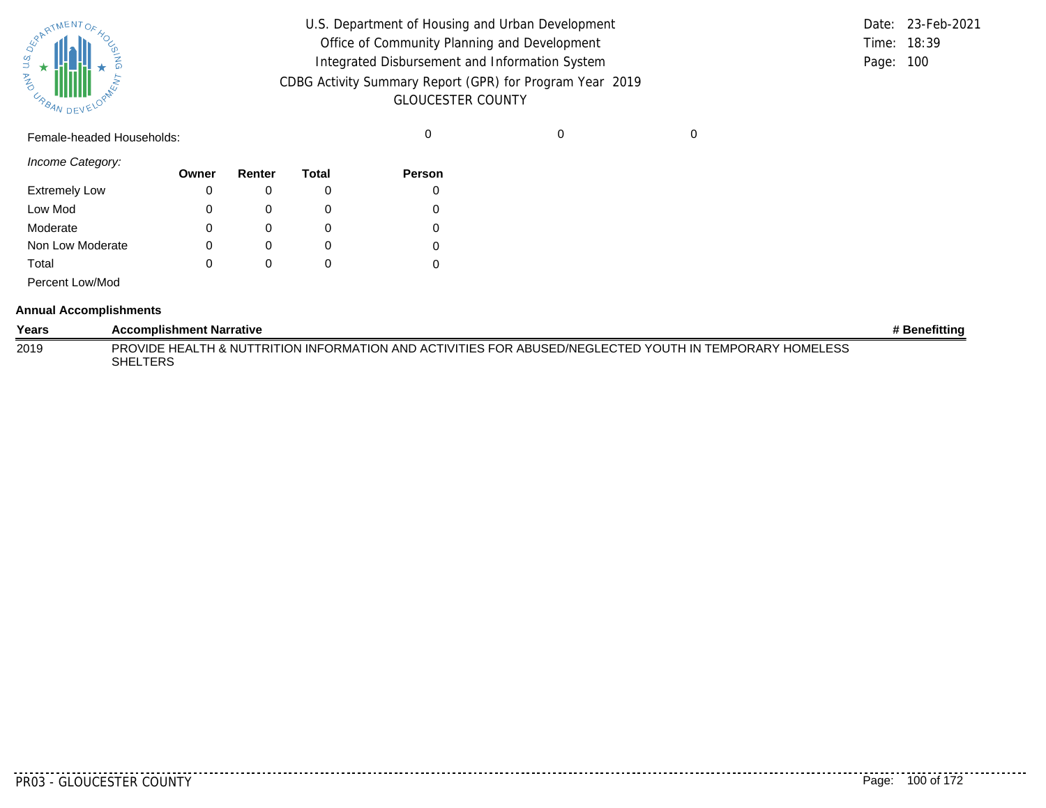Female-headed Households: 0 0 0

*Income Category:*

| | Owner | Renter | Total | Person |
|---|---|---|---|---|
| Extremely Low | 0 | 0 | 0 | 0 |
| Low Mod | 0 | 0 | 0 | 0 |
| Moderate | 0 | 0 | 0 | 0 |
| Non Low Moderate | 0 | 0 | 0 | 0 |
| Total | 0 | 0 | 0 | 0 |
| Percent Low/Mod | | | | |

**Annual Accomplishments**

| Years | Accomplishment Narrative | # Benefitting |
|---|---|---|
| 2019 | PROVIDE HEALTH & NUTTRITION INFORMATION AND ACTIVITIES FOR ABUSED/NEGLECTED YOUTH IN TEMPORARY HOMELESS SHELTERS | |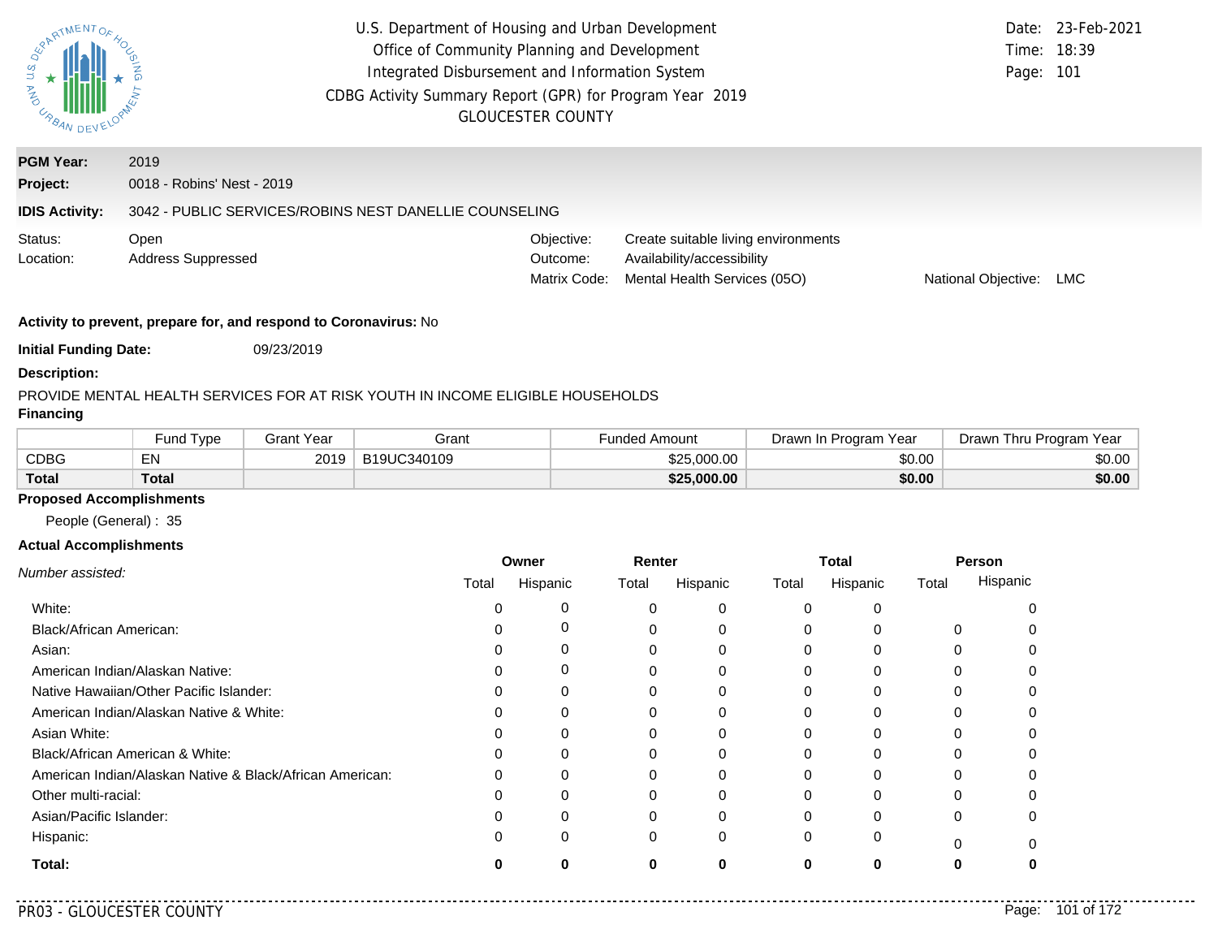U.S. Department of Housing and Urban Development
Office of Community Planning and Development
Integrated Disbursement and Information System
CDBG Activity Summary Report (GPR) for Program Year 2019
GLOUCESTER COUNTY

Date: 23-Feb-2021
Time: 18:39
Page: 101

**PGM Year:** 2019

**Project:** 0018 - Robins' Nest - 2019

**IDIS Activity:** 3042 - PUBLIC SERVICES/ROBINS NEST DANELLIE COUNSELING

Status: Open
Location: Address Suppressed

Objective: Create suitable living environments
Outcome: Availability/accessibility
Matrix Code: Mental Health Services (05O)
National Objective: LMC

**Activity to prevent, prepare for, and respond to Coronavirus:** No

**Initial Funding Date:** 09/23/2019

**Description:**

PROVIDE MENTAL HEALTH SERVICES FOR AT RISK YOUTH IN INCOME ELIGIBLE HOUSEHOLDS

**Financing**

| | Fund Type | Grant Year | Grant | Funded Amount | Drawn In Program Year | Drawn Thru Program Year |
|---|---|---|---|---|---|---|
| CDBG | EN | 2019 | B19UC340109 | $25,000.00 | $0.00 | $0.00 |
| **Total** | **Total** | | | **$25,000.00** | **$0.00** | **$0.00** |

**Proposed Accomplishments**

People (General) : 35

**Actual Accomplishments**

| *Number assisted:* | Owner | | Renter | | Total | | Person | |
|---|---|---|---|---|---|---|---|---|
| | Total | Hispanic | Total | Hispanic | Total | Hispanic | Total | Hispanic |
| White: | 0 | 0 | 0 | 0 | 0 | 0 | | 0 |
| Black/African American: | 0 | 0 | 0 | 0 | 0 | 0 | 0 | 0 |
| Asian: | 0 | 0 | 0 | 0 | 0 | 0 | 0 | 0 |
| American Indian/Alaskan Native: | 0 | 0 | 0 | 0 | 0 | 0 | 0 | 0 |
| Native Hawaiian/Other Pacific Islander: | 0 | 0 | 0 | 0 | 0 | 0 | 0 | 0 |
| American Indian/Alaskan Native & White: | 0 | 0 | 0 | 0 | 0 | 0 | 0 | 0 |
| Asian White: | 0 | 0 | 0 | 0 | 0 | 0 | 0 | 0 |
| Black/African American & White: | 0 | 0 | 0 | 0 | 0 | 0 | 0 | 0 |
| American Indian/Alaskan Native & Black/African American: | 0 | 0 | 0 | 0 | 0 | 0 | 0 | 0 |
| Other multi-racial: | 0 | 0 | 0 | 0 | 0 | 0 | 0 | 0 |
| Asian/Pacific Islander: | 0 | 0 | 0 | 0 | 0 | 0 | 0 | 0 |
| Hispanic: | 0 | 0 | 0 | 0 | 0 | 0 | 0 | 0 |
| **Total:** | **0** | **0** | **0** | **0** | **0** | **0** | **0** | **0** |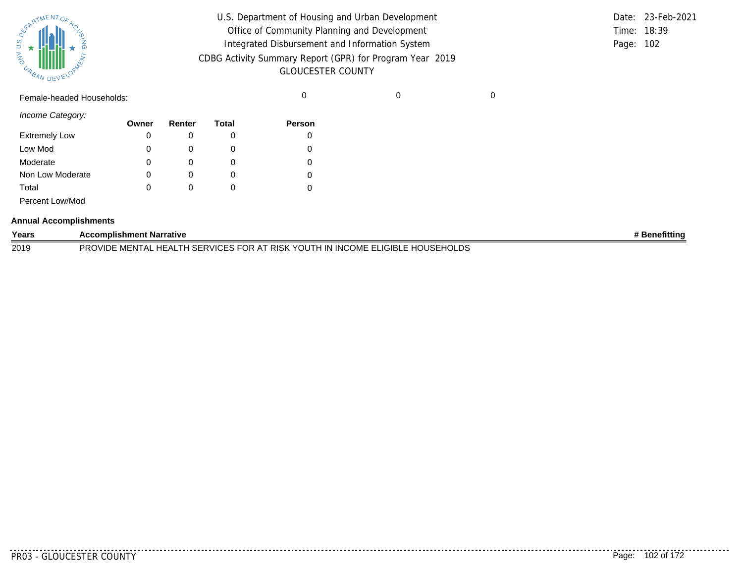Female-headed Households: 0 0 0

*Income Category:*

| | Owner | Renter | Total | Person |
|---|---|---|---|---|
| Extremely Low | 0 | 0 | 0 | 0 |
| Low Mod | 0 | 0 | 0 | 0 |
| Moderate | 0 | 0 | 0 | 0 |
| Non Low Moderate | 0 | 0 | 0 | 0 |
| Total | 0 | 0 | 0 | 0 |
| Percent Low/Mod | | | | |

**Annual Accomplishments**

| Years | Accomplishment Narrative | # Benefitting |
|---|---|---|
| 2019 | PROVIDE MENTAL HEALTH SERVICES FOR AT RISK YOUTH IN INCOME ELIGIBLE HOUSEHOLDS | |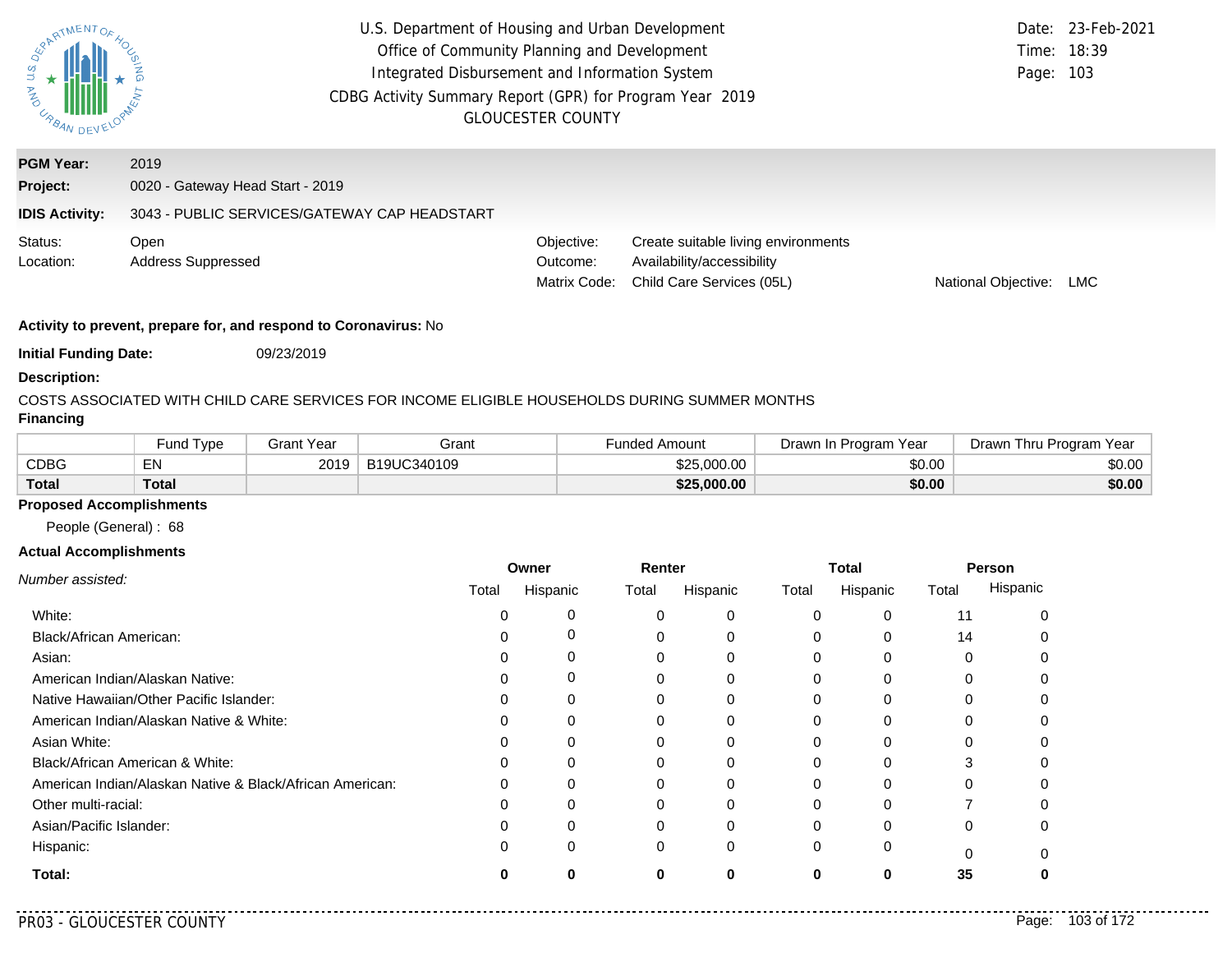U.S. Department of Housing and Urban Development
Office of Community Planning and Development
Integrated Disbursement and Information System
CDBG Activity Summary Report (GPR) for Program Year 2019
GLOUCESTER COUNTY

Date: 23-Feb-2021
Time: 18:39
Page: 103

**PGM Year:** 2019

**Project:** 0020 - Gateway Head Start - 2019

**IDIS Activity:** 3043 - PUBLIC SERVICES/GATEWAY CAP HEADSTART

Status: Open
Location: Address Suppressed

Objective: Create suitable living environments
Outcome: Availability/accessibility
Matrix Code: Child Care Services (05L)
National Objective: LMC

**Activity to prevent, prepare for, and respond to Coronavirus:** No

**Initial Funding Date:** 09/23/2019

**Description:**

COSTS ASSOCIATED WITH CHILD CARE SERVICES FOR INCOME ELIGIBLE HOUSEHOLDS DURING SUMMER MONTHS

**Financing**

| | Fund Type | Grant Year | Grant | Funded Amount | Drawn In Program Year | Drawn Thru Program Year |
|---|---|---|---|---|---|---|
| CDBG | EN | 2019 | B19UC340109 | $25,000.00 | $0.00 | $0.00 |
| **Total** | **Total** | | | **$25,000.00** | **$0.00** | **$0.00** |

**Proposed Accomplishments**

People (General) : 68

**Actual Accomplishments**

| *Number assisted:* | Owner | | Renter | | Total | | Person | |
|---|---|---|---|---|---|---|---|---|
| | Total | Hispanic | Total | Hispanic | Total | Hispanic | Total | Hispanic |
| White: | 0 | 0 | 0 | 0 | 0 | 0 | 11 | 0 |
| Black/African American: | 0 | 0 | 0 | 0 | 0 | 0 | 14 | 0 |
| Asian: | 0 | 0 | 0 | 0 | 0 | 0 | 0 | 0 |
| American Indian/Alaskan Native: | 0 | 0 | 0 | 0 | 0 | 0 | 0 | 0 |
| Native Hawaiian/Other Pacific Islander: | 0 | 0 | 0 | 0 | 0 | 0 | 0 | 0 |
| American Indian/Alaskan Native & White: | 0 | 0 | 0 | 0 | 0 | 0 | 0 | 0 |
| Asian White: | 0 | 0 | 0 | 0 | 0 | 0 | 0 | 0 |
| Black/African American & White: | 0 | 0 | 0 | 0 | 0 | 0 | 3 | 0 |
| American Indian/Alaskan Native & Black/African American: | 0 | 0 | 0 | 0 | 0 | 0 | 0 | 0 |
| Other multi-racial: | 0 | 0 | 0 | 0 | 0 | 0 | 7 | 0 |
| Asian/Pacific Islander: | 0 | 0 | 0 | 0 | 0 | 0 | 0 | 0 |
| Hispanic: | 0 | 0 | 0 | 0 | 0 | 0 | 0 | 0 |
| **Total:** | **0** | **0** | **0** | **0** | **0** | **0** | **35** | **0** |

PR03 - GLOUCESTER COUNTY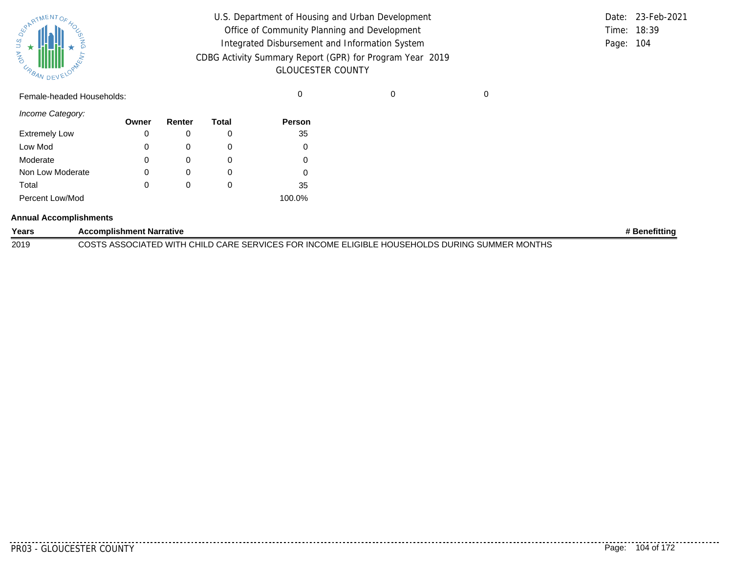| | | | | | |
|---|---|---|---|---|---|
| Female-headed Households: | | | 0 | 0 | 0 |

*Income Category:*

| | Owner | Renter | Total | Person |
|---|---|---|---|---|
| Extremely Low | 0 | 0 | 0 | 35 |
| Low Mod | 0 | 0 | 0 | 0 |
| Moderate | 0 | 0 | 0 | 0 |
| Non Low Moderate | 0 | 0 | 0 | 0 |
| Total | 0 | 0 | 0 | 35 |
| Percent Low/Mod | | | | 100.0% |

**Annual Accomplishments**

| Years | Accomplishment Narrative | # Benefitting |
|---|---|---|
| 2019 | COSTS ASSOCIATED WITH CHILD CARE SERVICES FOR INCOME ELIGIBLE HOUSEHOLDS DURING SUMMER MONTHS | |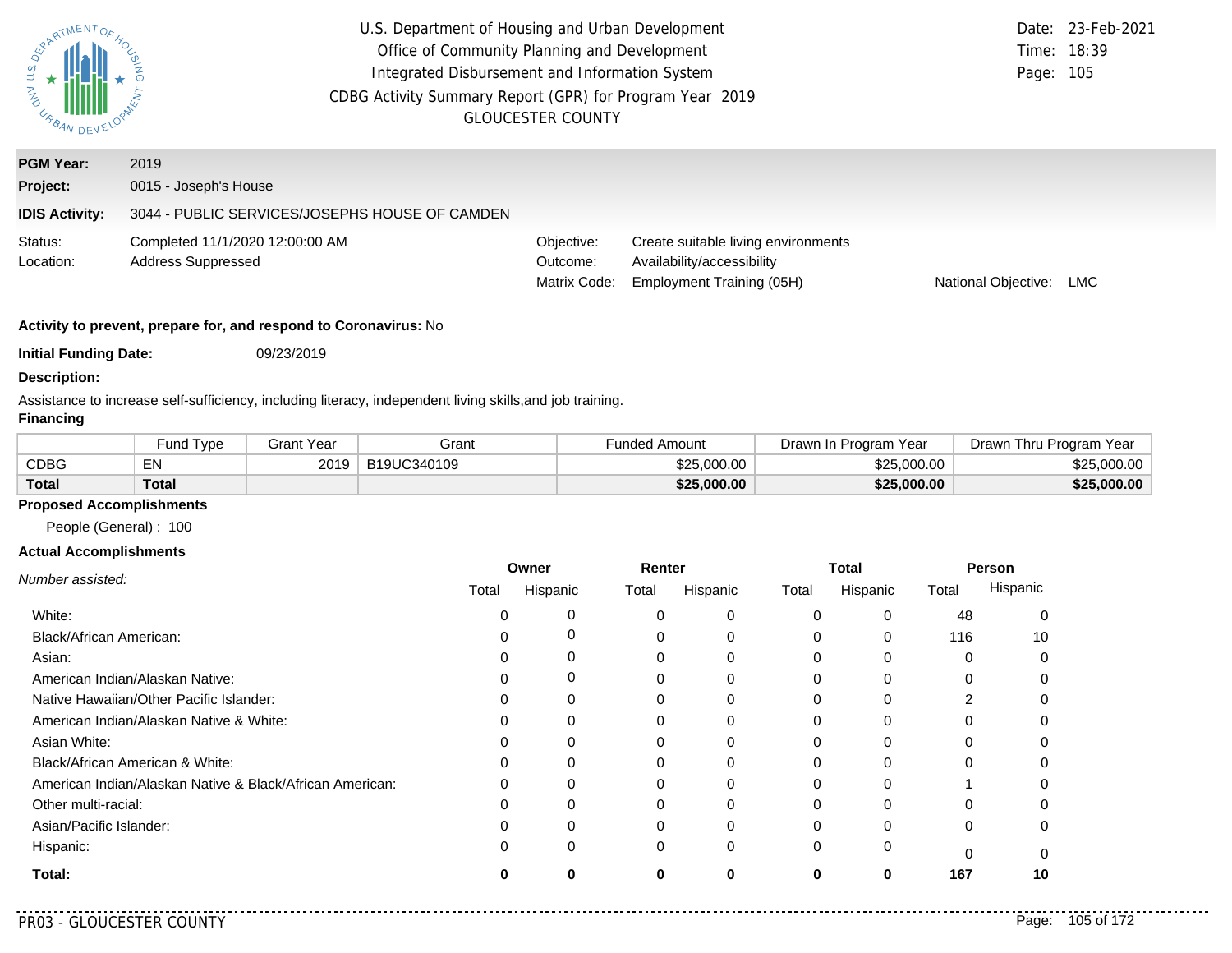U.S. Department of Housing and Urban Development
Office of Community Planning and Development
Integrated Disbursement and Information System
CDBG Activity Summary Report (GPR) for Program Year 2019
GLOUCESTER COUNTY

Date: 23-Feb-2021
Time: 18:39
Page: 105

**PGM Year:** 2019

**Project:** 0015 - Joseph's House

**IDIS Activity:** 3044 - PUBLIC SERVICES/JOSEPHS HOUSE OF CAMDEN

Status: Completed 11/1/2020 12:00:00 AM
Location: Address Suppressed

Objective: Create suitable living environments
Outcome: Availability/accessibility
Matrix Code: Employment Training (05H)
National Objective: LMC

**Activity to prevent, prepare for, and respond to Coronavirus:** No

**Initial Funding Date:** 09/23/2019

**Description:**

Assistance to increase self-sufficiency, including literacy, independent living skills,and job training.

**Financing**

| | Fund Type | Grant Year | Grant | Funded Amount | Drawn In Program Year | Drawn Thru Program Year |
|---|---|---|---|---|---|---|
| CDBG | EN | 2019 | B19UC340109 | $25,000.00 | $25,000.00 | $25,000.00 |
| **Total** | **Total** | | | **$25,000.00** | **$25,000.00** | **$25,000.00** |

**Proposed Accomplishments**

People (General) : 100

**Actual Accomplishments**

| *Number assisted:* | Owner | | Renter | | Total | | Person | |
|---|---|---|---|---|---|---|---|---|
| | Total | Hispanic | Total | Hispanic | Total | Hispanic | Total | Hispanic |
| White: | 0 | 0 | 0 | 0 | 0 | 0 | 48 | 0 |
| Black/African American: | 0 | 0 | 0 | 0 | 0 | 0 | 116 | 10 |
| Asian: | 0 | 0 | 0 | 0 | 0 | 0 | 0 | 0 |
| American Indian/Alaskan Native: | 0 | 0 | 0 | 0 | 0 | 0 | 0 | 0 |
| Native Hawaiian/Other Pacific Islander: | 0 | 0 | 0 | 0 | 0 | 0 | 2 | 0 |
| American Indian/Alaskan Native & White: | 0 | 0 | 0 | 0 | 0 | 0 | 0 | 0 |
| Asian White: | 0 | 0 | 0 | 0 | 0 | 0 | 0 | 0 |
| Black/African American & White: | 0 | 0 | 0 | 0 | 0 | 0 | 0 | 0 |
| American Indian/Alaskan Native & Black/African American: | 0 | 0 | 0 | 0 | 0 | 0 | 1 | 0 |
| Other multi-racial: | 0 | 0 | 0 | 0 | 0 | 0 | 0 | 0 |
| Asian/Pacific Islander: | 0 | 0 | 0 | 0 | 0 | 0 | 0 | 0 |
| Hispanic: | 0 | 0 | 0 | 0 | 0 | 0 | 0 | 0 |
| **Total:** | **0** | **0** | **0** | **0** | **0** | **0** | **167** | **10** |

PR03 - GLOUCESTER COUNTY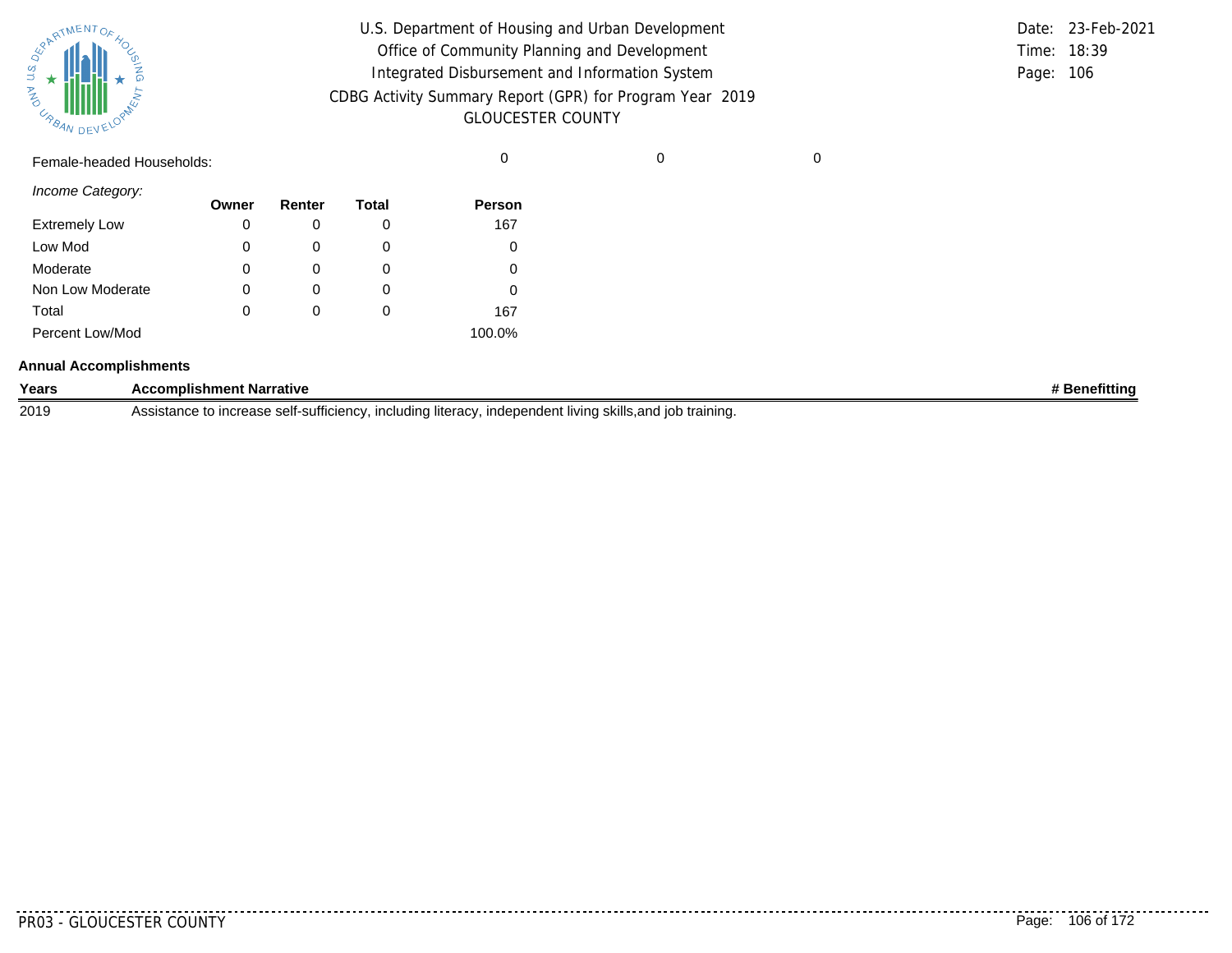Female-headed Households: 0 0 0

*Income Category:*

| | Owner | Renter | Total | Person |
|---|---|---|---|---|
| Extremely Low | 0 | 0 | 0 | 167 |
| Low Mod | 0 | 0 | 0 | 0 |
| Moderate | 0 | 0 | 0 | 0 |
| Non Low Moderate | 0 | 0 | 0 | 0 |
| Total | 0 | 0 | 0 | 167 |
| Percent Low/Mod | | | | 100.0% |

**Annual Accomplishments**

| Years | Accomplishment Narrative | # Benefitting |
|---|---|---|
| 2019 | Assistance to increase self-sufficiency, including literacy, independent living skills,and job training. | |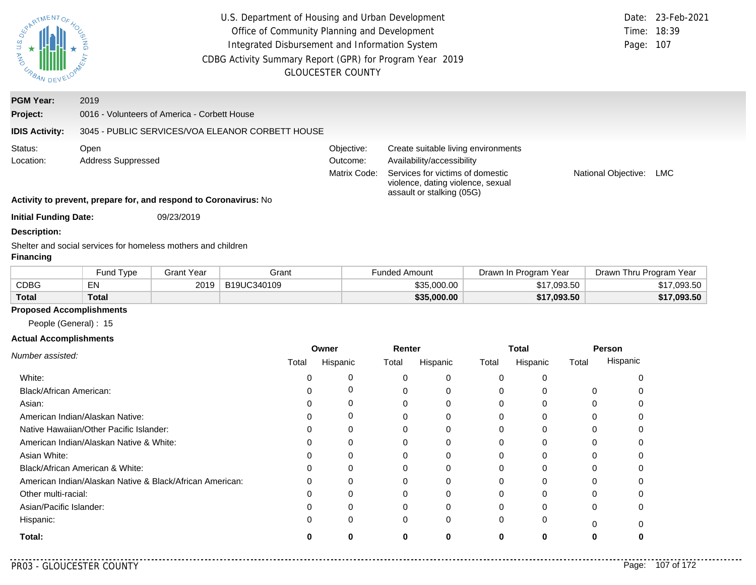U.S. Department of Housing and Urban Development
Office of Community Planning and Development
Integrated Disbursement and Information System
CDBG Activity Summary Report (GPR) for Program Year 2019
GLOUCESTER COUNTY

Date: 23-Feb-2021
Time: 18:39

**PGM Year:** 2019
**Project:** 0016 - Volunteers of America - Corbett House
**IDIS Activity:** 3045 - PUBLIC SERVICES/VOA ELEANOR CORBETT HOUSE

Status: Open
Location: Address Suppressed

Objective: Create suitable living environments
Outcome: Availability/accessibility
Matrix Code: Services for victims of domestic violence, dating violence, sexual assault or stalking (05G)
National Objective: LMC

**Activity to prevent, prepare for, and respond to Coronavirus:** No

**Initial Funding Date:** 09/23/2019

**Description:**

Shelter and social services for homeless mothers and children

**Financing**

| | Fund Type | Grant Year | Grant | Funded Amount | Drawn In Program Year | Drawn Thru Program Year |
|---|---|---|---|---|---|---|
| CDBG | EN | 2019 | B19UC340109 | $35,000.00 | $17,093.50 | $17,093.50 |
| **Total** | **Total** | | | **$35,000.00** | **$17,093.50** | **$17,093.50** |

**Proposed Accomplishments**

People (General) : 15

**Actual Accomplishments**

| *Number assisted:* | Owner | | Renter | | Total | | Person | |
|---|---|---|---|---|---|---|---|---|
| | Total | Hispanic | Total | Hispanic | Total | Hispanic | Total | Hispanic |
| White: | 0 | 0 | 0 | 0 | 0 | 0 | | 0 |
| Black/African American: | 0 | 0 | 0 | 0 | 0 | 0 | 0 | 0 |
| Asian: | 0 | 0 | 0 | 0 | 0 | 0 | 0 | 0 |
| American Indian/Alaskan Native: | 0 | 0 | 0 | 0 | 0 | 0 | 0 | 0 |
| Native Hawaiian/Other Pacific Islander: | 0 | 0 | 0 | 0 | 0 | 0 | 0 | 0 |
| American Indian/Alaskan Native & White: | 0 | 0 | 0 | 0 | 0 | 0 | 0 | 0 |
| Asian White: | 0 | 0 | 0 | 0 | 0 | 0 | 0 | 0 |
| Black/African American & White: | 0 | 0 | 0 | 0 | 0 | 0 | 0 | 0 |
| American Indian/Alaskan Native & Black/African American: | 0 | 0 | 0 | 0 | 0 | 0 | 0 | 0 |
| Other multi-racial: | 0 | 0 | 0 | 0 | 0 | 0 | 0 | 0 |
| Asian/Pacific Islander: | 0 | 0 | 0 | 0 | 0 | 0 | 0 | 0 |
| Hispanic: | 0 | 0 | 0 | 0 | 0 | 0 | 0 | 0 |
| **Total:** | **0** | **0** | **0** | **0** | **0** | **0** | **0** | **0** |

PR03 - GLOUCESTER COUNTY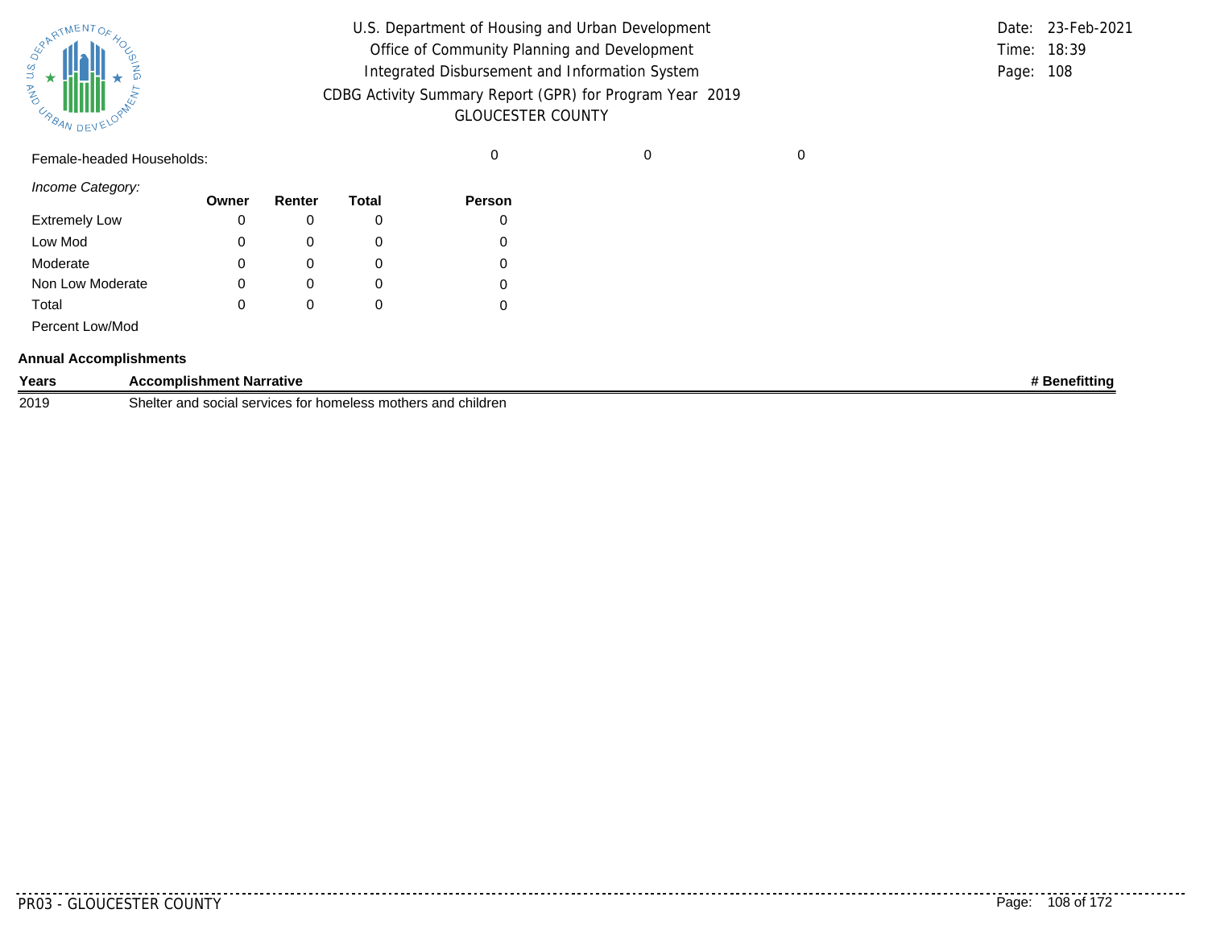| | | | | | |
|---|---|---|---|---|---|
| Female-headed Households: | | | 0 | 0 | 0 |

*Income Category:*

| | Owner | Renter | Total | Person |
|---|---|---|---|---|
| Extremely Low | 0 | 0 | 0 | 0 |
| Low Mod | 0 | 0 | 0 | 0 |
| Moderate | 0 | 0 | 0 | 0 |
| Non Low Moderate | 0 | 0 | 0 | 0 |
| Total | 0 | 0 | 0 | 0 |
| Percent Low/Mod | | | | |

**Annual Accomplishments**

| Years | Accomplishment Narrative | # Benefitting |
|---|---|---|
| 2019 | Shelter and social services for homeless mothers and children | |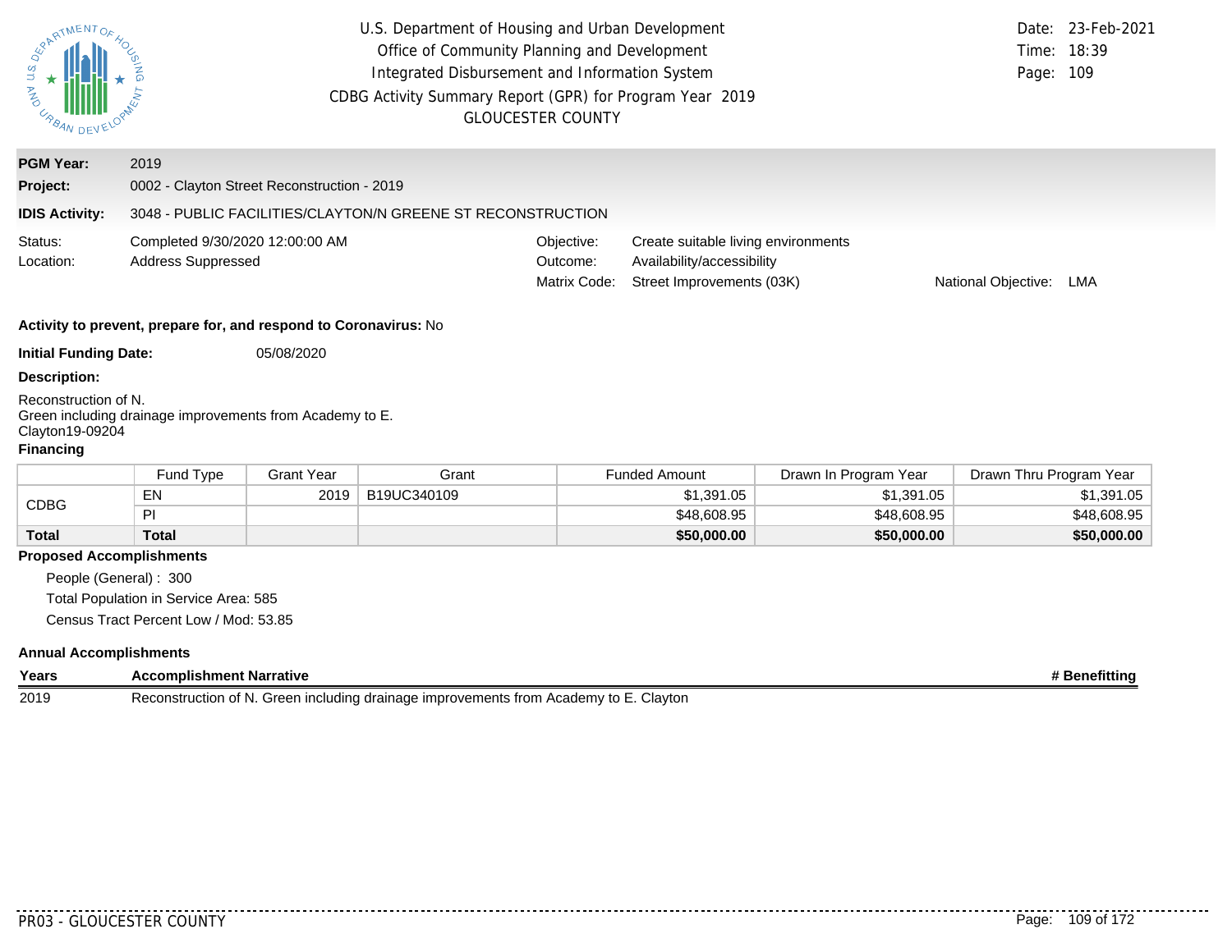U.S. Department of Housing and Urban Development
Office of Community Planning and Development
Integrated Disbursement and Information System
CDBG Activity Summary Report (GPR) for Program Year 2019
GLOUCESTER COUNTY

Date: 23-Feb-2021
Time: 18:39

**PGM Year:** 2019

**Project:** 0002 - Clayton Street Reconstruction - 2019

**IDIS Activity:** 3048 - PUBLIC FACILITIES/CLAYTON/N GREENE ST RECONSTRUCTION

Status: Completed 9/30/2020 12:00:00 AM
Location: Address Suppressed

Objective: Create suitable living environments
Outcome: Availability/accessibility
Matrix Code: Street Improvements (03K)
National Objective: LMA

**Activity to prevent, prepare for, and respond to Coronavirus:** No

**Initial Funding Date:** 05/08/2020

**Description:**

Reconstruction of N.
Green including drainage improvements from Academy to E.
Clayton19-09204

**Financing**

| | Fund Type | Grant Year | Grant | Funded Amount | Drawn In Program Year | Drawn Thru Program Year |
|---|---|---|---|---|---|---|
| CDBG | EN | 2019 | B19UC340109 | $1,391.05 | $1,391.05 | $1,391.05 |
| | PI | | | $48,608.95 | $48,608.95 | $48,608.95 |
| **Total** | **Total** | | | **$50,000.00** | **$50,000.00** | **$50,000.00** |

**Proposed Accomplishments**

People (General) : 300
Total Population in Service Area: 585
Census Tract Percent Low / Mod: 53.85

**Annual Accomplishments**

| Years | Accomplishment Narrative | # Benefitting |
|---|---|---|
| 2019 | Reconstruction of N. Green including drainage improvements from Academy to E. Clayton | |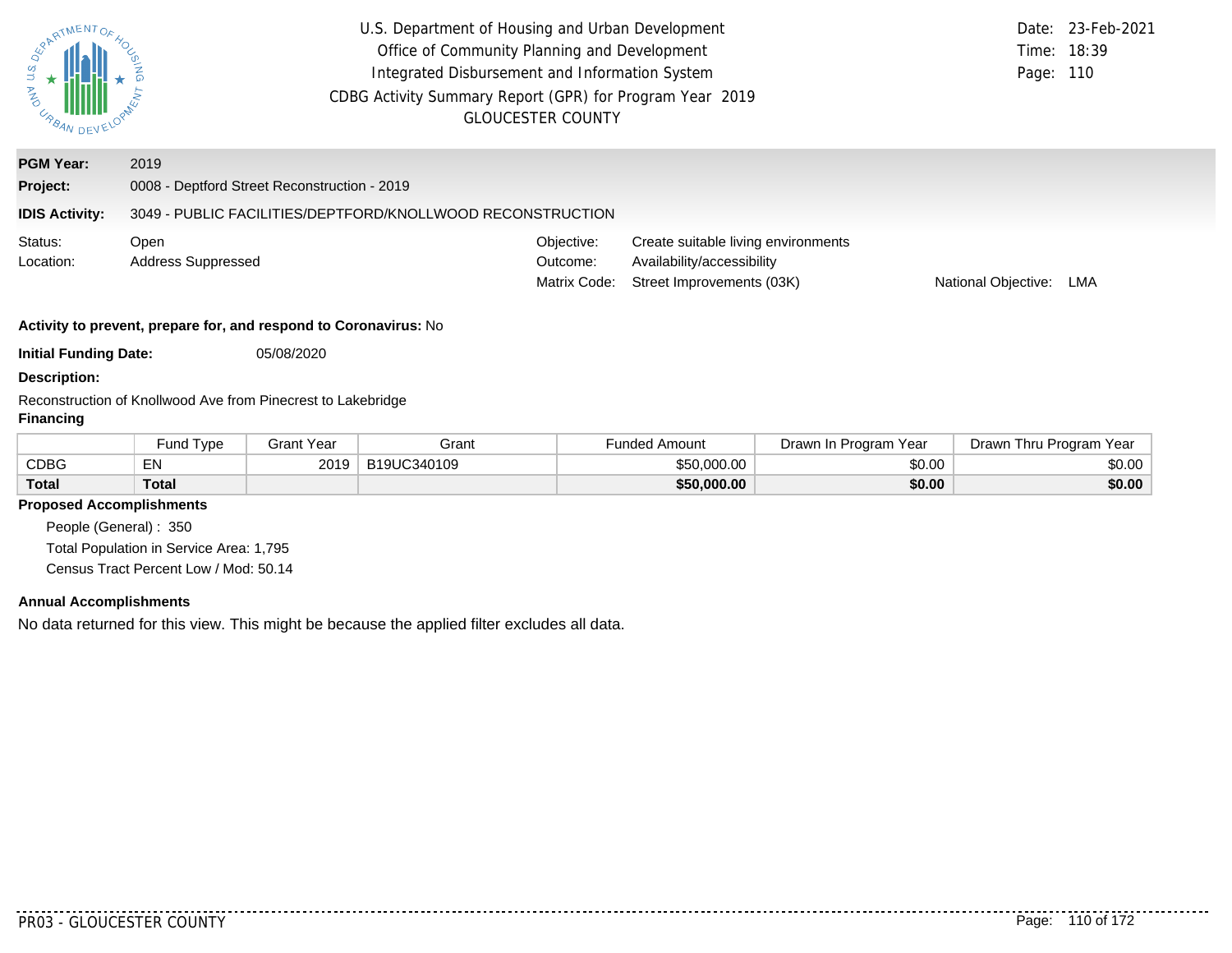U.S. Department of Housing and Urban Development
Office of Community Planning and Development
Integrated Disbursement and Information System
CDBG Activity Summary Report (GPR) for Program Year 2019
GLOUCESTER COUNTY

Date: 23-Feb-2021
Time: 18:39

**PGM Year:** 2019

**Project:** 0008 - Deptford Street Reconstruction - 2019

**IDIS Activity:** 3049 - PUBLIC FACILITIES/DEPTFORD/KNOLLWOOD RECONSTRUCTION

Status: Open
Location: Address Suppressed

Objective: Create suitable living environments
Outcome: Availability/accessibility
Matrix Code: Street Improvements (03K)
National Objective: LMA

**Activity to prevent, prepare for, and respond to Coronavirus:** No

**Initial Funding Date:** 05/08/2020

**Description:**

Reconstruction of Knollwood Ave from Pinecrest to Lakebridge

**Financing**

| | Fund Type | Grant Year | Grant | Funded Amount | Drawn In Program Year | Drawn Thru Program Year |
|---|---|---|---|---|---|---|
| CDBG | EN | 2019 | B19UC340109 | $50,000.00 | $0.00 | $0.00 |
| **Total** | **Total** | | | **$50,000.00** | **$0.00** | **$0.00** |

**Proposed Accomplishments**

People (General) : 350

Total Population in Service Area: 1,795

Census Tract Percent Low / Mod: 50.14

**Annual Accomplishments**

No data returned for this view. This might be because the applied filter excludes all data.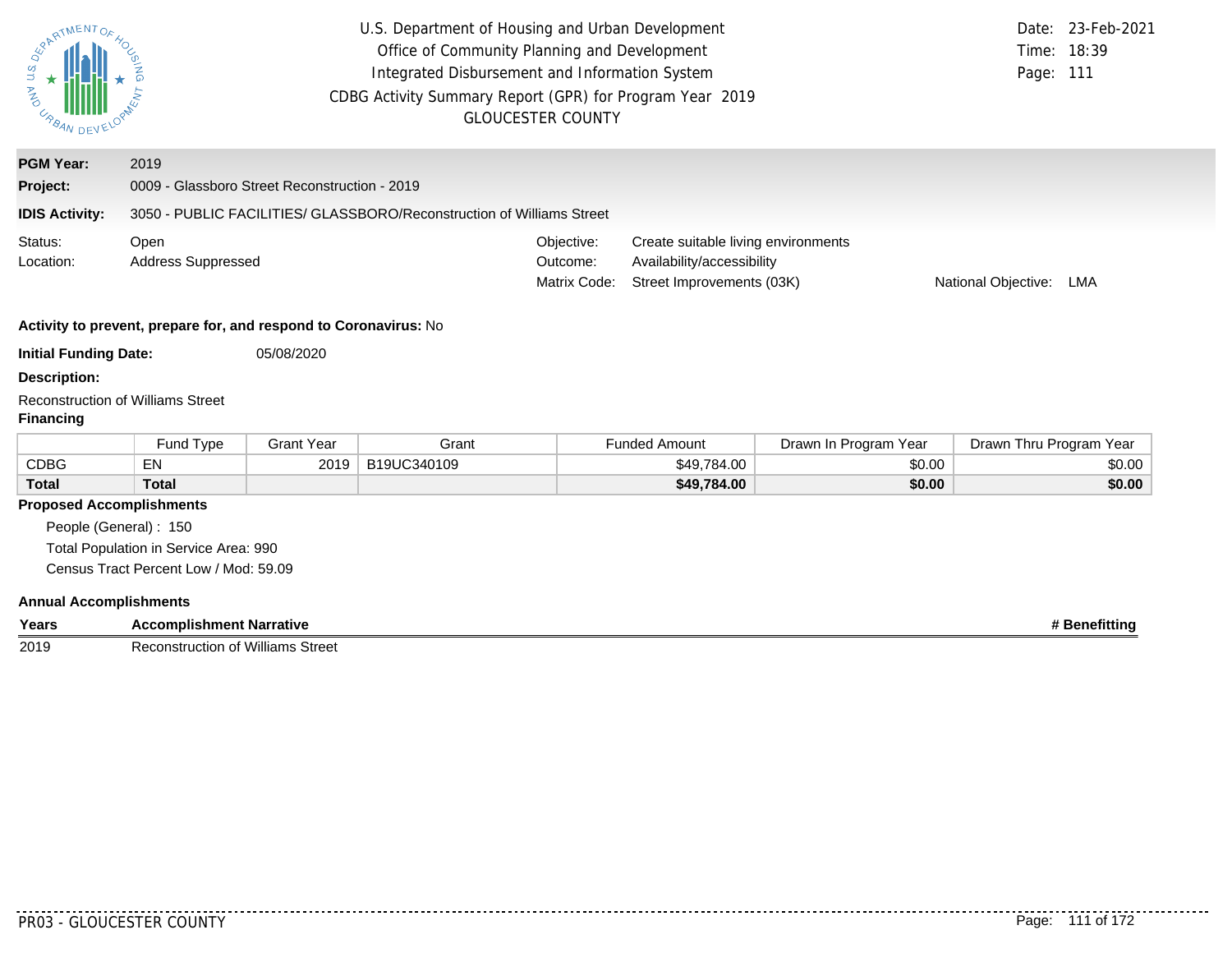U.S. Department of Housing and Urban Development
Office of Community Planning and Development
Integrated Disbursement and Information System
CDBG Activity Summary Report (GPR) for Program Year 2019
GLOUCESTER COUNTY

Date: 23-Feb-2021
Time: 18:39

**PGM Year:** 2019

**Project:** 0009 - Glassboro Street Reconstruction - 2019

**IDIS Activity:** 3050 - PUBLIC FACILITIES/ GLASSBORO/Reconstruction of Williams Street

Status: Open
Location: Address Suppressed

Objective: Create suitable living environments
Outcome: Availability/accessibility
Matrix Code: Street Improvements (03K)
National Objective: LMA

**Activity to prevent, prepare for, and respond to Coronavirus:** No

**Initial Funding Date:** 05/08/2020

**Description:**

Reconstruction of Williams Street

**Financing**

| | Fund Type | Grant Year | Grant | Funded Amount | Drawn In Program Year | Drawn Thru Program Year |
|---|---|---|---|---|---|---|
| CDBG | EN | 2019 | B19UC340109 | $49,784.00 | $0.00 | $0.00 |
| **Total** | **Total** | | | **$49,784.00** | **$0.00** | **$0.00** |

**Proposed Accomplishments**

People (General) : 150

Total Population in Service Area: 990

Census Tract Percent Low / Mod: 59.09

**Annual Accomplishments**

| Years | Accomplishment Narrative | # Benefitting |
|---|---|---|
| 2019 | Reconstruction of Williams Street | |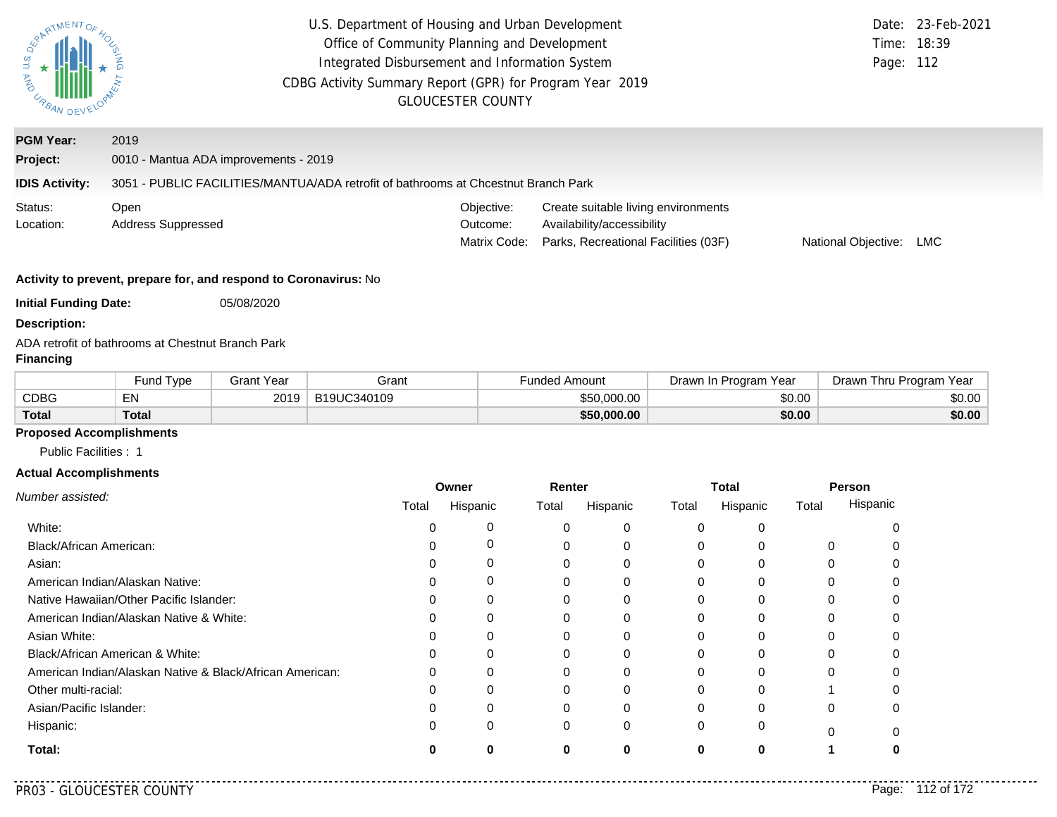U.S. Department of Housing and Urban Development
Office of Community Planning and Development
Integrated Disbursement and Information System
CDBG Activity Summary Report (GPR) for Program Year 2019
GLOUCESTER COUNTY

Date: 23-Feb-2021
Time: 18:39
Page: 112

**PGM Year:** 2019
**Project:** 0010 - Mantua ADA improvements - 2019
**IDIS Activity:** 3051 - PUBLIC FACILITIES/MANTUA/ADA retrofit of bathrooms at Chcestnut Branch Park

Status: Open
Location: Address Suppressed

Objective: Create suitable living environments
Outcome: Availability/accessibility
Matrix Code: Parks, Recreational Facilities (03F)
National Objective: LMC

**Activity to prevent, prepare for, and respond to Coronavirus:** No

**Initial Funding Date:** 05/08/2020

**Description:**

ADA retrofit of bathrooms at Chestnut Branch Park

**Financing**

| | Fund Type | Grant Year | Grant | Funded Amount | Drawn In Program Year | Drawn Thru Program Year |
|---|---|---|---|---|---|---|
| CDBG | EN | 2019 | B19UC340109 | $50,000.00 | $0.00 | $0.00 |
| **Total** | **Total** | | | **$50,000.00** | **$0.00** | **$0.00** |

**Proposed Accomplishments**

Public Facilities : 1

**Actual Accomplishments**

| *Number assisted:* | Owner | | Renter | | Total | | Person | |
|---|---|---|---|---|---|---|---|---|
| | Total | Hispanic | Total | Hispanic | Total | Hispanic | Total | Hispanic |
| White: | 0 | 0 | 0 | 0 | 0 | 0 | | 0 |
| Black/African American: | 0 | 0 | 0 | 0 | 0 | 0 | 0 | 0 |
| Asian: | 0 | 0 | 0 | 0 | 0 | 0 | 0 | 0 |
| American Indian/Alaskan Native: | 0 | 0 | 0 | 0 | 0 | 0 | 0 | 0 |
| Native Hawaiian/Other Pacific Islander: | 0 | 0 | 0 | 0 | 0 | 0 | 0 | 0 |
| American Indian/Alaskan Native & White: | 0 | 0 | 0 | 0 | 0 | 0 | 0 | 0 |
| Asian White: | 0 | 0 | 0 | 0 | 0 | 0 | 0 | 0 |
| Black/African American & White: | 0 | 0 | 0 | 0 | 0 | 0 | 0 | 0 |
| American Indian/Alaskan Native & Black/African American: | 0 | 0 | 0 | 0 | 0 | 0 | 0 | 0 |
| Other multi-racial: | 0 | 0 | 0 | 0 | 0 | 0 | 1 | 0 |
| Asian/Pacific Islander: | 0 | 0 | 0 | 0 | 0 | 0 | 0 | 0 |
| Hispanic: | 0 | 0 | 0 | 0 | 0 | 0 | 0 | 0 |
| **Total:** | **0** | **0** | **0** | **0** | **0** | **0** | **1** | **0** |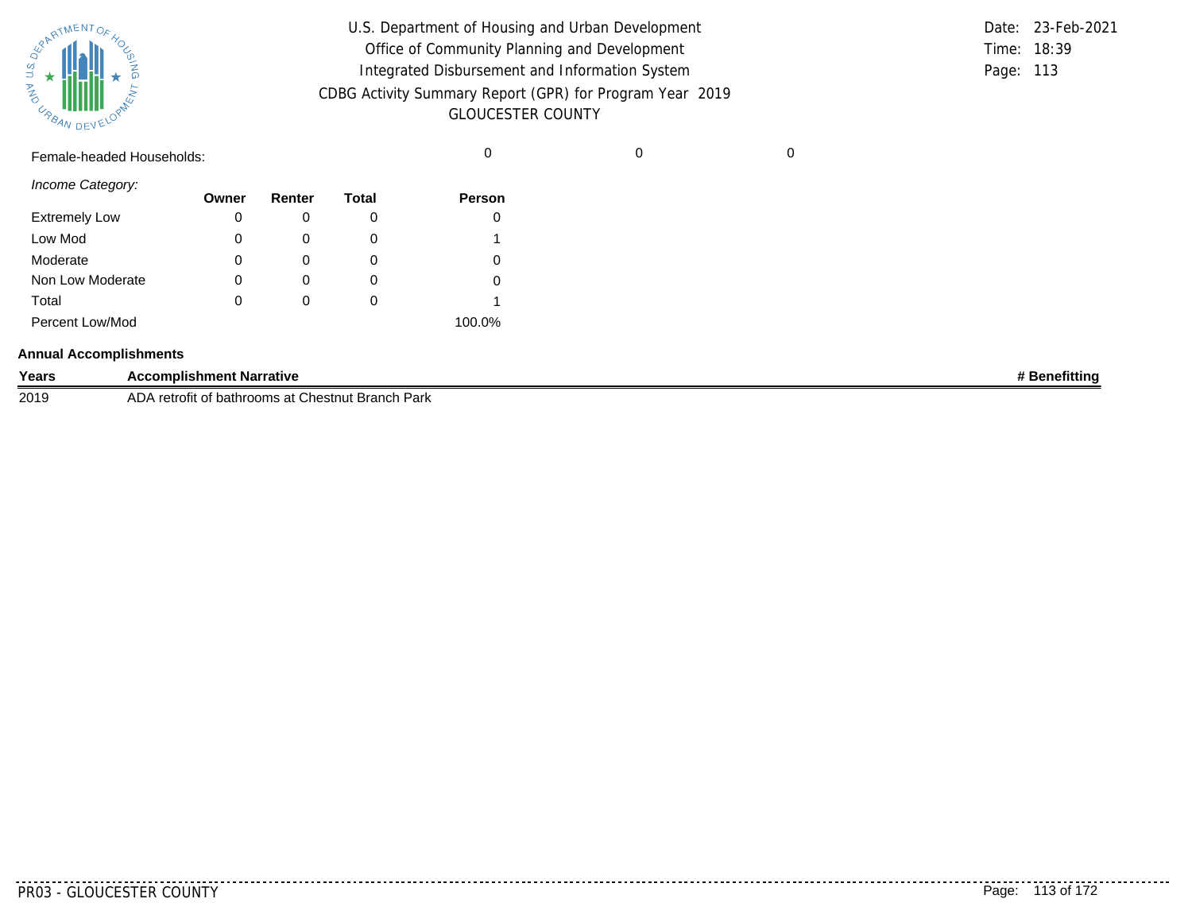Female-headed Households: 0 0 0

*Income Category:*

| | Owner | Renter | Total | Person |
|---|---|---|---|---|
| Extremely Low | 0 | 0 | 0 | 0 |
| Low Mod | 0 | 0 | 0 | 1 |
| Moderate | 0 | 0 | 0 | 0 |
| Non Low Moderate | 0 | 0 | 0 | 0 |
| Total | 0 | 0 | 0 | 1 |
| Percent Low/Mod | | | | 100.0% |

**Annual Accomplishments**

| Years | Accomplishment Narrative | # Benefitting |
|---|---|---|
| 2019 | ADA retrofit of bathrooms at Chestnut Branch Park | |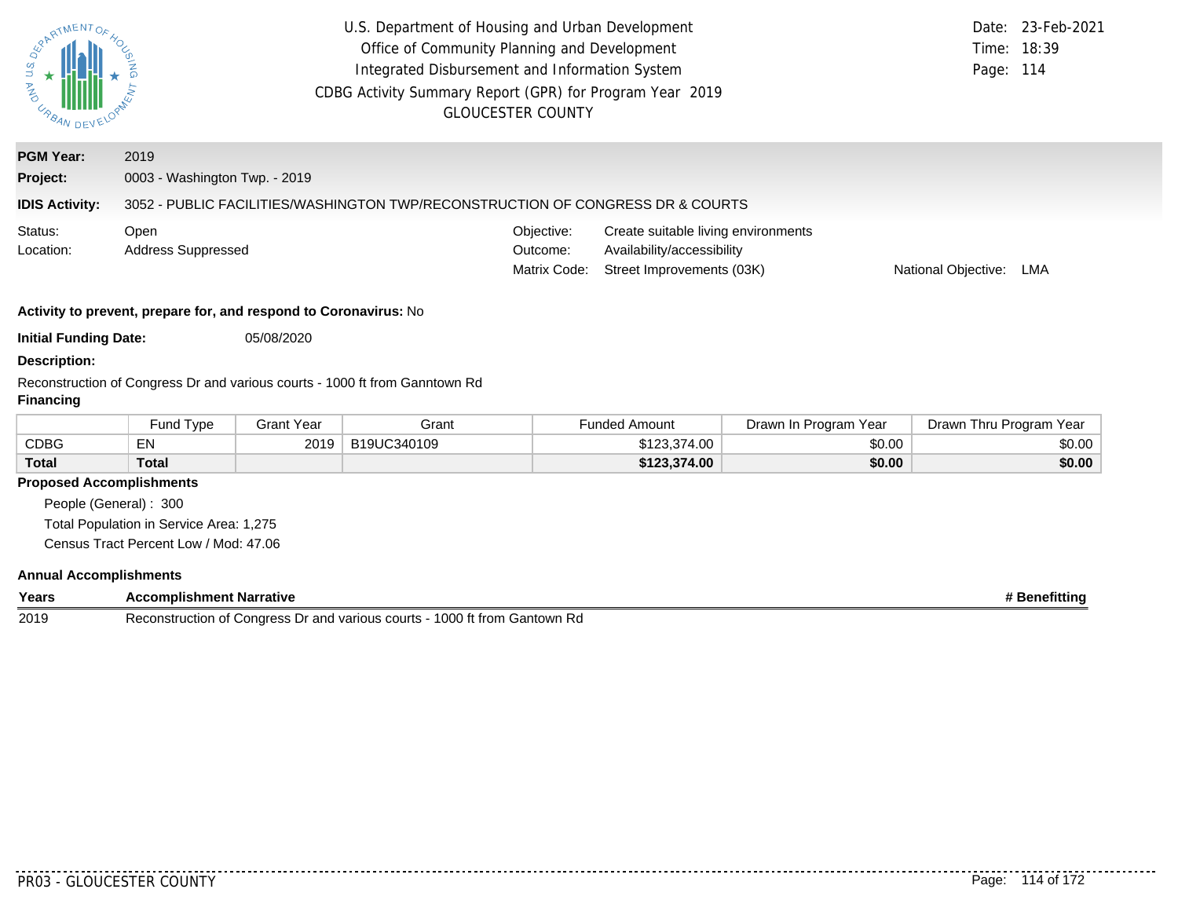U.S. Department of Housing and Urban Development
Office of Community Planning and Development
Integrated Disbursement and Information System
CDBG Activity Summary Report (GPR) for Program Year 2019
GLOUCESTER COUNTY

Date: 23-Feb-2021
Time: 18:39

**PGM Year:** 2019

**Project:** 0003 - Washington Twp. - 2019

**IDIS Activity:** 3052 - PUBLIC FACILITIES/WASHINGTON TWP/RECONSTRUCTION OF CONGRESS DR & COURTS

Status: Open
Location: Address Suppressed

Objective: Create suitable living environments
Outcome: Availability/accessibility
Matrix Code: Street Improvements (03K)
National Objective: LMA

**Activity to prevent, prepare for, and respond to Coronavirus:** No

**Initial Funding Date:** 05/08/2020

**Description:**

Reconstruction of Congress Dr and various courts - 1000 ft from Ganntown Rd

**Financing**

| | Fund Type | Grant Year | Grant | Funded Amount | Drawn In Program Year | Drawn Thru Program Year |
|---|---|---|---|---|---|---|
| CDBG | EN | 2019 | B19UC340109 | $123,374.00 | $0.00 | $0.00 |
| **Total** | **Total** | | | **$123,374.00** | **$0.00** | **$0.00** |

**Proposed Accomplishments**

People (General) : 300
Total Population in Service Area: 1,275
Census Tract Percent Low / Mod: 47.06

**Annual Accomplishments**

| Years | Accomplishment Narrative | # Benefitting |
|---|---|---|
| 2019 | Reconstruction of Congress Dr and various courts - 1000 ft from Gantown Rd | |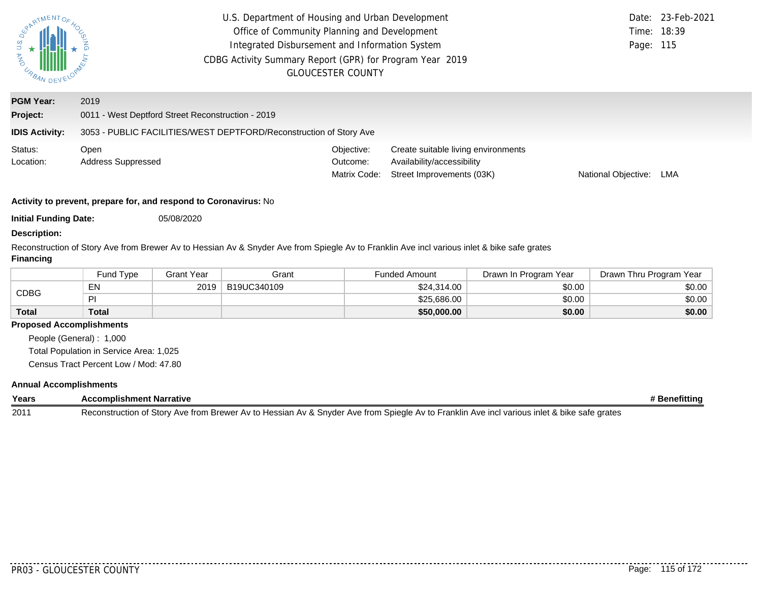U.S. Department of Housing and Urban Development
Office of Community Planning and Development
Integrated Disbursement and Information System
CDBG Activity Summary Report (GPR) for Program Year 2019
GLOUCESTER COUNTY

Date: 23-Feb-2021
Time: 18:39

**PGM Year:** 2019
**Project:** 0011 - West Deptford Street Reconstruction - 2019
**IDIS Activity:** 3053 - PUBLIC FACILITIES/WEST DEPTFORD/Reconstruction of Story Ave

Status: Open
Location: Address Suppressed

Objective: Create suitable living environments
Outcome: Availability/accessibility
Matrix Code: Street Improvements (03K)
National Objective: LMA

**Activity to prevent, prepare for, and respond to Coronavirus:** No

**Initial Funding Date:** 05/08/2020

**Description:**

Reconstruction of Story Ave from Brewer Av to Hessian Av & Snyder Ave from Spiegle Av to Franklin Ave incl various inlet & bike safe grates

**Financing**

| | Fund Type | Grant Year | Grant | Funded Amount | Drawn In Program Year | Drawn Thru Program Year |
|---|---|---|---|---|---|---|
| CDBG | EN | 2019 | B19UC340109 | $24,314.00 | $0.00 | $0.00 |
| | PI | | | $25,686.00 | $0.00 | $0.00 |
| **Total** | **Total** | | | **$50,000.00** | **$0.00** | **$0.00** |

**Proposed Accomplishments**

People (General) : 1,000
Total Population in Service Area: 1,025
Census Tract Percent Low / Mod: 47.80

**Annual Accomplishments**

| Years | Accomplishment Narrative | # Benefitting |
|---|---|---|
| 2011 | Reconstruction of Story Ave from Brewer Av to Hessian Av & Snyder Ave from Spiegle Av to Franklin Ave incl various inlet & bike safe grates | |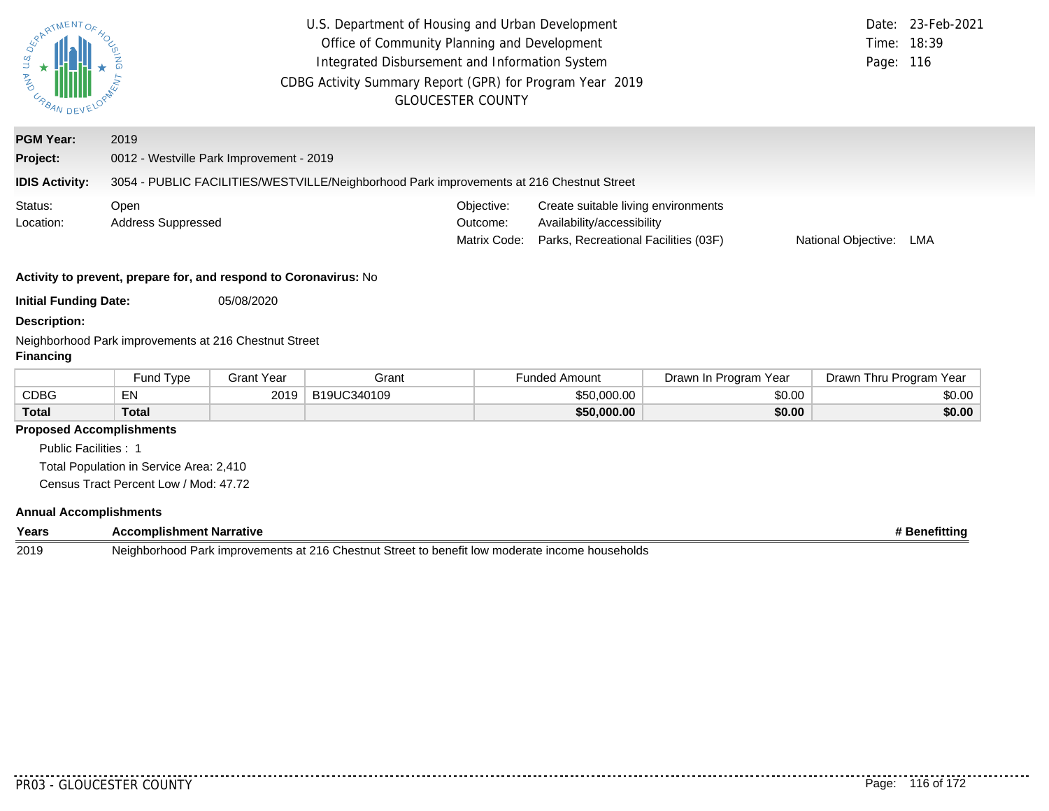U.S. Department of Housing and Urban Development
Office of Community Planning and Development
Integrated Disbursement and Information System
CDBG Activity Summary Report (GPR) for Program Year 2019
GLOUCESTER COUNTY

Date: 23-Feb-2021
Time: 18:39

**PGM Year:** 2019

**Project:** 0012 - Westville Park Improvement - 2019

**IDIS Activity:** 3054 - PUBLIC FACILITIES/WESTVILLE/Neighborhood Park improvements at 216 Chestnut Street

Status: Open
Location: Address Suppressed

Objective: Create suitable living environments
Outcome: Availability/accessibility
Matrix Code: Parks, Recreational Facilities (03F)
National Objective: LMA

**Activity to prevent, prepare for, and respond to Coronavirus:** No

**Initial Funding Date:** 05/08/2020

**Description:**

Neighborhood Park improvements at 216 Chestnut Street

**Financing**

| | Fund Type | Grant Year | Grant | Funded Amount | Drawn In Program Year | Drawn Thru Program Year |
|---|---|---|---|---|---|---|
| CDBG | EN | 2019 | B19UC340109 | $50,000.00 | $0.00 | $0.00 |
| **Total** | **Total** | | | **$50,000.00** | **$0.00** | **$0.00** |

**Proposed Accomplishments**

Public Facilities : 1
Total Population in Service Area: 2,410
Census Tract Percent Low / Mod: 47.72

**Annual Accomplishments**

| Years | Accomplishment Narrative | # Benefitting |
|---|---|---|
| 2019 | Neighborhood Park improvements at 216 Chestnut Street to benefit low moderate income households | |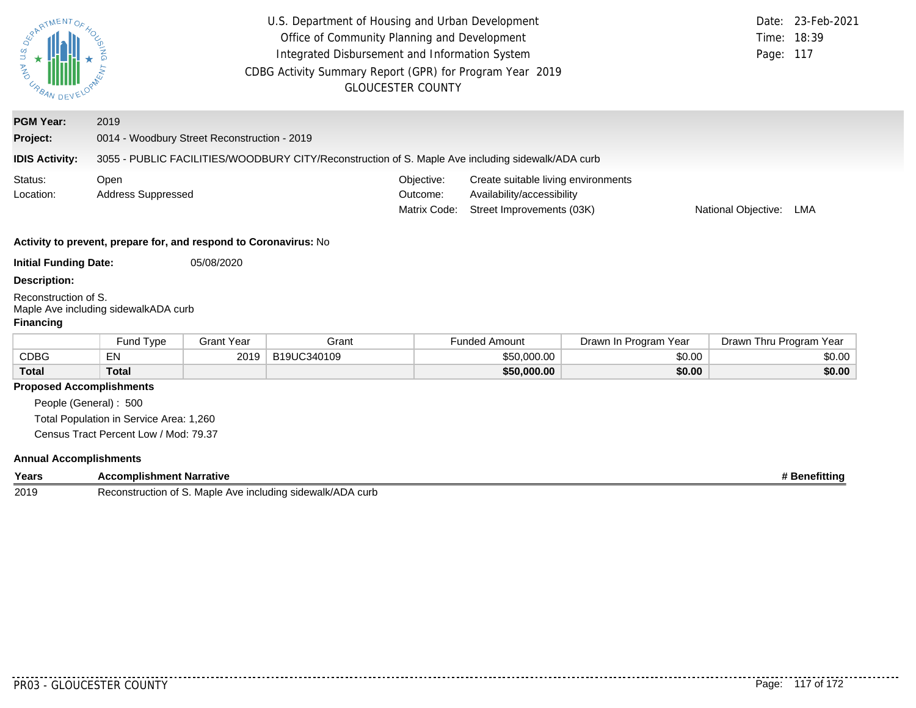U.S. Department of Housing and Urban Development
Office of Community Planning and Development
Integrated Disbursement and Information System
CDBG Activity Summary Report (GPR) for Program Year 2019
GLOUCESTER COUNTY

Date: 23-Feb-2021
Time: 18:39

**PGM Year:** 2019

**Project:** 0014 - Woodbury Street Reconstruction - 2019

**IDIS Activity:** 3055 - PUBLIC FACILITIES/WOODBURY CITY/Reconstruction of S. Maple Ave including sidewalk/ADA curb

Status: Open
Location: Address Suppressed

Objective: Create suitable living environments
Outcome: Availability/accessibility
Matrix Code: Street Improvements (03K)
National Objective: LMA

**Activity to prevent, prepare for, and respond to Coronavirus:** No

**Initial Funding Date:** 05/08/2020

**Description:**

Reconstruction of S.
Maple Ave including sidewalkADA curb

**Financing**

| | Fund Type | Grant Year | Grant | Funded Amount | Drawn In Program Year | Drawn Thru Program Year |
|---|---|---|---|---|---|---|
| CDBG | EN | 2019 | B19UC340109 | $50,000.00 | $0.00 | $0.00 |
| **Total** | **Total** | | | **$50,000.00** | **$0.00** | **$0.00** |

**Proposed Accomplishments**

People (General) : 500
Total Population in Service Area: 1,260
Census Tract Percent Low / Mod: 79.37

**Annual Accomplishments**

| Years | Accomplishment Narrative | # Benefitting |
|---|---|---|
| 2019 | Reconstruction of S. Maple Ave including sidewalk/ADA curb | |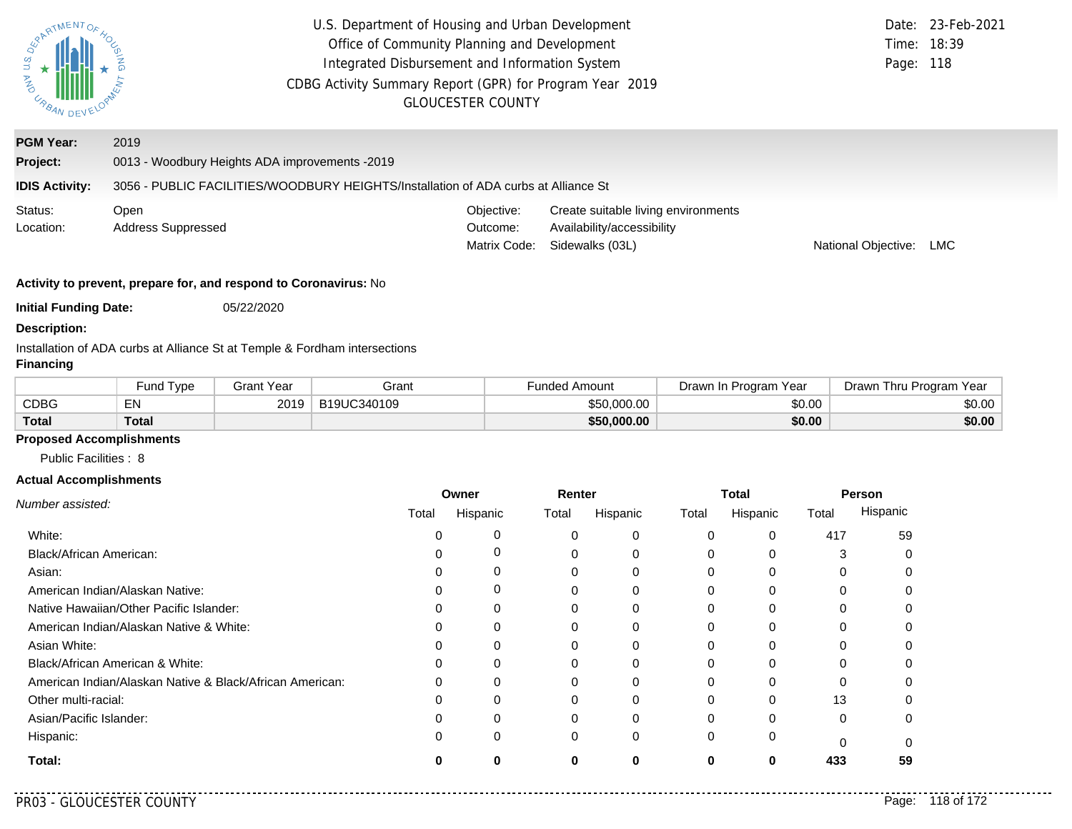U.S. Department of Housing and Urban Development
Office of Community Planning and Development
Integrated Disbursement and Information System
CDBG Activity Summary Report (GPR) for Program Year 2019
GLOUCESTER COUNTY

Date: 23-Feb-2021
Time: 18:39
Page: 118

**PGM Year:** 2019

**Project:** 0013 - Woodbury Heights ADA improvements -2019

**IDIS Activity:** 3056 - PUBLIC FACILITIES/WOODBURY HEIGHTS/Installation of ADA curbs at Alliance St

Status: Open
Location: Address Suppressed

Objective: Create suitable living environments
Outcome: Availability/accessibility
Matrix Code: Sidewalks (03L)
National Objective: LMC

**Activity to prevent, prepare for, and respond to Coronavirus:** No

**Initial Funding Date:** 05/22/2020

**Description:**

Installation of ADA curbs at Alliance St at Temple & Fordham intersections

**Financing**

| | Fund Type | Grant Year | Grant | Funded Amount | Drawn In Program Year | Drawn Thru Program Year |
|---|---|---|---|---|---|---|
| CDBG | EN | 2019 | B19UC340109 | $50,000.00 | $0.00 | $0.00 |
| **Total** | **Total** | | | **$50,000.00** | **$0.00** | **$0.00** |

**Proposed Accomplishments**

Public Facilities : 8

**Actual Accomplishments**

| *Number assisted:* | Owner | | Renter | | Total | | Person | |
|---|---|---|---|---|---|---|---|---|
| | Total | Hispanic | Total | Hispanic | Total | Hispanic | Total | Hispanic |
| White: | 0 | 0 | 0 | 0 | 0 | 0 | 417 | 59 |
| Black/African American: | 0 | 0 | 0 | 0 | 0 | 0 | 3 | 0 |
| Asian: | 0 | 0 | 0 | 0 | 0 | 0 | 0 | 0 |
| American Indian/Alaskan Native: | 0 | 0 | 0 | 0 | 0 | 0 | 0 | 0 |
| Native Hawaiian/Other Pacific Islander: | 0 | 0 | 0 | 0 | 0 | 0 | 0 | 0 |
| American Indian/Alaskan Native & White: | 0 | 0 | 0 | 0 | 0 | 0 | 0 | 0 |
| Asian White: | 0 | 0 | 0 | 0 | 0 | 0 | 0 | 0 |
| Black/African American & White: | 0 | 0 | 0 | 0 | 0 | 0 | 0 | 0 |
| American Indian/Alaskan Native & Black/African American: | 0 | 0 | 0 | 0 | 0 | 0 | 0 | 0 |
| Other multi-racial: | 0 | 0 | 0 | 0 | 0 | 0 | 13 | 0 |
| Asian/Pacific Islander: | 0 | 0 | 0 | 0 | 0 | 0 | 0 | 0 |
| Hispanic: | 0 | 0 | 0 | 0 | 0 | 0 | 0 | 0 |
| **Total:** | **0** | **0** | **0** | **0** | **0** | **0** | **433** | **59** |

PR03 - GLOUCESTER COUNTY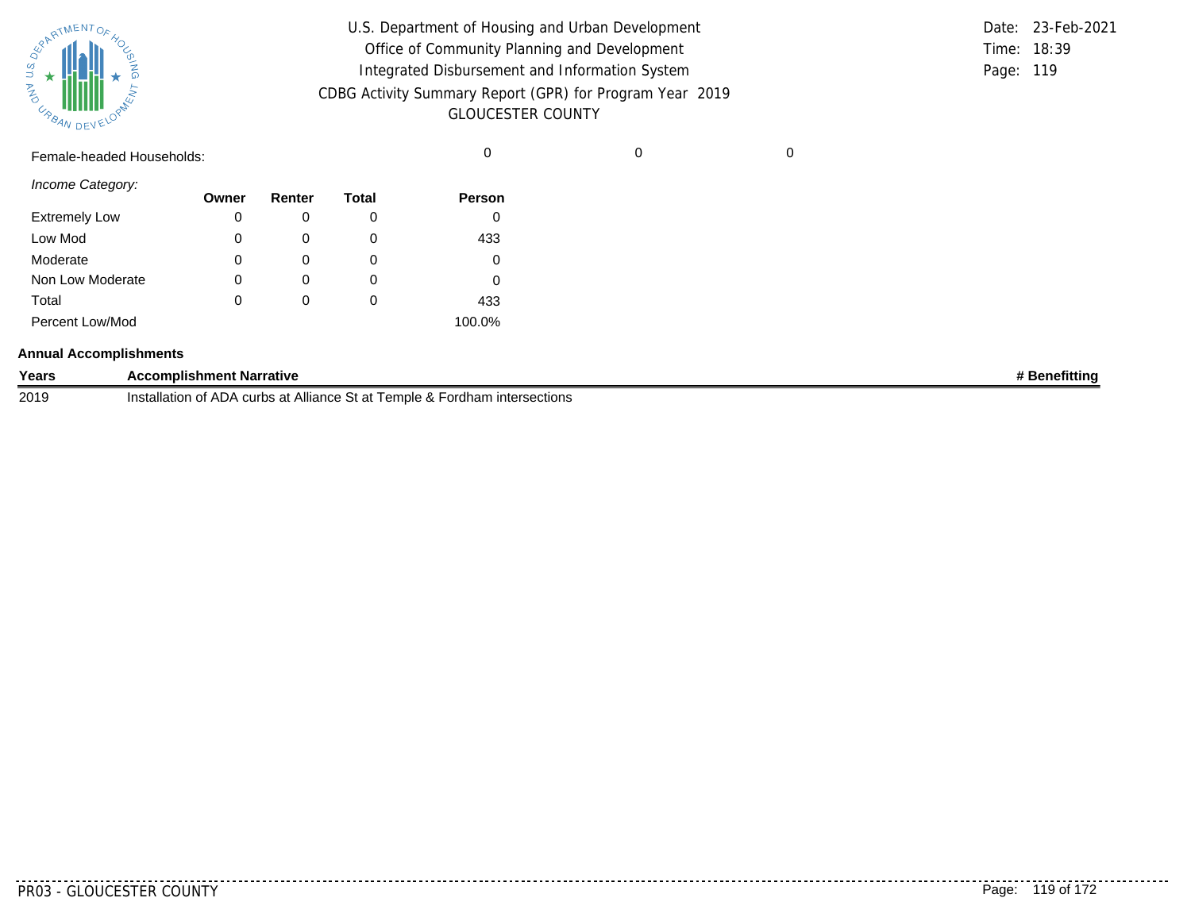Female-headed Households: 0 0 0

*Income Category:*

| | Owner | Renter | Total | Person |
|---|---|---|---|---|
| Extremely Low | 0 | 0 | 0 | 0 |
| Low Mod | 0 | 0 | 0 | 433 |
| Moderate | 0 | 0 | 0 | 0 |
| Non Low Moderate | 0 | 0 | 0 | 0 |
| Total | 0 | 0 | 0 | 433 |
| Percent Low/Mod | | | | 100.0% |

**Annual Accomplishments**

| Years | Accomplishment Narrative | # Benefitting |
|---|---|---|
| 2019 | Installation of ADA curbs at Alliance St at Temple & Fordham intersections | |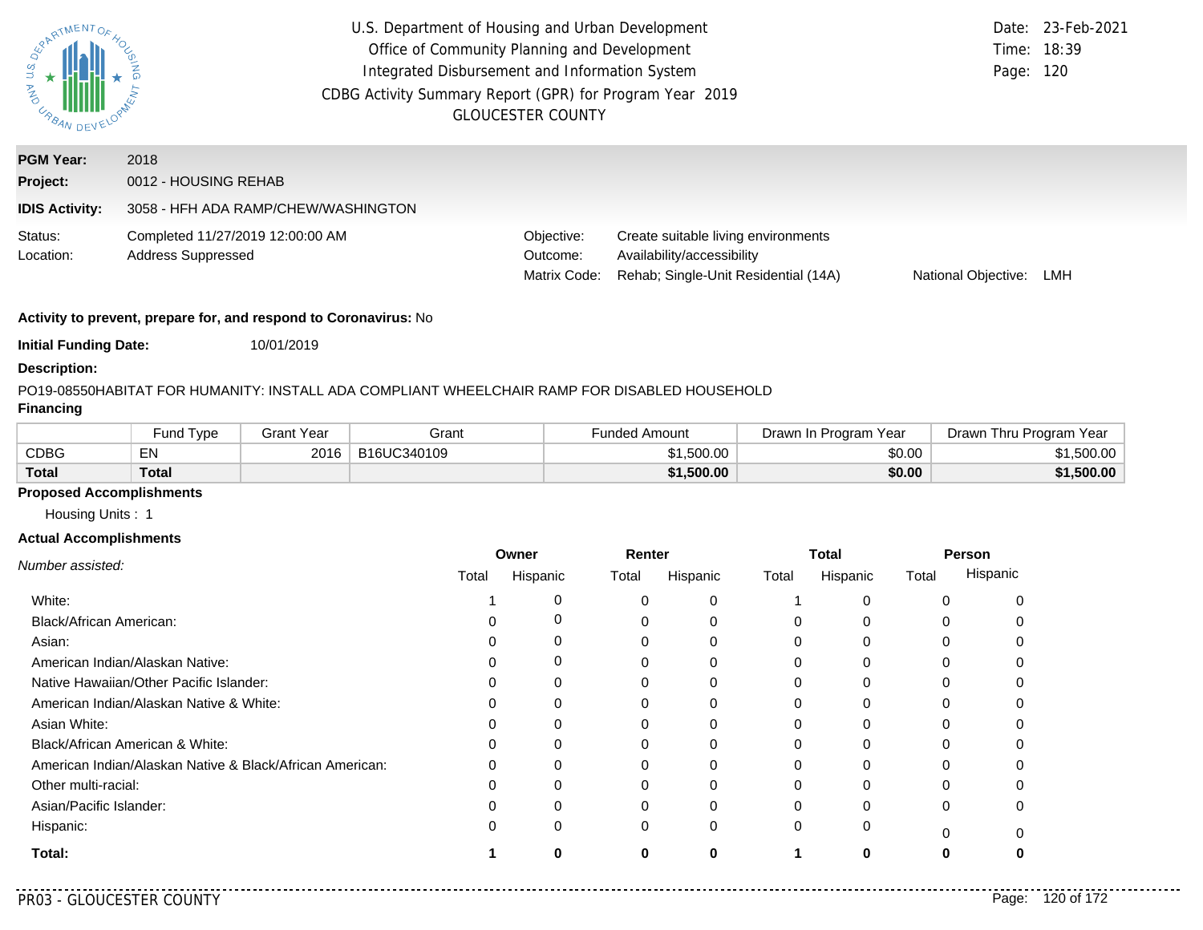U.S. Department of Housing and Urban Development
Office of Community Planning and Development
Integrated Disbursement and Information System
CDBG Activity Summary Report (GPR) for Program Year 2019
GLOUCESTER COUNTY

Date: 23-Feb-2021
Time: 18:39
Page: 120

**PGM Year:** 2018
**Project:** 0012 - HOUSING REHAB
**IDIS Activity:** 3058 - HFH ADA RAMP/CHEW/WASHINGTON

Status: Completed 11/27/2019 12:00:00 AM
Location: Address Suppressed

Objective: Create suitable living environments
Outcome: Availability/accessibility
Matrix Code: Rehab; Single-Unit Residential (14A)
National Objective: LMH

**Activity to prevent, prepare for, and respond to Coronavirus:** No

**Initial Funding Date:** 10/01/2019

**Description:**

PO19-08550HABITAT FOR HUMANITY: INSTALL ADA COMPLIANT WHEELCHAIR RAMP FOR DISABLED HOUSEHOLD

**Financing**

| | Fund Type | Grant Year | Grant | Funded Amount | Drawn In Program Year | Drawn Thru Program Year |
|---|---|---|---|---|---|---|
| CDBG | EN | 2016 | B16UC340109 | $1,500.00 | $0.00 | $1,500.00 |
| **Total** | **Total** | | | **$1,500.00** | **$0.00** | **$1,500.00** |

**Proposed Accomplishments**

Housing Units : 1

**Actual Accomplishments**

| *Number assisted:* | Owner | | Renter | | Total | | Person | |
|---|---|---|---|---|---|---|---|---|
| | Total | Hispanic | Total | Hispanic | Total | Hispanic | Total | Hispanic |
| White: | 1 | 0 | 0 | 0 | 1 | 0 | 0 | 0 |
| Black/African American: | 0 | 0 | 0 | 0 | 0 | 0 | 0 | 0 |
| Asian: | 0 | 0 | 0 | 0 | 0 | 0 | 0 | 0 |
| American Indian/Alaskan Native: | 0 | 0 | 0 | 0 | 0 | 0 | 0 | 0 |
| Native Hawaiian/Other Pacific Islander: | 0 | 0 | 0 | 0 | 0 | 0 | 0 | 0 |
| American Indian/Alaskan Native & White: | 0 | 0 | 0 | 0 | 0 | 0 | 0 | 0 |
| Asian White: | 0 | 0 | 0 | 0 | 0 | 0 | 0 | 0 |
| Black/African American & White: | 0 | 0 | 0 | 0 | 0 | 0 | 0 | 0 |
| American Indian/Alaskan Native & Black/African American: | 0 | 0 | 0 | 0 | 0 | 0 | 0 | 0 |
| Other multi-racial: | 0 | 0 | 0 | 0 | 0 | 0 | 0 | 0 |
| Asian/Pacific Islander: | 0 | 0 | 0 | 0 | 0 | 0 | 0 | 0 |
| Hispanic: | 0 | 0 | 0 | 0 | 0 | 0 | 0 | 0 |
| **Total:** | **1** | **0** | **0** | **0** | **1** | **0** | **0** | **0** |

PR03 - GLOUCESTER COUNTY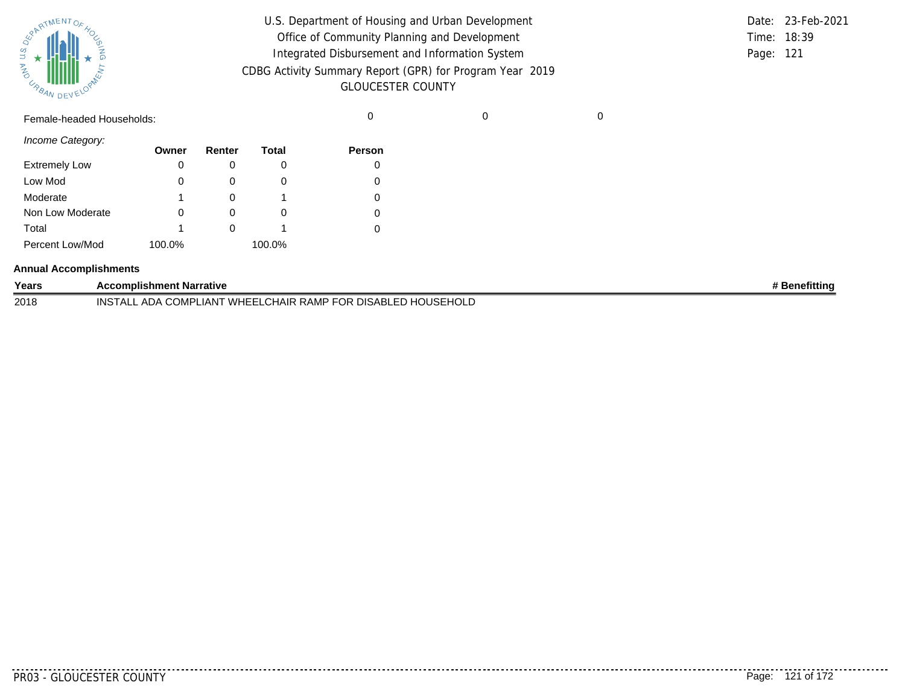| Female-headed Households: | | | | 0 | 0 | 0 |
|---|---|---|---|---|---|---|

*Income Category:*

| | Owner | Renter | Total | Person |
|---|---|---|---|---|
| Extremely Low | 0 | 0 | 0 | 0 |
| Low Mod | 0 | 0 | 0 | 0 |
| Moderate | 1 | 0 | 1 | 0 |
| Non Low Moderate | 0 | 0 | 0 | 0 |
| Total | 1 | 0 | 1 | 0 |
| Percent Low/Mod | 100.0% | | 100.0% | |

**Annual Accomplishments**

| Years | Accomplishment Narrative | # Benefitting |
|---|---|---|
| 2018 | INSTALL ADA COMPLIANT WHEELCHAIR RAMP FOR DISABLED HOUSEHOLD | |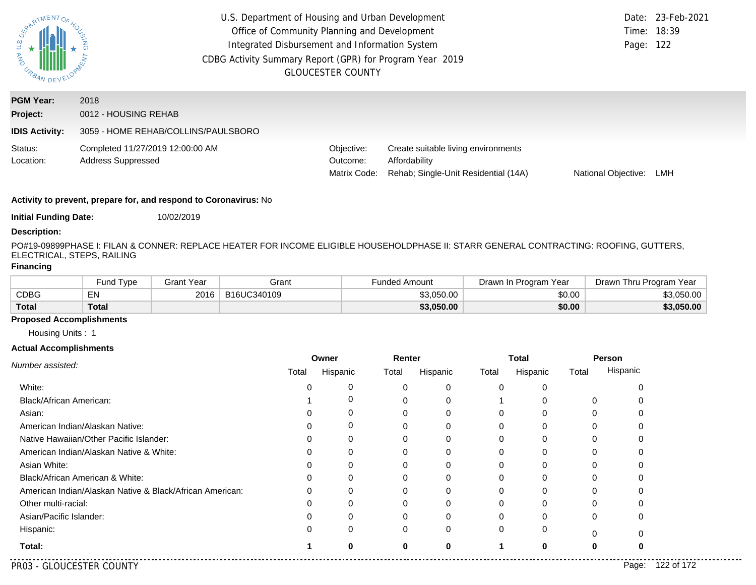U.S. Department of Housing and Urban Development
Office of Community Planning and Development
Integrated Disbursement and Information System
CDBG Activity Summary Report (GPR) for Program Year 2019
GLOUCESTER COUNTY

Date: 23-Feb-2021
Time: 18:39

**PGM Year:** 2018
**Project:** 0012 - HOUSING REHAB
**IDIS Activity:** 3059 - HOME REHAB/COLLINS/PAULSBORO

Status: Completed 11/27/2019 12:00:00 AM
Location: Address Suppressed

Objective: Create suitable living environments
Outcome: Affordability
Matrix Code: Rehab; Single-Unit Residential (14A)
National Objective: LMH

**Activity to prevent, prepare for, and respond to Coronavirus:** No

**Initial Funding Date:** 10/02/2019

**Description:**

PO#19-09899PHASE I: FILAN & CONNER: REPLACE HEATER FOR INCOME ELIGIBLE HOUSEHOLDPHASE II: STARR GENERAL CONTRACTING: ROOFING, GUTTERS, ELECTRICAL, STEPS, RAILING

**Financing**

| | Fund Type | Grant Year | Grant | Funded Amount | Drawn In Program Year | Drawn Thru Program Year |
|---|---|---|---|---|---|---|
| CDBG | EN | 2016 | B16UC340109 | $3,050.00 | $0.00 | $3,050.00 |
| **Total** | **Total** | | | **$3,050.00** | **$0.00** | **$3,050.00** |

**Proposed Accomplishments**

Housing Units : 1

**Actual Accomplishments**

| *Number assisted:* | Owner | | Renter | | Total | | Person | |
|---|---|---|---|---|---|---|---|---|
| | Total | Hispanic | Total | Hispanic | Total | Hispanic | Total | Hispanic |
| White: | 0 | 0 | 0 | 0 | 0 | 0 | | 0 |
| Black/African American: | 1 | 0 | 0 | 0 | 1 | 0 | 0 | 0 |
| Asian: | 0 | 0 | 0 | 0 | 0 | 0 | 0 | 0 |
| American Indian/Alaskan Native: | 0 | 0 | 0 | 0 | 0 | 0 | 0 | 0 |
| Native Hawaiian/Other Pacific Islander: | 0 | 0 | 0 | 0 | 0 | 0 | 0 | 0 |
| American Indian/Alaskan Native & White: | 0 | 0 | 0 | 0 | 0 | 0 | 0 | 0 |
| Asian White: | 0 | 0 | 0 | 0 | 0 | 0 | 0 | 0 |
| Black/African American & White: | 0 | 0 | 0 | 0 | 0 | 0 | 0 | 0 |
| American Indian/Alaskan Native & Black/African American: | 0 | 0 | 0 | 0 | 0 | 0 | 0 | 0 |
| Other multi-racial: | 0 | 0 | 0 | 0 | 0 | 0 | 0 | 0 |
| Asian/Pacific Islander: | 0 | 0 | 0 | 0 | 0 | 0 | 0 | 0 |
| Hispanic: | 0 | 0 | 0 | 0 | 0 | 0 | 0 | 0 |
| **Total:** | **1** | **0** | **0** | **0** | **1** | **0** | **0** | **0** |

PR03 - GLOUCESTER COUNTY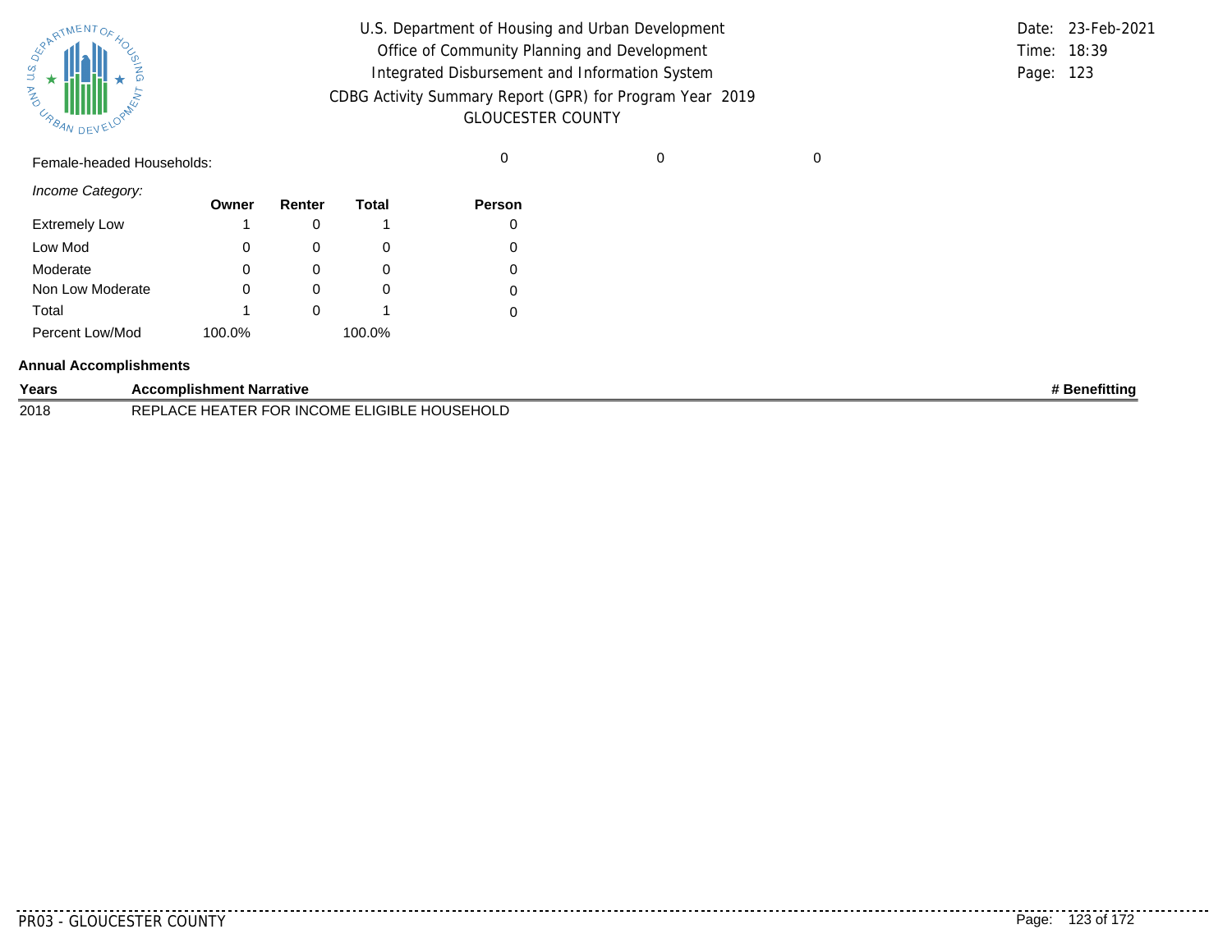Female-headed Households: 0 0 0

*Income Category:*

| | Owner | Renter | Total | Person |
|---|---|---|---|---|
| Extremely Low | 1 | 0 | 1 | 0 |
| Low Mod | 0 | 0 | 0 | 0 |
| Moderate | 0 | 0 | 0 | 0 |
| Non Low Moderate | 0 | 0 | 0 | 0 |
| Total | 1 | 0 | 1 | 0 |
| Percent Low/Mod | 100.0% | | 100.0% | |

**Annual Accomplishments**

| Years | Accomplishment Narrative | # Benefitting |
|---|---|---|
| 2018 | REPLACE HEATER FOR INCOME ELIGIBLE HOUSEHOLD | |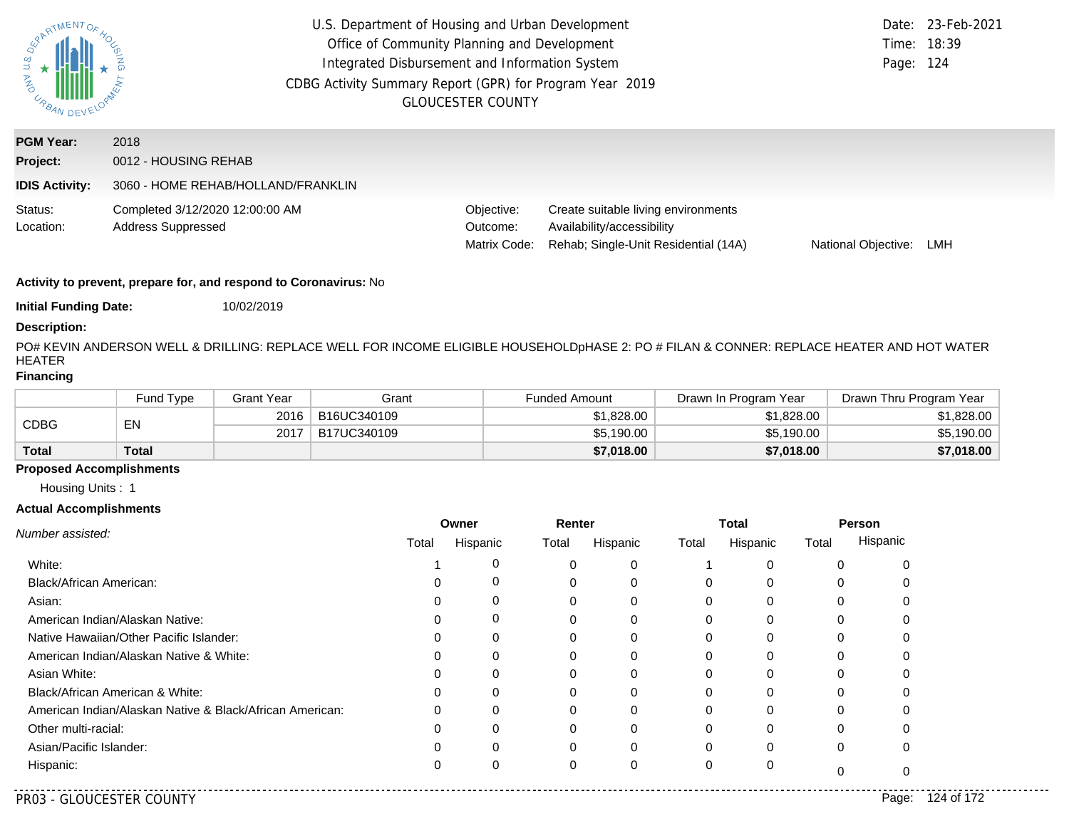U.S. Department of Housing and Urban Development
Office of Community Planning and Development
Integrated Disbursement and Information System
CDBG Activity Summary Report (GPR) for Program Year 2019
GLOUCESTER COUNTY

Date: 23-Feb-2021
Time: 18:39

**PGM Year:** 2018

**Project:** 0012 - HOUSING REHAB

**IDIS Activity:** 3060 - HOME REHAB/HOLLAND/FRANKLIN

Status: Completed 3/12/2020 12:00:00 AM
Location: Address Suppressed

Objective: Create suitable living environments
Outcome: Availability/accessibility
Matrix Code: Rehab; Single-Unit Residential (14A)
National Objective: LMH

**Activity to prevent, prepare for, and respond to Coronavirus:** No

**Initial Funding Date:** 10/02/2019

**Description:**

PO# KEVIN ANDERSON WELL & DRILLING: REPLACE WELL FOR INCOME ELIGIBLE HOUSEHOLDpHASE 2: PO # FILAN & CONNER: REPLACE HEATER AND HOT WATER HEATER

**Financing**

| | Fund Type | Grant Year | Grant | Funded Amount | Drawn In Program Year | Drawn Thru Program Year |
|---|---|---|---|---|---|---|
| CDBG | EN | 2016 | B16UC340109 | $1,828.00 | $1,828.00 | $1,828.00 |
| | | 2017 | B17UC340109 | $5,190.00 | $5,190.00 | $5,190.00 |
| **Total** | **Total** | | | **$7,018.00** | **$7,018.00** | **$7,018.00** |

**Proposed Accomplishments**

Housing Units : 1

**Actual Accomplishments**

| *Number assisted:* | Owner | | Renter | | Total | | Person | |
|---|---|---|---|---|---|---|---|---|
| | Total | Hispanic | Total | Hispanic | Total | Hispanic | Total | Hispanic |
| White: | 1 | 0 | 0 | 0 | 1 | 0 | 0 | 0 |
| Black/African American: | 0 | 0 | 0 | 0 | 0 | 0 | 0 | 0 |
| Asian: | 0 | 0 | 0 | 0 | 0 | 0 | 0 | 0 |
| American Indian/Alaskan Native: | 0 | 0 | 0 | 0 | 0 | 0 | 0 | 0 |
| Native Hawaiian/Other Pacific Islander: | 0 | 0 | 0 | 0 | 0 | 0 | 0 | 0 |
| American Indian/Alaskan Native & White: | 0 | 0 | 0 | 0 | 0 | 0 | 0 | 0 |
| Asian White: | 0 | 0 | 0 | 0 | 0 | 0 | 0 | 0 |
| Black/African American & White: | 0 | 0 | 0 | 0 | 0 | 0 | 0 | 0 |
| American Indian/Alaskan Native & Black/African American: | 0 | 0 | 0 | 0 | 0 | 0 | 0 | 0 |
| Other multi-racial: | 0 | 0 | 0 | 0 | 0 | 0 | 0 | 0 |
| Asian/Pacific Islander: | 0 | 0 | 0 | 0 | 0 | 0 | 0 | 0 |
| Hispanic: | 0 | 0 | 0 | 0 | 0 | 0 | 0 | 0 |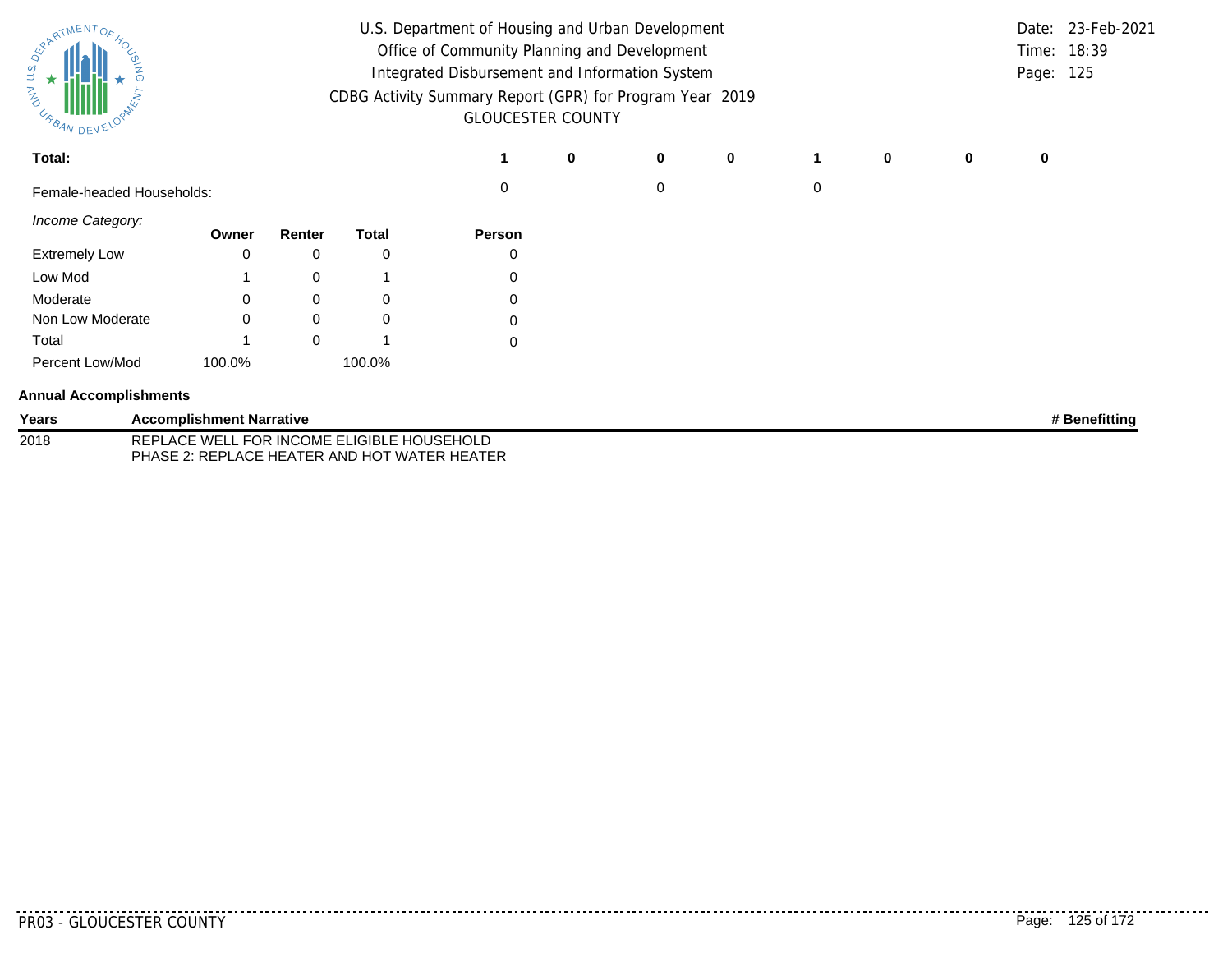U.S. Department of Housing and Urban Development
Office of Community Planning and Development
Integrated Disbursement and Information System
CDBG Activity Summary Report (GPR) for Program Year 2019
GLOUCESTER COUNTY

Date: 23-Feb-2021
Time: 18:39

| | | | | | | | | |
|---|---|---|---|---|---|---|---|---|
| **Total:** | **1** | **0** | **0** | **0** | **1** | **0** | **0** | **0** |
| Female-headed Households: | 0 | | 0 | | 0 | | | |

*Income Category:*

| | Owner | Renter | Total | Person |
|---|---|---|---|---|
| Extremely Low | 0 | 0 | 0 | 0 |
| Low Mod | 1 | 0 | 1 | 0 |
| Moderate | 0 | 0 | 0 | 0 |
| Non Low Moderate | 0 | 0 | 0 | 0 |
| Total | 1 | 0 | 1 | 0 |
| Percent Low/Mod | 100.0% | | 100.0% | |

**Annual Accomplishments**

| Years | Accomplishment Narrative | # Benefitting |
|---|---|---|
| 2018 | REPLACE WELL FOR INCOME ELIGIBLE HOUSEHOLD<br>PHASE 2: REPLACE HEATER AND HOT WATER HEATER | |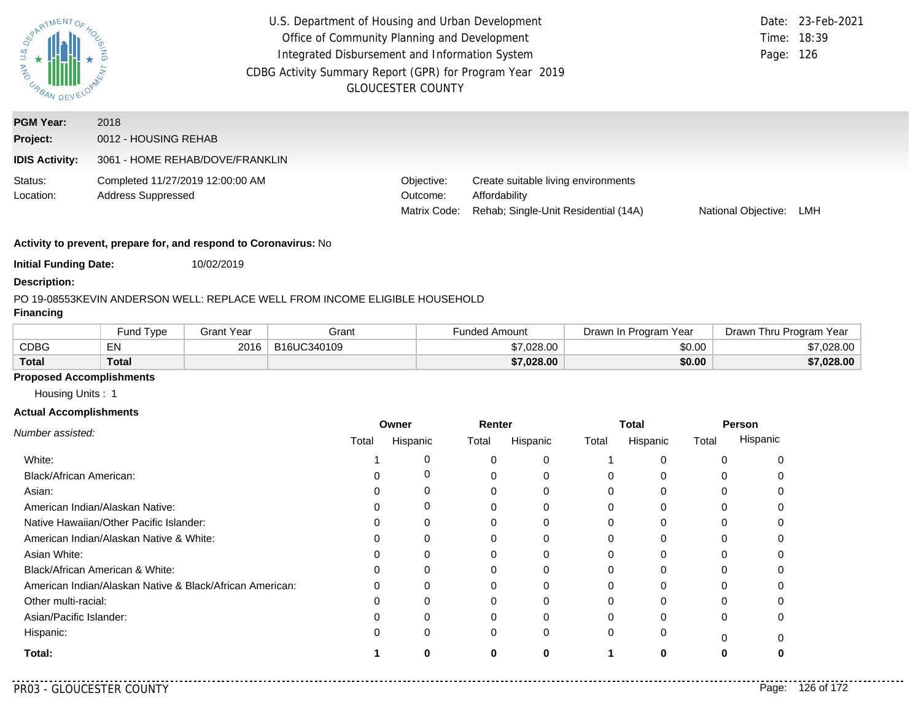U.S. Department of Housing and Urban Development
Office of Community Planning and Development
Integrated Disbursement and Information System
CDBG Activity Summary Report (GPR) for Program Year 2019
GLOUCESTER COUNTY

Date: 23-Feb-2021
Time: 18:39
Page: 126

**PGM Year:** 2018
**Project:** 0012 - HOUSING REHAB
**IDIS Activity:** 3061 - HOME REHAB/DOVE/FRANKLIN

Status: Completed 11/27/2019 12:00:00 AM
Location: Address Suppressed

Objective: Create suitable living environments
Outcome: Affordability
Matrix Code: Rehab; Single-Unit Residential (14A)
National Objective: LMH

**Activity to prevent, prepare for, and respond to Coronavirus:** No

**Initial Funding Date:** 10/02/2019

**Description:**

PO 19-08553KEVIN ANDERSON WELL: REPLACE WELL FROM INCOME ELIGIBLE HOUSEHOLD

**Financing**

| | Fund Type | Grant Year | Grant | Funded Amount | Drawn In Program Year | Drawn Thru Program Year |
|---|---|---|---|---|---|---|
| CDBG | EN | 2016 | B16UC340109 | $7,028.00 | $0.00 | $7,028.00 |
| **Total** | **Total** | | | **$7,028.00** | **$0.00** | **$7,028.00** |

**Proposed Accomplishments**

Housing Units : 1

**Actual Accomplishments**

| *Number assisted:* | Owner | | Renter | | Total | | Person | |
|---|---|---|---|---|---|---|---|---|
| | Total | Hispanic | Total | Hispanic | Total | Hispanic | Total | Hispanic |
| White: | 1 | 0 | 0 | 0 | 1 | 0 | 0 | 0 |
| Black/African American: | 0 | 0 | 0 | 0 | 0 | 0 | 0 | 0 |
| Asian: | 0 | 0 | 0 | 0 | 0 | 0 | 0 | 0 |
| American Indian/Alaskan Native: | 0 | 0 | 0 | 0 | 0 | 0 | 0 | 0 |
| Native Hawaiian/Other Pacific Islander: | 0 | 0 | 0 | 0 | 0 | 0 | 0 | 0 |
| American Indian/Alaskan Native & White: | 0 | 0 | 0 | 0 | 0 | 0 | 0 | 0 |
| Asian White: | 0 | 0 | 0 | 0 | 0 | 0 | 0 | 0 |
| Black/African American & White: | 0 | 0 | 0 | 0 | 0 | 0 | 0 | 0 |
| American Indian/Alaskan Native & Black/African American: | 0 | 0 | 0 | 0 | 0 | 0 | 0 | 0 |
| Other multi-racial: | 0 | 0 | 0 | 0 | 0 | 0 | 0 | 0 |
| Asian/Pacific Islander: | 0 | 0 | 0 | 0 | 0 | 0 | 0 | 0 |
| Hispanic: | 0 | 0 | 0 | 0 | 0 | 0 | 0 | 0 |
| **Total:** | **1** | **0** | **0** | **0** | **1** | **0** | **0** | **0** |

PR03 - GLOUCESTER COUNTY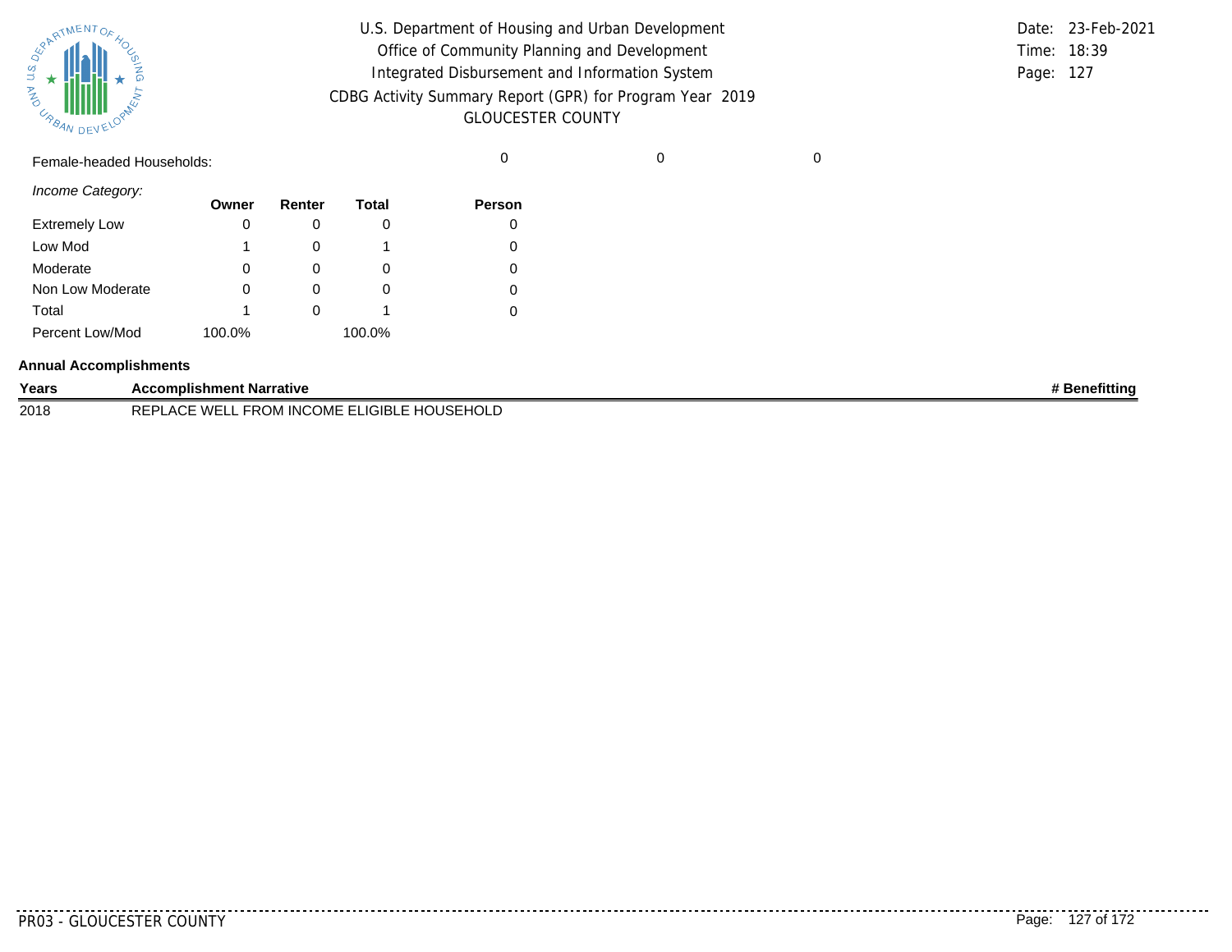Female-headed Households: 0 0 0

*Income Category:*

| | Owner | Renter | Total | Person |
|---|---|---|---|---|
| Extremely Low | 0 | 0 | 0 | 0 |
| Low Mod | 1 | 0 | 1 | 0 |
| Moderate | 0 | 0 | 0 | 0 |
| Non Low Moderate | 0 | 0 | 0 | 0 |
| Total | 1 | 0 | 1 | 0 |
| Percent Low/Mod | 100.0% | | 100.0% | |

**Annual Accomplishments**

| Years | Accomplishment Narrative | # Benefitting |
|---|---|---|
| 2018 | REPLACE WELL FROM INCOME ELIGIBLE HOUSEHOLD | |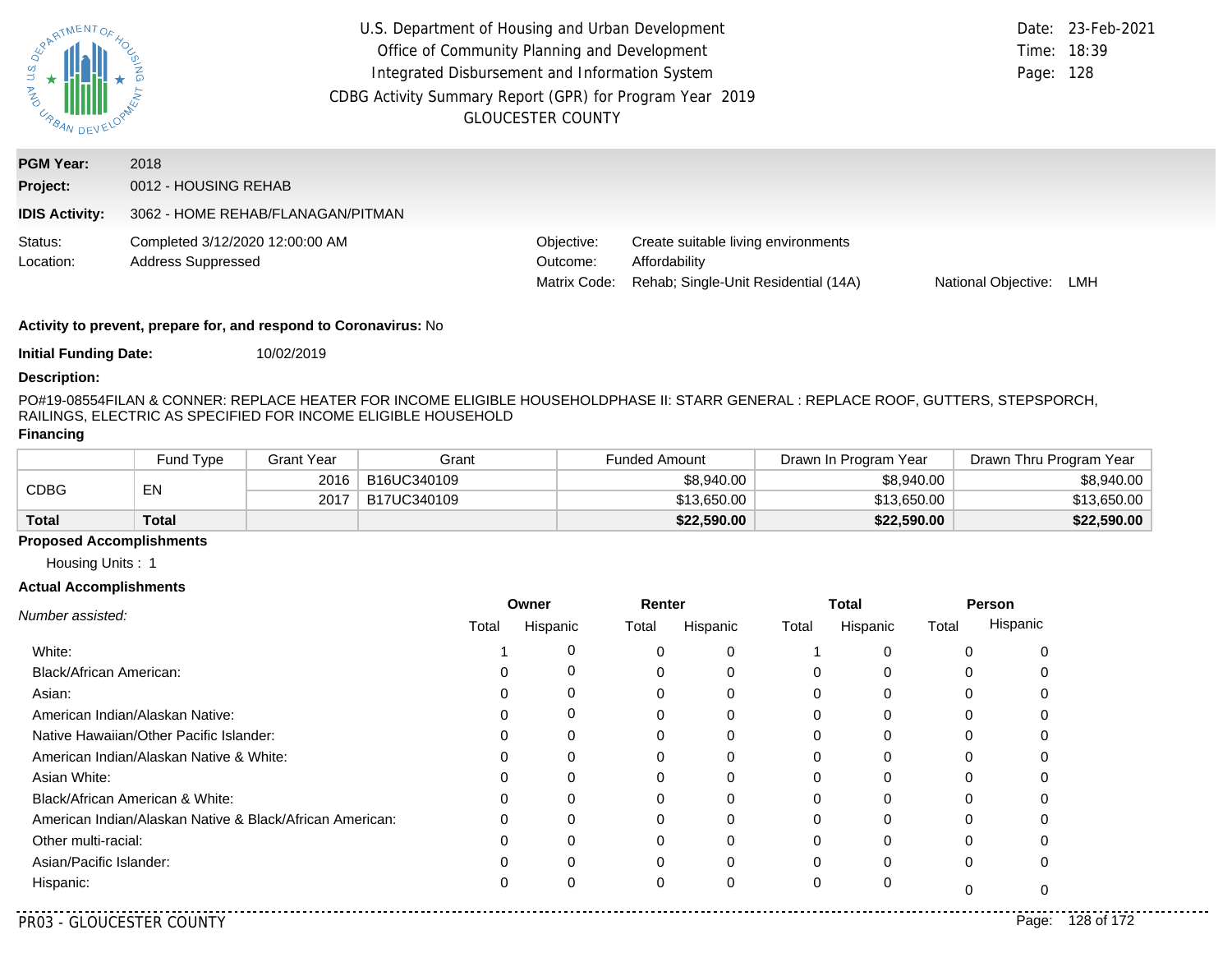U.S. Department of Housing and Urban Development
Office of Community Planning and Development
Integrated Disbursement and Information System
CDBG Activity Summary Report (GPR) for Program Year 2019
GLOUCESTER COUNTY

Date: 23-Feb-2021
Time: 18:39

**PGM Year:** 2018
**Project:** 0012 - HOUSING REHAB
**IDIS Activity:** 3062 - HOME REHAB/FLANAGAN/PITMAN

Status: Completed 3/12/2020 12:00:00 AM
Location: Address Suppressed

Objective: Create suitable living environments
Outcome: Affordability
Matrix Code: Rehab; Single-Unit Residential (14A)
National Objective: LMH

**Activity to prevent, prepare for, and respond to Coronavirus:** No

**Initial Funding Date:** 10/02/2019

**Description:**

PO#19-08554FILAN & CONNER: REPLACE HEATER FOR INCOME ELIGIBLE HOUSEHOLDPHASE II: STARR GENERAL : REPLACE ROOF, GUTTERS, STEPSPORCH, RAILINGS, ELECTRIC AS SPECIFIED FOR INCOME ELIGIBLE HOUSEHOLD

**Financing**

| | Fund Type | Grant Year | Grant | Funded Amount | Drawn In Program Year | Drawn Thru Program Year |
|---|---|---|---|---|---|---|
| CDBG | EN | 2016 | B16UC340109 | $8,940.00 | $8,940.00 | $8,940.00 |
| | | 2017 | B17UC340109 | $13,650.00 | $13,650.00 | $13,650.00 |
| **Total** | **Total** | | | **$22,590.00** | **$22,590.00** | **$22,590.00** |

**Proposed Accomplishments**

Housing Units : 1

**Actual Accomplishments**

| *Number assisted:* | Owner | | Renter | | Total | | Person | |
|---|---|---|---|---|---|---|---|---|
| | Total | Hispanic | Total | Hispanic | Total | Hispanic | Total | Hispanic |
| White: | 1 | 0 | 0 | 0 | 1 | 0 | 0 | 0 |
| Black/African American: | 0 | 0 | 0 | 0 | 0 | 0 | 0 | 0 |
| Asian: | 0 | 0 | 0 | 0 | 0 | 0 | 0 | 0 |
| American Indian/Alaskan Native: | 0 | 0 | 0 | 0 | 0 | 0 | 0 | 0 |
| Native Hawaiian/Other Pacific Islander: | 0 | 0 | 0 | 0 | 0 | 0 | 0 | 0 |
| American Indian/Alaskan Native & White: | 0 | 0 | 0 | 0 | 0 | 0 | 0 | 0 |
| Asian White: | 0 | 0 | 0 | 0 | 0 | 0 | 0 | 0 |
| Black/African American & White: | 0 | 0 | 0 | 0 | 0 | 0 | 0 | 0 |
| American Indian/Alaskan Native & Black/African American: | 0 | 0 | 0 | 0 | 0 | 0 | 0 | 0 |
| Other multi-racial: | 0 | 0 | 0 | 0 | 0 | 0 | 0 | 0 |
| Asian/Pacific Islander: | 0 | 0 | 0 | 0 | 0 | 0 | 0 | 0 |
| Hispanic: | 0 | 0 | 0 | 0 | 0 | 0 | 0 | 0 |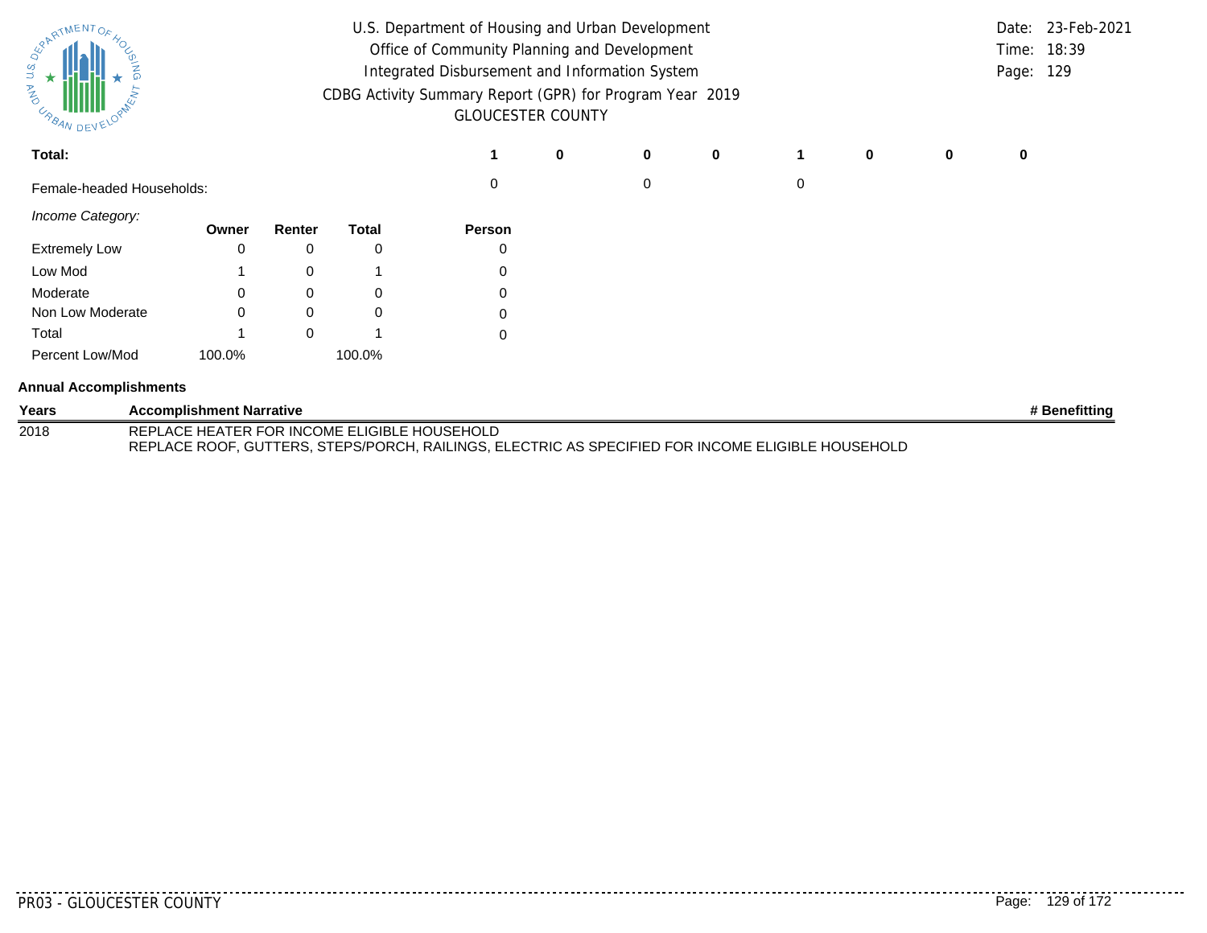U.S. Department of Housing and Urban Development
Office of Community Planning and Development
Integrated Disbursement and Information System
CDBG Activity Summary Report (GPR) for Program Year 2019
GLOUCESTER COUNTY

Date: 23-Feb-2021
Time: 18:39
Page: 129

| | | | | | | | | |
|---|---|---|---|---|---|---|---|---|
| **Total:** | **1** | **0** | **0** | **0** | **1** | **0** | **0** | **0** |
| Female-headed Households: | 0 | | 0 | | 0 | | | |

*Income Category:*

| | Owner | Renter | Total | Person |
|---|---|---|---|---|
| Extremely Low | 0 | 0 | 0 | 0 |
| Low Mod | 1 | 0 | 1 | 0 |
| Moderate | 0 | 0 | 0 | 0 |
| Non Low Moderate | 0 | 0 | 0 | 0 |
| Total | 1 | 0 | 1 | 0 |
| Percent Low/Mod | 100.0% | | 100.0% | |

**Annual Accomplishments**

| Years | Accomplishment Narrative | # Benefitting |
|---|---|---|
| 2018 | REPLACE HEATER FOR INCOME ELIGIBLE HOUSEHOLD<br>REPLACE ROOF, GUTTERS, STEPS/PORCH, RAILINGS, ELECTRIC AS SPECIFIED FOR INCOME ELIGIBLE HOUSEHOLD | |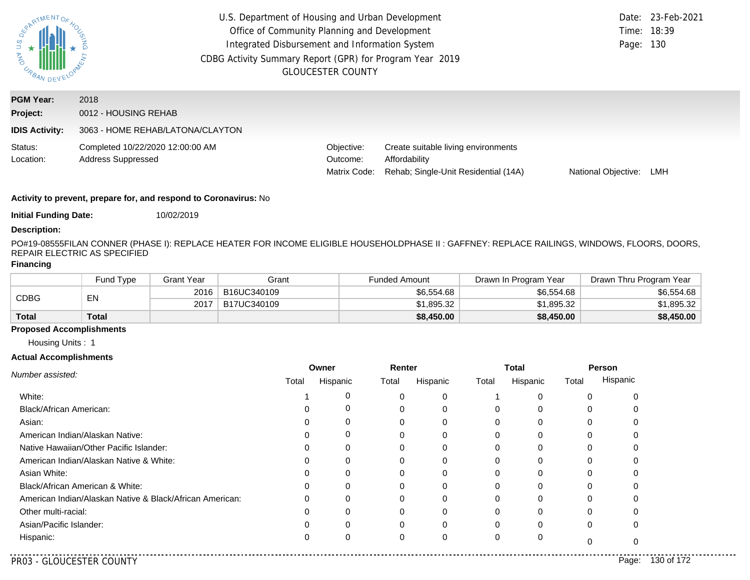U.S. Department of Housing and Urban Development
Office of Community Planning and Development
Integrated Disbursement and Information System
CDBG Activity Summary Report (GPR) for Program Year 2019
GLOUCESTER COUNTY

Date: 23-Feb-2021
Time: 18:39
Page: 130

**PGM Year:** 2018
**Project:** 0012 - HOUSING REHAB
**IDIS Activity:** 3063 - HOME REHAB/LATONA/CLAYTON

Status: Completed 10/22/2020 12:00:00 AM
Location: Address Suppressed

Objective: Create suitable living environments
Outcome: Affordability
Matrix Code: Rehab; Single-Unit Residential (14A)
National Objective: LMH

**Activity to prevent, prepare for, and respond to Coronavirus:** No

**Initial Funding Date:** 10/02/2019

**Description:**

PO#19-08555FILAN CONNER (PHASE I): REPLACE HEATER FOR INCOME ELIGIBLE HOUSEHOLDPHASE II : GAFFNEY: REPLACE RAILINGS, WINDOWS, FLOORS, DOORS, REPAIR ELECTRIC AS SPECIFIED

**Financing**

| | Fund Type | Grant Year | Grant | Funded Amount | Drawn In Program Year | Drawn Thru Program Year |
|---|---|---|---|---|---|---|
| CDBG | EN | 2016 | B16UC340109 | $6,554.68 | $6,554.68 | $6,554.68 |
| | | 2017 | B17UC340109 | $1,895.32 | $1,895.32 | $1,895.32 |
| **Total** | **Total** | | | **$8,450.00** | **$8,450.00** | **$8,450.00** |

**Proposed Accomplishments**

Housing Units : 1

**Actual Accomplishments**

| *Number assisted:* | Owner | | Renter | | Total | | Person | |
|---|---|---|---|---|---|---|---|---|
| | Total | Hispanic | Total | Hispanic | Total | Hispanic | Total | Hispanic |
| White: | 1 | 0 | 0 | 0 | 1 | 0 | 0 | 0 |
| Black/African American: | 0 | 0 | 0 | 0 | 0 | 0 | 0 | 0 |
| Asian: | 0 | 0 | 0 | 0 | 0 | 0 | 0 | 0 |
| American Indian/Alaskan Native: | 0 | 0 | 0 | 0 | 0 | 0 | 0 | 0 |
| Native Hawaiian/Other Pacific Islander: | 0 | 0 | 0 | 0 | 0 | 0 | 0 | 0 |
| American Indian/Alaskan Native & White: | 0 | 0 | 0 | 0 | 0 | 0 | 0 | 0 |
| Asian White: | 0 | 0 | 0 | 0 | 0 | 0 | 0 | 0 |
| Black/African American & White: | 0 | 0 | 0 | 0 | 0 | 0 | 0 | 0 |
| American Indian/Alaskan Native & Black/African American: | 0 | 0 | 0 | 0 | 0 | 0 | 0 | 0 |
| Other multi-racial: | 0 | 0 | 0 | 0 | 0 | 0 | 0 | 0 |
| Asian/Pacific Islander: | 0 | 0 | 0 | 0 | 0 | 0 | 0 | 0 |
| Hispanic: | 0 | 0 | 0 | 0 | 0 | 0 | 0 | 0 |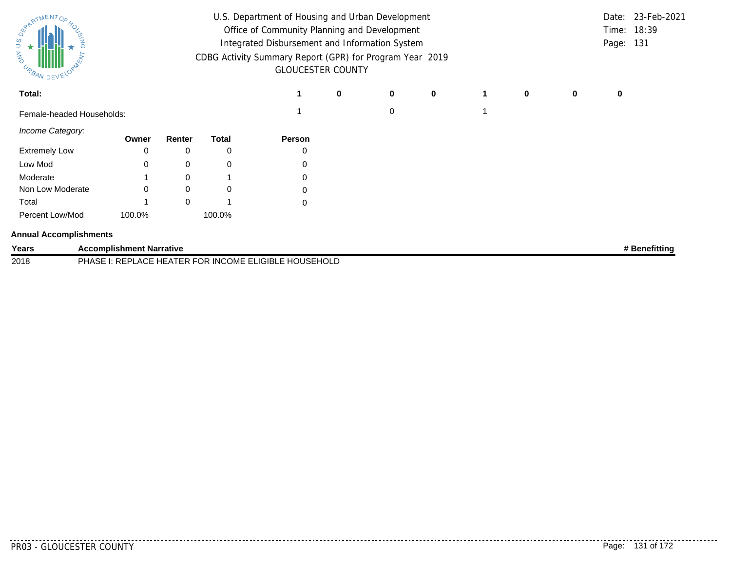**Total:** | 1 | 0 | 0 | 0 | 1 | 0 | 0 | 0

Female-headed Households: | 1 | | 0 | | 1

*Income Category:*

| | Owner | Renter | Total | Person |
|---|---|---|---|---|
| Extremely Low | 0 | 0 | 0 | 0 |
| Low Mod | 0 | 0 | 0 | 0 |
| Moderate | 1 | 0 | 1 | 0 |
| Non Low Moderate | 0 | 0 | 0 | 0 |
| Total | 1 | 0 | 1 | 0 |
| Percent Low/Mod | 100.0% | | 100.0% | |

**Annual Accomplishments**

| Years | Accomplishment Narrative | # Benefitting |
|---|---|---|
| 2018 | PHASE I: REPLACE HEATER FOR INCOME ELIGIBLE HOUSEHOLD | |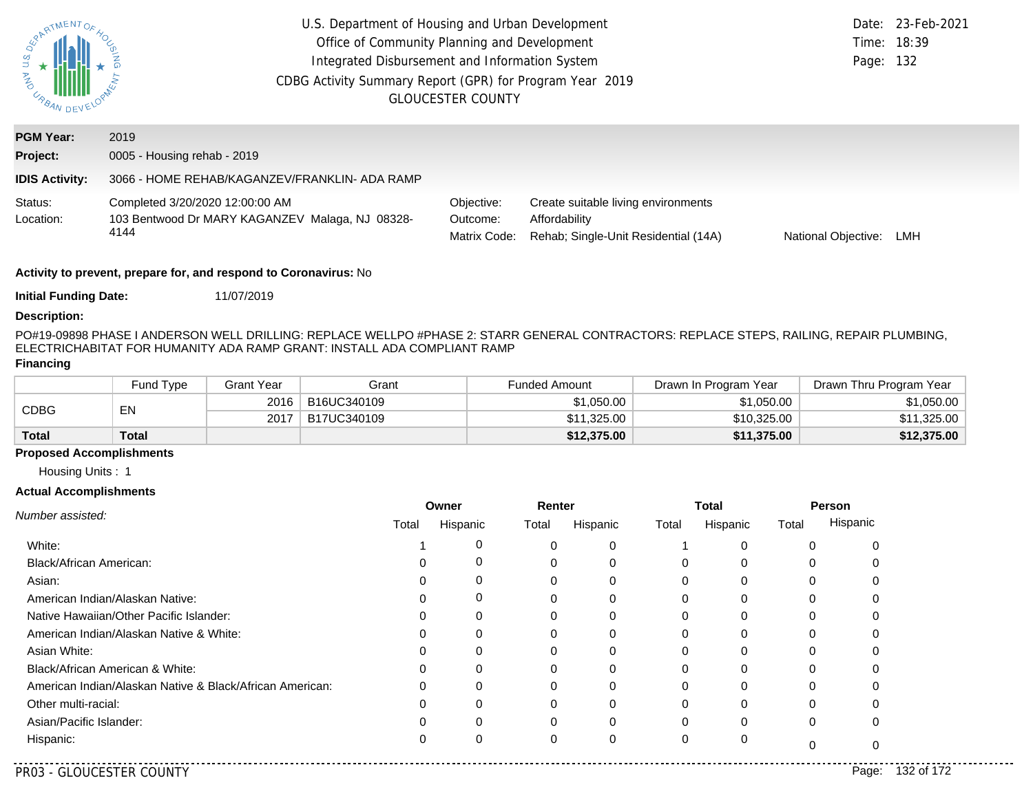U.S. Department of Housing and Urban Development
Office of Community Planning and Development
Integrated Disbursement and Information System
CDBG Activity Summary Report (GPR) for Program Year 2019
GLOUCESTER COUNTY

Date: 23-Feb-2021
Time: 18:39
Page: 132

**PGM Year:** 2019

**Project:** 0005 - Housing rehab - 2019

**IDIS Activity:** 3066 - HOME REHAB/KAGANZEV/FRANKLIN- ADA RAMP

Status: Completed 3/20/2020 12:00:00 AM
Location: 103 Bentwood Dr MARY KAGANZEV Malaga, NJ 08328-4144

Objective: Create suitable living environments
Outcome: Affordability
Matrix Code: Rehab; Single-Unit Residential (14A)
National Objective: LMH

**Activity to prevent, prepare for, and respond to Coronavirus:** No

**Initial Funding Date:** 11/07/2019

**Description:**

PO#19-09898 PHASE I ANDERSON WELL DRILLING: REPLACE WELLPO #PHASE 2: STARR GENERAL CONTRACTORS: REPLACE STEPS, RAILING, REPAIR PLUMBING, ELECTRICHABITAT FOR HUMANITY ADA RAMP GRANT: INSTALL ADA COMPLIANT RAMP

**Financing**

| | Fund Type | Grant Year | Grant | Funded Amount | Drawn In Program Year | Drawn Thru Program Year |
|---|---|---|---|---|---|---|
| CDBG | EN | 2016 | B16UC340109 | $1,050.00 | $1,050.00 | $1,050.00 |
| | | 2017 | B17UC340109 | $11,325.00 | $10,325.00 | $11,325.00 |
| **Total** | **Total** | | | **$12,375.00** | **$11,375.00** | **$12,375.00** |

**Proposed Accomplishments**

Housing Units : 1

**Actual Accomplishments**

| *Number assisted:* | Owner | | Renter | | Total | | Person | |
|---|---|---|---|---|---|---|---|---|
| | Total | Hispanic | Total | Hispanic | Total | Hispanic | Total | Hispanic |
| White: | 1 | 0 | 0 | 0 | 1 | 0 | 0 | 0 |
| Black/African American: | 0 | 0 | 0 | 0 | 0 | 0 | 0 | 0 |
| Asian: | 0 | 0 | 0 | 0 | 0 | 0 | 0 | 0 |
| American Indian/Alaskan Native: | 0 | 0 | 0 | 0 | 0 | 0 | 0 | 0 |
| Native Hawaiian/Other Pacific Islander: | 0 | 0 | 0 | 0 | 0 | 0 | 0 | 0 |
| American Indian/Alaskan Native & White: | 0 | 0 | 0 | 0 | 0 | 0 | 0 | 0 |
| Asian White: | 0 | 0 | 0 | 0 | 0 | 0 | 0 | 0 |
| Black/African American & White: | 0 | 0 | 0 | 0 | 0 | 0 | 0 | 0 |
| American Indian/Alaskan Native & Black/African American: | 0 | 0 | 0 | 0 | 0 | 0 | 0 | 0 |
| Other multi-racial: | 0 | 0 | 0 | 0 | 0 | 0 | 0 | 0 |
| Asian/Pacific Islander: | 0 | 0 | 0 | 0 | 0 | 0 | 0 | 0 |
| Hispanic: | 0 | 0 | 0 | 0 | 0 | 0 | 0 | 0 |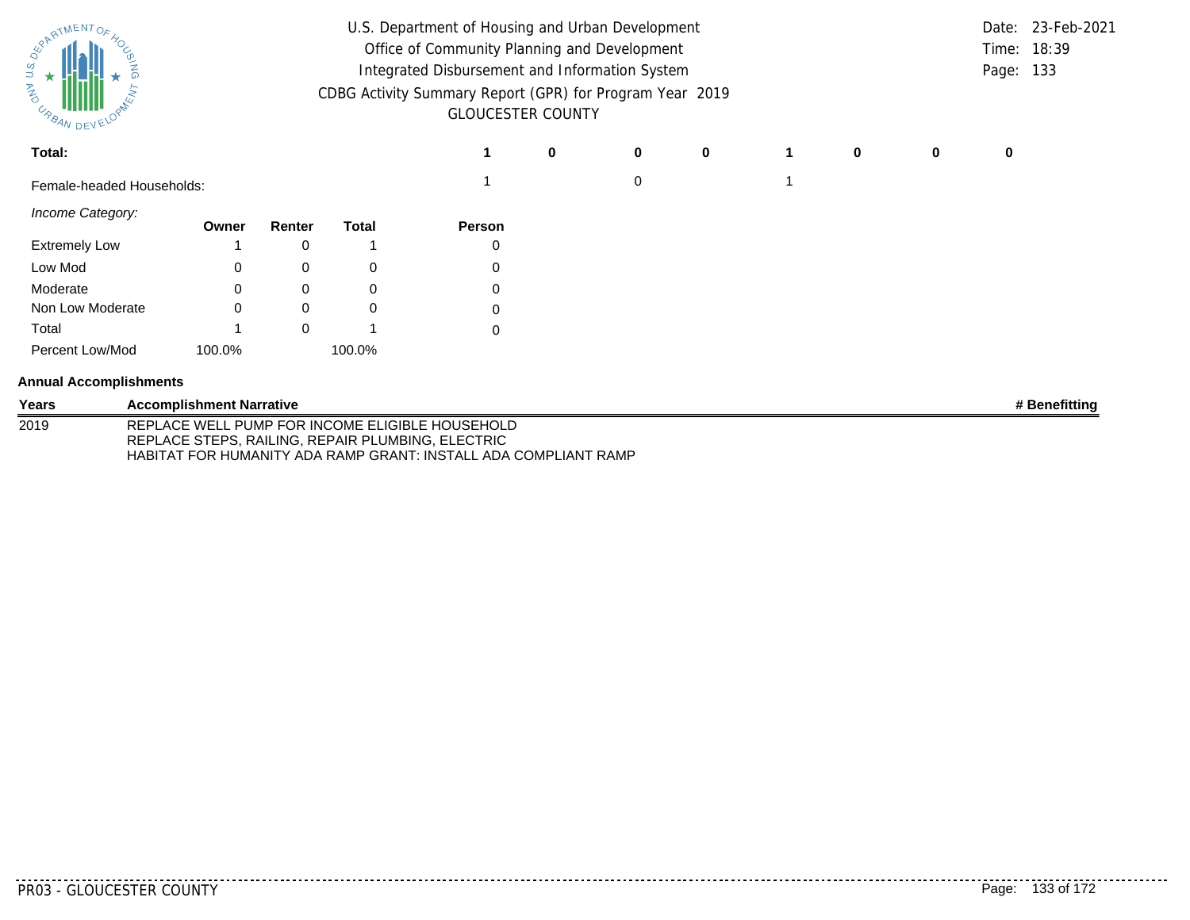| Total: | 1 | 0 | 0 | 0 | 1 | 0 | 0 | 0 |
|---|---|---|---|---|---|---|---|---|
| Female-headed Households: | 1 | | 0 | | 1 | | | |

*Income Category:*

| | Owner | Renter | Total | Person |
|---|---|---|---|---|
| Extremely Low | 1 | 0 | 1 | 0 |
| Low Mod | 0 | 0 | 0 | 0 |
| Moderate | 0 | 0 | 0 | 0 |
| Non Low Moderate | 0 | 0 | 0 | 0 |
| Total | 1 | 0 | 1 | 0 |
| Percent Low/Mod | 100.0% | | 100.0% | |

**Annual Accomplishments**

| Years | Accomplishment Narrative | # Benefitting |
|---|---|---|
| 2019 | REPLACE WELL PUMP FOR INCOME ELIGIBLE HOUSEHOLD<br>REPLACE STEPS, RAILING, REPAIR PLUMBING, ELECTRIC<br>HABITAT FOR HUMANITY ADA RAMP GRANT: INSTALL ADA COMPLIANT RAMP | |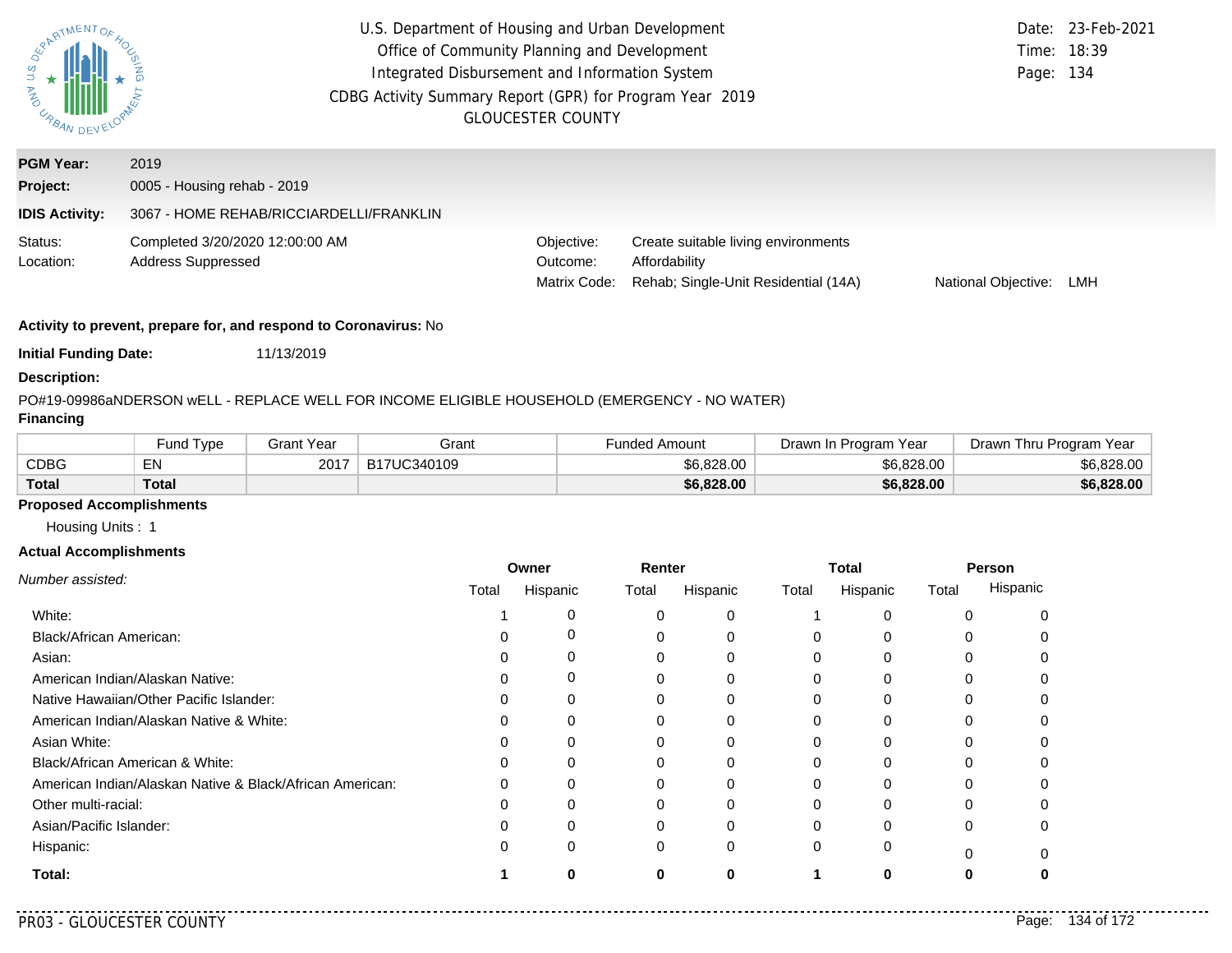U.S. Department of Housing and Urban Development
Office of Community Planning and Development
Integrated Disbursement and Information System
CDBG Activity Summary Report (GPR) for Program Year 2019
GLOUCESTER COUNTY

Date: 23-Feb-2021
Time: 18:39
Page: 134

**PGM Year:** 2019
**Project:** 0005 - Housing rehab - 2019
**IDIS Activity:** 3067 - HOME REHAB/RICCIARDELLI/FRANKLIN

Status: Completed 3/20/2020 12:00:00 AM
Location: Address Suppressed

Objective: Create suitable living environments
Outcome: Affordability
Matrix Code: Rehab; Single-Unit Residential (14A)
National Objective: LMH

**Activity to prevent, prepare for, and respond to Coronavirus:** No

**Initial Funding Date:** 11/13/2019

**Description:**

PO#19-09986aNDERSON wELL - REPLACE WELL FOR INCOME ELIGIBLE HOUSEHOLD (EMERGENCY - NO WATER)

**Financing**

| | Fund Type | Grant Year | Grant | Funded Amount | Drawn In Program Year | Drawn Thru Program Year |
|---|---|---|---|---|---|---|
| CDBG | EN | 2017 | B17UC340109 | $6,828.00 | $6,828.00 | $6,828.00 |
| **Total** | **Total** | | | **$6,828.00** | **$6,828.00** | **$6,828.00** |

**Proposed Accomplishments**

Housing Units : 1

**Actual Accomplishments**

| *Number assisted:* | Owner | | Renter | | Total | | Person | |
|---|---|---|---|---|---|---|---|---|
| | Total | Hispanic | Total | Hispanic | Total | Hispanic | Total | Hispanic |
| White: | 1 | 0 | 0 | 0 | 1 | 0 | 0 | 0 |
| Black/African American: | 0 | 0 | 0 | 0 | 0 | 0 | 0 | 0 |
| Asian: | 0 | 0 | 0 | 0 | 0 | 0 | 0 | 0 |
| American Indian/Alaskan Native: | 0 | 0 | 0 | 0 | 0 | 0 | 0 | 0 |
| Native Hawaiian/Other Pacific Islander: | 0 | 0 | 0 | 0 | 0 | 0 | 0 | 0 |
| American Indian/Alaskan Native & White: | 0 | 0 | 0 | 0 | 0 | 0 | 0 | 0 |
| Asian White: | 0 | 0 | 0 | 0 | 0 | 0 | 0 | 0 |
| Black/African American & White: | 0 | 0 | 0 | 0 | 0 | 0 | 0 | 0 |
| American Indian/Alaskan Native & Black/African American: | 0 | 0 | 0 | 0 | 0 | 0 | 0 | 0 |
| Other multi-racial: | 0 | 0 | 0 | 0 | 0 | 0 | 0 | 0 |
| Asian/Pacific Islander: | 0 | 0 | 0 | 0 | 0 | 0 | 0 | 0 |
| Hispanic: | 0 | 0 | 0 | 0 | 0 | 0 | 0 | 0 |
| **Total:** | **1** | **0** | **0** | **0** | **1** | **0** | **0** | **0** |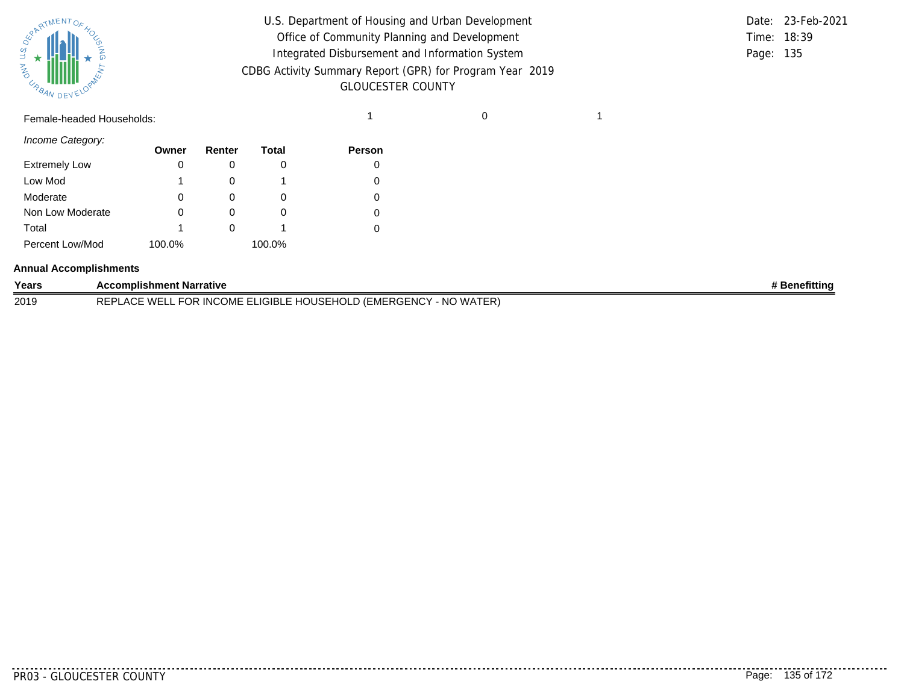Female-headed Households: 1 0 1

*Income Category:*

| | Owner | Renter | Total | Person |
|---|---|---|---|---|
| Extremely Low | 0 | 0 | 0 | 0 |
| Low Mod | 1 | 0 | 1 | 0 |
| Moderate | 0 | 0 | 0 | 0 |
| Non Low Moderate | 0 | 0 | 0 | 0 |
| Total | 1 | 0 | 1 | 0 |
| Percent Low/Mod | 100.0% | | 100.0% | |

**Annual Accomplishments**

| Years | Accomplishment Narrative | # Benefitting |
|---|---|---|
| 2019 | REPLACE WELL FOR INCOME ELIGIBLE HOUSEHOLD (EMERGENCY - NO WATER) | |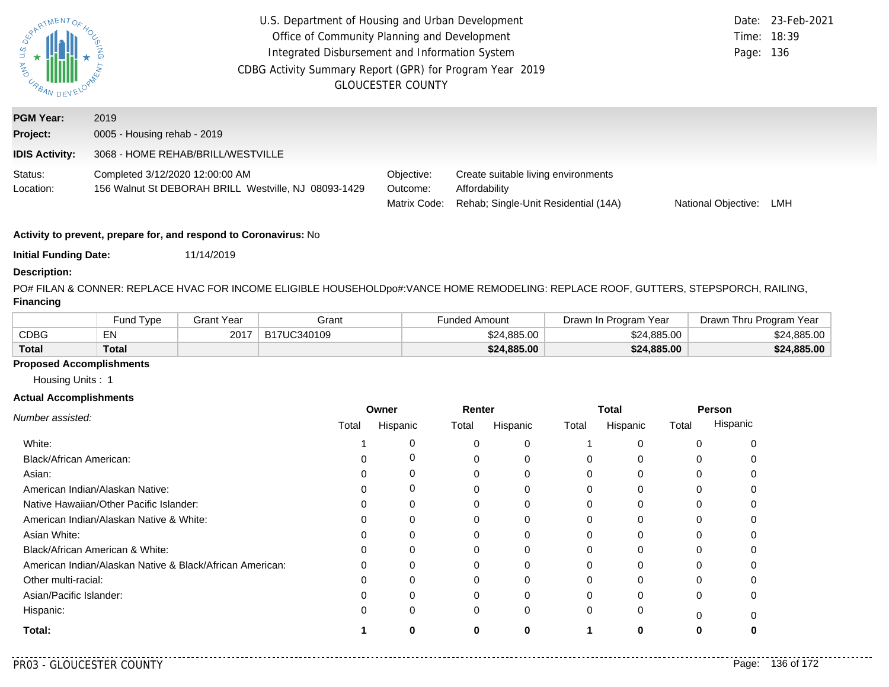U.S. Department of Housing and Urban Development
Office of Community Planning and Development
Integrated Disbursement and Information System
CDBG Activity Summary Report (GPR) for Program Year 2019
GLOUCESTER COUNTY

Date: 23-Feb-2021
Time: 18:39

**PGM Year:** 2019
**Project:** 0005 - Housing rehab - 2019
**IDIS Activity:** 3068 - HOME REHAB/BRILL/WESTVILLE

Status: Completed 3/12/2020 12:00:00 AM
Location: 156 Walnut St DEBORAH BRILL Westville, NJ 08093-1429

Objective: Create suitable living environments
Outcome: Affordability
Matrix Code: Rehab; Single-Unit Residential (14A)
National Objective: LMH

**Activity to prevent, prepare for, and respond to Coronavirus:** No

**Initial Funding Date:** 11/14/2019

**Description:**

PO# FILAN & CONNER: REPLACE HVAC FOR INCOME ELIGIBLE HOUSEHOLDpo#:VANCE HOME REMODELING: REPLACE ROOF, GUTTERS, STEPSPORCH, RAILING,

**Financing**

| | Fund Type | Grant Year | Grant | Funded Amount | Drawn In Program Year | Drawn Thru Program Year |
|---|---|---|---|---|---|---|
| CDBG | EN | 2017 | B17UC340109 | $24,885.00 | $24,885.00 | $24,885.00 |
| **Total** | **Total** | | | **$24,885.00** | **$24,885.00** | **$24,885.00** |

**Proposed Accomplishments**

Housing Units : 1

**Actual Accomplishments**

| *Number assisted:* | Owner | | Renter | | Total | | Person | |
|---|---|---|---|---|---|---|---|---|
| | Total | Hispanic | Total | Hispanic | Total | Hispanic | Total | Hispanic |
| White: | 1 | 0 | 0 | 0 | 1 | 0 | 0 | 0 |
| Black/African American: | 0 | 0 | 0 | 0 | 0 | 0 | 0 | 0 |
| Asian: | 0 | 0 | 0 | 0 | 0 | 0 | 0 | 0 |
| American Indian/Alaskan Native: | 0 | 0 | 0 | 0 | 0 | 0 | 0 | 0 |
| Native Hawaiian/Other Pacific Islander: | 0 | 0 | 0 | 0 | 0 | 0 | 0 | 0 |
| American Indian/Alaskan Native & White: | 0 | 0 | 0 | 0 | 0 | 0 | 0 | 0 |
| Asian White: | 0 | 0 | 0 | 0 | 0 | 0 | 0 | 0 |
| Black/African American & White: | 0 | 0 | 0 | 0 | 0 | 0 | 0 | 0 |
| American Indian/Alaskan Native & Black/African American: | 0 | 0 | 0 | 0 | 0 | 0 | 0 | 0 |
| Other multi-racial: | 0 | 0 | 0 | 0 | 0 | 0 | 0 | 0 |
| Asian/Pacific Islander: | 0 | 0 | 0 | 0 | 0 | 0 | 0 | 0 |
| Hispanic: | 0 | 0 | 0 | 0 | 0 | 0 | 0 | 0 |
| **Total:** | **1** | **0** | **0** | **0** | **1** | **0** | **0** | **0** |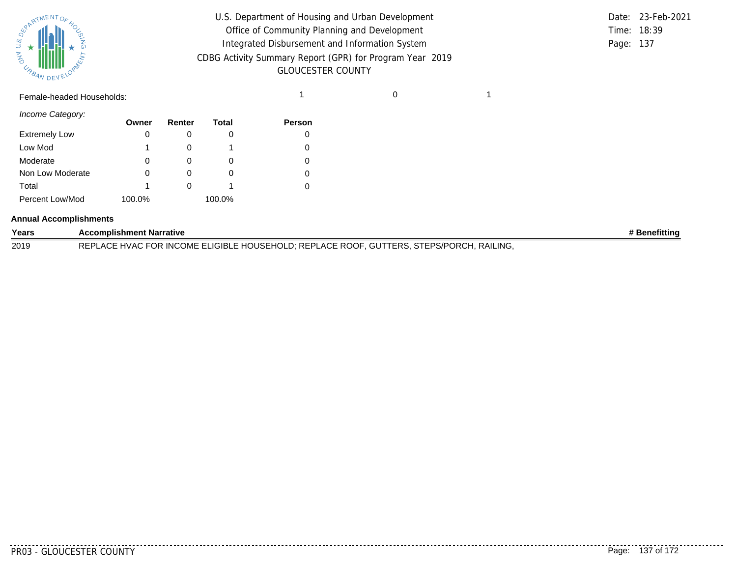Female-headed Households: 1 0 1

*Income Category:*

| | Owner | Renter | Total | Person |
|---|---|---|---|---|
| Extremely Low | 0 | 0 | 0 | 0 |
| Low Mod | 1 | 0 | 1 | 0 |
| Moderate | 0 | 0 | 0 | 0 |
| Non Low Moderate | 0 | 0 | 0 | 0 |
| Total | 1 | 0 | 1 | 0 |
| Percent Low/Mod | 100.0% | | 100.0% | |

**Annual Accomplishments**

| Years | Accomplishment Narrative | # Benefitting |
|---|---|---|
| 2019 | REPLACE HVAC FOR INCOME ELIGIBLE HOUSEHOLD; REPLACE ROOF, GUTTERS, STEPS/PORCH, RAILING, | |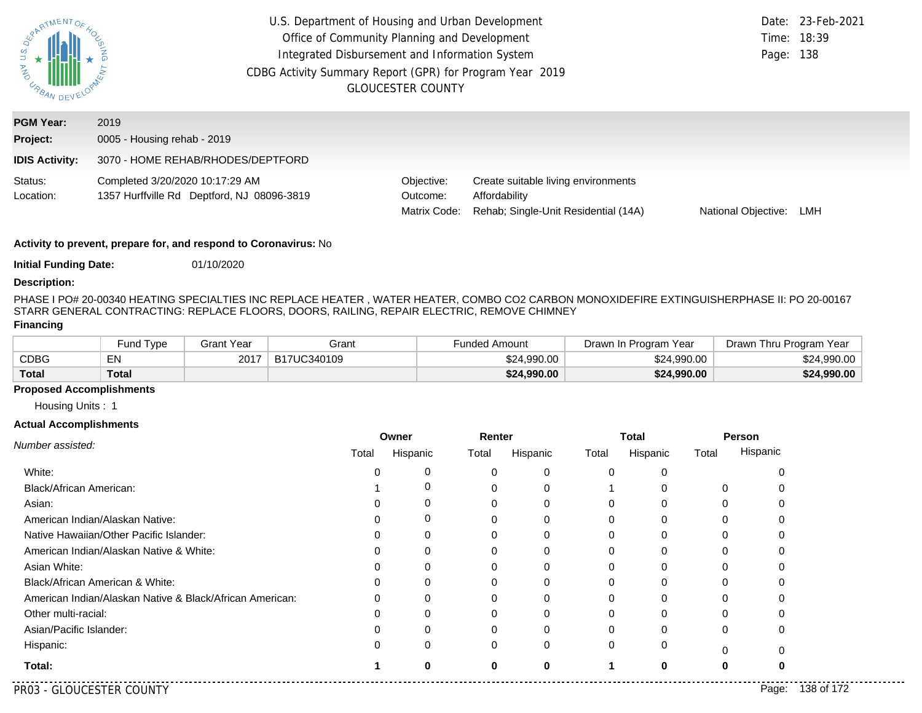U.S. Department of Housing and Urban Development
Office of Community Planning and Development
Integrated Disbursement and Information System
CDBG Activity Summary Report (GPR) for Program Year 2019
GLOUCESTER COUNTY

Date: 23-Feb-2021
Time: 18:39

| | |
|---|---|
| **PGM Year:** | 2019 |
| **Project:** | 0005 - Housing rehab - 2019 |
| **IDIS Activity:** | 3070 - HOME REHAB/RHODES/DEPTFORD |

Status: Completed 3/20/2020 10:17:29 AM
Location: 1357 Hurffville Rd Deptford, NJ 08096-3819

Objective: Create suitable living environments
Outcome: Affordability
Matrix Code: Rehab; Single-Unit Residential (14A)
National Objective: LMH

**Activity to prevent, prepare for, and respond to Coronavirus:** No

**Initial Funding Date:** 01/10/2020

**Description:**

PHASE I PO# 20-00340 HEATING SPECIALTIES INC REPLACE HEATER , WATER HEATER, COMBO CO2 CARBON MONOXIDEFIRE EXTINGUISHERPHASE II: PO 20-00167 STARR GENERAL CONTRACTING: REPLACE FLOORS, DOORS, RAILING, REPAIR ELECTRIC, REMOVE CHIMNEY

**Financing**

| | Fund Type | Grant Year | Grant | Funded Amount | Drawn In Program Year | Drawn Thru Program Year |
|---|---|---|---|---|---|---|
| CDBG | EN | 2017 | B17UC340109 | $24,990.00 | $24,990.00 | $24,990.00 |
| **Total** | **Total** | | | **$24,990.00** | **$24,990.00** | **$24,990.00** |

**Proposed Accomplishments**

Housing Units : 1

**Actual Accomplishments**

| *Number assisted:* | Owner | | Renter | | Total | | Person | |
|---|---|---|---|---|---|---|---|---|
| | Total | Hispanic | Total | Hispanic | Total | Hispanic | Total | Hispanic |
| White: | 0 | 0 | 0 | 0 | 0 | 0 | | 0 |
| Black/African American: | 1 | 0 | 0 | 0 | 1 | 0 | 0 | 0 |
| Asian: | 0 | 0 | 0 | 0 | 0 | 0 | 0 | 0 |
| American Indian/Alaskan Native: | 0 | 0 | 0 | 0 | 0 | 0 | 0 | 0 |
| Native Hawaiian/Other Pacific Islander: | 0 | 0 | 0 | 0 | 0 | 0 | 0 | 0 |
| American Indian/Alaskan Native & White: | 0 | 0 | 0 | 0 | 0 | 0 | 0 | 0 |
| Asian White: | 0 | 0 | 0 | 0 | 0 | 0 | 0 | 0 |
| Black/African American & White: | 0 | 0 | 0 | 0 | 0 | 0 | 0 | 0 |
| American Indian/Alaskan Native & Black/African American: | 0 | 0 | 0 | 0 | 0 | 0 | 0 | 0 |
| Other multi-racial: | 0 | 0 | 0 | 0 | 0 | 0 | 0 | 0 |
| Asian/Pacific Islander: | 0 | 0 | 0 | 0 | 0 | 0 | 0 | 0 |
| Hispanic: | 0 | 0 | 0 | 0 | 0 | 0 | 0 | 0 |
| **Total:** | **1** | **0** | **0** | **0** | **1** | **0** | **0** | **0** |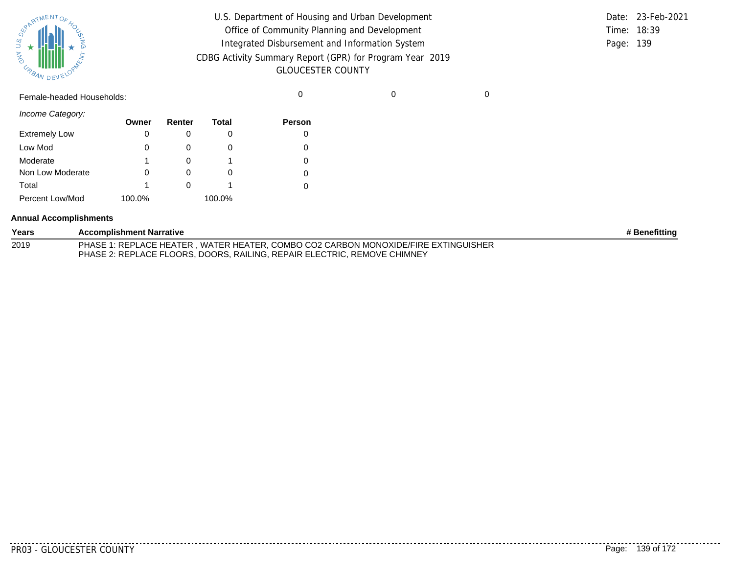Female-headed Households: 0 0 0

*Income Category:*

| | Owner | Renter | Total | Person |
|---|---|---|---|---|
| Extremely Low | 0 | 0 | 0 | 0 |
| Low Mod | 0 | 0 | 0 | 0 |
| Moderate | 1 | 0 | 1 | 0 |
| Non Low Moderate | 0 | 0 | 0 | 0 |
| Total | 1 | 0 | 1 | 0 |
| Percent Low/Mod | 100.0% | | 100.0% | |

**Annual Accomplishments**

| Years | Accomplishment Narrative | # Benefitting |
|---|---|---|
| 2019 | PHASE 1: REPLACE HEATER , WATER HEATER, COMBO CO2 CARBON MONOXIDE/FIRE EXTINGUISHER<br>PHASE 2: REPLACE FLOORS, DOORS, RAILING, REPAIR ELECTRIC, REMOVE CHIMNEY | |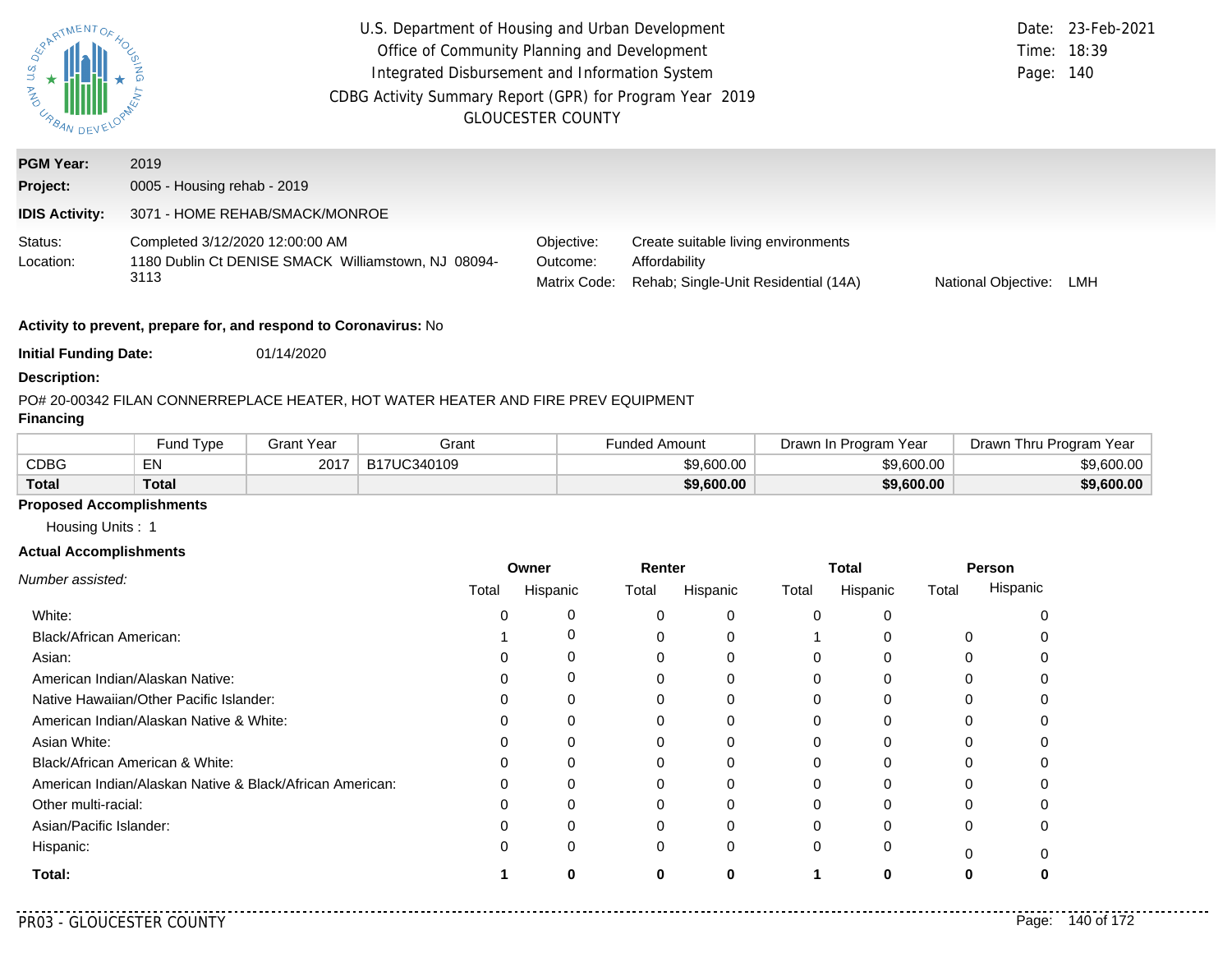U.S. Department of Housing and Urban Development
Office of Community Planning and Development
Integrated Disbursement and Information System
CDBG Activity Summary Report (GPR) for Program Year 2019
GLOUCESTER COUNTY

Date: 23-Feb-2021
Time: 18:39
Page: 140

**PGM Year:** 2019
**Project:** 0005 - Housing rehab - 2019
**IDIS Activity:** 3071 - HOME REHAB/SMACK/MONROE

Status: Completed 3/12/2020 12:00:00 AM
Location: 1180 Dublin Ct DENISE SMACK Williamstown, NJ 08094-3113

Objective: Create suitable living environments
Outcome: Affordability
Matrix Code: Rehab; Single-Unit Residential (14A)
National Objective: LMH

**Activity to prevent, prepare for, and respond to Coronavirus:** No

**Initial Funding Date:** 01/14/2020

**Description:**

PO# 20-00342 FILAN CONNERREPLACE HEATER, HOT WATER HEATER AND FIRE PREV EQUIPMENT

**Financing**

| | Fund Type | Grant Year | Grant | Funded Amount | Drawn In Program Year | Drawn Thru Program Year |
|---|---|---|---|---|---|---|
| CDBG | EN | 2017 | B17UC340109 | $9,600.00 | $9,600.00 | $9,600.00 |
| **Total** | **Total** | | | **$9,600.00** | **$9,600.00** | **$9,600.00** |

**Proposed Accomplishments**

Housing Units : 1

**Actual Accomplishments**

| *Number assisted:* | Owner | | Renter | | Total | | Person | |
|---|---|---|---|---|---|---|---|---|
| | Total | Hispanic | Total | Hispanic | Total | Hispanic | Total | Hispanic |
| White: | 0 | 0 | 0 | 0 | 0 | 0 | | 0 |
| Black/African American: | 1 | 0 | 0 | 0 | 1 | 0 | 0 | 0 |
| Asian: | 0 | 0 | 0 | 0 | 0 | 0 | 0 | 0 |
| American Indian/Alaskan Native: | 0 | 0 | 0 | 0 | 0 | 0 | 0 | 0 |
| Native Hawaiian/Other Pacific Islander: | 0 | 0 | 0 | 0 | 0 | 0 | 0 | 0 |
| American Indian/Alaskan Native & White: | 0 | 0 | 0 | 0 | 0 | 0 | 0 | 0 |
| Asian White: | 0 | 0 | 0 | 0 | 0 | 0 | 0 | 0 |
| Black/African American & White: | 0 | 0 | 0 | 0 | 0 | 0 | 0 | 0 |
| American Indian/Alaskan Native & Black/African American: | 0 | 0 | 0 | 0 | 0 | 0 | 0 | 0 |
| Other multi-racial: | 0 | 0 | 0 | 0 | 0 | 0 | 0 | 0 |
| Asian/Pacific Islander: | 0 | 0 | 0 | 0 | 0 | 0 | 0 | 0 |
| Hispanic: | 0 | 0 | 0 | 0 | 0 | 0 | 0 | 0 |
| **Total:** | **1** | **0** | **0** | **0** | **1** | **0** | **0** | **0** |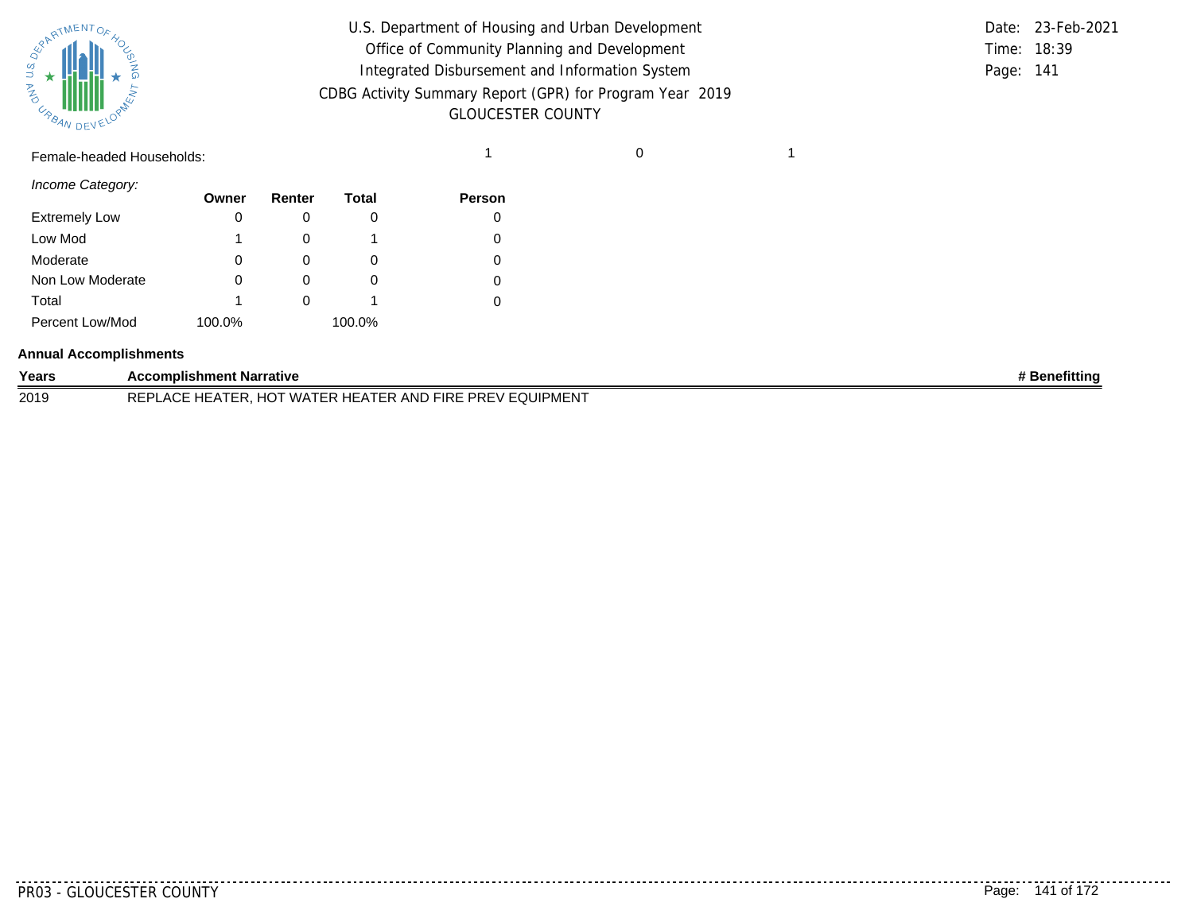Female-headed Households: 1 0 1

*Income Category:*

| | Owner | Renter | Total | Person |
|---|---|---|---|---|
| Extremely Low | 0 | 0 | 0 | 0 |
| Low Mod | 1 | 0 | 1 | 0 |
| Moderate | 0 | 0 | 0 | 0 |
| Non Low Moderate | 0 | 0 | 0 | 0 |
| Total | 1 | 0 | 1 | 0 |
| Percent Low/Mod | 100.0% | | 100.0% | |

**Annual Accomplishments**

| Years | Accomplishment Narrative | # Benefitting |
|---|---|---|
| 2019 | REPLACE HEATER, HOT WATER HEATER AND FIRE PREV EQUIPMENT | |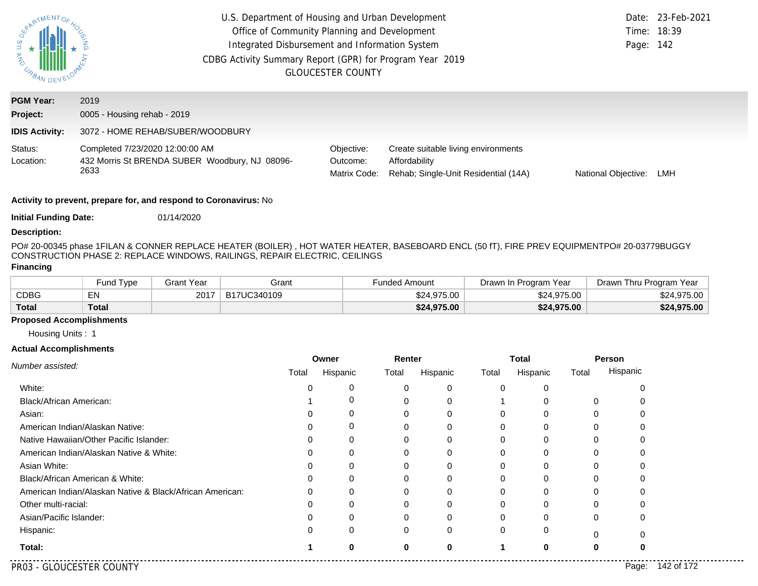U.S. Department of Housing and Urban Development
Office of Community Planning and Development
Integrated Disbursement and Information System
CDBG Activity Summary Report (GPR) for Program Year 2019
GLOUCESTER COUNTY

Date: 23-Feb-2021
Time: 18:39

**PGM Year:** 2019
**Project:** 0005 - Housing rehab - 2019
**IDIS Activity:** 3072 - HOME REHAB/SUBER/WOODBURY

Status: Completed 7/23/2020 12:00:00 AM
Location: 432 Morris St BRENDA SUBER Woodbury, NJ 08096-2633

Objective: Create suitable living environments
Outcome: Affordability
Matrix Code: Rehab; Single-Unit Residential (14A)
National Objective: LMH

**Activity to prevent, prepare for, and respond to Coronavirus:** No

**Initial Funding Date:** 01/14/2020

**Description:**

PO# 20-00345 phase 1FILAN & CONNER REPLACE HEATER (BOILER) , HOT WATER HEATER, BASEBOARD ENCL (50 fT), FIRE PREV EQUIPMENTPO# 20-03779BUGGY CONSTRUCTION PHASE 2: REPLACE WINDOWS, RAILINGS, REPAIR ELECTRIC, CEILINGS

**Financing**

| | Fund Type | Grant Year | Grant | Funded Amount | Drawn In Program Year | Drawn Thru Program Year |
|---|---|---|---|---|---|---|
| CDBG | EN | 2017 | B17UC340109 | $24,975.00 | $24,975.00 | $24,975.00 |
| **Total** | **Total** | | | **$24,975.00** | **$24,975.00** | **$24,975.00** |

**Proposed Accomplishments**

Housing Units : 1

**Actual Accomplishments**

| *Number assisted:* | Owner | | Renter | | Total | | Person | |
|---|---|---|---|---|---|---|---|---|
| | Total | Hispanic | Total | Hispanic | Total | Hispanic | Total | Hispanic |
| White: | 0 | 0 | 0 | 0 | 0 | 0 | | 0 |
| Black/African American: | 1 | 0 | 0 | 0 | 1 | 0 | 0 | 0 |
| Asian: | 0 | 0 | 0 | 0 | 0 | 0 | 0 | 0 |
| American Indian/Alaskan Native: | 0 | 0 | 0 | 0 | 0 | 0 | 0 | 0 |
| Native Hawaiian/Other Pacific Islander: | 0 | 0 | 0 | 0 | 0 | 0 | 0 | 0 |
| American Indian/Alaskan Native & White: | 0 | 0 | 0 | 0 | 0 | 0 | 0 | 0 |
| Asian White: | 0 | 0 | 0 | 0 | 0 | 0 | 0 | 0 |
| Black/African American & White: | 0 | 0 | 0 | 0 | 0 | 0 | 0 | 0 |
| American Indian/Alaskan Native & Black/African American: | 0 | 0 | 0 | 0 | 0 | 0 | 0 | 0 |
| Other multi-racial: | 0 | 0 | 0 | 0 | 0 | 0 | 0 | 0 |
| Asian/Pacific Islander: | 0 | 0 | 0 | 0 | 0 | 0 | 0 | 0 |
| Hispanic: | 0 | 0 | 0 | 0 | 0 | 0 | 0 | 0 |
| **Total:** | **1** | **0** | **0** | **0** | **1** | **0** | **0** | **0** |

PR03 - GLOUCESTER COUNTY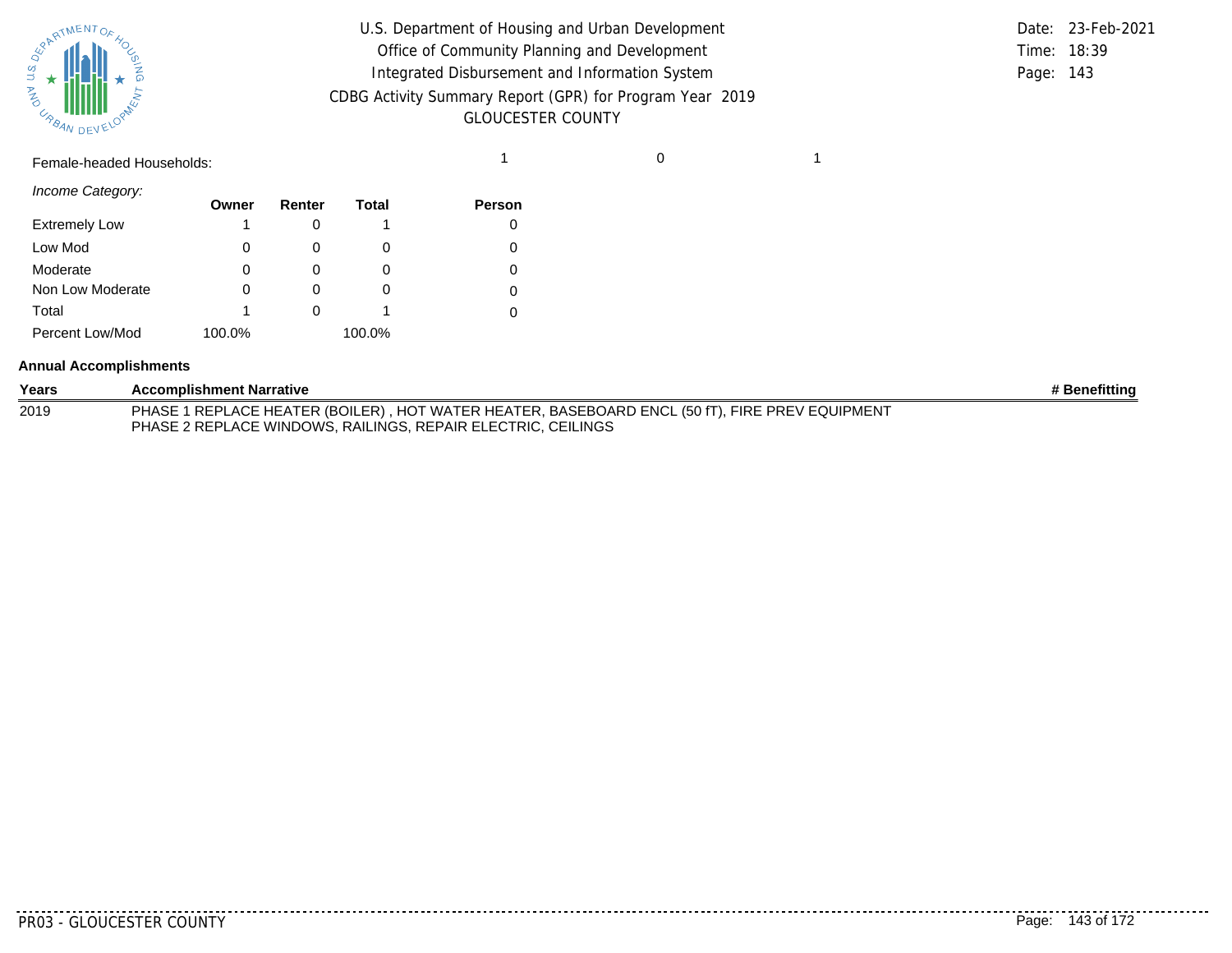Female-headed Households: 1 0 1

*Income Category:*

| | Owner | Renter | Total | Person |
|---|---|---|---|---|
| Extremely Low | 1 | 0 | 1 | 0 |
| Low Mod | 0 | 0 | 0 | 0 |
| Moderate | 0 | 0 | 0 | 0 |
| Non Low Moderate | 0 | 0 | 0 | 0 |
| Total | 1 | 0 | 1 | 0 |
| Percent Low/Mod | 100.0% | | 100.0% | |

**Annual Accomplishments**

| Years | Accomplishment Narrative | # Benefitting |
|---|---|---|
| 2019 | PHASE 1 REPLACE HEATER (BOILER) , HOT WATER HEATER, BASEBOARD ENCL (50 fT), FIRE PREV EQUIPMENT<br>PHASE 2 REPLACE WINDOWS, RAILINGS, REPAIR ELECTRIC, CEILINGS | |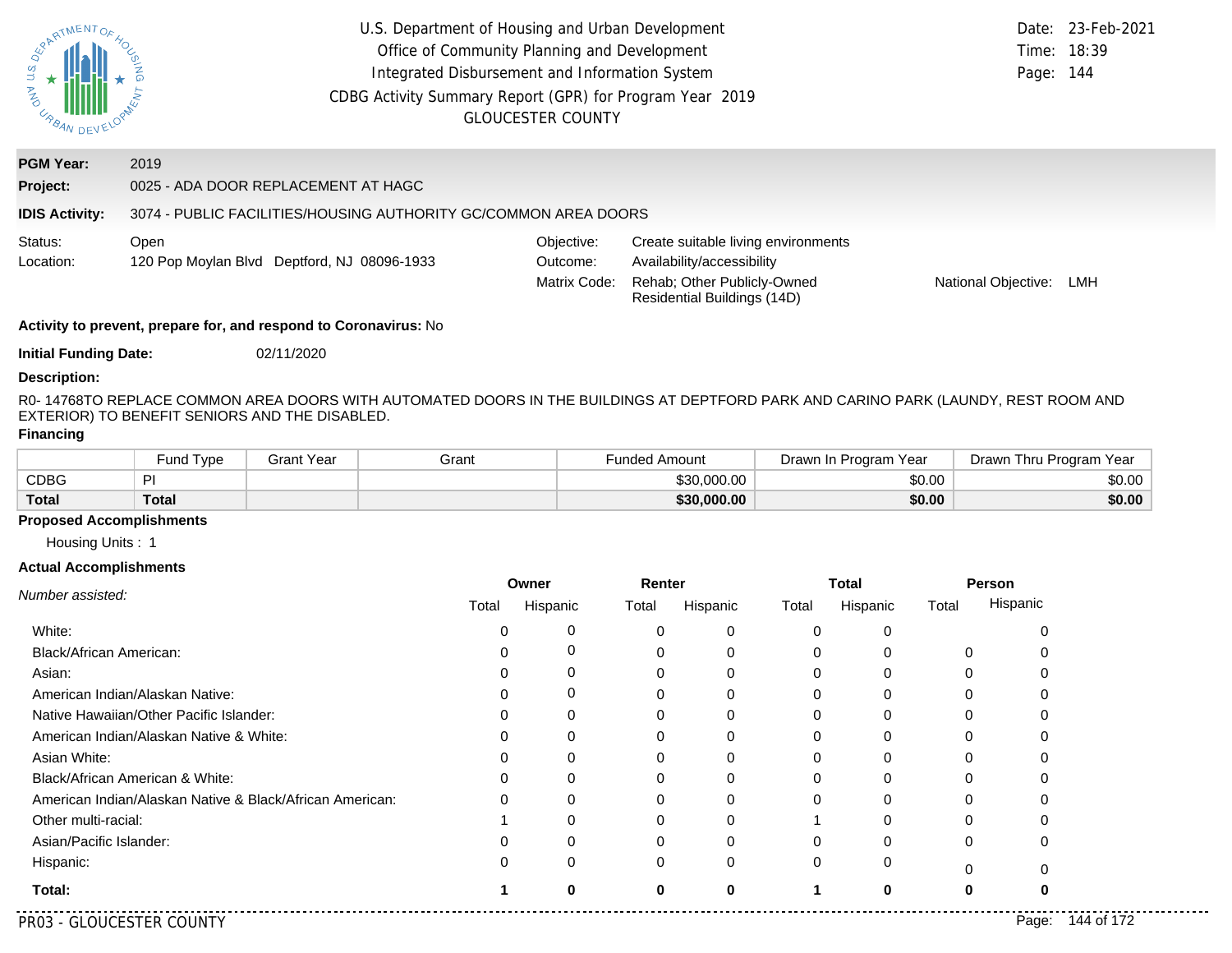U.S. Department of Housing and Urban Development
Office of Community Planning and Development
Integrated Disbursement and Information System
CDBG Activity Summary Report (GPR) for Program Year 2019
GLOUCESTER COUNTY

Date: 23-Feb-2021
Time: 18:39

**PGM Year:** 2019
**Project:** 0025 - ADA DOOR REPLACEMENT AT HAGC
**IDIS Activity:** 3074 - PUBLIC FACILITIES/HOUSING AUTHORITY GC/COMMON AREA DOORS

Status: Open
Location: 120 Pop Moylan Blvd Deptford, NJ 08096-1933

Objective: Create suitable living environments
Outcome: Availability/accessibility
Matrix Code: Rehab; Other Publicly-Owned Residential Buildings (14D)
National Objective: LMH

**Activity to prevent, prepare for, and respond to Coronavirus:** No

**Initial Funding Date:** 02/11/2020

**Description:**

R0- 14768TO REPLACE COMMON AREA DOORS WITH AUTOMATED DOORS IN THE BUILDINGS AT DEPTFORD PARK AND CARINO PARK (LAUNDY, REST ROOM AND EXTERIOR) TO BENEFIT SENIORS AND THE DISABLED.

**Financing**

| | Fund Type | Grant Year | Grant | Funded Amount | Drawn In Program Year | Drawn Thru Program Year |
|---|---|---|---|---|---|---|
| CDBG | PI | | | $30,000.00 | $0.00 | $0.00 |
| **Total** | **Total** | | | **$30,000.00** | **$0.00** | **$0.00** |

**Proposed Accomplishments**

Housing Units : 1

**Actual Accomplishments**

| *Number assisted:* | Owner | | Renter | | Total | | Person | |
|---|---|---|---|---|---|---|---|---|
| | Total | Hispanic | Total | Hispanic | Total | Hispanic | Total | Hispanic |
| White: | 0 | 0 | 0 | 0 | 0 | 0 | | 0 |
| Black/African American: | 0 | 0 | 0 | 0 | 0 | 0 | 0 | 0 |
| Asian: | 0 | 0 | 0 | 0 | 0 | 0 | 0 | 0 |
| American Indian/Alaskan Native: | 0 | 0 | 0 | 0 | 0 | 0 | 0 | 0 |
| Native Hawaiian/Other Pacific Islander: | 0 | 0 | 0 | 0 | 0 | 0 | 0 | 0 |
| American Indian/Alaskan Native & White: | 0 | 0 | 0 | 0 | 0 | 0 | 0 | 0 |
| Asian White: | 0 | 0 | 0 | 0 | 0 | 0 | 0 | 0 |
| Black/African American & White: | 0 | 0 | 0 | 0 | 0 | 0 | 0 | 0 |
| American Indian/Alaskan Native & Black/African American: | 0 | 0 | 0 | 0 | 0 | 0 | 0 | 0 |
| Other multi-racial: | 1 | 0 | 0 | 0 | 1 | 0 | 0 | 0 |
| Asian/Pacific Islander: | 0 | 0 | 0 | 0 | 0 | 0 | 0 | 0 |
| Hispanic: | 0 | 0 | 0 | 0 | 0 | 0 | 0 | 0 |
| **Total:** | **1** | **0** | **0** | **0** | **1** | **0** | **0** | **0** |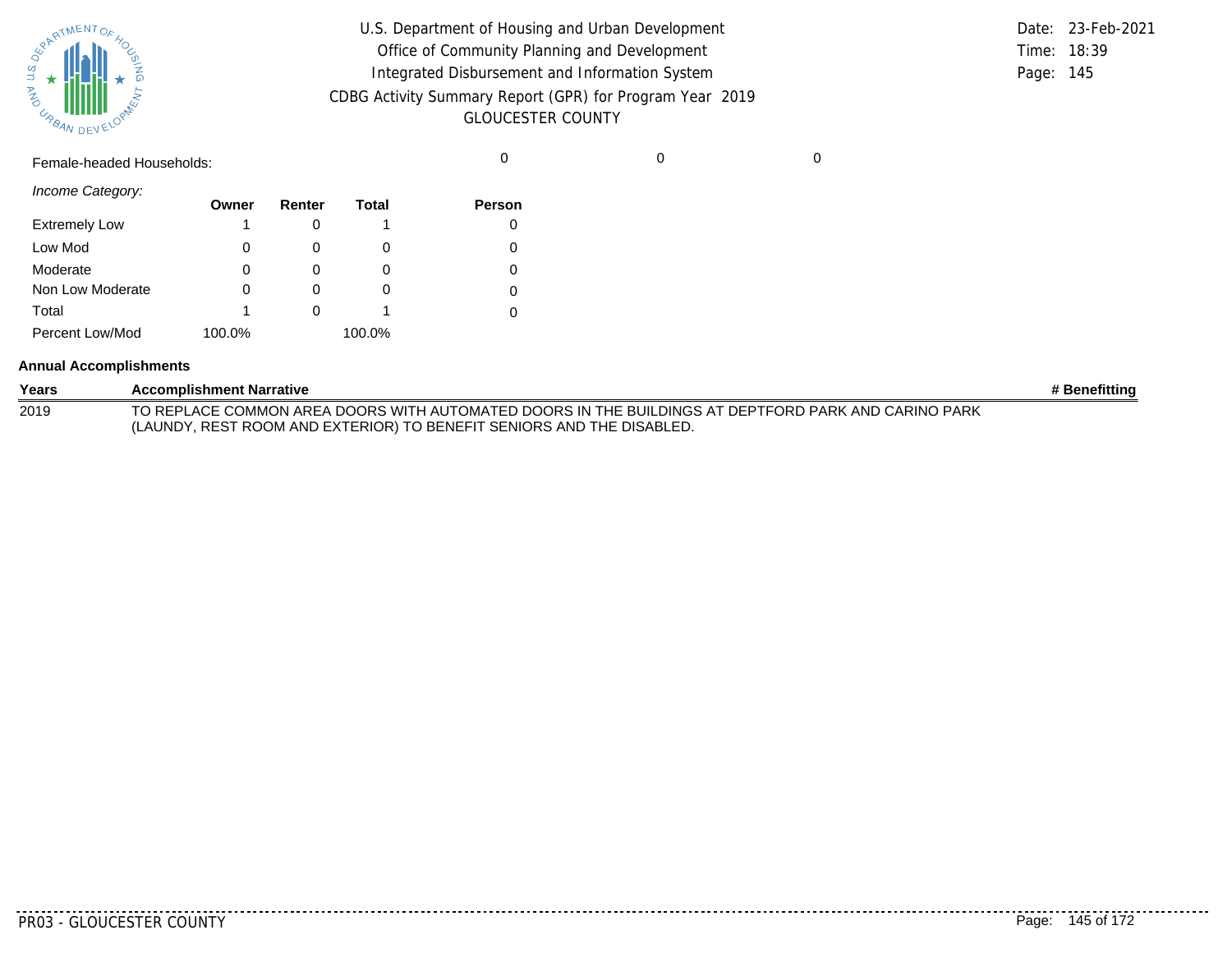U.S. Department of Housing and Urban Development
Office of Community Planning and Development
Integrated Disbursement and Information System
CDBG Activity Summary Report (GPR) for Program Year 2019
GLOUCESTER COUNTY

Date: 23-Feb-2021
Time: 18:39

| Female-headed Households: | | | | 0 | 0 | 0 |
|---|---|---|---|---|---|---|

*Income Category:*

| | Owner | Renter | Total | Person |
|---|---|---|---|---|
| Extremely Low | 1 | 0 | 1 | 0 |
| Low Mod | 0 | 0 | 0 | 0 |
| Moderate | 0 | 0 | 0 | 0 |
| Non Low Moderate | 0 | 0 | 0 | 0 |
| Total | 1 | 0 | 1 | 0 |
| Percent Low/Mod | 100.0% | | 100.0% | |

**Annual Accomplishments**

| Years | Accomplishment Narrative | # Benefitting |
|---|---|---|
| 2019 | TO REPLACE COMMON AREA DOORS WITH AUTOMATED DOORS IN THE BUILDINGS AT DEPTFORD PARK AND CARINO PARK (LAUNDY, REST ROOM AND EXTERIOR) TO BENEFIT SENIORS AND THE DISABLED. | |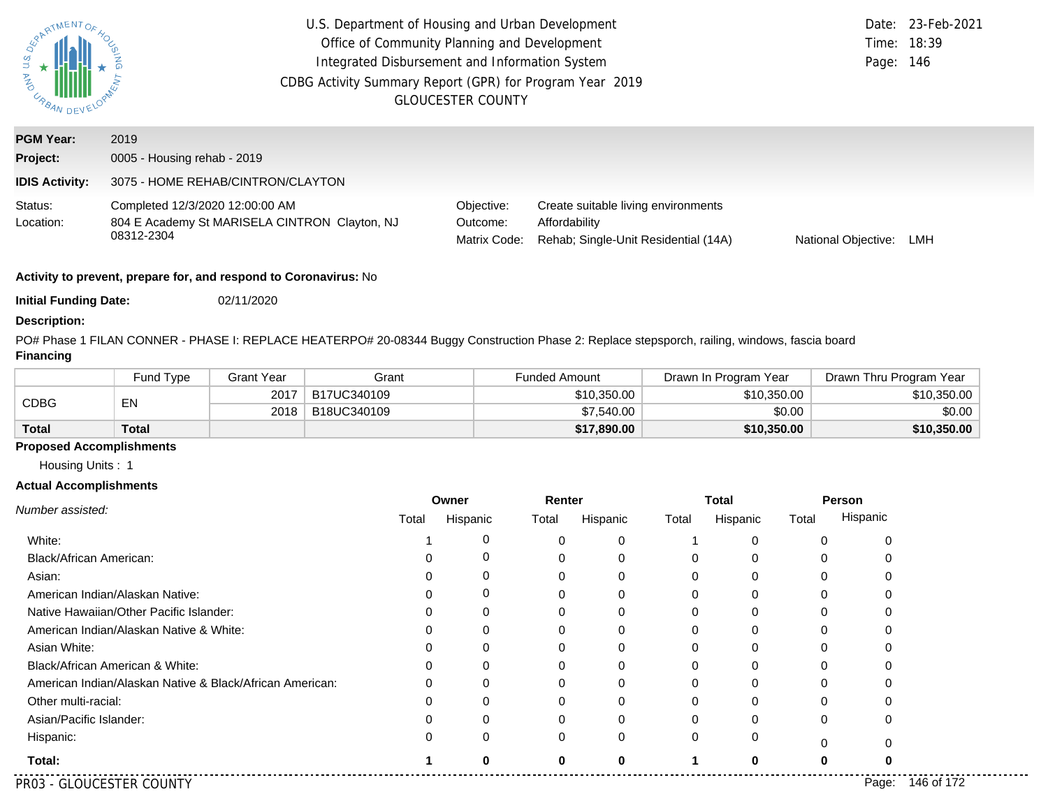U.S. Department of Housing and Urban Development
Office of Community Planning and Development
Integrated Disbursement and Information System
CDBG Activity Summary Report (GPR) for Program Year 2019
GLOUCESTER COUNTY

Date: 23-Feb-2021
Time: 18:39

**PGM Year:** 2019
**Project:** 0005 - Housing rehab - 2019
**IDIS Activity:** 3075 - HOME REHAB/CINTRON/CLAYTON

Status: Completed 12/3/2020 12:00:00 AM
Location: 804 E Academy St MARISELA CINTRON Clayton, NJ 08312-2304

Objective: Create suitable living environments
Outcome: Affordability
Matrix Code: Rehab; Single-Unit Residential (14A)
National Objective: LMH

**Activity to prevent, prepare for, and respond to Coronavirus:** No

**Initial Funding Date:** 02/11/2020

**Description:**

PO# Phase 1 FILAN CONNER - PHASE I: REPLACE HEATERPO# 20-08344 Buggy Construction Phase 2: Replace stepsporch, railing, windows, fascia board

**Financing**

| | Fund Type | Grant Year | Grant | Funded Amount | Drawn In Program Year | Drawn Thru Program Year |
|---|---|---|---|---|---|---|
| CDBG | EN | 2017 | B17UC340109 | $10,350.00 | $10,350.00 | $10,350.00 |
| | | 2018 | B18UC340109 | $7,540.00 | $0.00 | $0.00 |
| **Total** | **Total** | | | **$17,890.00** | **$10,350.00** | **$10,350.00** |

**Proposed Accomplishments**

Housing Units : 1

**Actual Accomplishments**

| *Number assisted:* | Owner | | Renter | | Total | | Person | |
|---|---|---|---|---|---|---|---|---|
| | Total | Hispanic | Total | Hispanic | Total | Hispanic | Total | Hispanic |
| White: | 1 | 0 | 0 | 0 | 1 | 0 | 0 | 0 |
| Black/African American: | 0 | 0 | 0 | 0 | 0 | 0 | 0 | 0 |
| Asian: | 0 | 0 | 0 | 0 | 0 | 0 | 0 | 0 |
| American Indian/Alaskan Native: | 0 | 0 | 0 | 0 | 0 | 0 | 0 | 0 |
| Native Hawaiian/Other Pacific Islander: | 0 | 0 | 0 | 0 | 0 | 0 | 0 | 0 |
| American Indian/Alaskan Native & White: | 0 | 0 | 0 | 0 | 0 | 0 | 0 | 0 |
| Asian White: | 0 | 0 | 0 | 0 | 0 | 0 | 0 | 0 |
| Black/African American & White: | 0 | 0 | 0 | 0 | 0 | 0 | 0 | 0 |
| American Indian/Alaskan Native & Black/African American: | 0 | 0 | 0 | 0 | 0 | 0 | 0 | 0 |
| Other multi-racial: | 0 | 0 | 0 | 0 | 0 | 0 | 0 | 0 |
| Asian/Pacific Islander: | 0 | 0 | 0 | 0 | 0 | 0 | 0 | 0 |
| Hispanic: | 0 | 0 | 0 | 0 | 0 | 0 | 0 | 0 |
| **Total:** | **1** | **0** | **0** | **0** | **1** | **0** | **0** | **0** |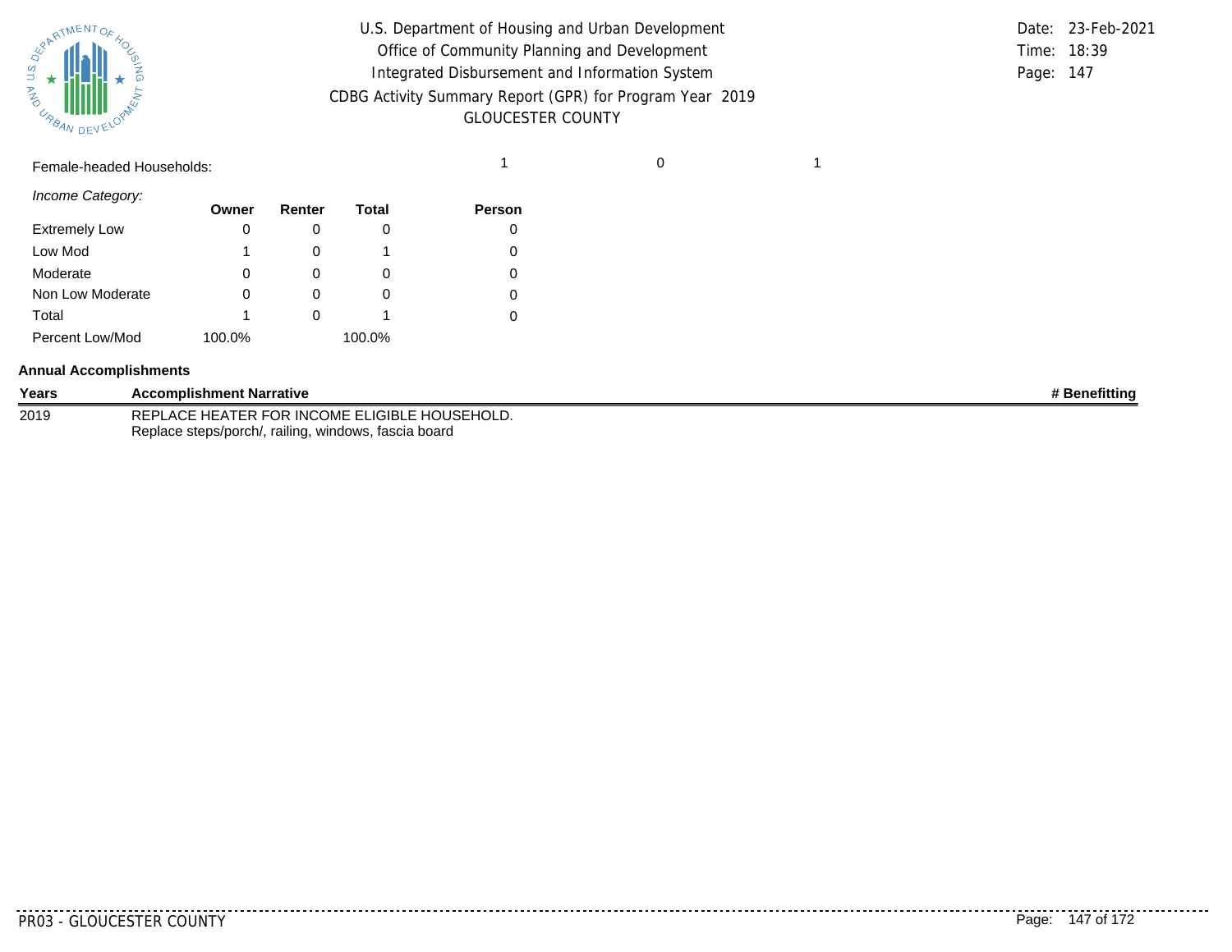Female-headed Households: 1 0 1

| *Income Category:* | Owner | Renter | Total | Person |
|---|---|---|---|---|
| Extremely Low | 0 | 0 | 0 | 0 |
| Low Mod | 1 | 0 | 1 | 0 |
| Moderate | 0 | 0 | 0 | 0 |
| Non Low Moderate | 0 | 0 | 0 | 0 |
| Total | 1 | 0 | 1 | 0 |
| Percent Low/Mod | 100.0% | | 100.0% | |

**Annual Accomplishments**

| Years | Accomplishment Narrative | # Benefitting |
|---|---|---|
| 2019 | REPLACE HEATER FOR INCOME ELIGIBLE HOUSEHOLD.<br>Replace steps/porch/, railing, windows, fascia board | |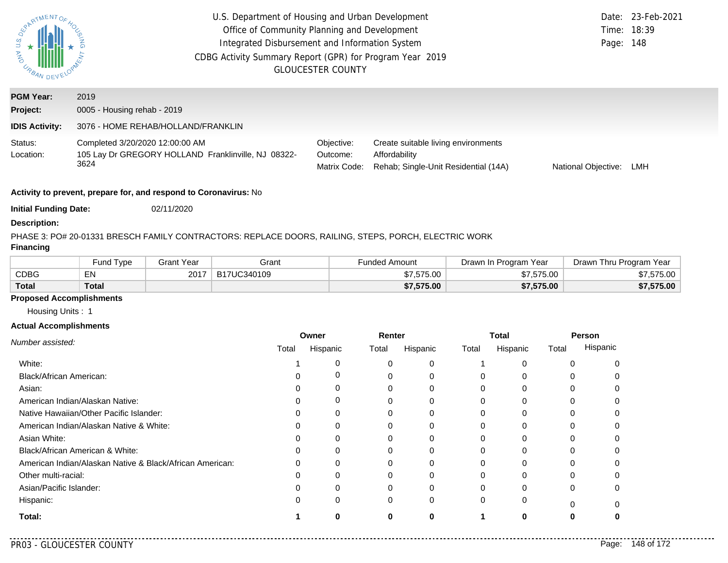U.S. Department of Housing and Urban Development
Office of Community Planning and Development
Integrated Disbursement and Information System
CDBG Activity Summary Report (GPR) for Program Year 2019
GLOUCESTER COUNTY

Date: 23-Feb-2021
Time: 18:39
Page: 148

**PGM Year:** 2019

**Project:** 0005 - Housing rehab - 2019

**IDIS Activity:** 3076 - HOME REHAB/HOLLAND/FRANKLIN

Status: Completed 3/20/2020 12:00:00 AM
Location: 105 Lay Dr GREGORY HOLLAND Franklinville, NJ 08322-3624

Objective: Create suitable living environments
Outcome: Affordability
Matrix Code: Rehab; Single-Unit Residential (14A)
National Objective: LMH

**Activity to prevent, prepare for, and respond to Coronavirus:** No

**Initial Funding Date:** 02/11/2020

**Description:**

PHASE 3: PO# 20-01331 BRESCH FAMILY CONTRACTORS: REPLACE DOORS, RAILING, STEPS, PORCH, ELECTRIC WORK

**Financing**

| | Fund Type | Grant Year | Grant | Funded Amount | Drawn In Program Year | Drawn Thru Program Year |
|---|---|---|---|---|---|---|
| CDBG | EN | 2017 | B17UC340109 | $7,575.00 | $7,575.00 | $7,575.00 |
| **Total** | **Total** | | | **$7,575.00** | **$7,575.00** | **$7,575.00** |

**Proposed Accomplishments**

Housing Units : 1

**Actual Accomplishments**

| *Number assisted:* | Owner | | Renter | | Total | | Person | |
|---|---|---|---|---|---|---|---|---|
| | Total | Hispanic | Total | Hispanic | Total | Hispanic | Total | Hispanic |
| White: | 1 | 0 | 0 | 0 | 1 | 0 | 0 | 0 |
| Black/African American: | 0 | 0 | 0 | 0 | 0 | 0 | 0 | 0 |
| Asian: | 0 | 0 | 0 | 0 | 0 | 0 | 0 | 0 |
| American Indian/Alaskan Native: | 0 | 0 | 0 | 0 | 0 | 0 | 0 | 0 |
| Native Hawaiian/Other Pacific Islander: | 0 | 0 | 0 | 0 | 0 | 0 | 0 | 0 |
| American Indian/Alaskan Native & White: | 0 | 0 | 0 | 0 | 0 | 0 | 0 | 0 |
| Asian White: | 0 | 0 | 0 | 0 | 0 | 0 | 0 | 0 |
| Black/African American & White: | 0 | 0 | 0 | 0 | 0 | 0 | 0 | 0 |
| American Indian/Alaskan Native & Black/African American: | 0 | 0 | 0 | 0 | 0 | 0 | 0 | 0 |
| Other multi-racial: | 0 | 0 | 0 | 0 | 0 | 0 | 0 | 0 |
| Asian/Pacific Islander: | 0 | 0 | 0 | 0 | 0 | 0 | 0 | 0 |
| Hispanic: | 0 | 0 | 0 | 0 | 0 | 0 | 0 | 0 |
| **Total:** | **1** | **0** | **0** | **0** | **1** | **0** | **0** | **0** |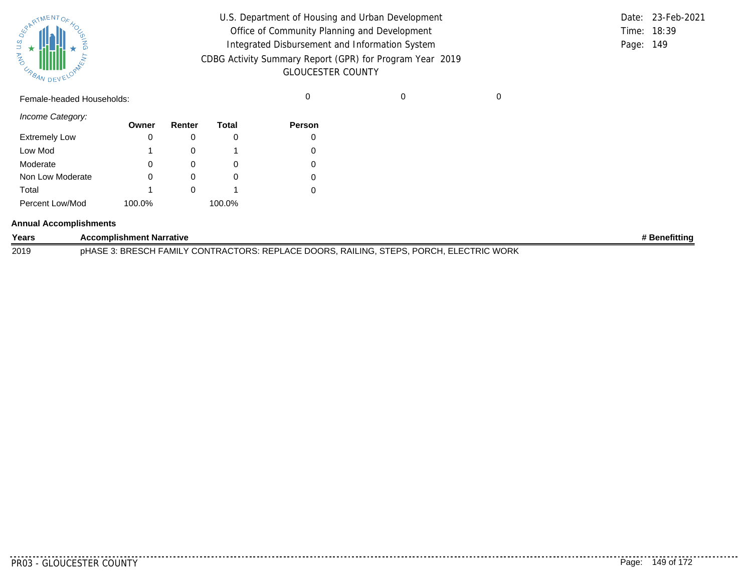Female-headed Households: 0 0 0

*Income Category:*

| | Owner | Renter | Total | Person |
|---|---|---|---|---|
| Extremely Low | 0 | 0 | 0 | 0 |
| Low Mod | 1 | 0 | 1 | 0 |
| Moderate | 0 | 0 | 0 | 0 |
| Non Low Moderate | 0 | 0 | 0 | 0 |
| Total | 1 | 0 | 1 | 0 |
| Percent Low/Mod | 100.0% | | 100.0% | |

**Annual Accomplishments**

| Years | Accomplishment Narrative | # Benefitting |
|---|---|---|
| 2019 | pHASE 3: BRESCH FAMILY CONTRACTORS: REPLACE DOORS, RAILING, STEPS, PORCH, ELECTRIC WORK | |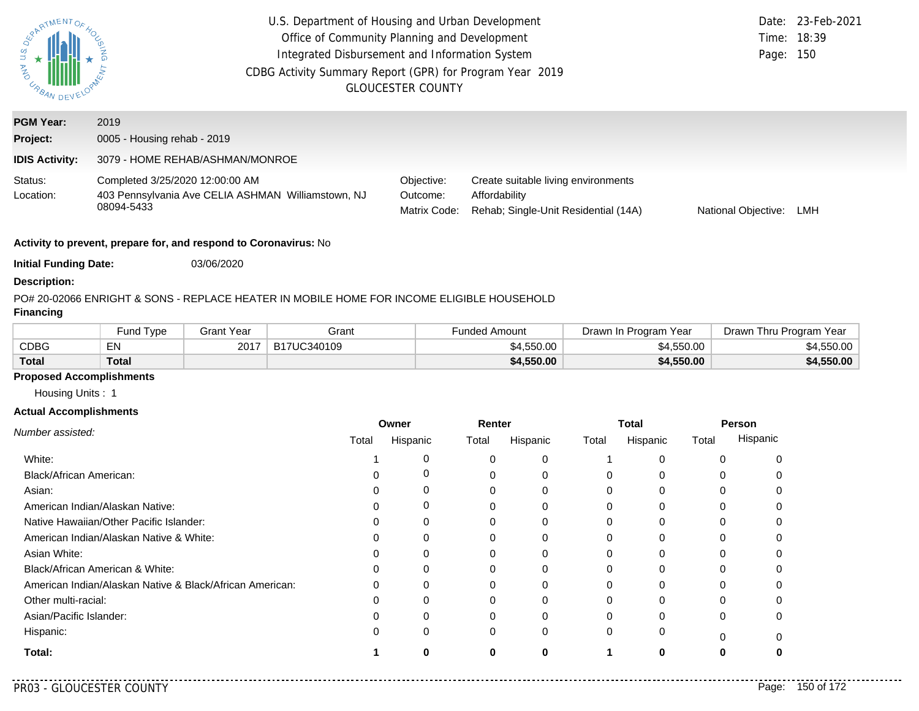U.S. Department of Housing and Urban Development
Office of Community Planning and Development
Integrated Disbursement and Information System
CDBG Activity Summary Report (GPR) for Program Year 2019
GLOUCESTER COUNTY

Date: 23-Feb-2021
Time: 18:39

**PGM Year:** 2019
**Project:** 0005 - Housing rehab - 2019
**IDIS Activity:** 3079 - HOME REHAB/ASHMAN/MONROE

Status: Completed 3/25/2020 12:00:00 AM
Location: 403 Pennsylvania Ave CELIA ASHMAN Williamstown, NJ 08094-5433

Objective: Create suitable living environments
Outcome: Affordability
Matrix Code: Rehab; Single-Unit Residential (14A)
National Objective: LMH

**Activity to prevent, prepare for, and respond to Coronavirus:** No

**Initial Funding Date:** 03/06/2020

**Description:**

PO# 20-02066 ENRIGHT & SONS - REPLACE HEATER IN MOBILE HOME FOR INCOME ELIGIBLE HOUSEHOLD

**Financing**

| | Fund Type | Grant Year | Grant | Funded Amount | Drawn In Program Year | Drawn Thru Program Year |
|---|---|---|---|---|---|---|
| CDBG | EN | 2017 | B17UC340109 | $4,550.00 | $4,550.00 | $4,550.00 |
| **Total** | **Total** | | | **$4,550.00** | **$4,550.00** | **$4,550.00** |

**Proposed Accomplishments**

Housing Units : 1

**Actual Accomplishments**

| *Number assisted:* | Owner | | Renter | | Total | | Person | |
|---|---|---|---|---|---|---|---|---|
| | Total | Hispanic | Total | Hispanic | Total | Hispanic | Total | Hispanic |
| White: | 1 | 0 | 0 | 0 | 1 | 0 | 0 | 0 |
| Black/African American: | 0 | 0 | 0 | 0 | 0 | 0 | 0 | 0 |
| Asian: | 0 | 0 | 0 | 0 | 0 | 0 | 0 | 0 |
| American Indian/Alaskan Native: | 0 | 0 | 0 | 0 | 0 | 0 | 0 | 0 |
| Native Hawaiian/Other Pacific Islander: | 0 | 0 | 0 | 0 | 0 | 0 | 0 | 0 |
| American Indian/Alaskan Native & White: | 0 | 0 | 0 | 0 | 0 | 0 | 0 | 0 |
| Asian White: | 0 | 0 | 0 | 0 | 0 | 0 | 0 | 0 |
| Black/African American & White: | 0 | 0 | 0 | 0 | 0 | 0 | 0 | 0 |
| American Indian/Alaskan Native & Black/African American: | 0 | 0 | 0 | 0 | 0 | 0 | 0 | 0 |
| Other multi-racial: | 0 | 0 | 0 | 0 | 0 | 0 | 0 | 0 |
| Asian/Pacific Islander: | 0 | 0 | 0 | 0 | 0 | 0 | 0 | 0 |
| Hispanic: | 0 | 0 | 0 | 0 | 0 | 0 | 0 | 0 |
| **Total:** | **1** | **0** | **0** | **0** | **1** | **0** | **0** | **0** |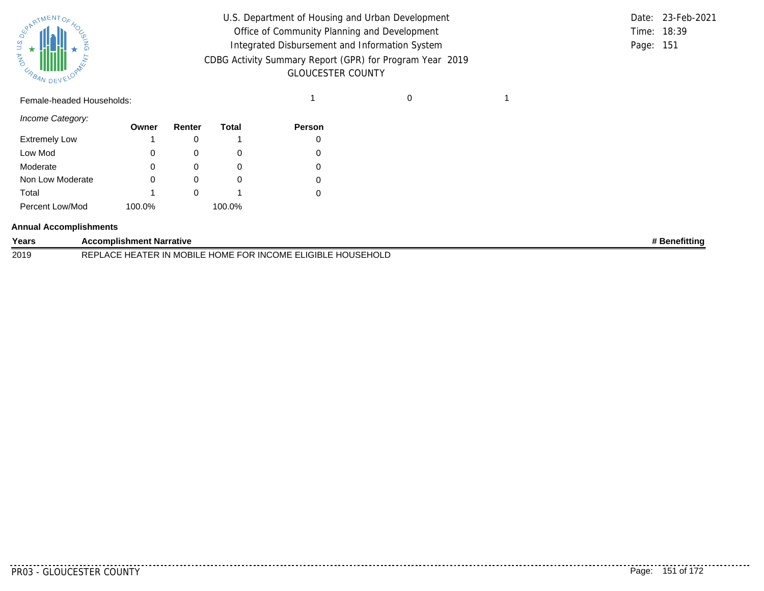Female-headed Households: 1 0 1

*Income Category:*

| | Owner | Renter | Total | Person |
|---|---|---|---|---|
| Extremely Low | 1 | 0 | 1 | 0 |
| Low Mod | 0 | 0 | 0 | 0 |
| Moderate | 0 | 0 | 0 | 0 |
| Non Low Moderate | 0 | 0 | 0 | 0 |
| Total | 1 | 0 | 1 | 0 |
| Percent Low/Mod | 100.0% | | 100.0% | |

**Annual Accomplishments**

| Years | Accomplishment Narrative | # Benefitting |
|---|---|---|
| 2019 | REPLACE HEATER IN MOBILE HOME FOR INCOME ELIGIBLE HOUSEHOLD | |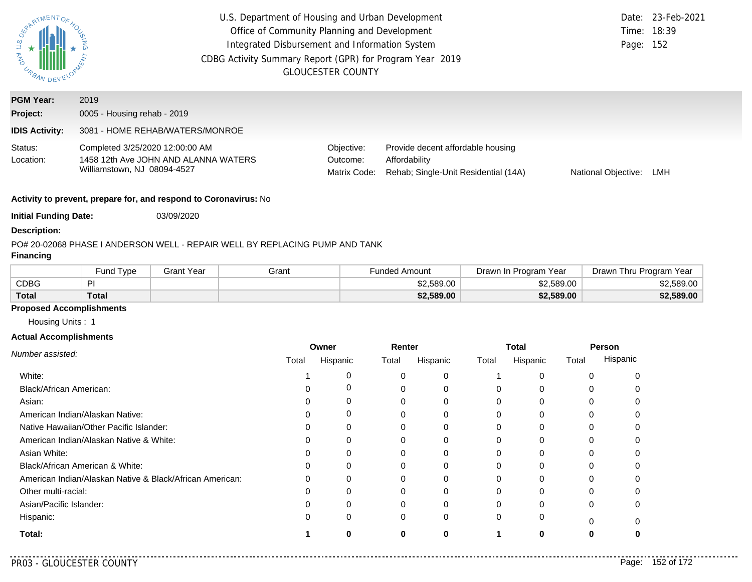U.S. Department of Housing and Urban Development
Office of Community Planning and Development
Integrated Disbursement and Information System
CDBG Activity Summary Report (GPR) for Program Year 2019
GLOUCESTER COUNTY

Date: 23-Feb-2021
Time: 18:39
Page: 152

**PGM Year:** 2019
**Project:** 0005 - Housing rehab - 2019
**IDIS Activity:** 3081 - HOME REHAB/WATERS/MONROE

Status: Completed 3/25/2020 12:00:00 AM
Location: 1458 12th Ave JOHN AND ALANNA WATERS Williamstown, NJ 08094-4527

Objective: Provide decent affordable housing
Outcome: Affordability
Matrix Code: Rehab; Single-Unit Residential (14A)
National Objective: LMH

**Activity to prevent, prepare for, and respond to Coronavirus:** No

**Initial Funding Date:** 03/09/2020

**Description:**

PO# 20-02068 PHASE I ANDERSON WELL - REPAIR WELL BY REPLACING PUMP AND TANK

**Financing**

| | Fund Type | Grant Year | Grant | Funded Amount | Drawn In Program Year | Drawn Thru Program Year |
|---|---|---|---|---|---|---|
| CDBG | PI | | | $2,589.00 | $2,589.00 | $2,589.00 |
| **Total** | **Total** | | | **$2,589.00** | **$2,589.00** | **$2,589.00** |

**Proposed Accomplishments**

Housing Units : 1

**Actual Accomplishments**

| *Number assisted:* | Owner | | Renter | | Total | | Person | |
|---|---|---|---|---|---|---|---|---|
| | Total | Hispanic | Total | Hispanic | Total | Hispanic | Total | Hispanic |
| White: | 1 | 0 | 0 | 0 | 1 | 0 | 0 | 0 |
| Black/African American: | 0 | 0 | 0 | 0 | 0 | 0 | 0 | 0 |
| Asian: | 0 | 0 | 0 | 0 | 0 | 0 | 0 | 0 |
| American Indian/Alaskan Native: | 0 | 0 | 0 | 0 | 0 | 0 | 0 | 0 |
| Native Hawaiian/Other Pacific Islander: | 0 | 0 | 0 | 0 | 0 | 0 | 0 | 0 |
| American Indian/Alaskan Native & White: | 0 | 0 | 0 | 0 | 0 | 0 | 0 | 0 |
| Asian White: | 0 | 0 | 0 | 0 | 0 | 0 | 0 | 0 |
| Black/African American & White: | 0 | 0 | 0 | 0 | 0 | 0 | 0 | 0 |
| American Indian/Alaskan Native & Black/African American: | 0 | 0 | 0 | 0 | 0 | 0 | 0 | 0 |
| Other multi-racial: | 0 | 0 | 0 | 0 | 0 | 0 | 0 | 0 |
| Asian/Pacific Islander: | 0 | 0 | 0 | 0 | 0 | 0 | 0 | 0 |
| Hispanic: | 0 | 0 | 0 | 0 | 0 | 0 | 0 | 0 |
| **Total:** | **1** | **0** | **0** | **0** | **1** | **0** | **0** | **0** |

PR03 - GLOUCESTER COUNTY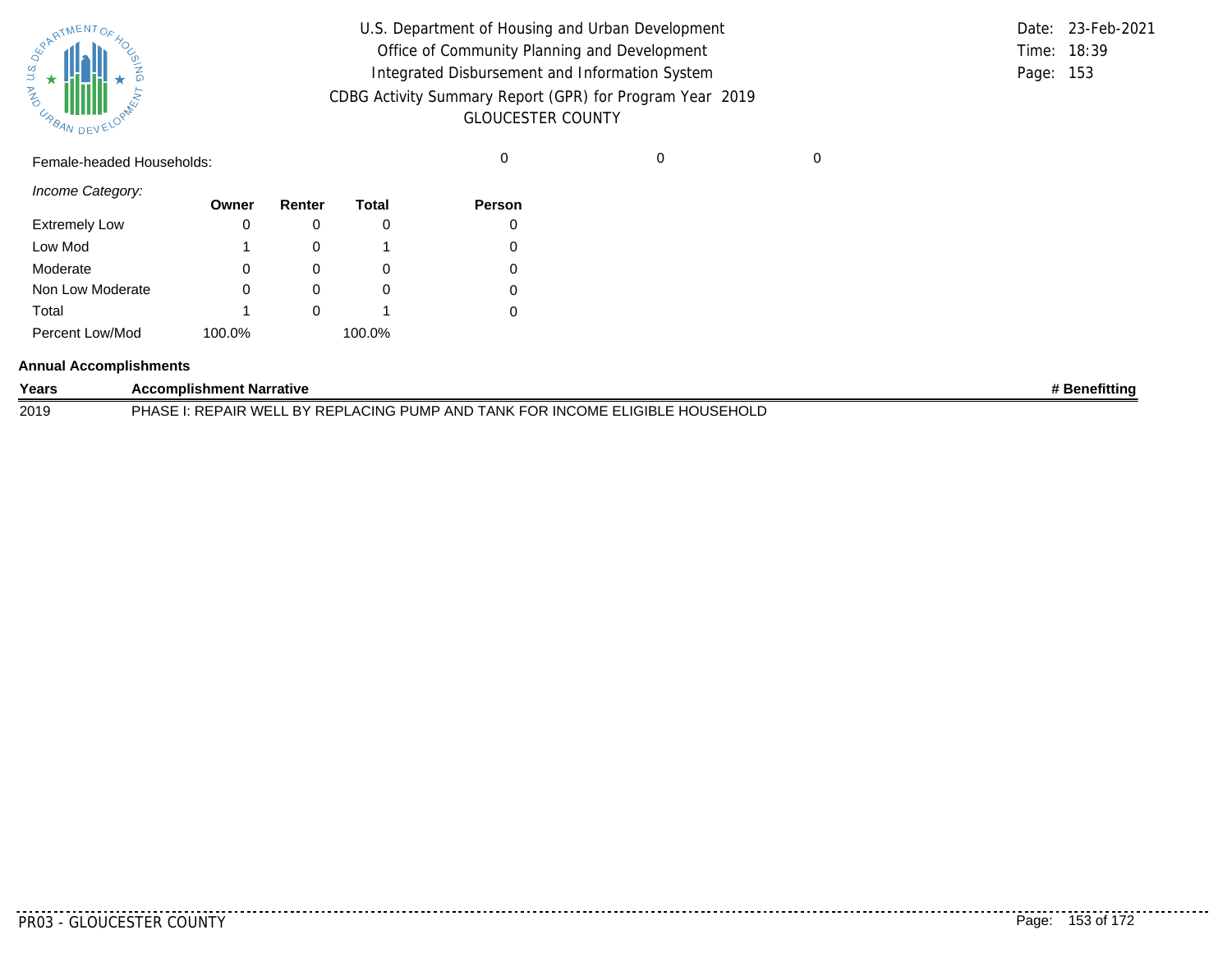Female-headed Households: 0 0 0

*Income Category:*

| | Owner | Renter | Total | Person |
|---|---|---|---|---|
| Extremely Low | 0 | 0 | 0 | 0 |
| Low Mod | 1 | 0 | 1 | 0 |
| Moderate | 0 | 0 | 0 | 0 |
| Non Low Moderate | 0 | 0 | 0 | 0 |
| Total | 1 | 0 | 1 | 0 |
| Percent Low/Mod | 100.0% | | 100.0% | |

**Annual Accomplishments**

| Years | Accomplishment Narrative | # Benefitting |
|---|---|---|
| 2019 | PHASE I: REPAIR WELL BY REPLACING PUMP AND TANK FOR INCOME ELIGIBLE HOUSEHOLD | |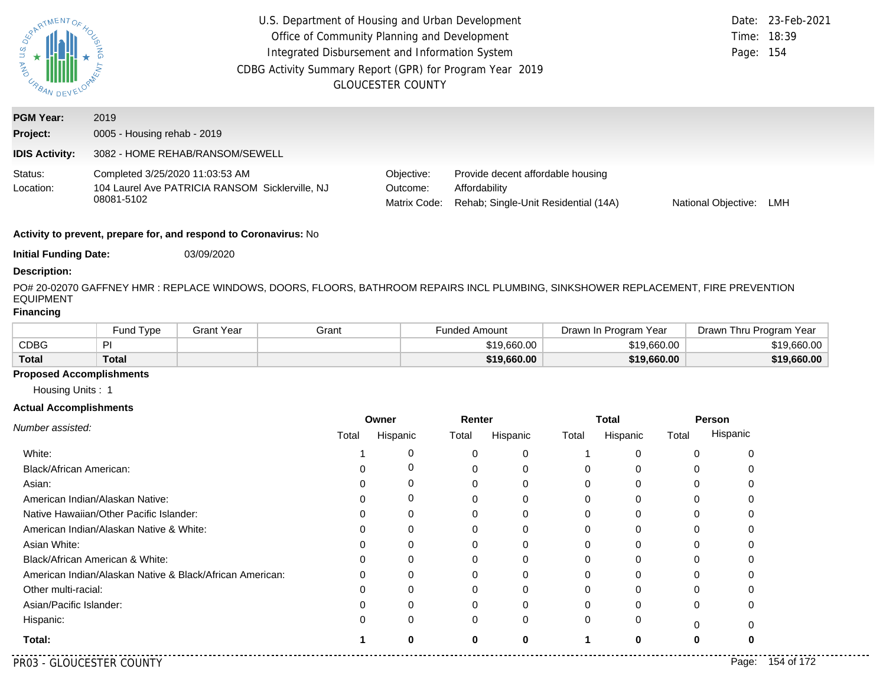U.S. Department of Housing and Urban Development
Office of Community Planning and Development
Integrated Disbursement and Information System
CDBG Activity Summary Report (GPR) for Program Year 2019
GLOUCESTER COUNTY

Date: 23-Feb-2021
Time: 18:39

**PGM Year:** 2019

**Project:** 0005 - Housing rehab - 2019

**IDIS Activity:** 3082 - HOME REHAB/RANSOM/SEWELL

Status: Completed 3/25/2020 11:03:53 AM
Location: 104 Laurel Ave PATRICIA RANSOM Sicklerville, NJ 08081-5102

Objective: Provide decent affordable housing
Outcome: Affordability
Matrix Code: Rehab; Single-Unit Residential (14A)
National Objective: LMH

**Activity to prevent, prepare for, and respond to Coronavirus:** No

**Initial Funding Date:** 03/09/2020

**Description:**

PO# 20-02070 GAFFNEY HMR : REPLACE WINDOWS, DOORS, FLOORS, BATHROOM REPAIRS INCL PLUMBING, SINKSHOWER REPLACEMENT, FIRE PREVENTION EQUIPMENT

**Financing**

| | Fund Type | Grant Year | Grant | Funded Amount | Drawn In Program Year | Drawn Thru Program Year |
|---|---|---|---|---|---|---|
| CDBG | PI | | | $19,660.00 | $19,660.00 | $19,660.00 |
| **Total** | **Total** | | | **$19,660.00** | **$19,660.00** | **$19,660.00** |

**Proposed Accomplishments**

Housing Units : 1

**Actual Accomplishments**

| *Number assisted:* | Owner | | Renter | | Total | | Person | |
|---|---|---|---|---|---|---|---|---|
| | Total | Hispanic | Total | Hispanic | Total | Hispanic | Total | Hispanic |
| White: | 1 | 0 | 0 | 0 | 1 | 0 | 0 | 0 |
| Black/African American: | 0 | 0 | 0 | 0 | 0 | 0 | 0 | 0 |
| Asian: | 0 | 0 | 0 | 0 | 0 | 0 | 0 | 0 |
| American Indian/Alaskan Native: | 0 | 0 | 0 | 0 | 0 | 0 | 0 | 0 |
| Native Hawaiian/Other Pacific Islander: | 0 | 0 | 0 | 0 | 0 | 0 | 0 | 0 |
| American Indian/Alaskan Native & White: | 0 | 0 | 0 | 0 | 0 | 0 | 0 | 0 |
| Asian White: | 0 | 0 | 0 | 0 | 0 | 0 | 0 | 0 |
| Black/African American & White: | 0 | 0 | 0 | 0 | 0 | 0 | 0 | 0 |
| American Indian/Alaskan Native & Black/African American: | 0 | 0 | 0 | 0 | 0 | 0 | 0 | 0 |
| Other multi-racial: | 0 | 0 | 0 | 0 | 0 | 0 | 0 | 0 |
| Asian/Pacific Islander: | 0 | 0 | 0 | 0 | 0 | 0 | 0 | 0 |
| Hispanic: | 0 | 0 | 0 | 0 | 0 | 0 | 0 | 0 |
| **Total:** | **1** | **0** | **0** | **0** | **1** | **0** | **0** | **0** |

PR03 - GLOUCESTER COUNTY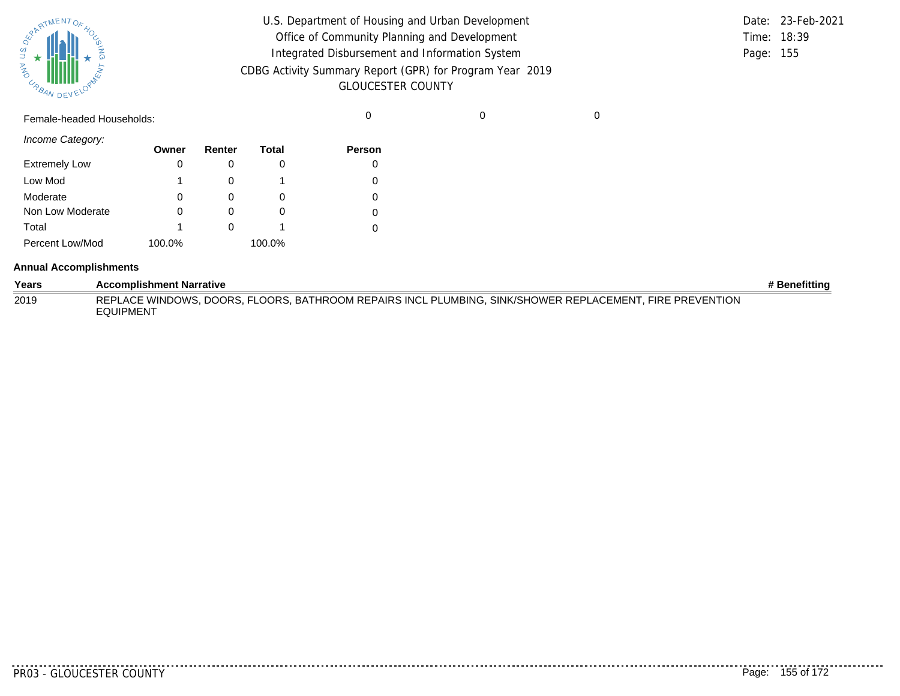Female-headed Households: 0 0 0

*Income Category:*

| | Owner | Renter | Total | Person |
|---|---|---|---|---|
| Extremely Low | 0 | 0 | 0 | 0 |
| Low Mod | 1 | 0 | 1 | 0 |
| Moderate | 0 | 0 | 0 | 0 |
| Non Low Moderate | 0 | 0 | 0 | 0 |
| Total | 1 | 0 | 1 | 0 |
| Percent Low/Mod | 100.0% | | 100.0% | |

**Annual Accomplishments**

| Years | Accomplishment Narrative | # Benefitting |
|---|---|---|
| 2019 | REPLACE WINDOWS, DOORS, FLOORS, BATHROOM REPAIRS INCL PLUMBING, SINK/SHOWER REPLACEMENT, FIRE PREVENTION EQUIPMENT | |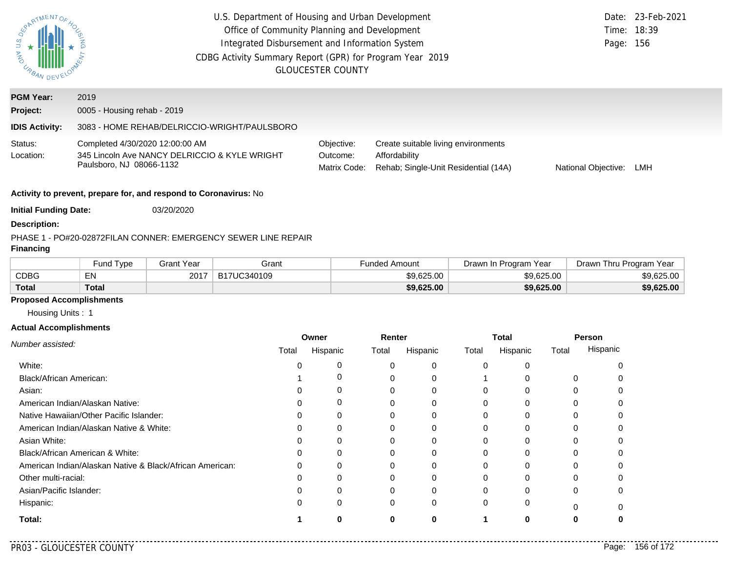U.S. Department of Housing and Urban Development
Office of Community Planning and Development
Integrated Disbursement and Information System
CDBG Activity Summary Report (GPR) for Program Year 2019
GLOUCESTER COUNTY

Date: 23-Feb-2021
Time: 18:39
Page: 156

**PGM Year:** 2019

**Project:** 0005 - Housing rehab - 2019

**IDIS Activity:** 3083 - HOME REHAB/DELRICCIO-WRIGHT/PAULSBORO

Status: Completed 4/30/2020 12:00:00 AM
Location: 345 Lincoln Ave NANCY DELRICCIO & KYLE WRIGHT Paulsboro, NJ 08066-1132

Objective: Create suitable living environments
Outcome: Affordability
Matrix Code: Rehab; Single-Unit Residential (14A)
National Objective: LMH

**Activity to prevent, prepare for, and respond to Coronavirus:** No

**Initial Funding Date:** 03/20/2020

**Description:**

PHASE 1 - PO#20-02872FILAN CONNER: EMERGENCY SEWER LINE REPAIR

**Financing**

| | Fund Type | Grant Year | Grant | Funded Amount | Drawn In Program Year | Drawn Thru Program Year |
|---|---|---|---|---|---|---|
| CDBG | EN | 2017 | B17UC340109 | $9,625.00 | $9,625.00 | $9,625.00 |
| **Total** | **Total** | | | **$9,625.00** | **$9,625.00** | **$9,625.00** |

**Proposed Accomplishments**

Housing Units : 1

**Actual Accomplishments**

| *Number assisted:* | Owner | | Renter | | Total | | Person | |
|---|---|---|---|---|---|---|---|---|
| | Total | Hispanic | Total | Hispanic | Total | Hispanic | Total | Hispanic |
| White: | 0 | 0 | 0 | 0 | 0 | 0 | | 0 |
| Black/African American: | 1 | 0 | 0 | 0 | 1 | 0 | 0 | 0 |
| Asian: | 0 | 0 | 0 | 0 | 0 | 0 | 0 | 0 |
| American Indian/Alaskan Native: | 0 | 0 | 0 | 0 | 0 | 0 | 0 | 0 |
| Native Hawaiian/Other Pacific Islander: | 0 | 0 | 0 | 0 | 0 | 0 | 0 | 0 |
| American Indian/Alaskan Native & White: | 0 | 0 | 0 | 0 | 0 | 0 | 0 | 0 |
| Asian White: | 0 | 0 | 0 | 0 | 0 | 0 | 0 | 0 |
| Black/African American & White: | 0 | 0 | 0 | 0 | 0 | 0 | 0 | 0 |
| American Indian/Alaskan Native & Black/African American: | 0 | 0 | 0 | 0 | 0 | 0 | 0 | 0 |
| Other multi-racial: | 0 | 0 | 0 | 0 | 0 | 0 | 0 | 0 |
| Asian/Pacific Islander: | 0 | 0 | 0 | 0 | 0 | 0 | 0 | 0 |
| Hispanic: | 0 | 0 | 0 | 0 | 0 | 0 | 0 | 0 |
| **Total:** | **1** | **0** | **0** | **0** | **1** | **0** | **0** | **0** |

PR03 - GLOUCESTER COUNTY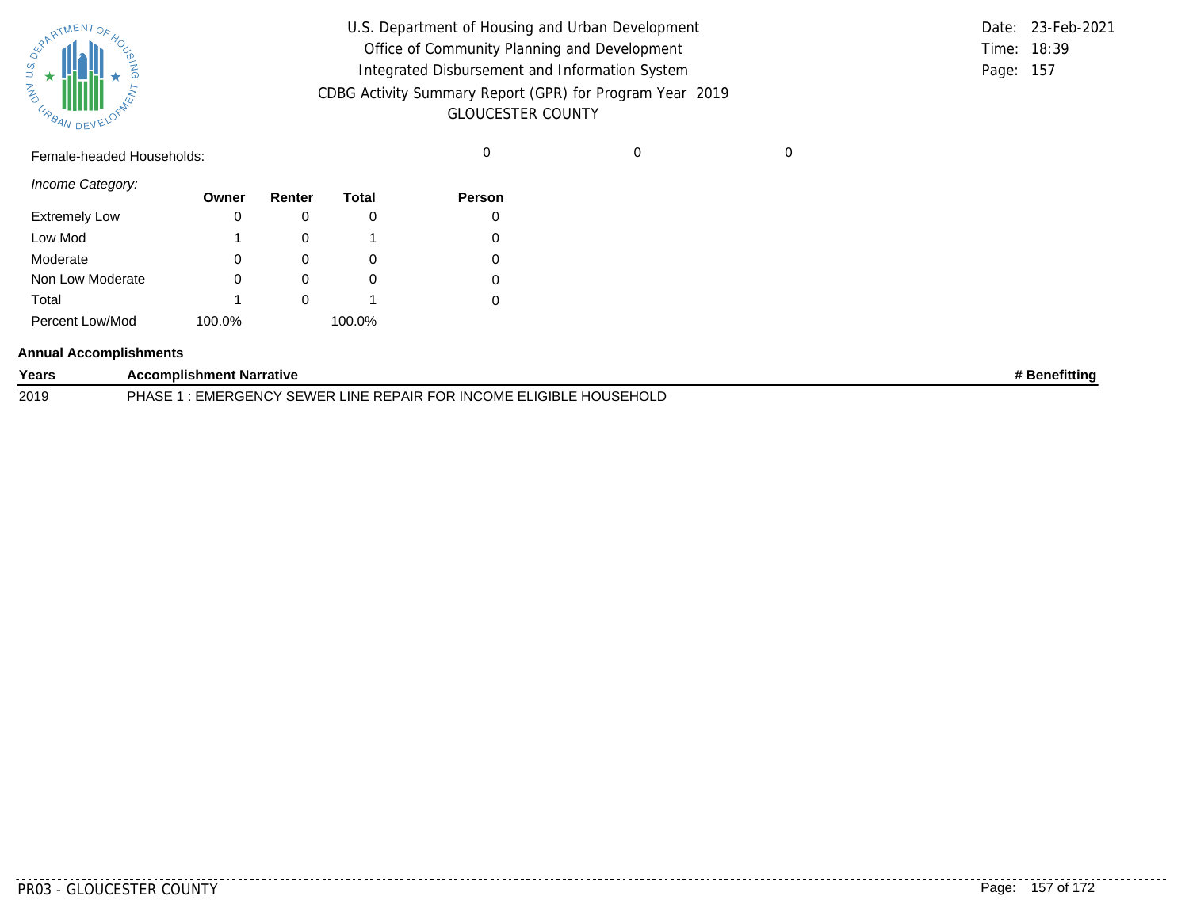Female-headed Households: 0 0 0

*Income Category:*

| | Owner | Renter | Total | Person |
|---|---|---|---|---|
| Extremely Low | 0 | 0 | 0 | 0 |
| Low Mod | 1 | 0 | 1 | 0 |
| Moderate | 0 | 0 | 0 | 0 |
| Non Low Moderate | 0 | 0 | 0 | 0 |
| Total | 1 | 0 | 1 | 0 |
| Percent Low/Mod | 100.0% | | 100.0% | |

**Annual Accomplishments**

| Years | Accomplishment Narrative | # Benefitting |
|---|---|---|
| 2019 | PHASE 1 : EMERGENCY SEWER LINE REPAIR FOR INCOME ELIGIBLE HOUSEHOLD | |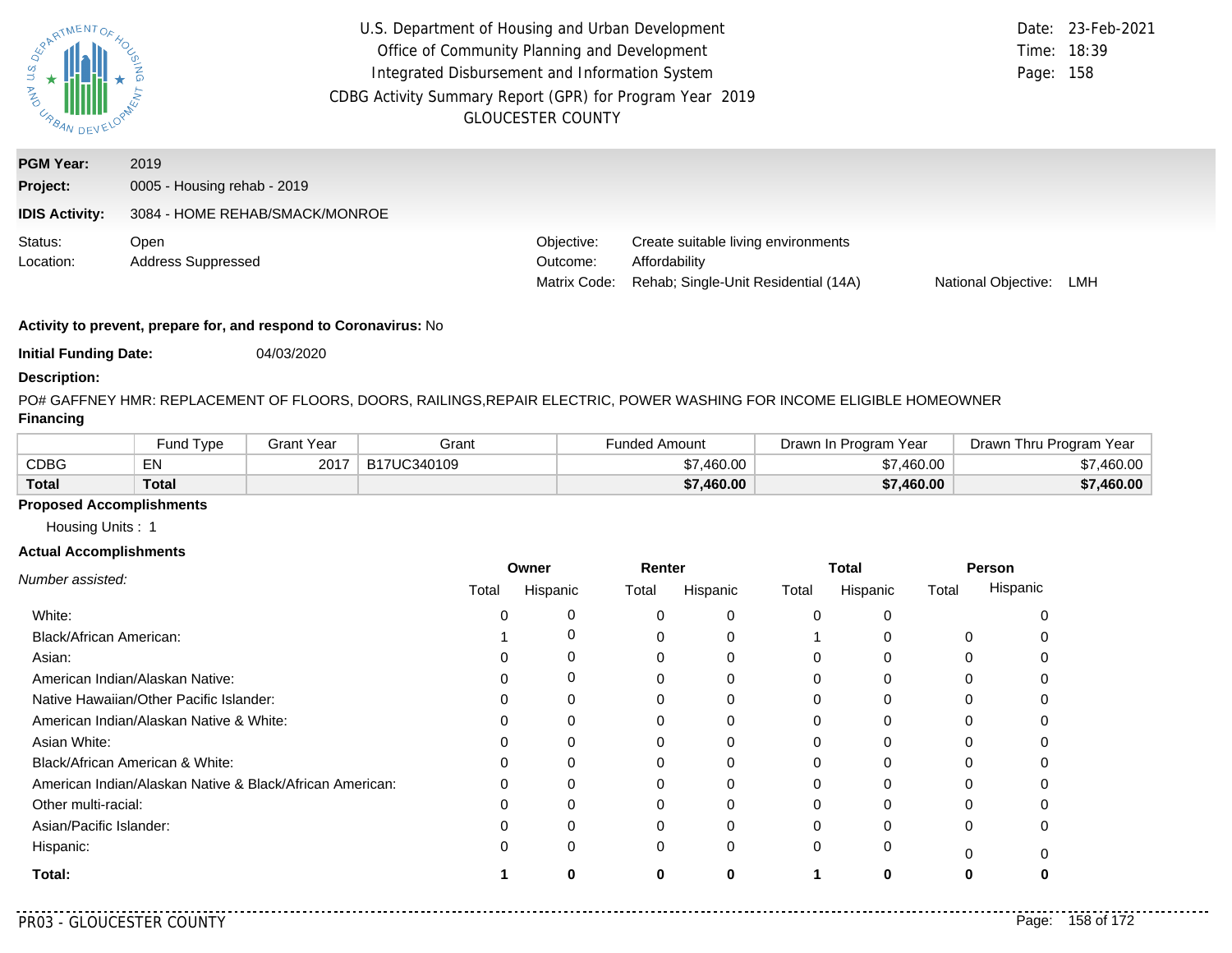U.S. Department of Housing and Urban Development
Office of Community Planning and Development
Integrated Disbursement and Information System
CDBG Activity Summary Report (GPR) for Program Year 2019
GLOUCESTER COUNTY

Date: 23-Feb-2021
Time: 18:39
Page: 158

**PGM Year:** 2019
**Project:** 0005 - Housing rehab - 2019
**IDIS Activity:** 3084 - HOME REHAB/SMACK/MONROE

Status: Open
Location: Address Suppressed

Objective: Create suitable living environments
Outcome: Affordability
Matrix Code: Rehab; Single-Unit Residential (14A)
National Objective: LMH

**Activity to prevent, prepare for, and respond to Coronavirus:** No

**Initial Funding Date:** 04/03/2020

**Description:**

PO# GAFFNEY HMR: REPLACEMENT OF FLOORS, DOORS, RAILINGS,REPAIR ELECTRIC, POWER WASHING FOR INCOME ELIGIBLE HOMEOWNER

**Financing**

| | Fund Type | Grant Year | Grant | Funded Amount | Drawn In Program Year | Drawn Thru Program Year |
|---|---|---|---|---|---|---|
| CDBG | EN | 2017 | B17UC340109 | $7,460.00 | $7,460.00 | $7,460.00 |
| **Total** | **Total** | | | **$7,460.00** | **$7,460.00** | **$7,460.00** |

**Proposed Accomplishments**

Housing Units : 1

**Actual Accomplishments**

| *Number assisted:* | Owner | | Renter | | Total | | Person | |
|---|---|---|---|---|---|---|---|---|
| | Total | Hispanic | Total | Hispanic | Total | Hispanic | Total | Hispanic |
| White: | 0 | 0 | 0 | 0 | 0 | 0 | | 0 |
| Black/African American: | 1 | 0 | 0 | 0 | 1 | 0 | 0 | 0 |
| Asian: | 0 | 0 | 0 | 0 | 0 | 0 | 0 | 0 |
| American Indian/Alaskan Native: | 0 | 0 | 0 | 0 | 0 | 0 | 0 | 0 |
| Native Hawaiian/Other Pacific Islander: | 0 | 0 | 0 | 0 | 0 | 0 | 0 | 0 |
| American Indian/Alaskan Native & White: | 0 | 0 | 0 | 0 | 0 | 0 | 0 | 0 |
| Asian White: | 0 | 0 | 0 | 0 | 0 | 0 | 0 | 0 |
| Black/African American & White: | 0 | 0 | 0 | 0 | 0 | 0 | 0 | 0 |
| American Indian/Alaskan Native & Black/African American: | 0 | 0 | 0 | 0 | 0 | 0 | 0 | 0 |
| Other multi-racial: | 0 | 0 | 0 | 0 | 0 | 0 | 0 | 0 |
| Asian/Pacific Islander: | 0 | 0 | 0 | 0 | 0 | 0 | 0 | 0 |
| Hispanic: | 0 | 0 | 0 | 0 | 0 | 0 | 0 | 0 |
| **Total:** | **1** | **0** | **0** | **0** | **1** | **0** | **0** | **0** |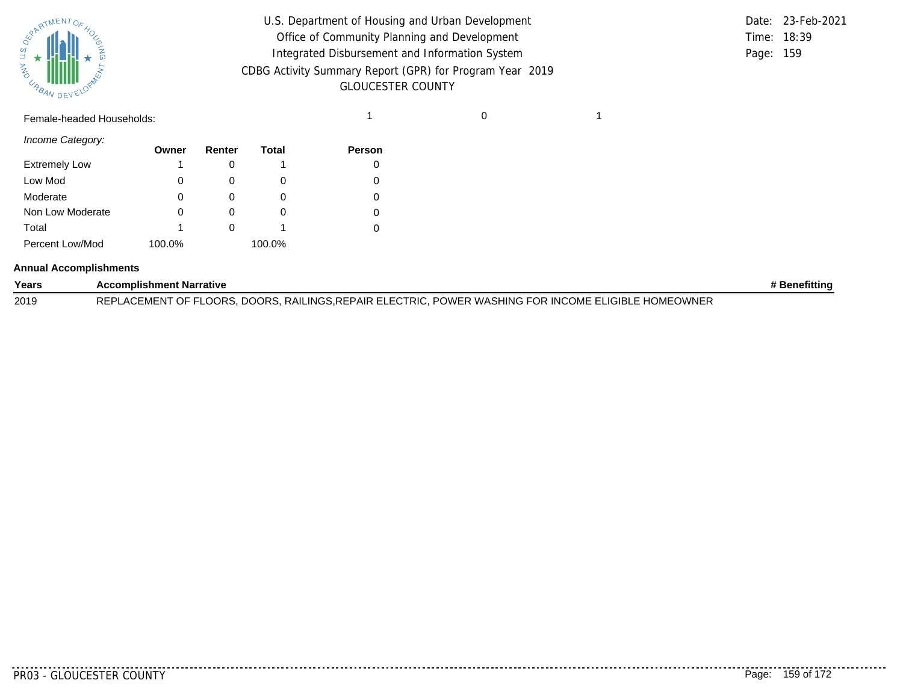Female-headed Households: 1 0 1

*Income Category:*

| | Owner | Renter | Total | Person |
|---|---|---|---|---|
| Extremely Low | 1 | 0 | 1 | 0 |
| Low Mod | 0 | 0 | 0 | 0 |
| Moderate | 0 | 0 | 0 | 0 |
| Non Low Moderate | 0 | 0 | 0 | 0 |
| Total | 1 | 0 | 1 | 0 |
| Percent Low/Mod | 100.0% | | 100.0% | |

**Annual Accomplishments**

| Years | Accomplishment Narrative | # Benefitting |
|---|---|---|
| 2019 | REPLACEMENT OF FLOORS, DOORS, RAILINGS,REPAIR ELECTRIC, POWER WASHING FOR INCOME ELIGIBLE HOMEOWNER | |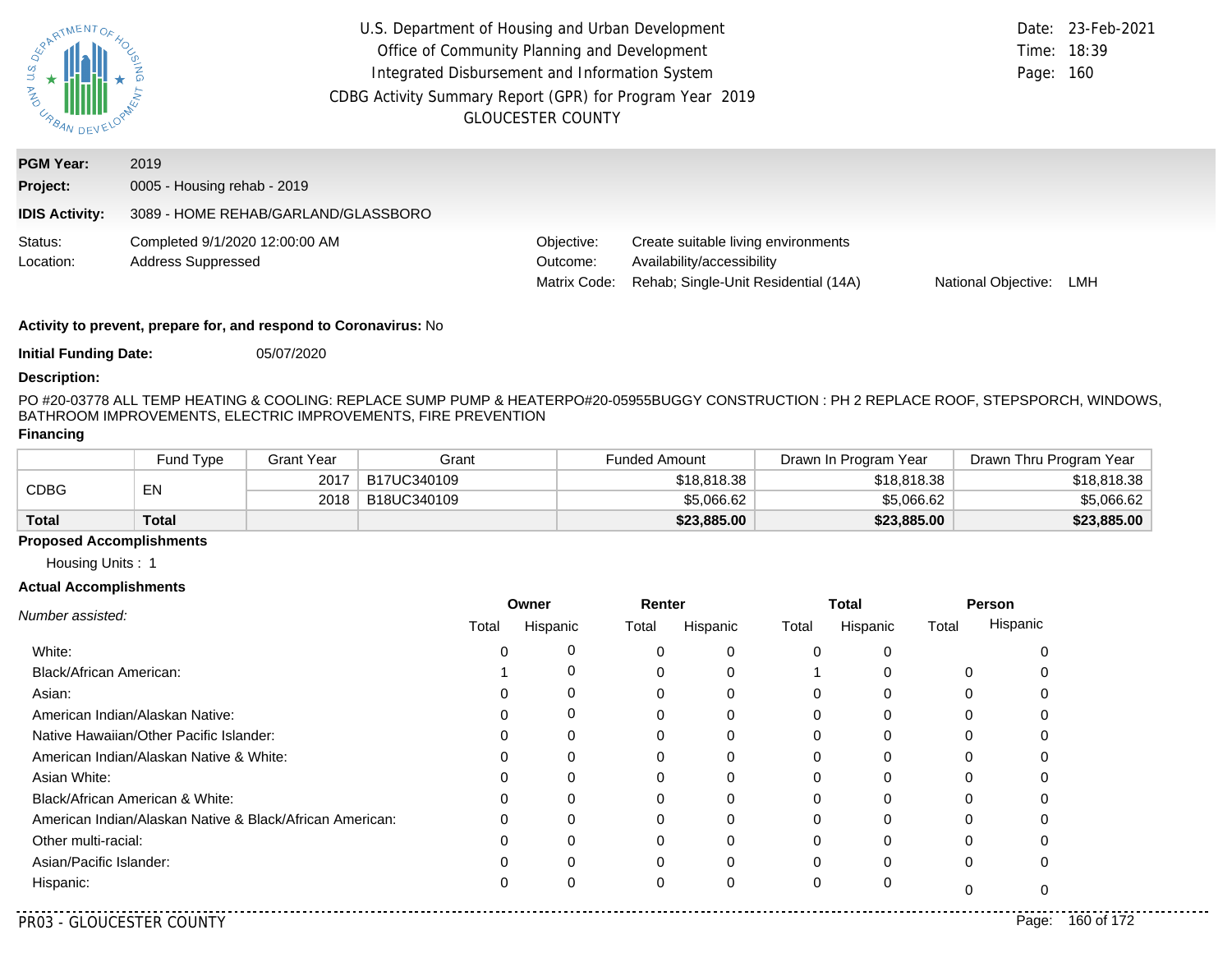U.S. Department of Housing and Urban Development
Office of Community Planning and Development
Integrated Disbursement and Information System
CDBG Activity Summary Report (GPR) for Program Year 2019
GLOUCESTER COUNTY

Date: 23-Feb-2021
Time: 18:39
Page: 160

**PGM Year:** 2019
**Project:** 0005 - Housing rehab - 2019
**IDIS Activity:** 3089 - HOME REHAB/GARLAND/GLASSBORO

Status: Completed 9/1/2020 12:00:00 AM
Location: Address Suppressed

Objective: Create suitable living environments
Outcome: Availability/accessibility
Matrix Code: Rehab; Single-Unit Residential (14A)
National Objective: LMH

**Activity to prevent, prepare for, and respond to Coronavirus:** No

**Initial Funding Date:** 05/07/2020

**Description:**

PO #20-03778 ALL TEMP HEATING & COOLING: REPLACE SUMP PUMP & HEATERPO#20-05955BUGGY CONSTRUCTION : PH 2 REPLACE ROOF, STEPSPORCH, WINDOWS, BATHROOM IMPROVEMENTS, ELECTRIC IMPROVEMENTS, FIRE PREVENTION

**Financing**

| | Fund Type | Grant Year | Grant | Funded Amount | Drawn In Program Year | Drawn Thru Program Year |
|---|---|---|---|---|---|---|
| CDBG | EN | 2017 | B17UC340109 | $18,818.38 | $18,818.38 | $18,818.38 |
| | | 2018 | B18UC340109 | $5,066.62 | $5,066.62 | $5,066.62 |
| **Total** | **Total** | | | **$23,885.00** | **$23,885.00** | **$23,885.00** |

**Proposed Accomplishments**

Housing Units : 1

**Actual Accomplishments**

| *Number assisted:* | Owner | | Renter | | Total | | Person | |
|---|---|---|---|---|---|---|---|---|
| | Total | Hispanic | Total | Hispanic | Total | Hispanic | Total | Hispanic |
| White: | 0 | 0 | 0 | 0 | 0 | 0 | | 0 |
| Black/African American: | 1 | 0 | 0 | 0 | 1 | 0 | 0 | 0 |
| Asian: | 0 | 0 | 0 | 0 | 0 | 0 | 0 | 0 |
| American Indian/Alaskan Native: | 0 | 0 | 0 | 0 | 0 | 0 | 0 | 0 |
| Native Hawaiian/Other Pacific Islander: | 0 | 0 | 0 | 0 | 0 | 0 | 0 | 0 |
| American Indian/Alaskan Native & White: | 0 | 0 | 0 | 0 | 0 | 0 | 0 | 0 |
| Asian White: | 0 | 0 | 0 | 0 | 0 | 0 | 0 | 0 |
| Black/African American & White: | 0 | 0 | 0 | 0 | 0 | 0 | 0 | 0 |
| American Indian/Alaskan Native & Black/African American: | 0 | 0 | 0 | 0 | 0 | 0 | 0 | 0 |
| Other multi-racial: | 0 | 0 | 0 | 0 | 0 | 0 | 0 | 0 |
| Asian/Pacific Islander: | 0 | 0 | 0 | 0 | 0 | 0 | 0 | 0 |
| Hispanic: | 0 | 0 | 0 | 0 | 0 | 0 | 0 | 0 |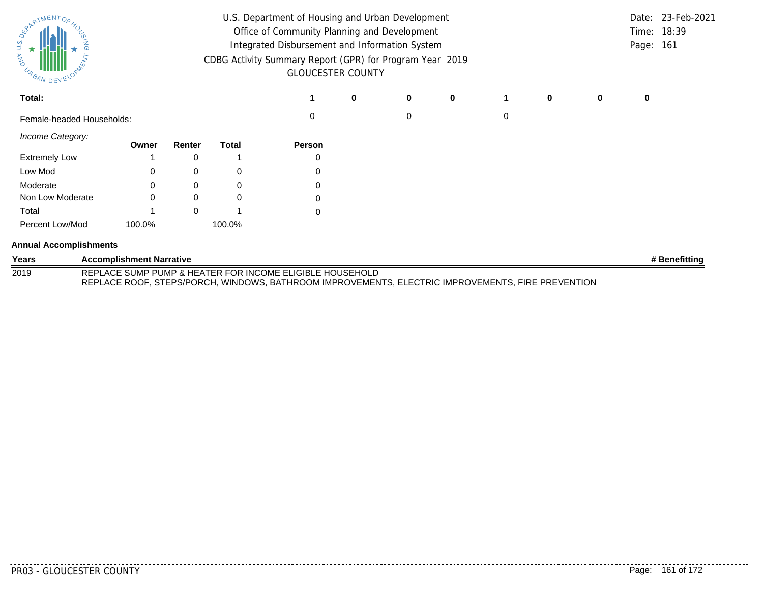| Total: | | | | 1 | 0 | 0 | 0 | 1 | 0 | 0 | 0 |
|---|---|---|---|---|---|---|---|---|---|---|---|
| Female-headed Households: | | | | 0 | | 0 | | 0 | | | |

*Income Category:*

| | Owner | Renter | Total | Person |
|---|---|---|---|---|
| Extremely Low | 1 | 0 | 1 | 0 |
| Low Mod | 0 | 0 | 0 | 0 |
| Moderate | 0 | 0 | 0 | 0 |
| Non Low Moderate | 0 | 0 | 0 | 0 |
| Total | 1 | 0 | 1 | 0 |
| Percent Low/Mod | 100.0% | | 100.0% | |

**Annual Accomplishments**

| Years | Accomplishment Narrative | # Benefitting |
|---|---|---|
| 2019 | REPLACE SUMP PUMP & HEATER FOR INCOME ELIGIBLE HOUSEHOLD<br>REPLACE ROOF, STEPS/PORCH, WINDOWS, BATHROOM IMPROVEMENTS, ELECTRIC IMPROVEMENTS, FIRE PREVENTION | |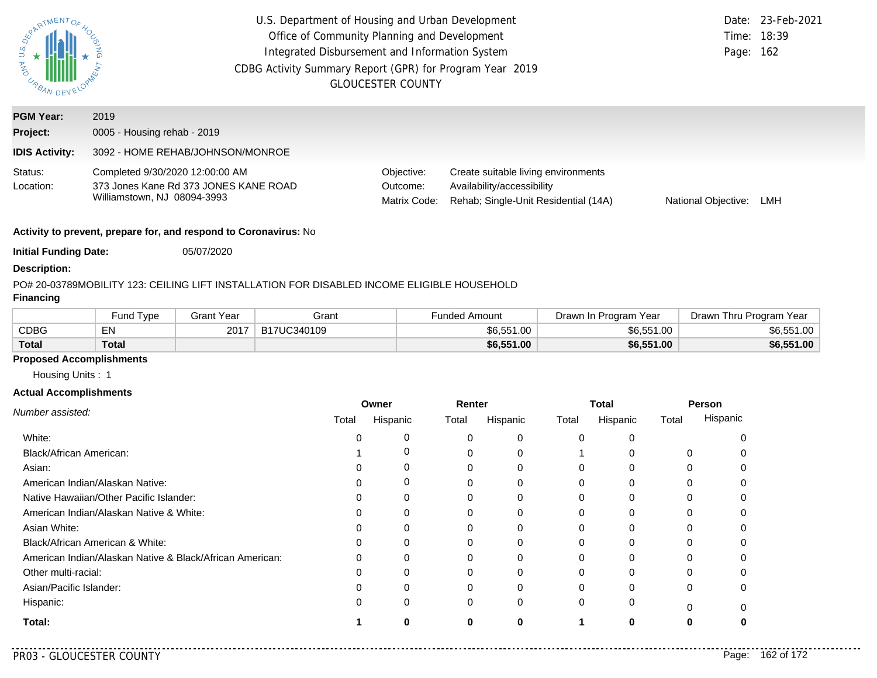U.S. Department of Housing and Urban Development
Office of Community Planning and Development
Integrated Disbursement and Information System
CDBG Activity Summary Report (GPR) for Program Year 2019
GLOUCESTER COUNTY

Date: 23-Feb-2021
Time: 18:39

**PGM Year:** 2019

**Project:** 0005 - Housing rehab - 2019

**IDIS Activity:** 3092 - HOME REHAB/JOHNSON/MONROE

Status: Completed 9/30/2020 12:00:00 AM
Location: 373 Jones Kane Rd 373 JONES KANE ROAD Williamstown, NJ 08094-3993

Objective: Create suitable living environments
Outcome: Availability/accessibility
Matrix Code: Rehab; Single-Unit Residential (14A)
National Objective: LMH

**Activity to prevent, prepare for, and respond to Coronavirus:** No

**Initial Funding Date:** 05/07/2020

**Description:**

PO# 20-03789MOBILITY 123: CEILING LIFT INSTALLATION FOR DISABLED INCOME ELIGIBLE HOUSEHOLD

**Financing**

| | Fund Type | Grant Year | Grant | Funded Amount | Drawn In Program Year | Drawn Thru Program Year |
|---|---|---|---|---|---|---|
| CDBG | EN | 2017 | B17UC340109 | $6,551.00 | $6,551.00 | $6,551.00 |
| **Total** | **Total** | | | **$6,551.00** | **$6,551.00** | **$6,551.00** |

**Proposed Accomplishments**

Housing Units : 1

**Actual Accomplishments**

| *Number assisted:* | Owner | | Renter | | Total | | Person | |
|---|---|---|---|---|---|---|---|---|
| | Total | Hispanic | Total | Hispanic | Total | Hispanic | Total | Hispanic |
| White: | 0 | 0 | 0 | 0 | 0 | 0 | | 0 |
| Black/African American: | 1 | 0 | 0 | 0 | 1 | 0 | 0 | 0 |
| Asian: | 0 | 0 | 0 | 0 | 0 | 0 | 0 | 0 |
| American Indian/Alaskan Native: | 0 | 0 | 0 | 0 | 0 | 0 | 0 | 0 |
| Native Hawaiian/Other Pacific Islander: | 0 | 0 | 0 | 0 | 0 | 0 | 0 | 0 |
| American Indian/Alaskan Native & White: | 0 | 0 | 0 | 0 | 0 | 0 | 0 | 0 |
| Asian White: | 0 | 0 | 0 | 0 | 0 | 0 | 0 | 0 |
| Black/African American & White: | 0 | 0 | 0 | 0 | 0 | 0 | 0 | 0 |
| American Indian/Alaskan Native & Black/African American: | 0 | 0 | 0 | 0 | 0 | 0 | 0 | 0 |
| Other multi-racial: | 0 | 0 | 0 | 0 | 0 | 0 | 0 | 0 |
| Asian/Pacific Islander: | 0 | 0 | 0 | 0 | 0 | 0 | 0 | 0 |
| Hispanic: | 0 | 0 | 0 | 0 | 0 | 0 | 0 | 0 |
| **Total:** | **1** | **0** | **0** | **0** | **1** | **0** | **0** | **0** |

PR03 - GLOUCESTER COUNTY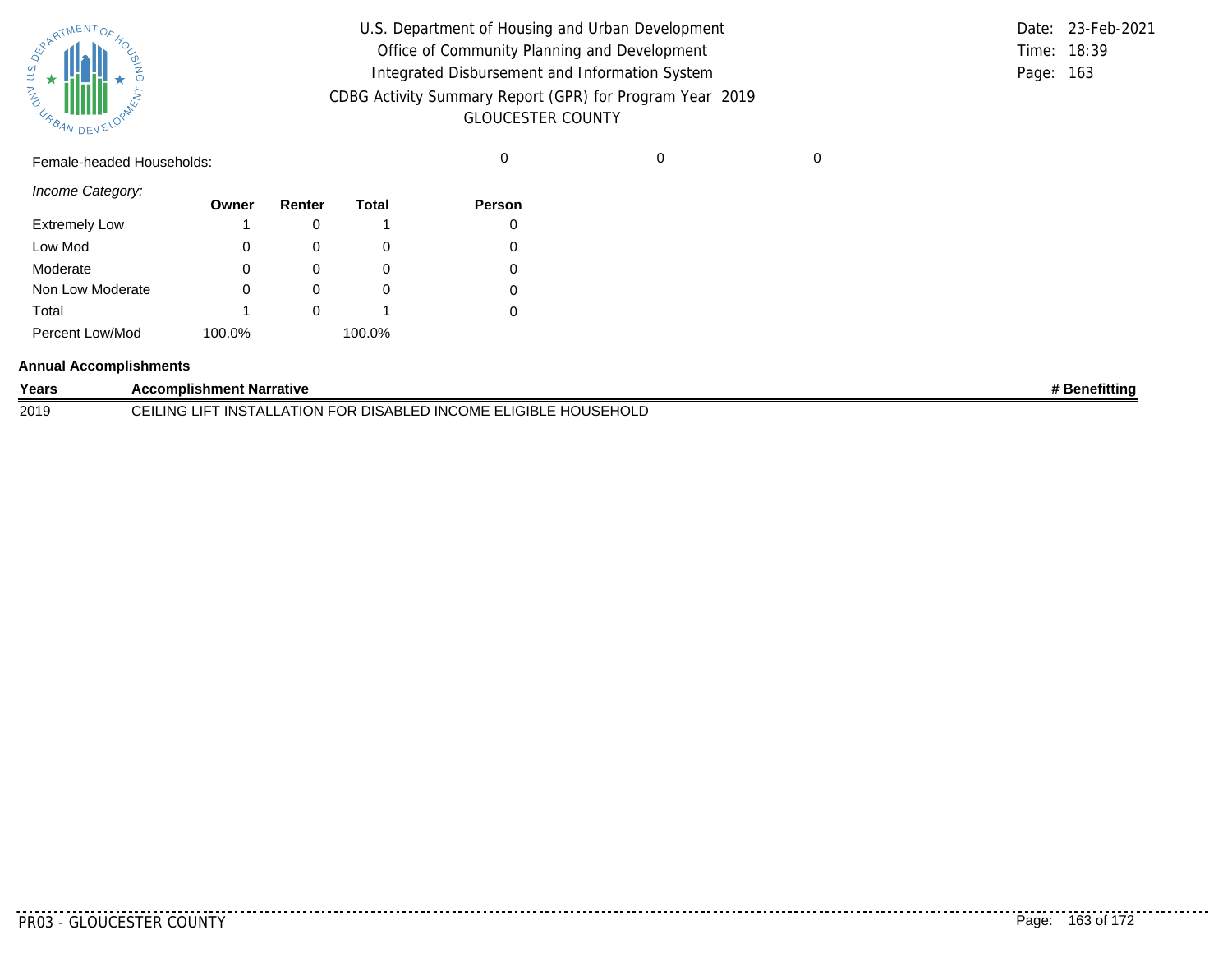Female-headed Households: 0 0 0

*Income Category:*

| | Owner | Renter | Total | Person |
|---|---|---|---|---|
| Extremely Low | 1 | 0 | 1 | 0 |
| Low Mod | 0 | 0 | 0 | 0 |
| Moderate | 0 | 0 | 0 | 0 |
| Non Low Moderate | 0 | 0 | 0 | 0 |
| Total | 1 | 0 | 1 | 0 |
| Percent Low/Mod | 100.0% | | 100.0% | |

**Annual Accomplishments**

| Years | Accomplishment Narrative | # Benefitting |
|---|---|---|
| 2019 | CEILING LIFT INSTALLATION FOR DISABLED INCOME ELIGIBLE HOUSEHOLD | |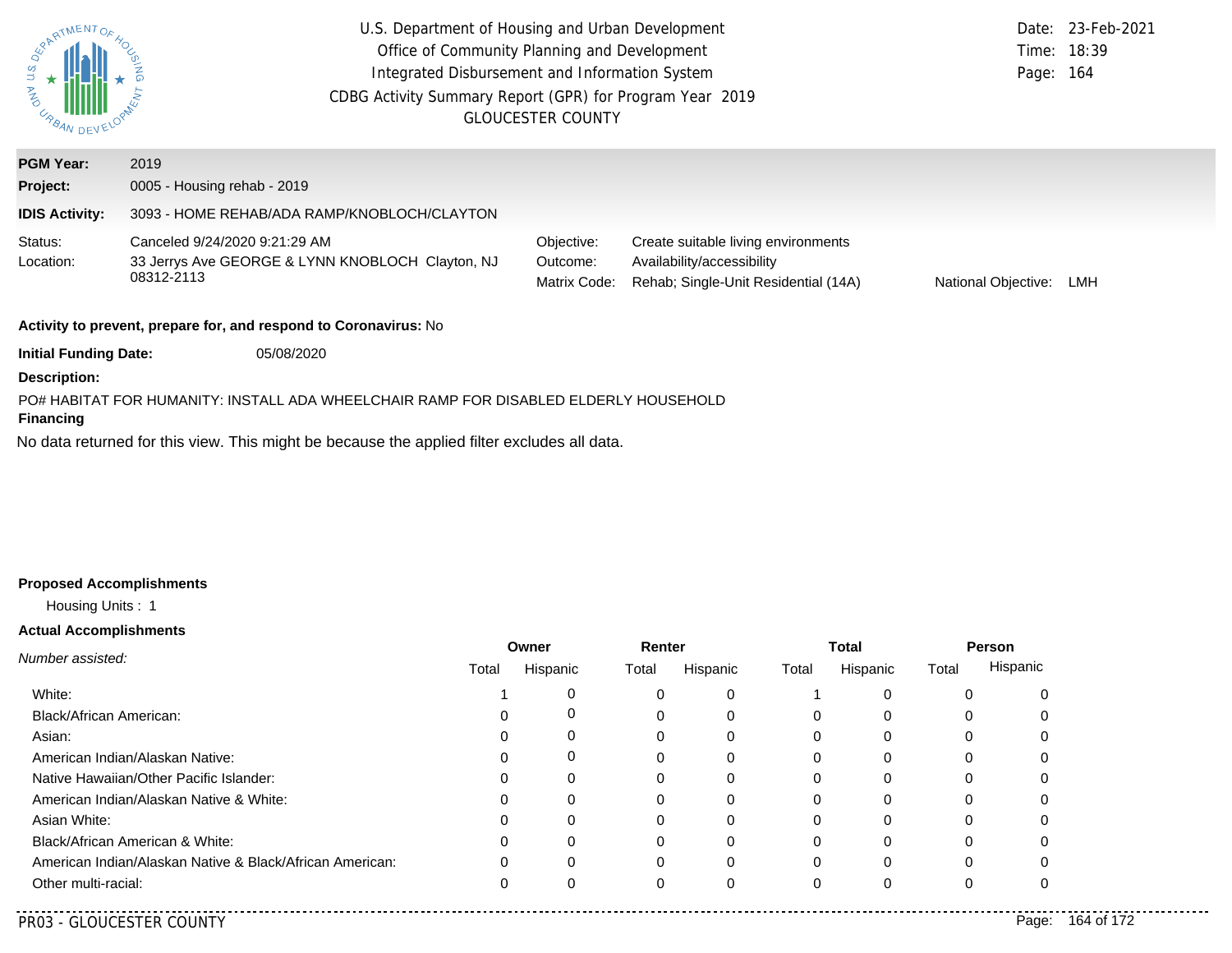U.S. Department of Housing and Urban Development
Office of Community Planning and Development
Integrated Disbursement and Information System
CDBG Activity Summary Report (GPR) for Program Year 2019
GLOUCESTER COUNTY

Date: 23-Feb-2021
Time: 18:39

**PGM Year:** 2019
**Project:** 0005 - Housing rehab - 2019
**IDIS Activity:** 3093 - HOME REHAB/ADA RAMP/KNOBLOCH/CLAYTON

Status: Canceled 9/24/2020 9:21:29 AM
Location: 33 Jerrys Ave GEORGE & LYNN KNOBLOCH Clayton, NJ 08312-2113

Objective: Create suitable living environments
Outcome: Availability/accessibility
Matrix Code: Rehab; Single-Unit Residential (14A)
National Objective: LMH

**Activity to prevent, prepare for, and respond to Coronavirus:** No

**Initial Funding Date:** 05/08/2020

**Description:**

PO# HABITAT FOR HUMANITY: INSTALL ADA WHEELCHAIR RAMP FOR DISABLED ELDERLY HOUSEHOLD

**Financing**

No data returned for this view. This might be because the applied filter excludes all data.

**Proposed Accomplishments**

Housing Units : 1

**Actual Accomplishments**

| *Number assisted:* | Owner | | Renter | | Total | | Person | |
|---|---|---|---|---|---|---|---|---|
| | Total | Hispanic | Total | Hispanic | Total | Hispanic | Total | Hispanic |
| White: | 1 | 0 | 0 | 0 | 1 | 0 | 0 | 0 |
| Black/African American: | 0 | 0 | 0 | 0 | 0 | 0 | 0 | 0 |
| Asian: | 0 | 0 | 0 | 0 | 0 | 0 | 0 | 0 |
| American Indian/Alaskan Native: | 0 | 0 | 0 | 0 | 0 | 0 | 0 | 0 |
| Native Hawaiian/Other Pacific Islander: | 0 | 0 | 0 | 0 | 0 | 0 | 0 | 0 |
| American Indian/Alaskan Native & White: | 0 | 0 | 0 | 0 | 0 | 0 | 0 | 0 |
| Asian White: | 0 | 0 | 0 | 0 | 0 | 0 | 0 | 0 |
| Black/African American & White: | 0 | 0 | 0 | 0 | 0 | 0 | 0 | 0 |
| American Indian/Alaskan Native & Black/African American: | 0 | 0 | 0 | 0 | 0 | 0 | 0 | 0 |
| Other multi-racial: | 0 | 0 | 0 | 0 | 0 | 0 | 0 | 0 |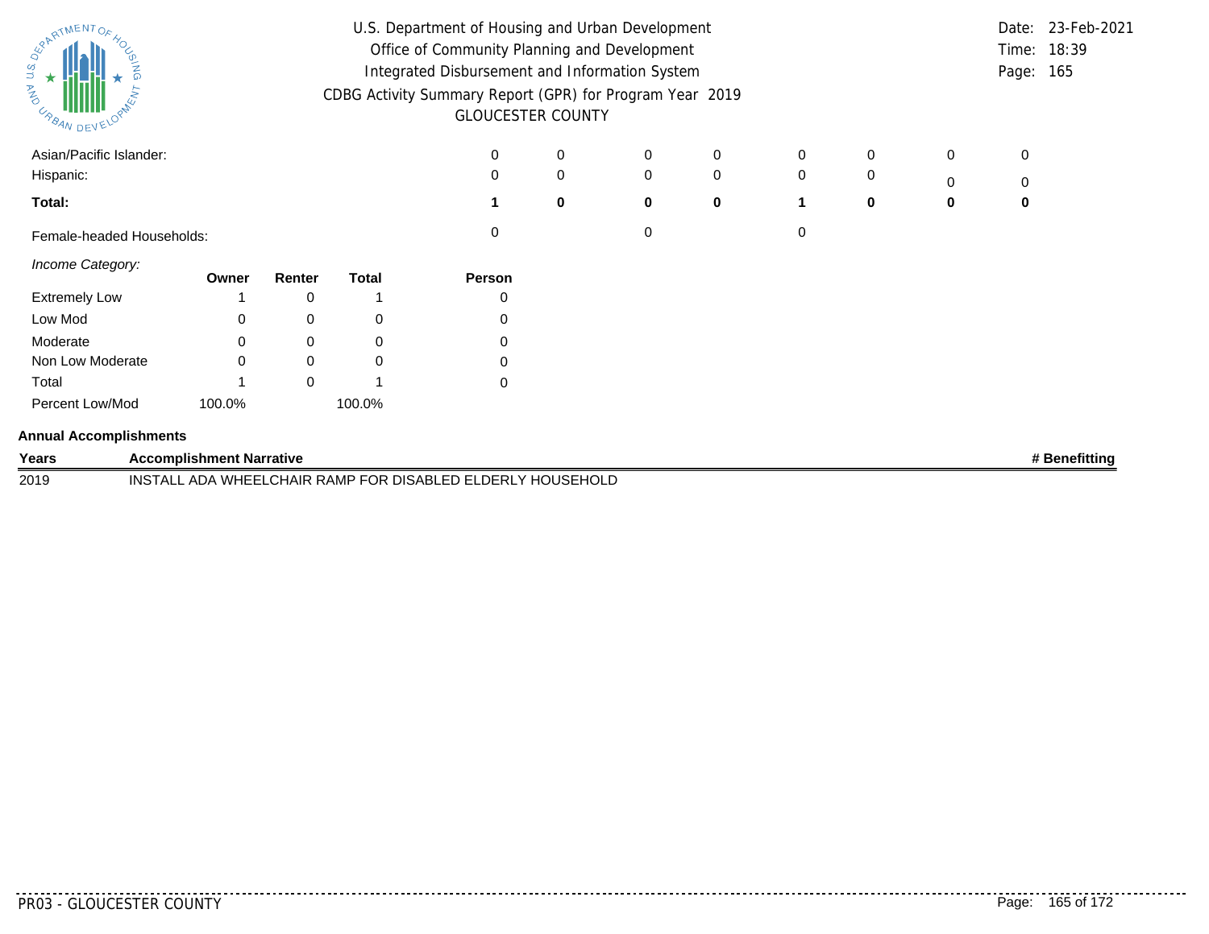U.S. Department of Housing and Urban Development
Office of Community Planning and Development
Integrated Disbursement and Information System
CDBG Activity Summary Report (GPR) for Program Year 2019
GLOUCESTER COUNTY

Date: 23-Feb-2021
Time: 18:39
Page: 165

| | | | | | | | | |
|---|---|---|---|---|---|---|---|---|
| Asian/Pacific Islander: | 0 | 0 | 0 | 0 | 0 | 0 | 0 | 0 |
| Hispanic: | 0 | 0 | 0 | 0 | 0 | 0 | 0 | 0 |
| **Total:** | **1** | **0** | **0** | **0** | **1** | **0** | **0** | **0** |
| Female-headed Households: | 0 | | 0 | | 0 | | | |

*Income Category:*

| | Owner | Renter | Total | Person |
|---|---|---|---|---|
| Extremely Low | 1 | 0 | 1 | 0 |
| Low Mod | 0 | 0 | 0 | 0 |
| Moderate | 0 | 0 | 0 | 0 |
| Non Low Moderate | 0 | 0 | 0 | 0 |
| Total | 1 | 0 | 1 | 0 |
| Percent Low/Mod | 100.0% | | 100.0% | |

**Annual Accomplishments**

| Years | Accomplishment Narrative | # Benefitting |
|---|---|---|
| 2019 | INSTALL ADA WHEELCHAIR RAMP FOR DISABLED ELDERLY HOUSEHOLD | |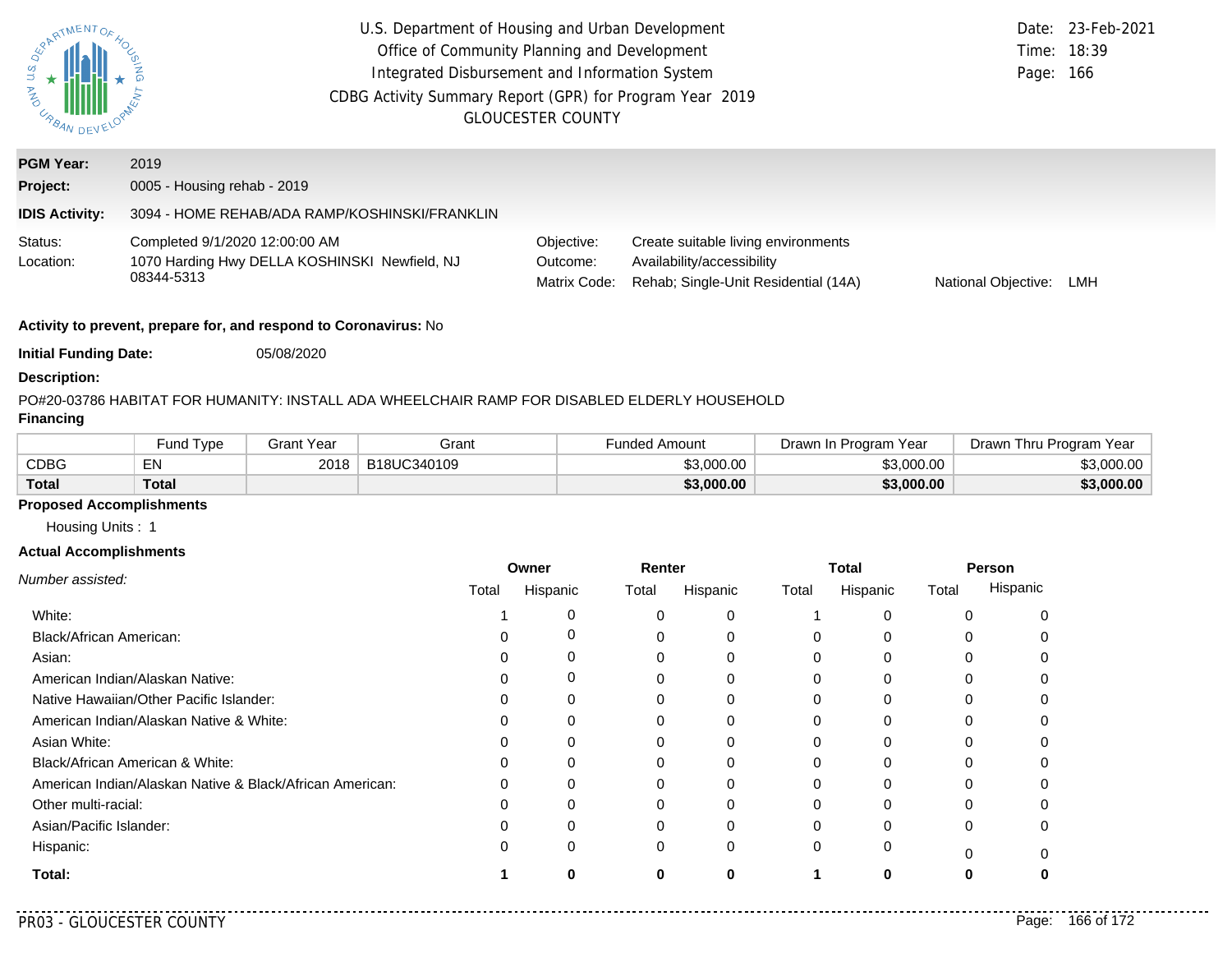U.S. Department of Housing and Urban Development
Office of Community Planning and Development
Integrated Disbursement and Information System
CDBG Activity Summary Report (GPR) for Program Year 2019
GLOUCESTER COUNTY

Date: 23-Feb-2021
Time: 18:39

**PGM Year:** 2019

**Project:** 0005 - Housing rehab - 2019

**IDIS Activity:** 3094 - HOME REHAB/ADA RAMP/KOSHINSKI/FRANKLIN

Status: Completed 9/1/2020 12:00:00 AM
Location: 1070 Harding Hwy DELLA KOSHINSKI Newfield, NJ 08344-5313

Objective: Create suitable living environments
Outcome: Availability/accessibility
Matrix Code: Rehab; Single-Unit Residential (14A)
National Objective: LMH

**Activity to prevent, prepare for, and respond to Coronavirus:** No

**Initial Funding Date:** 05/08/2020

**Description:**

PO#20-03786 HABITAT FOR HUMANITY: INSTALL ADA WHEELCHAIR RAMP FOR DISABLED ELDERLY HOUSEHOLD

**Financing**

| | Fund Type | Grant Year | Grant | Funded Amount | Drawn In Program Year | Drawn Thru Program Year |
|---|---|---|---|---|---|---|
| CDBG | EN | 2018 | B18UC340109 | $3,000.00 | $3,000.00 | $3,000.00 |
| **Total** | **Total** | | | **$3,000.00** | **$3,000.00** | **$3,000.00** |

**Proposed Accomplishments**

Housing Units : 1

**Actual Accomplishments**

| *Number assisted:* | Owner | | Renter | | Total | | Person | |
|---|---|---|---|---|---|---|---|---|
| | Total | Hispanic | Total | Hispanic | Total | Hispanic | Total | Hispanic |
| White: | 1 | 0 | 0 | 0 | 1 | 0 | 0 | 0 |
| Black/African American: | 0 | 0 | 0 | 0 | 0 | 0 | 0 | 0 |
| Asian: | 0 | 0 | 0 | 0 | 0 | 0 | 0 | 0 |
| American Indian/Alaskan Native: | 0 | 0 | 0 | 0 | 0 | 0 | 0 | 0 |
| Native Hawaiian/Other Pacific Islander: | 0 | 0 | 0 | 0 | 0 | 0 | 0 | 0 |
| American Indian/Alaskan Native & White: | 0 | 0 | 0 | 0 | 0 | 0 | 0 | 0 |
| Asian White: | 0 | 0 | 0 | 0 | 0 | 0 | 0 | 0 |
| Black/African American & White: | 0 | 0 | 0 | 0 | 0 | 0 | 0 | 0 |
| American Indian/Alaskan Native & Black/African American: | 0 | 0 | 0 | 0 | 0 | 0 | 0 | 0 |
| Other multi-racial: | 0 | 0 | 0 | 0 | 0 | 0 | 0 | 0 |
| Asian/Pacific Islander: | 0 | 0 | 0 | 0 | 0 | 0 | 0 | 0 |
| Hispanic: | 0 | 0 | 0 | 0 | 0 | 0 | 0 | 0 |
| **Total:** | **1** | **0** | **0** | **0** | **1** | **0** | **0** | **0** |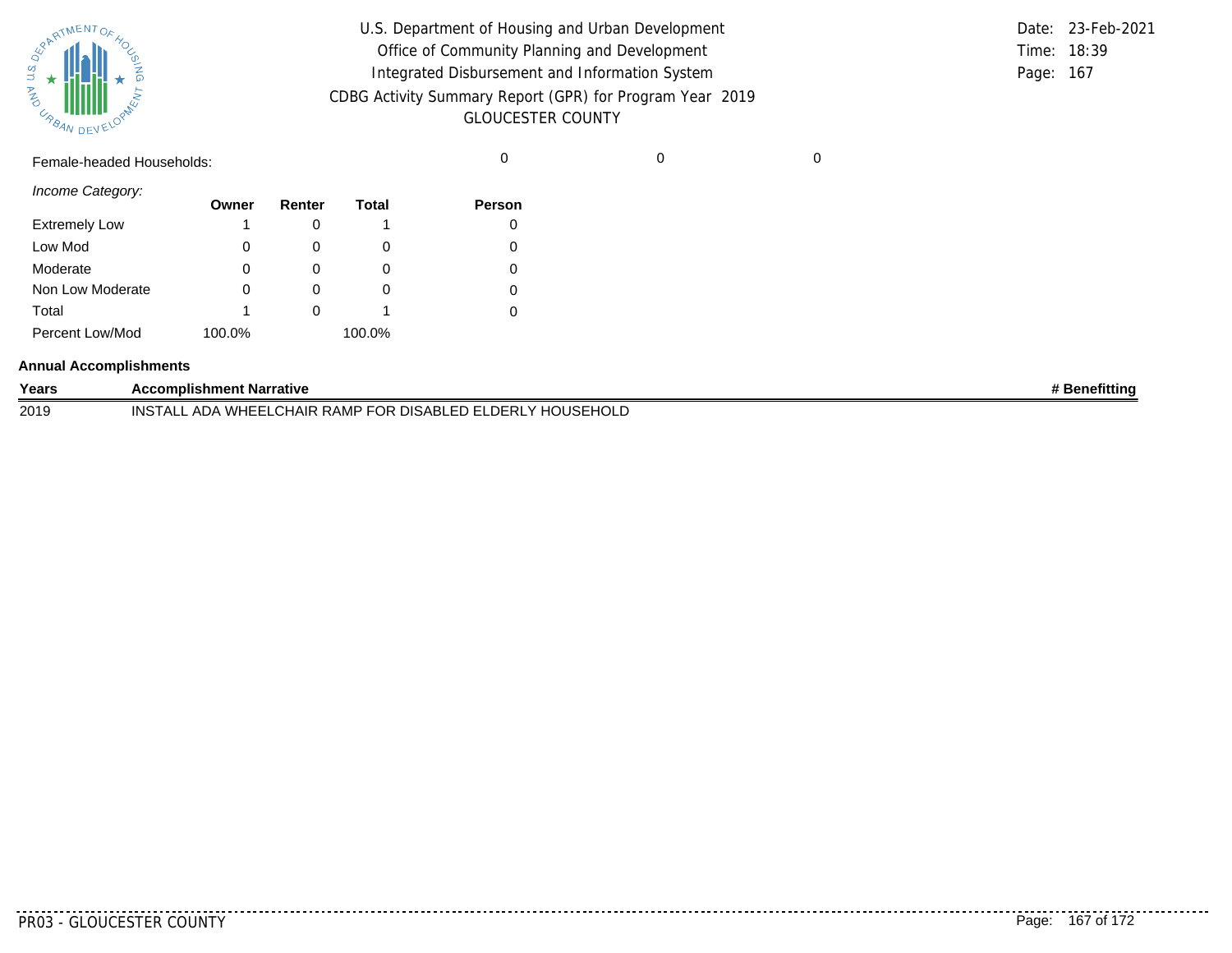Female-headed Households: 0 0 0

*Income Category:*

| | Owner | Renter | Total | Person |
|---|---|---|---|---|
| Extremely Low | 1 | 0 | 1 | 0 |
| Low Mod | 0 | 0 | 0 | 0 |
| Moderate | 0 | 0 | 0 | 0 |
| Non Low Moderate | 0 | 0 | 0 | 0 |
| Total | 1 | 0 | 1 | 0 |
| Percent Low/Mod | 100.0% | | 100.0% | |

**Annual Accomplishments**

| Years | Accomplishment Narrative | # Benefitting |
|---|---|---|
| 2019 | INSTALL ADA WHEELCHAIR RAMP FOR DISABLED ELDERLY HOUSEHOLD | |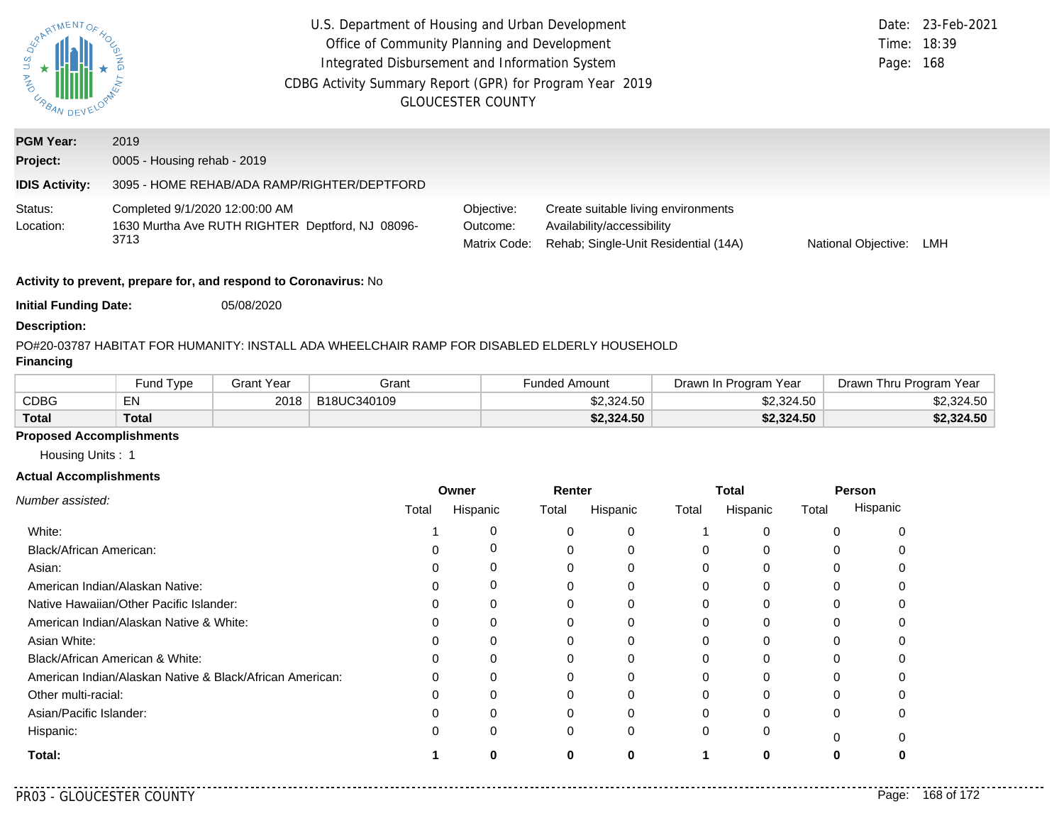U.S. Department of Housing and Urban Development
Office of Community Planning and Development
Integrated Disbursement and Information System
CDBG Activity Summary Report (GPR) for Program Year 2019
GLOUCESTER COUNTY

Date: 23-Feb-2021
Time: 18:39
Page: 168

**PGM Year:** 2019

**Project:** 0005 - Housing rehab - 2019

**IDIS Activity:** 3095 - HOME REHAB/ADA RAMP/RIGHTER/DEPTFORD

Status: Completed 9/1/2020 12:00:00 AM
Location: 1630 Murtha Ave RUTH RIGHTER Deptford, NJ 08096-3713

Objective: Create suitable living environments
Outcome: Availability/accessibility
Matrix Code: Rehab; Single-Unit Residential (14A)
National Objective: LMH

**Activity to prevent, prepare for, and respond to Coronavirus:** No

**Initial Funding Date:** 05/08/2020

**Description:**

PO#20-03787 HABITAT FOR HUMANITY: INSTALL ADA WHEELCHAIR RAMP FOR DISABLED ELDERLY HOUSEHOLD

**Financing**

| | Fund Type | Grant Year | Grant | Funded Amount | Drawn In Program Year | Drawn Thru Program Year |
|---|---|---|---|---|---|---|
| CDBG | EN | 2018 | B18UC340109 | $2,324.50 | $2,324.50 | $2,324.50 |
| **Total** | **Total** | | | **$2,324.50** | **$2,324.50** | **$2,324.50** |

**Proposed Accomplishments**

Housing Units : 1

**Actual Accomplishments**

| *Number assisted:* | Owner | | Renter | | Total | | Person | |
|---|---|---|---|---|---|---|---|---|
| | Total | Hispanic | Total | Hispanic | Total | Hispanic | Total | Hispanic |
| White: | 1 | 0 | 0 | 0 | 1 | 0 | 0 | 0 |
| Black/African American: | 0 | 0 | 0 | 0 | 0 | 0 | 0 | 0 |
| Asian: | 0 | 0 | 0 | 0 | 0 | 0 | 0 | 0 |
| American Indian/Alaskan Native: | 0 | 0 | 0 | 0 | 0 | 0 | 0 | 0 |
| Native Hawaiian/Other Pacific Islander: | 0 | 0 | 0 | 0 | 0 | 0 | 0 | 0 |
| American Indian/Alaskan Native & White: | 0 | 0 | 0 | 0 | 0 | 0 | 0 | 0 |
| Asian White: | 0 | 0 | 0 | 0 | 0 | 0 | 0 | 0 |
| Black/African American & White: | 0 | 0 | 0 | 0 | 0 | 0 | 0 | 0 |
| American Indian/Alaskan Native & Black/African American: | 0 | 0 | 0 | 0 | 0 | 0 | 0 | 0 |
| Other multi-racial: | 0 | 0 | 0 | 0 | 0 | 0 | 0 | 0 |
| Asian/Pacific Islander: | 0 | 0 | 0 | 0 | 0 | 0 | 0 | 0 |
| Hispanic: | 0 | 0 | 0 | 0 | 0 | 0 | 0 | 0 |
| **Total:** | **1** | **0** | **0** | **0** | **1** | **0** | **0** | **0** |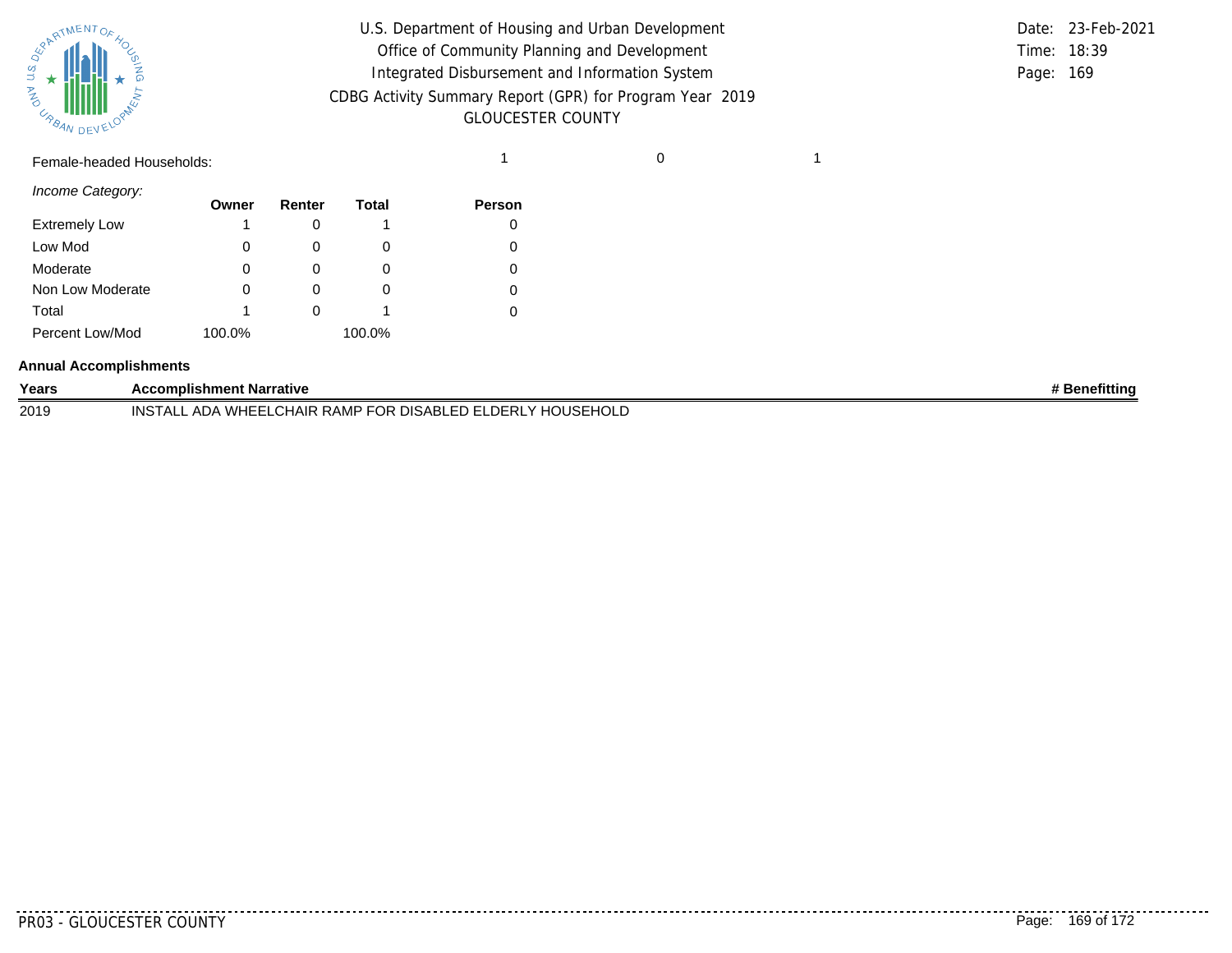Female-headed Households: 1 0 1

*Income Category:*

| | Owner | Renter | Total | Person |
|---|---|---|---|---|
| Extremely Low | 1 | 0 | 1 | 0 |
| Low Mod | 0 | 0 | 0 | 0 |
| Moderate | 0 | 0 | 0 | 0 |
| Non Low Moderate | 0 | 0 | 0 | 0 |
| Total | 1 | 0 | 1 | 0 |
| Percent Low/Mod | 100.0% | | 100.0% | |

**Annual Accomplishments**

| Years | Accomplishment Narrative | # Benefitting |
|---|---|---|
| 2019 | INSTALL ADA WHEELCHAIR RAMP FOR DISABLED ELDERLY HOUSEHOLD | |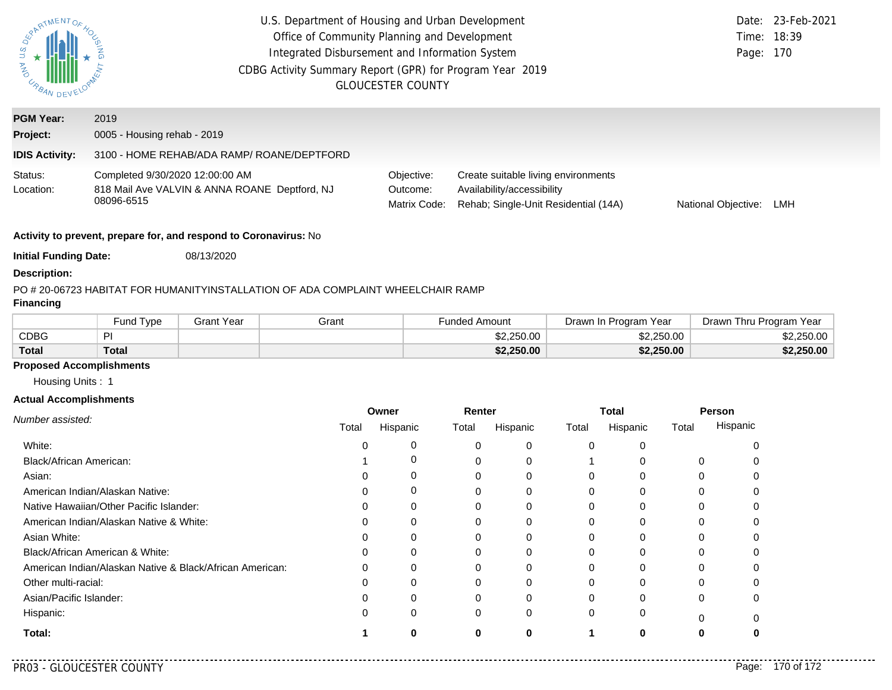U.S. Department of Housing and Urban Development
Office of Community Planning and Development
Integrated Disbursement and Information System
CDBG Activity Summary Report (GPR) for Program Year 2019
GLOUCESTER COUNTY

Date: 23-Feb-2021
Time: 18:39

**PGM Year:** 2019

**Project:** 0005 - Housing rehab - 2019

**IDIS Activity:** 3100 - HOME REHAB/ADA RAMP/ ROANE/DEPTFORD

Status: Completed 9/30/2020 12:00:00 AM
Location: 818 Mail Ave VALVIN & ANNA ROANE Deptford, NJ 08096-6515

Objective: Create suitable living environments
Outcome: Availability/accessibility
Matrix Code: Rehab; Single-Unit Residential (14A)
National Objective: LMH

**Activity to prevent, prepare for, and respond to Coronavirus:** No

**Initial Funding Date:** 08/13/2020

**Description:**

PO # 20-06723 HABITAT FOR HUMANITYINSTALLATION OF ADA COMPLAINT WHEELCHAIR RAMP

**Financing**

| | Fund Type | Grant Year | Grant | Funded Amount | Drawn In Program Year | Drawn Thru Program Year |
|---|---|---|---|---|---|---|
| CDBG | PI | | | $2,250.00 | $2,250.00 | $2,250.00 |
| **Total** | **Total** | | | **$2,250.00** | **$2,250.00** | **$2,250.00** |

**Proposed Accomplishments**

Housing Units : 1

**Actual Accomplishments**

| *Number assisted:* | Owner | | Renter | | Total | | Person | |
|---|---|---|---|---|---|---|---|---|
| | Total | Hispanic | Total | Hispanic | Total | Hispanic | Total | Hispanic |
| White: | 0 | 0 | 0 | 0 | 0 | 0 | | 0 |
| Black/African American: | 1 | 0 | 0 | 0 | 1 | 0 | 0 | 0 |
| Asian: | 0 | 0 | 0 | 0 | 0 | 0 | 0 | 0 |
| American Indian/Alaskan Native: | 0 | 0 | 0 | 0 | 0 | 0 | 0 | 0 |
| Native Hawaiian/Other Pacific Islander: | 0 | 0 | 0 | 0 | 0 | 0 | 0 | 0 |
| American Indian/Alaskan Native & White: | 0 | 0 | 0 | 0 | 0 | 0 | 0 | 0 |
| Asian White: | 0 | 0 | 0 | 0 | 0 | 0 | 0 | 0 |
| Black/African American & White: | 0 | 0 | 0 | 0 | 0 | 0 | 0 | 0 |
| American Indian/Alaskan Native & Black/African American: | 0 | 0 | 0 | 0 | 0 | 0 | 0 | 0 |
| Other multi-racial: | 0 | 0 | 0 | 0 | 0 | 0 | 0 | 0 |
| Asian/Pacific Islander: | 0 | 0 | 0 | 0 | 0 | 0 | 0 | 0 |
| Hispanic: | 0 | 0 | 0 | 0 | 0 | 0 | 0 | 0 |
| **Total:** | **1** | **0** | **0** | **0** | **1** | **0** | **0** | **0** |

PR03 - GLOUCESTER COUNTY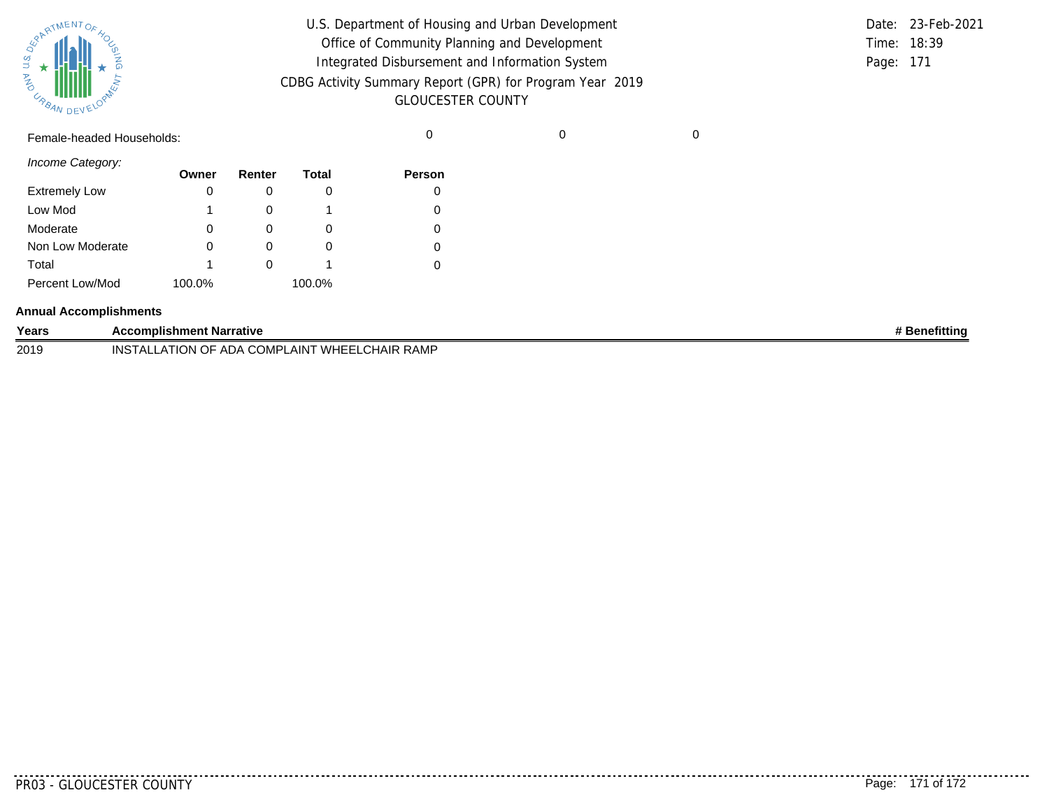U.S. Department of Housing and Urban Development
Office of Community Planning and Development
Integrated Disbursement and Information System
CDBG Activity Summary Report (GPR) for Program Year 2019
GLOUCESTER COUNTY

Date: 23-Feb-2021
Time: 18:39

| Female-headed Households: | | | | 0 | 0 | 0 |
|---|---|---|---|---|---|---|

*Income Category:*

| | Owner | Renter | Total | Person |
|---|---|---|---|---|
| Extremely Low | 0 | 0 | 0 | 0 |
| Low Mod | 1 | 0 | 1 | 0 |
| Moderate | 0 | 0 | 0 | 0 |
| Non Low Moderate | 0 | 0 | 0 | 0 |
| Total | 1 | 0 | 1 | 0 |
| Percent Low/Mod | 100.0% | | 100.0% | |

**Annual Accomplishments**

| Years | Accomplishment Narrative | # Benefitting |
|---|---|---|
| 2019 | INSTALLATION OF ADA COMPLAINT WHEELCHAIR RAMP | |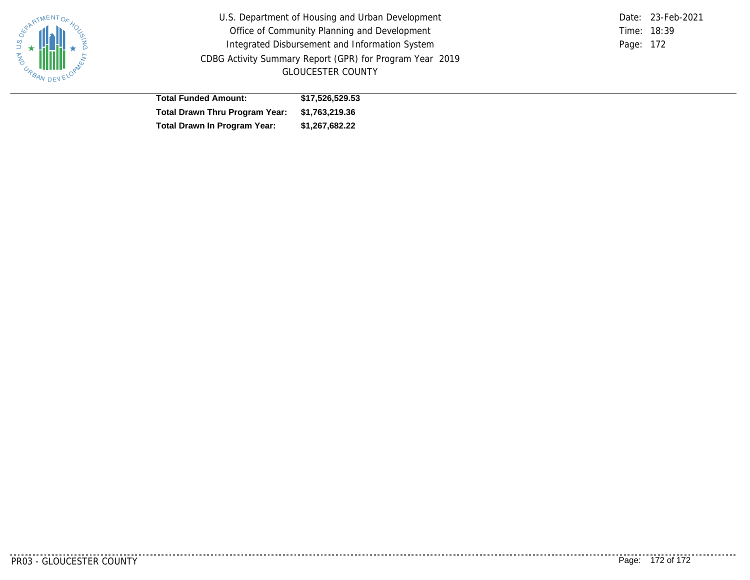| | |
|---|---|
| **Total Funded Amount:** | **$17,526,529.53** |
| **Total Drawn Thru Program Year:** | **$1,763,219.36** |
| **Total Drawn In Program Year:** | **$1,267,682.22** |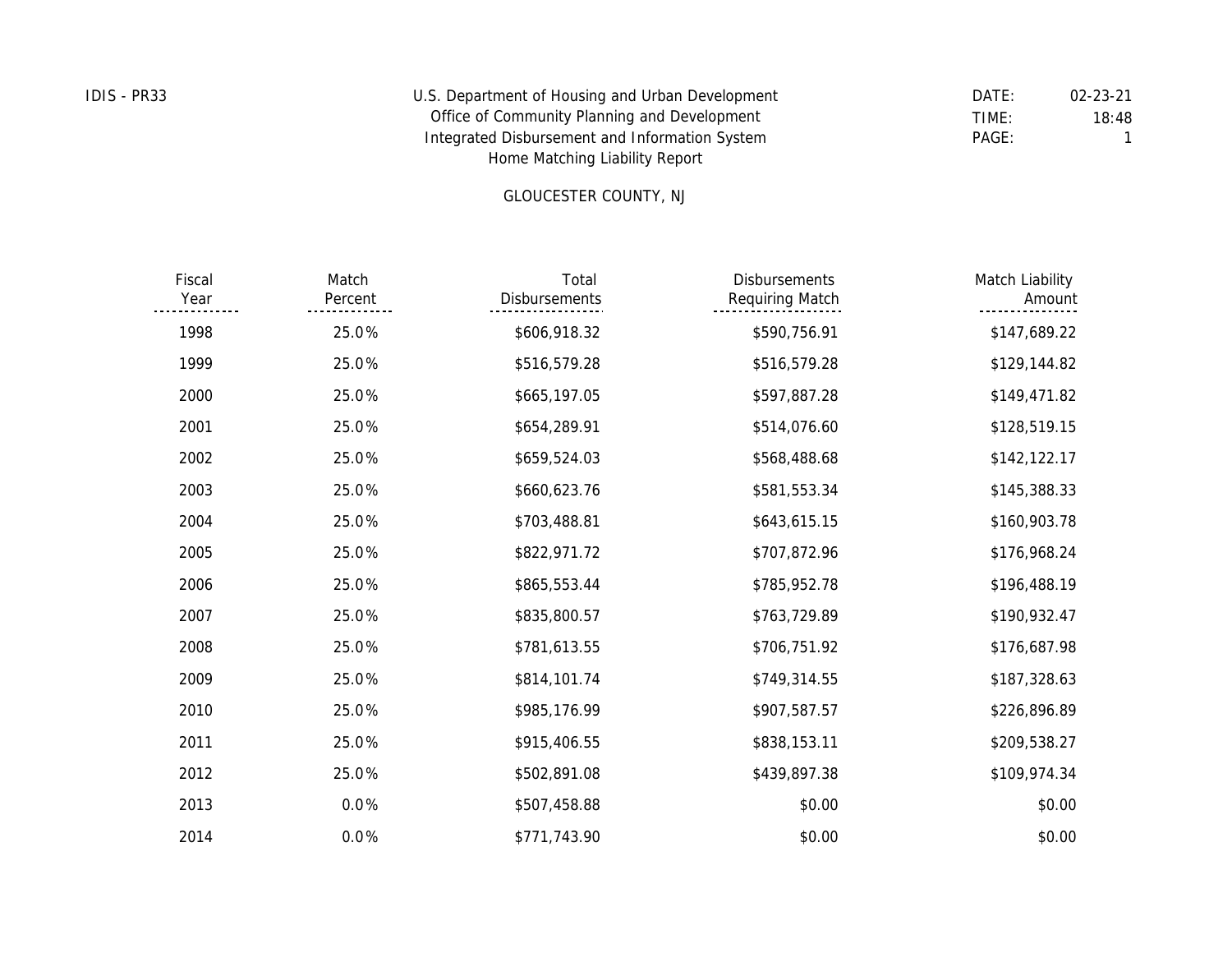IDIS - PR33

U.S. Department of Housing and Urban Development
Office of Community Planning and Development
Integrated Disbursement and Information System
Home Matching Liability Report

DATE: 02-23-21
TIME: 18:48
PAGE: 1

GLOUCESTER COUNTY, NJ

| Fiscal Year | Match Percent | Total Disbursements | Disbursements Requiring Match | Match Liability Amount |
|---|---|---|---|---|
| 1998 | 25.0% | $606,918.32 | $590,756.91 | $147,689.22 |
| 1999 | 25.0% | $516,579.28 | $516,579.28 | $129,144.82 |
| 2000 | 25.0% | $665,197.05 | $597,887.28 | $149,471.82 |
| 2001 | 25.0% | $654,289.91 | $514,076.60 | $128,519.15 |
| 2002 | 25.0% | $659,524.03 | $568,488.68 | $142,122.17 |
| 2003 | 25.0% | $660,623.76 | $581,553.34 | $145,388.33 |
| 2004 | 25.0% | $703,488.81 | $643,615.15 | $160,903.78 |
| 2005 | 25.0% | $822,971.72 | $707,872.96 | $176,968.24 |
| 2006 | 25.0% | $865,553.44 | $785,952.78 | $196,488.19 |
| 2007 | 25.0% | $835,800.57 | $763,729.89 | $190,932.47 |
| 2008 | 25.0% | $781,613.55 | $706,751.92 | $176,687.98 |
| 2009 | 25.0% | $814,101.74 | $749,314.55 | $187,328.63 |
| 2010 | 25.0% | $985,176.99 | $907,587.57 | $226,896.89 |
| 2011 | 25.0% | $915,406.55 | $838,153.11 | $209,538.27 |
| 2012 | 25.0% | $502,891.08 | $439,897.38 | $109,974.34 |
| 2013 | 0.0% | $507,458.88 | $0.00 | $0.00 |
| 2014 | 0.0% | $771,743.90 | $0.00 | $0.00 |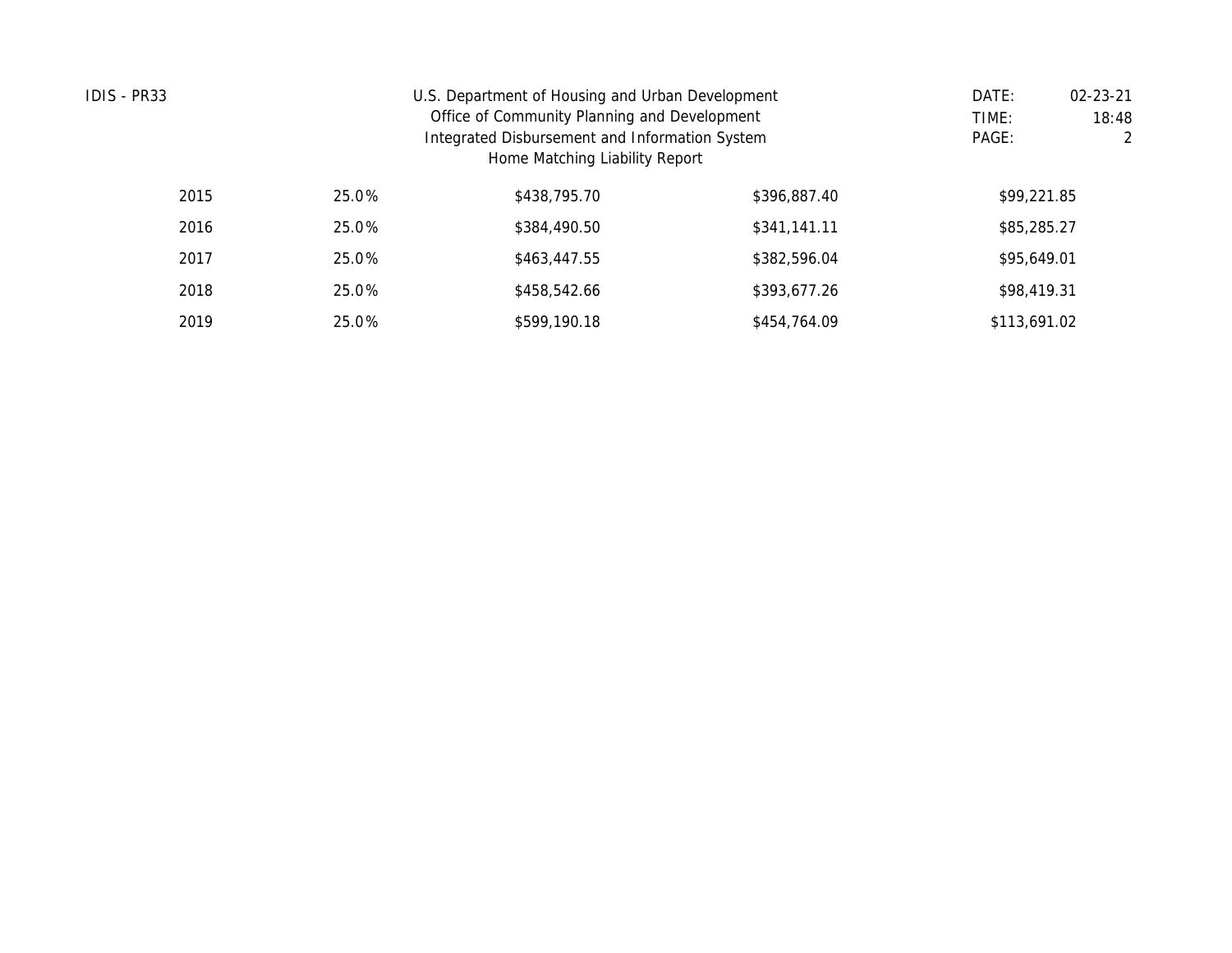| | | | | |
|---|---|---|---|---|
| 2015 | 25.0% | $438,795.70 | $396,887.40 | $99,221.85 |
| 2016 | 25.0% | $384,490.50 | $341,141.11 | $85,285.27 |
| 2017 | 25.0% | $463,447.55 | $382,596.04 | $95,649.01 |
| 2018 | 25.0% | $458,542.66 | $393,677.26 | $98,419.31 |
| 2019 | 25.0% | $599,190.18 | $454,764.09 | $113,691.02 |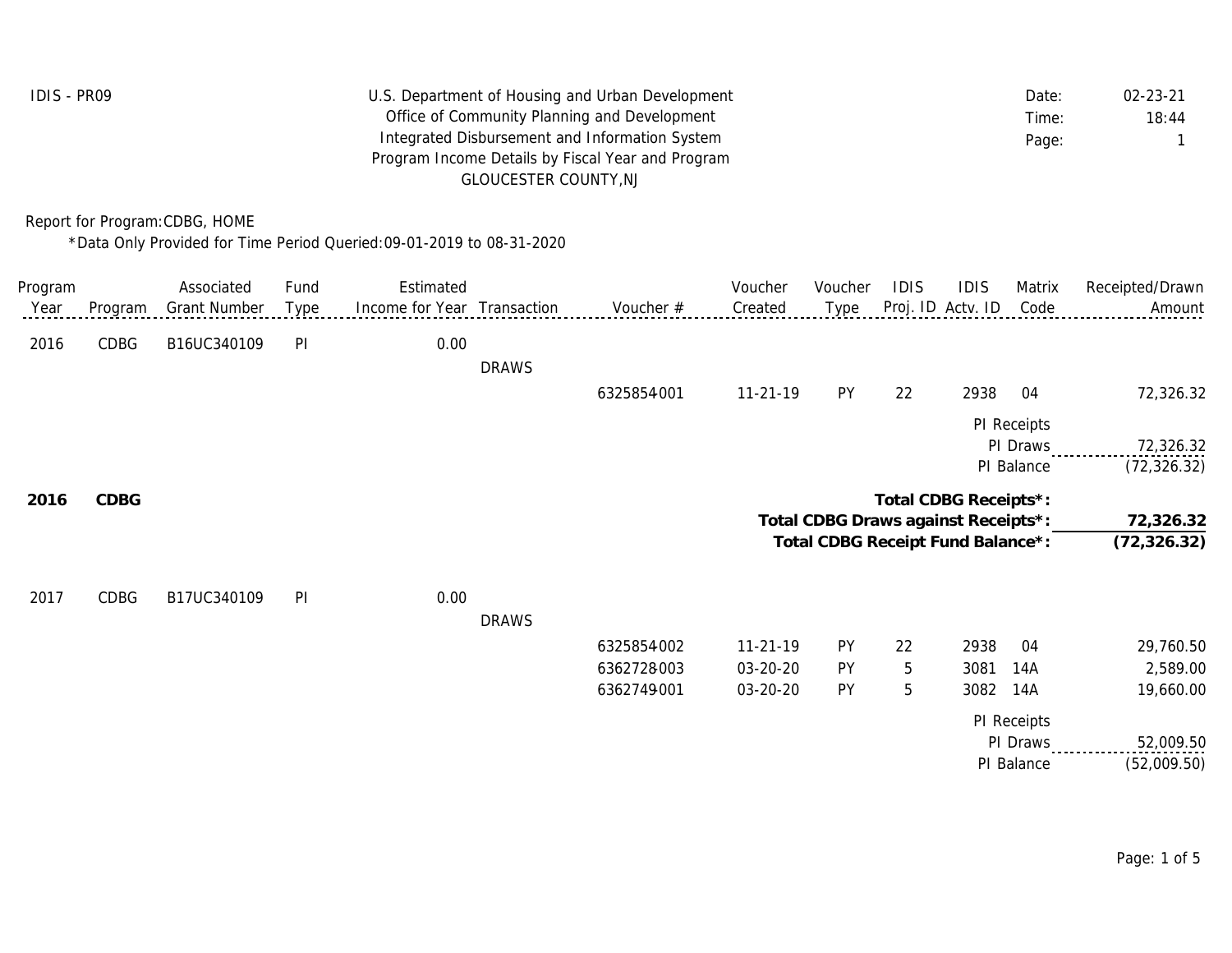IDIS - PR09

U.S. Department of Housing and Urban Development
Office of Community Planning and Development
Integrated Disbursement and Information System
Program Income Details by Fiscal Year and Program
GLOUCESTER COUNTY,NJ

Date: 02-23-21
Time: 18:44
Page: 1

Report for Program:CDBG, HOME

*Data Only Provided for Time Period Queried:09-01-2019 to 08-31-2020

| Program Year | Program | Associated Grant Number | Fund Type | Estimated Income for Year | Transaction | Voucher # | Voucher Created | Voucher Type | IDIS Proj. ID | IDIS Actv. ID | Matrix Code | Receipted/Drawn Amount |
|---|---|---|---|---|---|---|---|---|---|---|---|---|
| 2016 | CDBG | B16UC340109 | PI | 0.00 | | | | | | | | |
| | | | | | DRAWS | | | | | | | |
| | | | | | | 6325854-001 | 11-21-19 | PY | 22 | 2938 | 04 | 72,326.32 |
| | | | | | | | | | | | PI Receipts | |
| | | | | | | | | | | | PI Draws | 72,326.32 |
| | | | | | | | | | | | PI Balance | (72,326.32) |
| **2016** | **CDBG** | | | | | | | | | | **Total CDBG Receipts*:** | |
| | | | | | | | | | | | **Total CDBG Draws against Receipts*:** | **72,326.32** |
| | | | | | | | | | | | **Total CDBG Receipt Fund Balance*:** | **(72,326.32)** |
| 2017 | CDBG | B17UC340109 | PI | 0.00 | | | | | | | | |
| | | | | | DRAWS | | | | | | | |
| | | | | | | 6325854-002 | 11-21-19 | PY | 22 | 2938 | 04 | 29,760.50 |
| | | | | | | 6362728-003 | 03-20-20 | PY | 5 | 3081 | 14A | 2,589.00 |
| | | | | | | 6362749-001 | 03-20-20 | PY | 5 | 3082 | 14A | 19,660.00 |
| | | | | | | | | | | | PI Receipts | |
| | | | | | | | | | | | PI Draws | 52,009.50 |
| | | | | | | | | | | | PI Balance | (52,009.50) |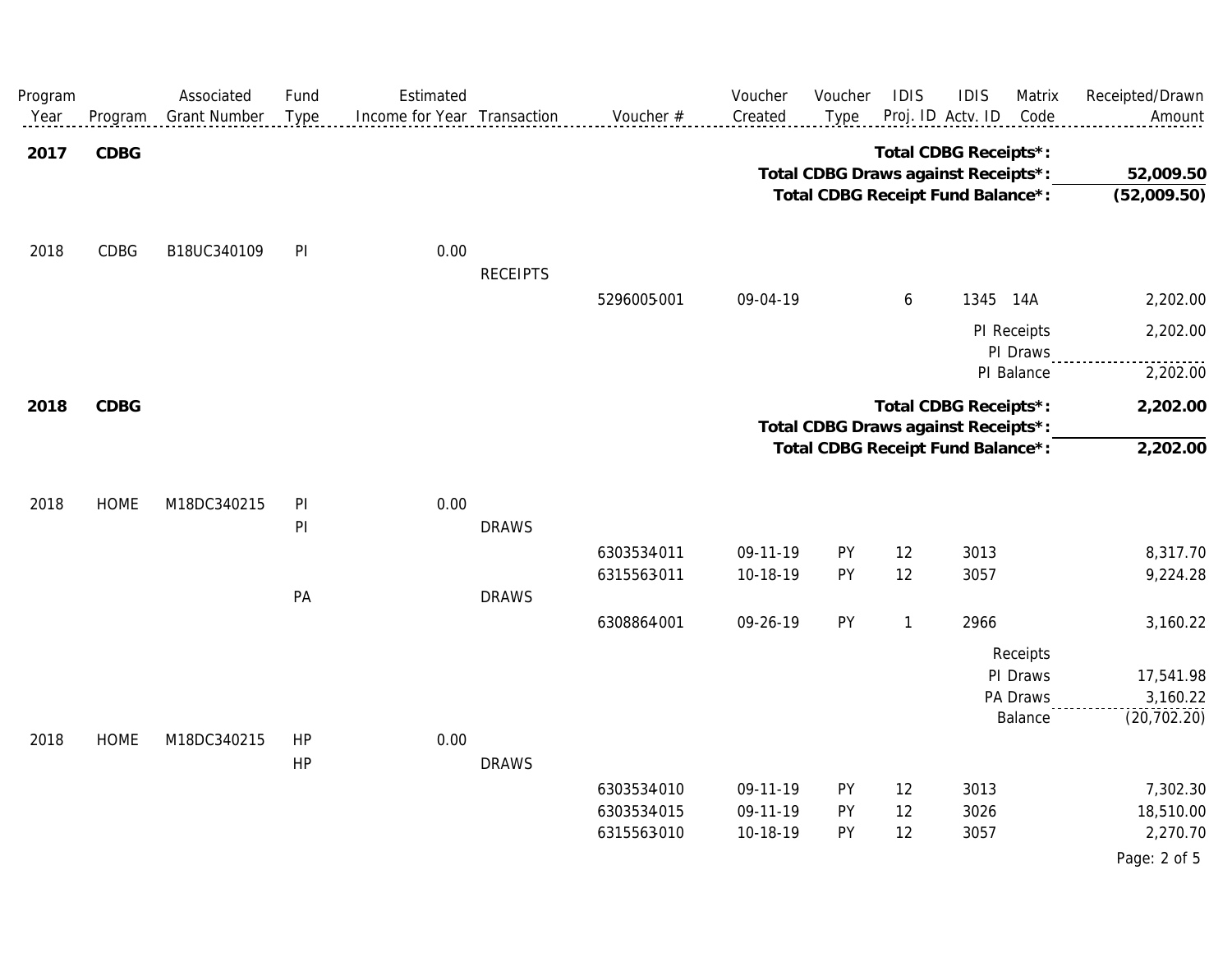| Program Year | Program | Associated Grant Number | Fund Type | Estimated Income for Year | Transaction | Voucher # | Voucher Created | Voucher Type | IDIS Proj. ID | IDIS Actv. ID | Matrix Code | Receipted/Drawn Amount |
|---|---|---|---|---|---|---|---|---|---|---|---|---|
| **2017** | **CDBG** | | | | | | | | | | **Total CDBG Receipts*:** | |
| | | | | | | | | | | | **Total CDBG Draws against Receipts*:** | **52,009.50** |
| | | | | | | | | | | | **Total CDBG Receipt Fund Balance*:** | **(52,009.50)** |
| 2018 | CDBG | B18UC340109 | PI | 0.00 | | | | | | | | |
| | | | | | RECEIPTS | | | | | | | |
| | | | | | | 5296005-001 | 09-04-19 | | 6 | 1345 | 14A | 2,202.00 |
| | | | | | | | | | | | PI Receipts | 2,202.00 |
| | | | | | | | | | | | PI Draws | |
| | | | | | | | | | | | PI Balance | 2,202.00 |
| **2018** | **CDBG** | | | | | | | | | | **Total CDBG Receipts*:** | **2,202.00** |
| | | | | | | | | | | | **Total CDBG Draws against Receipts*:** | |
| | | | | | | | | | | | **Total CDBG Receipt Fund Balance*:** | **2,202.00** |
| 2018 | HOME | M18DC340215 | PI | 0.00 | | | | | | | | |
| | | | PI | | DRAWS | | | | | | | |
| | | | | | | 6303534-011 | 09-11-19 | PY | 12 | 3013 | | 8,317.70 |
| | | | | | | 6315563-011 | 10-18-19 | PY | 12 | 3057 | | 9,224.28 |
| | | | PA | | DRAWS | | | | | | | |
| | | | | | | 6308864-001 | 09-26-19 | PY | 1 | 2966 | | 3,160.22 |
| | | | | | | | | | | | Receipts | |
| | | | | | | | | | | | PI Draws | 17,541.98 |
| | | | | | | | | | | | PA Draws | 3,160.22 |
| | | | | | | | | | | | Balance | (20,702.20) |
| 2018 | HOME | M18DC340215 | HP | 0.00 | | | | | | | | |
| | | | HP | | DRAWS | | | | | | | |
| | | | | | | 6303534-010 | 09-11-19 | PY | 12 | 3013 | | 7,302.30 |
| | | | | | | 6303534-015 | 09-11-19 | PY | 12 | 3026 | | 18,510.00 |
| | | | | | | 6315563-010 | 10-18-19 | PY | 12 | 3057 | | 2,270.70 |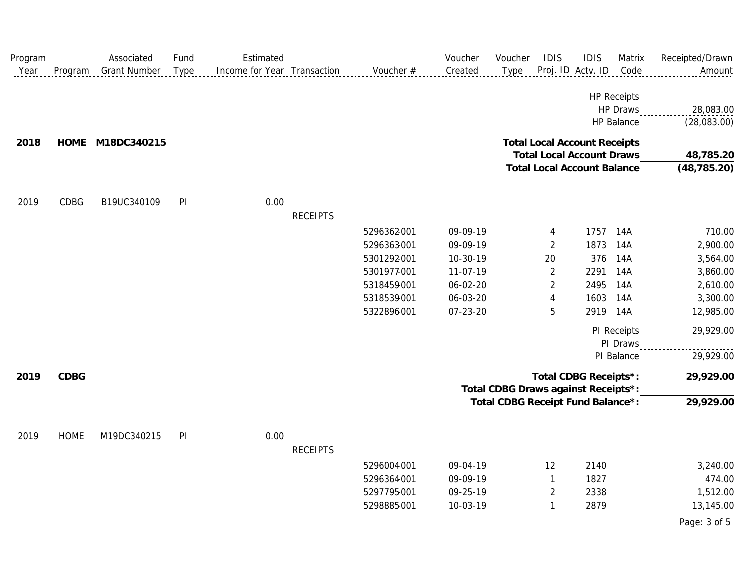| Program Year | Program | Associated Grant Number | Fund Type | Estimated Income for Year | Transaction | Voucher # | Voucher Created | Voucher Type | IDIS Proj. ID | IDIS Actv. ID | Matrix Code | Receipted/Drawn Amount |
|---|---|---|---|---|---|---|---|---|---|---|---|---|
| | | | | | | | | | | | HP Receipts | |
| | | | | | | | | | | | HP Draws | 28,083.00 |
| | | | | | | | | | | | HP Balance | (28,083.00) |
| **2018** | **HOME** | **M18DC340215** | | | | | | | | | **Total Local Account Receipts** | |
| | | | | | | | | | | | **Total Local Account Draws** | **48,785.20** |
| | | | | | | | | | | | **Total Local Account Balance** | **(48,785.20)** |
| 2019 | CDBG | B19UC340109 | PI | 0.00 | | | | | | | | |
| | | | | | RECEIPTS | | | | | | | |
| | | | | | | 5296362-001 | 09-09-19 | | 4 | 1757 | 14A | 710.00 |
| | | | | | | 5296363-001 | 09-09-19 | | 2 | 1873 | 14A | 2,900.00 |
| | | | | | | 5301292-001 | 10-30-19 | | 20 | 376 | 14A | 3,564.00 |
| | | | | | | 5301977-001 | 11-07-19 | | 2 | 2291 | 14A | 3,860.00 |
| | | | | | | 5318459-001 | 06-02-20 | | 2 | 2495 | 14A | 2,610.00 |
| | | | | | | 5318539-001 | 06-03-20 | | 4 | 1603 | 14A | 3,300.00 |
| | | | | | | 5322896-001 | 07-23-20 | | 5 | 2919 | 14A | 12,985.00 |
| | | | | | | | | | | | PI Receipts | 29,929.00 |
| | | | | | | | | | | | PI Draws | |
| | | | | | | | | | | | PI Balance | 29,929.00 |
| **2019** | **CDBG** | | | | | | | | | | **Total CDBG Receipts*:** | **29,929.00** |
| | | | | | | | | | | | **Total CDBG Draws against Receipts*:** | |
| | | | | | | | | | | | **Total CDBG Receipt Fund Balance*:** | **29,929.00** |
| 2019 | HOME | M19DC340215 | PI | 0.00 | | | | | | | | |
| | | | | | RECEIPTS | | | | | | | |
| | | | | | | 5296004-001 | 09-04-19 | | 12 | 2140 | | 3,240.00 |
| | | | | | | 5296364-001 | 09-09-19 | | 1 | 1827 | | 474.00 |
| | | | | | | 5297795-001 | 09-25-19 | | 2 | 2338 | | 1,512.00 |
| | | | | | | 5298885-001 | 10-03-19 | | 1 | 2879 | | 13,145.00 |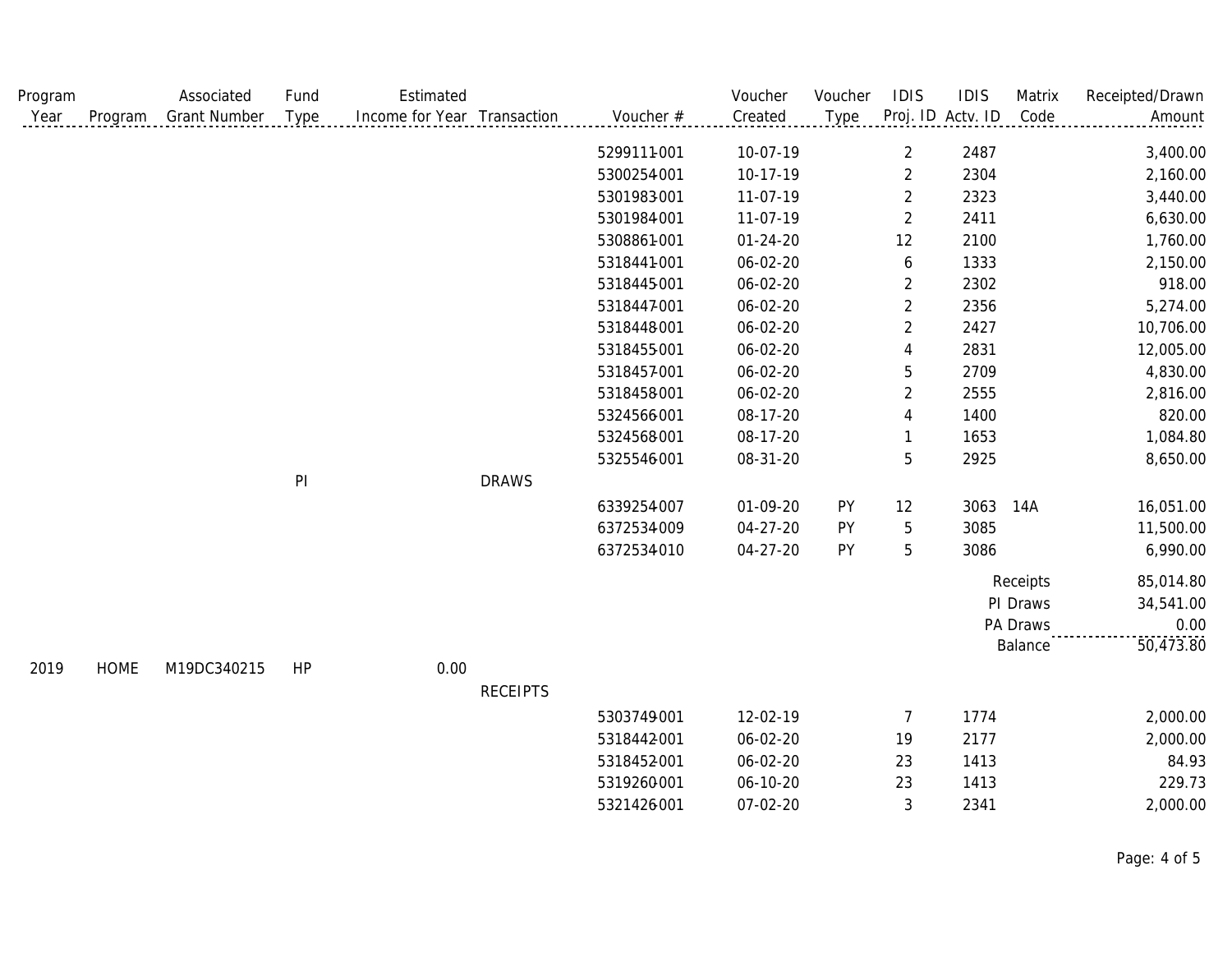| Program Year | Program | Associated Grant Number | Fund Type | Estimated Income for Year | Transaction | Voucher # | Voucher Created | Voucher Type | IDIS Proj. ID | IDIS Actv. ID | Matrix Code | Receipted/Drawn Amount |
|---|---|---|---|---|---|---|---|---|---|---|---|---|
| | | | | | | 5299111-001 | 10-07-19 | | 2 | 2487 | | 3,400.00 |
| | | | | | | 5300254-001 | 10-17-19 | | 2 | 2304 | | 2,160.00 |
| | | | | | | 5301983-001 | 11-07-19 | | 2 | 2323 | | 3,440.00 |
| | | | | | | 5301984-001 | 11-07-19 | | 2 | 2411 | | 6,630.00 |
| | | | | | | 5308861-001 | 01-24-20 | | 12 | 2100 | | 1,760.00 |
| | | | | | | 5318441-001 | 06-02-20 | | 6 | 1333 | | 2,150.00 |
| | | | | | | 5318445-001 | 06-02-20 | | 2 | 2302 | | 918.00 |
| | | | | | | 5318447-001 | 06-02-20 | | 2 | 2356 | | 5,274.00 |
| | | | | | | 5318448-001 | 06-02-20 | | 2 | 2427 | | 10,706.00 |
| | | | | | | 5318455-001 | 06-02-20 | | 4 | 2831 | | 12,005.00 |
| | | | | | | 5318457-001 | 06-02-20 | | 5 | 2709 | | 4,830.00 |
| | | | | | | 5318458-001 | 06-02-20 | | 2 | 2555 | | 2,816.00 |
| | | | | | | 5324566-001 | 08-17-20 | | 4 | 1400 | | 820.00 |
| | | | | | | 5324568-001 | 08-17-20 | | 1 | 1653 | | 1,084.80 |
| | | | | | | 5325546-001 | 08-31-20 | | 5 | 2925 | | 8,650.00 |
| | | | PI | | DRAWS | | | | | | | |
| | | | | | | 6339254-007 | 01-09-20 | PY | 12 | 3063 | 14A | 16,051.00 |
| | | | | | | 6372534-009 | 04-27-20 | PY | 5 | 3085 | | 11,500.00 |
| | | | | | | 6372534-010 | 04-27-20 | PY | 5 | 3086 | | 6,990.00 |
| | | | | | | | | | | | Receipts | 85,014.80 |
| | | | | | | | | | | | PI Draws | 34,541.00 |
| | | | | | | | | | | | PA Draws | 0.00 |
| | | | | | | | | | | | Balance | 50,473.80 |
| 2019 | HOME | M19DC340215 | HP | 0.00 | | | | | | | | |
| | | | | | RECEIPTS | | | | | | | |
| | | | | | | 5303749-001 | 12-02-19 | | 7 | 1774 | | 2,000.00 |
| | | | | | | 5318442-001 | 06-02-20 | | 19 | 2177 | | 2,000.00 |
| | | | | | | 5318452-001 | 06-02-20 | | 23 | 1413 | | 84.93 |
| | | | | | | 5319260-001 | 06-10-20 | | 23 | 1413 | | 229.73 |
| | | | | | | 5321426-001 | 07-02-20 | | 3 | 2341 | | 2,000.00 |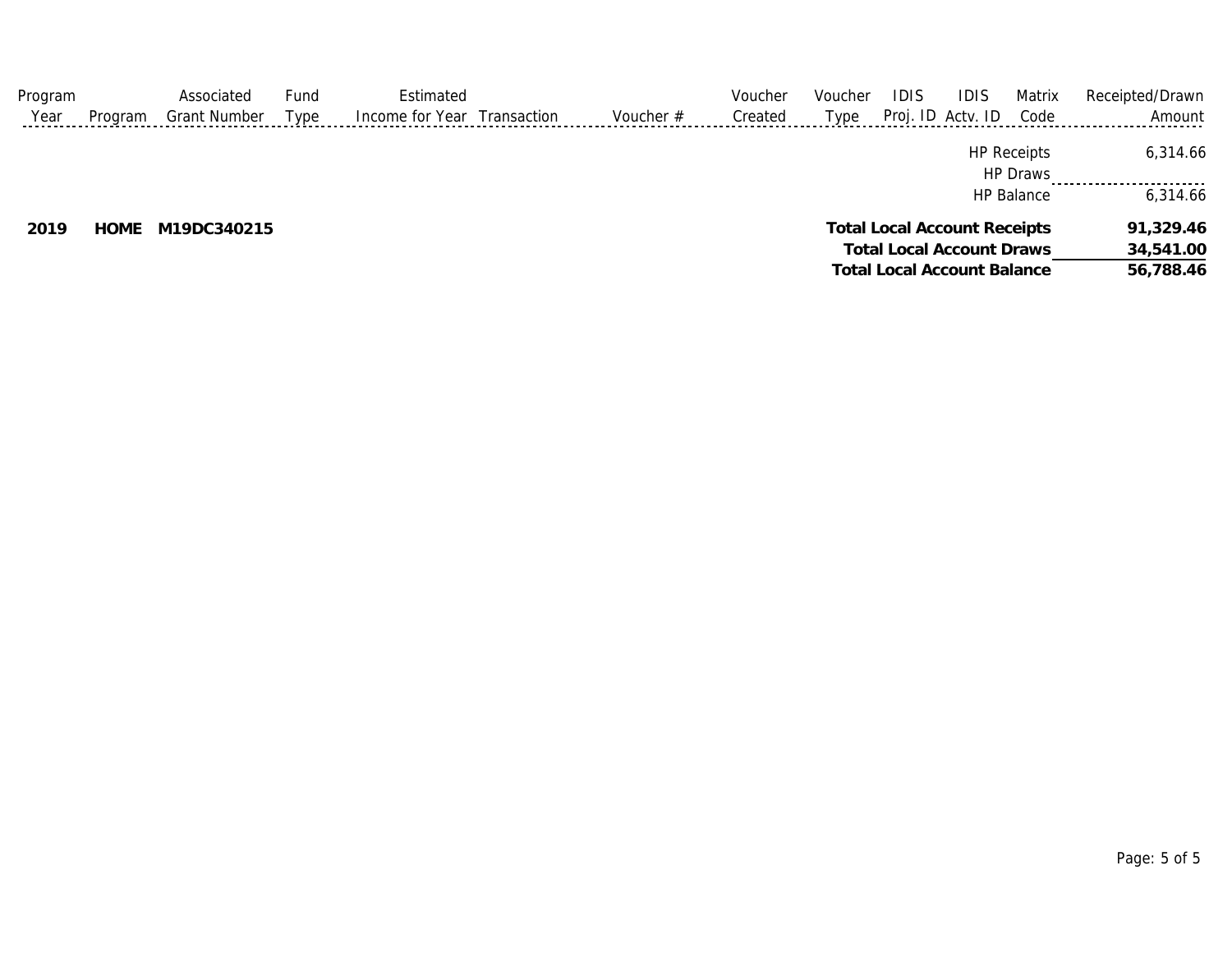| Program Year | Program | Associated Grant Number | Fund Type | Estimated Income for Year | Transaction | Voucher # | Voucher Created | Voucher Type | IDIS Proj. ID | IDIS Actv. ID | Matrix Code | Receipted/Drawn Amount |
|---|---|---|---|---|---|---|---|---|---|---|---|---|
| | | | | | | | | | | | HP Receipts | 6,314.66 |
| | | | | | | | | | | | HP Draws | |
| | | | | | | | | | | | HP Balance | 6,314.66 |
| **2019** | **HOME** | **M19DC340215** | | | | | | | | | **Total Local Account Receipts** | **91,329.46** |
| | | | | | | | | | | | **Total Local Account Draws** | **34,541.00** |
| | | | | | | | | | | | **Total Local Account Balance** | **56,788.46** |